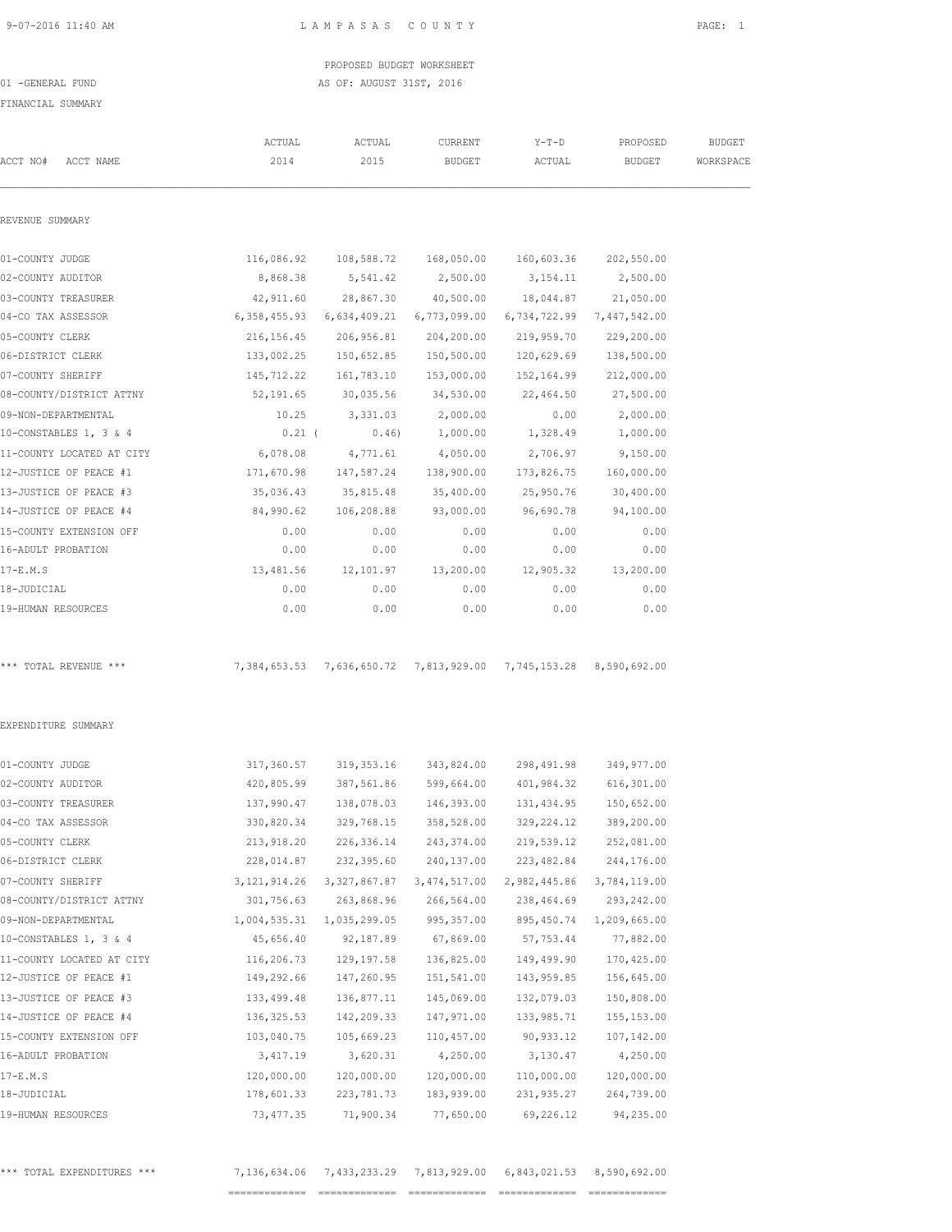PROPOSED BUDGET WORKSHEET

01 -GENERAL FUND

AS OF: AUGUST 31ST, 2016

FINANCIAL SUMMARY

| ACCT NO# ACCT NAME | ACTUAL 2014 | ACTUAL 2015 | CURRENT BUDGET | Y-T-D ACTUAL | PROPOSED BUDGET | BUDGET WORKSPACE |
|---|---|---|---|---|---|---|
| REVENUE SUMMARY | | | | | | |
| 01-COUNTY JUDGE | 116,086.92 | 108,588.72 | 168,050.00 | 160,603.36 | 202,550.00 | |
| 02-COUNTY AUDITOR | 8,868.38 | 5,541.42 | 2,500.00 | 3,154.11 | 2,500.00 | |
| 03-COUNTY TREASURER | 42,911.60 | 28,867.30 | 40,500.00 | 18,044.87 | 21,050.00 | |
| 04-CO TAX ASSESSOR | 6,358,455.93 | 6,634,409.21 | 6,773,099.00 | 6,734,722.99 | 7,447,542.00 | |
| 05-COUNTY CLERK | 216,156.45 | 206,956.81 | 204,200.00 | 219,959.70 | 229,200.00 | |
| 06-DISTRICT CLERK | 133,002.25 | 150,652.85 | 150,500.00 | 120,629.69 | 138,500.00 | |
| 07-COUNTY SHERIFF | 145,712.22 | 161,783.10 | 153,000.00 | 152,164.99 | 212,000.00 | |
| 08-COUNTY/DISTRICT ATTNY | 52,191.65 | 30,035.56 | 34,530.00 | 22,464.50 | 27,500.00 | |
| 09-NON-DEPARTMENTAL | 10.25 | 3,331.03 | 2,000.00 | 0.00 | 2,000.00 | |
| 10-CONSTABLES 1, 3 & 4 | 0.21 | ( 0.46) | 1,000.00 | 1,328.49 | 1,000.00 | |
| 11-COUNTY LOCATED AT CITY | 6,078.08 | 4,771.61 | 4,050.00 | 2,706.97 | 9,150.00 | |
| 12-JUSTICE OF PEACE #1 | 171,670.98 | 147,587.24 | 138,900.00 | 173,826.75 | 160,000.00 | |
| 13-JUSTICE OF PEACE #3 | 35,036.43 | 35,815.48 | 35,400.00 | 25,950.76 | 30,400.00 | |
| 14-JUSTICE OF PEACE #4 | 84,990.62 | 106,208.88 | 93,000.00 | 96,690.78 | 94,100.00 | |
| 15-COUNTY EXTENSION OFF | 0.00 | 0.00 | 0.00 | 0.00 | 0.00 | |
| 16-ADULT PROBATION | 0.00 | 0.00 | 0.00 | 0.00 | 0.00 | |
| 17-E.M.S | 13,481.56 | 12,101.97 | 13,200.00 | 12,905.32 | 13,200.00 | |
| 18-JUDICIAL | 0.00 | 0.00 | 0.00 | 0.00 | 0.00 | |
| 19-HUMAN RESOURCES | 0.00 | 0.00 | 0.00 | 0.00 | 0.00 | |
| *** TOTAL REVENUE *** | 7,384,653.53 | 7,636,650.72 | 7,813,929.00 | 7,745,153.28 | 8,590,692.00 | |
| EXPENDITURE SUMMARY | | | | | | |
| 01-COUNTY JUDGE | 317,360.57 | 319,353.16 | 343,824.00 | 298,491.98 | 349,977.00 | |
| 02-COUNTY AUDITOR | 420,805.99 | 387,561.86 | 599,664.00 | 401,984.32 | 616,301.00 | |
| 03-COUNTY TREASURER | 137,990.47 | 138,078.03 | 146,393.00 | 131,434.95 | 150,652.00 | |
| 04-CO TAX ASSESSOR | 330,820.34 | 329,768.15 | 358,528.00 | 329,224.12 | 389,200.00 | |
| 05-COUNTY CLERK | 213,918.20 | 226,336.14 | 243,374.00 | 219,539.12 | 252,081.00 | |
| 06-DISTRICT CLERK | 228,014.87 | 232,395.60 | 240,137.00 | 223,482.84 | 244,176.00 | |
| 07-COUNTY SHERIFF | 3,121,914.26 | 3,327,867.87 | 3,474,517.00 | 2,982,445.86 | 3,784,119.00 | |
| 08-COUNTY/DISTRICT ATTNY | 301,756.63 | 263,868.96 | 266,564.00 | 238,464.69 | 293,242.00 | |
| 09-NON-DEPARTMENTAL | 1,004,535.31 | 1,035,299.05 | 995,357.00 | 895,450.74 | 1,209,665.00 | |
| 10-CONSTABLES 1, 3 & 4 | 45,656.40 | 92,187.89 | 67,869.00 | 57,753.44 | 77,882.00 | |
| 11-COUNTY LOCATED AT CITY | 116,206.73 | 129,197.58 | 136,825.00 | 149,499.90 | 170,425.00 | |
| 12-JUSTICE OF PEACE #1 | 149,292.66 | 147,260.95 | 151,541.00 | 143,959.85 | 156,645.00 | |
| 13-JUSTICE OF PEACE #3 | 133,499.48 | 136,877.11 | 145,069.00 | 132,079.03 | 150,808.00 | |
| 14-JUSTICE OF PEACE #4 | 136,325.53 | 142,209.33 | 147,971.00 | 133,985.71 | 155,153.00 | |
| 15-COUNTY EXTENSION OFF | 103,040.75 | 105,669.23 | 110,457.00 | 90,933.12 | 107,142.00 | |
| 16-ADULT PROBATION | 3,417.19 | 3,620.31 | 4,250.00 | 3,130.47 | 4,250.00 | |
| 17-E.M.S | 120,000.00 | 120,000.00 | 120,000.00 | 110,000.00 | 120,000.00 | |
| 18-JUDICIAL | 178,601.33 | 223,781.73 | 183,939.00 | 231,935.27 | 264,739.00 | |
| 19-HUMAN RESOURCES | 73,477.35 | 71,900.34 | 77,650.00 | 69,226.12 | 94,235.00 | |
| *** TOTAL EXPENDITURES *** | 7,136,634.06 | 7,433,233.29 | 7,813,929.00 | 6,843,021.53 | 8,590,692.00 | |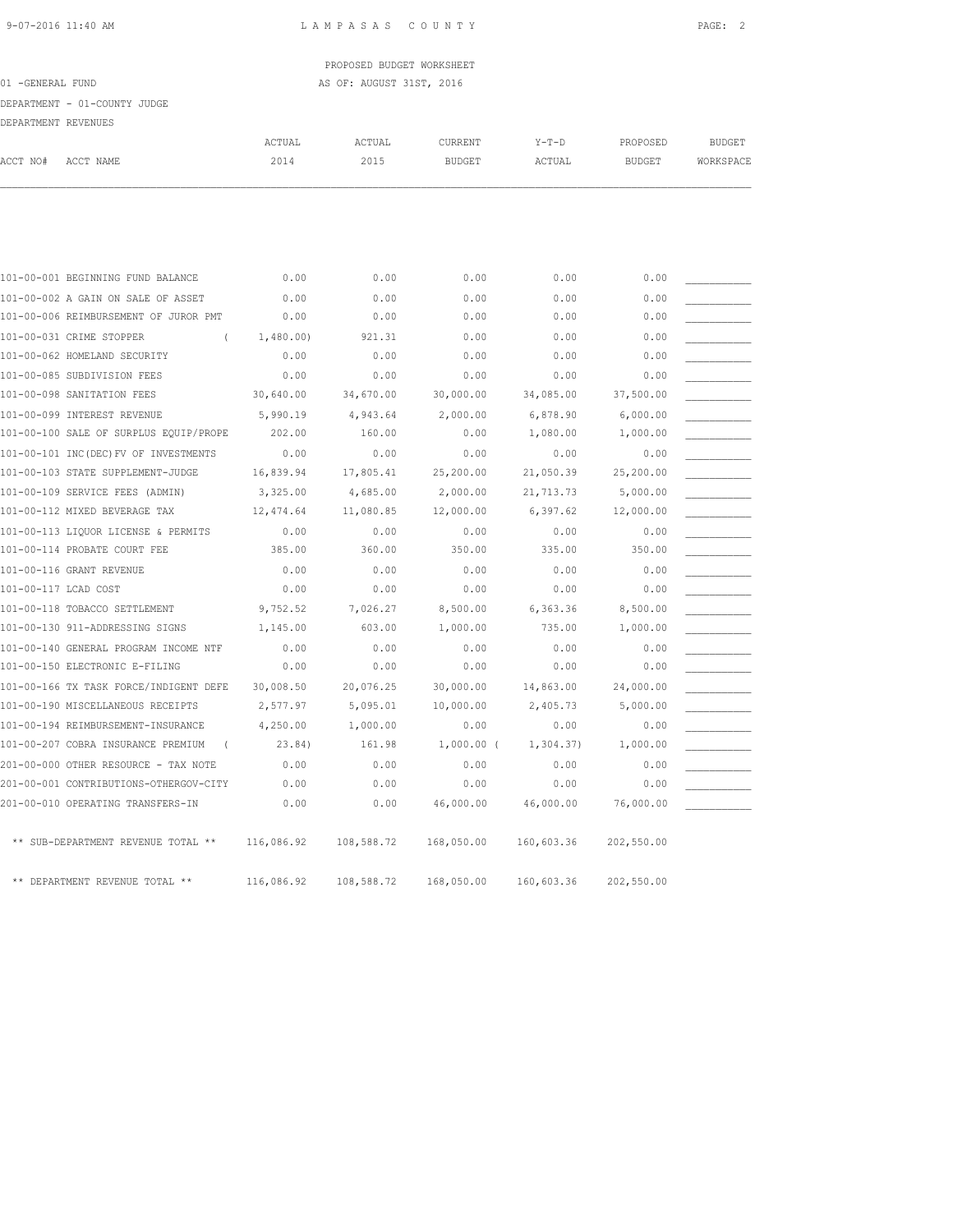PROPOSED BUDGET WORKSHEET

01 -GENERAL FUND AS OF: AUGUST 31ST, 2016

DEPARTMENT - 01-COUNTY JUDGE

DEPARTMENT REVENUES

| ACCT NO# | ACCT NAME | ACTUAL 2014 | ACTUAL 2015 | CURRENT BUDGET | Y-T-D ACTUAL | PROPOSED BUDGET | BUDGET WORKSPACE |
|---|---|---|---|---|---|---|---|
| 101-00-001 | BEGINNING FUND BALANCE | 0.00 | 0.00 | 0.00 | 0.00 | 0.00 | __________ |
| 101-00-002 | A GAIN ON SALE OF ASSET | 0.00 | 0.00 | 0.00 | 0.00 | 0.00 | __________ |
| 101-00-006 | REIMBURSEMENT OF JUROR PMT | 0.00 | 0.00 | 0.00 | 0.00 | 0.00 | __________ |
| 101-00-031 | CRIME STOPPER | ( 1,480.00) | 921.31 | 0.00 | 0.00 | 0.00 | __________ |
| 101-00-062 | HOMELAND SECURITY | 0.00 | 0.00 | 0.00 | 0.00 | 0.00 | __________ |
| 101-00-085 | SUBDIVISION FEES | 0.00 | 0.00 | 0.00 | 0.00 | 0.00 | __________ |
| 101-00-098 | SANITATION FEES | 30,640.00 | 34,670.00 | 30,000.00 | 34,085.00 | 37,500.00 | __________ |
| 101-00-099 | INTEREST REVENUE | 5,990.19 | 4,943.64 | 2,000.00 | 6,878.90 | 6,000.00 | __________ |
| 101-00-100 | SALE OF SURPLUS EQUIP/PROPE | 202.00 | 160.00 | 0.00 | 1,080.00 | 1,000.00 | __________ |
| 101-00-101 | INC(DEC)FV OF INVESTMENTS | 0.00 | 0.00 | 0.00 | 0.00 | 0.00 | __________ |
| 101-00-103 | STATE SUPPLEMENT-JUDGE | 16,839.94 | 17,805.41 | 25,200.00 | 21,050.39 | 25,200.00 | __________ |
| 101-00-109 | SERVICE FEES (ADMIN) | 3,325.00 | 4,685.00 | 2,000.00 | 21,713.73 | 5,000.00 | __________ |
| 101-00-112 | MIXED BEVERAGE TAX | 12,474.64 | 11,080.85 | 12,000.00 | 6,397.62 | 12,000.00 | __________ |
| 101-00-113 | LIQUOR LICENSE & PERMITS | 0.00 | 0.00 | 0.00 | 0.00 | 0.00 | __________ |
| 101-00-114 | PROBATE COURT FEE | 385.00 | 360.00 | 350.00 | 335.00 | 350.00 | __________ |
| 101-00-116 | GRANT REVENUE | 0.00 | 0.00 | 0.00 | 0.00 | 0.00 | __________ |
| 101-00-117 | LCAD COST | 0.00 | 0.00 | 0.00 | 0.00 | 0.00 | __________ |
| 101-00-118 | TOBACCO SETTLEMENT | 9,752.52 | 7,026.27 | 8,500.00 | 6,363.36 | 8,500.00 | __________ |
| 101-00-130 | 911-ADDRESSING SIGNS | 1,145.00 | 603.00 | 1,000.00 | 735.00 | 1,000.00 | __________ |
| 101-00-140 | GENERAL PROGRAM INCOME NTF | 0.00 | 0.00 | 0.00 | 0.00 | 0.00 | __________ |
| 101-00-150 | ELECTRONIC E-FILING | 0.00 | 0.00 | 0.00 | 0.00 | 0.00 | __________ |
| 101-00-166 | TX TASK FORCE/INDIGENT DEFE | 30,008.50 | 20,076.25 | 30,000.00 | 14,863.00 | 24,000.00 | __________ |
| 101-00-190 | MISCELLANEOUS RECEIPTS | 2,577.97 | 5,095.01 | 10,000.00 | 2,405.73 | 5,000.00 | __________ |
| 101-00-194 | REIMBURSEMENT-INSURANCE | 4,250.00 | 1,000.00 | 0.00 | 0.00 | 0.00 | __________ |
| 101-00-207 | COBRA INSURANCE PREMIUM | ( 23.84) | 161.98 | 1,000.00 | ( 1,304.37) | 1,000.00 | __________ |
| 201-00-000 | OTHER RESOURCE - TAX NOTE | 0.00 | 0.00 | 0.00 | 0.00 | 0.00 | __________ |
| 201-00-001 | CONTRIBUTIONS-OTHERGOV-CITY | 0.00 | 0.00 | 0.00 | 0.00 | 0.00 | __________ |
| 201-00-010 | OPERATING TRANSFERS-IN | 0.00 | 0.00 | 46,000.00 | 46,000.00 | 76,000.00 | __________ |
| | ** SUB-DEPARTMENT REVENUE TOTAL ** | 116,086.92 | 108,588.72 | 168,050.00 | 160,603.36 | 202,550.00 | |
| | ** DEPARTMENT REVENUE TOTAL ** | 116,086.92 | 108,588.72 | 168,050.00 | 160,603.36 | 202,550.00 | |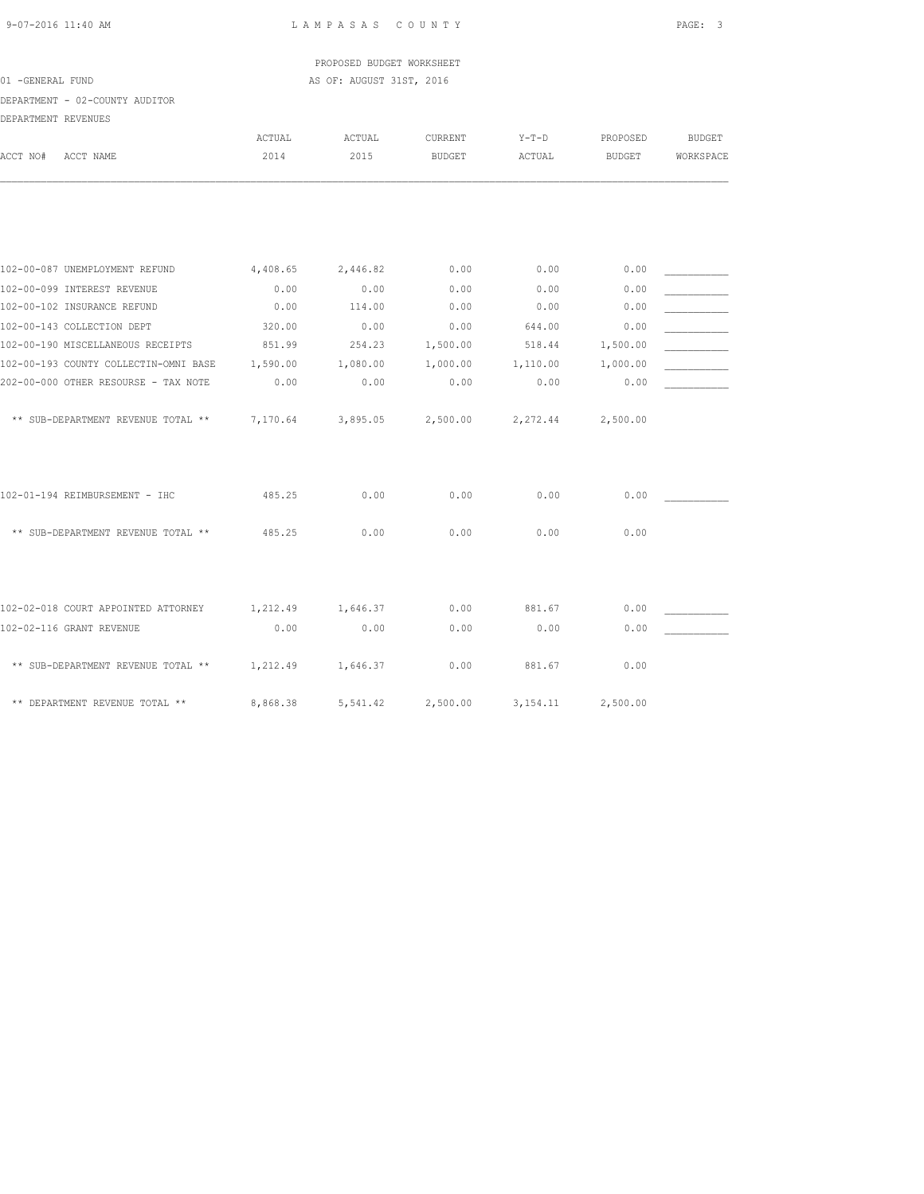LAMPASAS COUNTY

PROPOSED BUDGET WORKSHEET

01 -GENERAL FUND

AS OF: AUGUST 31ST, 2016

DEPARTMENT - 02-COUNTY AUDITOR

DEPARTMENT REVENUES

| ACCT NO# ACCT NAME | ACTUAL 2014 | ACTUAL 2015 | CURRENT BUDGET | Y-T-D ACTUAL | PROPOSED BUDGET | BUDGET WORKSPACE |
|---|---|---|---|---|---|---|
| 102-00-087 UNEMPLOYMENT REFUND | 4,408.65 | 2,446.82 | 0.00 | 0.00 | 0.00 | ___________ |
| 102-00-099 INTEREST REVENUE | 0.00 | 0.00 | 0.00 | 0.00 | 0.00 | ___________ |
| 102-00-102 INSURANCE REFUND | 0.00 | 114.00 | 0.00 | 0.00 | 0.00 | ___________ |
| 102-00-143 COLLECTION DEPT | 320.00 | 0.00 | 0.00 | 644.00 | 0.00 | ___________ |
| 102-00-190 MISCELLANEOUS RECEIPTS | 851.99 | 254.23 | 1,500.00 | 518.44 | 1,500.00 | ___________ |
| 102-00-193 COUNTY COLLECTIN-OMNI BASE | 1,590.00 | 1,080.00 | 1,000.00 | 1,110.00 | 1,000.00 | ___________ |
| 202-00-000 OTHER RESOURSE - TAX NOTE | 0.00 | 0.00 | 0.00 | 0.00 | 0.00 | ___________ |
| ** SUB-DEPARTMENT REVENUE TOTAL ** | 7,170.64 | 3,895.05 | 2,500.00 | 2,272.44 | 2,500.00 | |
| 102-01-194 REIMBURSEMENT - IHC | 485.25 | 0.00 | 0.00 | 0.00 | 0.00 | ___________ |
| ** SUB-DEPARTMENT REVENUE TOTAL ** | 485.25 | 0.00 | 0.00 | 0.00 | 0.00 | |
| 102-02-018 COURT APPOINTED ATTORNEY | 1,212.49 | 1,646.37 | 0.00 | 881.67 | 0.00 | ___________ |
| 102-02-116 GRANT REVENUE | 0.00 | 0.00 | 0.00 | 0.00 | 0.00 | ___________ |
| ** SUB-DEPARTMENT REVENUE TOTAL ** | 1,212.49 | 1,646.37 | 0.00 | 881.67 | 0.00 | |
| ** DEPARTMENT REVENUE TOTAL ** | 8,868.38 | 5,541.42 | 2,500.00 | 3,154.11 | 2,500.00 | |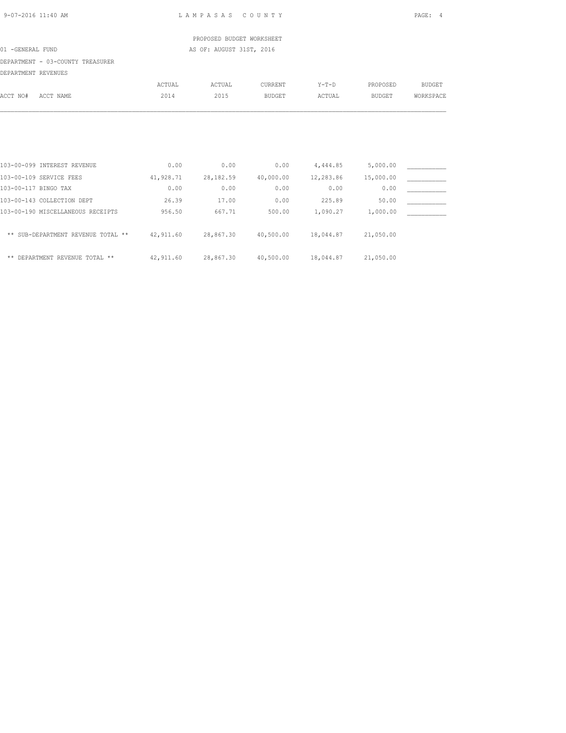PROPOSED BUDGET WORKSHEET

01 -GENERAL FUND AS OF: AUGUST 31ST, 2016

DEPARTMENT - 03-COUNTY TREASURER

DEPARTMENT REVENUES

| ACCT NO# ACCT NAME | ACTUAL 2014 | ACTUAL 2015 | CURRENT BUDGET | Y-T-D ACTUAL | PROPOSED BUDGET | BUDGET WORKSPACE |
|---|---|---|---|---|---|---|
| 103-00-099 INTEREST REVENUE | 0.00 | 0.00 | 0.00 | 4,444.85 | 5,000.00 | ___________ |
| 103-00-109 SERVICE FEES | 41,928.71 | 28,182.59 | 40,000.00 | 12,283.86 | 15,000.00 | ___________ |
| 103-00-117 BINGO TAX | 0.00 | 0.00 | 0.00 | 0.00 | 0.00 | ___________ |
| 103-00-143 COLLECTION DEPT | 26.39 | 17.00 | 0.00 | 225.89 | 50.00 | ___________ |
| 103-00-190 MISCELLANEOUS RECEIPTS | 956.50 | 667.71 | 500.00 | 1,090.27 | 1,000.00 | ___________ |
| ** SUB-DEPARTMENT REVENUE TOTAL ** | 42,911.60 | 28,867.30 | 40,500.00 | 18,044.87 | 21,050.00 | |
| ** DEPARTMENT REVENUE TOTAL ** | 42,911.60 | 28,867.30 | 40,500.00 | 18,044.87 | 21,050.00 | |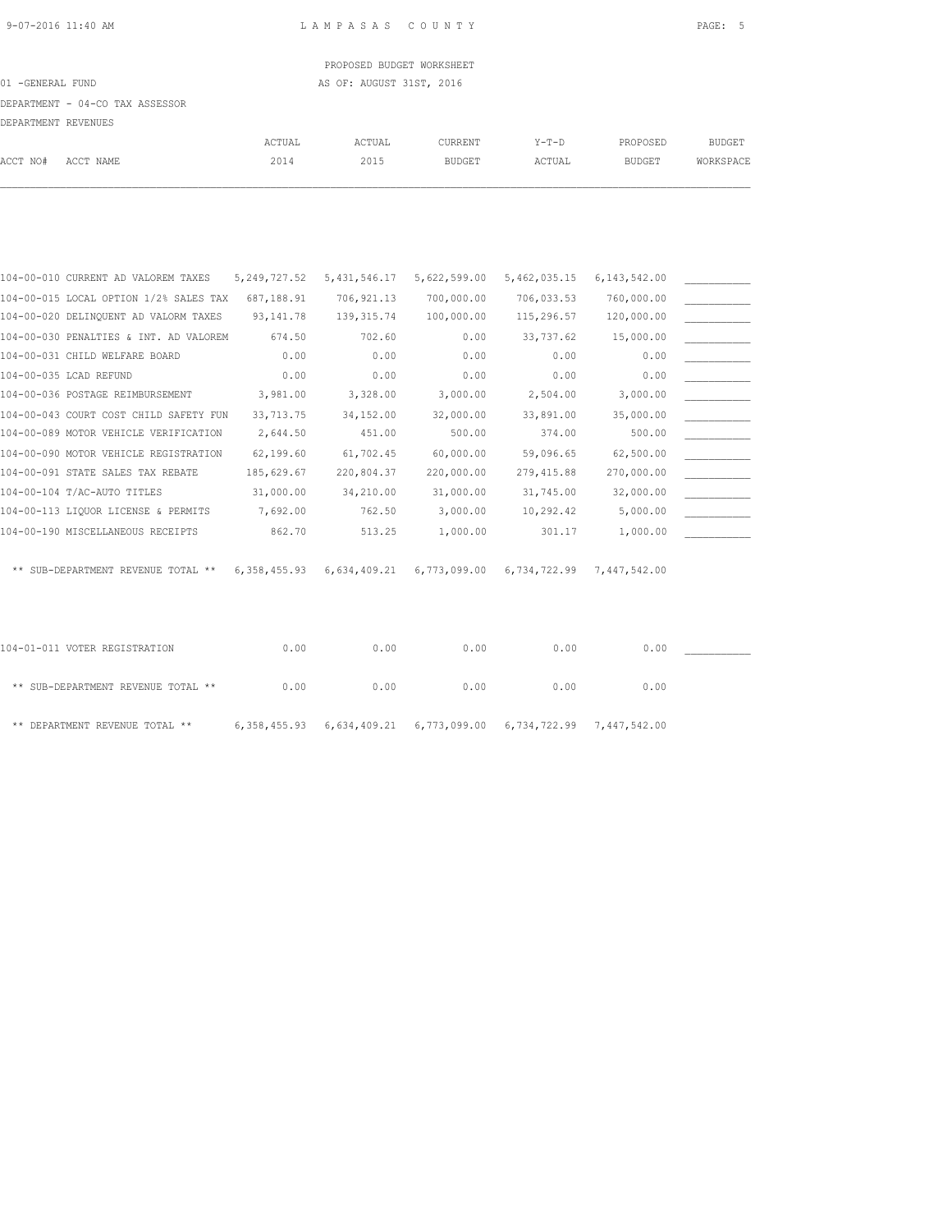PROPOSED BUDGET WORKSHEET

01 -GENERAL FUND AS OF: AUGUST 31ST, 2016

DEPARTMENT - 04-CO TAX ASSESSOR

DEPARTMENT REVENUES

| ACCT NO# | ACCT NAME | ACTUAL 2014 | ACTUAL 2015 | CURRENT BUDGET | Y-T-D ACTUAL | PROPOSED BUDGET | BUDGET WORKSPACE |
|---|---|---|---|---|---|---|---|
| 104-00-010 | CURRENT AD VALOREM TAXES | 5,249,727.52 | 5,431,546.17 | 5,622,599.00 | 5,462,035.15 | 6,143,542.00 | ___________ |
| 104-00-015 | LOCAL OPTION 1/2% SALES TAX | 687,188.91 | 706,921.13 | 700,000.00 | 706,033.53 | 760,000.00 | ___________ |
| 104-00-020 | DELINQUENT AD VALORM TAXES | 93,141.78 | 139,315.74 | 100,000.00 | 115,296.57 | 120,000.00 | ___________ |
| 104-00-030 | PENALTIES & INT. AD VALOREM | 674.50 | 702.60 | 0.00 | 33,737.62 | 15,000.00 | ___________ |
| 104-00-031 | CHILD WELFARE BOARD | 0.00 | 0.00 | 0.00 | 0.00 | 0.00 | ___________ |
| 104-00-035 | LCAD REFUND | 0.00 | 0.00 | 0.00 | 0.00 | 0.00 | ___________ |
| 104-00-036 | POSTAGE REIMBURSEMENT | 3,981.00 | 3,328.00 | 3,000.00 | 2,504.00 | 3,000.00 | ___________ |
| 104-00-043 | COURT COST CHILD SAFETY FUN | 33,713.75 | 34,152.00 | 32,000.00 | 33,891.00 | 35,000.00 | ___________ |
| 104-00-089 | MOTOR VEHICLE VERIFICATION | 2,644.50 | 451.00 | 500.00 | 374.00 | 500.00 | ___________ |
| 104-00-090 | MOTOR VEHICLE REGISTRATION | 62,199.60 | 61,702.45 | 60,000.00 | 59,096.65 | 62,500.00 | ___________ |
| 104-00-091 | STATE SALES TAX REBATE | 185,629.67 | 220,804.37 | 220,000.00 | 279,415.88 | 270,000.00 | ___________ |
| 104-00-104 | T/AC-AUTO TITLES | 31,000.00 | 34,210.00 | 31,000.00 | 31,745.00 | 32,000.00 | ___________ |
| 104-00-113 | LIQUOR LICENSE & PERMITS | 7,692.00 | 762.50 | 3,000.00 | 10,292.42 | 5,000.00 | ___________ |
| 104-00-190 | MISCELLANEOUS RECEIPTS | 862.70 | 513.25 | 1,000.00 | 301.17 | 1,000.00 | ___________ |
| | ** SUB-DEPARTMENT REVENUE TOTAL ** | 6,358,455.93 | 6,634,409.21 | 6,773,099.00 | 6,734,722.99 | 7,447,542.00 | |
| 104-01-011 | VOTER REGISTRATION | 0.00 | 0.00 | 0.00 | 0.00 | 0.00 | ___________ |
| | ** SUB-DEPARTMENT REVENUE TOTAL ** | 0.00 | 0.00 | 0.00 | 0.00 | 0.00 | |
| | ** DEPARTMENT REVENUE TOTAL ** | 6,358,455.93 | 6,634,409.21 | 6,773,099.00 | 6,734,722.99 | 7,447,542.00 | |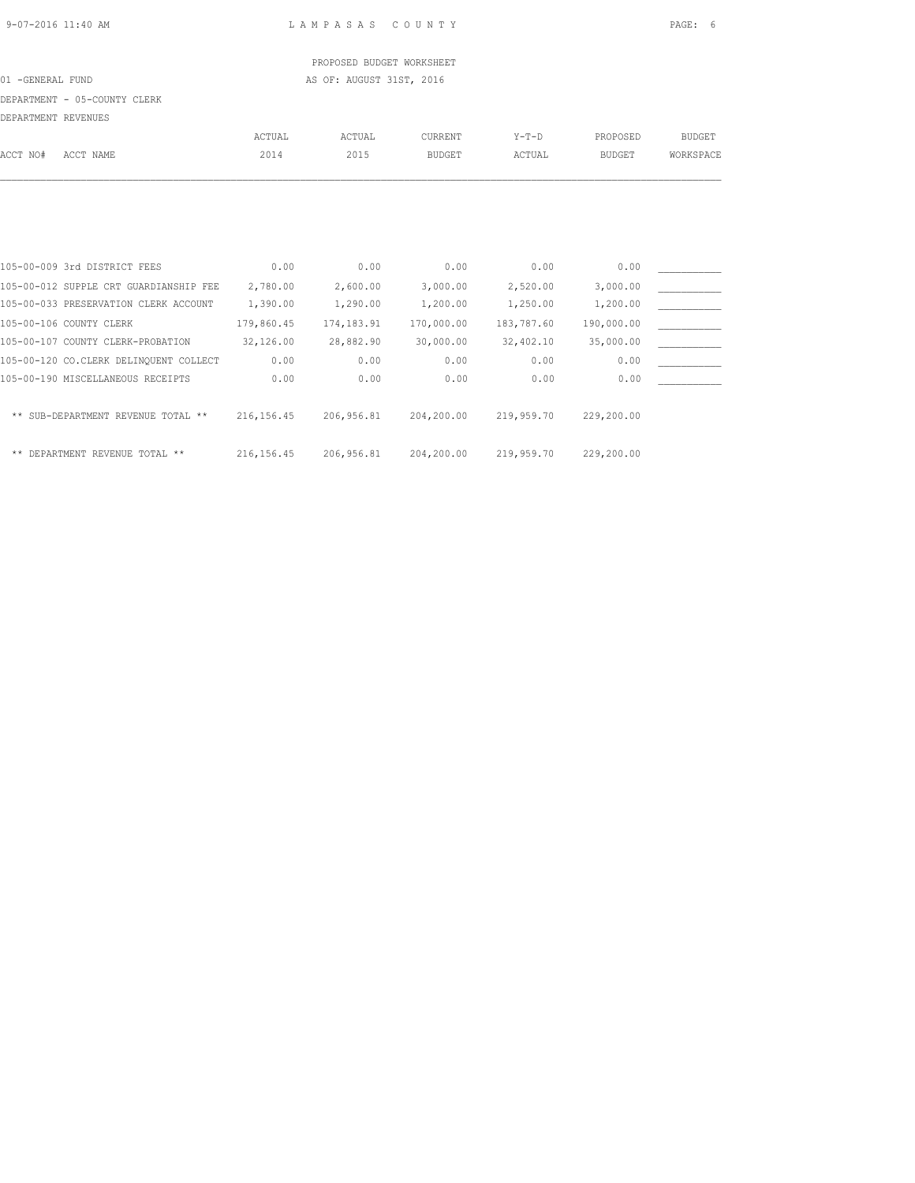PROPOSED BUDGET WORKSHEET

01 -GENERAL FUND AS OF: AUGUST 31ST, 2016

DEPARTMENT - 05-COUNTY CLERK

DEPARTMENT REVENUES

| ACCT NO# | ACCT NAME | ACTUAL 2014 | ACTUAL 2015 | CURRENT BUDGET | Y-T-D ACTUAL | PROPOSED BUDGET | BUDGET WORKSPACE |
|---|---|---|---|---|---|---|---|
| 105-00-009 | 3rd DISTRICT FEES | 0.00 | 0.00 | 0.00 | 0.00 | 0.00 | ___________ |
| 105-00-012 | SUPPLE CRT GUARDIANSHIP FEE | 2,780.00 | 2,600.00 | 3,000.00 | 2,520.00 | 3,000.00 | ___________ |
| 105-00-033 | PRESERVATION CLERK ACCOUNT | 1,390.00 | 1,290.00 | 1,200.00 | 1,250.00 | 1,200.00 | ___________ |
| 105-00-106 | COUNTY CLERK | 179,860.45 | 174,183.91 | 170,000.00 | 183,787.60 | 190,000.00 | ___________ |
| 105-00-107 | COUNTY CLERK-PROBATION | 32,126.00 | 28,882.90 | 30,000.00 | 32,402.10 | 35,000.00 | ___________ |
| 105-00-120 | CO.CLERK DELINQUENT COLLECT | 0.00 | 0.00 | 0.00 | 0.00 | 0.00 | ___________ |
| 105-00-190 | MISCELLANEOUS RECEIPTS | 0.00 | 0.00 | 0.00 | 0.00 | 0.00 | ___________ |
| | ** SUB-DEPARTMENT REVENUE TOTAL ** | 216,156.45 | 206,956.81 | 204,200.00 | 219,959.70 | 229,200.00 | |
| | ** DEPARTMENT REVENUE TOTAL ** | 216,156.45 | 206,956.81 | 204,200.00 | 219,959.70 | 229,200.00 | |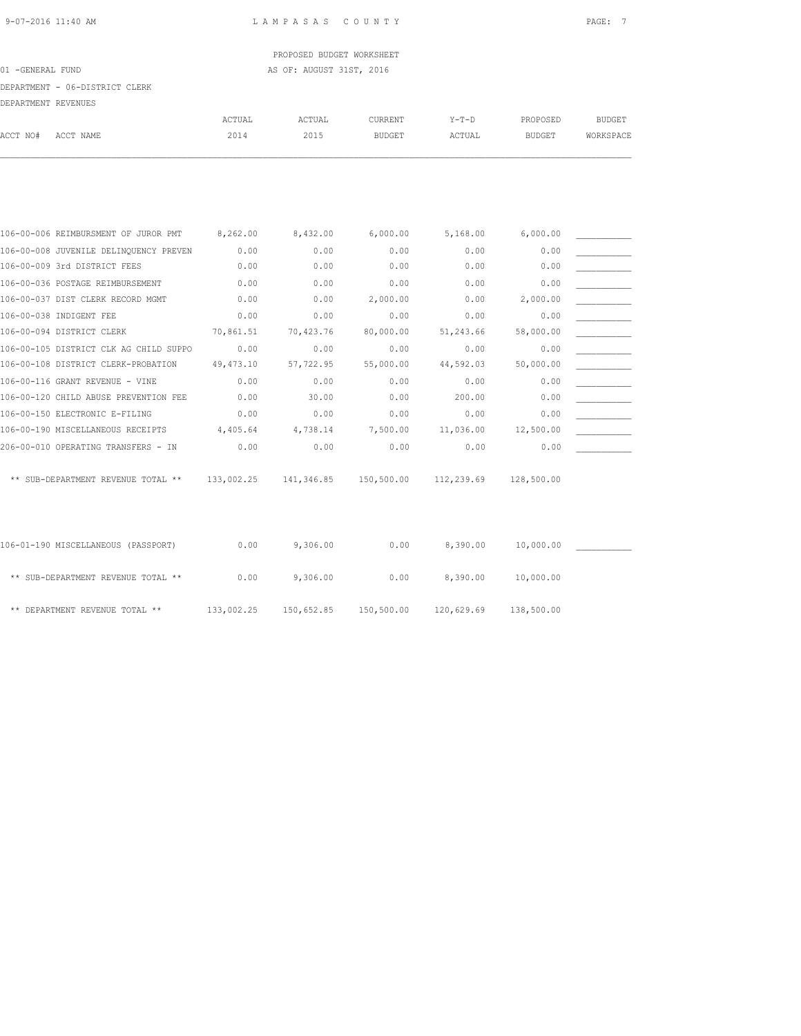PROPOSED BUDGET WORKSHEET

01 -GENERAL FUND — AS OF: AUGUST 31ST, 2016

DEPARTMENT - 06-DISTRICT CLERK

DEPARTMENT REVENUES

| ACCT NO# ACCT NAME | ACTUAL 2014 | ACTUAL 2015 | CURRENT BUDGET | Y-T-D ACTUAL | PROPOSED BUDGET | BUDGET WORKSPACE |
|---|---|---|---|---|---|---|
| 106-00-006 REIMBURSMENT OF JUROR PMT | 8,262.00 | 8,432.00 | 6,000.00 | 5,168.00 | 6,000.00 | ___________ |
| 106-00-008 JUVENILE DELINQUENCY PREVEN | 0.00 | 0.00 | 0.00 | 0.00 | 0.00 | ___________ |
| 106-00-009 3rd DISTRICT FEES | 0.00 | 0.00 | 0.00 | 0.00 | 0.00 | ___________ |
| 106-00-036 POSTAGE REIMBURSEMENT | 0.00 | 0.00 | 0.00 | 0.00 | 0.00 | ___________ |
| 106-00-037 DIST CLERK RECORD MGMT | 0.00 | 0.00 | 2,000.00 | 0.00 | 2,000.00 | ___________ |
| 106-00-038 INDIGENT FEE | 0.00 | 0.00 | 0.00 | 0.00 | 0.00 | ___________ |
| 106-00-094 DISTRICT CLERK | 70,861.51 | 70,423.76 | 80,000.00 | 51,243.66 | 58,000.00 | ___________ |
| 106-00-105 DISTRICT CLK AG CHILD SUPPO | 0.00 | 0.00 | 0.00 | 0.00 | 0.00 | ___________ |
| 106-00-108 DISTRICT CLERK-PROBATION | 49,473.10 | 57,722.95 | 55,000.00 | 44,592.03 | 50,000.00 | ___________ |
| 106-00-116 GRANT REVENUE - VINE | 0.00 | 0.00 | 0.00 | 0.00 | 0.00 | ___________ |
| 106-00-120 CHILD ABUSE PREVENTION FEE | 0.00 | 30.00 | 0.00 | 200.00 | 0.00 | ___________ |
| 106-00-150 ELECTRONIC E-FILING | 0.00 | 0.00 | 0.00 | 0.00 | 0.00 | ___________ |
| 106-00-190 MISCELLANEOUS RECEIPTS | 4,405.64 | 4,738.14 | 7,500.00 | 11,036.00 | 12,500.00 | ___________ |
| 206-00-010 OPERATING TRANSFERS - IN | 0.00 | 0.00 | 0.00 | 0.00 | 0.00 | ___________ |
| ** SUB-DEPARTMENT REVENUE TOTAL ** | 133,002.25 | 141,346.85 | 150,500.00 | 112,239.69 | 128,500.00 | |
| 106-01-190 MISCELLANEOUS (PASSPORT) | 0.00 | 9,306.00 | 0.00 | 8,390.00 | 10,000.00 | ___________ |
| ** SUB-DEPARTMENT REVENUE TOTAL ** | 0.00 | 9,306.00 | 0.00 | 8,390.00 | 10,000.00 | |
| ** DEPARTMENT REVENUE TOTAL ** | 133,002.25 | 150,652.85 | 150,500.00 | 120,629.69 | 138,500.00 | |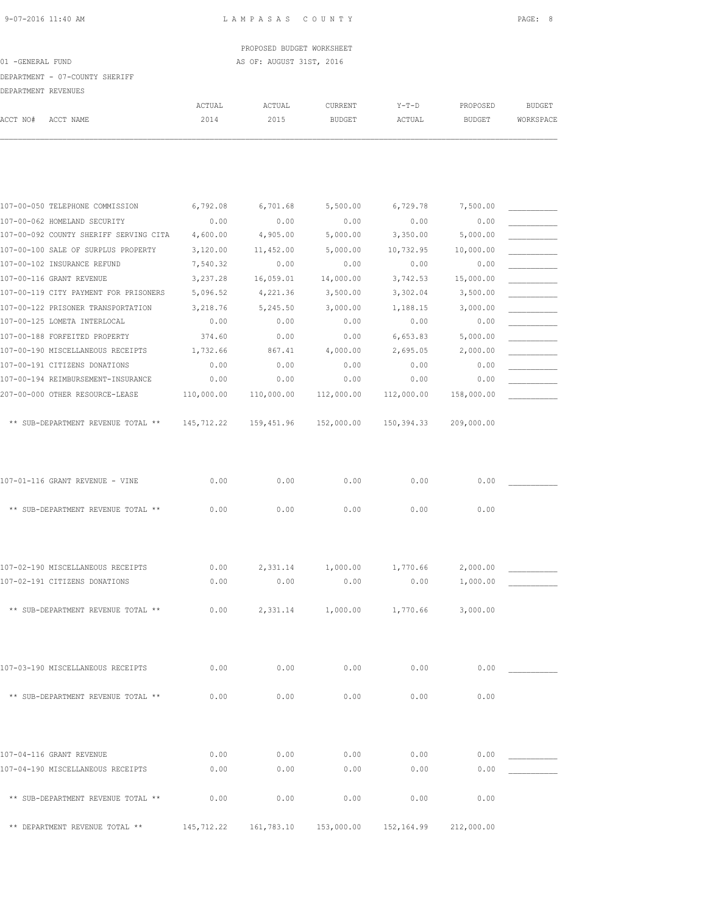LAMPASAS COUNTY

PROPOSED BUDGET WORKSHEET

01 -GENERAL FUND — AS OF: AUGUST 31ST, 2016

DEPARTMENT - 07-COUNTY SHERIFF

DEPARTMENT REVENUES

| ACCT NO# ACCT NAME | ACTUAL 2014 | ACTUAL 2015 | CURRENT BUDGET | Y-T-D ACTUAL | PROPOSED BUDGET | BUDGET WORKSPACE |
|---|---|---|---|---|---|---|
| 107-00-050 TELEPHONE COMMISSION | 6,792.08 | 6,701.68 | 5,500.00 | 6,729.78 | 7,500.00 | ___________ |
| 107-00-062 HOMELAND SECURITY | 0.00 | 0.00 | 0.00 | 0.00 | 0.00 | ___________ |
| 107-00-092 COUNTY SHERIFF SERVING CITA | 4,600.00 | 4,905.00 | 5,000.00 | 3,350.00 | 5,000.00 | ___________ |
| 107-00-100 SALE OF SURPLUS PROPERTY | 3,120.00 | 11,452.00 | 5,000.00 | 10,732.95 | 10,000.00 | ___________ |
| 107-00-102 INSURANCE REFUND | 7,540.32 | 0.00 | 0.00 | 0.00 | 0.00 | ___________ |
| 107-00-116 GRANT REVENUE | 3,237.28 | 16,059.01 | 14,000.00 | 3,742.53 | 15,000.00 | ___________ |
| 107-00-119 CITY PAYMENT FOR PRISONERS | 5,096.52 | 4,221.36 | 3,500.00 | 3,302.04 | 3,500.00 | ___________ |
| 107-00-122 PRISONER TRANSPORTATION | 3,218.76 | 5,245.50 | 3,000.00 | 1,188.15 | 3,000.00 | ___________ |
| 107-00-125 LOMETA INTERLOCAL | 0.00 | 0.00 | 0.00 | 0.00 | 0.00 | ___________ |
| 107-00-188 FORFEITED PROPERTY | 374.60 | 0.00 | 0.00 | 6,653.83 | 5,000.00 | ___________ |
| 107-00-190 MISCELLANEOUS RECEIPTS | 1,732.66 | 867.41 | 4,000.00 | 2,695.05 | 2,000.00 | ___________ |
| 107-00-191 CITIZENS DONATIONS | 0.00 | 0.00 | 0.00 | 0.00 | 0.00 | ___________ |
| 107-00-194 REIMBURSEMENT-INSURANCE | 0.00 | 0.00 | 0.00 | 0.00 | 0.00 | ___________ |
| 207-00-000 OTHER RESOURCE-LEASE | 110,000.00 | 110,000.00 | 112,000.00 | 112,000.00 | 158,000.00 | ___________ |
| ** SUB-DEPARTMENT REVENUE TOTAL ** | 145,712.22 | 159,451.96 | 152,000.00 | 150,394.33 | 209,000.00 | |
| 107-01-116 GRANT REVENUE - VINE | 0.00 | 0.00 | 0.00 | 0.00 | 0.00 | ___________ |
| ** SUB-DEPARTMENT REVENUE TOTAL ** | 0.00 | 0.00 | 0.00 | 0.00 | 0.00 | |
| 107-02-190 MISCELLANEOUS RECEIPTS | 0.00 | 2,331.14 | 1,000.00 | 1,770.66 | 2,000.00 | ___________ |
| 107-02-191 CITIZENS DONATIONS | 0.00 | 0.00 | 0.00 | 0.00 | 1,000.00 | ___________ |
| ** SUB-DEPARTMENT REVENUE TOTAL ** | 0.00 | 2,331.14 | 1,000.00 | 1,770.66 | 3,000.00 | |
| 107-03-190 MISCELLANEOUS RECEIPTS | 0.00 | 0.00 | 0.00 | 0.00 | 0.00 | ___________ |
| ** SUB-DEPARTMENT REVENUE TOTAL ** | 0.00 | 0.00 | 0.00 | 0.00 | 0.00 | |
| 107-04-116 GRANT REVENUE | 0.00 | 0.00 | 0.00 | 0.00 | 0.00 | ___________ |
| 107-04-190 MISCELLANEOUS RECEIPTS | 0.00 | 0.00 | 0.00 | 0.00 | 0.00 | ___________ |
| ** SUB-DEPARTMENT REVENUE TOTAL ** | 0.00 | 0.00 | 0.00 | 0.00 | 0.00 | |
| ** DEPARTMENT REVENUE TOTAL ** | 145,712.22 | 161,783.10 | 153,000.00 | 152,164.99 | 212,000.00 | |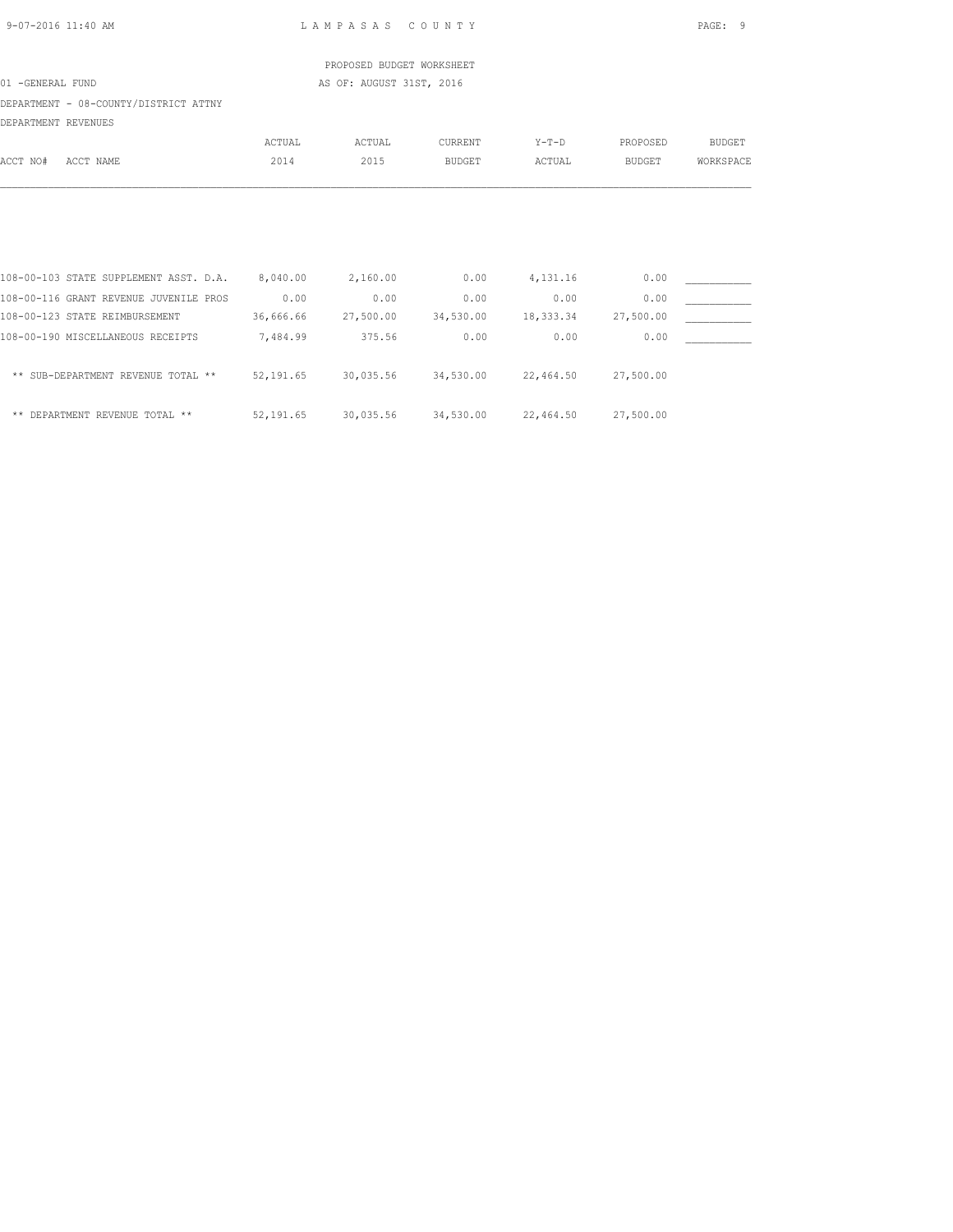PROPOSED BUDGET WORKSHEET

01 -GENERAL FUND — AS OF: AUGUST 31ST, 2016

DEPARTMENT - 08-COUNTY/DISTRICT ATTNY

DEPARTMENT REVENUES

| ACCT NO# ACCT NAME | ACTUAL 2014 | ACTUAL 2015 | CURRENT BUDGET | Y-T-D ACTUAL | PROPOSED BUDGET | BUDGET WORKSPACE |
|---|---|---|---|---|---|---|
| 108-00-103 STATE SUPPLEMENT ASST. D.A. | 8,040.00 | 2,160.00 | 0.00 | 4,131.16 | 0.00 | ___________ |
| 108-00-116 GRANT REVENUE JUVENILE PROS | 0.00 | 0.00 | 0.00 | 0.00 | 0.00 | ___________ |
| 108-00-123 STATE REIMBURSEMENT | 36,666.66 | 27,500.00 | 34,530.00 | 18,333.34 | 27,500.00 | ___________ |
| 108-00-190 MISCELLANEOUS RECEIPTS | 7,484.99 | 375.56 | 0.00 | 0.00 | 0.00 | ___________ |
| ** SUB-DEPARTMENT REVENUE TOTAL ** | 52,191.65 | 30,035.56 | 34,530.00 | 22,464.50 | 27,500.00 | |
| ** DEPARTMENT REVENUE TOTAL ** | 52,191.65 | 30,035.56 | 34,530.00 | 22,464.50 | 27,500.00 | |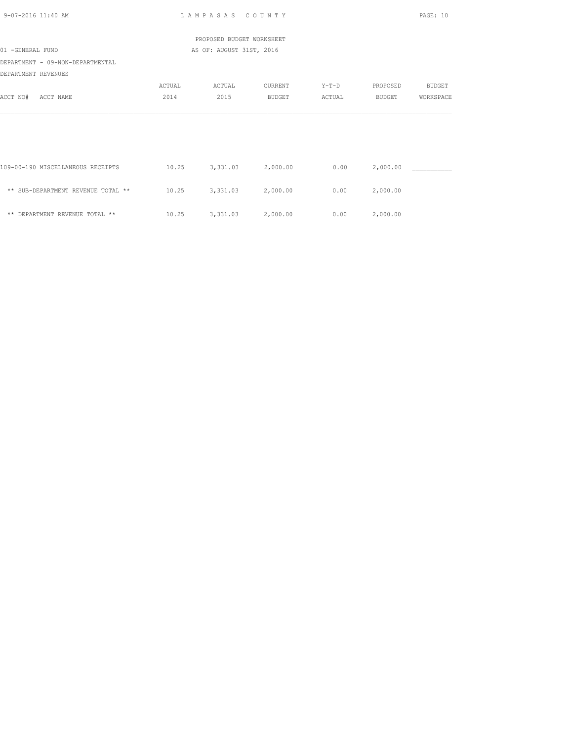LAMPASAS COUNTY

PROPOSED BUDGET WORKSHEET

01 -GENERAL FUND

AS OF: AUGUST 31ST, 2016

DEPARTMENT - 09-NON-DEPARTMENTAL

DEPARTMENT REVENUES

| ACCT NO# ACCT NAME | ACTUAL 2014 | ACTUAL 2015 | CURRENT BUDGET | Y-T-D ACTUAL | PROPOSED BUDGET | BUDGET WORKSPACE |
|---|---|---|---|---|---|---|
| 109-00-190 MISCELLANEOUS RECEIPTS | 10.25 | 3,331.03 | 2,000.00 | 0.00 | 2,000.00 | __________ |
| ** SUB-DEPARTMENT REVENUE TOTAL ** | 10.25 | 3,331.03 | 2,000.00 | 0.00 | 2,000.00 | |
| ** DEPARTMENT REVENUE TOTAL ** | 10.25 | 3,331.03 | 2,000.00 | 0.00 | 2,000.00 | |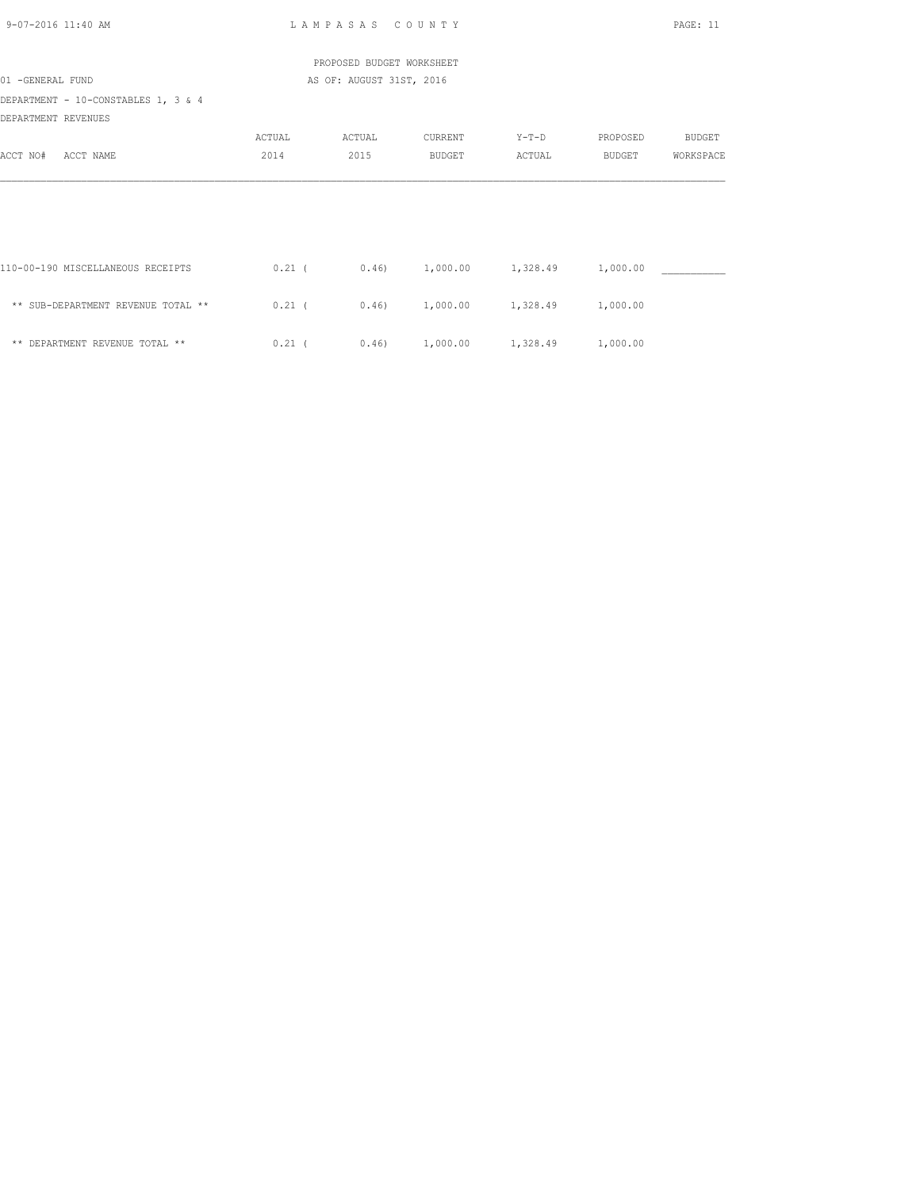PROPOSED BUDGET WORKSHEET

01 -GENERAL FUND

AS OF: AUGUST 31ST, 2016

DEPARTMENT - 10-CONSTABLES 1, 3 & 4

DEPARTMENT REVENUES

| ACCT NO# ACCT NAME | ACTUAL 2014 | ACTUAL 2015 | CURRENT BUDGET | Y-T-D ACTUAL | PROPOSED BUDGET | BUDGET WORKSPACE |
|---|---|---|---|---|---|---|
| 110-00-190 MISCELLANEOUS RECEIPTS | 0.21 | ( 0.46) | 1,000.00 | 1,328.49 | 1,000.00 | ___________ |
| ** SUB-DEPARTMENT REVENUE TOTAL ** | 0.21 | ( 0.46) | 1,000.00 | 1,328.49 | 1,000.00 | |
| ** DEPARTMENT REVENUE TOTAL ** | 0.21 | ( 0.46) | 1,000.00 | 1,328.49 | 1,000.00 | |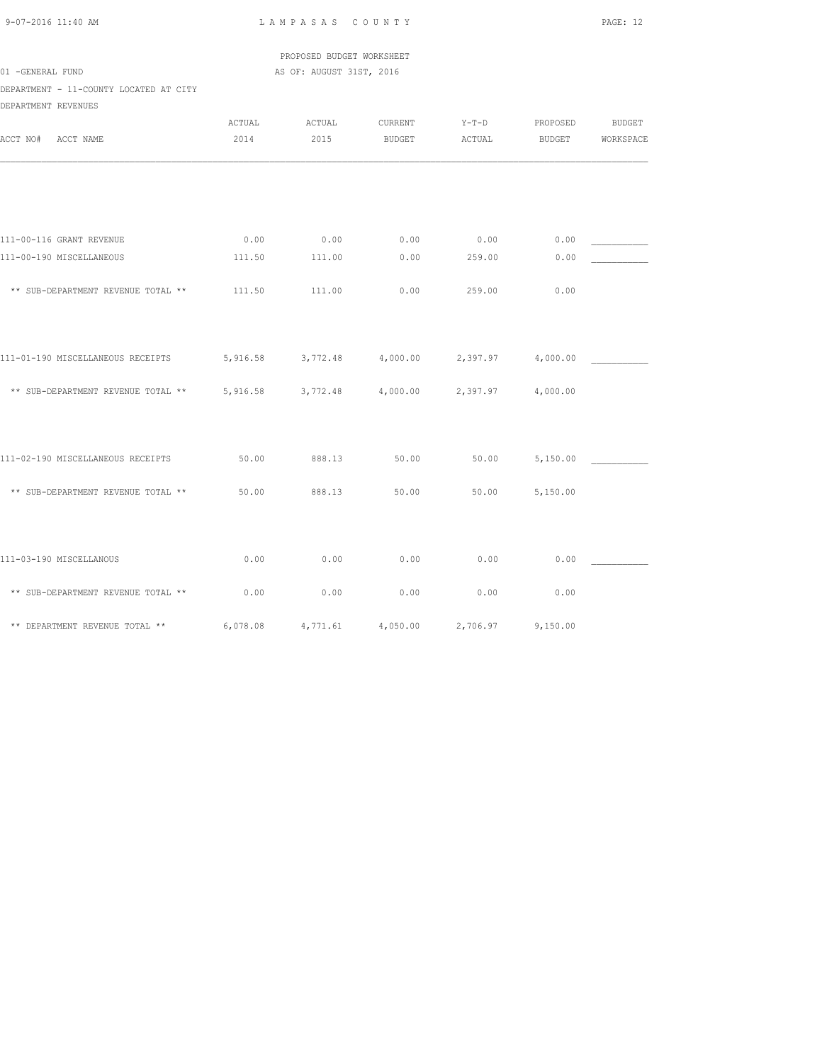PROPOSED BUDGET WORKSHEET

01 -GENERAL FUND AS OF: AUGUST 31ST, 2016

DEPARTMENT - 11-COUNTY LOCATED AT CITY

DEPARTMENT REVENUES

| ACCT NO# ACCT NAME | ACTUAL 2014 | ACTUAL 2015 | CURRENT BUDGET | Y-T-D ACTUAL | PROPOSED BUDGET | BUDGET WORKSPACE |
|---|---|---|---|---|---|---|
| 111-00-116 GRANT REVENUE | 0.00 | 0.00 | 0.00 | 0.00 | 0.00 | ___________ |
| 111-00-190 MISCELLANEOUS | 111.50 | 111.00 | 0.00 | 259.00 | 0.00 | ___________ |
| ** SUB-DEPARTMENT REVENUE TOTAL ** | 111.50 | 111.00 | 0.00 | 259.00 | 0.00 | |
| 111-01-190 MISCELLANEOUS RECEIPTS | 5,916.58 | 3,772.48 | 4,000.00 | 2,397.97 | 4,000.00 | ___________ |
| ** SUB-DEPARTMENT REVENUE TOTAL ** | 5,916.58 | 3,772.48 | 4,000.00 | 2,397.97 | 4,000.00 | |
| 111-02-190 MISCELLANEOUS RECEIPTS | 50.00 | 888.13 | 50.00 | 50.00 | 5,150.00 | ___________ |
| ** SUB-DEPARTMENT REVENUE TOTAL ** | 50.00 | 888.13 | 50.00 | 50.00 | 5,150.00 | |
| 111-03-190 MISCELLANOUS | 0.00 | 0.00 | 0.00 | 0.00 | 0.00 | ___________ |
| ** SUB-DEPARTMENT REVENUE TOTAL ** | 0.00 | 0.00 | 0.00 | 0.00 | 0.00 | |
| ** DEPARTMENT REVENUE TOTAL ** | 6,078.08 | 4,771.61 | 4,050.00 | 2,706.97 | 9,150.00 | |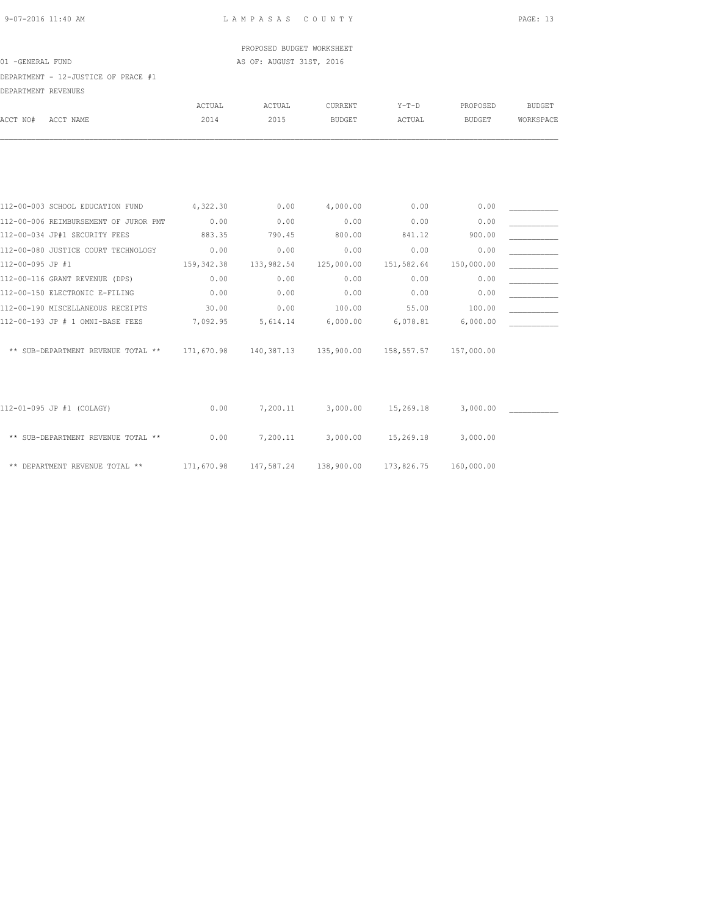LAMPASAS COUNTY

PROPOSED BUDGET WORKSHEET

01 -GENERAL FUND

AS OF: AUGUST 31ST, 2016

DEPARTMENT - 12-JUSTICE OF PEACE #1

DEPARTMENT REVENUES

| ACCT NO# ACCT NAME | ACTUAL 2014 | ACTUAL 2015 | CURRENT BUDGET | Y-T-D ACTUAL | PROPOSED BUDGET | BUDGET WORKSPACE |
|---|---|---|---|---|---|---|
| 112-00-003 SCHOOL EDUCATION FUND | 4,322.30 | 0.00 | 4,000.00 | 0.00 | 0.00 | ___________ |
| 112-00-006 REIMBURSEMENT OF JUROR PMT | 0.00 | 0.00 | 0.00 | 0.00 | 0.00 | ___________ |
| 112-00-034 JP#1 SECURITY FEES | 883.35 | 790.45 | 800.00 | 841.12 | 900.00 | ___________ |
| 112-00-080 JUSTICE COURT TECHNOLOGY | 0.00 | 0.00 | 0.00 | 0.00 | 0.00 | ___________ |
| 112-00-095 JP #1 | 159,342.38 | 133,982.54 | 125,000.00 | 151,582.64 | 150,000.00 | ___________ |
| 112-00-116 GRANT REVENUE (DPS) | 0.00 | 0.00 | 0.00 | 0.00 | 0.00 | ___________ |
| 112-00-150 ELECTRONIC E-FILING | 0.00 | 0.00 | 0.00 | 0.00 | 0.00 | ___________ |
| 112-00-190 MISCELLANEOUS RECEIPTS | 30.00 | 0.00 | 100.00 | 55.00 | 100.00 | ___________ |
| 112-00-193 JP # 1 OMNI-BASE FEES | 7,092.95 | 5,614.14 | 6,000.00 | 6,078.81 | 6,000.00 | ___________ |
| ** SUB-DEPARTMENT REVENUE TOTAL ** | 171,670.98 | 140,387.13 | 135,900.00 | 158,557.57 | 157,000.00 | |
| 112-01-095 JP #1 (COLAGY) | 0.00 | 7,200.11 | 3,000.00 | 15,269.18 | 3,000.00 | ___________ |
| ** SUB-DEPARTMENT REVENUE TOTAL ** | 0.00 | 7,200.11 | 3,000.00 | 15,269.18 | 3,000.00 | |
| ** DEPARTMENT REVENUE TOTAL ** | 171,670.98 | 147,587.24 | 138,900.00 | 173,826.75 | 160,000.00 | |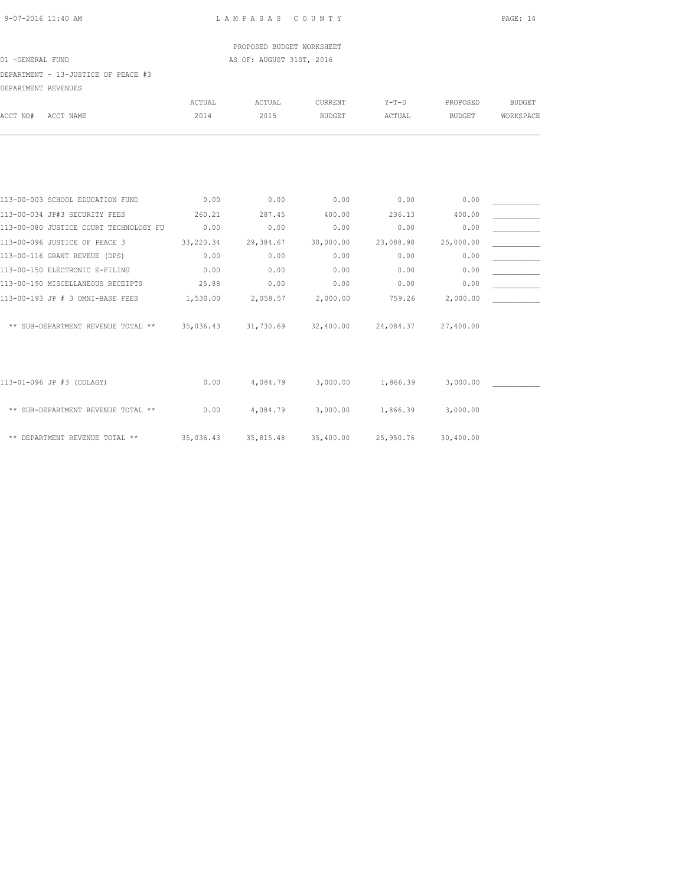PROPOSED BUDGET WORKSHEET

01 -GENERAL FUND — AS OF: AUGUST 31ST, 2016

DEPARTMENT - 13-JUSTICE OF PEACE #3

DEPARTMENT REVENUES

| ACCT NO# ACCT NAME | ACTUAL 2014 | ACTUAL 2015 | CURRENT BUDGET | Y-T-D ACTUAL | PROPOSED BUDGET | BUDGET WORKSPACE |
|---|---|---|---|---|---|---|
| 113-00-003 SCHOOL EDUCATION FUND | 0.00 | 0.00 | 0.00 | 0.00 | 0.00 | ___________ |
| 113-00-034 JP#3 SECURITY FEES | 260.21 | 287.45 | 400.00 | 236.13 | 400.00 | ___________ |
| 113-00-080 JUSTICE COURT TECHNOLOGY FU | 0.00 | 0.00 | 0.00 | 0.00 | 0.00 | ___________ |
| 113-00-096 JUSTICE OF PEACE 3 | 33,220.34 | 29,384.67 | 30,000.00 | 23,088.98 | 25,000.00 | ___________ |
| 113-00-116 GRANT REVEUE (DPS) | 0.00 | 0.00 | 0.00 | 0.00 | 0.00 | ___________ |
| 113-00-150 ELECTRONIC E-FILING | 0.00 | 0.00 | 0.00 | 0.00 | 0.00 | ___________ |
| 113-00-190 MISCELLANEOUS RECEIPTS | 25.88 | 0.00 | 0.00 | 0.00 | 0.00 | ___________ |
| 113-00-193 JP # 3 OMNI-BASE FEES | 1,530.00 | 2,058.57 | 2,000.00 | 759.26 | 2,000.00 | ___________ |
| ** SUB-DEPARTMENT REVENUE TOTAL ** | 35,036.43 | 31,730.69 | 32,400.00 | 24,084.37 | 27,400.00 | |
| 113-01-096 JP #3 (COLAGY) | 0.00 | 4,084.79 | 3,000.00 | 1,866.39 | 3,000.00 | ___________ |
| ** SUB-DEPARTMENT REVENUE TOTAL ** | 0.00 | 4,084.79 | 3,000.00 | 1,866.39 | 3,000.00 | |
| ** DEPARTMENT REVENUE TOTAL ** | 35,036.43 | 35,815.48 | 35,400.00 | 25,950.76 | 30,400.00 | |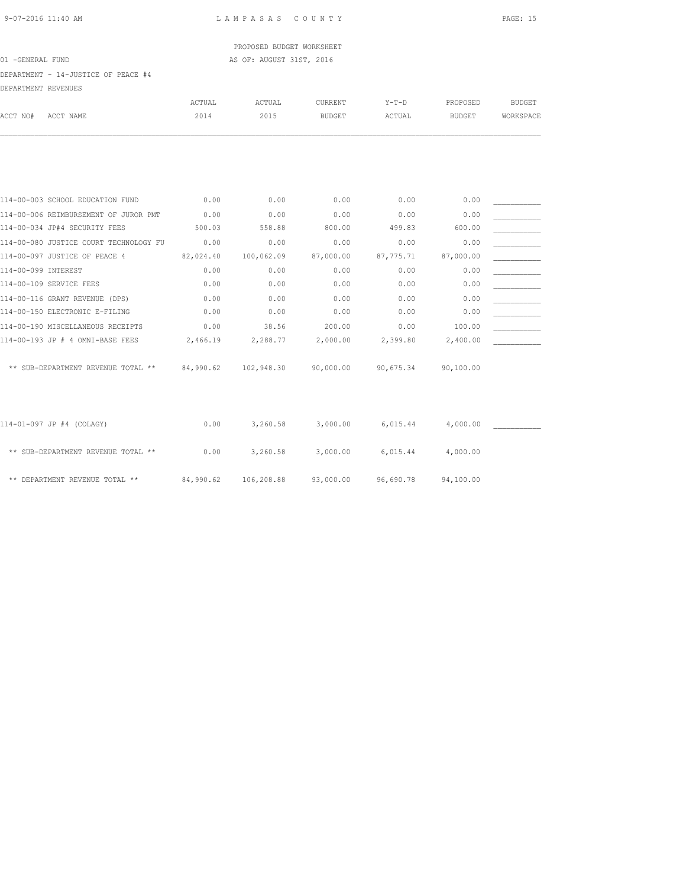LAMPASAS COUNTY

PROPOSED BUDGET WORKSHEET

01 -GENERAL FUND

AS OF: AUGUST 31ST, 2016

DEPARTMENT - 14-JUSTICE OF PEACE #4

DEPARTMENT REVENUES

| ACCT NO# ACCT NAME | ACTUAL 2014 | ACTUAL 2015 | CURRENT BUDGET | Y-T-D ACTUAL | PROPOSED BUDGET | BUDGET WORKSPACE |
|---|---|---|---|---|---|---|
| 114-00-003 SCHOOL EDUCATION FUND | 0.00 | 0.00 | 0.00 | 0.00 | 0.00 | ___________ |
| 114-00-006 REIMBURSEMENT OF JUROR PMT | 0.00 | 0.00 | 0.00 | 0.00 | 0.00 | ___________ |
| 114-00-034 JP#4 SECURITY FEES | 500.03 | 558.88 | 800.00 | 499.83 | 600.00 | ___________ |
| 114-00-080 JUSTICE COURT TECHNOLOGY FU | 0.00 | 0.00 | 0.00 | 0.00 | 0.00 | ___________ |
| 114-00-097 JUSTICE OF PEACE 4 | 82,024.40 | 100,062.09 | 87,000.00 | 87,775.71 | 87,000.00 | ___________ |
| 114-00-099 INTEREST | 0.00 | 0.00 | 0.00 | 0.00 | 0.00 | ___________ |
| 114-00-109 SERVICE FEES | 0.00 | 0.00 | 0.00 | 0.00 | 0.00 | ___________ |
| 114-00-116 GRANT REVENUE (DPS) | 0.00 | 0.00 | 0.00 | 0.00 | 0.00 | ___________ |
| 114-00-150 ELECTRONIC E-FILING | 0.00 | 0.00 | 0.00 | 0.00 | 0.00 | ___________ |
| 114-00-190 MISCELLANEOUS RECEIPTS | 0.00 | 38.56 | 200.00 | 0.00 | 100.00 | ___________ |
| 114-00-193 JP # 4 OMNI-BASE FEES | 2,466.19 | 2,288.77 | 2,000.00 | 2,399.80 | 2,400.00 | ___________ |
| ** SUB-DEPARTMENT REVENUE TOTAL ** | 84,990.62 | 102,948.30 | 90,000.00 | 90,675.34 | 90,100.00 | |
| 114-01-097 JP #4 (COLAGY) | 0.00 | 3,260.58 | 3,000.00 | 6,015.44 | 4,000.00 | ___________ |
| ** SUB-DEPARTMENT REVENUE TOTAL ** | 0.00 | 3,260.58 | 3,000.00 | 6,015.44 | 4,000.00 | |
| ** DEPARTMENT REVENUE TOTAL ** | 84,990.62 | 106,208.88 | 93,000.00 | 96,690.78 | 94,100.00 | |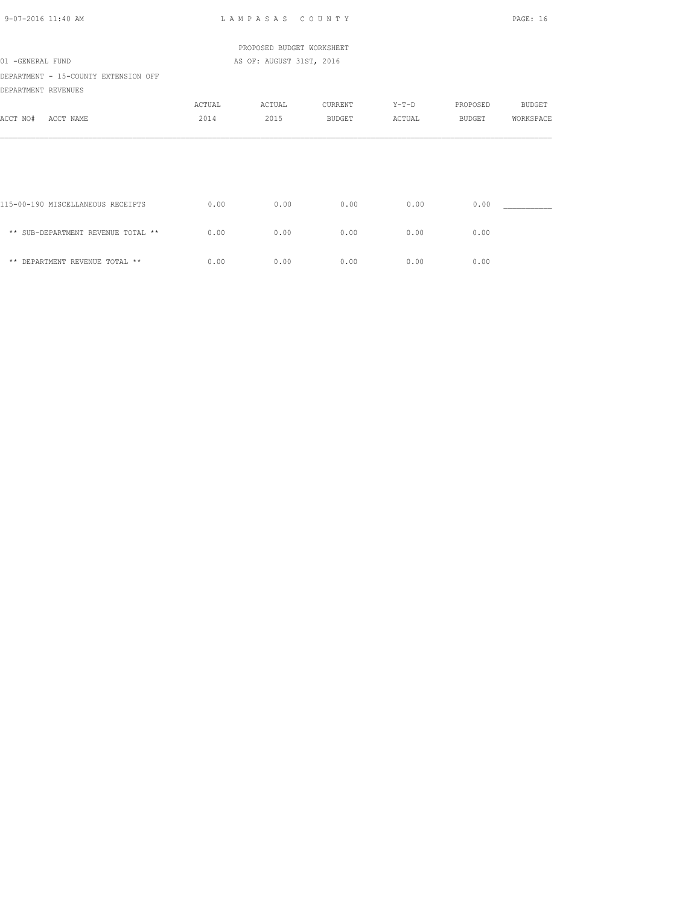PROPOSED BUDGET WORKSHEET

01 -GENERAL FUND AS OF: AUGUST 31ST, 2016

DEPARTMENT - 15-COUNTY EXTENSION OFF

DEPARTMENT REVENUES

| ACCT NO# ACCT NAME | ACTUAL 2014 | ACTUAL 2015 | CURRENT BUDGET | Y-T-D ACTUAL | PROPOSED BUDGET | BUDGET WORKSPACE |
|---|---|---|---|---|---|---|
| 115-00-190 MISCELLANEOUS RECEIPTS | 0.00 | 0.00 | 0.00 | 0.00 | 0.00 | ___________ |
| ** SUB-DEPARTMENT REVENUE TOTAL ** | 0.00 | 0.00 | 0.00 | 0.00 | 0.00 | |
| ** DEPARTMENT REVENUE TOTAL ** | 0.00 | 0.00 | 0.00 | 0.00 | 0.00 | |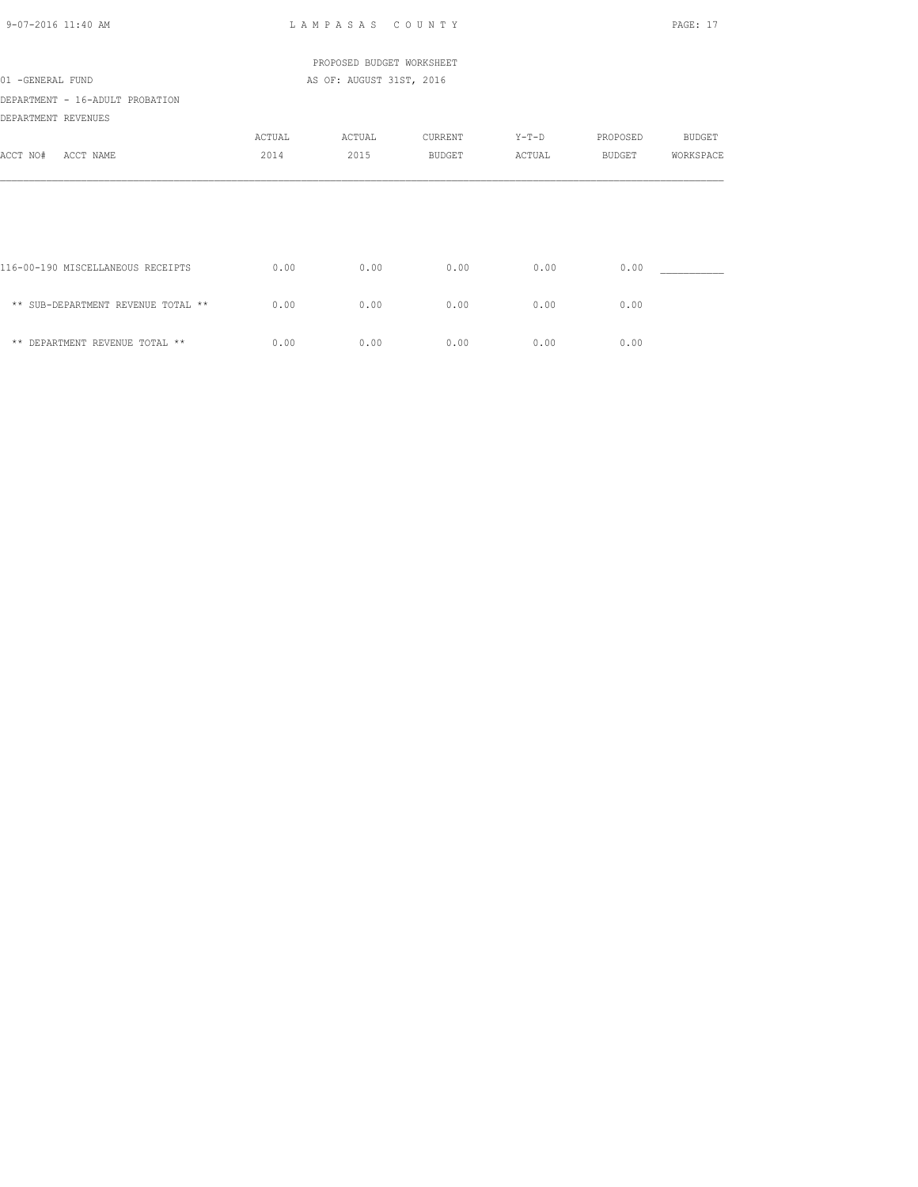PROPOSED BUDGET WORKSHEET

01 -GENERAL FUND AS OF: AUGUST 31ST, 2016

DEPARTMENT - 16-ADULT PROBATION

DEPARTMENT REVENUES

| ACCT NO# ACCT NAME | ACTUAL 2014 | ACTUAL 2015 | CURRENT BUDGET | Y-T-D ACTUAL | PROPOSED BUDGET | BUDGET WORKSPACE |
|---|---|---|---|---|---|---|
| 116-00-190 MISCELLANEOUS RECEIPTS | 0.00 | 0.00 | 0.00 | 0.00 | 0.00 | ___________ |
| ** SUB-DEPARTMENT REVENUE TOTAL ** | 0.00 | 0.00 | 0.00 | 0.00 | 0.00 | |
| ** DEPARTMENT REVENUE TOTAL ** | 0.00 | 0.00 | 0.00 | 0.00 | 0.00 | |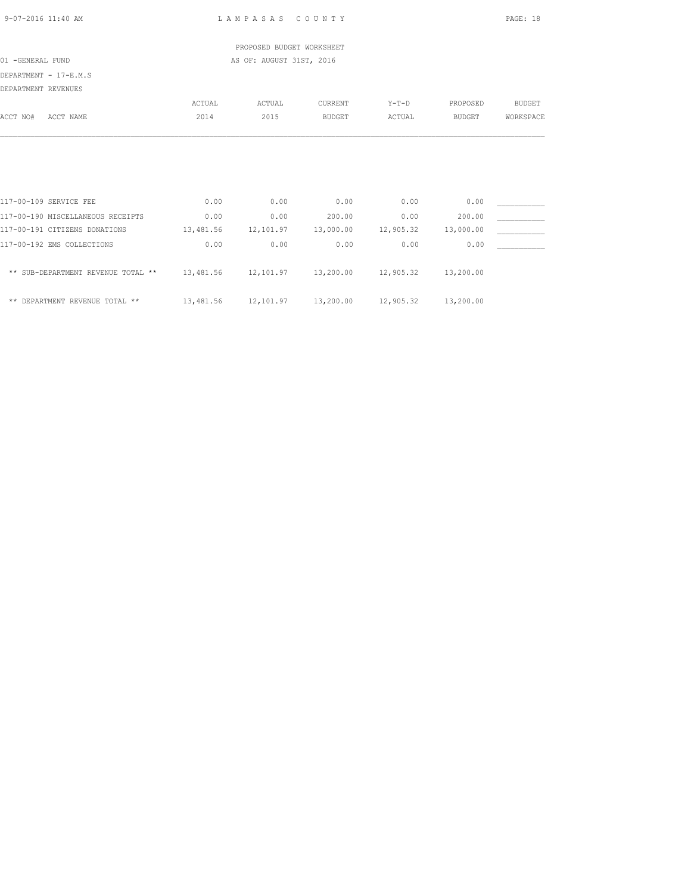LAMPASAS COUNTY

PROPOSED BUDGET WORKSHEET

01 -GENERAL FUND

AS OF: AUGUST 31ST, 2016

DEPARTMENT - 17-E.M.S

DEPARTMENT REVENUES

| ACCT NO# ACCT NAME | ACTUAL 2014 | ACTUAL 2015 | CURRENT BUDGET | Y-T-D ACTUAL | PROPOSED BUDGET | BUDGET WORKSPACE |
|---|---|---|---|---|---|---|
| 117-00-109 SERVICE FEE | 0.00 | 0.00 | 0.00 | 0.00 | 0.00 | ___________ |
| 117-00-190 MISCELLANEOUS RECEIPTS | 0.00 | 0.00 | 200.00 | 0.00 | 200.00 | ___________ |
| 117-00-191 CITIZENS DONATIONS | 13,481.56 | 12,101.97 | 13,000.00 | 12,905.32 | 13,000.00 | ___________ |
| 117-00-192 EMS COLLECTIONS | 0.00 | 0.00 | 0.00 | 0.00 | 0.00 | ___________ |
| ** SUB-DEPARTMENT REVENUE TOTAL ** | 13,481.56 | 12,101.97 | 13,200.00 | 12,905.32 | 13,200.00 | |
| ** DEPARTMENT REVENUE TOTAL ** | 13,481.56 | 12,101.97 | 13,200.00 | 12,905.32 | 13,200.00 | |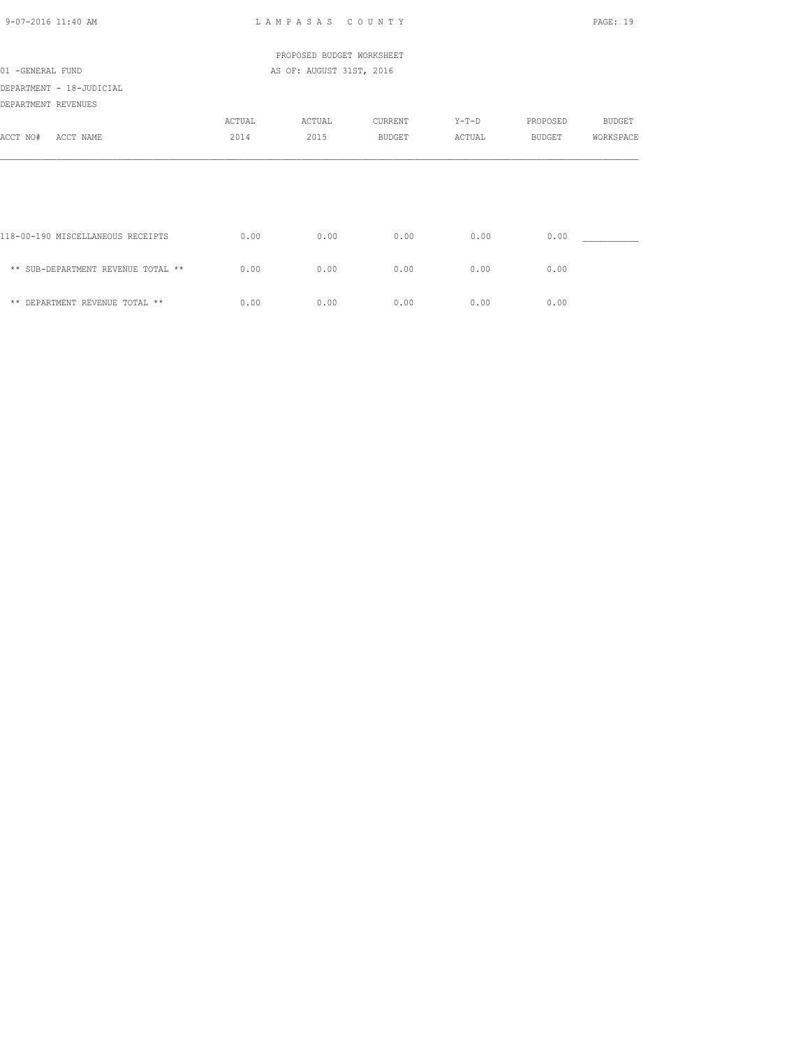PROPOSED BUDGET WORKSHEET

01 -GENERAL FUND AS OF: AUGUST 31ST, 2016

DEPARTMENT - 18-JUDICIAL

DEPARTMENT REVENUES

| ACCT NO# ACCT NAME | ACTUAL 2014 | ACTUAL 2015 | CURRENT BUDGET | Y-T-D ACTUAL | PROPOSED BUDGET | BUDGET WORKSPACE |
|---|---|---|---|---|---|---|
| 118-00-190 MISCELLANEOUS RECEIPTS | 0.00 | 0.00 | 0.00 | 0.00 | 0.00 | ___________ |
| ** SUB-DEPARTMENT REVENUE TOTAL ** | 0.00 | 0.00 | 0.00 | 0.00 | 0.00 | |
| ** DEPARTMENT REVENUE TOTAL ** | 0.00 | 0.00 | 0.00 | 0.00 | 0.00 | |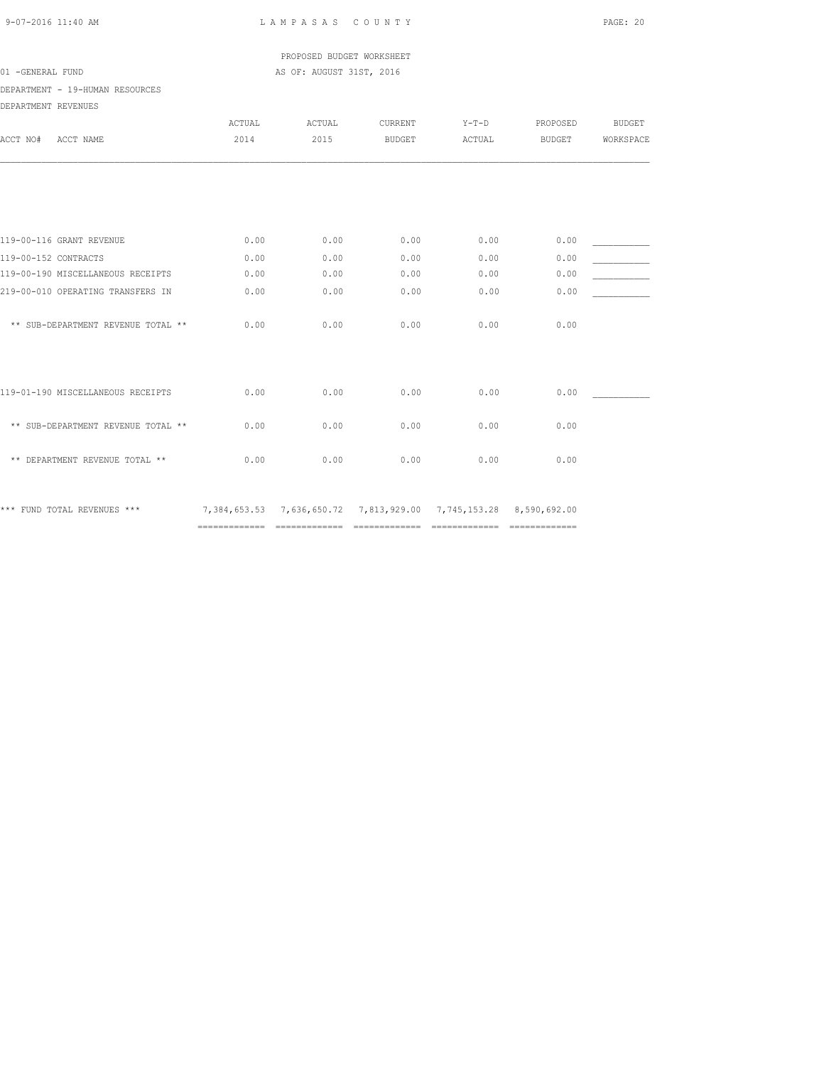LAMPASAS COUNTY

PROPOSED BUDGET WORKSHEET

01 -GENERAL FUND

AS OF: AUGUST 31ST, 2016

DEPARTMENT - 19-HUMAN RESOURCES

DEPARTMENT REVENUES

| ACCT NO# ACCT NAME | ACTUAL 2014 | ACTUAL 2015 | CURRENT BUDGET | Y-T-D ACTUAL | PROPOSED BUDGET | BUDGET WORKSPACE |
|---|---|---|---|---|---|---|
| 119-00-116 GRANT REVENUE | 0.00 | 0.00 | 0.00 | 0.00 | 0.00 | ___________ |
| 119-00-152 CONTRACTS | 0.00 | 0.00 | 0.00 | 0.00 | 0.00 | ___________ |
| 119-00-190 MISCELLANEOUS RECEIPTS | 0.00 | 0.00 | 0.00 | 0.00 | 0.00 | ___________ |
| 219-00-010 OPERATING TRANSFERS IN | 0.00 | 0.00 | 0.00 | 0.00 | 0.00 | ___________ |
| ** SUB-DEPARTMENT REVENUE TOTAL ** | 0.00 | 0.00 | 0.00 | 0.00 | 0.00 | |
| 119-01-190 MISCELLANEOUS RECEIPTS | 0.00 | 0.00 | 0.00 | 0.00 | 0.00 | ___________ |
| ** SUB-DEPARTMENT REVENUE TOTAL ** | 0.00 | 0.00 | 0.00 | 0.00 | 0.00 | |
| ** DEPARTMENT REVENUE TOTAL ** | 0.00 | 0.00 | 0.00 | 0.00 | 0.00 | |
| *** FUND TOTAL REVENUES *** | 7,384,653.53 | 7,636,650.72 | 7,813,929.00 | 7,745,153.28 | 8,590,692.00 | |
| | ============= | ============= | ============= | ============= | ============= | |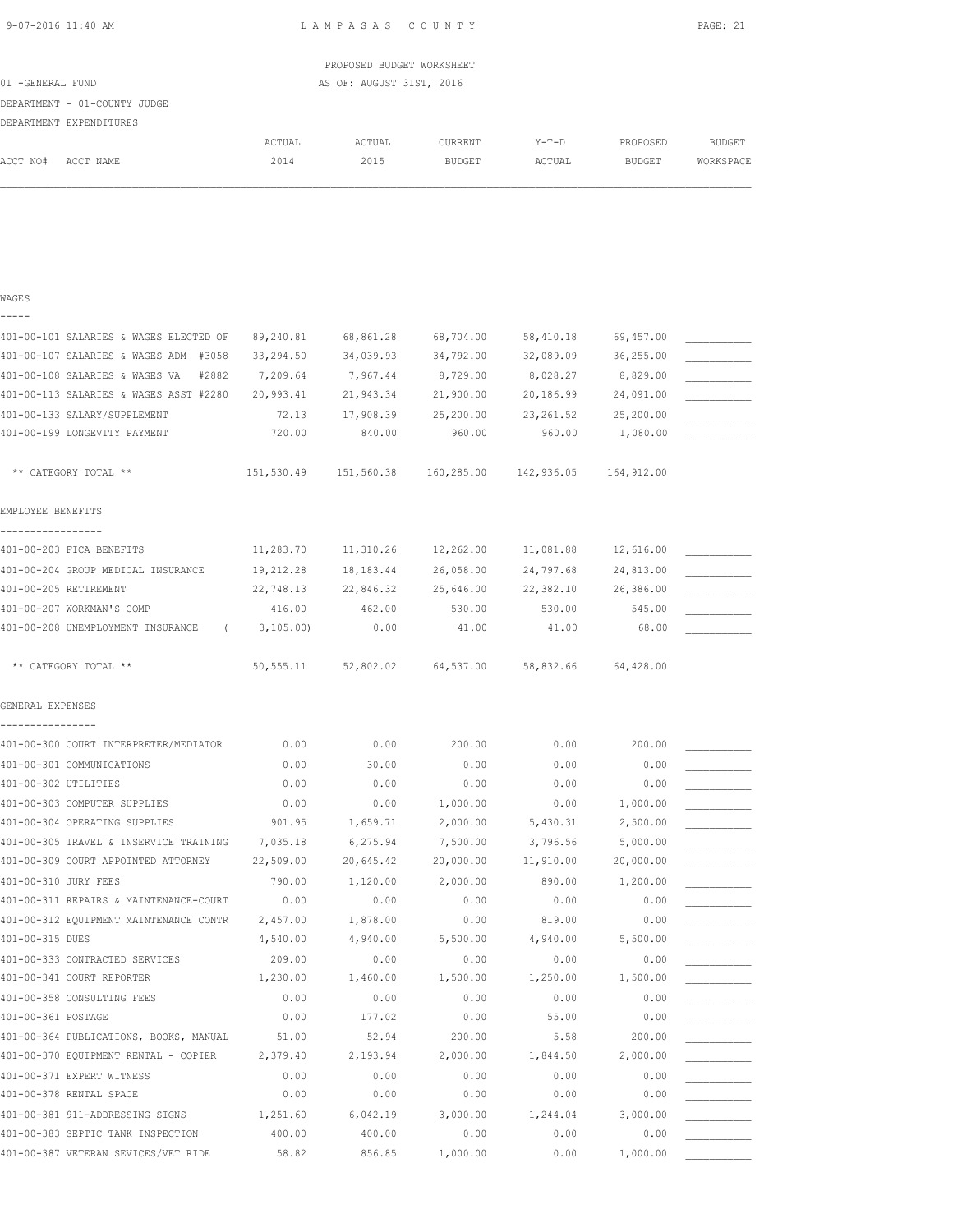LAMPASAS COUNTY

PROPOSED BUDGET WORKSHEET

AS OF: AUGUST 31ST, 2016

01 -GENERAL FUND

DEPARTMENT - 01-COUNTY JUDGE

DEPARTMENT EXPENDITURES

| ACCT NO# ACCT NAME | ACTUAL 2014 | ACTUAL 2015 | CURRENT BUDGET | Y-T-D ACTUAL | PROPOSED BUDGET | BUDGET WORKSPACE |
|---|---|---|---|---|---|---|
| **WAGES** | | | | | | |
| 401-00-101 SALARIES & WAGES ELECTED OF | 89,240.81 | 68,861.28 | 68,704.00 | 58,410.18 | 69,457.00 | ___________ |
| 401-00-107 SALARIES & WAGES ADM #3058 | 33,294.50 | 34,039.93 | 34,792.00 | 32,089.09 | 36,255.00 | ___________ |
| 401-00-108 SALARIES & WAGES VA #2882 | 7,209.64 | 7,967.44 | 8,729.00 | 8,028.27 | 8,829.00 | ___________ |
| 401-00-113 SALARIES & WAGES ASST #2280 | 20,993.41 | 21,943.34 | 21,900.00 | 20,186.99 | 24,091.00 | ___________ |
| 401-00-133 SALARY/SUPPLEMENT | 72.13 | 17,908.39 | 25,200.00 | 23,261.52 | 25,200.00 | ___________ |
| 401-00-199 LONGEVITY PAYMENT | 720.00 | 840.00 | 960.00 | 960.00 | 1,080.00 | ___________ |
| ** CATEGORY TOTAL ** | 151,530.49 | 151,560.38 | 160,285.00 | 142,936.05 | 164,912.00 | |
| **EMPLOYEE BENEFITS** | | | | | | |
| 401-00-203 FICA BENEFITS | 11,283.70 | 11,310.26 | 12,262.00 | 11,081.88 | 12,616.00 | ___________ |
| 401-00-204 GROUP MEDICAL INSURANCE | 19,212.28 | 18,183.44 | 26,058.00 | 24,797.68 | 24,813.00 | ___________ |
| 401-00-205 RETIREMENT | 22,748.13 | 22,846.32 | 25,646.00 | 22,382.10 | 26,386.00 | ___________ |
| 401-00-207 WORKMAN'S COMP | 416.00 | 462.00 | 530.00 | 530.00 | 545.00 | ___________ |
| 401-00-208 UNEMPLOYMENT INSURANCE | ( 3,105.00) | 0.00 | 41.00 | 41.00 | 68.00 | ___________ |
| ** CATEGORY TOTAL ** | 50,555.11 | 52,802.02 | 64,537.00 | 58,832.66 | 64,428.00 | |
| **GENERAL EXPENSES** | | | | | | |
| 401-00-300 COURT INTERPRETER/MEDIATOR | 0.00 | 0.00 | 200.00 | 0.00 | 200.00 | ___________ |
| 401-00-301 COMMUNICATIONS | 0.00 | 30.00 | 0.00 | 0.00 | 0.00 | ___________ |
| 401-00-302 UTILITIES | 0.00 | 0.00 | 0.00 | 0.00 | 0.00 | ___________ |
| 401-00-303 COMPUTER SUPPLIES | 0.00 | 0.00 | 1,000.00 | 0.00 | 1,000.00 | ___________ |
| 401-00-304 OPERATING SUPPLIES | 901.95 | 1,659.71 | 2,000.00 | 5,430.31 | 2,500.00 | ___________ |
| 401-00-305 TRAVEL & INSERVICE TRAINING | 7,035.18 | 6,275.94 | 7,500.00 | 3,796.56 | 5,000.00 | ___________ |
| 401-00-309 COURT APPOINTED ATTORNEY | 22,509.00 | 20,645.42 | 20,000.00 | 11,910.00 | 20,000.00 | ___________ |
| 401-00-310 JURY FEES | 790.00 | 1,120.00 | 2,000.00 | 890.00 | 1,200.00 | ___________ |
| 401-00-311 REPAIRS & MAINTENANCE-COURT | 0.00 | 0.00 | 0.00 | 0.00 | 0.00 | ___________ |
| 401-00-312 EQUIPMENT MAINTENANCE CONTR | 2,457.00 | 1,878.00 | 0.00 | 819.00 | 0.00 | ___________ |
| 401-00-315 DUES | 4,540.00 | 4,940.00 | 5,500.00 | 4,940.00 | 5,500.00 | ___________ |
| 401-00-333 CONTRACTED SERVICES | 209.00 | 0.00 | 0.00 | 0.00 | 0.00 | ___________ |
| 401-00-341 COURT REPORTER | 1,230.00 | 1,460.00 | 1,500.00 | 1,250.00 | 1,500.00 | ___________ |
| 401-00-358 CONSULTING FEES | 0.00 | 0.00 | 0.00 | 0.00 | 0.00 | ___________ |
| 401-00-361 POSTAGE | 0.00 | 177.02 | 0.00 | 55.00 | 0.00 | ___________ |
| 401-00-364 PUBLICATIONS, BOOKS, MANUAL | 51.00 | 52.94 | 200.00 | 5.58 | 200.00 | ___________ |
| 401-00-370 EQUIPMENT RENTAL - COPIER | 2,379.40 | 2,193.94 | 2,000.00 | 1,844.50 | 2,000.00 | ___________ |
| 401-00-371 EXPERT WITNESS | 0.00 | 0.00 | 0.00 | 0.00 | 0.00 | ___________ |
| 401-00-378 RENTAL SPACE | 0.00 | 0.00 | 0.00 | 0.00 | 0.00 | ___________ |
| 401-00-381 911-ADDRESSING SIGNS | 1,251.60 | 6,042.19 | 3,000.00 | 1,244.04 | 3,000.00 | ___________ |
| 401-00-383 SEPTIC TANK INSPECTION | 400.00 | 400.00 | 0.00 | 0.00 | 0.00 | ___________ |
| 401-00-387 VETERAN SEVICES/VET RIDE | 58.82 | 856.85 | 1,000.00 | 0.00 | 1,000.00 | ___________ |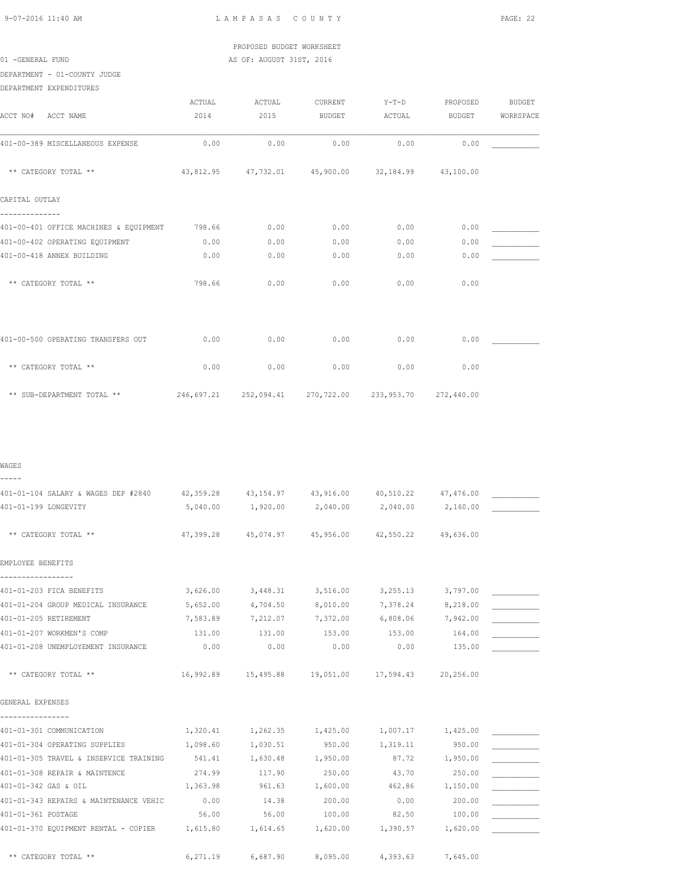PROPOSED BUDGET WORKSHEET

01 -GENERAL FUND — AS OF: AUGUST 31ST, 2016

DEPARTMENT - 01-COUNTY JUDGE

DEPARTMENT EXPENDITURES

| ACCT NO# ACCT NAME | ACTUAL 2014 | ACTUAL 2015 | CURRENT BUDGET | Y-T-D ACTUAL | PROPOSED BUDGET | BUDGET WORKSPACE |
|---|---|---|---|---|---|---|
| 401-00-389 MISCELLANEOUS EXPENSE | 0.00 | 0.00 | 0.00 | 0.00 | 0.00 | |
| ** CATEGORY TOTAL ** | 43,812.95 | 47,732.01 | 45,900.00 | 32,184.99 | 43,100.00 | |
| **CAPITAL OUTLAY** | | | | | | |
| 401-00-401 OFFICE MACHINES & EQUIPMENT | 798.66 | 0.00 | 0.00 | 0.00 | 0.00 | |
| 401-00-402 OPERATING EQUIPMENT | 0.00 | 0.00 | 0.00 | 0.00 | 0.00 | |
| 401-00-418 ANNEX BUILDING | 0.00 | 0.00 | 0.00 | 0.00 | 0.00 | |
| ** CATEGORY TOTAL ** | 798.66 | 0.00 | 0.00 | 0.00 | 0.00 | |
| 401-00-500 OPERATING TRANSFERS OUT | 0.00 | 0.00 | 0.00 | 0.00 | 0.00 | |
| ** CATEGORY TOTAL ** | 0.00 | 0.00 | 0.00 | 0.00 | 0.00 | |
| ** SUB-DEPARTMENT TOTAL ** | 246,697.21 | 252,094.41 | 270,722.00 | 233,953.70 | 272,440.00 | |
| **WAGES** | | | | | | |
| 401-01-104 SALARY & WAGES DEP #2840 | 42,359.28 | 43,154.97 | 43,916.00 | 40,510.22 | 47,476.00 | |
| 401-01-199 LONGEVITY | 5,040.00 | 1,920.00 | 2,040.00 | 2,040.00 | 2,160.00 | |
| ** CATEGORY TOTAL ** | 47,399.28 | 45,074.97 | 45,956.00 | 42,550.22 | 49,636.00 | |
| **EMPLOYEE BENEFITS** | | | | | | |
| 401-01-203 FICA BENEFITS | 3,626.00 | 3,448.31 | 3,516.00 | 3,255.13 | 3,797.00 | |
| 401-01-204 GROUP MEDICAL INSURANCE | 5,652.00 | 4,704.50 | 8,010.00 | 7,378.24 | 8,218.00 | |
| 401-01-205 RETIREMENT | 7,583.89 | 7,212.07 | 7,372.00 | 6,808.06 | 7,942.00 | |
| 401-01-207 WORKMEN'S COMP | 131.00 | 131.00 | 153.00 | 153.00 | 164.00 | |
| 401-01-208 UNEMPLOYEMENT INSURANCE | 0.00 | 0.00 | 0.00 | 0.00 | 135.00 | |
| ** CATEGORY TOTAL ** | 16,992.89 | 15,495.88 | 19,051.00 | 17,594.43 | 20,256.00 | |
| **GENERAL EXPENSES** | | | | | | |
| 401-01-301 COMMUNICATION | 1,320.41 | 1,262.35 | 1,425.00 | 1,007.17 | 1,425.00 | |
| 401-01-304 OPERATING SUPPLIES | 1,098.60 | 1,030.51 | 950.00 | 1,319.11 | 950.00 | |
| 401-01-305 TRAVEL & INSERVICE TRAINING | 541.41 | 1,630.48 | 1,950.00 | 87.72 | 1,950.00 | |
| 401-01-308 REPAIR & MAINTENCE | 274.99 | 117.90 | 250.00 | 43.70 | 250.00 | |
| 401-01-342 GAS & OIL | 1,363.98 | 961.63 | 1,600.00 | 462.86 | 1,150.00 | |
| 401-01-343 REPAIRS & MAINTENANCE VEHIC | 0.00 | 14.38 | 200.00 | 0.00 | 200.00 | |
| 401-01-361 POSTAGE | 56.00 | 56.00 | 100.00 | 82.50 | 100.00 | |
| 401-01-370 EQUIPMENT RENTAL - COPIER | 1,615.80 | 1,614.65 | 1,620.00 | 1,390.57 | 1,620.00 | |
| ** CATEGORY TOTAL ** | 6,271.19 | 6,687.90 | 8,095.00 | 4,393.63 | 7,645.00 | |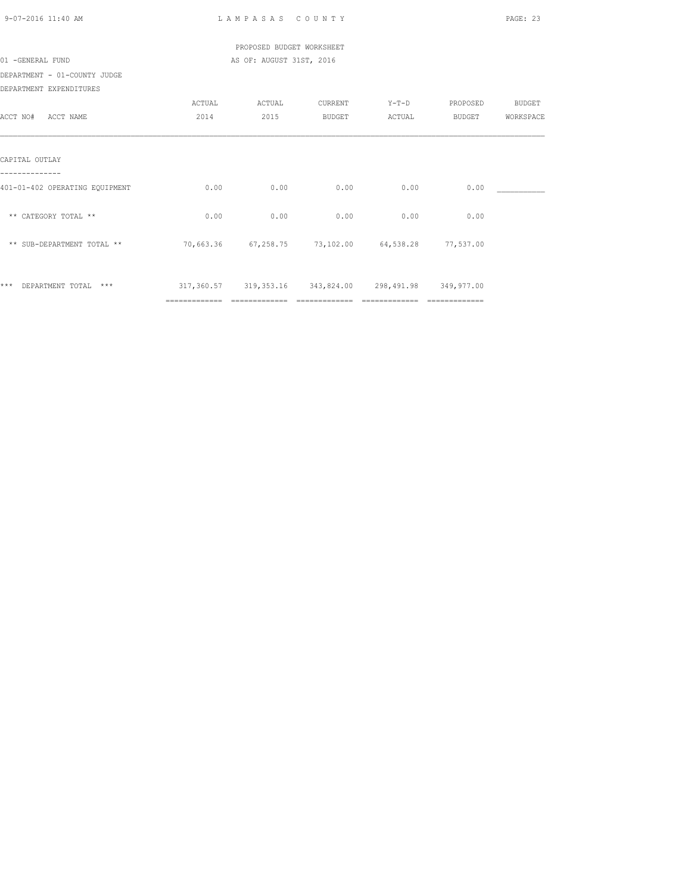PROPOSED BUDGET WORKSHEET

01 -GENERAL FUND AS OF: AUGUST 31ST, 2016

DEPARTMENT - 01-COUNTY JUDGE

DEPARTMENT EXPENDITURES

| ACCT NO# ACCT NAME | ACTUAL 2014 | ACTUAL 2015 | CURRENT BUDGET | Y-T-D ACTUAL | PROPOSED BUDGET | BUDGET WORKSPACE |
|---|---|---|---|---|---|---|
| **CAPITAL OUTLAY** | | | | | | |
| 401-01-402 OPERATING EQUIPMENT | 0.00 | 0.00 | 0.00 | 0.00 | 0.00 | ___________ |
| ** CATEGORY TOTAL ** | 0.00 | 0.00 | 0.00 | 0.00 | 0.00 | |
| ** SUB-DEPARTMENT TOTAL ** | 70,663.36 | 67,258.75 | 73,102.00 | 64,538.28 | 77,537.00 | |
| *** DEPARTMENT TOTAL *** | 317,360.57 | 319,353.16 | 343,824.00 | 298,491.98 | 349,977.00 | |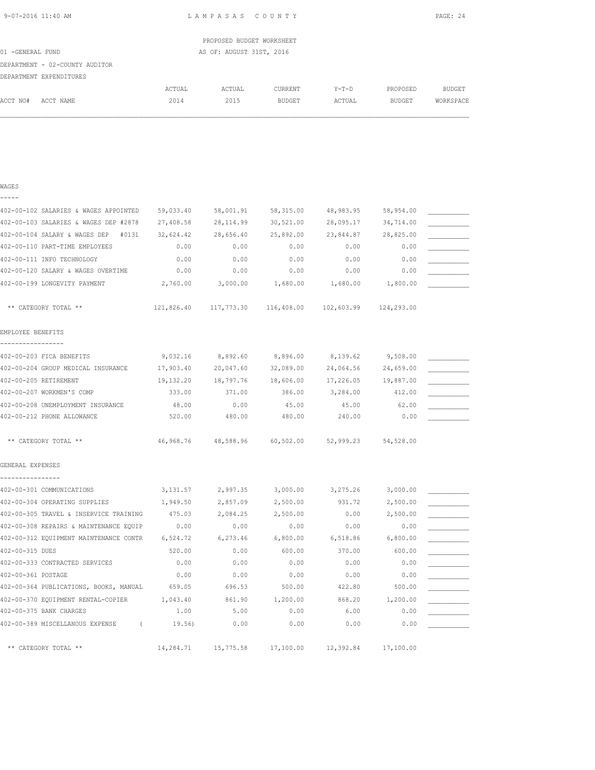PROPOSED BUDGET WORKSHEET

01 -GENERAL FUND — AS OF: AUGUST 31ST, 2016

DEPARTMENT - 02-COUNTY AUDITOR

DEPARTMENT EXPENDITURES

| ACCT NO# ACCT NAME | ACTUAL 2014 | ACTUAL 2015 | CURRENT BUDGET | Y-T-D ACTUAL | PROPOSED BUDGET | BUDGET WORKSPACE |
|---|---|---|---|---|---|---|
| **WAGES** | | | | | | |
| 402-00-102 SALARIES & WAGES APPOINTED | 59,033.40 | 58,001.91 | 58,315.00 | 48,983.95 | 58,954.00 | ___________ |
| 402-00-103 SALARIES & WAGES DEP #2878 | 27,408.58 | 28,114.99 | 30,521.00 | 28,095.17 | 34,714.00 | ___________ |
| 402-00-104 SALARY & WAGES DEP #0131 | 32,624.42 | 28,656.40 | 25,892.00 | 23,844.87 | 28,825.00 | ___________ |
| 402-00-110 PART-TIME EMPLOYEES | 0.00 | 0.00 | 0.00 | 0.00 | 0.00 | ___________ |
| 402-00-111 INFO TECHNOLOGY | 0.00 | 0.00 | 0.00 | 0.00 | 0.00 | ___________ |
| 402-00-120 SALARY & WAGES OVERTIME | 0.00 | 0.00 | 0.00 | 0.00 | 0.00 | ___________ |
| 402-00-199 LONGEVITY PAYMENT | 2,760.00 | 3,000.00 | 1,680.00 | 1,680.00 | 1,800.00 | ___________ |
| ** CATEGORY TOTAL ** | 121,826.40 | 117,773.30 | 116,408.00 | 102,603.99 | 124,293.00 | |
| **EMPLOYEE BENEFITS** | | | | | | |
| 402-00-203 FICA BENEFITS | 9,032.16 | 8,892.60 | 8,896.00 | 8,139.62 | 9,508.00 | ___________ |
| 402-00-204 GROUP MEDICAL INSURANCE | 17,903.40 | 20,047.60 | 32,089.00 | 24,064.56 | 24,659.00 | ___________ |
| 402-00-205 RETIREMENT | 19,132.20 | 18,797.76 | 18,606.00 | 17,226.05 | 19,887.00 | ___________ |
| 402-00-207 WORKMEN'S COMP | 333.00 | 371.00 | 386.00 | 3,284.00 | 412.00 | ___________ |
| 402-00-208 UNEMPLOYMENT INSURANCE | 48.00 | 0.00 | 45.00 | 45.00 | 62.00 | ___________ |
| 402-00-212 PHONE ALLOWANCE | 520.00 | 480.00 | 480.00 | 240.00 | 0.00 | ___________ |
| ** CATEGORY TOTAL ** | 46,968.76 | 48,588.96 | 60,502.00 | 52,999.23 | 54,528.00 | |
| **GENERAL EXPENSES** | | | | | | |
| 402-00-301 COMMUNICATIONS | 3,131.57 | 2,997.35 | 3,000.00 | 3,275.26 | 3,000.00 | ___________ |
| 402-00-304 OPERATING SUPPLIES | 1,949.50 | 2,857.09 | 2,500.00 | 931.72 | 2,500.00 | ___________ |
| 402-00-305 TRAVEL & INSERVICE TRAINING | 475.03 | 2,084.25 | 2,500.00 | 0.00 | 2,500.00 | ___________ |
| 402-00-308 REPAIRS & MAINTENANCE EQUIP | 0.00 | 0.00 | 0.00 | 0.00 | 0.00 | ___________ |
| 402-00-312 EQUIPMENT MAINTENANCE CONTR | 6,524.72 | 6,273.46 | 6,800.00 | 6,518.86 | 6,800.00 | ___________ |
| 402-00-315 DUES | 520.00 | 0.00 | 600.00 | 370.00 | 600.00 | ___________ |
| 402-00-333 CONTRACTED SERVICES | 0.00 | 0.00 | 0.00 | 0.00 | 0.00 | ___________ |
| 402-00-361 POSTAGE | 0.00 | 0.00 | 0.00 | 0.00 | 0.00 | ___________ |
| 402-00-364 PUBLICATIONS, BOOKS, MANUAL | 659.05 | 696.53 | 500.00 | 422.80 | 500.00 | ___________ |
| 402-00-370 EQUIPMENT RENTAL-COPIER | 1,043.40 | 861.90 | 1,200.00 | 868.20 | 1,200.00 | ___________ |
| 402-00-375 BANK CHARGES | 1.00 | 5.00 | 0.00 | 6.00 | 0.00 | ___________ |
| 402-00-389 MISCELLANOUS EXPENSE | ( 19.56) | 0.00 | 0.00 | 0.00 | 0.00 | ___________ |
| ** CATEGORY TOTAL ** | 14,284.71 | 15,775.58 | 17,100.00 | 12,392.84 | 17,100.00 | |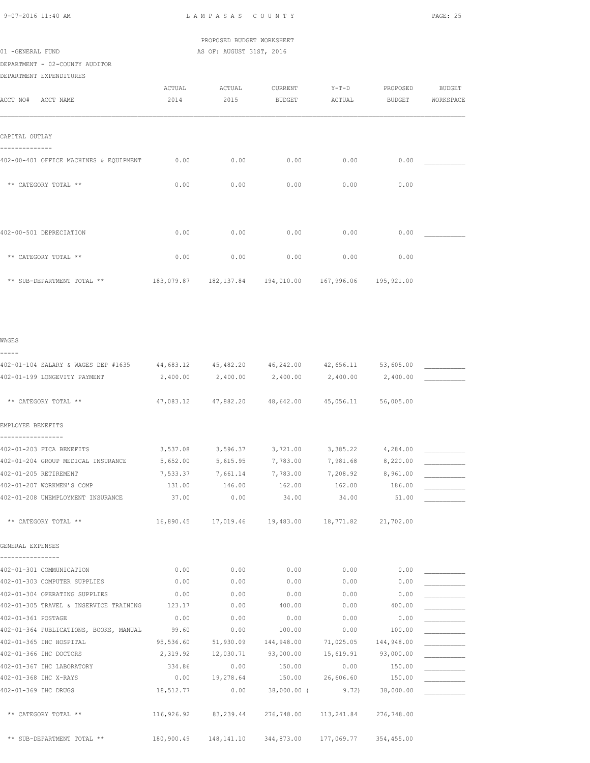PROPOSED BUDGET WORKSHEET

01 -GENERAL FUND — AS OF: AUGUST 31ST, 2016

DEPARTMENT - 02-COUNTY AUDITOR

DEPARTMENT EXPENDITURES

| ACCT NO# ACCT NAME | ACTUAL 2014 | ACTUAL 2015 | CURRENT BUDGET | Y-T-D ACTUAL | PROPOSED BUDGET | BUDGET WORKSPACE |
|---|---|---|---|---|---|---|
| **CAPITAL OUTLAY** | | | | | | |
| 402-00-401 OFFICE MACHINES & EQUIPMENT | 0.00 | 0.00 | 0.00 | 0.00 | 0.00 | ___________ |
| ** CATEGORY TOTAL ** | 0.00 | 0.00 | 0.00 | 0.00 | 0.00 | |
| 402-00-501 DEPRECIATION | 0.00 | 0.00 | 0.00 | 0.00 | 0.00 | ___________ |
| ** CATEGORY TOTAL ** | 0.00 | 0.00 | 0.00 | 0.00 | 0.00 | |
| ** SUB-DEPARTMENT TOTAL ** | 183,079.87 | 182,137.84 | 194,010.00 | 167,996.06 | 195,921.00 | |
| **WAGES** | | | | | | |
| 402-01-104 SALARY & WAGES DEP #1635 | 44,683.12 | 45,482.20 | 46,242.00 | 42,656.11 | 53,605.00 | ___________ |
| 402-01-199 LONGEVITY PAYMENT | 2,400.00 | 2,400.00 | 2,400.00 | 2,400.00 | 2,400.00 | ___________ |
| ** CATEGORY TOTAL ** | 47,083.12 | 47,882.20 | 48,642.00 | 45,056.11 | 56,005.00 | |
| **EMPLOYEE BENEFITS** | | | | | | |
| 402-01-203 FICA BENEFITS | 3,537.08 | 3,596.37 | 3,721.00 | 3,385.22 | 4,284.00 | ___________ |
| 402-01-204 GROUP MEDICAL INSURANCE | 5,652.00 | 5,615.95 | 7,783.00 | 7,981.68 | 8,220.00 | ___________ |
| 402-01-205 RETIREMENT | 7,533.37 | 7,661.14 | 7,783.00 | 7,208.92 | 8,961.00 | ___________ |
| 402-01-207 WORKMEN'S COMP | 131.00 | 146.00 | 162.00 | 162.00 | 186.00 | ___________ |
| 402-01-208 UNEMPLOYMENT INSURANCE | 37.00 | 0.00 | 34.00 | 34.00 | 51.00 | ___________ |
| ** CATEGORY TOTAL ** | 16,890.45 | 17,019.46 | 19,483.00 | 18,771.82 | 21,702.00 | |
| **GENERAL EXPENSES** | | | | | | |
| 402-01-301 COMMUNICATION | 0.00 | 0.00 | 0.00 | 0.00 | 0.00 | ___________ |
| 402-01-303 COMPUTER SUPPLIES | 0.00 | 0.00 | 0.00 | 0.00 | 0.00 | ___________ |
| 402-01-304 OPERATING SUPPLIES | 0.00 | 0.00 | 0.00 | 0.00 | 0.00 | ___________ |
| 402-01-305 TRAVEL & INSERVICE TRAINING | 123.17 | 0.00 | 400.00 | 0.00 | 400.00 | ___________ |
| 402-01-361 POSTAGE | 0.00 | 0.00 | 0.00 | 0.00 | 0.00 | ___________ |
| 402-01-364 PUBLICATIONS, BOOKS, MANUAL | 99.60 | 0.00 | 100.00 | 0.00 | 100.00 | ___________ |
| 402-01-365 IHC HOSPITAL | 95,536.60 | 51,930.09 | 144,948.00 | 71,025.05 | 144,948.00 | ___________ |
| 402-01-366 IHC DOCTORS | 2,319.92 | 12,030.71 | 93,000.00 | 15,619.91 | 93,000.00 | ___________ |
| 402-01-367 IHC LABORATORY | 334.86 | 0.00 | 150.00 | 0.00 | 150.00 | ___________ |
| 402-01-368 IHC X-RAYS | 0.00 | 19,278.64 | 150.00 | 26,606.60 | 150.00 | ___________ |
| 402-01-369 IHC DRUGS | 18,512.77 | 0.00 | 38,000.00 | ( 9.72) | 38,000.00 | ___________ |
| ** CATEGORY TOTAL ** | 116,926.92 | 83,239.44 | 276,748.00 | 113,241.84 | 276,748.00 | |
| ** SUB-DEPARTMENT TOTAL ** | 180,900.49 | 148,141.10 | 344,873.00 | 177,069.77 | 354,455.00 | |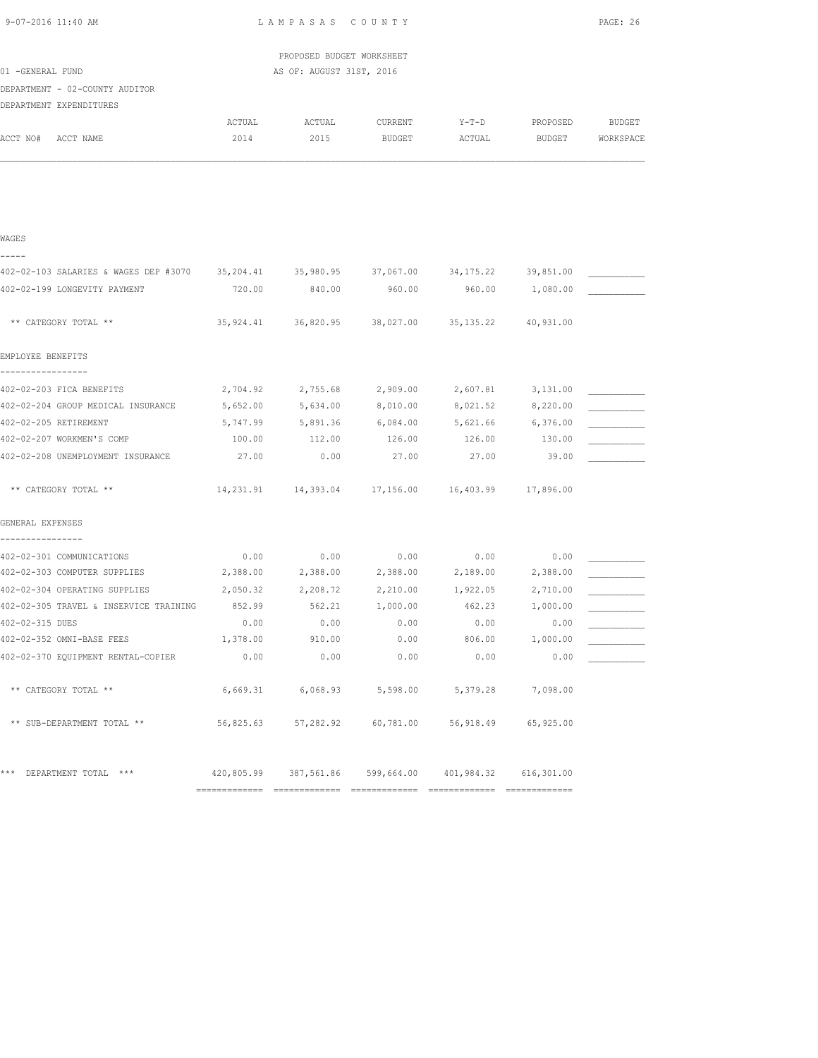LAMPASAS COUNTY

PROPOSED BUDGET WORKSHEET
AS OF: AUGUST 31ST, 2016

01 -GENERAL FUND
DEPARTMENT - 02-COUNTY AUDITOR
DEPARTMENT EXPENDITURES

| ACCT NO# ACCT NAME | ACTUAL 2014 | ACTUAL 2015 | CURRENT BUDGET | Y-T-D ACTUAL | PROPOSED BUDGET | BUDGET WORKSPACE |
|---|---|---|---|---|---|---|
| **WAGES** | | | | | | |
| 402-02-103 SALARIES & WAGES DEP #3070 | 35,204.41 | 35,980.95 | 37,067.00 | 34,175.22 | 39,851.00 | ___________ |
| 402-02-199 LONGEVITY PAYMENT | 720.00 | 840.00 | 960.00 | 960.00 | 1,080.00 | ___________ |
| ** CATEGORY TOTAL ** | 35,924.41 | 36,820.95 | 38,027.00 | 35,135.22 | 40,931.00 | |
| **EMPLOYEE BENEFITS** | | | | | | |
| 402-02-203 FICA BENEFITS | 2,704.92 | 2,755.68 | 2,909.00 | 2,607.81 | 3,131.00 | ___________ |
| 402-02-204 GROUP MEDICAL INSURANCE | 5,652.00 | 5,634.00 | 8,010.00 | 8,021.52 | 8,220.00 | ___________ |
| 402-02-205 RETIREMENT | 5,747.99 | 5,891.36 | 6,084.00 | 5,621.66 | 6,376.00 | ___________ |
| 402-02-207 WORKMEN'S COMP | 100.00 | 112.00 | 126.00 | 126.00 | 130.00 | ___________ |
| 402-02-208 UNEMPLOYMENT INSURANCE | 27.00 | 0.00 | 27.00 | 27.00 | 39.00 | ___________ |
| ** CATEGORY TOTAL ** | 14,231.91 | 14,393.04 | 17,156.00 | 16,403.99 | 17,896.00 | |
| **GENERAL EXPENSES** | | | | | | |
| 402-02-301 COMMUNICATIONS | 0.00 | 0.00 | 0.00 | 0.00 | 0.00 | ___________ |
| 402-02-303 COMPUTER SUPPLIES | 2,388.00 | 2,388.00 | 2,388.00 | 2,189.00 | 2,388.00 | ___________ |
| 402-02-304 OPERATING SUPPLIES | 2,050.32 | 2,208.72 | 2,210.00 | 1,922.05 | 2,710.00 | ___________ |
| 402-02-305 TRAVEL & INSERVICE TRAINING | 852.99 | 562.21 | 1,000.00 | 462.23 | 1,000.00 | ___________ |
| 402-02-315 DUES | 0.00 | 0.00 | 0.00 | 0.00 | 0.00 | ___________ |
| 402-02-352 OMNI-BASE FEES | 1,378.00 | 910.00 | 0.00 | 806.00 | 1,000.00 | ___________ |
| 402-02-370 EQUIPMENT RENTAL-COPIER | 0.00 | 0.00 | 0.00 | 0.00 | 0.00 | ___________ |
| ** CATEGORY TOTAL ** | 6,669.31 | 6,068.93 | 5,598.00 | 5,379.28 | 7,098.00 | |
| ** SUB-DEPARTMENT TOTAL ** | 56,825.63 | 57,282.92 | 60,781.00 | 56,918.49 | 65,925.00 | |
| *** DEPARTMENT TOTAL *** | 420,805.99 | 387,561.86 | 599,664.00 | 401,984.32 | 616,301.00 | |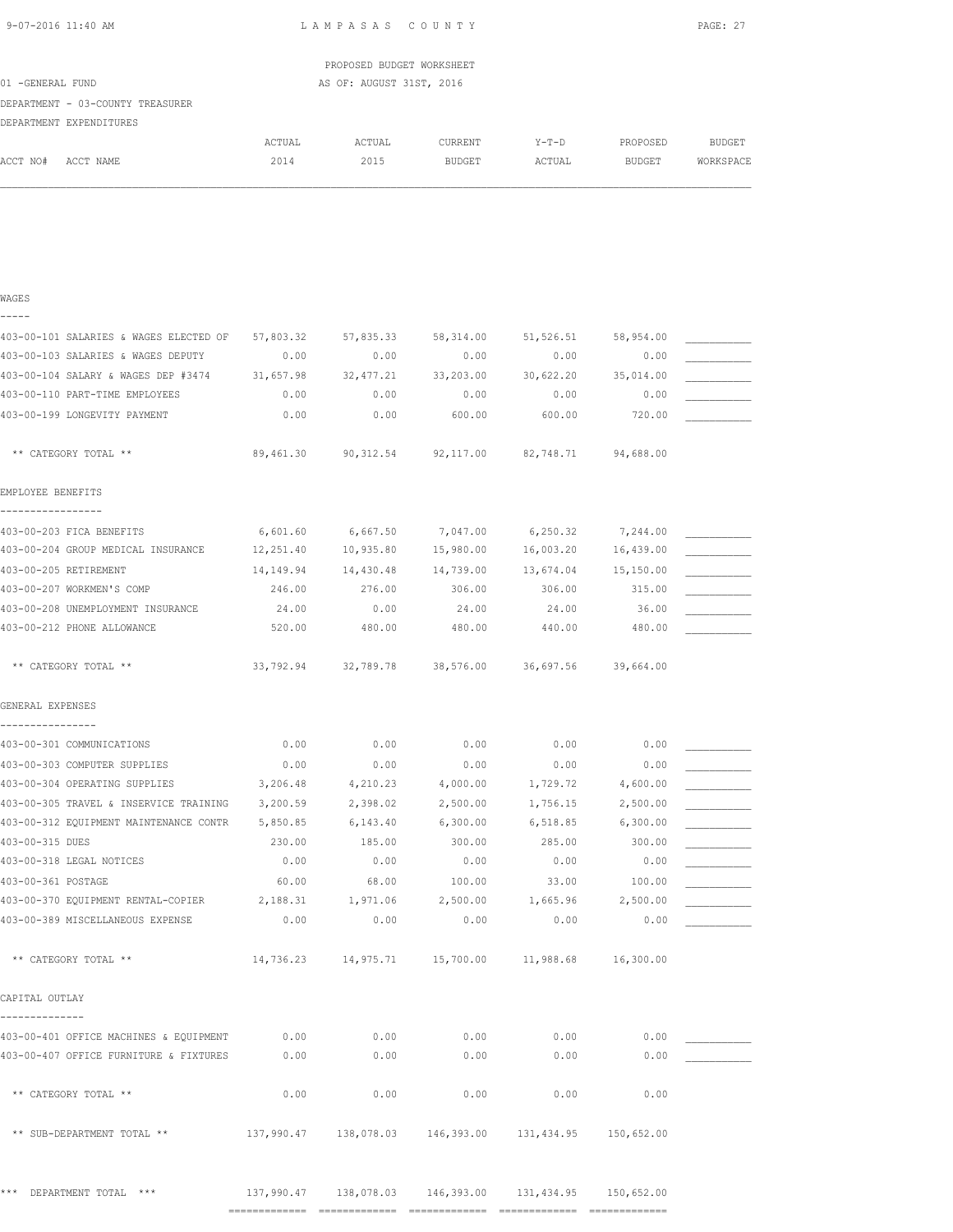LAMPASAS COUNTY

PROPOSED BUDGET WORKSHEET

01 -GENERAL FUND AS OF: AUGUST 31ST, 2016

DEPARTMENT - 03-COUNTY TREASURER

DEPARTMENT EXPENDITURES

| ACCT NO# ACCT NAME | ACTUAL 2014 | ACTUAL 2015 | CURRENT BUDGET | Y-T-D ACTUAL | PROPOSED BUDGET | BUDGET WORKSPACE |
|---|---|---|---|---|---|---|
| **WAGES** | | | | | | |
| 403-00-101 SALARIES & WAGES ELECTED OF | 57,803.32 | 57,835.33 | 58,314.00 | 51,526.51 | 58,954.00 | ___________ |
| 403-00-103 SALARIES & WAGES DEPUTY | 0.00 | 0.00 | 0.00 | 0.00 | 0.00 | ___________ |
| 403-00-104 SALARY & WAGES DEP #3474 | 31,657.98 | 32,477.21 | 33,203.00 | 30,622.20 | 35,014.00 | ___________ |
| 403-00-110 PART-TIME EMPLOYEES | 0.00 | 0.00 | 0.00 | 0.00 | 0.00 | ___________ |
| 403-00-199 LONGEVITY PAYMENT | 0.00 | 0.00 | 600.00 | 600.00 | 720.00 | ___________ |
| ** CATEGORY TOTAL ** | 89,461.30 | 90,312.54 | 92,117.00 | 82,748.71 | 94,688.00 | |
| **EMPLOYEE BENEFITS** | | | | | | |
| 403-00-203 FICA BENEFITS | 6,601.60 | 6,667.50 | 7,047.00 | 6,250.32 | 7,244.00 | ___________ |
| 403-00-204 GROUP MEDICAL INSURANCE | 12,251.40 | 10,935.80 | 15,980.00 | 16,003.20 | 16,439.00 | ___________ |
| 403-00-205 RETIREMENT | 14,149.94 | 14,430.48 | 14,739.00 | 13,674.04 | 15,150.00 | ___________ |
| 403-00-207 WORKMEN'S COMP | 246.00 | 276.00 | 306.00 | 306.00 | 315.00 | ___________ |
| 403-00-208 UNEMPLOYMENT INSURANCE | 24.00 | 0.00 | 24.00 | 24.00 | 36.00 | ___________ |
| 403-00-212 PHONE ALLOWANCE | 520.00 | 480.00 | 480.00 | 440.00 | 480.00 | ___________ |
| ** CATEGORY TOTAL ** | 33,792.94 | 32,789.78 | 38,576.00 | 36,697.56 | 39,664.00 | |
| **GENERAL EXPENSES** | | | | | | |
| 403-00-301 COMMUNICATIONS | 0.00 | 0.00 | 0.00 | 0.00 | 0.00 | ___________ |
| 403-00-303 COMPUTER SUPPLIES | 0.00 | 0.00 | 0.00 | 0.00 | 0.00 | ___________ |
| 403-00-304 OPERATING SUPPLIES | 3,206.48 | 4,210.23 | 4,000.00 | 1,729.72 | 4,600.00 | ___________ |
| 403-00-305 TRAVEL & INSERVICE TRAINING | 3,200.59 | 2,398.02 | 2,500.00 | 1,756.15 | 2,500.00 | ___________ |
| 403-00-312 EQUIPMENT MAINTENANCE CONTR | 5,850.85 | 6,143.40 | 6,300.00 | 6,518.85 | 6,300.00 | ___________ |
| 403-00-315 DUES | 230.00 | 185.00 | 300.00 | 285.00 | 300.00 | ___________ |
| 403-00-318 LEGAL NOTICES | 0.00 | 0.00 | 0.00 | 0.00 | 0.00 | ___________ |
| 403-00-361 POSTAGE | 60.00 | 68.00 | 100.00 | 33.00 | 100.00 | ___________ |
| 403-00-370 EQUIPMENT RENTAL-COPIER | 2,188.31 | 1,971.06 | 2,500.00 | 1,665.96 | 2,500.00 | ___________ |
| 403-00-389 MISCELLANEOUS EXPENSE | 0.00 | 0.00 | 0.00 | 0.00 | 0.00 | ___________ |
| ** CATEGORY TOTAL ** | 14,736.23 | 14,975.71 | 15,700.00 | 11,988.68 | 16,300.00 | |
| **CAPITAL OUTLAY** | | | | | | |
| 403-00-401 OFFICE MACHINES & EQUIPMENT | 0.00 | 0.00 | 0.00 | 0.00 | 0.00 | ___________ |
| 403-00-407 OFFICE FURNITURE & FIXTURES | 0.00 | 0.00 | 0.00 | 0.00 | 0.00 | ___________ |
| ** CATEGORY TOTAL ** | 0.00 | 0.00 | 0.00 | 0.00 | 0.00 | |
| ** SUB-DEPARTMENT TOTAL ** | 137,990.47 | 138,078.03 | 146,393.00 | 131,434.95 | 150,652.00 | |
| *** DEPARTMENT TOTAL *** | 137,990.47 | 138,078.03 | 146,393.00 | 131,434.95 | 150,652.00 | |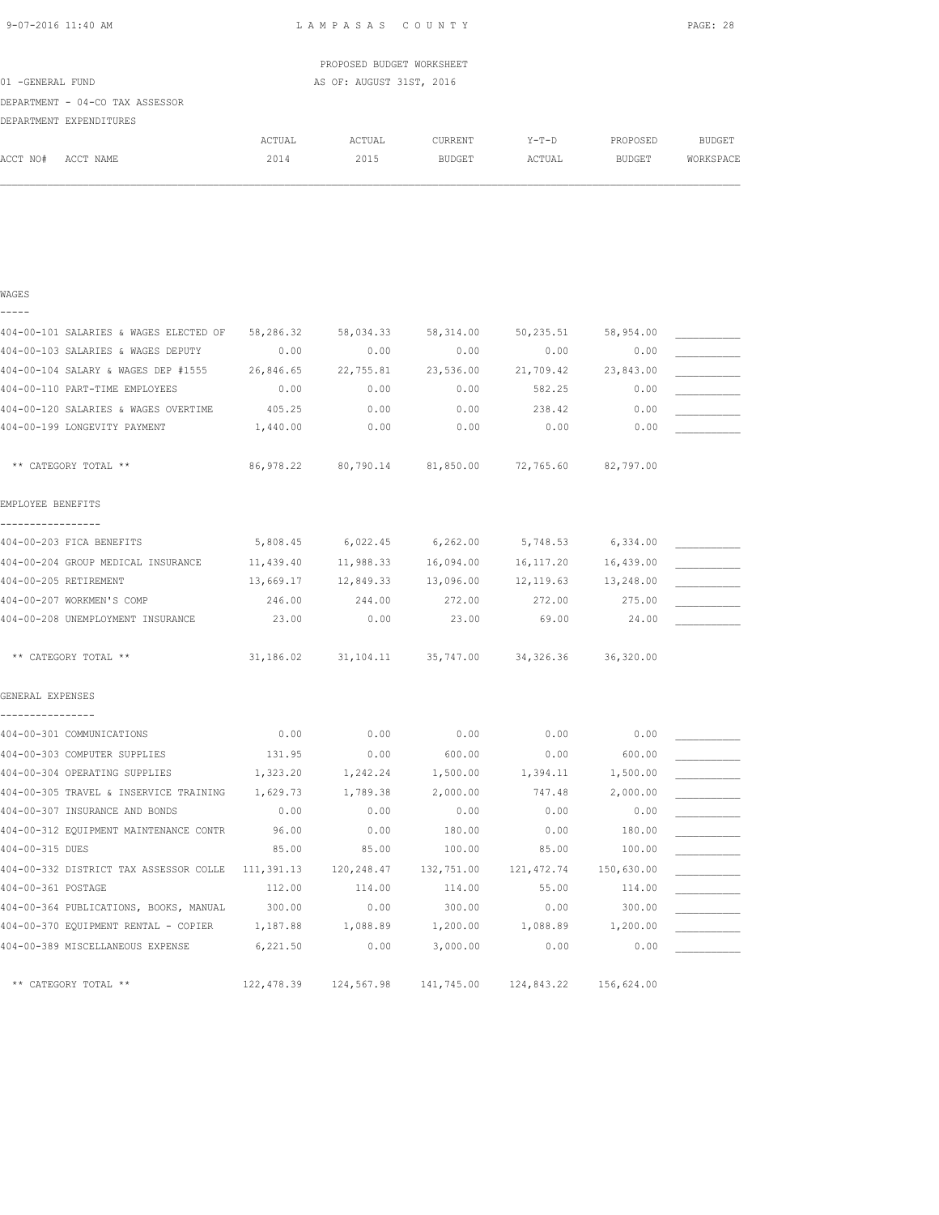LAMPASAS COUNTY

PROPOSED BUDGET WORKSHEET

01 -GENERAL FUND AS OF: AUGUST 31ST, 2016

DEPARTMENT - 04-CO TAX ASSESSOR

DEPARTMENT EXPENDITURES

| ACCT NO# ACCT NAME | ACTUAL 2014 | ACTUAL 2015 | CURRENT BUDGET | Y-T-D ACTUAL | PROPOSED BUDGET | BUDGET WORKSPACE |
|---|---|---|---|---|---|---|
| **WAGES** | | | | | | |
| 404-00-101 SALARIES & WAGES ELECTED OF | 58,286.32 | 58,034.33 | 58,314.00 | 50,235.51 | 58,954.00 | ___________ |
| 404-00-103 SALARIES & WAGES DEPUTY | 0.00 | 0.00 | 0.00 | 0.00 | 0.00 | ___________ |
| 404-00-104 SALARY & WAGES DEP #1555 | 26,846.65 | 22,755.81 | 23,536.00 | 21,709.42 | 23,843.00 | ___________ |
| 404-00-110 PART-TIME EMPLOYEES | 0.00 | 0.00 | 0.00 | 582.25 | 0.00 | ___________ |
| 404-00-120 SALARIES & WAGES OVERTIME | 405.25 | 0.00 | 0.00 | 238.42 | 0.00 | ___________ |
| 404-00-199 LONGEVITY PAYMENT | 1,440.00 | 0.00 | 0.00 | 0.00 | 0.00 | ___________ |
| ** CATEGORY TOTAL ** | 86,978.22 | 80,790.14 | 81,850.00 | 72,765.60 | 82,797.00 | |
| **EMPLOYEE BENEFITS** | | | | | | |
| 404-00-203 FICA BENEFITS | 5,808.45 | 6,022.45 | 6,262.00 | 5,748.53 | 6,334.00 | ___________ |
| 404-00-204 GROUP MEDICAL INSURANCE | 11,439.40 | 11,988.33 | 16,094.00 | 16,117.20 | 16,439.00 | ___________ |
| 404-00-205 RETIREMENT | 13,669.17 | 12,849.33 | 13,096.00 | 12,119.63 | 13,248.00 | ___________ |
| 404-00-207 WORKMEN'S COMP | 246.00 | 244.00 | 272.00 | 272.00 | 275.00 | ___________ |
| 404-00-208 UNEMPLOYMENT INSURANCE | 23.00 | 0.00 | 23.00 | 69.00 | 24.00 | ___________ |
| ** CATEGORY TOTAL ** | 31,186.02 | 31,104.11 | 35,747.00 | 34,326.36 | 36,320.00 | |
| **GENERAL EXPENSES** | | | | | | |
| 404-00-301 COMMUNICATIONS | 0.00 | 0.00 | 0.00 | 0.00 | 0.00 | ___________ |
| 404-00-303 COMPUTER SUPPLIES | 131.95 | 0.00 | 600.00 | 0.00 | 600.00 | ___________ |
| 404-00-304 OPERATING SUPPLIES | 1,323.20 | 1,242.24 | 1,500.00 | 1,394.11 | 1,500.00 | ___________ |
| 404-00-305 TRAVEL & INSERVICE TRAINING | 1,629.73 | 1,789.38 | 2,000.00 | 747.48 | 2,000.00 | ___________ |
| 404-00-307 INSURANCE AND BONDS | 0.00 | 0.00 | 0.00 | 0.00 | 0.00 | ___________ |
| 404-00-312 EQUIPMENT MAINTENANCE CONTR | 96.00 | 0.00 | 180.00 | 0.00 | 180.00 | ___________ |
| 404-00-315 DUES | 85.00 | 85.00 | 100.00 | 85.00 | 100.00 | ___________ |
| 404-00-332 DISTRICT TAX ASSESSOR COLLE | 111,391.13 | 120,248.47 | 132,751.00 | 121,472.74 | 150,630.00 | ___________ |
| 404-00-361 POSTAGE | 112.00 | 114.00 | 114.00 | 55.00 | 114.00 | ___________ |
| 404-00-364 PUBLICATIONS, BOOKS, MANUAL | 300.00 | 0.00 | 300.00 | 0.00 | 300.00 | ___________ |
| 404-00-370 EQUIPMENT RENTAL - COPIER | 1,187.88 | 1,088.89 | 1,200.00 | 1,088.89 | 1,200.00 | ___________ |
| 404-00-389 MISCELLANEOUS EXPENSE | 6,221.50 | 0.00 | 3,000.00 | 0.00 | 0.00 | ___________ |
| ** CATEGORY TOTAL ** | 122,478.39 | 124,567.98 | 141,745.00 | 124,843.22 | 156,624.00 | |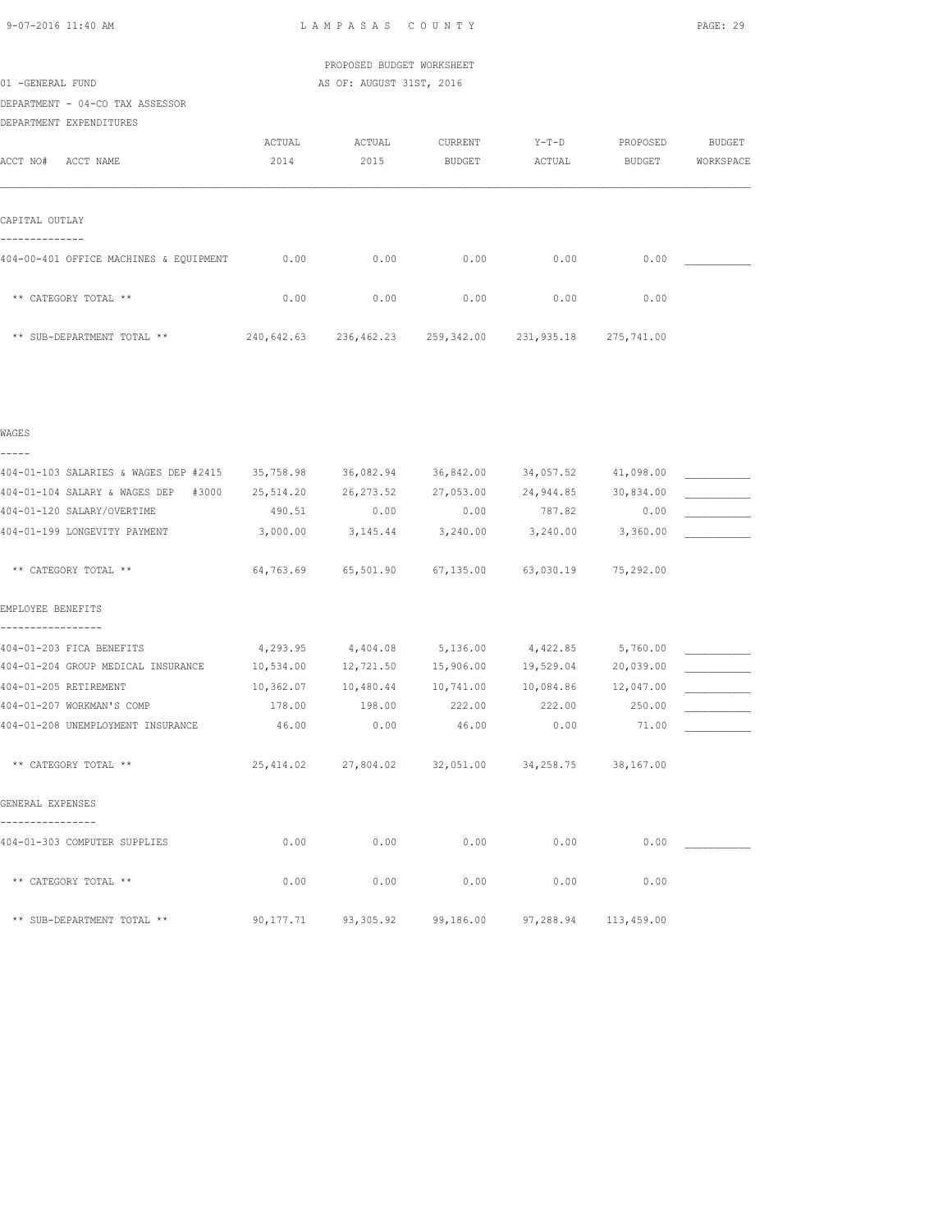LAMPASAS COUNTY

PROPOSED BUDGET WORKSHEET

01 -GENERAL FUND — AS OF: AUGUST 31ST, 2016

DEPARTMENT - 04-CO TAX ASSESSOR

DEPARTMENT EXPENDITURES

| ACCT NO# ACCT NAME | ACTUAL 2014 | ACTUAL 2015 | CURRENT BUDGET | Y-T-D ACTUAL | PROPOSED BUDGET | BUDGET WORKSPACE |
|---|---|---|---|---|---|---|
| **CAPITAL OUTLAY** | | | | | | |
| 404-00-401 OFFICE MACHINES & EQUIPMENT | 0.00 | 0.00 | 0.00 | 0.00 | 0.00 | ___________ |
| ** CATEGORY TOTAL ** | 0.00 | 0.00 | 0.00 | 0.00 | 0.00 | |
| ** SUB-DEPARTMENT TOTAL ** | 240,642.63 | 236,462.23 | 259,342.00 | 231,935.18 | 275,741.00 | |
| **WAGES** | | | | | | |
| 404-01-103 SALARIES & WAGES DEP #2415 | 35,758.98 | 36,082.94 | 36,842.00 | 34,057.52 | 41,098.00 | ___________ |
| 404-01-104 SALARY & WAGES DEP #3000 | 25,514.20 | 26,273.52 | 27,053.00 | 24,944.85 | 30,834.00 | ___________ |
| 404-01-120 SALARY/OVERTIME | 490.51 | 0.00 | 0.00 | 787.82 | 0.00 | ___________ |
| 404-01-199 LONGEVITY PAYMENT | 3,000.00 | 3,145.44 | 3,240.00 | 3,240.00 | 3,360.00 | ___________ |
| ** CATEGORY TOTAL ** | 64,763.69 | 65,501.90 | 67,135.00 | 63,030.19 | 75,292.00 | |
| **EMPLOYEE BENEFITS** | | | | | | |
| 404-01-203 FICA BENEFITS | 4,293.95 | 4,404.08 | 5,136.00 | 4,422.85 | 5,760.00 | ___________ |
| 404-01-204 GROUP MEDICAL INSURANCE | 10,534.00 | 12,721.50 | 15,906.00 | 19,529.04 | 20,039.00 | ___________ |
| 404-01-205 RETIREMENT | 10,362.07 | 10,480.44 | 10,741.00 | 10,084.86 | 12,047.00 | ___________ |
| 404-01-207 WORKMAN'S COMP | 178.00 | 198.00 | 222.00 | 222.00 | 250.00 | ___________ |
| 404-01-208 UNEMPLOYMENT INSURANCE | 46.00 | 0.00 | 46.00 | 0.00 | 71.00 | ___________ |
| ** CATEGORY TOTAL ** | 25,414.02 | 27,804.02 | 32,051.00 | 34,258.75 | 38,167.00 | |
| **GENERAL EXPENSES** | | | | | | |
| 404-01-303 COMPUTER SUPPLIES | 0.00 | 0.00 | 0.00 | 0.00 | 0.00 | ___________ |
| ** CATEGORY TOTAL ** | 0.00 | 0.00 | 0.00 | 0.00 | 0.00 | |
| ** SUB-DEPARTMENT TOTAL ** | 90,177.71 | 93,305.92 | 99,186.00 | 97,288.94 | 113,459.00 | |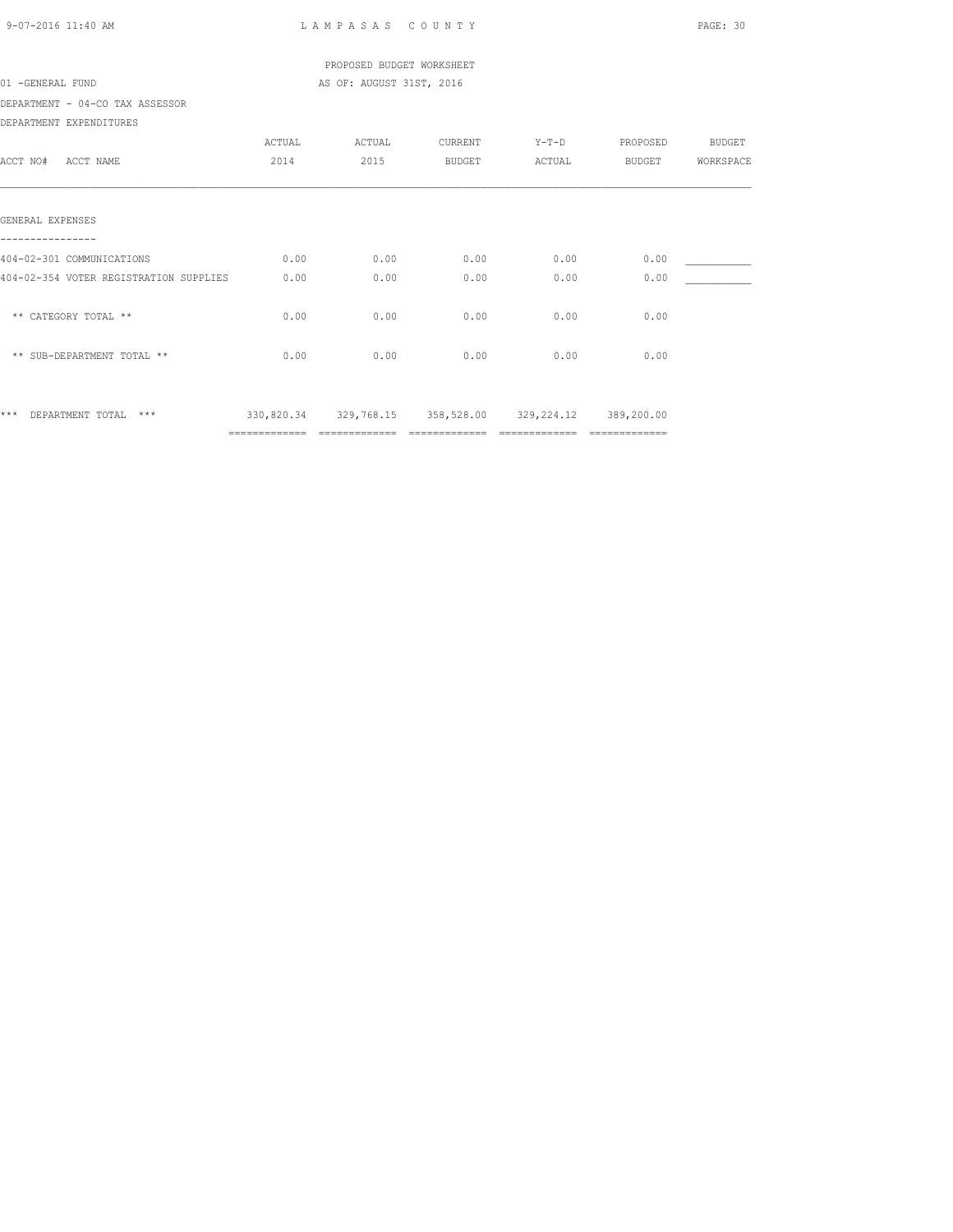PROPOSED BUDGET WORKSHEET

01 -GENERAL FUND AS OF: AUGUST 31ST, 2016

DEPARTMENT - 04-CO TAX ASSESSOR

DEPARTMENT EXPENDITURES

| ACCT NO# ACCT NAME | ACTUAL 2014 | ACTUAL 2015 | CURRENT BUDGET | Y-T-D ACTUAL | PROPOSED BUDGET | BUDGET WORKSPACE |
|---|---|---|---|---|---|---|
| **GENERAL EXPENSES** | | | | | | |
| 404-02-301 COMMUNICATIONS | 0.00 | 0.00 | 0.00 | 0.00 | 0.00 | ___________ |
| 404-02-354 VOTER REGISTRATION SUPPLIES | 0.00 | 0.00 | 0.00 | 0.00 | 0.00 | ___________ |
| ** CATEGORY TOTAL ** | 0.00 | 0.00 | 0.00 | 0.00 | 0.00 | |
| ** SUB-DEPARTMENT TOTAL ** | 0.00 | 0.00 | 0.00 | 0.00 | 0.00 | |
| *** DEPARTMENT TOTAL *** | 330,820.34 | 329,768.15 | 358,528.00 | 329,224.12 | 389,200.00 | |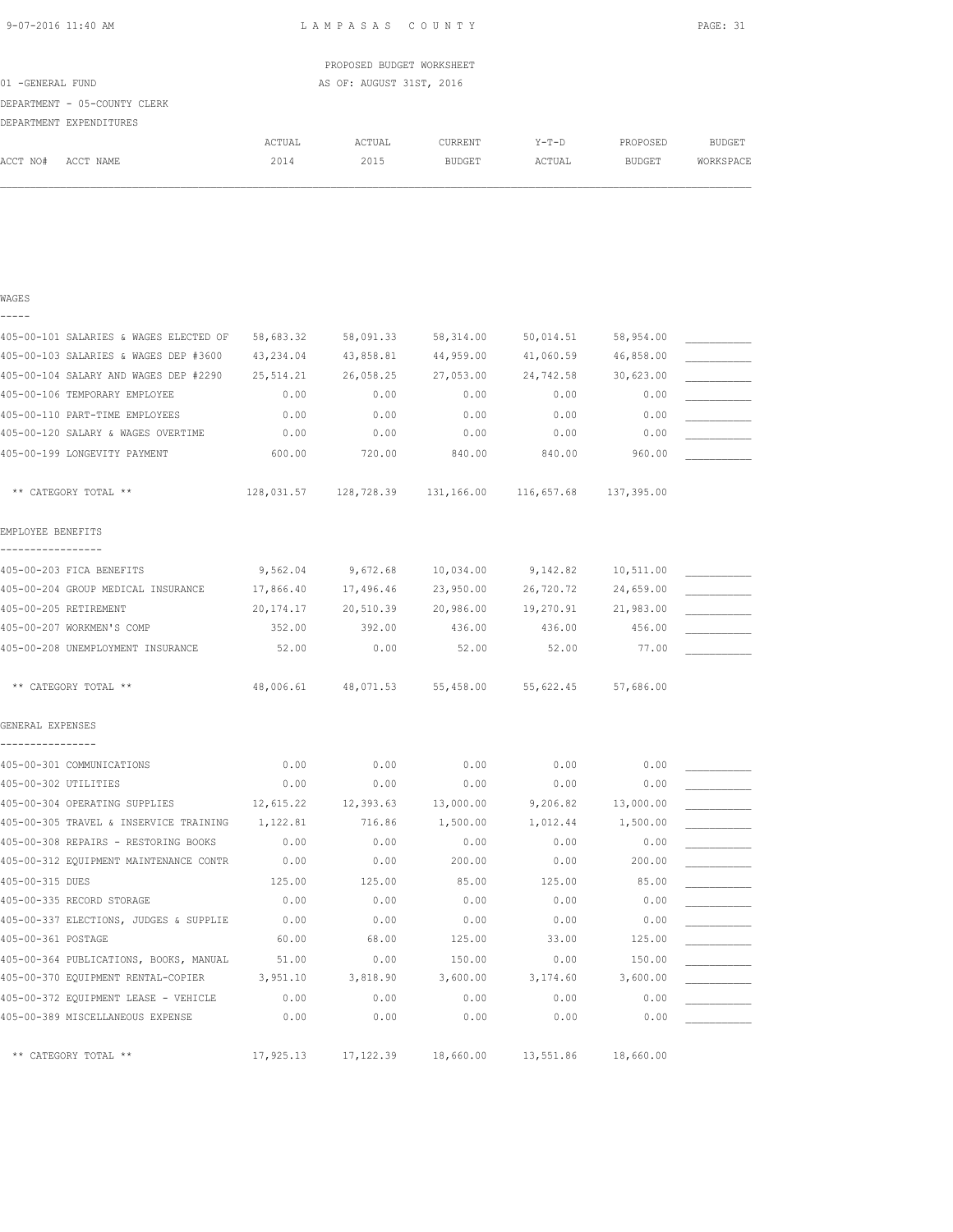LAMPASAS COUNTY

PROPOSED BUDGET WORKSHEET

01 -GENERAL FUND AS OF: AUGUST 31ST, 2016

DEPARTMENT - 05-COUNTY CLERK

DEPARTMENT EXPENDITURES

| ACCT NO# ACCT NAME | ACTUAL 2014 | ACTUAL 2015 | CURRENT BUDGET | Y-T-D ACTUAL | PROPOSED BUDGET | BUDGET WORKSPACE |
|---|---|---|---|---|---|---|
| **WAGES** | | | | | | |
| 405-00-101 SALARIES & WAGES ELECTED OF | 58,683.32 | 58,091.33 | 58,314.00 | 50,014.51 | 58,954.00 | ___________ |
| 405-00-103 SALARIES & WAGES DEP #3600 | 43,234.04 | 43,858.81 | 44,959.00 | 41,060.59 | 46,858.00 | ___________ |
| 405-00-104 SALARY AND WAGES DEP #2290 | 25,514.21 | 26,058.25 | 27,053.00 | 24,742.58 | 30,623.00 | ___________ |
| 405-00-106 TEMPORARY EMPLOYEE | 0.00 | 0.00 | 0.00 | 0.00 | 0.00 | ___________ |
| 405-00-110 PART-TIME EMPLOYEES | 0.00 | 0.00 | 0.00 | 0.00 | 0.00 | ___________ |
| 405-00-120 SALARY & WAGES OVERTIME | 0.00 | 0.00 | 0.00 | 0.00 | 0.00 | ___________ |
| 405-00-199 LONGEVITY PAYMENT | 600.00 | 720.00 | 840.00 | 840.00 | 960.00 | ___________ |
| ** CATEGORY TOTAL ** | 128,031.57 | 128,728.39 | 131,166.00 | 116,657.68 | 137,395.00 | |
| **EMPLOYEE BENEFITS** | | | | | | |
| 405-00-203 FICA BENEFITS | 9,562.04 | 9,672.68 | 10,034.00 | 9,142.82 | 10,511.00 | ___________ |
| 405-00-204 GROUP MEDICAL INSURANCE | 17,866.40 | 17,496.46 | 23,950.00 | 26,720.72 | 24,659.00 | ___________ |
| 405-00-205 RETIREMENT | 20,174.17 | 20,510.39 | 20,986.00 | 19,270.91 | 21,983.00 | ___________ |
| 405-00-207 WORKMEN'S COMP | 352.00 | 392.00 | 436.00 | 436.00 | 456.00 | ___________ |
| 405-00-208 UNEMPLOYMENT INSURANCE | 52.00 | 0.00 | 52.00 | 52.00 | 77.00 | ___________ |
| ** CATEGORY TOTAL ** | 48,006.61 | 48,071.53 | 55,458.00 | 55,622.45 | 57,686.00 | |
| **GENERAL EXPENSES** | | | | | | |
| 405-00-301 COMMUNICATIONS | 0.00 | 0.00 | 0.00 | 0.00 | 0.00 | ___________ |
| 405-00-302 UTILITIES | 0.00 | 0.00 | 0.00 | 0.00 | 0.00 | ___________ |
| 405-00-304 OPERATING SUPPLIES | 12,615.22 | 12,393.63 | 13,000.00 | 9,206.82 | 13,000.00 | ___________ |
| 405-00-305 TRAVEL & INSERVICE TRAINING | 1,122.81 | 716.86 | 1,500.00 | 1,012.44 | 1,500.00 | ___________ |
| 405-00-308 REPAIRS - RESTORING BOOKS | 0.00 | 0.00 | 0.00 | 0.00 | 0.00 | ___________ |
| 405-00-312 EQUIPMENT MAINTENANCE CONTR | 0.00 | 0.00 | 200.00 | 0.00 | 200.00 | ___________ |
| 405-00-315 DUES | 125.00 | 125.00 | 85.00 | 125.00 | 85.00 | ___________ |
| 405-00-335 RECORD STORAGE | 0.00 | 0.00 | 0.00 | 0.00 | 0.00 | ___________ |
| 405-00-337 ELECTIONS, JUDGES & SUPPLIE | 0.00 | 0.00 | 0.00 | 0.00 | 0.00 | ___________ |
| 405-00-361 POSTAGE | 60.00 | 68.00 | 125.00 | 33.00 | 125.00 | ___________ |
| 405-00-364 PUBLICATIONS, BOOKS, MANUAL | 51.00 | 0.00 | 150.00 | 0.00 | 150.00 | ___________ |
| 405-00-370 EQUIPMENT RENTAL-COPIER | 3,951.10 | 3,818.90 | 3,600.00 | 3,174.60 | 3,600.00 | ___________ |
| 405-00-372 EQUIPMENT LEASE - VEHICLE | 0.00 | 0.00 | 0.00 | 0.00 | 0.00 | ___________ |
| 405-00-389 MISCELLANEOUS EXPENSE | 0.00 | 0.00 | 0.00 | 0.00 | 0.00 | ___________ |
| ** CATEGORY TOTAL ** | 17,925.13 | 17,122.39 | 18,660.00 | 13,551.86 | 18,660.00 | |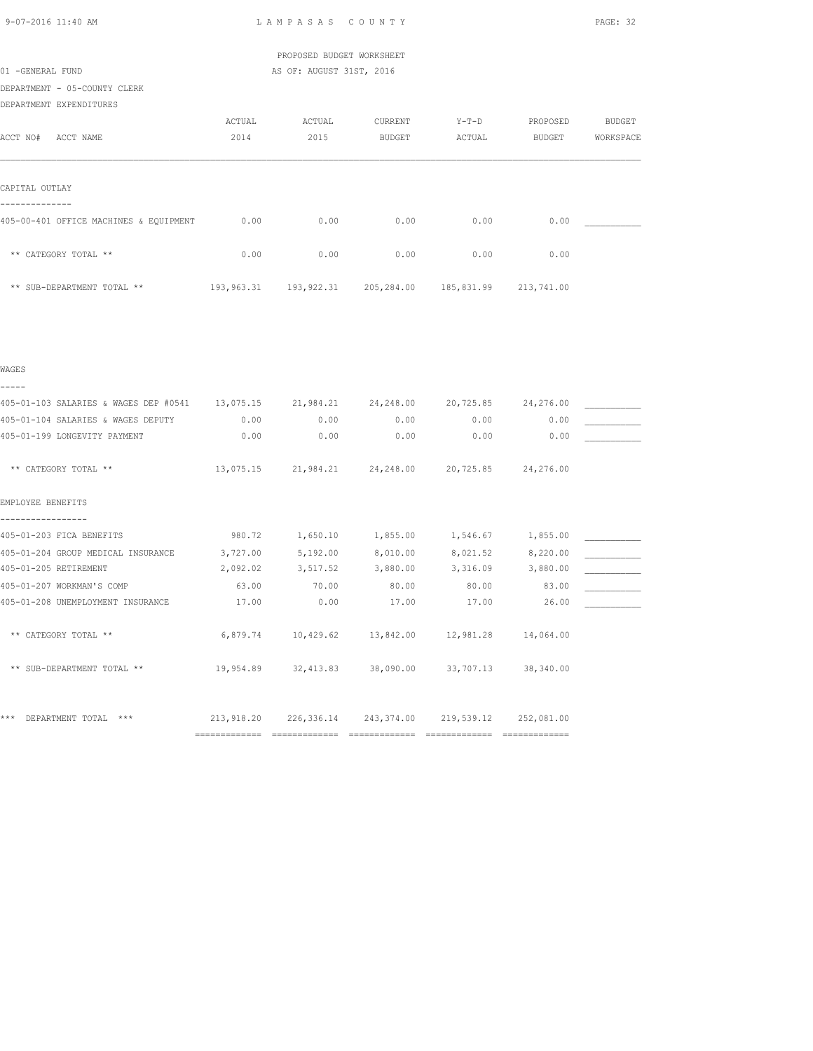LAMPASAS COUNTY

PROPOSED BUDGET WORKSHEET

AS OF: AUGUST 31ST, 2016

01 -GENERAL FUND

DEPARTMENT - 05-COUNTY CLERK

DEPARTMENT EXPENDITURES

| ACCT NO# ACCT NAME | ACTUAL 2014 | ACTUAL 2015 | CURRENT BUDGET | Y-T-D ACTUAL | PROPOSED BUDGET | BUDGET WORKSPACE |
|---|---|---|---|---|---|---|
| **CAPITAL OUTLAY** | | | | | | |
| 405-00-401 OFFICE MACHINES & EQUIPMENT | 0.00 | 0.00 | 0.00 | 0.00 | 0.00 | ___________ |
| ** CATEGORY TOTAL ** | 0.00 | 0.00 | 0.00 | 0.00 | 0.00 | |
| ** SUB-DEPARTMENT TOTAL ** | 193,963.31 | 193,922.31 | 205,284.00 | 185,831.99 | 213,741.00 | |
| **WAGES** | | | | | | |
| 405-01-103 SALARIES & WAGES DEP #0541 | 13,075.15 | 21,984.21 | 24,248.00 | 20,725.85 | 24,276.00 | ___________ |
| 405-01-104 SALARIES & WAGES DEPUTY | 0.00 | 0.00 | 0.00 | 0.00 | 0.00 | ___________ |
| 405-01-199 LONGEVITY PAYMENT | 0.00 | 0.00 | 0.00 | 0.00 | 0.00 | ___________ |
| ** CATEGORY TOTAL ** | 13,075.15 | 21,984.21 | 24,248.00 | 20,725.85 | 24,276.00 | |
| **EMPLOYEE BENEFITS** | | | | | | |
| 405-01-203 FICA BENEFITS | 980.72 | 1,650.10 | 1,855.00 | 1,546.67 | 1,855.00 | ___________ |
| 405-01-204 GROUP MEDICAL INSURANCE | 3,727.00 | 5,192.00 | 8,010.00 | 8,021.52 | 8,220.00 | ___________ |
| 405-01-205 RETIREMENT | 2,092.02 | 3,517.52 | 3,880.00 | 3,316.09 | 3,880.00 | ___________ |
| 405-01-207 WORKMAN'S COMP | 63.00 | 70.00 | 80.00 | 80.00 | 83.00 | ___________ |
| 405-01-208 UNEMPLOYMENT INSURANCE | 17.00 | 0.00 | 17.00 | 17.00 | 26.00 | ___________ |
| ** CATEGORY TOTAL ** | 6,879.74 | 10,429.62 | 13,842.00 | 12,981.28 | 14,064.00 | |
| ** SUB-DEPARTMENT TOTAL ** | 19,954.89 | 32,413.83 | 38,090.00 | 33,707.13 | 38,340.00 | |
| *** DEPARTMENT TOTAL *** | 213,918.20 | 226,336.14 | 243,374.00 | 219,539.12 | 252,081.00 | |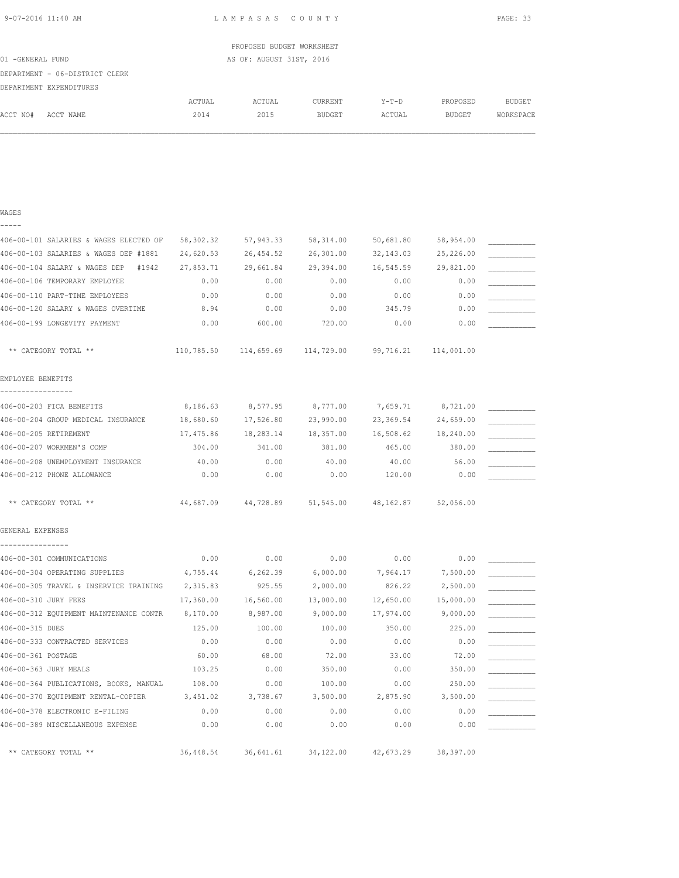LAMPASAS COUNTY

PROPOSED BUDGET WORKSHEET

01 -GENERAL FUND — AS OF: AUGUST 31ST, 2016

DEPARTMENT - 06-DISTRICT CLERK

DEPARTMENT EXPENDITURES

| ACCT NO# ACCT NAME | ACTUAL 2014 | ACTUAL 2015 | CURRENT BUDGET | Y-T-D ACTUAL | PROPOSED BUDGET | BUDGET WORKSPACE |
|---|---|---|---|---|---|---|
| **WAGES** | | | | | | |
| 406-00-101 SALARIES & WAGES ELECTED OF | 58,302.32 | 57,943.33 | 58,314.00 | 50,681.80 | 58,954.00 | ___________ |
| 406-00-103 SALARIES & WAGES DEP #1881 | 24,620.53 | 26,454.52 | 26,301.00 | 32,143.03 | 25,226.00 | ___________ |
| 406-00-104 SALARY & WAGES DEP #1942 | 27,853.71 | 29,661.84 | 29,394.00 | 16,545.59 | 29,821.00 | ___________ |
| 406-00-106 TEMPORARY EMPLOYEE | 0.00 | 0.00 | 0.00 | 0.00 | 0.00 | ___________ |
| 406-00-110 PART-TIME EMPLOYEES | 0.00 | 0.00 | 0.00 | 0.00 | 0.00 | ___________ |
| 406-00-120 SALARY & WAGES OVERTIME | 8.94 | 0.00 | 0.00 | 345.79 | 0.00 | ___________ |
| 406-00-199 LONGEVITY PAYMENT | 0.00 | 600.00 | 720.00 | 0.00 | 0.00 | ___________ |
| ** CATEGORY TOTAL ** | 110,785.50 | 114,659.69 | 114,729.00 | 99,716.21 | 114,001.00 | |
| **EMPLOYEE BENEFITS** | | | | | | |
| 406-00-203 FICA BENEFITS | 8,186.63 | 8,577.95 | 8,777.00 | 7,659.71 | 8,721.00 | ___________ |
| 406-00-204 GROUP MEDICAL INSURANCE | 18,680.60 | 17,526.80 | 23,990.00 | 23,369.54 | 24,659.00 | ___________ |
| 406-00-205 RETIREMENT | 17,475.86 | 18,283.14 | 18,357.00 | 16,508.62 | 18,240.00 | ___________ |
| 406-00-207 WORKMEN'S COMP | 304.00 | 341.00 | 381.00 | 465.00 | 380.00 | ___________ |
| 406-00-208 UNEMPLOYMENT INSURANCE | 40.00 | 0.00 | 40.00 | 40.00 | 56.00 | ___________ |
| 406-00-212 PHONE ALLOWANCE | 0.00 | 0.00 | 0.00 | 120.00 | 0.00 | ___________ |
| ** CATEGORY TOTAL ** | 44,687.09 | 44,728.89 | 51,545.00 | 48,162.87 | 52,056.00 | |
| **GENERAL EXPENSES** | | | | | | |
| 406-00-301 COMMUNICATIONS | 0.00 | 0.00 | 0.00 | 0.00 | 0.00 | ___________ |
| 406-00-304 OPERATING SUPPLIES | 4,755.44 | 6,262.39 | 6,000.00 | 7,964.17 | 7,500.00 | ___________ |
| 406-00-305 TRAVEL & INSERVICE TRAINING | 2,315.83 | 925.55 | 2,000.00 | 826.22 | 2,500.00 | ___________ |
| 406-00-310 JURY FEES | 17,360.00 | 16,560.00 | 13,000.00 | 12,650.00 | 15,000.00 | ___________ |
| 406-00-312 EQUIPMENT MAINTENANCE CONTR | 8,170.00 | 8,987.00 | 9,000.00 | 17,974.00 | 9,000.00 | ___________ |
| 406-00-315 DUES | 125.00 | 100.00 | 100.00 | 350.00 | 225.00 | ___________ |
| 406-00-333 CONTRACTED SERVICES | 0.00 | 0.00 | 0.00 | 0.00 | 0.00 | ___________ |
| 406-00-361 POSTAGE | 60.00 | 68.00 | 72.00 | 33.00 | 72.00 | ___________ |
| 406-00-363 JURY MEALS | 103.25 | 0.00 | 350.00 | 0.00 | 350.00 | ___________ |
| 406-00-364 PUBLICATIONS, BOOKS, MANUAL | 108.00 | 0.00 | 100.00 | 0.00 | 250.00 | ___________ |
| 406-00-370 EQUIPMENT RENTAL-COPIER | 3,451.02 | 3,738.67 | 3,500.00 | 2,875.90 | 3,500.00 | ___________ |
| 406-00-378 ELECTRONIC E-FILING | 0.00 | 0.00 | 0.00 | 0.00 | 0.00 | ___________ |
| 406-00-389 MISCELLANEOUS EXPENSE | 0.00 | 0.00 | 0.00 | 0.00 | 0.00 | ___________ |
| ** CATEGORY TOTAL ** | 36,448.54 | 36,641.61 | 34,122.00 | 42,673.29 | 38,397.00 | |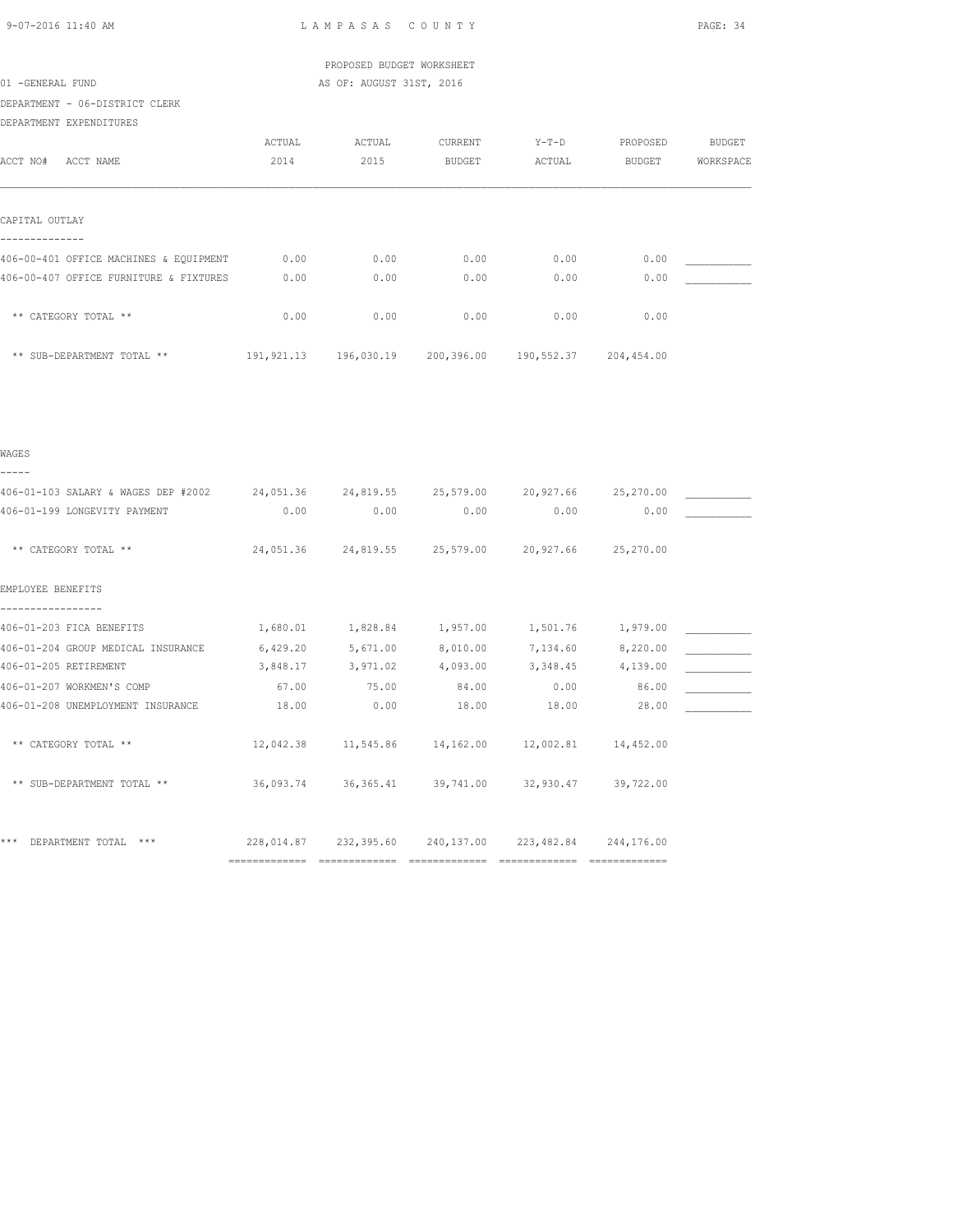PROPOSED BUDGET WORKSHEET

01 -GENERAL FUND — AS OF: AUGUST 31ST, 2016

DEPARTMENT - 06-DISTRICT CLERK

DEPARTMENT EXPENDITURES

| ACCT NO# ACCT NAME | ACTUAL 2014 | ACTUAL 2015 | CURRENT BUDGET | Y-T-D ACTUAL | PROPOSED BUDGET | BUDGET WORKSPACE |
|---|---|---|---|---|---|---|
| **CAPITAL OUTLAY** | | | | | | |
| 406-00-401 OFFICE MACHINES & EQUIPMENT | 0.00 | 0.00 | 0.00 | 0.00 | 0.00 | ___________ |
| 406-00-407 OFFICE FURNITURE & FIXTURES | 0.00 | 0.00 | 0.00 | 0.00 | 0.00 | ___________ |
| ** CATEGORY TOTAL ** | 0.00 | 0.00 | 0.00 | 0.00 | 0.00 | |
| ** SUB-DEPARTMENT TOTAL ** | 191,921.13 | 196,030.19 | 200,396.00 | 190,552.37 | 204,454.00 | |
| **WAGES** | | | | | | |
| 406-01-103 SALARY & WAGES DEP #2002 | 24,051.36 | 24,819.55 | 25,579.00 | 20,927.66 | 25,270.00 | ___________ |
| 406-01-199 LONGEVITY PAYMENT | 0.00 | 0.00 | 0.00 | 0.00 | 0.00 | ___________ |
| ** CATEGORY TOTAL ** | 24,051.36 | 24,819.55 | 25,579.00 | 20,927.66 | 25,270.00 | |
| **EMPLOYEE BENEFITS** | | | | | | |
| 406-01-203 FICA BENEFITS | 1,680.01 | 1,828.84 | 1,957.00 | 1,501.76 | 1,979.00 | ___________ |
| 406-01-204 GROUP MEDICAL INSURANCE | 6,429.20 | 5,671.00 | 8,010.00 | 7,134.60 | 8,220.00 | ___________ |
| 406-01-205 RETIREMENT | 3,848.17 | 3,971.02 | 4,093.00 | 3,348.45 | 4,139.00 | ___________ |
| 406-01-207 WORKMEN'S COMP | 67.00 | 75.00 | 84.00 | 0.00 | 86.00 | ___________ |
| 406-01-208 UNEMPLOYMENT INSURANCE | 18.00 | 0.00 | 18.00 | 18.00 | 28.00 | ___________ |
| ** CATEGORY TOTAL ** | 12,042.38 | 11,545.86 | 14,162.00 | 12,002.81 | 14,452.00 | |
| ** SUB-DEPARTMENT TOTAL ** | 36,093.74 | 36,365.41 | 39,741.00 | 32,930.47 | 39,722.00 | |
| *** DEPARTMENT TOTAL *** | 228,014.87 | 232,395.60 | 240,137.00 | 223,482.84 | 244,176.00 | |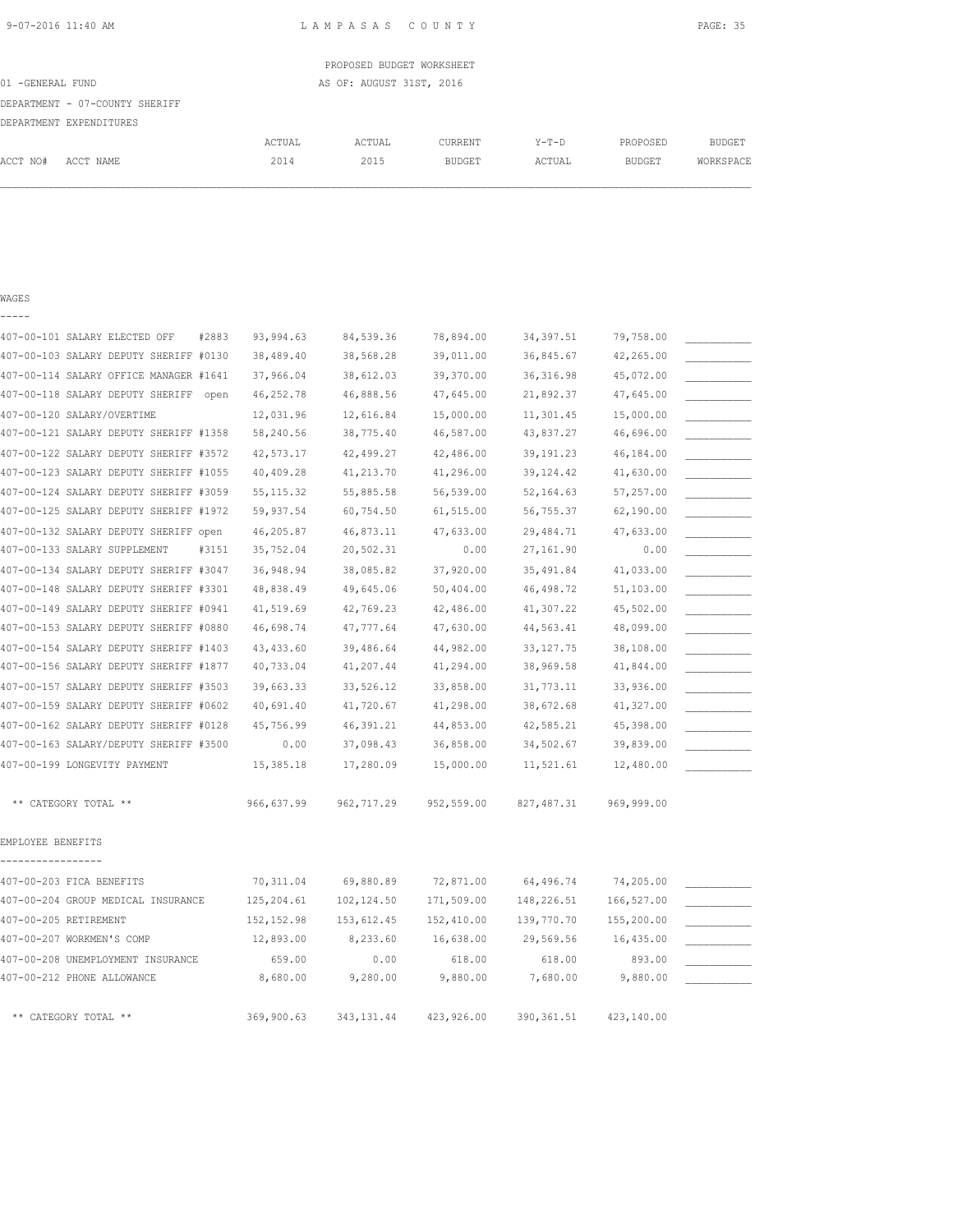PROPOSED BUDGET WORKSHEET

01 -GENERAL FUND — AS OF: AUGUST 31ST, 2016

DEPARTMENT - 07-COUNTY SHERIFF

DEPARTMENT EXPENDITURES

| ACCT NO# | ACCT NAME | ACTUAL 2014 | ACTUAL 2015 | CURRENT BUDGET | Y-T-D ACTUAL | PROPOSED BUDGET | BUDGET WORKSPACE |
|---|---|---|---|---|---|---|---|
| **WAGES** | | | | | | | |
| 407-00-101 | SALARY ELECTED OFF #2883 | 93,994.63 | 84,539.36 | 78,894.00 | 34,397.51 | 79,758.00 | ___________ |
| 407-00-103 | SALARY DEPUTY SHERIFF #0130 | 38,489.40 | 38,568.28 | 39,011.00 | 36,845.67 | 42,265.00 | ___________ |
| 407-00-114 | SALARY OFFICE MANAGER #1641 | 37,966.04 | 38,612.03 | 39,370.00 | 36,316.98 | 45,072.00 | ___________ |
| 407-00-118 | SALARY DEPUTY SHERIFF open | 46,252.78 | 46,888.56 | 47,645.00 | 21,892.37 | 47,645.00 | ___________ |
| 407-00-120 | SALARY/OVERTIME | 12,031.96 | 12,616.84 | 15,000.00 | 11,301.45 | 15,000.00 | ___________ |
| 407-00-121 | SALARY DEPUTY SHERIFF #1358 | 58,240.56 | 38,775.40 | 46,587.00 | 43,837.27 | 46,696.00 | ___________ |
| 407-00-122 | SALARY DEPUTY SHERIFF #3572 | 42,573.17 | 42,499.27 | 42,486.00 | 39,191.23 | 46,184.00 | ___________ |
| 407-00-123 | SALARY DEPUTY SHERIFF #1055 | 40,409.28 | 41,213.70 | 41,296.00 | 39,124.42 | 41,630.00 | ___________ |
| 407-00-124 | SALARY DEPUTY SHERIFF #3059 | 55,115.32 | 55,885.58 | 56,539.00 | 52,164.63 | 57,257.00 | ___________ |
| 407-00-125 | SALARY DEPUTY SHERIFF #1972 | 59,937.54 | 60,754.50 | 61,515.00 | 56,755.37 | 62,190.00 | ___________ |
| 407-00-132 | SALARY DEPUTY SHERIFF open | 46,205.87 | 46,873.11 | 47,633.00 | 29,484.71 | 47,633.00 | ___________ |
| 407-00-133 | SALARY SUPPLEMENT #3151 | 35,752.04 | 20,502.31 | 0.00 | 27,161.90 | 0.00 | ___________ |
| 407-00-134 | SALARY DEPUTY SHERIFF #3047 | 36,948.94 | 38,085.82 | 37,920.00 | 35,491.84 | 41,033.00 | ___________ |
| 407-00-148 | SALARY DEPUTY SHERIFF #3301 | 48,838.49 | 49,645.06 | 50,404.00 | 46,498.72 | 51,103.00 | ___________ |
| 407-00-149 | SALARY DEPUTY SHERIFF #0941 | 41,519.69 | 42,769.23 | 42,486.00 | 41,307.22 | 45,502.00 | ___________ |
| 407-00-153 | SALARY DEPUTY SHERIFF #0880 | 46,698.74 | 47,777.64 | 47,630.00 | 44,563.41 | 48,099.00 | ___________ |
| 407-00-154 | SALARY DEPUTY SHERIFF #1403 | 43,433.60 | 39,486.64 | 44,982.00 | 33,127.75 | 38,108.00 | ___________ |
| 407-00-156 | SALARY DEPUTY SHERIFF #1877 | 40,733.04 | 41,207.44 | 41,294.00 | 38,969.58 | 41,844.00 | ___________ |
| 407-00-157 | SALARY DEPUTY SHERIFF #3503 | 39,663.33 | 33,526.12 | 33,858.00 | 31,773.11 | 33,936.00 | ___________ |
| 407-00-159 | SALARY DEPUTY SHERIFF #0602 | 40,691.40 | 41,720.67 | 41,298.00 | 38,672.68 | 41,327.00 | ___________ |
| 407-00-162 | SALARY DEPUTY SHERIFF #0128 | 45,756.99 | 46,391.21 | 44,853.00 | 42,585.21 | 45,398.00 | ___________ |
| 407-00-163 | SALARY/DEPUTY SHERIFF #3500 | 0.00 | 37,098.43 | 36,858.00 | 34,502.67 | 39,839.00 | ___________ |
| 407-00-199 | LONGEVITY PAYMENT | 15,385.18 | 17,280.09 | 15,000.00 | 11,521.61 | 12,480.00 | ___________ |
| | ** CATEGORY TOTAL ** | 966,637.99 | 962,717.29 | 952,559.00 | 827,487.31 | 969,999.00 | |
| **EMPLOYEE BENEFITS** | | | | | | | |
| 407-00-203 | FICA BENEFITS | 70,311.04 | 69,880.89 | 72,871.00 | 64,496.74 | 74,205.00 | ___________ |
| 407-00-204 | GROUP MEDICAL INSURANCE | 125,204.61 | 102,124.50 | 171,509.00 | 148,226.51 | 166,527.00 | ___________ |
| 407-00-205 | RETIREMENT | 152,152.98 | 153,612.45 | 152,410.00 | 139,770.70 | 155,200.00 | ___________ |
| 407-00-207 | WORKMEN'S COMP | 12,893.00 | 8,233.60 | 16,638.00 | 29,569.56 | 16,435.00 | ___________ |
| 407-00-208 | UNEMPLOYMENT INSURANCE | 659.00 | 0.00 | 618.00 | 618.00 | 893.00 | ___________ |
| 407-00-212 | PHONE ALLOWANCE | 8,680.00 | 9,280.00 | 9,880.00 | 7,680.00 | 9,880.00 | ___________ |
| | ** CATEGORY TOTAL ** | 369,900.63 | 343,131.44 | 423,926.00 | 390,361.51 | 423,140.00 | |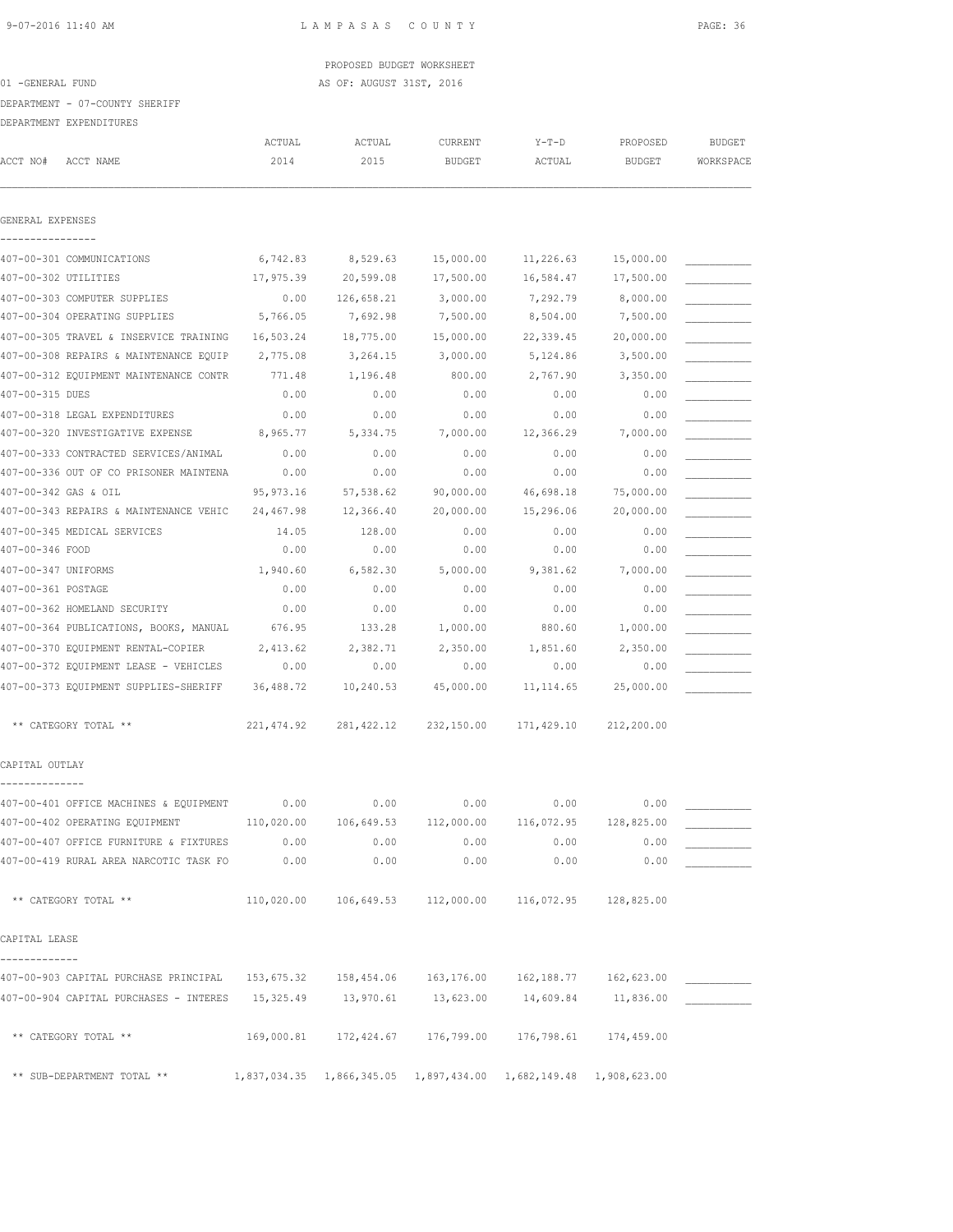LAMPASAS COUNTY

PROPOSED BUDGET WORKSHEET

01 -GENERAL FUND AS OF: AUGUST 31ST, 2016

DEPARTMENT - 07-COUNTY SHERIFF

DEPARTMENT EXPENDITURES

| ACCT NO# ACCT NAME | ACTUAL 2014 | ACTUAL 2015 | CURRENT BUDGET | Y-T-D ACTUAL | PROPOSED BUDGET | BUDGET WORKSPACE |
|---|---|---|---|---|---|---|
| **GENERAL EXPENSES** | | | | | | |
| 407-00-301 COMMUNICATIONS | 6,742.83 | 8,529.63 | 15,000.00 | 11,226.63 | 15,000.00 | ___________ |
| 407-00-302 UTILITIES | 17,975.39 | 20,599.08 | 17,500.00 | 16,584.47 | 17,500.00 | ___________ |
| 407-00-303 COMPUTER SUPPLIES | 0.00 | 126,658.21 | 3,000.00 | 7,292.79 | 8,000.00 | ___________ |
| 407-00-304 OPERATING SUPPLIES | 5,766.05 | 7,692.98 | 7,500.00 | 8,504.00 | 7,500.00 | ___________ |
| 407-00-305 TRAVEL & INSERVICE TRAINING | 16,503.24 | 18,775.00 | 15,000.00 | 22,339.45 | 20,000.00 | ___________ |
| 407-00-308 REPAIRS & MAINTENANCE EQUIP | 2,775.08 | 3,264.15 | 3,000.00 | 5,124.86 | 3,500.00 | ___________ |
| 407-00-312 EQUIPMENT MAINTENANCE CONTR | 771.48 | 1,196.48 | 800.00 | 2,767.90 | 3,350.00 | ___________ |
| 407-00-315 DUES | 0.00 | 0.00 | 0.00 | 0.00 | 0.00 | ___________ |
| 407-00-318 LEGAL EXPENDITURES | 0.00 | 0.00 | 0.00 | 0.00 | 0.00 | ___________ |
| 407-00-320 INVESTIGATIVE EXPENSE | 8,965.77 | 5,334.75 | 7,000.00 | 12,366.29 | 7,000.00 | ___________ |
| 407-00-333 CONTRACTED SERVICES/ANIMAL | 0.00 | 0.00 | 0.00 | 0.00 | 0.00 | ___________ |
| 407-00-336 OUT OF CO PRISONER MAINTENA | 0.00 | 0.00 | 0.00 | 0.00 | 0.00 | ___________ |
| 407-00-342 GAS & OIL | 95,973.16 | 57,538.62 | 90,000.00 | 46,698.18 | 75,000.00 | ___________ |
| 407-00-343 REPAIRS & MAINTENANCE VEHIC | 24,467.98 | 12,366.40 | 20,000.00 | 15,296.06 | 20,000.00 | ___________ |
| 407-00-345 MEDICAL SERVICES | 14.05 | 128.00 | 0.00 | 0.00 | 0.00 | ___________ |
| 407-00-346 FOOD | 0.00 | 0.00 | 0.00 | 0.00 | 0.00 | ___________ |
| 407-00-347 UNIFORMS | 1,940.60 | 6,582.30 | 5,000.00 | 9,381.62 | 7,000.00 | ___________ |
| 407-00-361 POSTAGE | 0.00 | 0.00 | 0.00 | 0.00 | 0.00 | ___________ |
| 407-00-362 HOMELAND SECURITY | 0.00 | 0.00 | 0.00 | 0.00 | 0.00 | ___________ |
| 407-00-364 PUBLICATIONS, BOOKS, MANUAL | 676.95 | 133.28 | 1,000.00 | 880.60 | 1,000.00 | ___________ |
| 407-00-370 EQUIPMENT RENTAL-COPIER | 2,413.62 | 2,382.71 | 2,350.00 | 1,851.60 | 2,350.00 | ___________ |
| 407-00-372 EQUIPMENT LEASE - VEHICLES | 0.00 | 0.00 | 0.00 | 0.00 | 0.00 | ___________ |
| 407-00-373 EQUIPMENT SUPPLIES-SHERIFF | 36,488.72 | 10,240.53 | 45,000.00 | 11,114.65 | 25,000.00 | ___________ |
| ** CATEGORY TOTAL ** | 221,474.92 | 281,422.12 | 232,150.00 | 171,429.10 | 212,200.00 | |
| **CAPITAL OUTLAY** | | | | | | |
| 407-00-401 OFFICE MACHINES & EQUIPMENT | 0.00 | 0.00 | 0.00 | 0.00 | 0.00 | ___________ |
| 407-00-402 OPERATING EQUIPMENT | 110,020.00 | 106,649.53 | 112,000.00 | 116,072.95 | 128,825.00 | ___________ |
| 407-00-407 OFFICE FURNITURE & FIXTURES | 0.00 | 0.00 | 0.00 | 0.00 | 0.00 | ___________ |
| 407-00-419 RURAL AREA NARCOTIC TASK FO | 0.00 | 0.00 | 0.00 | 0.00 | 0.00 | ___________ |
| ** CATEGORY TOTAL ** | 110,020.00 | 106,649.53 | 112,000.00 | 116,072.95 | 128,825.00 | |
| **CAPITAL LEASE** | | | | | | |
| 407-00-903 CAPITAL PURCHASE PRINCIPAL | 153,675.32 | 158,454.06 | 163,176.00 | 162,188.77 | 162,623.00 | ___________ |
| 407-00-904 CAPITAL PURCHASES - INTERES | 15,325.49 | 13,970.61 | 13,623.00 | 14,609.84 | 11,836.00 | ___________ |
| ** CATEGORY TOTAL ** | 169,000.81 | 172,424.67 | 176,799.00 | 176,798.61 | 174,459.00 | |
| ** SUB-DEPARTMENT TOTAL ** | 1,837,034.35 | 1,866,345.05 | 1,897,434.00 | 1,682,149.48 | 1,908,623.00 | |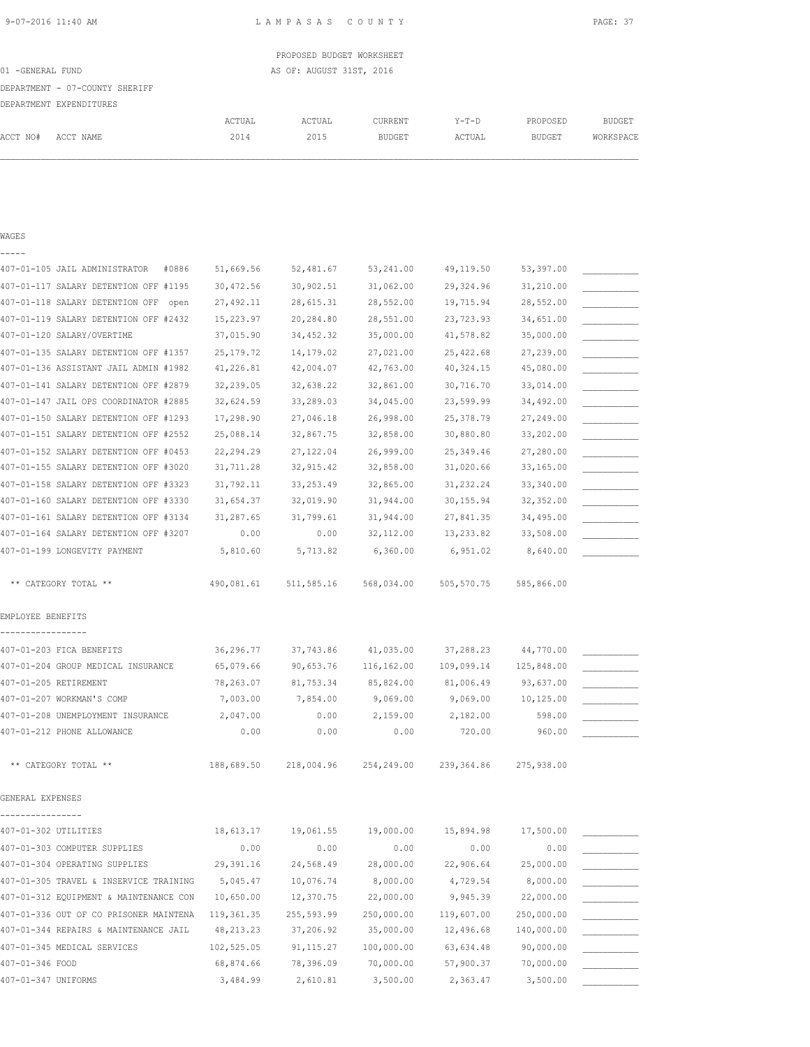LAMPASAS COUNTY

PROPOSED BUDGET WORKSHEET

01 -GENERAL FUND — AS OF: AUGUST 31ST, 2016

DEPARTMENT - 07-COUNTY SHERIFF

DEPARTMENT EXPENDITURES

| ACCT NO# ACCT NAME | ACTUAL 2014 | ACTUAL 2015 | CURRENT BUDGET | Y-T-D ACTUAL | PROPOSED BUDGET | BUDGET WORKSPACE |
|---|---|---|---|---|---|---|
| **WAGES** | | | | | | |
| 407-01-105 JAIL ADMINISTRATOR #0886 | 51,669.56 | 52,481.67 | 53,241.00 | 49,119.50 | 53,397.00 | ___________ |
| 407-01-117 SALARY DETENTION OFF #1195 | 30,472.56 | 30,902.51 | 31,062.00 | 29,324.96 | 31,210.00 | ___________ |
| 407-01-118 SALARY DETENTION OFF open | 27,492.11 | 28,615.31 | 28,552.00 | 19,715.94 | 28,552.00 | ___________ |
| 407-01-119 SALARY DETENTION OFF #2432 | 15,223.97 | 20,284.80 | 28,551.00 | 23,723.93 | 34,651.00 | ___________ |
| 407-01-120 SALARY/OVERTIME | 37,015.90 | 34,452.32 | 35,000.00 | 41,578.82 | 35,000.00 | ___________ |
| 407-01-135 SALARY DETENTION OFF #1357 | 25,179.72 | 14,179.02 | 27,021.00 | 25,422.68 | 27,239.00 | ___________ |
| 407-01-136 ASSISTANT JAIL ADMIN #1982 | 41,226.81 | 42,004.07 | 42,763.00 | 40,324.15 | 45,080.00 | ___________ |
| 407-01-141 SALARY DETENTION OFF #2879 | 32,239.05 | 32,638.22 | 32,861.00 | 30,716.70 | 33,014.00 | ___________ |
| 407-01-147 JAIL OPS COORDINATOR #2885 | 32,624.59 | 33,289.03 | 34,045.00 | 23,599.99 | 34,492.00 | ___________ |
| 407-01-150 SALARY DETENTION OFF #1293 | 17,298.90 | 27,046.18 | 26,998.00 | 25,378.79 | 27,249.00 | ___________ |
| 407-01-151 SALARY DETENTION OFF #2552 | 25,088.14 | 32,867.75 | 32,858.00 | 30,880.80 | 33,202.00 | ___________ |
| 407-01-152 SALARY DETENTION OFF #0453 | 22,294.29 | 27,122.04 | 26,999.00 | 25,349.46 | 27,280.00 | ___________ |
| 407-01-155 SALARY DETENTION OFF #3020 | 31,711.28 | 32,915.42 | 32,858.00 | 31,020.66 | 33,165.00 | ___________ |
| 407-01-158 SALARY DETENTION OFF #3323 | 31,792.11 | 33,253.49 | 32,865.00 | 31,232.24 | 33,340.00 | ___________ |
| 407-01-160 SALARY DETENTION OFF #3330 | 31,654.37 | 32,019.90 | 31,944.00 | 30,155.94 | 32,352.00 | ___________ |
| 407-01-161 SALARY DETENTION OFF #3134 | 31,287.65 | 31,799.61 | 31,944.00 | 27,841.35 | 34,495.00 | ___________ |
| 407-01-164 SALARY DETENTION OFF #3207 | 0.00 | 0.00 | 32,112.00 | 13,233.82 | 33,508.00 | ___________ |
| 407-01-199 LONGEVITY PAYMENT | 5,810.60 | 5,713.82 | 6,360.00 | 6,951.02 | 8,640.00 | ___________ |
| ** CATEGORY TOTAL ** | 490,081.61 | 511,585.16 | 568,034.00 | 505,570.75 | 585,866.00 | |
| **EMPLOYEE BENEFITS** | | | | | | |
| 407-01-203 FICA BENEFITS | 36,296.77 | 37,743.86 | 41,035.00 | 37,288.23 | 44,770.00 | ___________ |
| 407-01-204 GROUP MEDICAL INSURANCE | 65,079.66 | 90,653.76 | 116,162.00 | 109,099.14 | 125,848.00 | ___________ |
| 407-01-205 RETIREMENT | 78,263.07 | 81,753.34 | 85,824.00 | 81,006.49 | 93,637.00 | ___________ |
| 407-01-207 WORKMAN'S COMP | 7,003.00 | 7,854.00 | 9,069.00 | 9,069.00 | 10,125.00 | ___________ |
| 407-01-208 UNEMPLOYMENT INSURANCE | 2,047.00 | 0.00 | 2,159.00 | 2,182.00 | 598.00 | ___________ |
| 407-01-212 PHONE ALLOWANCE | 0.00 | 0.00 | 0.00 | 720.00 | 960.00 | ___________ |
| ** CATEGORY TOTAL ** | 188,689.50 | 218,004.96 | 254,249.00 | 239,364.86 | 275,938.00 | |
| **GENERAL EXPENSES** | | | | | | |
| 407-01-302 UTILITIES | 18,613.17 | 19,061.55 | 19,000.00 | 15,894.98 | 17,500.00 | ___________ |
| 407-01-303 COMPUTER SUPPLIES | 0.00 | 0.00 | 0.00 | 0.00 | 0.00 | ___________ |
| 407-01-304 OPERATING SUPPLIES | 29,391.16 | 24,568.49 | 28,000.00 | 22,906.64 | 25,000.00 | ___________ |
| 407-01-305 TRAVEL & INSERVICE TRAINING | 5,045.47 | 10,076.74 | 8,000.00 | 4,729.54 | 8,000.00 | ___________ |
| 407-01-312 EQUIPMENT & MAINTENANCE CON | 10,650.00 | 12,370.75 | 22,000.00 | 9,945.39 | 22,000.00 | ___________ |
| 407-01-336 OUT OF CO PRISONER MAINTENA | 119,361.35 | 255,593.99 | 250,000.00 | 119,607.00 | 250,000.00 | ___________ |
| 407-01-344 REPAIRS & MAINTENANCE JAIL | 48,213.23 | 37,206.92 | 35,000.00 | 12,496.68 | 140,000.00 | ___________ |
| 407-01-345 MEDICAL SERVICES | 102,525.05 | 91,115.27 | 100,000.00 | 63,634.48 | 90,000.00 | ___________ |
| 407-01-346 FOOD | 68,874.66 | 78,396.09 | 70,000.00 | 57,900.37 | 70,000.00 | ___________ |
| 407-01-347 UNIFORMS | 3,484.99 | 2,610.81 | 3,500.00 | 2,363.47 | 3,500.00 | ___________ |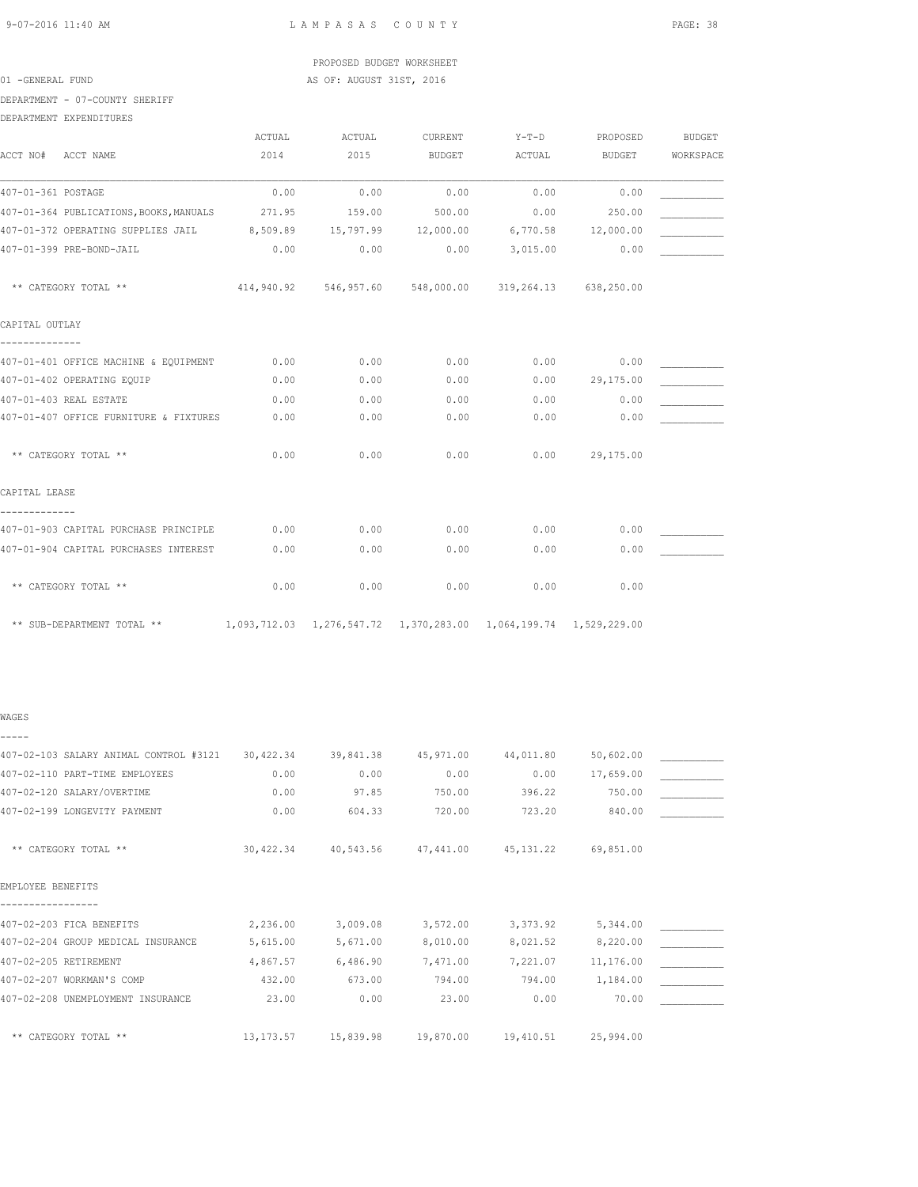PROPOSED BUDGET WORKSHEET

01 -GENERAL FUND — AS OF: AUGUST 31ST, 2016

DEPARTMENT - 07-COUNTY SHERIFF

DEPARTMENT EXPENDITURES

| ACCT NO# ACCT NAME | ACTUAL 2014 | ACTUAL 2015 | CURRENT BUDGET | Y-T-D ACTUAL | PROPOSED BUDGET | BUDGET WORKSPACE |
|---|---|---|---|---|---|---|
| 407-01-361 POSTAGE | 0.00 | 0.00 | 0.00 | 0.00 | 0.00 | ___________ |
| 407-01-364 PUBLICATIONS,BOOKS,MANUALS | 271.95 | 159.00 | 500.00 | 0.00 | 250.00 | ___________ |
| 407-01-372 OPERATING SUPPLIES JAIL | 8,509.89 | 15,797.99 | 12,000.00 | 6,770.58 | 12,000.00 | ___________ |
| 407-01-399 PRE-BOND-JAIL | 0.00 | 0.00 | 0.00 | 3,015.00 | 0.00 | ___________ |
| ** CATEGORY TOTAL ** | 414,940.92 | 546,957.60 | 548,000.00 | 319,264.13 | 638,250.00 | |
| **CAPITAL OUTLAY** | | | | | | |
| 407-01-401 OFFICE MACHINE & EQUIPMENT | 0.00 | 0.00 | 0.00 | 0.00 | 0.00 | ___________ |
| 407-01-402 OPERATING EQUIP | 0.00 | 0.00 | 0.00 | 0.00 | 29,175.00 | ___________ |
| 407-01-403 REAL ESTATE | 0.00 | 0.00 | 0.00 | 0.00 | 0.00 | ___________ |
| 407-01-407 OFFICE FURNITURE & FIXTURES | 0.00 | 0.00 | 0.00 | 0.00 | 0.00 | ___________ |
| ** CATEGORY TOTAL ** | 0.00 | 0.00 | 0.00 | 0.00 | 29,175.00 | |
| **CAPITAL LEASE** | | | | | | |
| 407-01-903 CAPITAL PURCHASE PRINCIPLE | 0.00 | 0.00 | 0.00 | 0.00 | 0.00 | ___________ |
| 407-01-904 CAPITAL PURCHASES INTEREST | 0.00 | 0.00 | 0.00 | 0.00 | 0.00 | ___________ |
| ** CATEGORY TOTAL ** | 0.00 | 0.00 | 0.00 | 0.00 | 0.00 | |
| ** SUB-DEPARTMENT TOTAL ** | 1,093,712.03 | 1,276,547.72 | 1,370,283.00 | 1,064,199.74 | 1,529,229.00 | |
| **WAGES** | | | | | | |
| 407-02-103 SALARY ANIMAL CONTROL #3121 | 30,422.34 | 39,841.38 | 45,971.00 | 44,011.80 | 50,602.00 | ___________ |
| 407-02-110 PART-TIME EMPLOYEES | 0.00 | 0.00 | 0.00 | 0.00 | 17,659.00 | ___________ |
| 407-02-120 SALARY/OVERTIME | 0.00 | 97.85 | 750.00 | 396.22 | 750.00 | ___________ |
| 407-02-199 LONGEVITY PAYMENT | 0.00 | 604.33 | 720.00 | 723.20 | 840.00 | ___________ |
| ** CATEGORY TOTAL ** | 30,422.34 | 40,543.56 | 47,441.00 | 45,131.22 | 69,851.00 | |
| **EMPLOYEE BENEFITS** | | | | | | |
| 407-02-203 FICA BENEFITS | 2,236.00 | 3,009.08 | 3,572.00 | 3,373.92 | 5,344.00 | ___________ |
| 407-02-204 GROUP MEDICAL INSURANCE | 5,615.00 | 5,671.00 | 8,010.00 | 8,021.52 | 8,220.00 | ___________ |
| 407-02-205 RETIREMENT | 4,867.57 | 6,486.90 | 7,471.00 | 7,221.07 | 11,176.00 | ___________ |
| 407-02-207 WORKMAN'S COMP | 432.00 | 673.00 | 794.00 | 794.00 | 1,184.00 | ___________ |
| 407-02-208 UNEMPLOYMENT INSURANCE | 23.00 | 0.00 | 23.00 | 0.00 | 70.00 | ___________ |
| ** CATEGORY TOTAL ** | 13,173.57 | 15,839.98 | 19,870.00 | 19,410.51 | 25,994.00 | |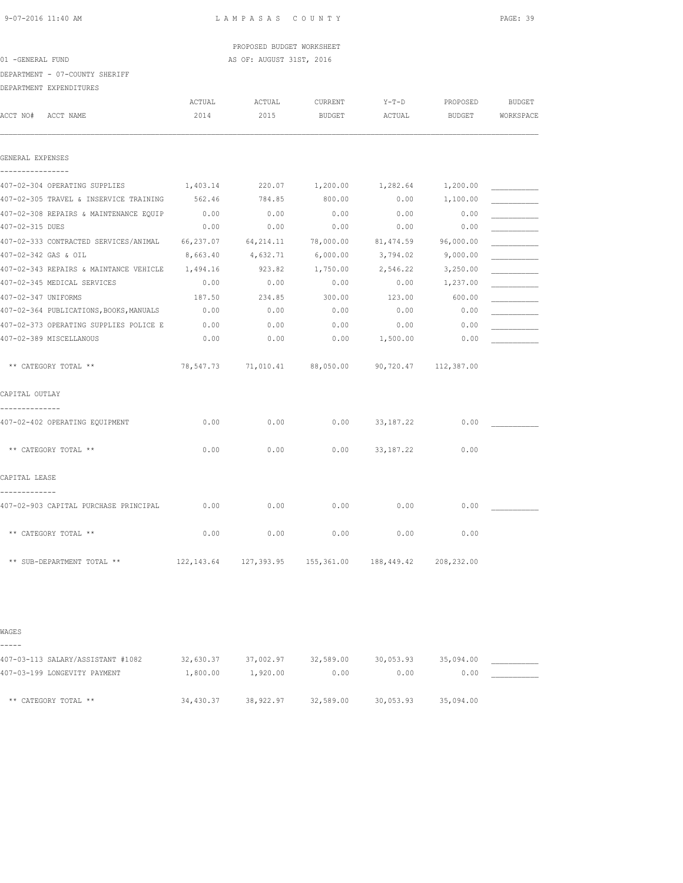PROPOSED BUDGET WORKSHEET

01 -GENERAL FUND AS OF: AUGUST 31ST, 2016

DEPARTMENT - 07-COUNTY SHERIFF

DEPARTMENT EXPENDITURES

| ACCT NO# ACCT NAME | ACTUAL 2014 | ACTUAL 2015 | CURRENT BUDGET | Y-T-D ACTUAL | PROPOSED BUDGET | BUDGET WORKSPACE |
|---|---|---|---|---|---|---|
| **GENERAL EXPENSES** | | | | | | |
| 407-02-304 OPERATING SUPPLIES | 1,403.14 | 220.07 | 1,200.00 | 1,282.64 | 1,200.00 | ___________ |
| 407-02-305 TRAVEL & INSERVICE TRAINING | 562.46 | 784.85 | 800.00 | 0.00 | 1,100.00 | ___________ |
| 407-02-308 REPAIRS & MAINTENANCE EQUIP | 0.00 | 0.00 | 0.00 | 0.00 | 0.00 | ___________ |
| 407-02-315 DUES | 0.00 | 0.00 | 0.00 | 0.00 | 0.00 | ___________ |
| 407-02-333 CONTRACTED SERVICES/ANIMAL | 66,237.07 | 64,214.11 | 78,000.00 | 81,474.59 | 96,000.00 | ___________ |
| 407-02-342 GAS & OIL | 8,663.40 | 4,632.71 | 6,000.00 | 3,794.02 | 9,000.00 | ___________ |
| 407-02-343 REPAIRS & MAINTANCE VEHICLE | 1,494.16 | 923.82 | 1,750.00 | 2,546.22 | 3,250.00 | ___________ |
| 407-02-345 MEDICAL SERVICES | 0.00 | 0.00 | 0.00 | 0.00 | 1,237.00 | ___________ |
| 407-02-347 UNIFORMS | 187.50 | 234.85 | 300.00 | 123.00 | 600.00 | ___________ |
| 407-02-364 PUBLICATIONS,BOOKS,MANUALS | 0.00 | 0.00 | 0.00 | 0.00 | 0.00 | ___________ |
| 407-02-373 OPERATING SUPPLIES POLICE E | 0.00 | 0.00 | 0.00 | 0.00 | 0.00 | ___________ |
| 407-02-389 MISCELLANOUS | 0.00 | 0.00 | 0.00 | 1,500.00 | 0.00 | ___________ |
| ** CATEGORY TOTAL ** | 78,547.73 | 71,010.41 | 88,050.00 | 90,720.47 | 112,387.00 | |
| **CAPITAL OUTLAY** | | | | | | |
| 407-02-402 OPERATING EQUIPMENT | 0.00 | 0.00 | 0.00 | 33,187.22 | 0.00 | ___________ |
| ** CATEGORY TOTAL ** | 0.00 | 0.00 | 0.00 | 33,187.22 | 0.00 | |
| **CAPITAL LEASE** | | | | | | |
| 407-02-903 CAPITAL PURCHASE PRINCIPAL | 0.00 | 0.00 | 0.00 | 0.00 | 0.00 | ___________ |
| ** CATEGORY TOTAL ** | 0.00 | 0.00 | 0.00 | 0.00 | 0.00 | |
| ** SUB-DEPARTMENT TOTAL ** | 122,143.64 | 127,393.95 | 155,361.00 | 188,449.42 | 208,232.00 | |
| **WAGES** | | | | | | |
| 407-03-113 SALARY/ASSISTANT #1082 | 32,630.37 | 37,002.97 | 32,589.00 | 30,053.93 | 35,094.00 | ___________ |
| 407-03-199 LONGEVITY PAYMENT | 1,800.00 | 1,920.00 | 0.00 | 0.00 | 0.00 | ___________ |
| ** CATEGORY TOTAL ** | 34,430.37 | 38,922.97 | 32,589.00 | 30,053.93 | 35,094.00 | |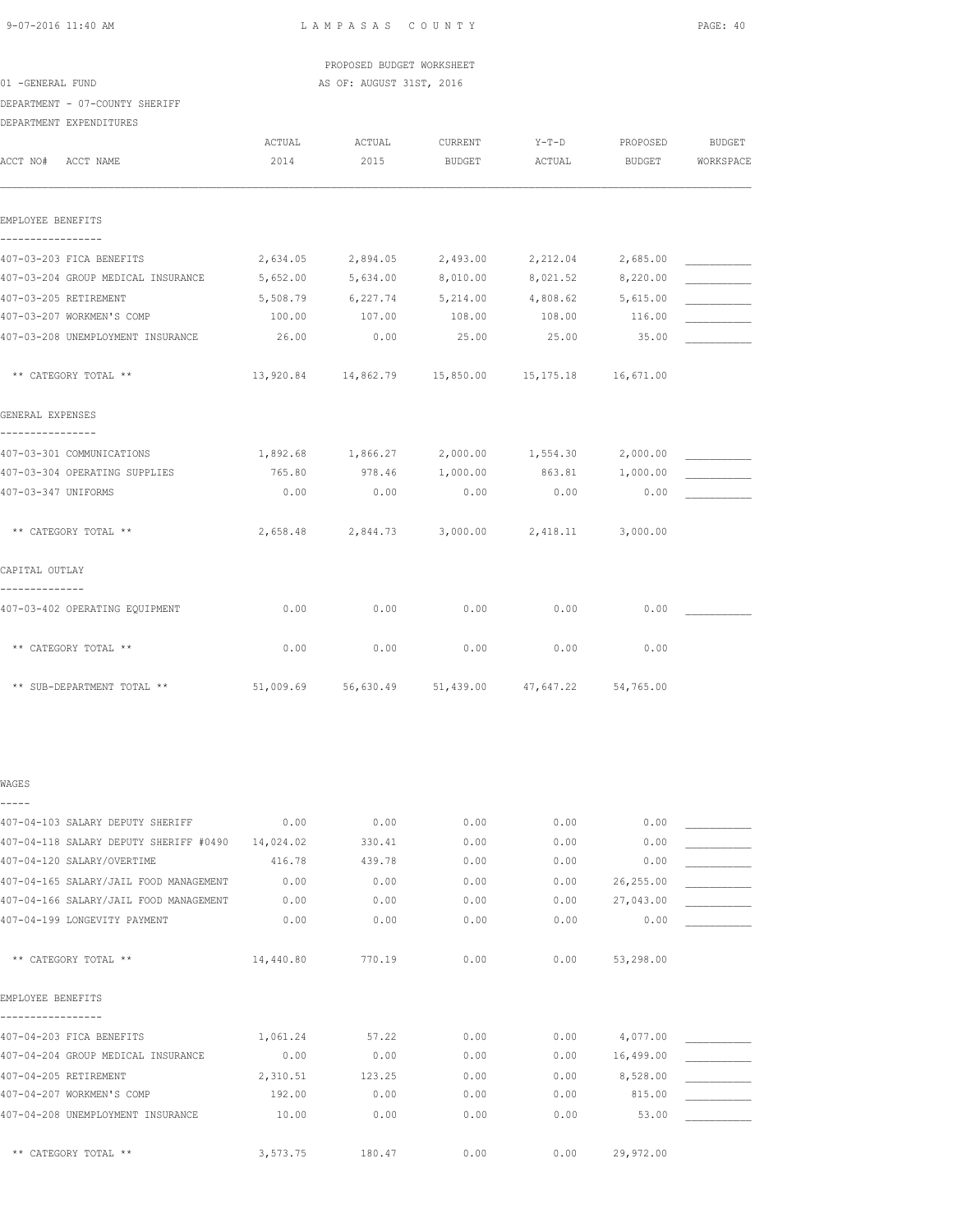PROPOSED BUDGET WORKSHEET

01 -GENERAL FUND

AS OF: AUGUST 31ST, 2016

DEPARTMENT - 07-COUNTY SHERIFF

DEPARTMENT EXPENDITURES

| ACCT NO# ACCT NAME | ACTUAL 2014 | ACTUAL 2015 | CURRENT BUDGET | Y-T-D ACTUAL | PROPOSED BUDGET | BUDGET WORKSPACE |
|---|---|---|---|---|---|---|
| **EMPLOYEE BENEFITS** | | | | | | |
| 407-03-203 FICA BENEFITS | 2,634.05 | 2,894.05 | 2,493.00 | 2,212.04 | 2,685.00 | ___________ |
| 407-03-204 GROUP MEDICAL INSURANCE | 5,652.00 | 5,634.00 | 8,010.00 | 8,021.52 | 8,220.00 | ___________ |
| 407-03-205 RETIREMENT | 5,508.79 | 6,227.74 | 5,214.00 | 4,808.62 | 5,615.00 | ___________ |
| 407-03-207 WORKMEN'S COMP | 100.00 | 107.00 | 108.00 | 108.00 | 116.00 | ___________ |
| 407-03-208 UNEMPLOYMENT INSURANCE | 26.00 | 0.00 | 25.00 | 25.00 | 35.00 | ___________ |
| ** CATEGORY TOTAL ** | 13,920.84 | 14,862.79 | 15,850.00 | 15,175.18 | 16,671.00 | |
| **GENERAL EXPENSES** | | | | | | |
| 407-03-301 COMMUNICATIONS | 1,892.68 | 1,866.27 | 2,000.00 | 1,554.30 | 2,000.00 | ___________ |
| 407-03-304 OPERATING SUPPLIES | 765.80 | 978.46 | 1,000.00 | 863.81 | 1,000.00 | ___________ |
| 407-03-347 UNIFORMS | 0.00 | 0.00 | 0.00 | 0.00 | 0.00 | ___________ |
| ** CATEGORY TOTAL ** | 2,658.48 | 2,844.73 | 3,000.00 | 2,418.11 | 3,000.00 | |
| **CAPITAL OUTLAY** | | | | | | |
| 407-03-402 OPERATING EQUIPMENT | 0.00 | 0.00 | 0.00 | 0.00 | 0.00 | ___________ |
| ** CATEGORY TOTAL ** | 0.00 | 0.00 | 0.00 | 0.00 | 0.00 | |
| ** SUB-DEPARTMENT TOTAL ** | 51,009.69 | 56,630.49 | 51,439.00 | 47,647.22 | 54,765.00 | |
| **WAGES** | | | | | | |
| 407-04-103 SALARY DEPUTY SHERIFF | 0.00 | 0.00 | 0.00 | 0.00 | 0.00 | ___________ |
| 407-04-118 SALARY DEPUTY SHERIFF #0490 | 14,024.02 | 330.41 | 0.00 | 0.00 | 0.00 | ___________ |
| 407-04-120 SALARY/OVERTIME | 416.78 | 439.78 | 0.00 | 0.00 | 0.00 | ___________ |
| 407-04-165 SALARY/JAIL FOOD MANAGEMENT | 0.00 | 0.00 | 0.00 | 0.00 | 26,255.00 | ___________ |
| 407-04-166 SALARY/JAIL FOOD MANAGEMENT | 0.00 | 0.00 | 0.00 | 0.00 | 27,043.00 | ___________ |
| 407-04-199 LONGEVITY PAYMENT | 0.00 | 0.00 | 0.00 | 0.00 | 0.00 | ___________ |
| ** CATEGORY TOTAL ** | 14,440.80 | 770.19 | 0.00 | 0.00 | 53,298.00 | |
| **EMPLOYEE BENEFITS** | | | | | | |
| 407-04-203 FICA BENEFITS | 1,061.24 | 57.22 | 0.00 | 0.00 | 4,077.00 | ___________ |
| 407-04-204 GROUP MEDICAL INSURANCE | 0.00 | 0.00 | 0.00 | 0.00 | 16,499.00 | ___________ |
| 407-04-205 RETIREMENT | 2,310.51 | 123.25 | 0.00 | 0.00 | 8,528.00 | ___________ |
| 407-04-207 WORKMEN'S COMP | 192.00 | 0.00 | 0.00 | 0.00 | 815.00 | ___________ |
| 407-04-208 UNEMPLOYMENT INSURANCE | 10.00 | 0.00 | 0.00 | 0.00 | 53.00 | ___________ |
| ** CATEGORY TOTAL ** | 3,573.75 | 180.47 | 0.00 | 0.00 | 29,972.00 | |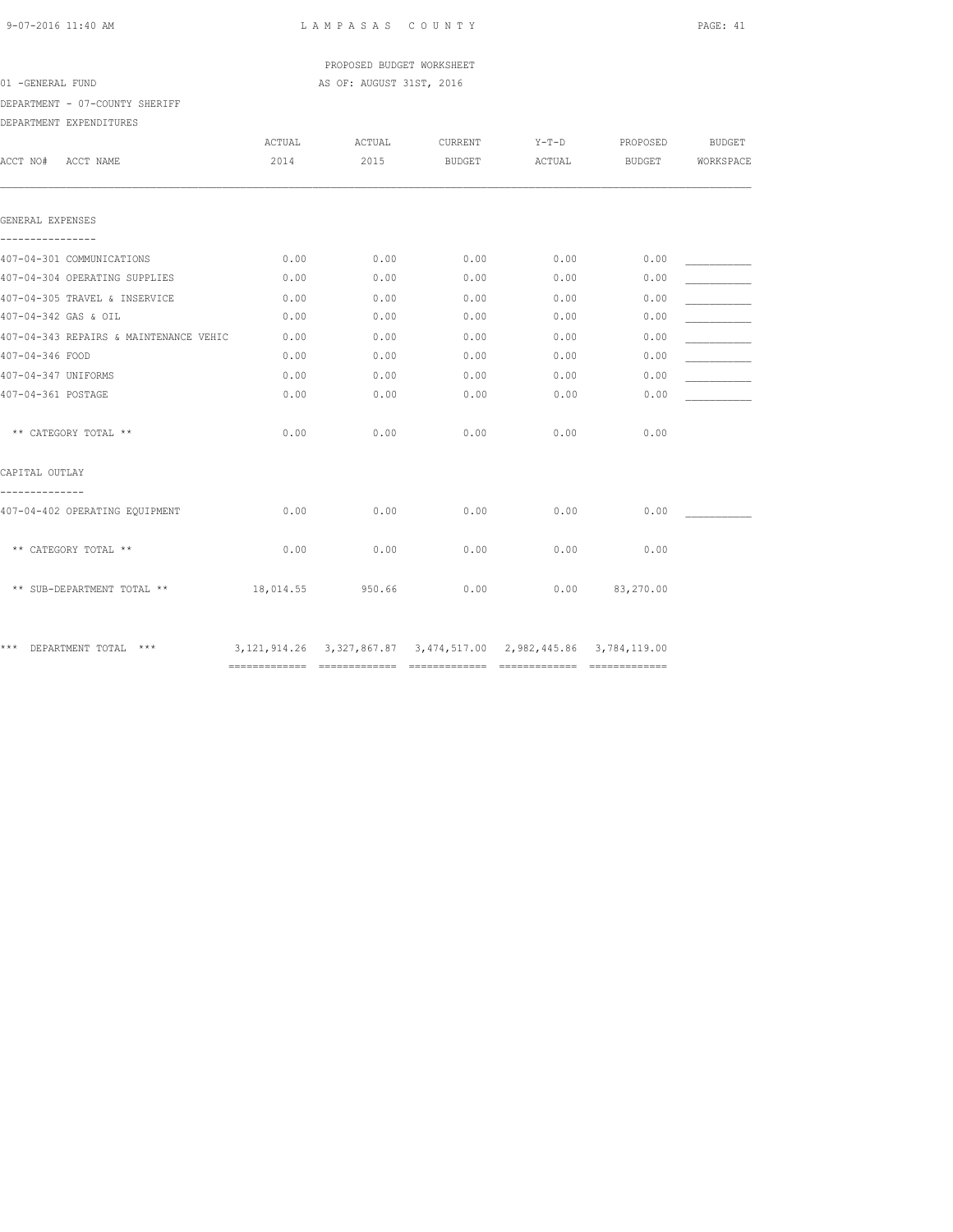LAMPASAS COUNTY

PROPOSED BUDGET WORKSHEET

AS OF: AUGUST 31ST, 2016

01 -GENERAL FUND

DEPARTMENT - 07-COUNTY SHERIFF

DEPARTMENT EXPENDITURES

| ACCT NO# ACCT NAME | ACTUAL 2014 | ACTUAL 2015 | CURRENT BUDGET | Y-T-D ACTUAL | PROPOSED BUDGET | BUDGET WORKSPACE |
|---|---|---|---|---|---|---|
| **GENERAL EXPENSES** | | | | | | |
| 407-04-301 COMMUNICATIONS | 0.00 | 0.00 | 0.00 | 0.00 | 0.00 | ___________ |
| 407-04-304 OPERATING SUPPLIES | 0.00 | 0.00 | 0.00 | 0.00 | 0.00 | ___________ |
| 407-04-305 TRAVEL & INSERVICE | 0.00 | 0.00 | 0.00 | 0.00 | 0.00 | ___________ |
| 407-04-342 GAS & OIL | 0.00 | 0.00 | 0.00 | 0.00 | 0.00 | ___________ |
| 407-04-343 REPAIRS & MAINTENANCE VEHIC | 0.00 | 0.00 | 0.00 | 0.00 | 0.00 | ___________ |
| 407-04-346 FOOD | 0.00 | 0.00 | 0.00 | 0.00 | 0.00 | ___________ |
| 407-04-347 UNIFORMS | 0.00 | 0.00 | 0.00 | 0.00 | 0.00 | ___________ |
| 407-04-361 POSTAGE | 0.00 | 0.00 | 0.00 | 0.00 | 0.00 | ___________ |
| ** CATEGORY TOTAL ** | 0.00 | 0.00 | 0.00 | 0.00 | 0.00 | |
| **CAPITAL OUTLAY** | | | | | | |
| 407-04-402 OPERATING EQUIPMENT | 0.00 | 0.00 | 0.00 | 0.00 | 0.00 | ___________ |
| ** CATEGORY TOTAL ** | 0.00 | 0.00 | 0.00 | 0.00 | 0.00 | |
| ** SUB-DEPARTMENT TOTAL ** | 18,014.55 | 950.66 | 0.00 | 0.00 | 83,270.00 | |
| *** DEPARTMENT TOTAL *** | 3,121,914.26 | 3,327,867.87 | 3,474,517.00 | 2,982,445.86 | 3,784,119.00 | |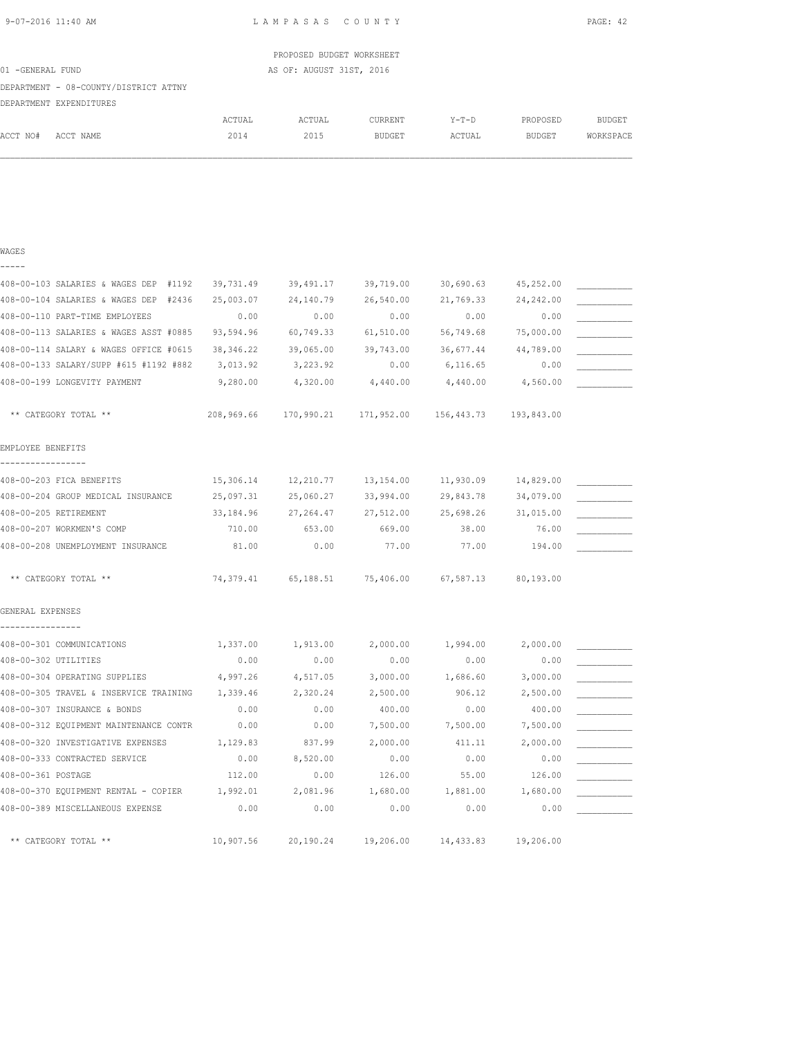PROPOSED BUDGET WORKSHEET

01 -GENERAL FUND — AS OF: AUGUST 31ST, 2016

DEPARTMENT - 08-COUNTY/DISTRICT ATTNY

DEPARTMENT EXPENDITURES

| ACCT NO# ACCT NAME | ACTUAL 2014 | ACTUAL 2015 | CURRENT BUDGET | Y-T-D ACTUAL | PROPOSED BUDGET | BUDGET WORKSPACE |
|---|---|---|---|---|---|---|
| **WAGES** | | | | | | |
| 408-00-103 SALARIES & WAGES DEP #1192 | 39,731.49 | 39,491.17 | 39,719.00 | 30,690.63 | 45,252.00 | ___________ |
| 408-00-104 SALARIES & WAGES DEP #2436 | 25,003.07 | 24,140.79 | 26,540.00 | 21,769.33 | 24,242.00 | ___________ |
| 408-00-110 PART-TIME EMPLOYEES | 0.00 | 0.00 | 0.00 | 0.00 | 0.00 | ___________ |
| 408-00-113 SALARIES & WAGES ASST #0885 | 93,594.96 | 60,749.33 | 61,510.00 | 56,749.68 | 75,000.00 | ___________ |
| 408-00-114 SALARY & WAGES OFFICE #0615 | 38,346.22 | 39,065.00 | 39,743.00 | 36,677.44 | 44,789.00 | ___________ |
| 408-00-133 SALARY/SUPP #615 #1192 #882 | 3,013.92 | 3,223.92 | 0.00 | 6,116.65 | 0.00 | ___________ |
| 408-00-199 LONGEVITY PAYMENT | 9,280.00 | 4,320.00 | 4,440.00 | 4,440.00 | 4,560.00 | ___________ |
| ** CATEGORY TOTAL ** | 208,969.66 | 170,990.21 | 171,952.00 | 156,443.73 | 193,843.00 | |
| **EMPLOYEE BENEFITS** | | | | | | |
| 408-00-203 FICA BENEFITS | 15,306.14 | 12,210.77 | 13,154.00 | 11,930.09 | 14,829.00 | ___________ |
| 408-00-204 GROUP MEDICAL INSURANCE | 25,097.31 | 25,060.27 | 33,994.00 | 29,843.78 | 34,079.00 | ___________ |
| 408-00-205 RETIREMENT | 33,184.96 | 27,264.47 | 27,512.00 | 25,698.26 | 31,015.00 | ___________ |
| 408-00-207 WORKMEN'S COMP | 710.00 | 653.00 | 669.00 | 38.00 | 76.00 | ___________ |
| 408-00-208 UNEMPLOYMENT INSURANCE | 81.00 | 0.00 | 77.00 | 77.00 | 194.00 | ___________ |
| ** CATEGORY TOTAL ** | 74,379.41 | 65,188.51 | 75,406.00 | 67,587.13 | 80,193.00 | |
| **GENERAL EXPENSES** | | | | | | |
| 408-00-301 COMMUNICATIONS | 1,337.00 | 1,913.00 | 2,000.00 | 1,994.00 | 2,000.00 | ___________ |
| 408-00-302 UTILITIES | 0.00 | 0.00 | 0.00 | 0.00 | 0.00 | ___________ |
| 408-00-304 OPERATING SUPPLIES | 4,997.26 | 4,517.05 | 3,000.00 | 1,686.60 | 3,000.00 | ___________ |
| 408-00-305 TRAVEL & INSERVICE TRAINING | 1,339.46 | 2,320.24 | 2,500.00 | 906.12 | 2,500.00 | ___________ |
| 408-00-307 INSURANCE & BONDS | 0.00 | 0.00 | 400.00 | 0.00 | 400.00 | ___________ |
| 408-00-312 EQUIPMENT MAINTENANCE CONTR | 0.00 | 0.00 | 7,500.00 | 7,500.00 | 7,500.00 | ___________ |
| 408-00-320 INVESTIGATIVE EXPENSES | 1,129.83 | 837.99 | 2,000.00 | 411.11 | 2,000.00 | ___________ |
| 408-00-333 CONTRACTED SERVICE | 0.00 | 8,520.00 | 0.00 | 0.00 | 0.00 | ___________ |
| 408-00-361 POSTAGE | 112.00 | 0.00 | 126.00 | 55.00 | 126.00 | ___________ |
| 408-00-370 EQUIPMENT RENTAL - COPIER | 1,992.01 | 2,081.96 | 1,680.00 | 1,881.00 | 1,680.00 | ___________ |
| 408-00-389 MISCELLANEOUS EXPENSE | 0.00 | 0.00 | 0.00 | 0.00 | 0.00 | ___________ |
| ** CATEGORY TOTAL ** | 10,907.56 | 20,190.24 | 19,206.00 | 14,433.83 | 19,206.00 | |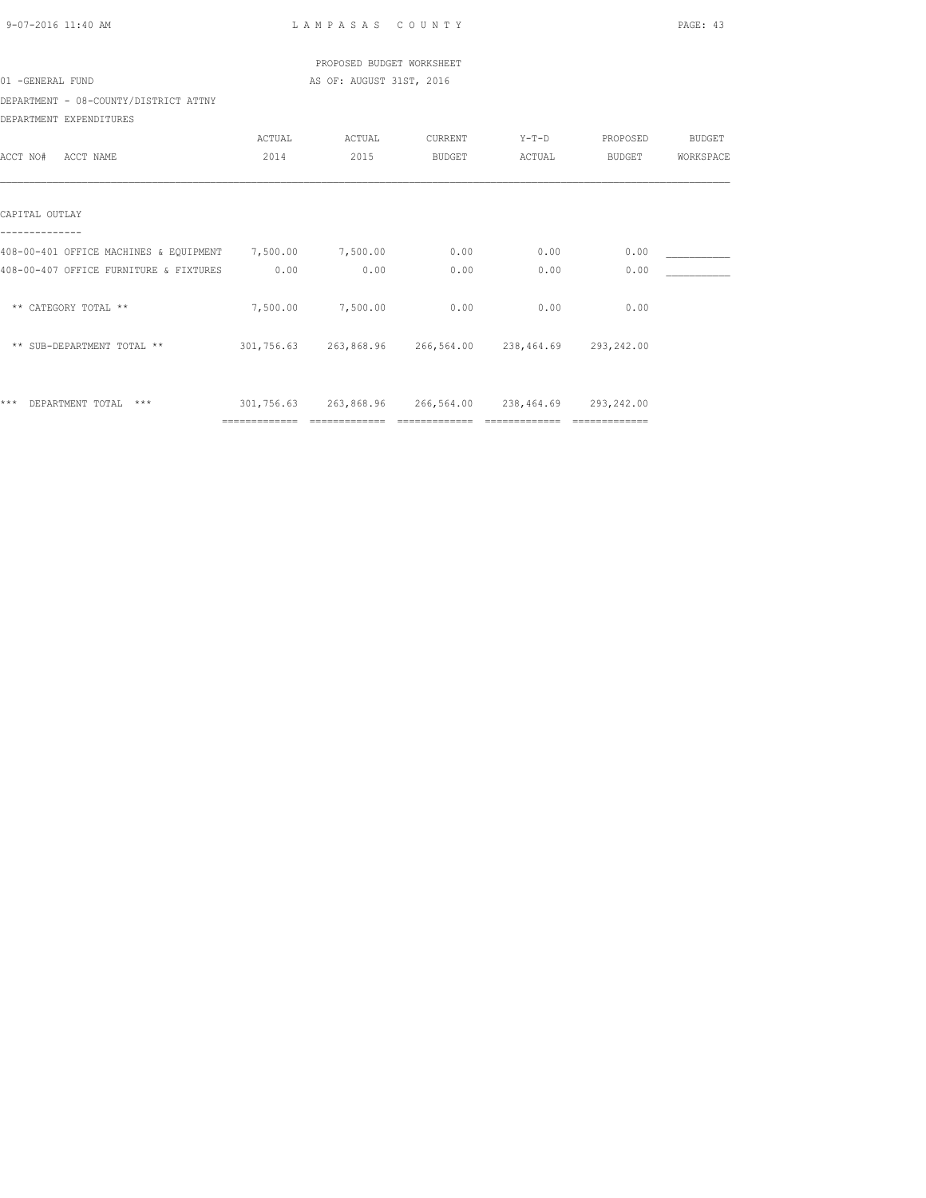PROPOSED BUDGET WORKSHEET

01 -GENERAL FUND AS OF: AUGUST 31ST, 2016

DEPARTMENT - 08-COUNTY/DISTRICT ATTNY

DEPARTMENT EXPENDITURES

| ACCT NO# ACCT NAME | ACTUAL 2014 | ACTUAL 2015 | CURRENT BUDGET | Y-T-D ACTUAL | PROPOSED BUDGET | BUDGET WORKSPACE |
|---|---|---|---|---|---|---|
| CAPITAL OUTLAY | | | | | | |
| 408-00-401 OFFICE MACHINES & EQUIPMENT | 7,500.00 | 7,500.00 | 0.00 | 0.00 | 0.00 | ___________ |
| 408-00-407 OFFICE FURNITURE & FIXTURES | 0.00 | 0.00 | 0.00 | 0.00 | 0.00 | ___________ |
| ** CATEGORY TOTAL ** | 7,500.00 | 7,500.00 | 0.00 | 0.00 | 0.00 | |
| ** SUB-DEPARTMENT TOTAL ** | 301,756.63 | 263,868.96 | 266,564.00 | 238,464.69 | 293,242.00 | |
| *** DEPARTMENT TOTAL *** | 301,756.63 | 263,868.96 | 266,564.00 | 238,464.69 | 293,242.00 | |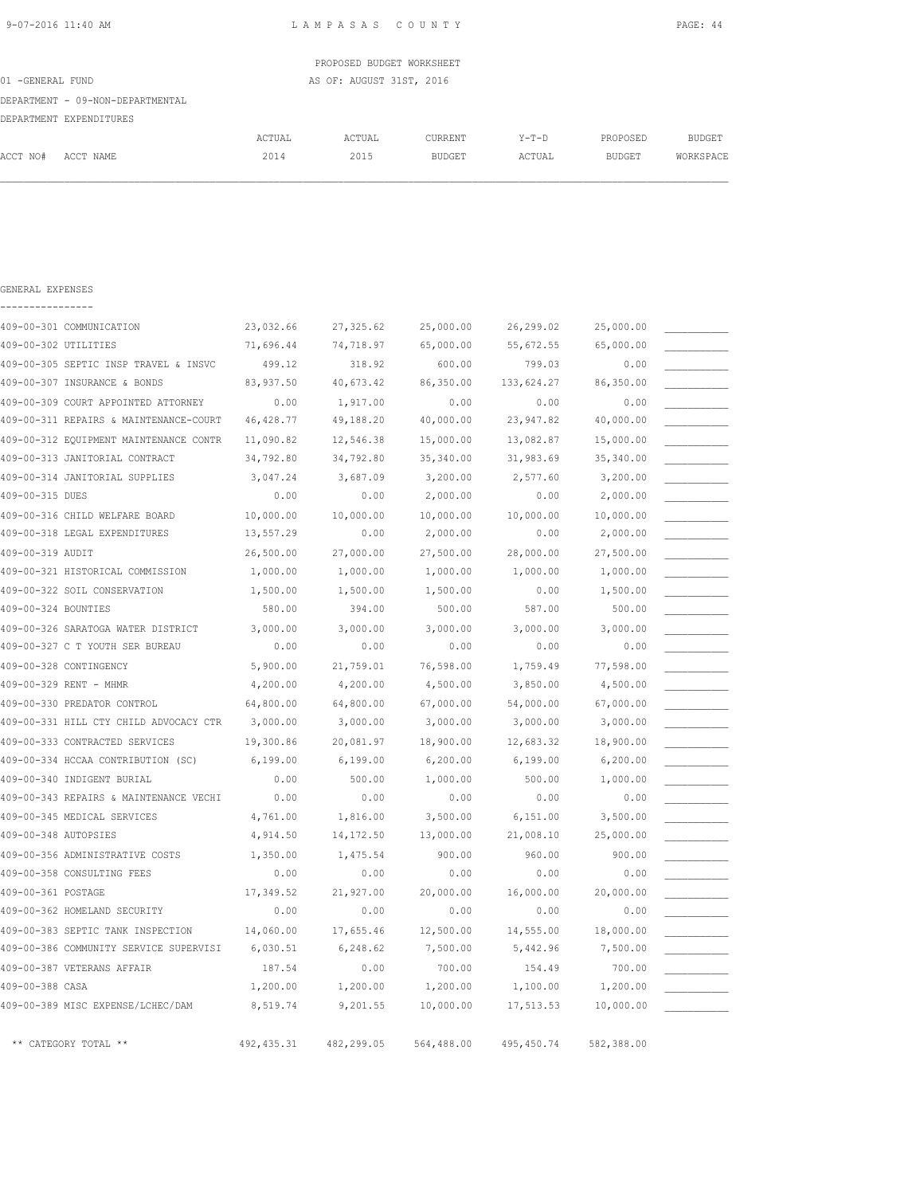PROPOSED BUDGET WORKSHEET

01 -GENERAL FUND AS OF: AUGUST 31ST, 2016

DEPARTMENT - 09-NON-DEPARTMENTAL

DEPARTMENT EXPENDITURES

GENERAL EXPENSES

| ACCT NO# | ACCT NAME | ACTUAL 2014 | ACTUAL 2015 | CURRENT BUDGET | Y-T-D ACTUAL | PROPOSED BUDGET | BUDGET WORKSPACE |
|---|---|---|---|---|---|---|---|
| 409-00-301 | COMMUNICATION | 23,032.66 | 27,325.62 | 25,000.00 | 26,299.02 | 25,000.00 | __________ |
| 409-00-302 | UTILITIES | 71,696.44 | 74,718.97 | 65,000.00 | 55,672.55 | 65,000.00 | __________ |
| 409-00-305 | SEPTIC INSP TRAVEL & INSVC | 499.12 | 318.92 | 600.00 | 799.03 | 0.00 | __________ |
| 409-00-307 | INSURANCE & BONDS | 83,937.50 | 40,673.42 | 86,350.00 | 133,624.27 | 86,350.00 | __________ |
| 409-00-309 | COURT APPOINTED ATTORNEY | 0.00 | 1,917.00 | 0.00 | 0.00 | 0.00 | __________ |
| 409-00-311 | REPAIRS & MAINTENANCE-COURT | 46,428.77 | 49,188.20 | 40,000.00 | 23,947.82 | 40,000.00 | __________ |
| 409-00-312 | EQUIPMENT MAINTENANCE CONTR | 11,090.82 | 12,546.38 | 15,000.00 | 13,082.87 | 15,000.00 | __________ |
| 409-00-313 | JANITORIAL CONTRACT | 34,792.80 | 34,792.80 | 35,340.00 | 31,983.69 | 35,340.00 | __________ |
| 409-00-314 | JANITORIAL SUPPLIES | 3,047.24 | 3,687.09 | 3,200.00 | 2,577.60 | 3,200.00 | __________ |
| 409-00-315 | DUES | 0.00 | 0.00 | 2,000.00 | 0.00 | 2,000.00 | __________ |
| 409-00-316 | CHILD WELFARE BOARD | 10,000.00 | 10,000.00 | 10,000.00 | 10,000.00 | 10,000.00 | __________ |
| 409-00-318 | LEGAL EXPENDITURES | 13,557.29 | 0.00 | 2,000.00 | 0.00 | 2,000.00 | __________ |
| 409-00-319 | AUDIT | 26,500.00 | 27,000.00 | 27,500.00 | 28,000.00 | 27,500.00 | __________ |
| 409-00-321 | HISTORICAL COMMISSION | 1,000.00 | 1,000.00 | 1,000.00 | 1,000.00 | 1,000.00 | __________ |
| 409-00-322 | SOIL CONSERVATION | 1,500.00 | 1,500.00 | 1,500.00 | 0.00 | 1,500.00 | __________ |
| 409-00-324 | BOUNTIES | 580.00 | 394.00 | 500.00 | 587.00 | 500.00 | __________ |
| 409-00-326 | SARATOGA WATER DISTRICT | 3,000.00 | 3,000.00 | 3,000.00 | 3,000.00 | 3,000.00 | __________ |
| 409-00-327 | C T YOUTH SER BUREAU | 0.00 | 0.00 | 0.00 | 0.00 | 0.00 | __________ |
| 409-00-328 | CONTINGENCY | 5,900.00 | 21,759.01 | 76,598.00 | 1,759.49 | 77,598.00 | __________ |
| 409-00-329 | RENT - MHMR | 4,200.00 | 4,200.00 | 4,500.00 | 3,850.00 | 4,500.00 | __________ |
| 409-00-330 | PREDATOR CONTROL | 64,800.00 | 64,800.00 | 67,000.00 | 54,000.00 | 67,000.00 | __________ |
| 409-00-331 | HILL CTY CHILD ADVOCACY CTR | 3,000.00 | 3,000.00 | 3,000.00 | 3,000.00 | 3,000.00 | __________ |
| 409-00-333 | CONTRACTED SERVICES | 19,300.86 | 20,081.97 | 18,900.00 | 12,683.32 | 18,900.00 | __________ |
| 409-00-334 | HCCAA CONTRIBUTION (SC) | 6,199.00 | 6,199.00 | 6,200.00 | 6,199.00 | 6,200.00 | __________ |
| 409-00-340 | INDIGENT BURIAL | 0.00 | 500.00 | 1,000.00 | 500.00 | 1,000.00 | __________ |
| 409-00-343 | REPAIRS & MAINTENANCE VECHI | 0.00 | 0.00 | 0.00 | 0.00 | 0.00 | __________ |
| 409-00-345 | MEDICAL SERVICES | 4,761.00 | 1,816.00 | 3,500.00 | 6,151.00 | 3,500.00 | __________ |
| 409-00-348 | AUTOPSIES | 4,914.50 | 14,172.50 | 13,000.00 | 21,008.10 | 25,000.00 | __________ |
| 409-00-356 | ADMINISTRATIVE COSTS | 1,350.00 | 1,475.54 | 900.00 | 960.00 | 900.00 | __________ |
| 409-00-358 | CONSULTING FEES | 0.00 | 0.00 | 0.00 | 0.00 | 0.00 | __________ |
| 409-00-361 | POSTAGE | 17,349.52 | 21,927.00 | 20,000.00 | 16,000.00 | 20,000.00 | __________ |
| 409-00-362 | HOMELAND SECURITY | 0.00 | 0.00 | 0.00 | 0.00 | 0.00 | __________ |
| 409-00-383 | SEPTIC TANK INSPECTION | 14,060.00 | 17,655.46 | 12,500.00 | 14,555.00 | 18,000.00 | __________ |
| 409-00-386 | COMMUNITY SERVICE SUPERVISI | 6,030.51 | 6,248.62 | 7,500.00 | 5,442.96 | 7,500.00 | __________ |
| 409-00-387 | VETERANS AFFAIR | 187.54 | 0.00 | 700.00 | 154.49 | 700.00 | __________ |
| 409-00-388 | CASA | 1,200.00 | 1,200.00 | 1,200.00 | 1,100.00 | 1,200.00 | __________ |
| 409-00-389 | MISC EXPENSE/LCHEC/DAM | 8,519.74 | 9,201.55 | 10,000.00 | 17,513.53 | 10,000.00 | __________ |
| | ** CATEGORY TOTAL ** | 492,435.31 | 482,299.05 | 564,488.00 | 495,450.74 | 582,388.00 | |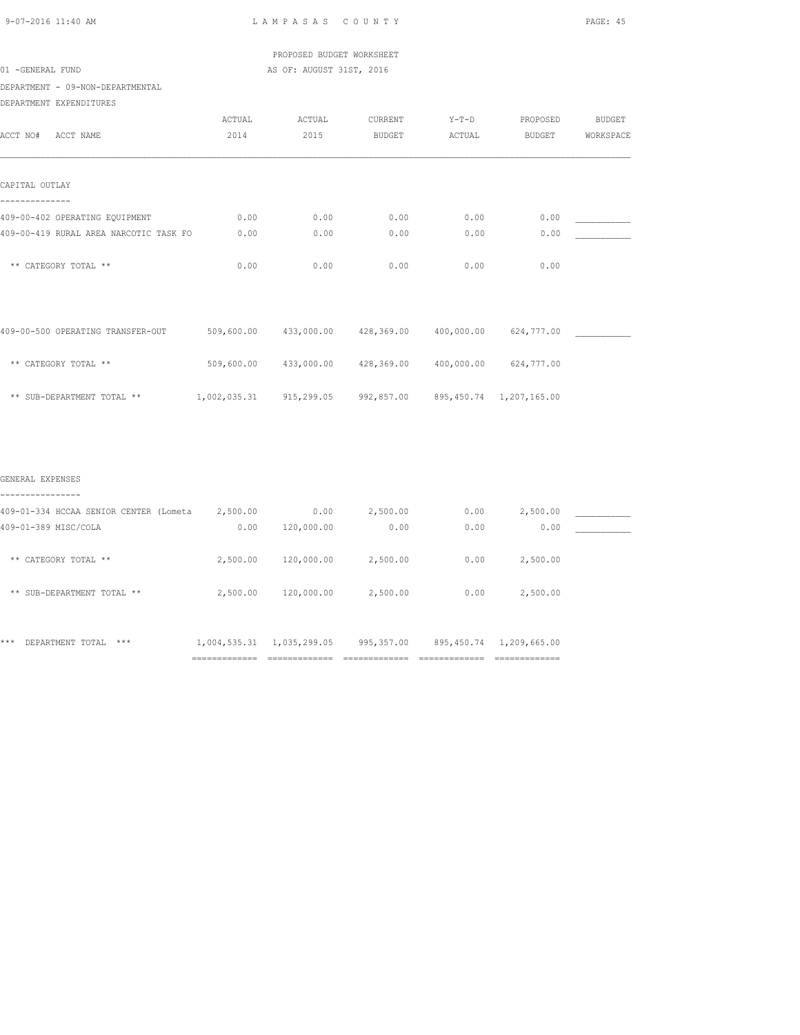LAMPASAS COUNTY

PROPOSED BUDGET WORKSHEET

01 -GENERAL FUND

AS OF: AUGUST 31ST, 2016

DEPARTMENT - 09-NON-DEPARTMENTAL

DEPARTMENT EXPENDITURES

| ACCT NO# ACCT NAME | ACTUAL 2014 | ACTUAL 2015 | CURRENT BUDGET | Y-T-D ACTUAL | PROPOSED BUDGET | BUDGET WORKSPACE |
|---|---|---|---|---|---|---|
| **CAPITAL OUTLAY** | | | | | | |
| 409-00-402 OPERATING EQUIPMENT | 0.00 | 0.00 | 0.00 | 0.00 | 0.00 | ___________ |
| 409-00-419 RURAL AREA NARCOTIC TASK FO | 0.00 | 0.00 | 0.00 | 0.00 | 0.00 | ___________ |
| ** CATEGORY TOTAL ** | 0.00 | 0.00 | 0.00 | 0.00 | 0.00 | |
| 409-00-500 OPERATING TRANSFER-OUT | 509,600.00 | 433,000.00 | 428,369.00 | 400,000.00 | 624,777.00 | ___________ |
| ** CATEGORY TOTAL ** | 509,600.00 | 433,000.00 | 428,369.00 | 400,000.00 | 624,777.00 | |
| ** SUB-DEPARTMENT TOTAL ** | 1,002,035.31 | 915,299.05 | 992,857.00 | 895,450.74 | 1,207,165.00 | |
| **GENERAL EXPENSES** | | | | | | |
| 409-01-334 HCCAA SENIOR CENTER (Lometa | 2,500.00 | 0.00 | 2,500.00 | 0.00 | 2,500.00 | ___________ |
| 409-01-389 MISC/COLA | 0.00 | 120,000.00 | 0.00 | 0.00 | 0.00 | ___________ |
| ** CATEGORY TOTAL ** | 2,500.00 | 120,000.00 | 2,500.00 | 0.00 | 2,500.00 | |
| ** SUB-DEPARTMENT TOTAL ** | 2,500.00 | 120,000.00 | 2,500.00 | 0.00 | 2,500.00 | |
| *** DEPARTMENT TOTAL *** | 1,004,535.31 | 1,035,299.05 | 995,357.00 | 895,450.74 | 1,209,665.00 | |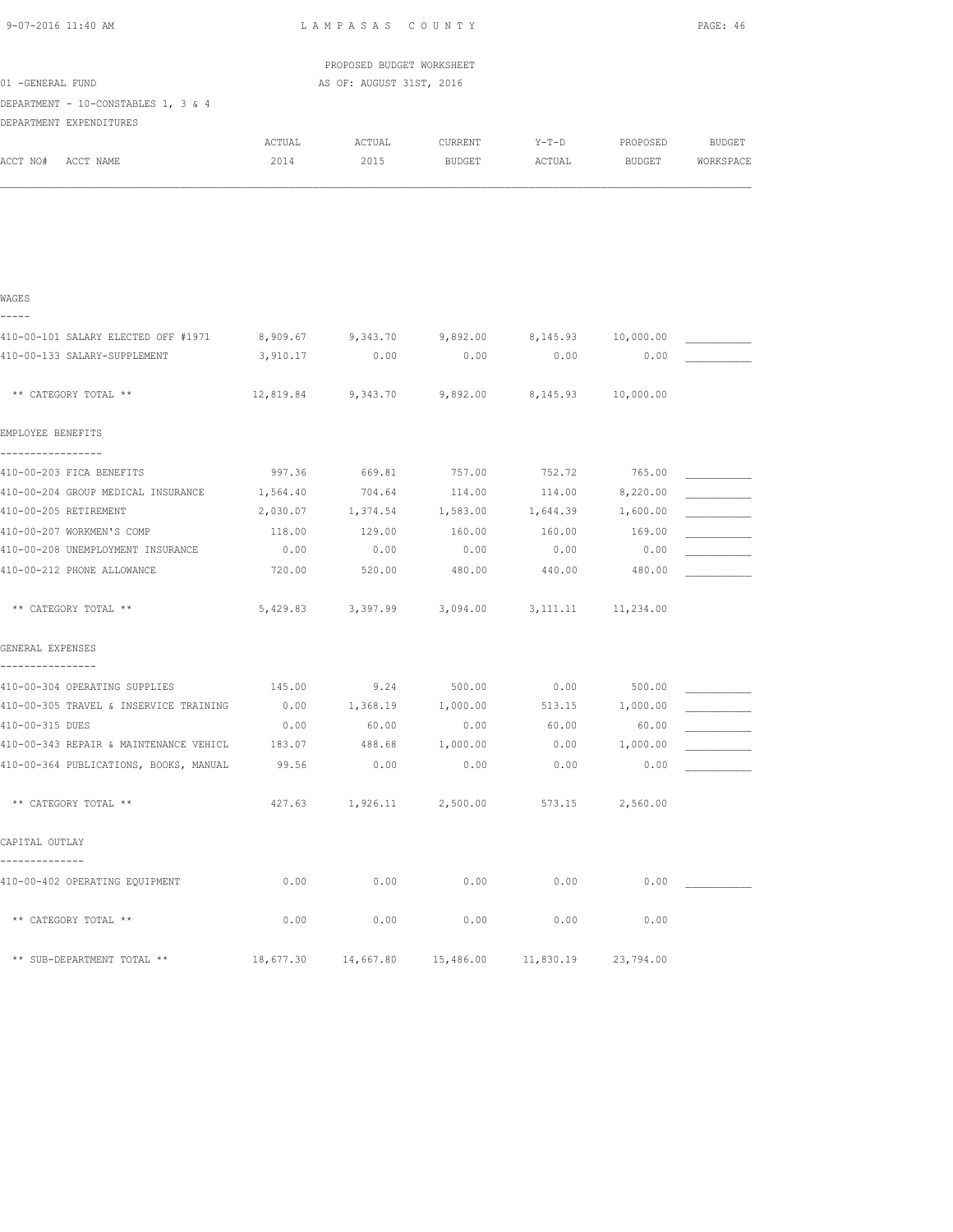PROPOSED BUDGET WORKSHEET

01 -GENERAL FUND — AS OF: AUGUST 31ST, 2016

DEPARTMENT - 10-CONSTABLES 1, 3 & 4

DEPARTMENT EXPENDITURES

| ACCT NO# ACCT NAME | ACTUAL 2014 | ACTUAL 2015 | CURRENT BUDGET | Y-T-D ACTUAL | PROPOSED BUDGET | BUDGET WORKSPACE |
|---|---|---|---|---|---|---|
| **WAGES** | | | | | | |
| 410-00-101 SALARY ELECTED OFF #1971 | 8,909.67 | 9,343.70 | 9,892.00 | 8,145.93 | 10,000.00 | ___________ |
| 410-00-133 SALARY-SUPPLEMENT | 3,910.17 | 0.00 | 0.00 | 0.00 | 0.00 | ___________ |
| ** CATEGORY TOTAL ** | 12,819.84 | 9,343.70 | 9,892.00 | 8,145.93 | 10,000.00 | |
| **EMPLOYEE BENEFITS** | | | | | | |
| 410-00-203 FICA BENEFITS | 997.36 | 669.81 | 757.00 | 752.72 | 765.00 | ___________ |
| 410-00-204 GROUP MEDICAL INSURANCE | 1,564.40 | 704.64 | 114.00 | 114.00 | 8,220.00 | ___________ |
| 410-00-205 RETIREMENT | 2,030.07 | 1,374.54 | 1,583.00 | 1,644.39 | 1,600.00 | ___________ |
| 410-00-207 WORKMEN'S COMP | 118.00 | 129.00 | 160.00 | 160.00 | 169.00 | ___________ |
| 410-00-208 UNEMPLOYMENT INSURANCE | 0.00 | 0.00 | 0.00 | 0.00 | 0.00 | ___________ |
| 410-00-212 PHONE ALLOWANCE | 720.00 | 520.00 | 480.00 | 440.00 | 480.00 | ___________ |
| ** CATEGORY TOTAL ** | 5,429.83 | 3,397.99 | 3,094.00 | 3,111.11 | 11,234.00 | |
| **GENERAL EXPENSES** | | | | | | |
| 410-00-304 OPERATING SUPPLIES | 145.00 | 9.24 | 500.00 | 0.00 | 500.00 | ___________ |
| 410-00-305 TRAVEL & INSERVICE TRAINING | 0.00 | 1,368.19 | 1,000.00 | 513.15 | 1,000.00 | ___________ |
| 410-00-315 DUES | 0.00 | 60.00 | 0.00 | 60.00 | 60.00 | ___________ |
| 410-00-343 REPAIR & MAINTENANCE VEHICL | 183.07 | 488.68 | 1,000.00 | 0.00 | 1,000.00 | ___________ |
| 410-00-364 PUBLICATIONS, BOOKS, MANUAL | 99.56 | 0.00 | 0.00 | 0.00 | 0.00 | ___________ |
| ** CATEGORY TOTAL ** | 427.63 | 1,926.11 | 2,500.00 | 573.15 | 2,560.00 | |
| **CAPITAL OUTLAY** | | | | | | |
| 410-00-402 OPERATING EQUIPMENT | 0.00 | 0.00 | 0.00 | 0.00 | 0.00 | ___________ |
| ** CATEGORY TOTAL ** | 0.00 | 0.00 | 0.00 | 0.00 | 0.00 | |
| ** SUB-DEPARTMENT TOTAL ** | 18,677.30 | 14,667.80 | 15,486.00 | 11,830.19 | 23,794.00 | |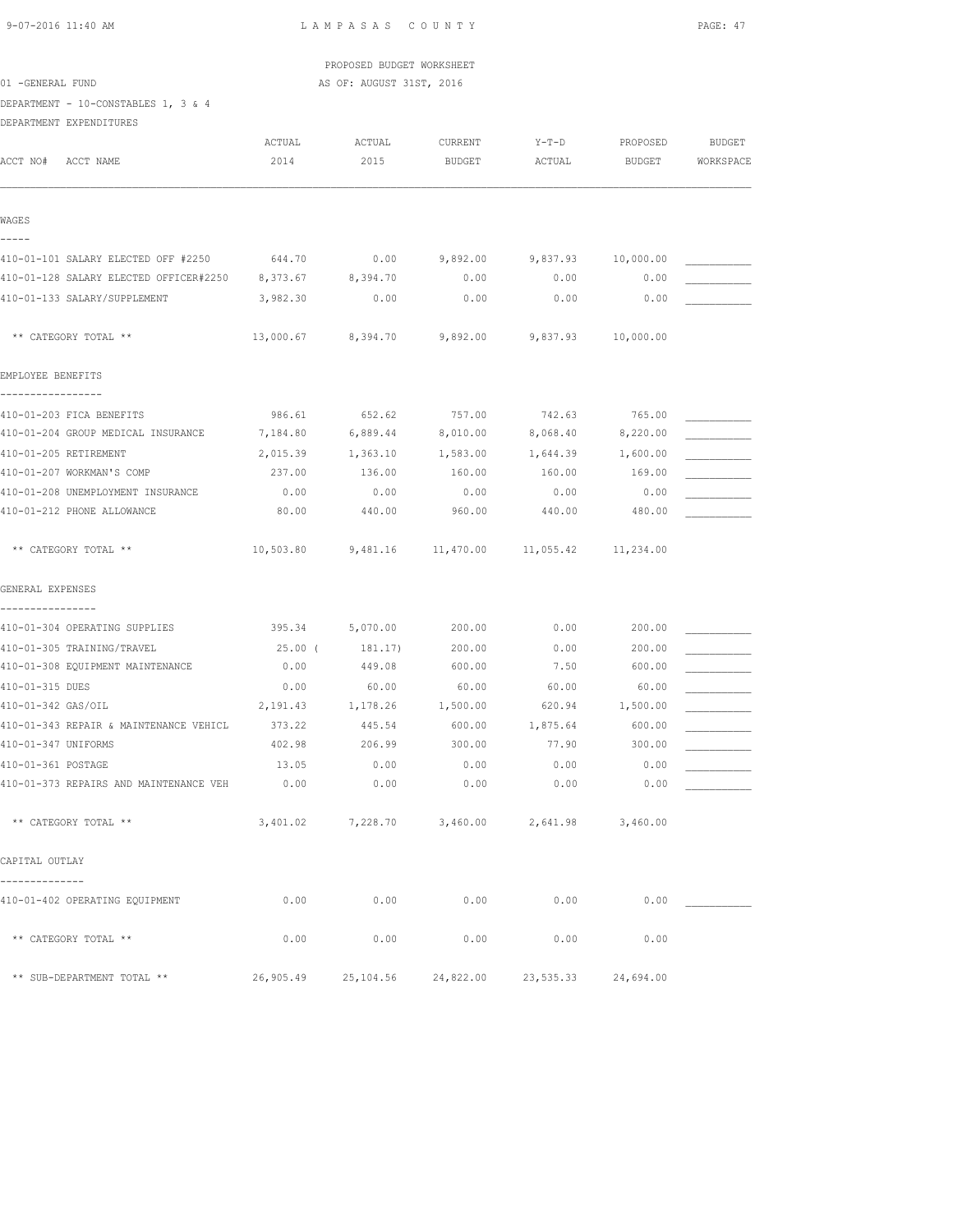PROPOSED BUDGET WORKSHEET

01 -GENERAL FUND AS OF: AUGUST 31ST, 2016

DEPARTMENT - 10-CONSTABLES 1, 3 & 4

DEPARTMENT EXPENDITURES

| ACCT NO# ACCT NAME | ACTUAL 2014 | ACTUAL 2015 | CURRENT BUDGET | Y-T-D ACTUAL | PROPOSED BUDGET | BUDGET WORKSPACE |
|---|---|---|---|---|---|---|
| **WAGES** | | | | | | |
| 410-01-101 SALARY ELECTED OFF #2250 | 644.70 | 0.00 | 9,892.00 | 9,837.93 | 10,000.00 | ___________ |
| 410-01-128 SALARY ELECTED OFFICER#2250 | 8,373.67 | 8,394.70 | 0.00 | 0.00 | 0.00 | ___________ |
| 410-01-133 SALARY/SUPPLEMENT | 3,982.30 | 0.00 | 0.00 | 0.00 | 0.00 | ___________ |
| ** CATEGORY TOTAL ** | 13,000.67 | 8,394.70 | 9,892.00 | 9,837.93 | 10,000.00 | |
| **EMPLOYEE BENEFITS** | | | | | | |
| 410-01-203 FICA BENEFITS | 986.61 | 652.62 | 757.00 | 742.63 | 765.00 | ___________ |
| 410-01-204 GROUP MEDICAL INSURANCE | 7,184.80 | 6,889.44 | 8,010.00 | 8,068.40 | 8,220.00 | ___________ |
| 410-01-205 RETIREMENT | 2,015.39 | 1,363.10 | 1,583.00 | 1,644.39 | 1,600.00 | ___________ |
| 410-01-207 WORKMAN'S COMP | 237.00 | 136.00 | 160.00 | 160.00 | 169.00 | ___________ |
| 410-01-208 UNEMPLOYMENT INSURANCE | 0.00 | 0.00 | 0.00 | 0.00 | 0.00 | ___________ |
| 410-01-212 PHONE ALLOWANCE | 80.00 | 440.00 | 960.00 | 440.00 | 480.00 | ___________ |
| ** CATEGORY TOTAL ** | 10,503.80 | 9,481.16 | 11,470.00 | 11,055.42 | 11,234.00 | |
| **GENERAL EXPENSES** | | | | | | |
| 410-01-304 OPERATING SUPPLIES | 395.34 | 5,070.00 | 200.00 | 0.00 | 200.00 | ___________ |
| 410-01-305 TRAINING/TRAVEL | 25.00 | ( 181.17) | 200.00 | 0.00 | 200.00 | ___________ |
| 410-01-308 EQUIPMENT MAINTENANCE | 0.00 | 449.08 | 600.00 | 7.50 | 600.00 | ___________ |
| 410-01-315 DUES | 0.00 | 60.00 | 60.00 | 60.00 | 60.00 | ___________ |
| 410-01-342 GAS/OIL | 2,191.43 | 1,178.26 | 1,500.00 | 620.94 | 1,500.00 | ___________ |
| 410-01-343 REPAIR & MAINTENANCE VEHICL | 373.22 | 445.54 | 600.00 | 1,875.64 | 600.00 | ___________ |
| 410-01-347 UNIFORMS | 402.98 | 206.99 | 300.00 | 77.90 | 300.00 | ___________ |
| 410-01-361 POSTAGE | 13.05 | 0.00 | 0.00 | 0.00 | 0.00 | ___________ |
| 410-01-373 REPAIRS AND MAINTENANCE VEH | 0.00 | 0.00 | 0.00 | 0.00 | 0.00 | ___________ |
| ** CATEGORY TOTAL ** | 3,401.02 | 7,228.70 | 3,460.00 | 2,641.98 | 3,460.00 | |
| **CAPITAL OUTLAY** | | | | | | |
| 410-01-402 OPERATING EQUIPMENT | 0.00 | 0.00 | 0.00 | 0.00 | 0.00 | ___________ |
| ** CATEGORY TOTAL ** | 0.00 | 0.00 | 0.00 | 0.00 | 0.00 | |
| ** SUB-DEPARTMENT TOTAL ** | 26,905.49 | 25,104.56 | 24,822.00 | 23,535.33 | 24,694.00 | |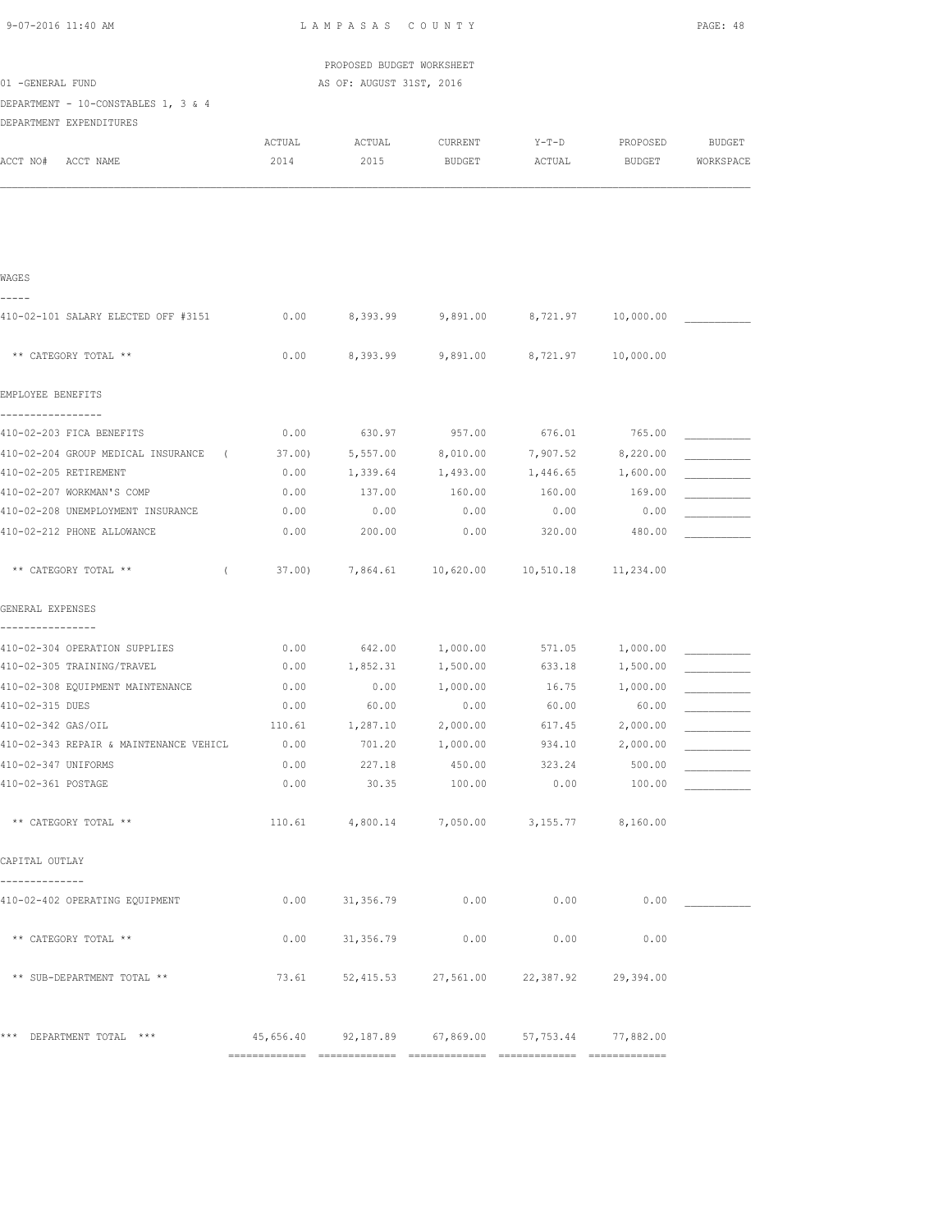LAMPASAS COUNTY

PROPOSED BUDGET WORKSHEET

01 -GENERAL FUND — AS OF: AUGUST 31ST, 2016

DEPARTMENT - 10-CONSTABLES 1, 3 & 4

DEPARTMENT EXPENDITURES

| ACCT NO# ACCT NAME | ACTUAL 2014 | ACTUAL 2015 | CURRENT BUDGET | Y-T-D ACTUAL | PROPOSED BUDGET | BUDGET WORKSPACE |
|---|---|---|---|---|---|---|
| **WAGES** | | | | | | |
| 410-02-101 SALARY ELECTED OFF #3151 | 0.00 | 8,393.99 | 9,891.00 | 8,721.97 | 10,000.00 | ___________ |
| ** CATEGORY TOTAL ** | 0.00 | 8,393.99 | 9,891.00 | 8,721.97 | 10,000.00 | |
| **EMPLOYEE BENEFITS** | | | | | | |
| 410-02-203 FICA BENEFITS | 0.00 | 630.97 | 957.00 | 676.01 | 765.00 | ___________ |
| 410-02-204 GROUP MEDICAL INSURANCE | ( 37.00) | 5,557.00 | 8,010.00 | 7,907.52 | 8,220.00 | ___________ |
| 410-02-205 RETIREMENT | 0.00 | 1,339.64 | 1,493.00 | 1,446.65 | 1,600.00 | ___________ |
| 410-02-207 WORKMAN'S COMP | 0.00 | 137.00 | 160.00 | 160.00 | 169.00 | ___________ |
| 410-02-208 UNEMPLOYMENT INSURANCE | 0.00 | 0.00 | 0.00 | 0.00 | 0.00 | ___________ |
| 410-02-212 PHONE ALLOWANCE | 0.00 | 200.00 | 0.00 | 320.00 | 480.00 | ___________ |
| ** CATEGORY TOTAL ** | ( 37.00) | 7,864.61 | 10,620.00 | 10,510.18 | 11,234.00 | |
| **GENERAL EXPENSES** | | | | | | |
| 410-02-304 OPERATION SUPPLIES | 0.00 | 642.00 | 1,000.00 | 571.05 | 1,000.00 | ___________ |
| 410-02-305 TRAINING/TRAVEL | 0.00 | 1,852.31 | 1,500.00 | 633.18 | 1,500.00 | ___________ |
| 410-02-308 EQUIPMENT MAINTENANCE | 0.00 | 0.00 | 1,000.00 | 16.75 | 1,000.00 | ___________ |
| 410-02-315 DUES | 0.00 | 60.00 | 0.00 | 60.00 | 60.00 | ___________ |
| 410-02-342 GAS/OIL | 110.61 | 1,287.10 | 2,000.00 | 617.45 | 2,000.00 | ___________ |
| 410-02-343 REPAIR & MAINTENANCE VEHICL | 0.00 | 701.20 | 1,000.00 | 934.10 | 2,000.00 | ___________ |
| 410-02-347 UNIFORMS | 0.00 | 227.18 | 450.00 | 323.24 | 500.00 | ___________ |
| 410-02-361 POSTAGE | 0.00 | 30.35 | 100.00 | 0.00 | 100.00 | ___________ |
| ** CATEGORY TOTAL ** | 110.61 | 4,800.14 | 7,050.00 | 3,155.77 | 8,160.00 | |
| **CAPITAL OUTLAY** | | | | | | |
| 410-02-402 OPERATING EQUIPMENT | 0.00 | 31,356.79 | 0.00 | 0.00 | 0.00 | ___________ |
| ** CATEGORY TOTAL ** | 0.00 | 31,356.79 | 0.00 | 0.00 | 0.00 | |
| ** SUB-DEPARTMENT TOTAL ** | 73.61 | 52,415.53 | 27,561.00 | 22,387.92 | 29,394.00 | |
| *** DEPARTMENT TOTAL *** | 45,656.40 | 92,187.89 | 67,869.00 | 57,753.44 | 77,882.00 | |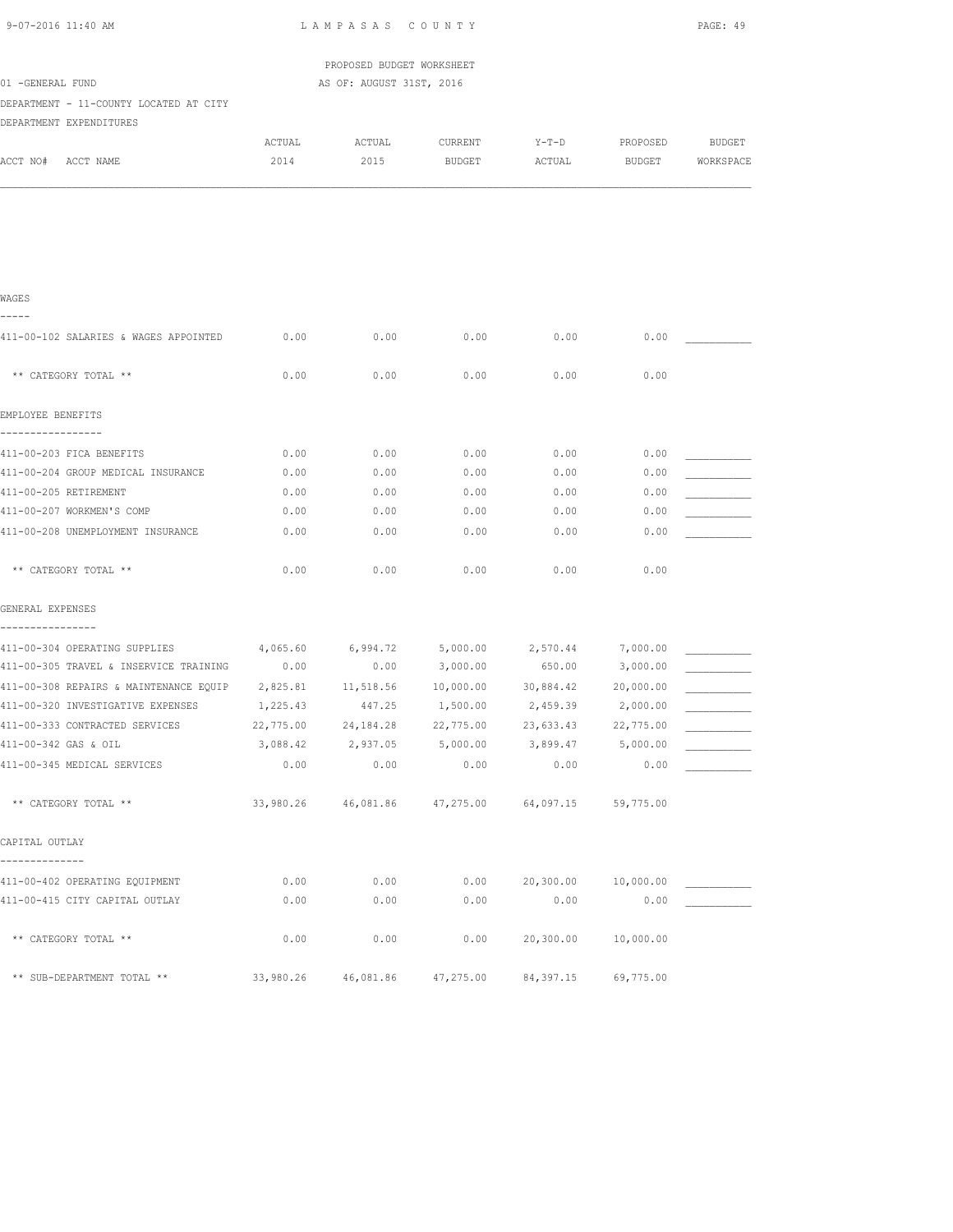LAMPASAS COUNTY

PROPOSED BUDGET WORKSHEET

01 -GENERAL FUND

AS OF: AUGUST 31ST, 2016

DEPARTMENT - 11-COUNTY LOCATED AT CITY

DEPARTMENT EXPENDITURES

| ACCT NO# ACCT NAME | ACTUAL 2014 | ACTUAL 2015 | CURRENT BUDGET | Y-T-D ACTUAL | PROPOSED BUDGET | BUDGET WORKSPACE |
|---|---|---|---|---|---|---|
| **WAGES** | | | | | | |
| 411-00-102 SALARIES & WAGES APPOINTED | 0.00 | 0.00 | 0.00 | 0.00 | 0.00 | ___________ |
| ** CATEGORY TOTAL ** | 0.00 | 0.00 | 0.00 | 0.00 | 0.00 | |
| **EMPLOYEE BENEFITS** | | | | | | |
| 411-00-203 FICA BENEFITS | 0.00 | 0.00 | 0.00 | 0.00 | 0.00 | ___________ |
| 411-00-204 GROUP MEDICAL INSURANCE | 0.00 | 0.00 | 0.00 | 0.00 | 0.00 | ___________ |
| 411-00-205 RETIREMENT | 0.00 | 0.00 | 0.00 | 0.00 | 0.00 | ___________ |
| 411-00-207 WORKMEN'S COMP | 0.00 | 0.00 | 0.00 | 0.00 | 0.00 | ___________ |
| 411-00-208 UNEMPLOYMENT INSURANCE | 0.00 | 0.00 | 0.00 | 0.00 | 0.00 | ___________ |
| ** CATEGORY TOTAL ** | 0.00 | 0.00 | 0.00 | 0.00 | 0.00 | |
| **GENERAL EXPENSES** | | | | | | |
| 411-00-304 OPERATING SUPPLIES | 4,065.60 | 6,994.72 | 5,000.00 | 2,570.44 | 7,000.00 | ___________ |
| 411-00-305 TRAVEL & INSERVICE TRAINING | 0.00 | 0.00 | 3,000.00 | 650.00 | 3,000.00 | ___________ |
| 411-00-308 REPAIRS & MAINTENANCE EQUIP | 2,825.81 | 11,518.56 | 10,000.00 | 30,884.42 | 20,000.00 | ___________ |
| 411-00-320 INVESTIGATIVE EXPENSES | 1,225.43 | 447.25 | 1,500.00 | 2,459.39 | 2,000.00 | ___________ |
| 411-00-333 CONTRACTED SERVICES | 22,775.00 | 24,184.28 | 22,775.00 | 23,633.43 | 22,775.00 | ___________ |
| 411-00-342 GAS & OIL | 3,088.42 | 2,937.05 | 5,000.00 | 3,899.47 | 5,000.00 | ___________ |
| 411-00-345 MEDICAL SERVICES | 0.00 | 0.00 | 0.00 | 0.00 | 0.00 | ___________ |
| ** CATEGORY TOTAL ** | 33,980.26 | 46,081.86 | 47,275.00 | 64,097.15 | 59,775.00 | |
| **CAPITAL OUTLAY** | | | | | | |
| 411-00-402 OPERATING EQUIPMENT | 0.00 | 0.00 | 0.00 | 20,300.00 | 10,000.00 | ___________ |
| 411-00-415 CITY CAPITAL OUTLAY | 0.00 | 0.00 | 0.00 | 0.00 | 0.00 | ___________ |
| ** CATEGORY TOTAL ** | 0.00 | 0.00 | 0.00 | 20,300.00 | 10,000.00 | |
| ** SUB-DEPARTMENT TOTAL ** | 33,980.26 | 46,081.86 | 47,275.00 | 84,397.15 | 69,775.00 | |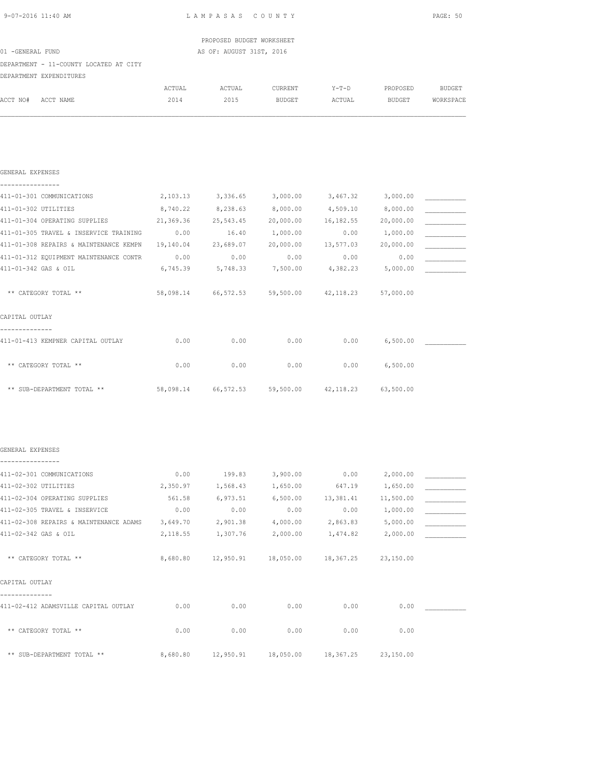PROPOSED BUDGET WORKSHEET

01 -GENERAL FUND — AS OF: AUGUST 31ST, 2016

DEPARTMENT - 11-COUNTY LOCATED AT CITY

DEPARTMENT EXPENDITURES

| ACCT NO# ACCT NAME | ACTUAL 2014 | ACTUAL 2015 | CURRENT BUDGET | Y-T-D ACTUAL | PROPOSED BUDGET | BUDGET WORKSPACE |
|---|---|---|---|---|---|---|
| **GENERAL EXPENSES** | | | | | | |
| 411-01-301 COMMUNICATIONS | 2,103.13 | 3,336.65 | 3,000.00 | 3,467.32 | 3,000.00 | ___________ |
| 411-01-302 UTILITIES | 8,740.22 | 8,238.63 | 8,000.00 | 4,509.10 | 8,000.00 | ___________ |
| 411-01-304 OPERATING SUPPLIES | 21,369.36 | 25,543.45 | 20,000.00 | 16,182.55 | 20,000.00 | ___________ |
| 411-01-305 TRAVEL & INSERVICE TRAINING | 0.00 | 16.40 | 1,000.00 | 0.00 | 1,000.00 | ___________ |
| 411-01-308 REPAIRS & MAINTENANCE KEMPN | 19,140.04 | 23,689.07 | 20,000.00 | 13,577.03 | 20,000.00 | ___________ |
| 411-01-312 EQUIPMENT MAINTENANCE CONTR | 0.00 | 0.00 | 0.00 | 0.00 | 0.00 | ___________ |
| 411-01-342 GAS & OIL | 6,745.39 | 5,748.33 | 7,500.00 | 4,382.23 | 5,000.00 | ___________ |
| ** CATEGORY TOTAL ** | 58,098.14 | 66,572.53 | 59,500.00 | 42,118.23 | 57,000.00 | |
| **CAPITAL OUTLAY** | | | | | | |
| 411-01-413 KEMPNER CAPITAL OUTLAY | 0.00 | 0.00 | 0.00 | 0.00 | 6,500.00 | ___________ |
| ** CATEGORY TOTAL ** | 0.00 | 0.00 | 0.00 | 0.00 | 6,500.00 | |
| ** SUB-DEPARTMENT TOTAL ** | 58,098.14 | 66,572.53 | 59,500.00 | 42,118.23 | 63,500.00 | |
| **GENERAL EXPENSES** | | | | | | |
| 411-02-301 COMMUNICATIONS | 0.00 | 199.83 | 3,900.00 | 0.00 | 2,000.00 | ___________ |
| 411-02-302 UTILITIES | 2,350.97 | 1,568.43 | 1,650.00 | 647.19 | 1,650.00 | ___________ |
| 411-02-304 OPERATING SUPPLIES | 561.58 | 6,973.51 | 6,500.00 | 13,381.41 | 11,500.00 | ___________ |
| 411-02-305 TRAVEL & INSERVICE | 0.00 | 0.00 | 0.00 | 0.00 | 1,000.00 | ___________ |
| 411-02-308 REPAIRS & MAINTENANCE ADAMS | 3,649.70 | 2,901.38 | 4,000.00 | 2,863.83 | 5,000.00 | ___________ |
| 411-02-342 GAS & OIL | 2,118.55 | 1,307.76 | 2,000.00 | 1,474.82 | 2,000.00 | ___________ |
| ** CATEGORY TOTAL ** | 8,680.80 | 12,950.91 | 18,050.00 | 18,367.25 | 23,150.00 | |
| **CAPITAL OUTLAY** | | | | | | |
| 411-02-412 ADAMSVILLE CAPITAL OUTLAY | 0.00 | 0.00 | 0.00 | 0.00 | 0.00 | ___________ |
| ** CATEGORY TOTAL ** | 0.00 | 0.00 | 0.00 | 0.00 | 0.00 | |
| ** SUB-DEPARTMENT TOTAL ** | 8,680.80 | 12,950.91 | 18,050.00 | 18,367.25 | 23,150.00 | |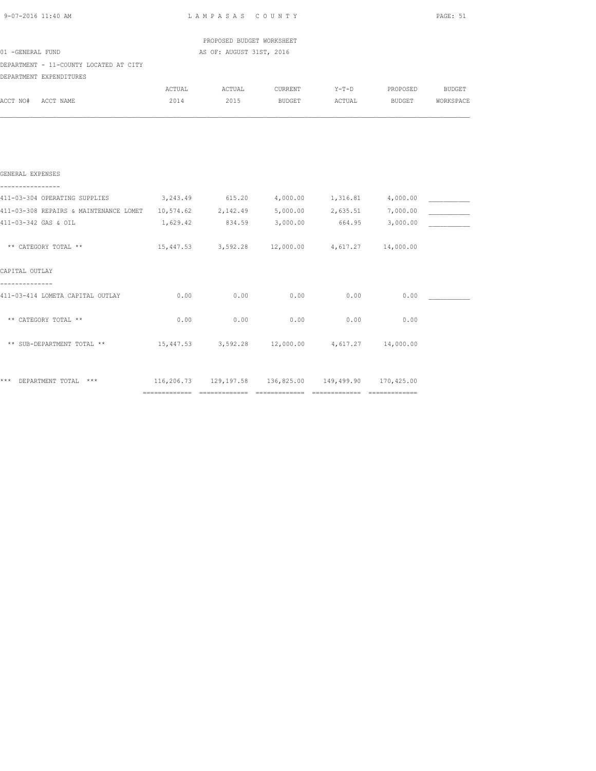LAMPASAS COUNTY

PROPOSED BUDGET WORKSHEET

01 -GENERAL FUND

AS OF: AUGUST 31ST, 2016

DEPARTMENT - 11-COUNTY LOCATED AT CITY

DEPARTMENT EXPENDITURES

| ACCT NO# ACCT NAME | ACTUAL 2014 | ACTUAL 2015 | CURRENT BUDGET | Y-T-D ACTUAL | PROPOSED BUDGET | BUDGET WORKSPACE |
|---|---|---|---|---|---|---|
| **GENERAL EXPENSES** | | | | | | |
| 411-03-304 OPERATING SUPPLIES | 3,243.49 | 615.20 | 4,000.00 | 1,316.81 | 4,000.00 | ___________ |
| 411-03-308 REPAIRS & MAINTENANCE LOMET | 10,574.62 | 2,142.49 | 5,000.00 | 2,635.51 | 7,000.00 | ___________ |
| 411-03-342 GAS & OIL | 1,629.42 | 834.59 | 3,000.00 | 664.95 | 3,000.00 | ___________ |
| ** CATEGORY TOTAL ** | 15,447.53 | 3,592.28 | 12,000.00 | 4,617.27 | 14,000.00 | |
| **CAPITAL OUTLAY** | | | | | | |
| 411-03-414 LOMETA CAPITAL OUTLAY | 0.00 | 0.00 | 0.00 | 0.00 | 0.00 | ___________ |
| ** CATEGORY TOTAL ** | 0.00 | 0.00 | 0.00 | 0.00 | 0.00 | |
| ** SUB-DEPARTMENT TOTAL ** | 15,447.53 | 3,592.28 | 12,000.00 | 4,617.27 | 14,000.00 | |
| *** DEPARTMENT TOTAL *** | 116,206.73 | 129,197.58 | 136,825.00 | 149,499.90 | 170,425.00 | |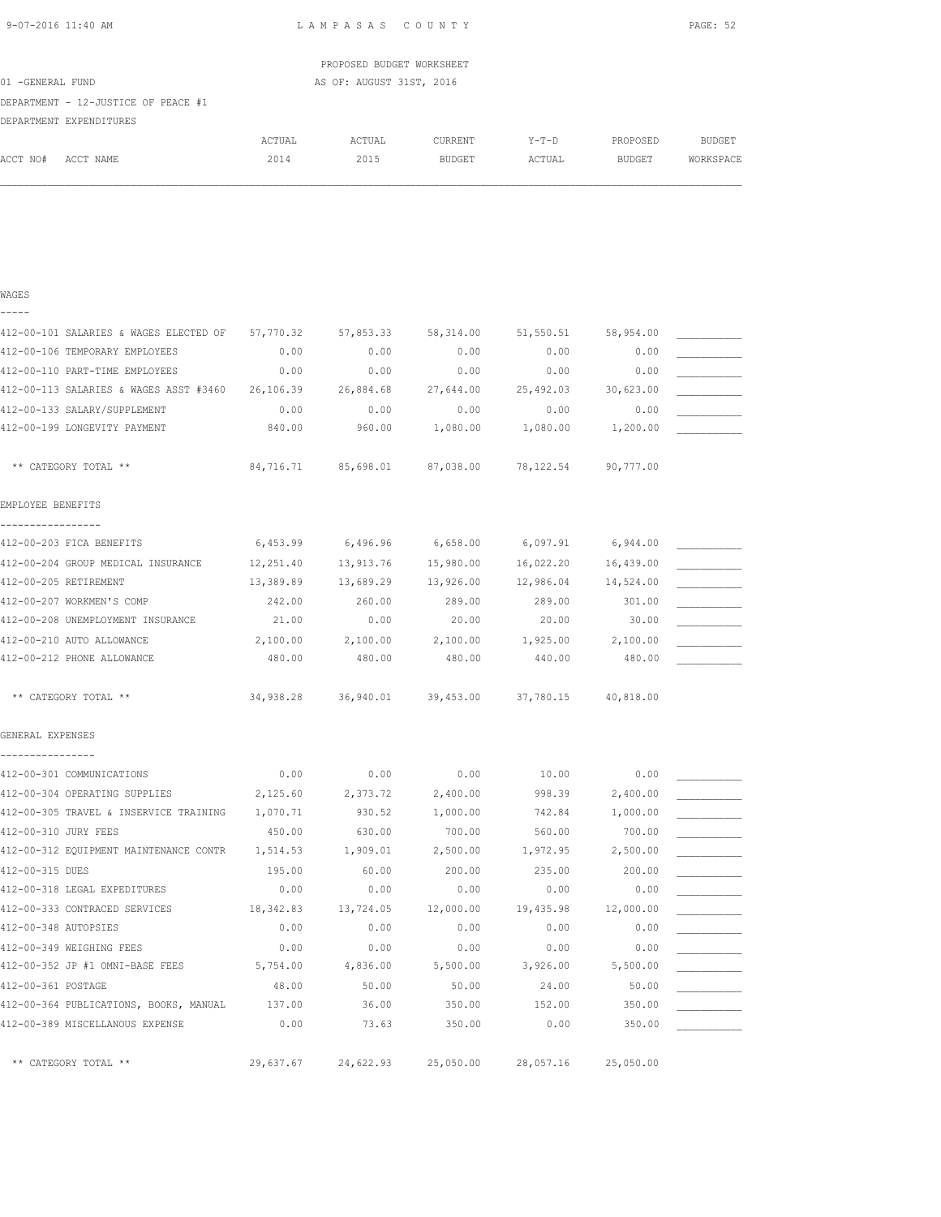LAMPASAS COUNTY

PROPOSED BUDGET WORKSHEET

01 -GENERAL FUND AS OF: AUGUST 31ST, 2016

DEPARTMENT - 12-JUSTICE OF PEACE #1

DEPARTMENT EXPENDITURES

| ACCT NO# ACCT NAME | ACTUAL 2014 | ACTUAL 2015 | CURRENT BUDGET | Y-T-D ACTUAL | PROPOSED BUDGET | BUDGET WORKSPACE |
|---|---|---|---|---|---|---|
| **WAGES** | | | | | | |
| 412-00-101 SALARIES & WAGES ELECTED OF | 57,770.32 | 57,853.33 | 58,314.00 | 51,550.51 | 58,954.00 | ___________ |
| 412-00-106 TEMPORARY EMPLOYEES | 0.00 | 0.00 | 0.00 | 0.00 | 0.00 | ___________ |
| 412-00-110 PART-TIME EMPLOYEES | 0.00 | 0.00 | 0.00 | 0.00 | 0.00 | ___________ |
| 412-00-113 SALARIES & WAGES ASST #3460 | 26,106.39 | 26,884.68 | 27,644.00 | 25,492.03 | 30,623.00 | ___________ |
| 412-00-133 SALARY/SUPPLEMENT | 0.00 | 0.00 | 0.00 | 0.00 | 0.00 | ___________ |
| 412-00-199 LONGEVITY PAYMENT | 840.00 | 960.00 | 1,080.00 | 1,080.00 | 1,200.00 | ___________ |
| ** CATEGORY TOTAL ** | 84,716.71 | 85,698.01 | 87,038.00 | 78,122.54 | 90,777.00 | |
| **EMPLOYEE BENEFITS** | | | | | | |
| 412-00-203 FICA BENEFITS | 6,453.99 | 6,496.96 | 6,658.00 | 6,097.91 | 6,944.00 | ___________ |
| 412-00-204 GROUP MEDICAL INSURANCE | 12,251.40 | 13,913.76 | 15,980.00 | 16,022.20 | 16,439.00 | ___________ |
| 412-00-205 RETIREMENT | 13,389.89 | 13,689.29 | 13,926.00 | 12,986.04 | 14,524.00 | ___________ |
| 412-00-207 WORKMEN'S COMP | 242.00 | 260.00 | 289.00 | 289.00 | 301.00 | ___________ |
| 412-00-208 UNEMPLOYMENT INSURANCE | 21.00 | 0.00 | 20.00 | 20.00 | 30.00 | ___________ |
| 412-00-210 AUTO ALLOWANCE | 2,100.00 | 2,100.00 | 2,100.00 | 1,925.00 | 2,100.00 | ___________ |
| 412-00-212 PHONE ALLOWANCE | 480.00 | 480.00 | 480.00 | 440.00 | 480.00 | ___________ |
| ** CATEGORY TOTAL ** | 34,938.28 | 36,940.01 | 39,453.00 | 37,780.15 | 40,818.00 | |
| **GENERAL EXPENSES** | | | | | | |
| 412-00-301 COMMUNICATIONS | 0.00 | 0.00 | 0.00 | 10.00 | 0.00 | ___________ |
| 412-00-304 OPERATING SUPPLIES | 2,125.60 | 2,373.72 | 2,400.00 | 998.39 | 2,400.00 | ___________ |
| 412-00-305 TRAVEL & INSERVICE TRAINING | 1,070.71 | 930.52 | 1,000.00 | 742.84 | 1,000.00 | ___________ |
| 412-00-310 JURY FEES | 450.00 | 630.00 | 700.00 | 560.00 | 700.00 | ___________ |
| 412-00-312 EQUIPMENT MAINTENANCE CONTR | 1,514.53 | 1,909.01 | 2,500.00 | 1,972.95 | 2,500.00 | ___________ |
| 412-00-315 DUES | 195.00 | 60.00 | 200.00 | 235.00 | 200.00 | ___________ |
| 412-00-318 LEGAL EXPEDITURES | 0.00 | 0.00 | 0.00 | 0.00 | 0.00 | ___________ |
| 412-00-333 CONTRACED SERVICES | 18,342.83 | 13,724.05 | 12,000.00 | 19,435.98 | 12,000.00 | ___________ |
| 412-00-348 AUTOPSIES | 0.00 | 0.00 | 0.00 | 0.00 | 0.00 | ___________ |
| 412-00-349 WEIGHING FEES | 0.00 | 0.00 | 0.00 | 0.00 | 0.00 | ___________ |
| 412-00-352 JP #1 OMNI-BASE FEES | 5,754.00 | 4,836.00 | 5,500.00 | 3,926.00 | 5,500.00 | ___________ |
| 412-00-361 POSTAGE | 48.00 | 50.00 | 50.00 | 24.00 | 50.00 | ___________ |
| 412-00-364 PUBLICATIONS, BOOKS, MANUAL | 137.00 | 36.00 | 350.00 | 152.00 | 350.00 | ___________ |
| 412-00-389 MISCELLANOUS EXPENSE | 0.00 | 73.63 | 350.00 | 0.00 | 350.00 | ___________ |
| ** CATEGORY TOTAL ** | 29,637.67 | 24,622.93 | 25,050.00 | 28,057.16 | 25,050.00 | |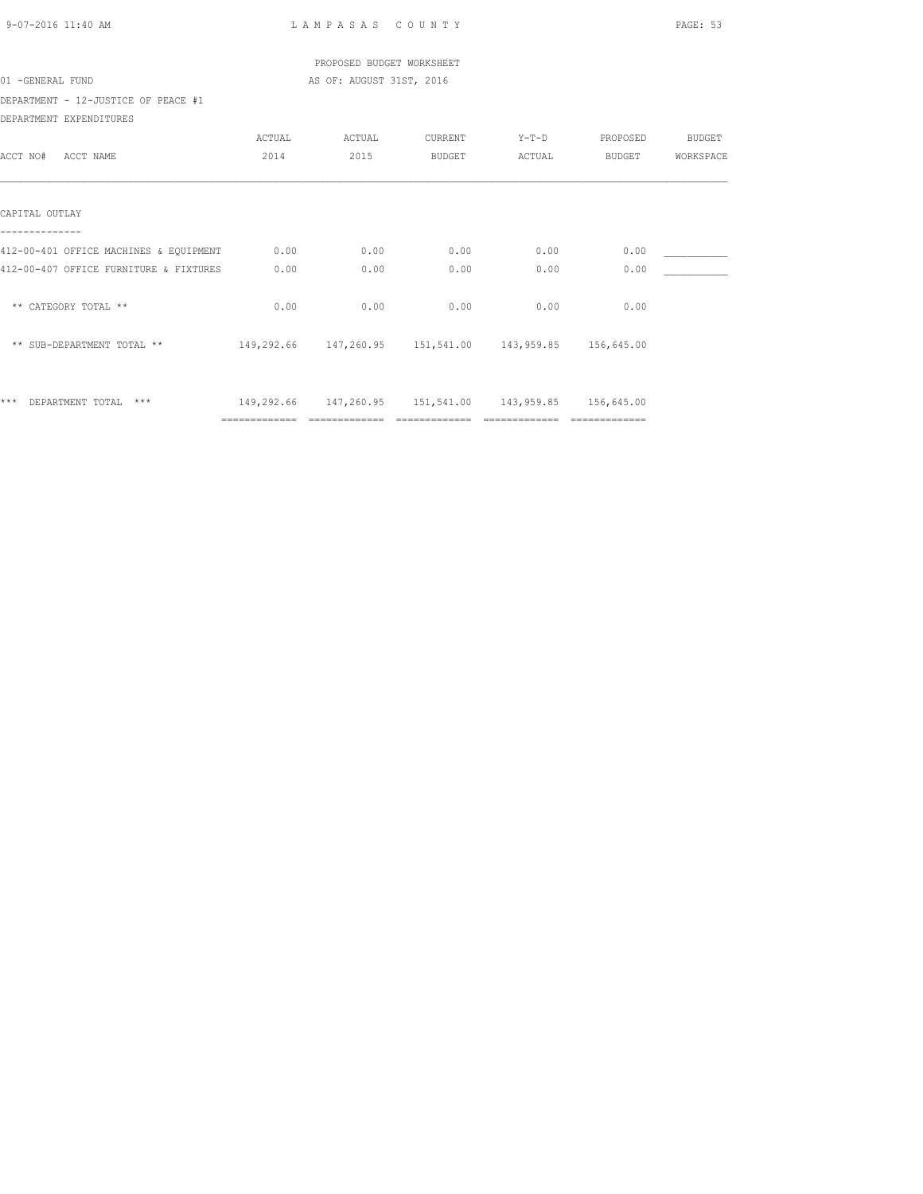PROPOSED BUDGET WORKSHEET

01 -GENERAL FUND AS OF: AUGUST 31ST, 2016

DEPARTMENT - 12-JUSTICE OF PEACE #1

DEPARTMENT EXPENDITURES

| ACCT NO# ACCT NAME | ACTUAL 2014 | ACTUAL 2015 | CURRENT BUDGET | Y-T-D ACTUAL | PROPOSED BUDGET | BUDGET WORKSPACE |
|---|---|---|---|---|---|---|
| **CAPITAL OUTLAY** | | | | | | |
| 412-00-401 OFFICE MACHINES & EQUIPMENT | 0.00 | 0.00 | 0.00 | 0.00 | 0.00 | ___________ |
| 412-00-407 OFFICE FURNITURE & FIXTURES | 0.00 | 0.00 | 0.00 | 0.00 | 0.00 | ___________ |
| ** CATEGORY TOTAL ** | 0.00 | 0.00 | 0.00 | 0.00 | 0.00 | |
| ** SUB-DEPARTMENT TOTAL ** | 149,292.66 | 147,260.95 | 151,541.00 | 143,959.85 | 156,645.00 | |
| *** DEPARTMENT TOTAL *** | 149,292.66 | 147,260.95 | 151,541.00 | 143,959.85 | 156,645.00 | |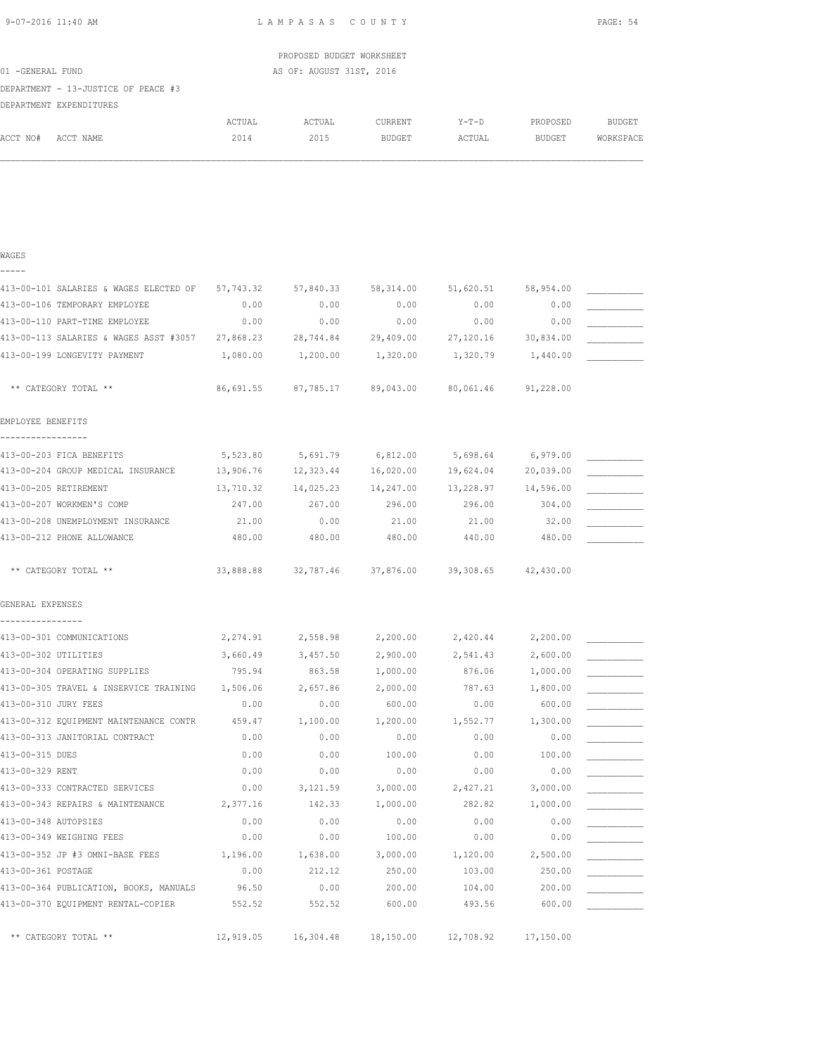LAMPASAS COUNTY

PROPOSED BUDGET WORKSHEET

01 -GENERAL FUND

AS OF: AUGUST 31ST, 2016

DEPARTMENT - 13-JUSTICE OF PEACE #3

DEPARTMENT EXPENDITURES

| ACCT NO# | ACCT NAME | ACTUAL 2014 | ACTUAL 2015 | CURRENT BUDGET | Y-T-D ACTUAL | PROPOSED BUDGET | BUDGET WORKSPACE |
|---|---|---|---|---|---|---|---|
| **WAGES** | | | | | | | |
| 413-00-101 | SALARIES & WAGES ELECTED OF | 57,743.32 | 57,840.33 | 58,314.00 | 51,620.51 | 58,954.00 | ___________ |
| 413-00-106 | TEMPORARY EMPLOYEE | 0.00 | 0.00 | 0.00 | 0.00 | 0.00 | ___________ |
| 413-00-110 | PART-TIME EMPLOYEE | 0.00 | 0.00 | 0.00 | 0.00 | 0.00 | ___________ |
| 413-00-113 | SALARIES & WAGES ASST #3057 | 27,868.23 | 28,744.84 | 29,409.00 | 27,120.16 | 30,834.00 | ___________ |
| 413-00-199 | LONGEVITY PAYMENT | 1,080.00 | 1,200.00 | 1,320.00 | 1,320.79 | 1,440.00 | ___________ |
| | ** CATEGORY TOTAL ** | 86,691.55 | 87,785.17 | 89,043.00 | 80,061.46 | 91,228.00 | |
| **EMPLOYEE BENEFITS** | | | | | | | |
| 413-00-203 | FICA BENEFITS | 5,523.80 | 5,691.79 | 6,812.00 | 5,698.64 | 6,979.00 | ___________ |
| 413-00-204 | GROUP MEDICAL INSURANCE | 13,906.76 | 12,323.44 | 16,020.00 | 19,624.04 | 20,039.00 | ___________ |
| 413-00-205 | RETIREMENT | 13,710.32 | 14,025.23 | 14,247.00 | 13,228.97 | 14,596.00 | ___________ |
| 413-00-207 | WORKMEN'S COMP | 247.00 | 267.00 | 296.00 | 296.00 | 304.00 | ___________ |
| 413-00-208 | UNEMPLOYMENT INSURANCE | 21.00 | 0.00 | 21.00 | 21.00 | 32.00 | ___________ |
| 413-00-212 | PHONE ALLOWANCE | 480.00 | 480.00 | 480.00 | 440.00 | 480.00 | ___________ |
| | ** CATEGORY TOTAL ** | 33,888.88 | 32,787.46 | 37,876.00 | 39,308.65 | 42,430.00 | |
| **GENERAL EXPENSES** | | | | | | | |
| 413-00-301 | COMMUNICATIONS | 2,274.91 | 2,558.98 | 2,200.00 | 2,420.44 | 2,200.00 | ___________ |
| 413-00-302 | UTILITIES | 3,660.49 | 3,457.50 | 2,900.00 | 2,541.43 | 2,600.00 | ___________ |
| 413-00-304 | OPERATING SUPPLIES | 795.94 | 863.58 | 1,000.00 | 876.06 | 1,000.00 | ___________ |
| 413-00-305 | TRAVEL & INSERVICE TRAINING | 1,506.06 | 2,657.86 | 2,000.00 | 787.63 | 1,800.00 | ___________ |
| 413-00-310 | JURY FEES | 0.00 | 0.00 | 600.00 | 0.00 | 600.00 | ___________ |
| 413-00-312 | EQUIPMENT MAINTENANCE CONTR | 459.47 | 1,100.00 | 1,200.00 | 1,552.77 | 1,300.00 | ___________ |
| 413-00-313 | JANITORIAL CONTRACT | 0.00 | 0.00 | 0.00 | 0.00 | 0.00 | ___________ |
| 413-00-315 | DUES | 0.00 | 0.00 | 100.00 | 0.00 | 100.00 | ___________ |
| 413-00-329 | RENT | 0.00 | 0.00 | 0.00 | 0.00 | 0.00 | ___________ |
| 413-00-333 | CONTRACTED SERVICES | 0.00 | 3,121.59 | 3,000.00 | 2,427.21 | 3,000.00 | ___________ |
| 413-00-343 | REPAIRS & MAINTENANCE | 2,377.16 | 142.33 | 1,000.00 | 282.82 | 1,000.00 | ___________ |
| 413-00-348 | AUTOPSIES | 0.00 | 0.00 | 0.00 | 0.00 | 0.00 | ___________ |
| 413-00-349 | WEIGHING FEES | 0.00 | 0.00 | 100.00 | 0.00 | 0.00 | ___________ |
| 413-00-352 | JP #3 OMNI-BASE FEES | 1,196.00 | 1,638.00 | 3,000.00 | 1,120.00 | 2,500.00 | ___________ |
| 413-00-361 | POSTAGE | 0.00 | 212.12 | 250.00 | 103.00 | 250.00 | ___________ |
| 413-00-364 | PUBLICATION, BOOKS, MANUALS | 96.50 | 0.00 | 200.00 | 104.00 | 200.00 | ___________ |
| 413-00-370 | EQUIPMENT RENTAL-COPIER | 552.52 | 552.52 | 600.00 | 493.56 | 600.00 | ___________ |
| | ** CATEGORY TOTAL ** | 12,919.05 | 16,304.48 | 18,150.00 | 12,708.92 | 17,150.00 | |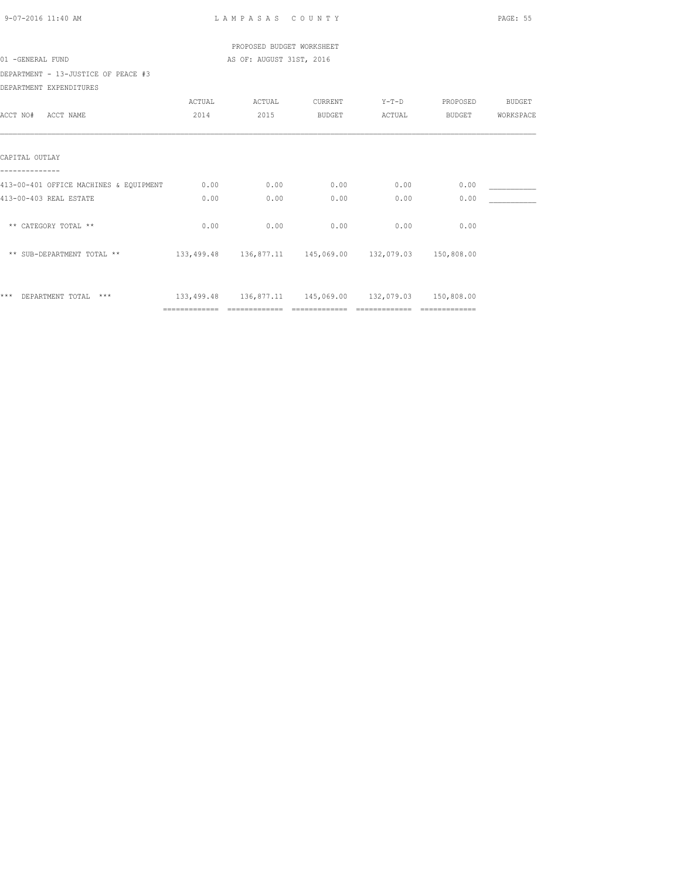PROPOSED BUDGET WORKSHEET

01 -GENERAL FUND — AS OF: AUGUST 31ST, 2016

DEPARTMENT - 13-JUSTICE OF PEACE #3

DEPARTMENT EXPENDITURES

| ACCT NO# ACCT NAME | ACTUAL 2014 | ACTUAL 2015 | CURRENT BUDGET | Y-T-D ACTUAL | PROPOSED BUDGET | BUDGET WORKSPACE |
|---|---|---|---|---|---|---|
| CAPITAL OUTLAY | | | | | | |
| 413-00-401 OFFICE MACHINES & EQUIPMENT | 0.00 | 0.00 | 0.00 | 0.00 | 0.00 | ___________ |
| 413-00-403 REAL ESTATE | 0.00 | 0.00 | 0.00 | 0.00 | 0.00 | ___________ |
| ** CATEGORY TOTAL ** | 0.00 | 0.00 | 0.00 | 0.00 | 0.00 | |
| ** SUB-DEPARTMENT TOTAL ** | 133,499.48 | 136,877.11 | 145,069.00 | 132,079.03 | 150,808.00 | |
| *** DEPARTMENT TOTAL *** | 133,499.48 | 136,877.11 | 145,069.00 | 132,079.03 | 150,808.00 | |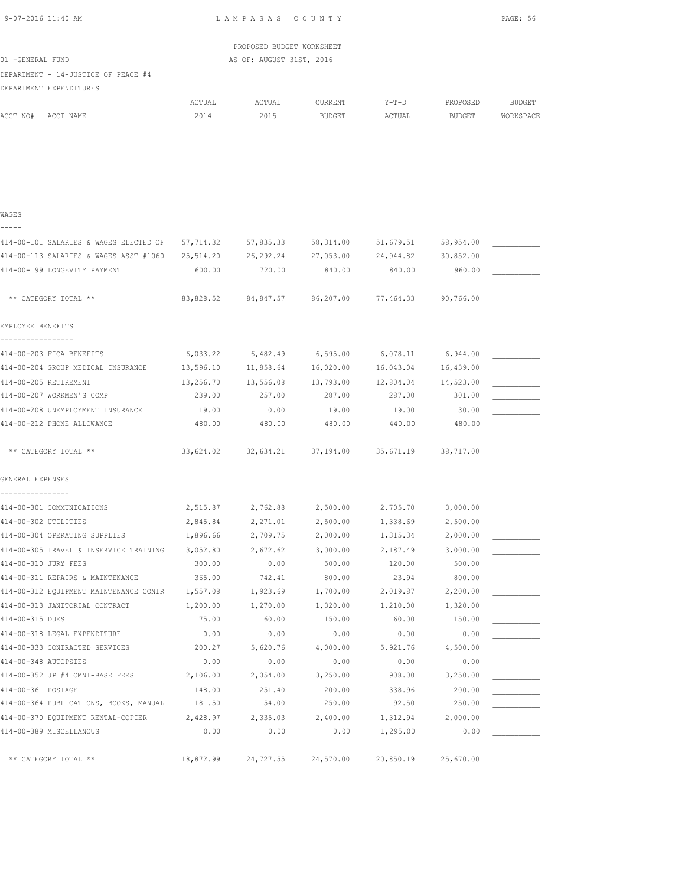PROPOSED BUDGET WORKSHEET

01 -GENERAL FUND — AS OF: AUGUST 31ST, 2016

DEPARTMENT - 14-JUSTICE OF PEACE #4

DEPARTMENT EXPENDITURES

| ACCT NO# ACCT NAME | ACTUAL 2014 | ACTUAL 2015 | CURRENT BUDGET | Y-T-D ACTUAL | PROPOSED BUDGET | BUDGET WORKSPACE |
|---|---|---|---|---|---|---|
| **WAGES** | | | | | | |
| 414-00-101 SALARIES & WAGES ELECTED OF | 57,714.32 | 57,835.33 | 58,314.00 | 51,679.51 | 58,954.00 | ___________ |
| 414-00-113 SALARIES & WAGES ASST #1060 | 25,514.20 | 26,292.24 | 27,053.00 | 24,944.82 | 30,852.00 | ___________ |
| 414-00-199 LONGEVITY PAYMENT | 600.00 | 720.00 | 840.00 | 840.00 | 960.00 | ___________ |
| ** CATEGORY TOTAL ** | 83,828.52 | 84,847.57 | 86,207.00 | 77,464.33 | 90,766.00 | |
| **EMPLOYEE BENEFITS** | | | | | | |
| 414-00-203 FICA BENEFITS | 6,033.22 | 6,482.49 | 6,595.00 | 6,078.11 | 6,944.00 | ___________ |
| 414-00-204 GROUP MEDICAL INSURANCE | 13,596.10 | 11,858.64 | 16,020.00 | 16,043.04 | 16,439.00 | ___________ |
| 414-00-205 RETIREMENT | 13,256.70 | 13,556.08 | 13,793.00 | 12,804.04 | 14,523.00 | ___________ |
| 414-00-207 WORKMEN'S COMP | 239.00 | 257.00 | 287.00 | 287.00 | 301.00 | ___________ |
| 414-00-208 UNEMPLOYMENT INSURANCE | 19.00 | 0.00 | 19.00 | 19.00 | 30.00 | ___________ |
| 414-00-212 PHONE ALLOWANCE | 480.00 | 480.00 | 480.00 | 440.00 | 480.00 | ___________ |
| ** CATEGORY TOTAL ** | 33,624.02 | 32,634.21 | 37,194.00 | 35,671.19 | 38,717.00 | |
| **GENERAL EXPENSES** | | | | | | |
| 414-00-301 COMMUNICATIONS | 2,515.87 | 2,762.88 | 2,500.00 | 2,705.70 | 3,000.00 | ___________ |
| 414-00-302 UTILITIES | 2,845.84 | 2,271.01 | 2,500.00 | 1,338.69 | 2,500.00 | ___________ |
| 414-00-304 OPERATING SUPPLIES | 1,896.66 | 2,709.75 | 2,000.00 | 1,315.34 | 2,000.00 | ___________ |
| 414-00-305 TRAVEL & INSERVICE TRAINING | 3,052.80 | 2,672.62 | 3,000.00 | 2,187.49 | 3,000.00 | ___________ |
| 414-00-310 JURY FEES | 300.00 | 0.00 | 500.00 | 120.00 | 500.00 | ___________ |
| 414-00-311 REPAIRS & MAINTENANCE | 365.00 | 742.41 | 800.00 | 23.94 | 800.00 | ___________ |
| 414-00-312 EQUIPMENT MAINTENANCE CONTR | 1,557.08 | 1,923.69 | 1,700.00 | 2,019.87 | 2,200.00 | ___________ |
| 414-00-313 JANITORIAL CONTRACT | 1,200.00 | 1,270.00 | 1,320.00 | 1,210.00 | 1,320.00 | ___________ |
| 414-00-315 DUES | 75.00 | 60.00 | 150.00 | 60.00 | 150.00 | ___________ |
| 414-00-318 LEGAL EXPENDITURE | 0.00 | 0.00 | 0.00 | 0.00 | 0.00 | ___________ |
| 414-00-333 CONTRACTED SERVICES | 200.27 | 5,620.76 | 4,000.00 | 5,921.76 | 4,500.00 | ___________ |
| 414-00-348 AUTOPSIES | 0.00 | 0.00 | 0.00 | 0.00 | 0.00 | ___________ |
| 414-00-352 JP #4 OMNI-BASE FEES | 2,106.00 | 2,054.00 | 3,250.00 | 908.00 | 3,250.00 | ___________ |
| 414-00-361 POSTAGE | 148.00 | 251.40 | 200.00 | 338.96 | 200.00 | ___________ |
| 414-00-364 PUBLICATIONS, BOOKS, MANUAL | 181.50 | 54.00 | 250.00 | 92.50 | 250.00 | ___________ |
| 414-00-370 EQUIPMENT RENTAL-COPIER | 2,428.97 | 2,335.03 | 2,400.00 | 1,312.94 | 2,000.00 | ___________ |
| 414-00-389 MISCELLANOUS | 0.00 | 0.00 | 0.00 | 1,295.00 | 0.00 | ___________ |
| ** CATEGORY TOTAL ** | 18,872.99 | 24,727.55 | 24,570.00 | 20,850.19 | 25,670.00 | |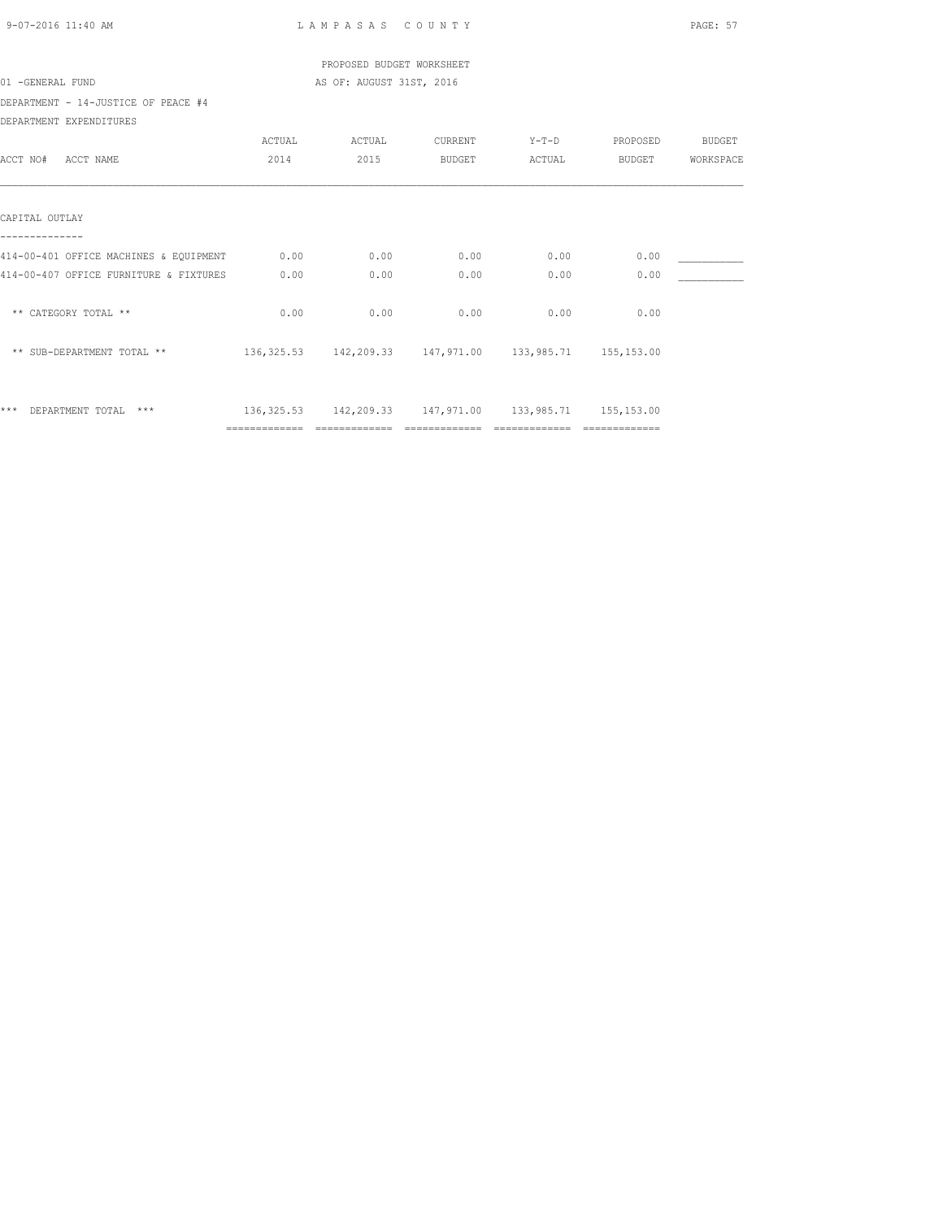PROPOSED BUDGET WORKSHEET

01 -GENERAL FUND

AS OF: AUGUST 31ST, 2016

DEPARTMENT - 14-JUSTICE OF PEACE #4

DEPARTMENT EXPENDITURES

| ACCT NO# ACCT NAME | ACTUAL 2014 | ACTUAL 2015 | CURRENT BUDGET | Y-T-D ACTUAL | PROPOSED BUDGET | BUDGET WORKSPACE |
|---|---|---|---|---|---|---|
| **CAPITAL OUTLAY** | | | | | | |
| 414-00-401 OFFICE MACHINES & EQUIPMENT | 0.00 | 0.00 | 0.00 | 0.00 | 0.00 | ___________ |
| 414-00-407 OFFICE FURNITURE & FIXTURES | 0.00 | 0.00 | 0.00 | 0.00 | 0.00 | ___________ |
| ** CATEGORY TOTAL ** | 0.00 | 0.00 | 0.00 | 0.00 | 0.00 | |
| ** SUB-DEPARTMENT TOTAL ** | 136,325.53 | 142,209.33 | 147,971.00 | 133,985.71 | 155,153.00 | |
| *** DEPARTMENT TOTAL *** | 136,325.53 | 142,209.33 | 147,971.00 | 133,985.71 | 155,153.00 | |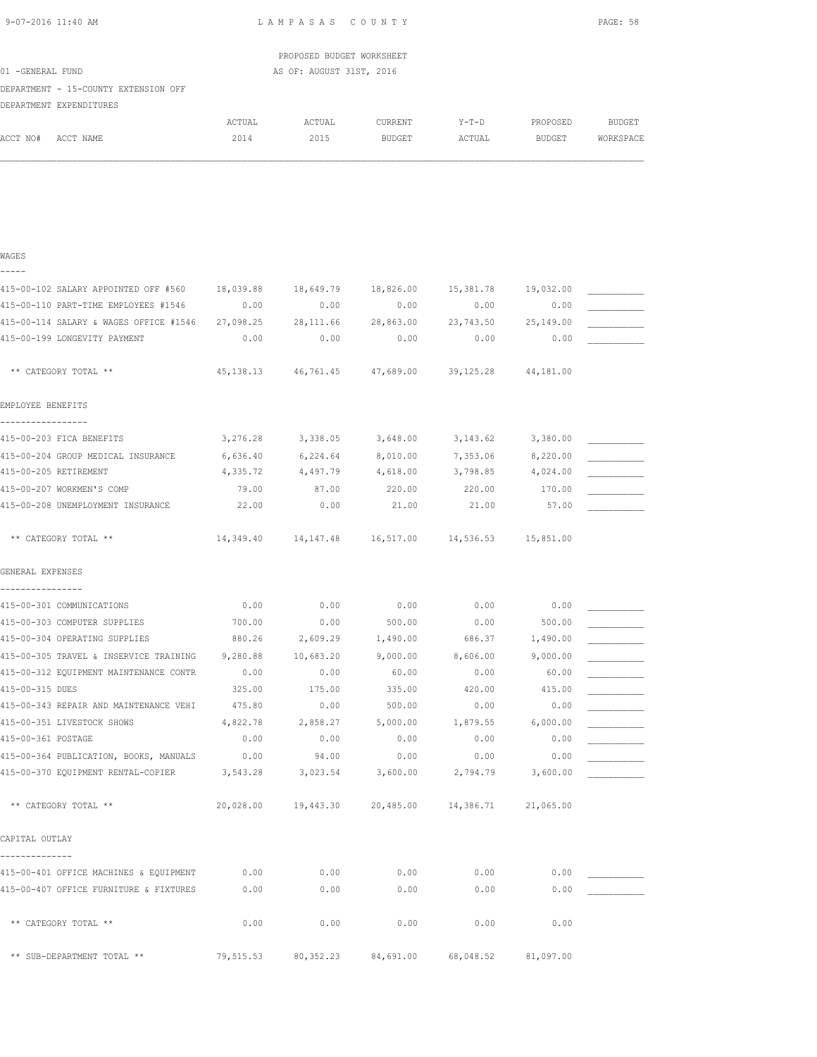LAMPASAS COUNTY

PROPOSED BUDGET WORKSHEET

01 -GENERAL FUND

AS OF: AUGUST 31ST, 2016

DEPARTMENT - 15-COUNTY EXTENSION OFF

DEPARTMENT EXPENDITURES

| ACCT NO# ACCT NAME | ACTUAL 2014 | ACTUAL 2015 | CURRENT BUDGET | Y-T-D ACTUAL | PROPOSED BUDGET | BUDGET WORKSPACE |
|---|---|---|---|---|---|---|
| **WAGES** | | | | | | |
| 415-00-102 SALARY APPOINTED OFF #560 | 18,039.88 | 18,649.79 | 18,826.00 | 15,381.78 | 19,032.00 | ___________ |
| 415-00-110 PART-TIME EMPLOYEES #1546 | 0.00 | 0.00 | 0.00 | 0.00 | 0.00 | ___________ |
| 415-00-114 SALARY & WAGES OFFICE #1546 | 27,098.25 | 28,111.66 | 28,863.00 | 23,743.50 | 25,149.00 | ___________ |
| 415-00-199 LONGEVITY PAYMENT | 0.00 | 0.00 | 0.00 | 0.00 | 0.00 | ___________ |
| ** CATEGORY TOTAL ** | 45,138.13 | 46,761.45 | 47,689.00 | 39,125.28 | 44,181.00 | |
| **EMPLOYEE BENEFITS** | | | | | | |
| 415-00-203 FICA BENEFITS | 3,276.28 | 3,338.05 | 3,648.00 | 3,143.62 | 3,380.00 | ___________ |
| 415-00-204 GROUP MEDICAL INSURANCE | 6,636.40 | 6,224.64 | 8,010.00 | 7,353.06 | 8,220.00 | ___________ |
| 415-00-205 RETIREMENT | 4,335.72 | 4,497.79 | 4,618.00 | 3,798.85 | 4,024.00 | ___________ |
| 415-00-207 WORKMEN'S COMP | 79.00 | 87.00 | 220.00 | 220.00 | 170.00 | ___________ |
| 415-00-208 UNEMPLOYMENT INSURANCE | 22.00 | 0.00 | 21.00 | 21.00 | 57.00 | ___________ |
| ** CATEGORY TOTAL ** | 14,349.40 | 14,147.48 | 16,517.00 | 14,536.53 | 15,851.00 | |
| **GENERAL EXPENSES** | | | | | | |
| 415-00-301 COMMUNICATIONS | 0.00 | 0.00 | 0.00 | 0.00 | 0.00 | ___________ |
| 415-00-303 COMPUTER SUPPLIES | 700.00 | 0.00 | 500.00 | 0.00 | 500.00 | ___________ |
| 415-00-304 OPERATING SUPPLIES | 880.26 | 2,609.29 | 1,490.00 | 686.37 | 1,490.00 | ___________ |
| 415-00-305 TRAVEL & INSERVICE TRAINING | 9,280.88 | 10,683.20 | 9,000.00 | 8,606.00 | 9,000.00 | ___________ |
| 415-00-312 EQUIPMENT MAINTENANCE CONTR | 0.00 | 0.00 | 60.00 | 0.00 | 60.00 | ___________ |
| 415-00-315 DUES | 325.00 | 175.00 | 335.00 | 420.00 | 415.00 | ___________ |
| 415-00-343 REPAIR AND MAINTENANCE VEHI | 475.80 | 0.00 | 500.00 | 0.00 | 0.00 | ___________ |
| 415-00-351 LIVESTOCK SHOWS | 4,822.78 | 2,858.27 | 5,000.00 | 1,879.55 | 6,000.00 | ___________ |
| 415-00-361 POSTAGE | 0.00 | 0.00 | 0.00 | 0.00 | 0.00 | ___________ |
| 415-00-364 PUBLICATION, BOOKS, MANUALS | 0.00 | 94.00 | 0.00 | 0.00 | 0.00 | ___________ |
| 415-00-370 EQUIPMENT RENTAL-COPIER | 3,543.28 | 3,023.54 | 3,600.00 | 2,794.79 | 3,600.00 | ___________ |
| ** CATEGORY TOTAL ** | 20,028.00 | 19,443.30 | 20,485.00 | 14,386.71 | 21,065.00 | |
| **CAPITAL OUTLAY** | | | | | | |
| 415-00-401 OFFICE MACHINES & EQUIPMENT | 0.00 | 0.00 | 0.00 | 0.00 | 0.00 | ___________ |
| 415-00-407 OFFICE FURNITURE & FIXTURES | 0.00 | 0.00 | 0.00 | 0.00 | 0.00 | ___________ |
| ** CATEGORY TOTAL ** | 0.00 | 0.00 | 0.00 | 0.00 | 0.00 | |
| ** SUB-DEPARTMENT TOTAL ** | 79,515.53 | 80,352.23 | 84,691.00 | 68,048.52 | 81,097.00 | |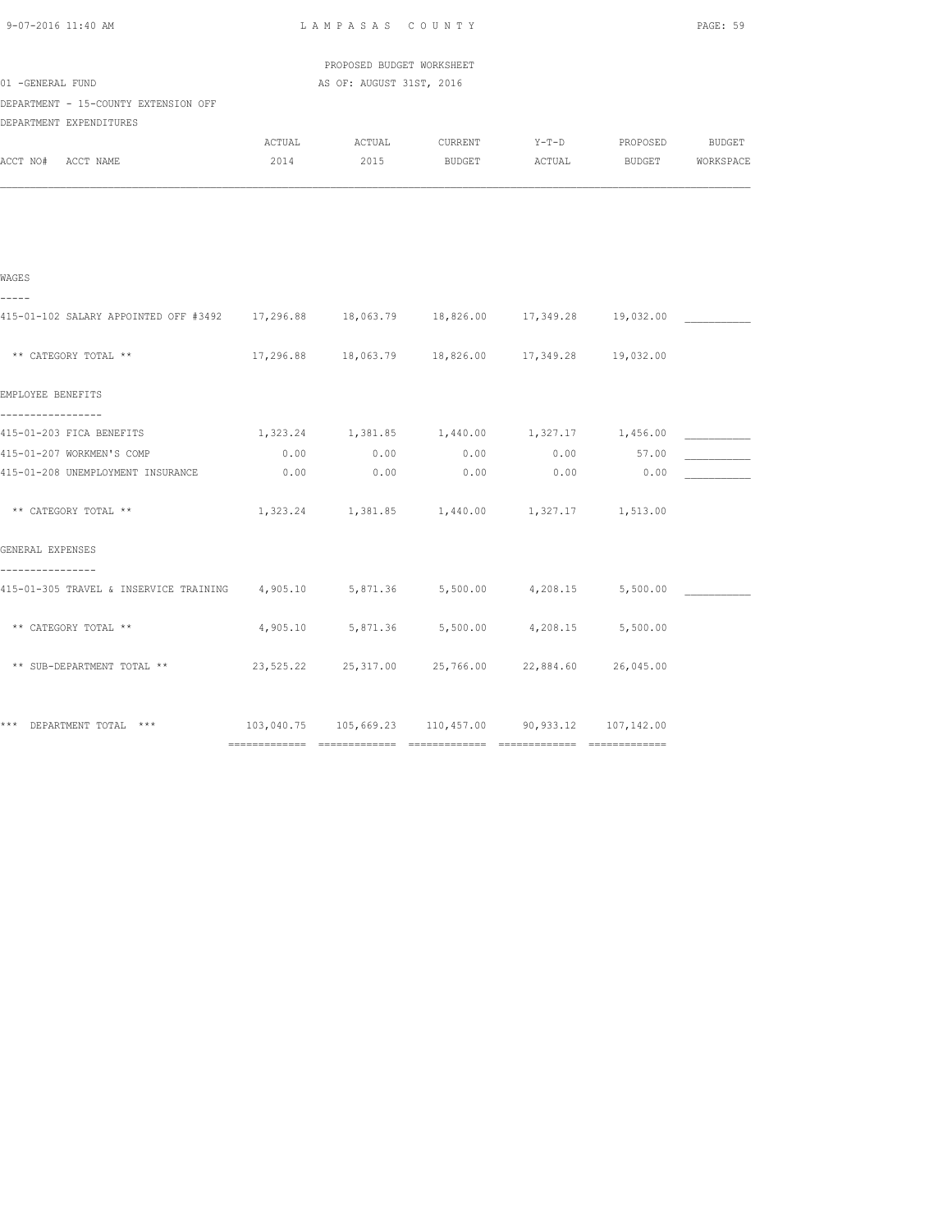PROPOSED BUDGET WORKSHEET

01 -GENERAL FUND — AS OF: AUGUST 31ST, 2016

DEPARTMENT - 15-COUNTY EXTENSION OFF

DEPARTMENT EXPENDITURES

| ACCT NO# ACCT NAME | ACTUAL 2014 | ACTUAL 2015 | CURRENT BUDGET | Y-T-D ACTUAL | PROPOSED BUDGET | BUDGET WORKSPACE |
|---|---|---|---|---|---|---|
| **WAGES** | | | | | | |
| 415-01-102 SALARY APPOINTED OFF #3492 | 17,296.88 | 18,063.79 | 18,826.00 | 17,349.28 | 19,032.00 | ___________ |
| ** CATEGORY TOTAL ** | 17,296.88 | 18,063.79 | 18,826.00 | 17,349.28 | 19,032.00 | |
| **EMPLOYEE BENEFITS** | | | | | | |
| 415-01-203 FICA BENEFITS | 1,323.24 | 1,381.85 | 1,440.00 | 1,327.17 | 1,456.00 | ___________ |
| 415-01-207 WORKMEN'S COMP | 0.00 | 0.00 | 0.00 | 0.00 | 57.00 | ___________ |
| 415-01-208 UNEMPLOYMENT INSURANCE | 0.00 | 0.00 | 0.00 | 0.00 | 0.00 | ___________ |
| ** CATEGORY TOTAL ** | 1,323.24 | 1,381.85 | 1,440.00 | 1,327.17 | 1,513.00 | |
| **GENERAL EXPENSES** | | | | | | |
| 415-01-305 TRAVEL & INSERVICE TRAINING | 4,905.10 | 5,871.36 | 5,500.00 | 4,208.15 | 5,500.00 | ___________ |
| ** CATEGORY TOTAL ** | 4,905.10 | 5,871.36 | 5,500.00 | 4,208.15 | 5,500.00 | |
| ** SUB-DEPARTMENT TOTAL ** | 23,525.22 | 25,317.00 | 25,766.00 | 22,884.60 | 26,045.00 | |
| *** DEPARTMENT TOTAL *** | 103,040.75 | 105,669.23 | 110,457.00 | 90,933.12 | 107,142.00 | |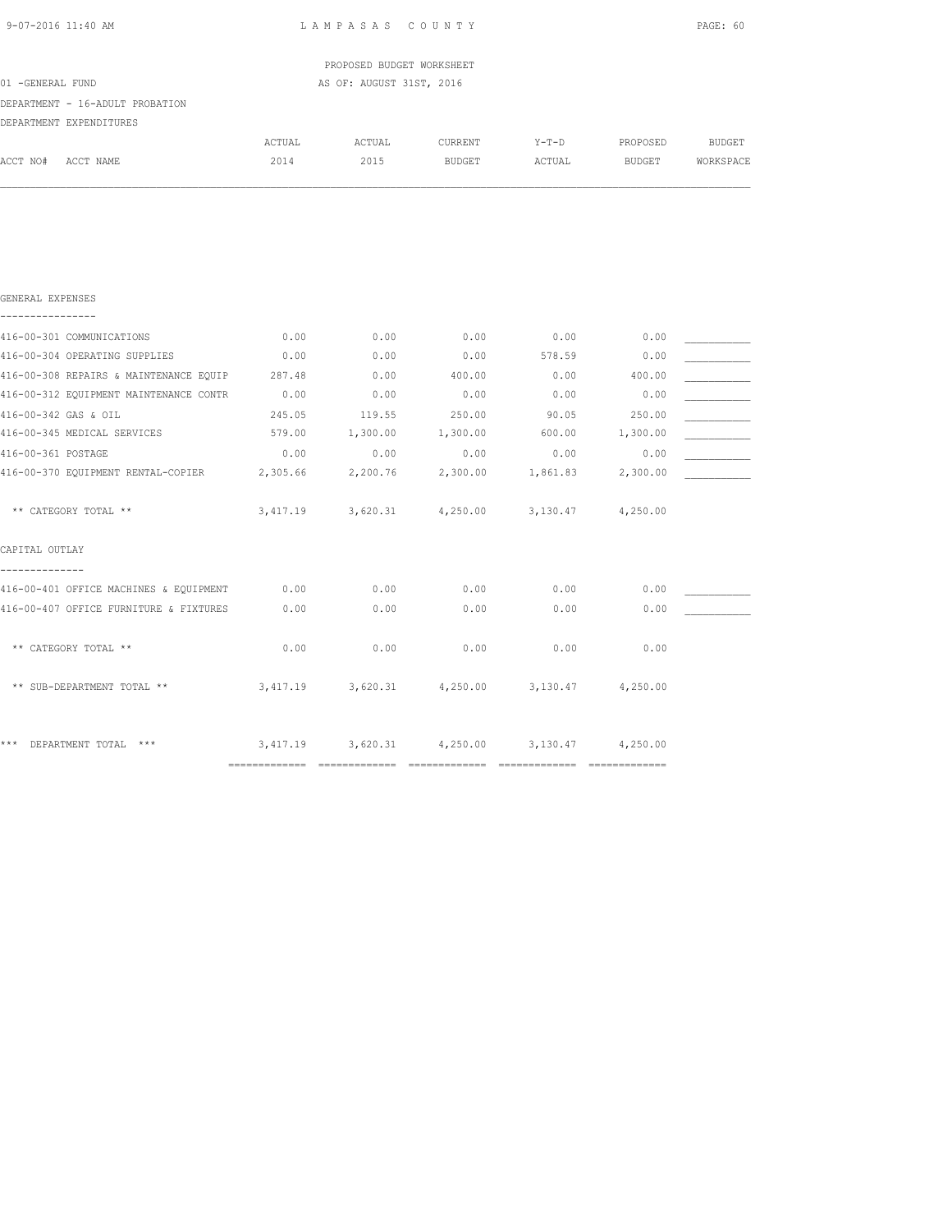LAMPASAS COUNTY

PROPOSED BUDGET WORKSHEET

01 -GENERAL FUND

AS OF: AUGUST 31ST, 2016

DEPARTMENT - 16-ADULT PROBATION

DEPARTMENT EXPENDITURES

| ACCT NO# ACCT NAME | ACTUAL 2014 | ACTUAL 2015 | CURRENT BUDGET | Y-T-D ACTUAL | PROPOSED BUDGET | BUDGET WORKSPACE |
|---|---|---|---|---|---|---|
| **GENERAL EXPENSES** | | | | | | |
| 416-00-301 COMMUNICATIONS | 0.00 | 0.00 | 0.00 | 0.00 | 0.00 | ___________ |
| 416-00-304 OPERATING SUPPLIES | 0.00 | 0.00 | 0.00 | 578.59 | 0.00 | ___________ |
| 416-00-308 REPAIRS & MAINTENANCE EQUIP | 287.48 | 0.00 | 400.00 | 0.00 | 400.00 | ___________ |
| 416-00-312 EQUIPMENT MAINTENANCE CONTR | 0.00 | 0.00 | 0.00 | 0.00 | 0.00 | ___________ |
| 416-00-342 GAS & OIL | 245.05 | 119.55 | 250.00 | 90.05 | 250.00 | ___________ |
| 416-00-345 MEDICAL SERVICES | 579.00 | 1,300.00 | 1,300.00 | 600.00 | 1,300.00 | ___________ |
| 416-00-361 POSTAGE | 0.00 | 0.00 | 0.00 | 0.00 | 0.00 | ___________ |
| 416-00-370 EQUIPMENT RENTAL-COPIER | 2,305.66 | 2,200.76 | 2,300.00 | 1,861.83 | 2,300.00 | ___________ |
| ** CATEGORY TOTAL ** | 3,417.19 | 3,620.31 | 4,250.00 | 3,130.47 | 4,250.00 | |
| **CAPITAL OUTLAY** | | | | | | |
| 416-00-401 OFFICE MACHINES & EQUIPMENT | 0.00 | 0.00 | 0.00 | 0.00 | 0.00 | ___________ |
| 416-00-407 OFFICE FURNITURE & FIXTURES | 0.00 | 0.00 | 0.00 | 0.00 | 0.00 | ___________ |
| ** CATEGORY TOTAL ** | 0.00 | 0.00 | 0.00 | 0.00 | 0.00 | |
| ** SUB-DEPARTMENT TOTAL ** | 3,417.19 | 3,620.31 | 4,250.00 | 3,130.47 | 4,250.00 | |
| *** DEPARTMENT TOTAL *** | 3,417.19 | 3,620.31 | 4,250.00 | 3,130.47 | 4,250.00 | |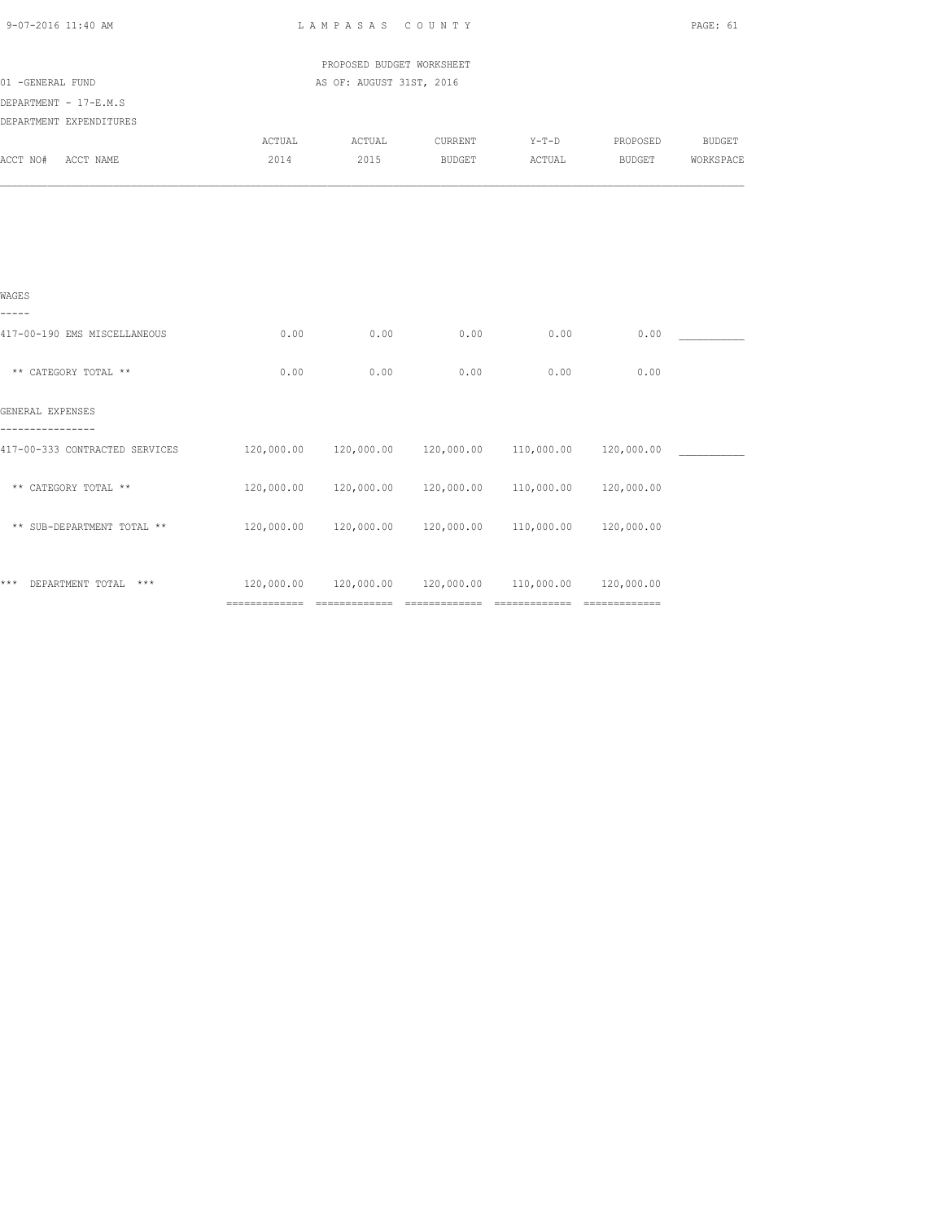LAMPASAS COUNTY

PROPOSED BUDGET WORKSHEET

AS OF: AUGUST 31ST, 2016

01 -GENERAL FUND

DEPARTMENT - 17-E.M.S

DEPARTMENT EXPENDITURES

| ACCT NO# ACCT NAME | ACTUAL 2014 | ACTUAL 2015 | CURRENT BUDGET | Y-T-D ACTUAL | PROPOSED BUDGET | BUDGET WORKSPACE |
|---|---|---|---|---|---|---|
| **WAGES** | | | | | | |
| 417-00-190 EMS MISCELLANEOUS | 0.00 | 0.00 | 0.00 | 0.00 | 0.00 | ___________ |
| ** CATEGORY TOTAL ** | 0.00 | 0.00 | 0.00 | 0.00 | 0.00 | |
| **GENERAL EXPENSES** | | | | | | |
| 417-00-333 CONTRACTED SERVICES | 120,000.00 | 120,000.00 | 120,000.00 | 110,000.00 | 120,000.00 | ___________ |
| ** CATEGORY TOTAL ** | 120,000.00 | 120,000.00 | 120,000.00 | 110,000.00 | 120,000.00 | |
| ** SUB-DEPARTMENT TOTAL ** | 120,000.00 | 120,000.00 | 120,000.00 | 110,000.00 | 120,000.00 | |
| *** DEPARTMENT TOTAL *** | 120,000.00 | 120,000.00 | 120,000.00 | 110,000.00 | 120,000.00 | |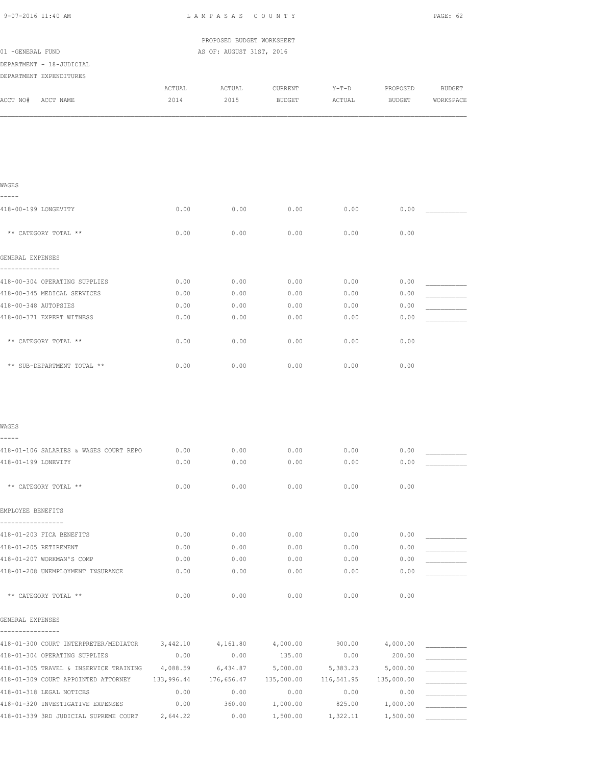PROPOSED BUDGET WORKSHEET

01 -GENERAL FUND AS OF: AUGUST 31ST, 2016

DEPARTMENT - 18-JUDICIAL

DEPARTMENT EXPENDITURES

| ACCT NO# ACCT NAME | ACTUAL 2014 | ACTUAL 2015 | CURRENT BUDGET | Y-T-D ACTUAL | PROPOSED BUDGET | BUDGET WORKSPACE |
|---|---|---|---|---|---|---|
| **WAGES** | | | | | | |
| 418-00-199 LONGEVITY | 0.00 | 0.00 | 0.00 | 0.00 | 0.00 | ___________ |
| ** CATEGORY TOTAL ** | 0.00 | 0.00 | 0.00 | 0.00 | 0.00 | |
| **GENERAL EXPENSES** | | | | | | |
| 418-00-304 OPERATING SUPPLIES | 0.00 | 0.00 | 0.00 | 0.00 | 0.00 | ___________ |
| 418-00-345 MEDICAL SERVICES | 0.00 | 0.00 | 0.00 | 0.00 | 0.00 | ___________ |
| 418-00-348 AUTOPSIES | 0.00 | 0.00 | 0.00 | 0.00 | 0.00 | ___________ |
| 418-00-371 EXPERT WITNESS | 0.00 | 0.00 | 0.00 | 0.00 | 0.00 | ___________ |
| ** CATEGORY TOTAL ** | 0.00 | 0.00 | 0.00 | 0.00 | 0.00 | |
| ** SUB-DEPARTMENT TOTAL ** | 0.00 | 0.00 | 0.00 | 0.00 | 0.00 | |
| **WAGES** | | | | | | |
| 418-01-106 SALARIES & WAGES COURT REPO | 0.00 | 0.00 | 0.00 | 0.00 | 0.00 | ___________ |
| 418-01-199 LONEVITY | 0.00 | 0.00 | 0.00 | 0.00 | 0.00 | ___________ |
| ** CATEGORY TOTAL ** | 0.00 | 0.00 | 0.00 | 0.00 | 0.00 | |
| **EMPLOYEE BENEFITS** | | | | | | |
| 418-01-203 FICA BENEFITS | 0.00 | 0.00 | 0.00 | 0.00 | 0.00 | ___________ |
| 418-01-205 RETIREMENT | 0.00 | 0.00 | 0.00 | 0.00 | 0.00 | ___________ |
| 418-01-207 WORKMAN'S COMP | 0.00 | 0.00 | 0.00 | 0.00 | 0.00 | ___________ |
| 418-01-208 UNEMPLOYMENT INSURANCE | 0.00 | 0.00 | 0.00 | 0.00 | 0.00 | ___________ |
| ** CATEGORY TOTAL ** | 0.00 | 0.00 | 0.00 | 0.00 | 0.00 | |
| **GENERAL EXPENSES** | | | | | | |
| 418-01-300 COURT INTERPRETER/MEDIATOR | 3,442.10 | 4,161.80 | 4,000.00 | 900.00 | 4,000.00 | ___________ |
| 418-01-304 OPERATING SUPPLIES | 0.00 | 0.00 | 135.00 | 0.00 | 200.00 | ___________ |
| 418-01-305 TRAVEL & INSERVICE TRAINING | 4,088.59 | 6,434.87 | 5,000.00 | 5,383.23 | 5,000.00 | ___________ |
| 418-01-309 COURT APPOINTED ATTORNEY | 133,996.44 | 176,656.47 | 135,000.00 | 116,541.95 | 135,000.00 | ___________ |
| 418-01-318 LEGAL NOTICES | 0.00 | 0.00 | 0.00 | 0.00 | 0.00 | ___________ |
| 418-01-320 INVESTIGATIVE EXPENSES | 0.00 | 360.00 | 1,000.00 | 825.00 | 1,000.00 | ___________ |
| 418-01-339 3RD JUDICIAL SUPREME COURT | 2,644.22 | 0.00 | 1,500.00 | 1,322.11 | 1,500.00 | ___________ |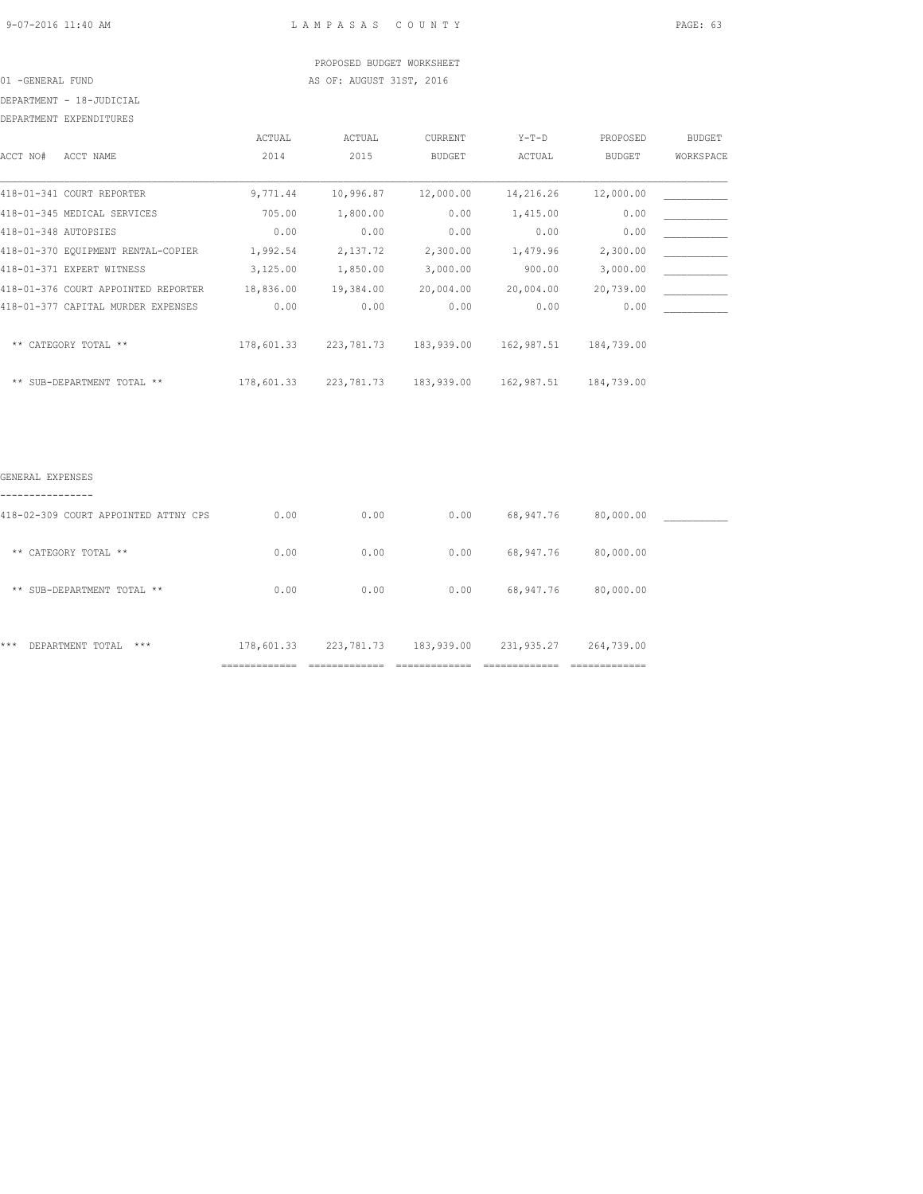PROPOSED BUDGET WORKSHEET

01 -GENERAL FUND AS OF: AUGUST 31ST, 2016

DEPARTMENT - 18-JUDICIAL

DEPARTMENT EXPENDITURES

| ACCT NO# ACCT NAME | ACTUAL 2014 | ACTUAL 2015 | CURRENT BUDGET | Y-T-D ACTUAL | PROPOSED BUDGET | BUDGET WORKSPACE |
|---|---|---|---|---|---|---|
| 418-01-341 COURT REPORTER | 9,771.44 | 10,996.87 | 12,000.00 | 14,216.26 | 12,000.00 | ___________ |
| 418-01-345 MEDICAL SERVICES | 705.00 | 1,800.00 | 0.00 | 1,415.00 | 0.00 | ___________ |
| 418-01-348 AUTOPSIES | 0.00 | 0.00 | 0.00 | 0.00 | 0.00 | ___________ |
| 418-01-370 EQUIPMENT RENTAL-COPIER | 1,992.54 | 2,137.72 | 2,300.00 | 1,479.96 | 2,300.00 | ___________ |
| 418-01-371 EXPERT WITNESS | 3,125.00 | 1,850.00 | 3,000.00 | 900.00 | 3,000.00 | ___________ |
| 418-01-376 COURT APPOINTED REPORTER | 18,836.00 | 19,384.00 | 20,004.00 | 20,004.00 | 20,739.00 | ___________ |
| 418-01-377 CAPITAL MURDER EXPENSES | 0.00 | 0.00 | 0.00 | 0.00 | 0.00 | ___________ |
| ** CATEGORY TOTAL ** | 178,601.33 | 223,781.73 | 183,939.00 | 162,987.51 | 184,739.00 | |
| ** SUB-DEPARTMENT TOTAL ** | 178,601.33 | 223,781.73 | 183,939.00 | 162,987.51 | 184,739.00 | |

GENERAL EXPENSES

| ACCT NO# ACCT NAME | ACTUAL 2014 | ACTUAL 2015 | CURRENT BUDGET | Y-T-D ACTUAL | PROPOSED BUDGET | BUDGET WORKSPACE |
|---|---|---|---|---|---|---|
| 418-02-309 COURT APPOINTED ATTNY CPS | 0.00 | 0.00 | 0.00 | 68,947.76 | 80,000.00 | ___________ |
| ** CATEGORY TOTAL ** | 0.00 | 0.00 | 0.00 | 68,947.76 | 80,000.00 | |
| ** SUB-DEPARTMENT TOTAL ** | 0.00 | 0.00 | 0.00 | 68,947.76 | 80,000.00 | |
| *** DEPARTMENT TOTAL *** | 178,601.33 | 223,781.73 | 183,939.00 | 231,935.27 | 264,739.00 | |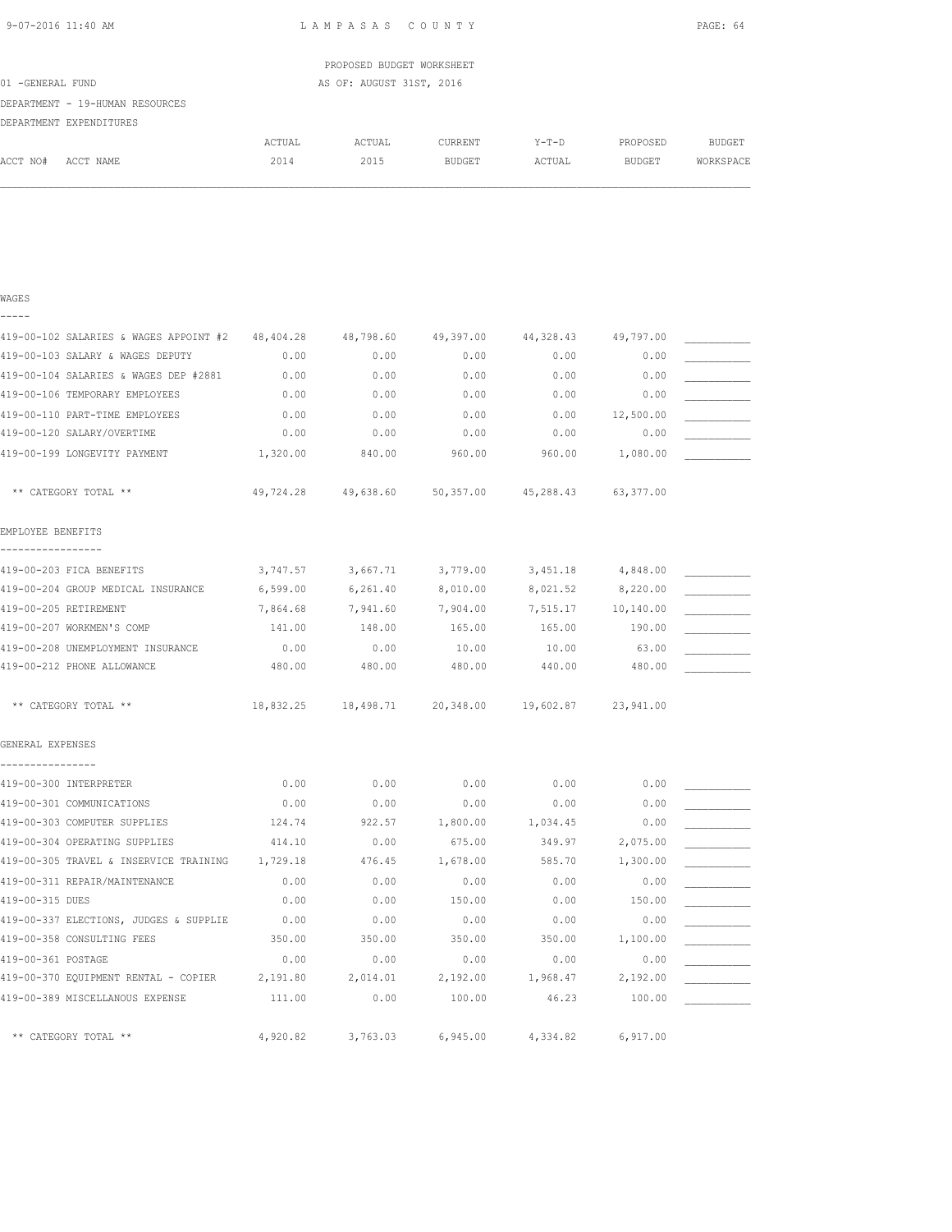PROPOSED BUDGET WORKSHEET

01 -GENERAL FUND — AS OF: AUGUST 31ST, 2016

DEPARTMENT - 19-HUMAN RESOURCES

DEPARTMENT EXPENDITURES

| ACCT NO# ACCT NAME | ACTUAL 2014 | ACTUAL 2015 | CURRENT BUDGET | Y-T-D ACTUAL | PROPOSED BUDGET | BUDGET WORKSPACE |
|---|---|---|---|---|---|---|
| **WAGES** | | | | | | |
| 419-00-102 SALARIES & WAGES APPOINT #2 | 48,404.28 | 48,798.60 | 49,397.00 | 44,328.43 | 49,797.00 | ___________ |
| 419-00-103 SALARY & WAGES DEPUTY | 0.00 | 0.00 | 0.00 | 0.00 | 0.00 | ___________ |
| 419-00-104 SALARIES & WAGES DEP #2881 | 0.00 | 0.00 | 0.00 | 0.00 | 0.00 | ___________ |
| 419-00-106 TEMPORARY EMPLOYEES | 0.00 | 0.00 | 0.00 | 0.00 | 0.00 | ___________ |
| 419-00-110 PART-TIME EMPLOYEES | 0.00 | 0.00 | 0.00 | 0.00 | 12,500.00 | ___________ |
| 419-00-120 SALARY/OVERTIME | 0.00 | 0.00 | 0.00 | 0.00 | 0.00 | ___________ |
| 419-00-199 LONGEVITY PAYMENT | 1,320.00 | 840.00 | 960.00 | 960.00 | 1,080.00 | ___________ |
| ** CATEGORY TOTAL ** | 49,724.28 | 49,638.60 | 50,357.00 | 45,288.43 | 63,377.00 | |
| **EMPLOYEE BENEFITS** | | | | | | |
| 419-00-203 FICA BENEFITS | 3,747.57 | 3,667.71 | 3,779.00 | 3,451.18 | 4,848.00 | ___________ |
| 419-00-204 GROUP MEDICAL INSURANCE | 6,599.00 | 6,261.40 | 8,010.00 | 8,021.52 | 8,220.00 | ___________ |
| 419-00-205 RETIREMENT | 7,864.68 | 7,941.60 | 7,904.00 | 7,515.17 | 10,140.00 | ___________ |
| 419-00-207 WORKMEN'S COMP | 141.00 | 148.00 | 165.00 | 165.00 | 190.00 | ___________ |
| 419-00-208 UNEMPLOYMENT INSURANCE | 0.00 | 0.00 | 10.00 | 10.00 | 63.00 | ___________ |
| 419-00-212 PHONE ALLOWANCE | 480.00 | 480.00 | 480.00 | 440.00 | 480.00 | ___________ |
| ** CATEGORY TOTAL ** | 18,832.25 | 18,498.71 | 20,348.00 | 19,602.87 | 23,941.00 | |
| **GENERAL EXPENSES** | | | | | | |
| 419-00-300 INTERPRETER | 0.00 | 0.00 | 0.00 | 0.00 | 0.00 | ___________ |
| 419-00-301 COMMUNICATIONS | 0.00 | 0.00 | 0.00 | 0.00 | 0.00 | ___________ |
| 419-00-303 COMPUTER SUPPLIES | 124.74 | 922.57 | 1,800.00 | 1,034.45 | 0.00 | ___________ |
| 419-00-304 OPERATING SUPPLIES | 414.10 | 0.00 | 675.00 | 349.97 | 2,075.00 | ___________ |
| 419-00-305 TRAVEL & INSERVICE TRAINING | 1,729.18 | 476.45 | 1,678.00 | 585.70 | 1,300.00 | ___________ |
| 419-00-311 REPAIR/MAINTENANCE | 0.00 | 0.00 | 0.00 | 0.00 | 0.00 | ___________ |
| 419-00-315 DUES | 0.00 | 0.00 | 150.00 | 0.00 | 150.00 | ___________ |
| 419-00-337 ELECTIONS, JUDGES & SUPPLIE | 0.00 | 0.00 | 0.00 | 0.00 | 0.00 | ___________ |
| 419-00-358 CONSULTING FEES | 350.00 | 350.00 | 350.00 | 350.00 | 1,100.00 | ___________ |
| 419-00-361 POSTAGE | 0.00 | 0.00 | 0.00 | 0.00 | 0.00 | ___________ |
| 419-00-370 EQUIPMENT RENTAL - COPIER | 2,191.80 | 2,014.01 | 2,192.00 | 1,968.47 | 2,192.00 | ___________ |
| 419-00-389 MISCELLANOUS EXPENSE | 111.00 | 0.00 | 100.00 | 46.23 | 100.00 | ___________ |
| ** CATEGORY TOTAL ** | 4,920.82 | 3,763.03 | 6,945.00 | 4,334.82 | 6,917.00 | |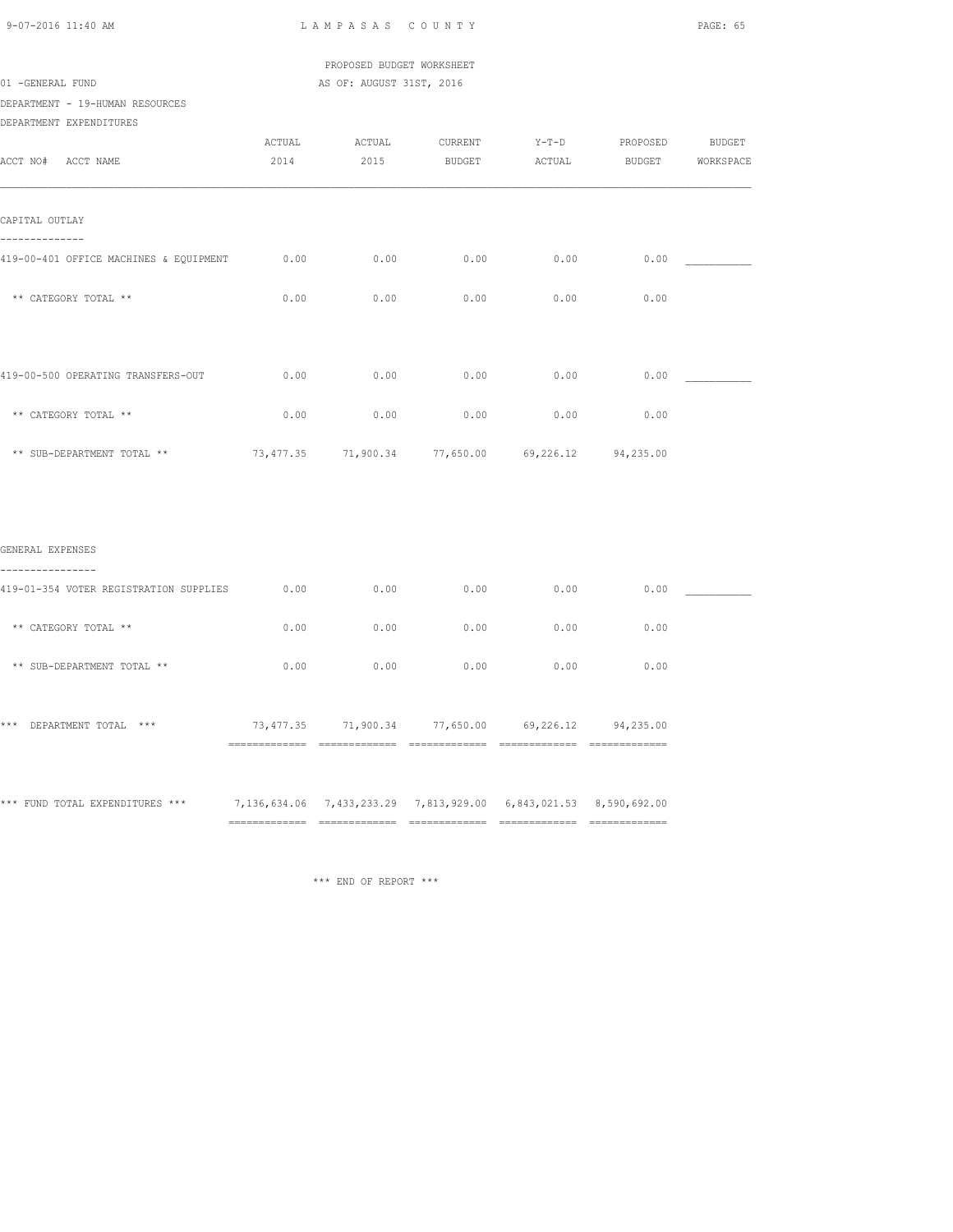PROPOSED BUDGET WORKSHEET

01 -GENERAL FUND — AS OF: AUGUST 31ST, 2016

DEPARTMENT - 19-HUMAN RESOURCES

DEPARTMENT EXPENDITURES

| ACCT NO# ACCT NAME | ACTUAL 2014 | ACTUAL 2015 | CURRENT BUDGET | Y-T-D ACTUAL | PROPOSED BUDGET | BUDGET WORKSPACE |
|---|---|---|---|---|---|---|
| **CAPITAL OUTLAY** | | | | | | |
| 419-00-401 OFFICE MACHINES & EQUIPMENT | 0.00 | 0.00 | 0.00 | 0.00 | 0.00 | ___________ |
| ** CATEGORY TOTAL ** | 0.00 | 0.00 | 0.00 | 0.00 | 0.00 | |
| 419-00-500 OPERATING TRANSFERS-OUT | 0.00 | 0.00 | 0.00 | 0.00 | 0.00 | ___________ |
| ** CATEGORY TOTAL ** | 0.00 | 0.00 | 0.00 | 0.00 | 0.00 | |
| ** SUB-DEPARTMENT TOTAL ** | 73,477.35 | 71,900.34 | 77,650.00 | 69,226.12 | 94,235.00 | |
| **GENERAL EXPENSES** | | | | | | |
| 419-01-354 VOTER REGISTRATION SUPPLIES | 0.00 | 0.00 | 0.00 | 0.00 | 0.00 | ___________ |
| ** CATEGORY TOTAL ** | 0.00 | 0.00 | 0.00 | 0.00 | 0.00 | |
| ** SUB-DEPARTMENT TOTAL ** | 0.00 | 0.00 | 0.00 | 0.00 | 0.00 | |
| *** DEPARTMENT TOTAL *** | 73,477.35 | 71,900.34 | 77,650.00 | 69,226.12 | 94,235.00 | |
| *** FUND TOTAL EXPENDITURES *** | 7,136,634.06 | 7,433,233.29 | 7,813,929.00 | 6,843,021.53 | 8,590,692.00 | |

*** END OF REPORT ***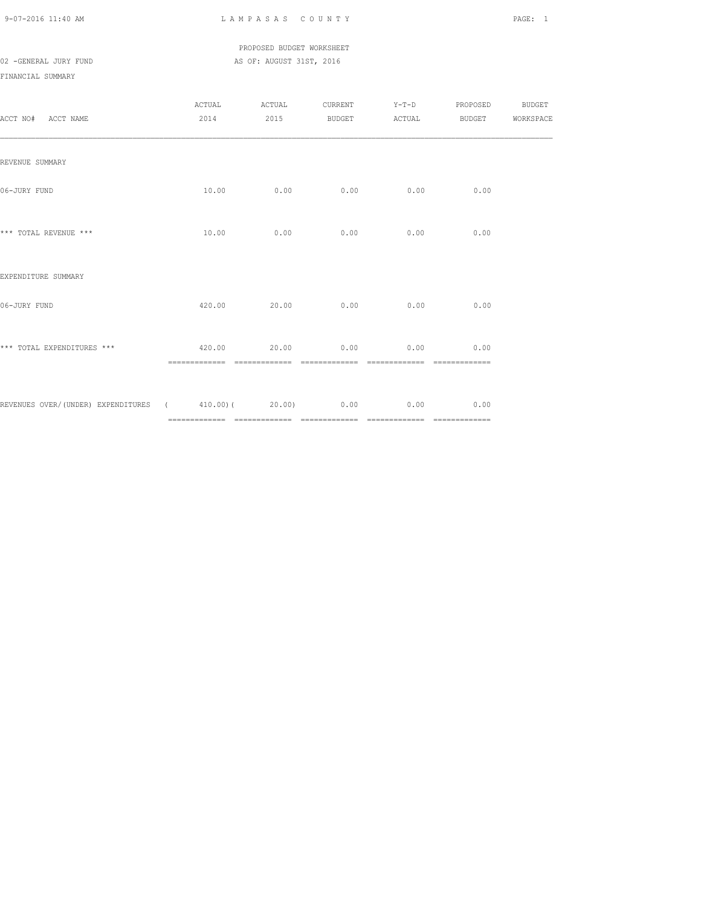PROPOSED BUDGET WORKSHEET

02 -GENERAL JURY FUND

AS OF: AUGUST 31ST, 2016

FINANCIAL SUMMARY

| ACCT NO# ACCT NAME | ACTUAL 2014 | ACTUAL 2015 | CURRENT BUDGET | Y-T-D ACTUAL | PROPOSED BUDGET | BUDGET WORKSPACE |
|---|---|---|---|---|---|---|
| REVENUE SUMMARY | | | | | | |
| 06-JURY FUND | 10.00 | 0.00 | 0.00 | 0.00 | 0.00 | |
| *** TOTAL REVENUE *** | 10.00 | 0.00 | 0.00 | 0.00 | 0.00 | |
| EXPENDITURE SUMMARY | | | | | | |
| 06-JURY FUND | 420.00 | 20.00 | 0.00 | 0.00 | 0.00 | |
| *** TOTAL EXPENDITURES *** | 420.00 | 20.00 | 0.00 | 0.00 | 0.00 | |
| REVENUES OVER/(UNDER) EXPENDITURES | ( 410.00) | ( 20.00) | 0.00 | 0.00 | 0.00 | |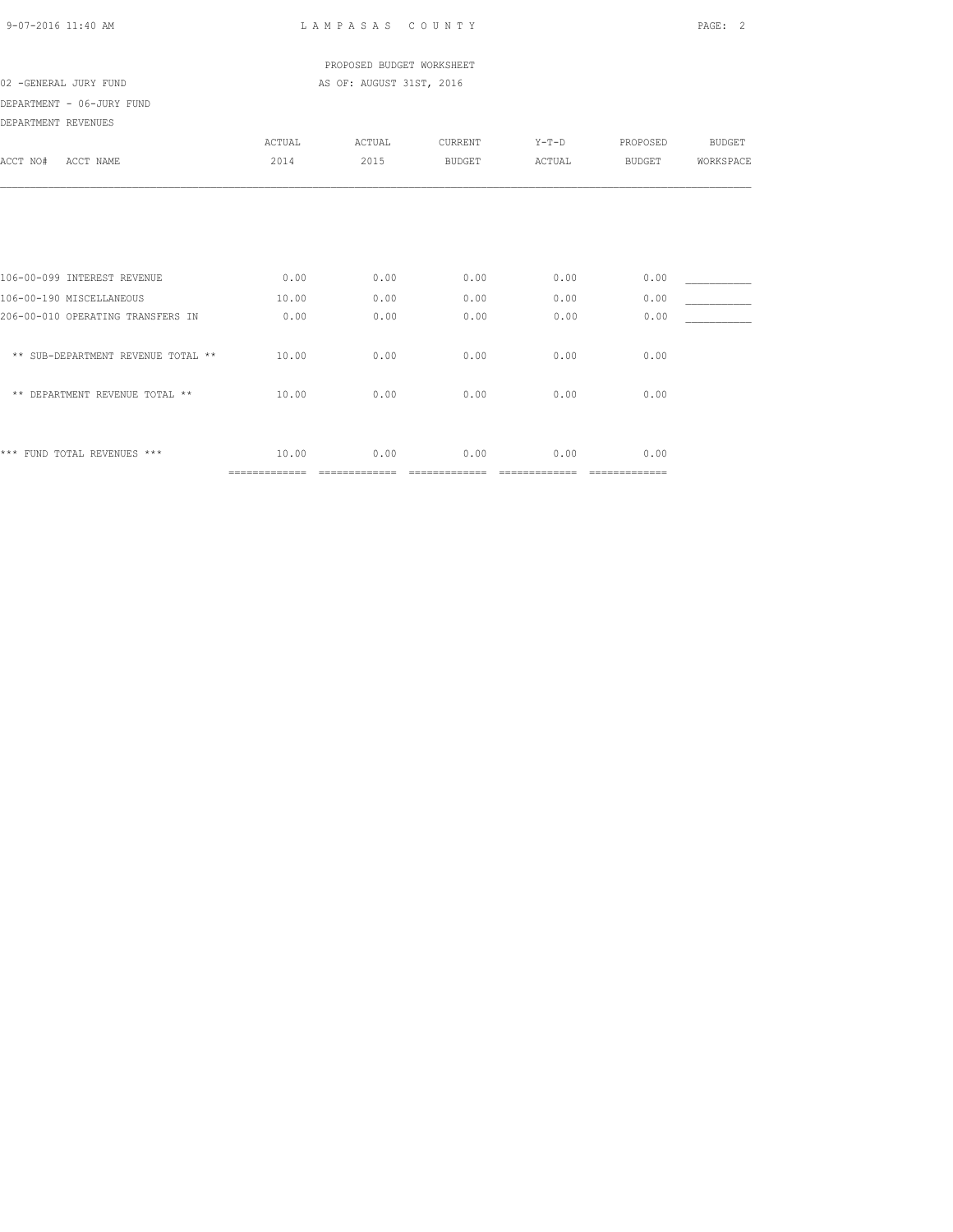PROPOSED BUDGET WORKSHEET

02 -GENERAL JURY FUND AS OF: AUGUST 31ST, 2016

DEPARTMENT - 06-JURY FUND

DEPARTMENT REVENUES

| ACCT NO# ACCT NAME | ACTUAL 2014 | ACTUAL 2015 | CURRENT BUDGET | Y-T-D ACTUAL | PROPOSED BUDGET | BUDGET WORKSPACE |
|---|---|---|---|---|---|---|
| 106-00-099 INTEREST REVENUE | 0.00 | 0.00 | 0.00 | 0.00 | 0.00 | ___________ |
| 106-00-190 MISCELLANEOUS | 10.00 | 0.00 | 0.00 | 0.00 | 0.00 | ___________ |
| 206-00-010 OPERATING TRANSFERS IN | 0.00 | 0.00 | 0.00 | 0.00 | 0.00 | ___________ |
| ** SUB-DEPARTMENT REVENUE TOTAL ** | 10.00 | 0.00 | 0.00 | 0.00 | 0.00 | |
| ** DEPARTMENT REVENUE TOTAL ** | 10.00 | 0.00 | 0.00 | 0.00 | 0.00 | |
| *** FUND TOTAL REVENUES *** | 10.00 | 0.00 | 0.00 | 0.00 | 0.00 | |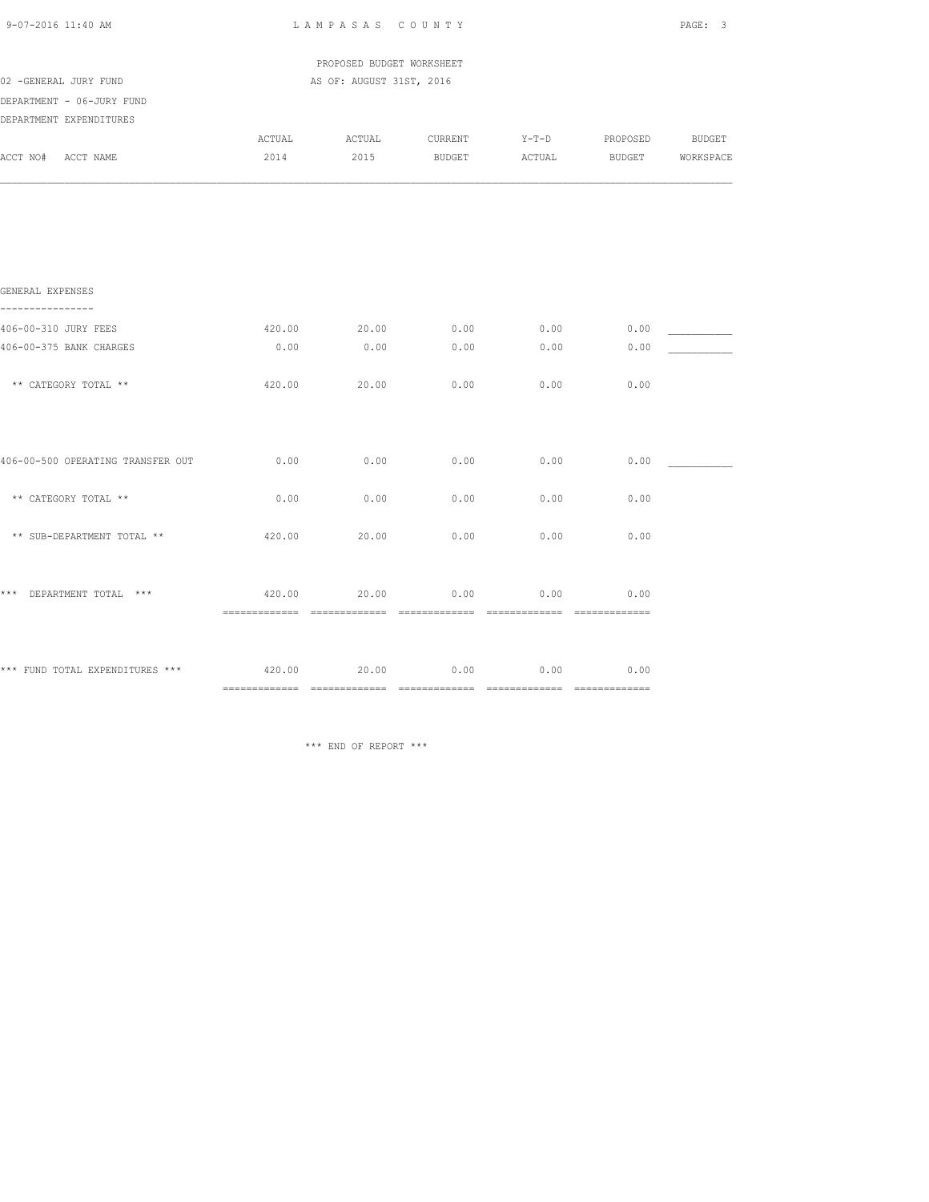LAMPASAS COUNTY

PROPOSED BUDGET WORKSHEET

02 -GENERAL JURY FUND — AS OF: AUGUST 31ST, 2016

DEPARTMENT - 06-JURY FUND

DEPARTMENT EXPENDITURES

| ACCT NO# ACCT NAME | ACTUAL 2014 | ACTUAL 2015 | CURRENT BUDGET | Y-T-D ACTUAL | PROPOSED BUDGET | BUDGET WORKSPACE |
|---|---|---|---|---|---|---|
| **GENERAL EXPENSES** | | | | | | |
| 406-00-310 JURY FEES | 420.00 | 20.00 | 0.00 | 0.00 | 0.00 | ___________ |
| 406-00-375 BANK CHARGES | 0.00 | 0.00 | 0.00 | 0.00 | 0.00 | ___________ |
| ** CATEGORY TOTAL ** | 420.00 | 20.00 | 0.00 | 0.00 | 0.00 | |
| 406-00-500 OPERATING TRANSFER OUT | 0.00 | 0.00 | 0.00 | 0.00 | 0.00 | ___________ |
| ** CATEGORY TOTAL ** | 0.00 | 0.00 | 0.00 | 0.00 | 0.00 | |
| ** SUB-DEPARTMENT TOTAL ** | 420.00 | 20.00 | 0.00 | 0.00 | 0.00 | |
| *** DEPARTMENT TOTAL *** | 420.00 | 20.00 | 0.00 | 0.00 | 0.00 | |
| *** FUND TOTAL EXPENDITURES *** | 420.00 | 20.00 | 0.00 | 0.00 | 0.00 | |

*** END OF REPORT ***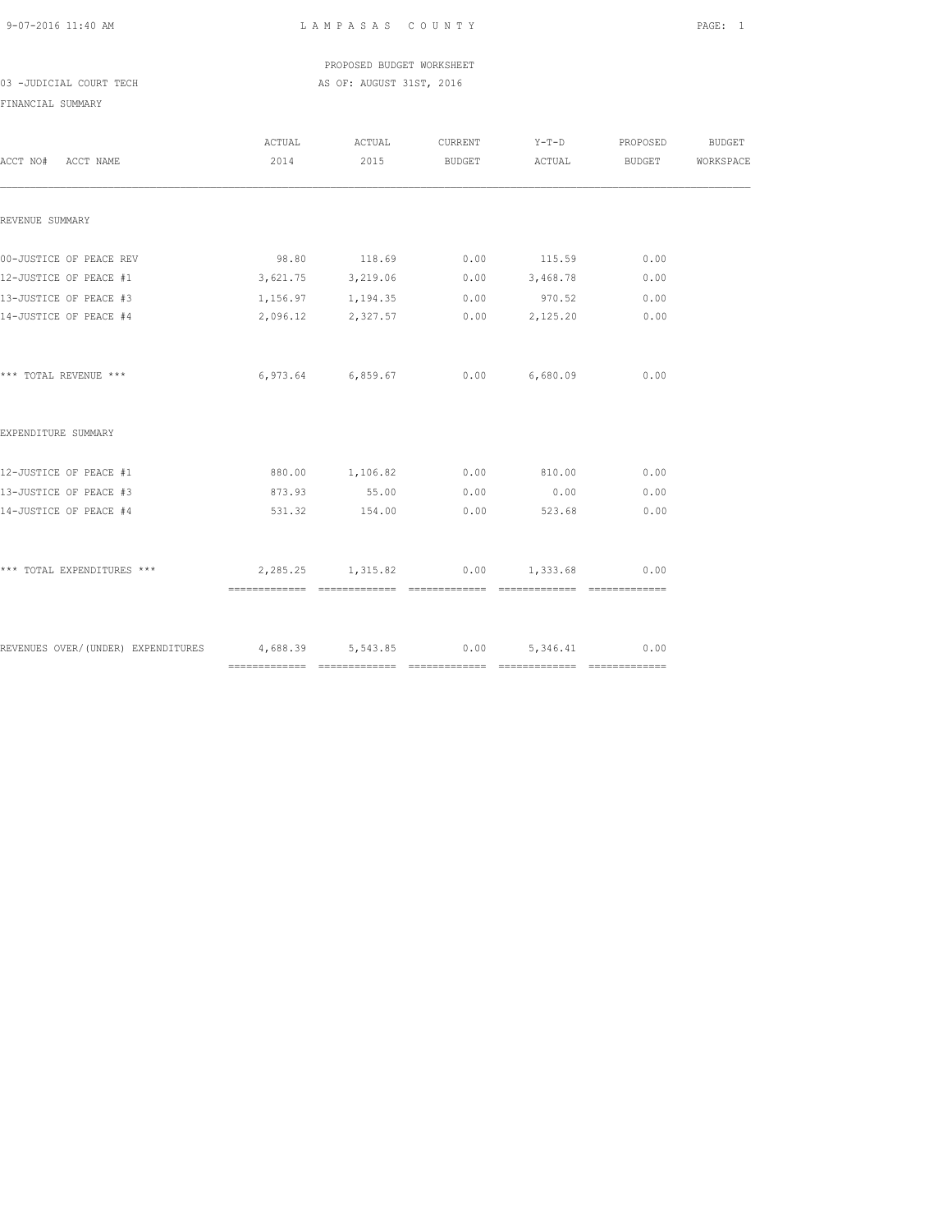PROPOSED BUDGET WORKSHEET

03 -JUDICIAL COURT TECH — AS OF: AUGUST 31ST, 2016

FINANCIAL SUMMARY

| ACCT NO# ACCT NAME | ACTUAL 2014 | ACTUAL 2015 | CURRENT BUDGET | Y-T-D ACTUAL | PROPOSED BUDGET | BUDGET WORKSPACE |
|---|---|---|---|---|---|---|
| REVENUE SUMMARY | | | | | | |
| 00-JUSTICE OF PEACE REV | 98.80 | 118.69 | 0.00 | 115.59 | 0.00 | |
| 12-JUSTICE OF PEACE #1 | 3,621.75 | 3,219.06 | 0.00 | 3,468.78 | 0.00 | |
| 13-JUSTICE OF PEACE #3 | 1,156.97 | 1,194.35 | 0.00 | 970.52 | 0.00 | |
| 14-JUSTICE OF PEACE #4 | 2,096.12 | 2,327.57 | 0.00 | 2,125.20 | 0.00 | |
| *** TOTAL REVENUE *** | 6,973.64 | 6,859.67 | 0.00 | 6,680.09 | 0.00 | |
| EXPENDITURE SUMMARY | | | | | | |
| 12-JUSTICE OF PEACE #1 | 880.00 | 1,106.82 | 0.00 | 810.00 | 0.00 | |
| 13-JUSTICE OF PEACE #3 | 873.93 | 55.00 | 0.00 | 0.00 | 0.00 | |
| 14-JUSTICE OF PEACE #4 | 531.32 | 154.00 | 0.00 | 523.68 | 0.00 | |
| *** TOTAL EXPENDITURES *** | 2,285.25 | 1,315.82 | 0.00 | 1,333.68 | 0.00 | |
| REVENUES OVER/(UNDER) EXPENDITURES | 4,688.39 | 5,543.85 | 0.00 | 5,346.41 | 0.00 | |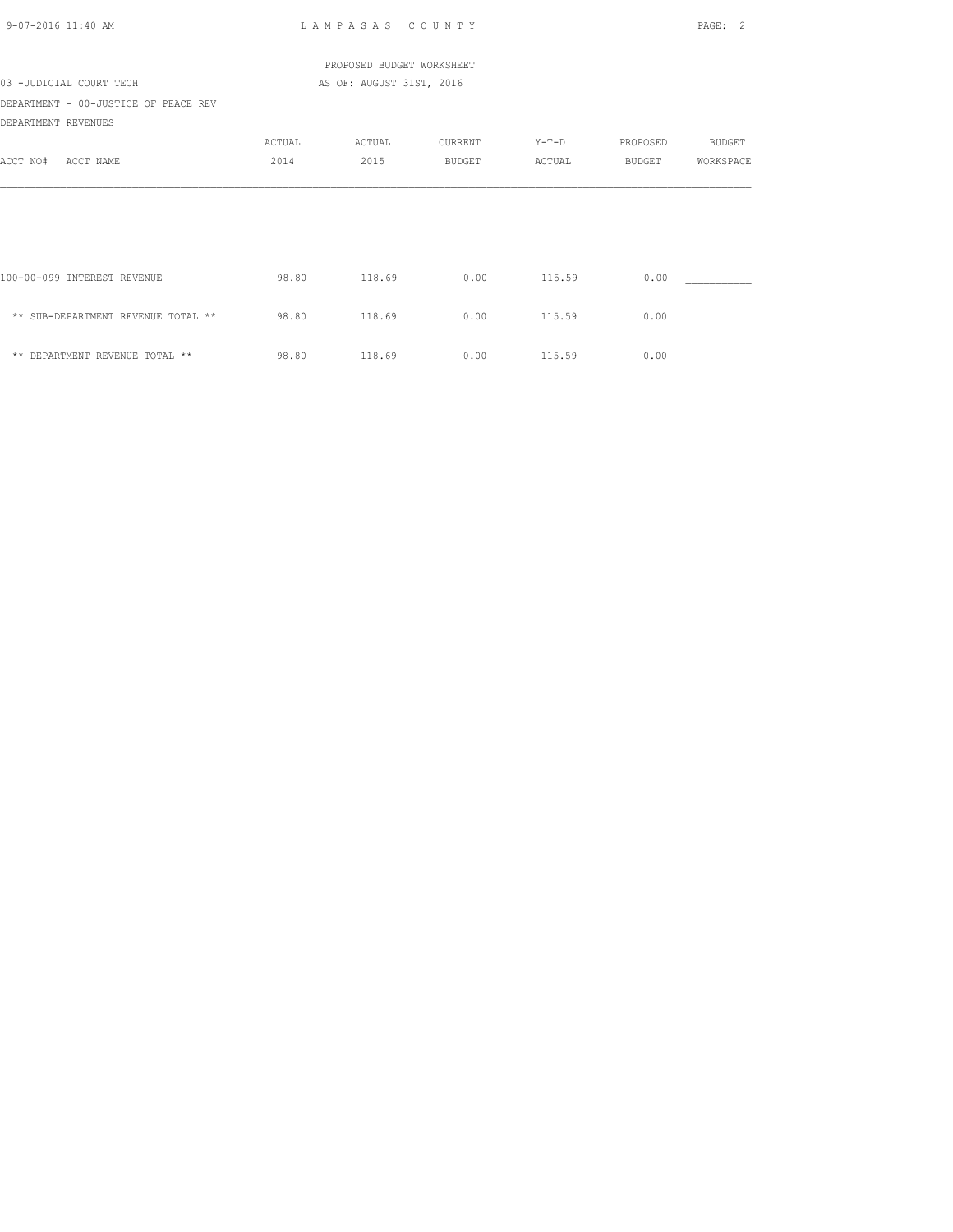LAMPASAS COUNTY

PROPOSED BUDGET WORKSHEET

AS OF: AUGUST 31ST, 2016

03 -JUDICIAL COURT TECH

DEPARTMENT - 00-JUSTICE OF PEACE REV

DEPARTMENT REVENUES

| ACCT NO# ACCT NAME | ACTUAL 2014 | ACTUAL 2015 | CURRENT BUDGET | Y-T-D ACTUAL | PROPOSED BUDGET | BUDGET WORKSPACE |
|---|---|---|---|---|---|---|
| 100-00-099 INTEREST REVENUE | 98.80 | 118.69 | 0.00 | 115.59 | 0.00 | ___________ |
| ** SUB-DEPARTMENT REVENUE TOTAL ** | 98.80 | 118.69 | 0.00 | 115.59 | 0.00 | |
| ** DEPARTMENT REVENUE TOTAL ** | 98.80 | 118.69 | 0.00 | 115.59 | 0.00 | |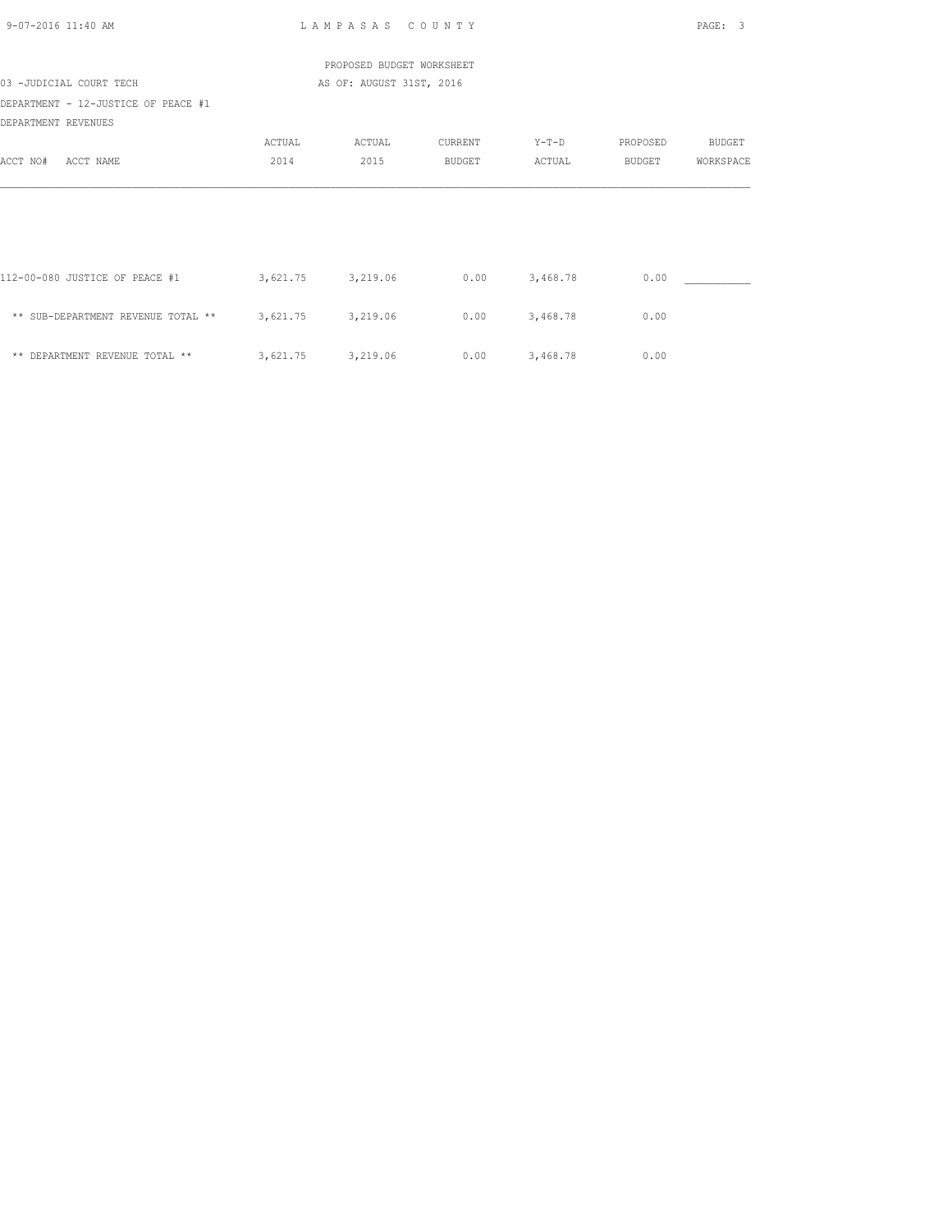PROPOSED BUDGET WORKSHEET

03 -JUDICIAL COURT TECH

AS OF: AUGUST 31ST, 2016

DEPARTMENT - 12-JUSTICE OF PEACE #1

DEPARTMENT REVENUES

| ACCT NO# ACCT NAME | ACTUAL 2014 | ACTUAL 2015 | CURRENT BUDGET | Y-T-D ACTUAL | PROPOSED BUDGET | BUDGET WORKSPACE |
|---|---|---|---|---|---|---|
| 112-00-080 JUSTICE OF PEACE #1 | 3,621.75 | 3,219.06 | 0.00 | 3,468.78 | 0.00 | ___________ |
| ** SUB-DEPARTMENT REVENUE TOTAL ** | 3,621.75 | 3,219.06 | 0.00 | 3,468.78 | 0.00 | |
| ** DEPARTMENT REVENUE TOTAL ** | 3,621.75 | 3,219.06 | 0.00 | 3,468.78 | 0.00 | |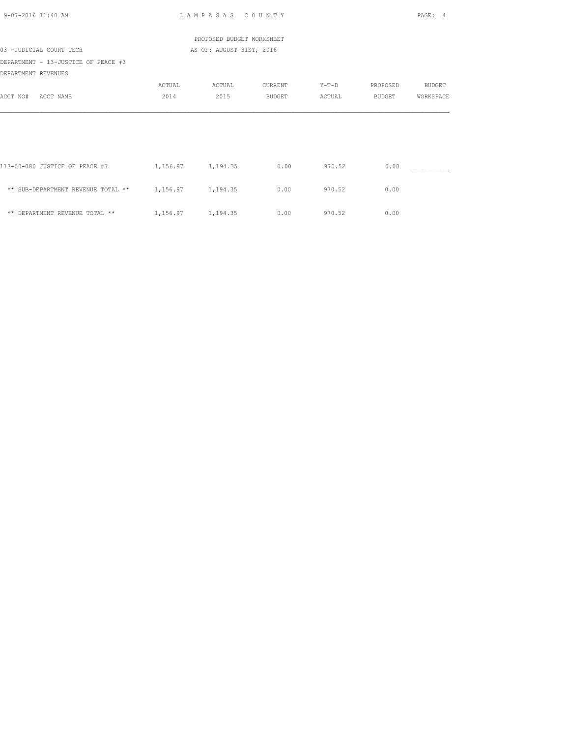PROPOSED BUDGET WORKSHEET

03 -JUDICIAL COURT TECH

AS OF: AUGUST 31ST, 2016

DEPARTMENT - 13-JUSTICE OF PEACE #3

DEPARTMENT REVENUES

| ACCT NO# ACCT NAME | ACTUAL 2014 | ACTUAL 2015 | CURRENT BUDGET | Y-T-D ACTUAL | PROPOSED BUDGET | BUDGET WORKSPACE |
|---|---|---|---|---|---|---|
| 113-00-080 JUSTICE OF PEACE #3 | 1,156.97 | 1,194.35 | 0.00 | 970.52 | 0.00 | ___________ |
| ** SUB-DEPARTMENT REVENUE TOTAL ** | 1,156.97 | 1,194.35 | 0.00 | 970.52 | 0.00 | |
| ** DEPARTMENT REVENUE TOTAL ** | 1,156.97 | 1,194.35 | 0.00 | 970.52 | 0.00 | |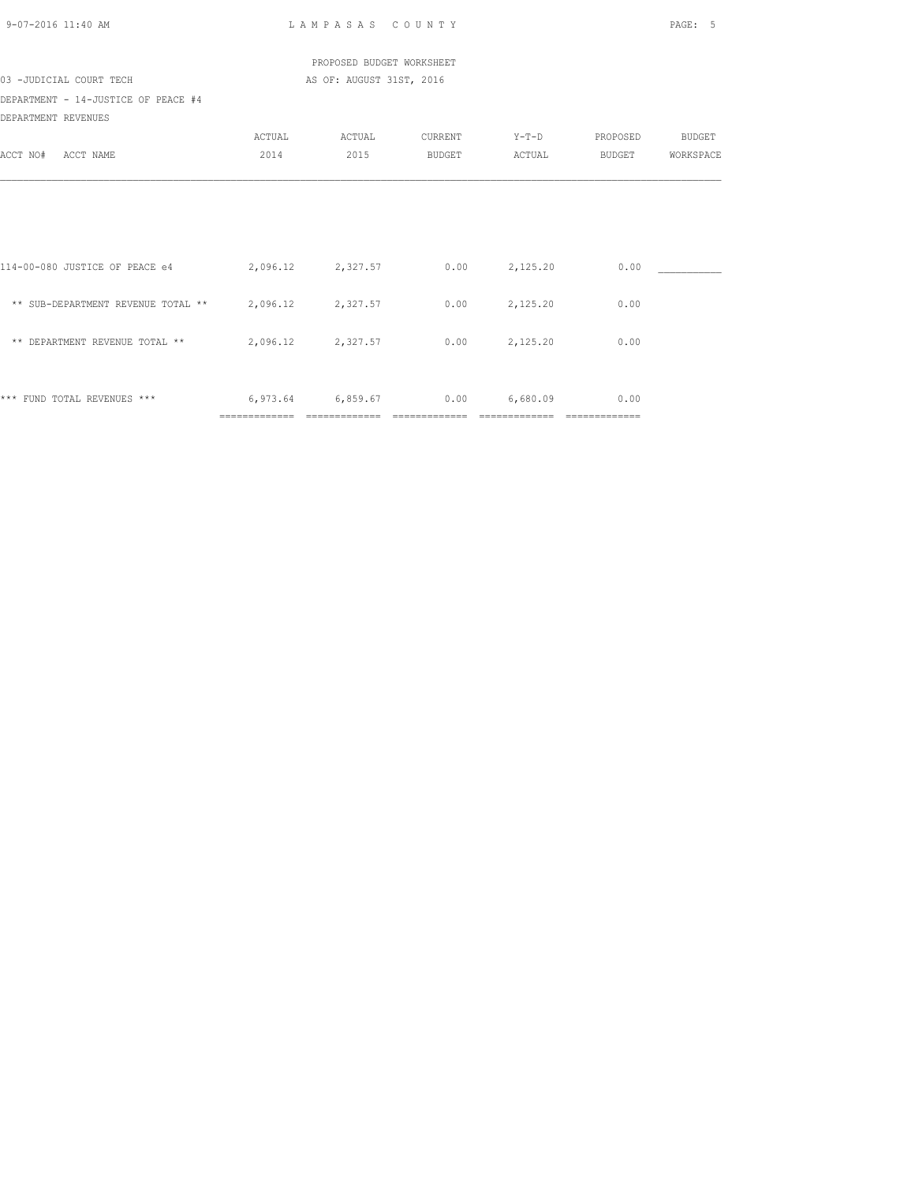PROPOSED BUDGET WORKSHEET

03 -JUDICIAL COURT TECH AS OF: AUGUST 31ST, 2016

DEPARTMENT - 14-JUSTICE OF PEACE #4

DEPARTMENT REVENUES

| ACCT NO# ACCT NAME | ACTUAL 2014 | ACTUAL 2015 | CURRENT BUDGET | Y-T-D ACTUAL | PROPOSED BUDGET | BUDGET WORKSPACE |
|---|---|---|---|---|---|---|
| 114-00-080 JUSTICE OF PEACE e4 | 2,096.12 | 2,327.57 | 0.00 | 2,125.20 | 0.00 | ___________ |
| ** SUB-DEPARTMENT REVENUE TOTAL ** | 2,096.12 | 2,327.57 | 0.00 | 2,125.20 | 0.00 | |
| ** DEPARTMENT REVENUE TOTAL ** | 2,096.12 | 2,327.57 | 0.00 | 2,125.20 | 0.00 | |
| *** FUND TOTAL REVENUES *** | 6,973.64 | 6,859.67 | 0.00 | 6,680.09 | 0.00 | |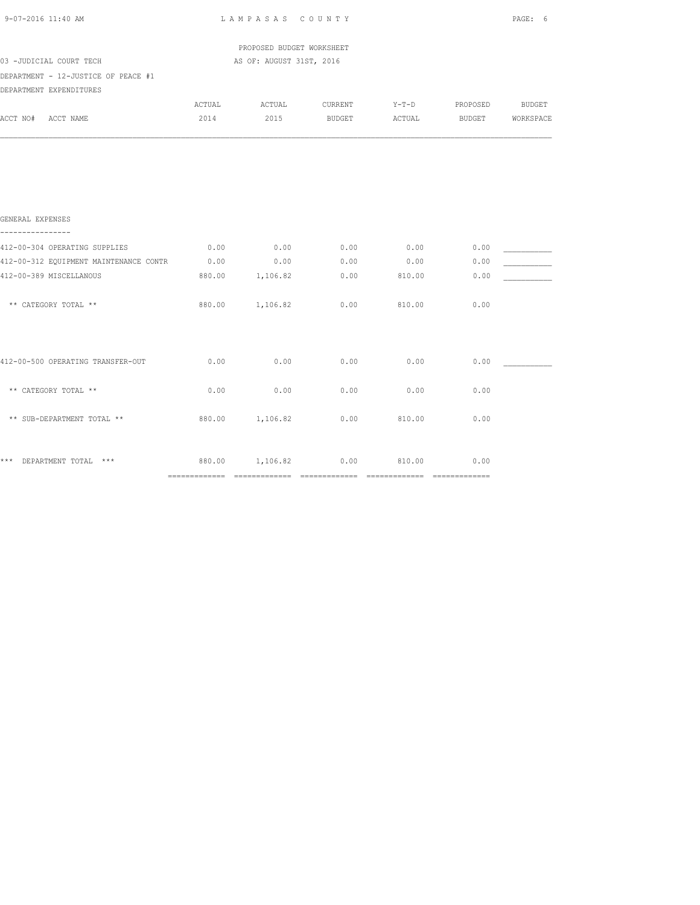PROPOSED BUDGET WORKSHEET

03 -JUDICIAL COURT TECH — AS OF: AUGUST 31ST, 2016

DEPARTMENT - 12-JUSTICE OF PEACE #1

DEPARTMENT EXPENDITURES

| ACCT NO# ACCT NAME | ACTUAL 2014 | ACTUAL 2015 | CURRENT BUDGET | Y-T-D ACTUAL | PROPOSED BUDGET | BUDGET WORKSPACE |
|---|---|---|---|---|---|---|
| **GENERAL EXPENSES** | | | | | | |
| 412-00-304 OPERATING SUPPLIES | 0.00 | 0.00 | 0.00 | 0.00 | 0.00 | ___________ |
| 412-00-312 EQUIPMENT MAINTENANCE CONTR | 0.00 | 0.00 | 0.00 | 0.00 | 0.00 | ___________ |
| 412-00-389 MISCELLANOUS | 880.00 | 1,106.82 | 0.00 | 810.00 | 0.00 | ___________ |
| ** CATEGORY TOTAL ** | 880.00 | 1,106.82 | 0.00 | 810.00 | 0.00 | |
| 412-00-500 OPERATING TRANSFER-OUT | 0.00 | 0.00 | 0.00 | 0.00 | 0.00 | ___________ |
| ** CATEGORY TOTAL ** | 0.00 | 0.00 | 0.00 | 0.00 | 0.00 | |
| ** SUB-DEPARTMENT TOTAL ** | 880.00 | 1,106.82 | 0.00 | 810.00 | 0.00 | |
| *** DEPARTMENT TOTAL *** | 880.00 | 1,106.82 | 0.00 | 810.00 | 0.00 | |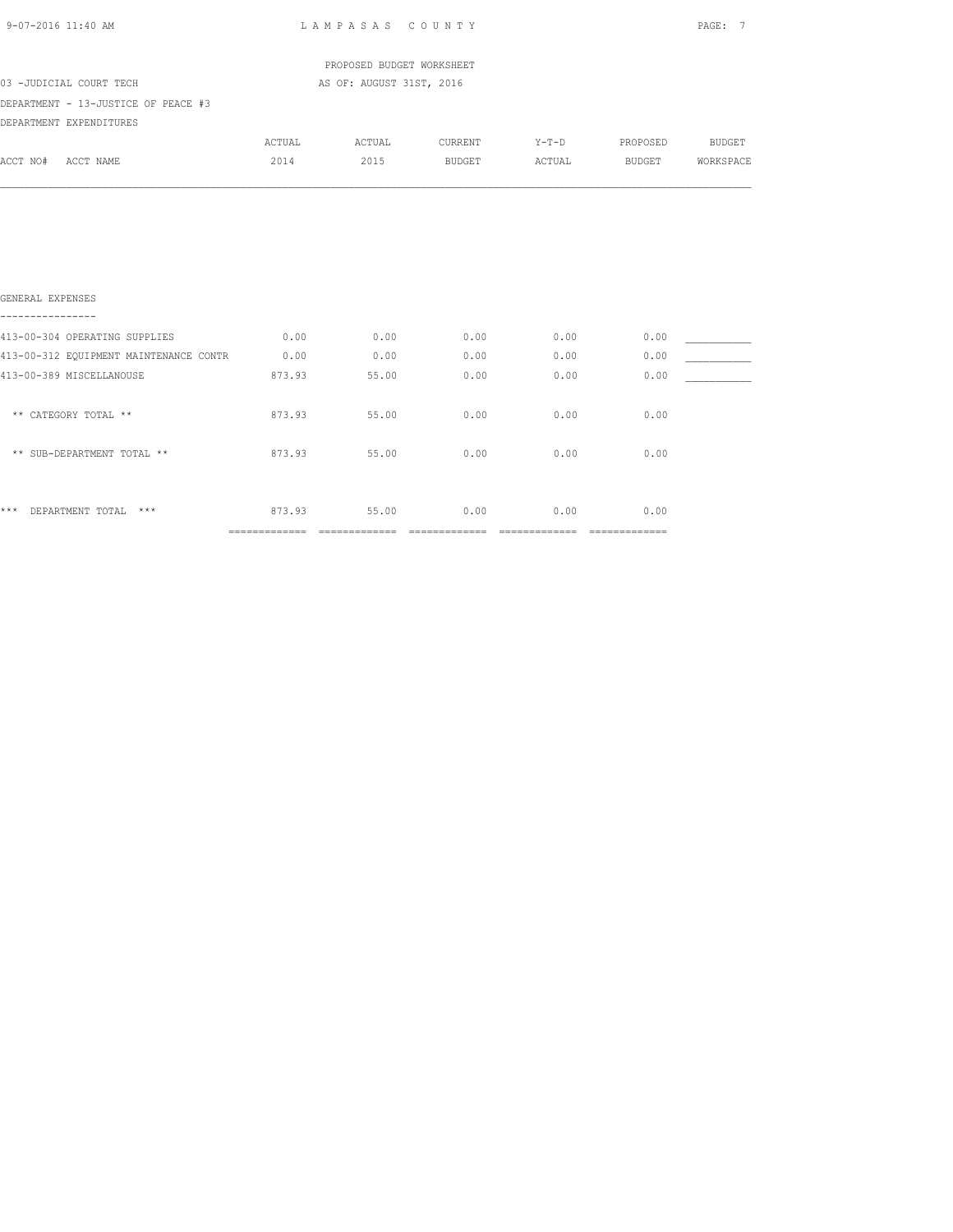LAMPASAS COUNTY

PROPOSED BUDGET WORKSHEET

03 -JUDICIAL COURT TECH

AS OF: AUGUST 31ST, 2016

DEPARTMENT - 13-JUSTICE OF PEACE #3

DEPARTMENT EXPENDITURES

| ACCT NO# ACCT NAME | ACTUAL 2014 | ACTUAL 2015 | CURRENT BUDGET | Y-T-D ACTUAL | PROPOSED BUDGET | BUDGET WORKSPACE |
|---|---|---|---|---|---|---|
| **GENERAL EXPENSES** | | | | | | |
| 413-00-304 OPERATING SUPPLIES | 0.00 | 0.00 | 0.00 | 0.00 | 0.00 | ___________ |
| 413-00-312 EQUIPMENT MAINTENANCE CONTR | 0.00 | 0.00 | 0.00 | 0.00 | 0.00 | ___________ |
| 413-00-389 MISCELLANOUSE | 873.93 | 55.00 | 0.00 | 0.00 | 0.00 | ___________ |
| ** CATEGORY TOTAL ** | 873.93 | 55.00 | 0.00 | 0.00 | 0.00 | |
| ** SUB-DEPARTMENT TOTAL ** | 873.93 | 55.00 | 0.00 | 0.00 | 0.00 | |
| *** DEPARTMENT TOTAL *** | 873.93 | 55.00 | 0.00 | 0.00 | 0.00 | |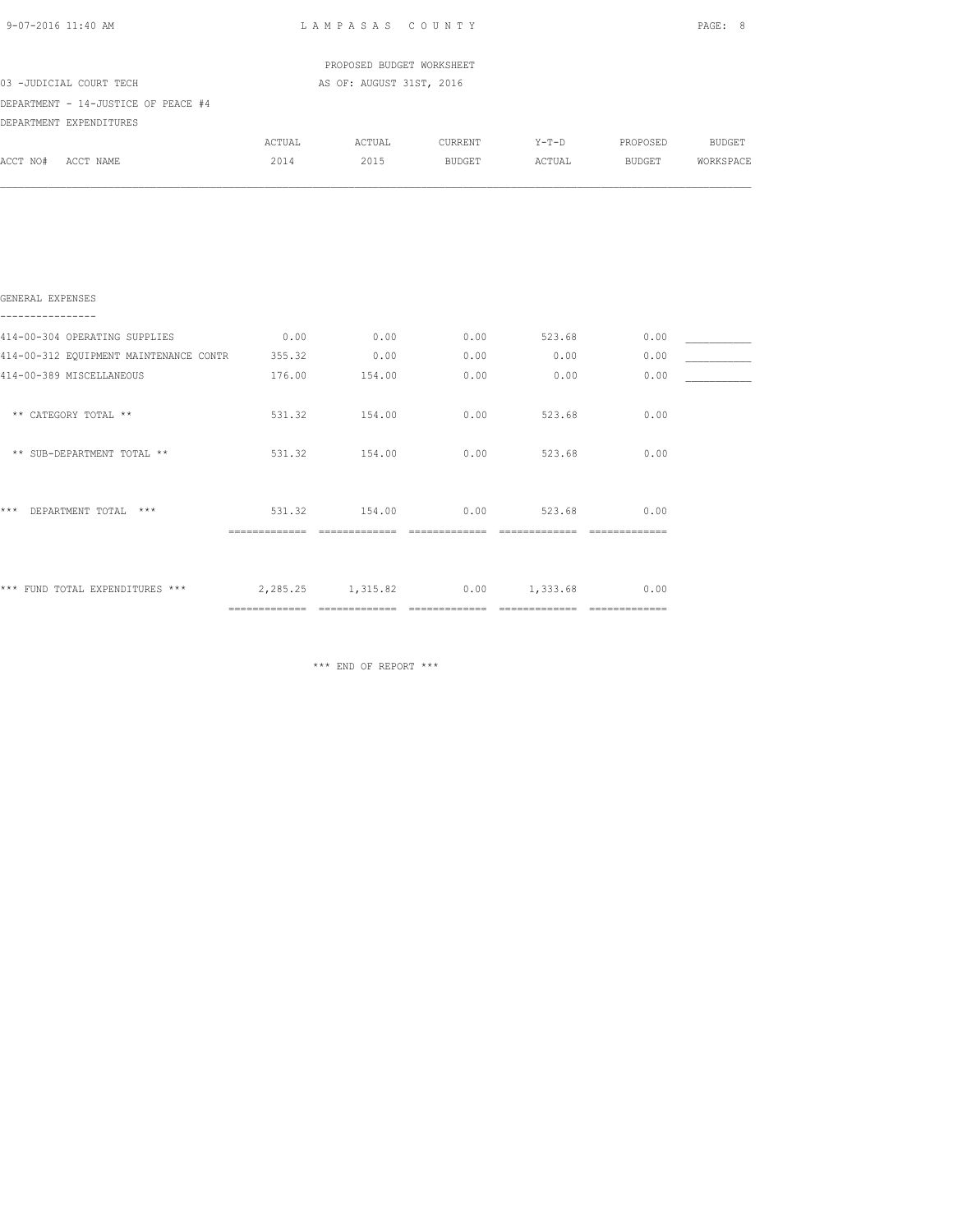PROPOSED BUDGET WORKSHEET

03 -JUDICIAL COURT TECH

AS OF: AUGUST 31ST, 2016

DEPARTMENT - 14-JUSTICE OF PEACE #4

DEPARTMENT EXPENDITURES

| ACCT NO# ACCT NAME | ACTUAL 2014 | ACTUAL 2015 | CURRENT BUDGET | Y-T-D ACTUAL | PROPOSED BUDGET | BUDGET WORKSPACE |
|---|---|---|---|---|---|---|
| **GENERAL EXPENSES** | | | | | | |
| 414-00-304 OPERATING SUPPLIES | 0.00 | 0.00 | 0.00 | 523.68 | 0.00 | ___________ |
| 414-00-312 EQUIPMENT MAINTENANCE CONTR | 355.32 | 0.00 | 0.00 | 0.00 | 0.00 | ___________ |
| 414-00-389 MISCELLANEOUS | 176.00 | 154.00 | 0.00 | 0.00 | 0.00 | ___________ |
| ** CATEGORY TOTAL ** | 531.32 | 154.00 | 0.00 | 523.68 | 0.00 | |
| ** SUB-DEPARTMENT TOTAL ** | 531.32 | 154.00 | 0.00 | 523.68 | 0.00 | |
| *** DEPARTMENT TOTAL *** | 531.32 | 154.00 | 0.00 | 523.68 | 0.00 | |
| *** FUND TOTAL EXPENDITURES *** | 2,285.25 | 1,315.82 | 0.00 | 1,333.68 | 0.00 | |

*** END OF REPORT ***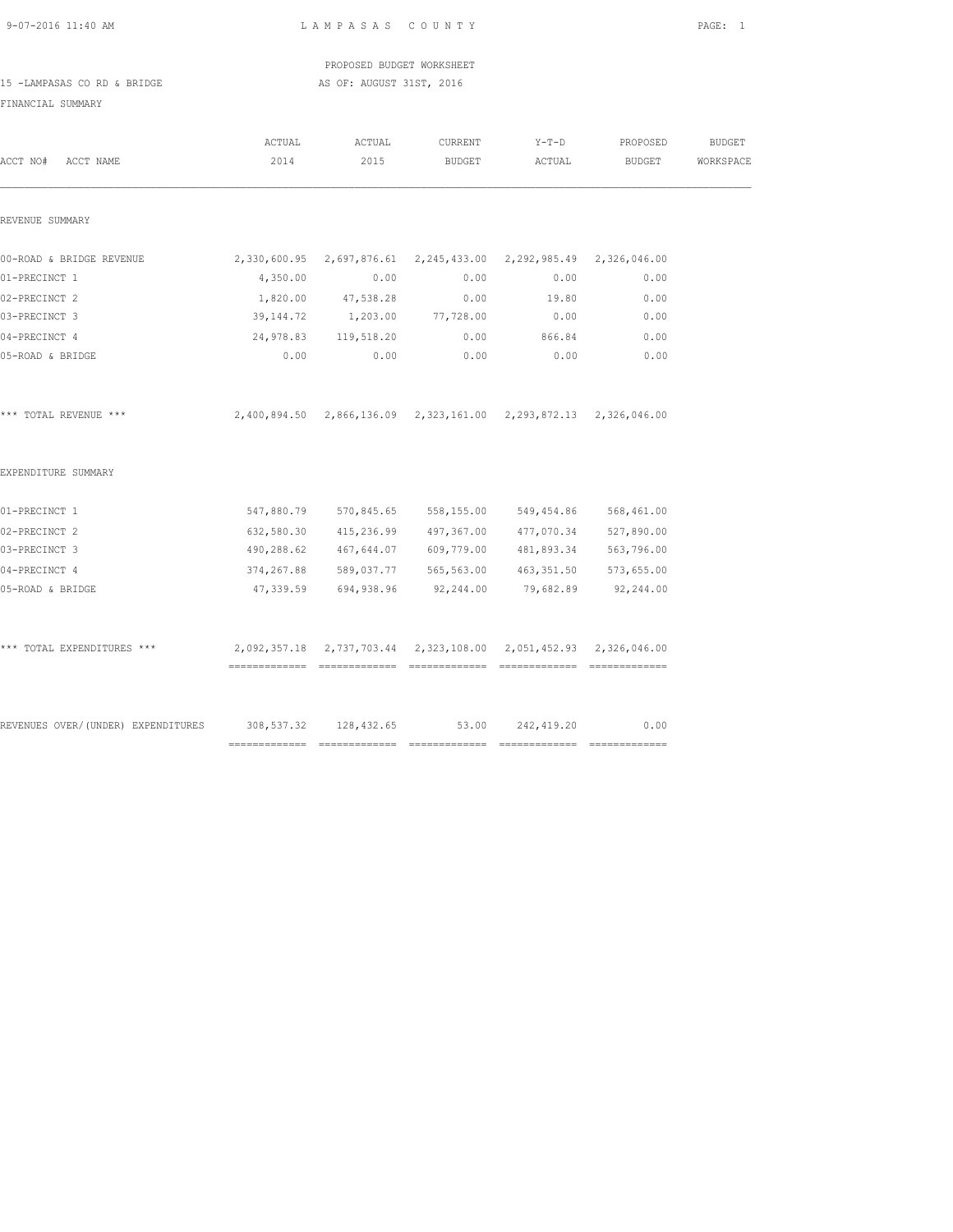LAMPASAS COUNTY

PROPOSED BUDGET WORKSHEET

15 -LAMPASAS CO RD & BRIDGE AS OF: AUGUST 31ST, 2016

FINANCIAL SUMMARY

| ACCT NO# ACCT NAME | ACTUAL 2014 | ACTUAL 2015 | CURRENT BUDGET | Y-T-D ACTUAL | PROPOSED BUDGET | BUDGET WORKSPACE |
|---|---|---|---|---|---|---|
| REVENUE SUMMARY | | | | | | |
| 00-ROAD & BRIDGE REVENUE | 2,330,600.95 | 2,697,876.61 | 2,245,433.00 | 2,292,985.49 | 2,326,046.00 | |
| 01-PRECINCT 1 | 4,350.00 | 0.00 | 0.00 | 0.00 | 0.00 | |
| 02-PRECINCT 2 | 1,820.00 | 47,538.28 | 0.00 | 19.80 | 0.00 | |
| 03-PRECINCT 3 | 39,144.72 | 1,203.00 | 77,728.00 | 0.00 | 0.00 | |
| 04-PRECINCT 4 | 24,978.83 | 119,518.20 | 0.00 | 866.84 | 0.00 | |
| 05-ROAD & BRIDGE | 0.00 | 0.00 | 0.00 | 0.00 | 0.00 | |
| *** TOTAL REVENUE *** | 2,400,894.50 | 2,866,136.09 | 2,323,161.00 | 2,293,872.13 | 2,326,046.00 | |
| EXPENDITURE SUMMARY | | | | | | |
| 01-PRECINCT 1 | 547,880.79 | 570,845.65 | 558,155.00 | 549,454.86 | 568,461.00 | |
| 02-PRECINCT 2 | 632,580.30 | 415,236.99 | 497,367.00 | 477,070.34 | 527,890.00 | |
| 03-PRECINCT 3 | 490,288.62 | 467,644.07 | 609,779.00 | 481,893.34 | 563,796.00 | |
| 04-PRECINCT 4 | 374,267.88 | 589,037.77 | 565,563.00 | 463,351.50 | 573,655.00 | |
| 05-ROAD & BRIDGE | 47,339.59 | 694,938.96 | 92,244.00 | 79,682.89 | 92,244.00 | |
| *** TOTAL EXPENDITURES *** | 2,092,357.18 | 2,737,703.44 | 2,323,108.00 | 2,051,452.93 | 2,326,046.00 | |
| REVENUES OVER/(UNDER) EXPENDITURES | 308,537.32 | 128,432.65 | 53.00 | 242,419.20 | 0.00 | |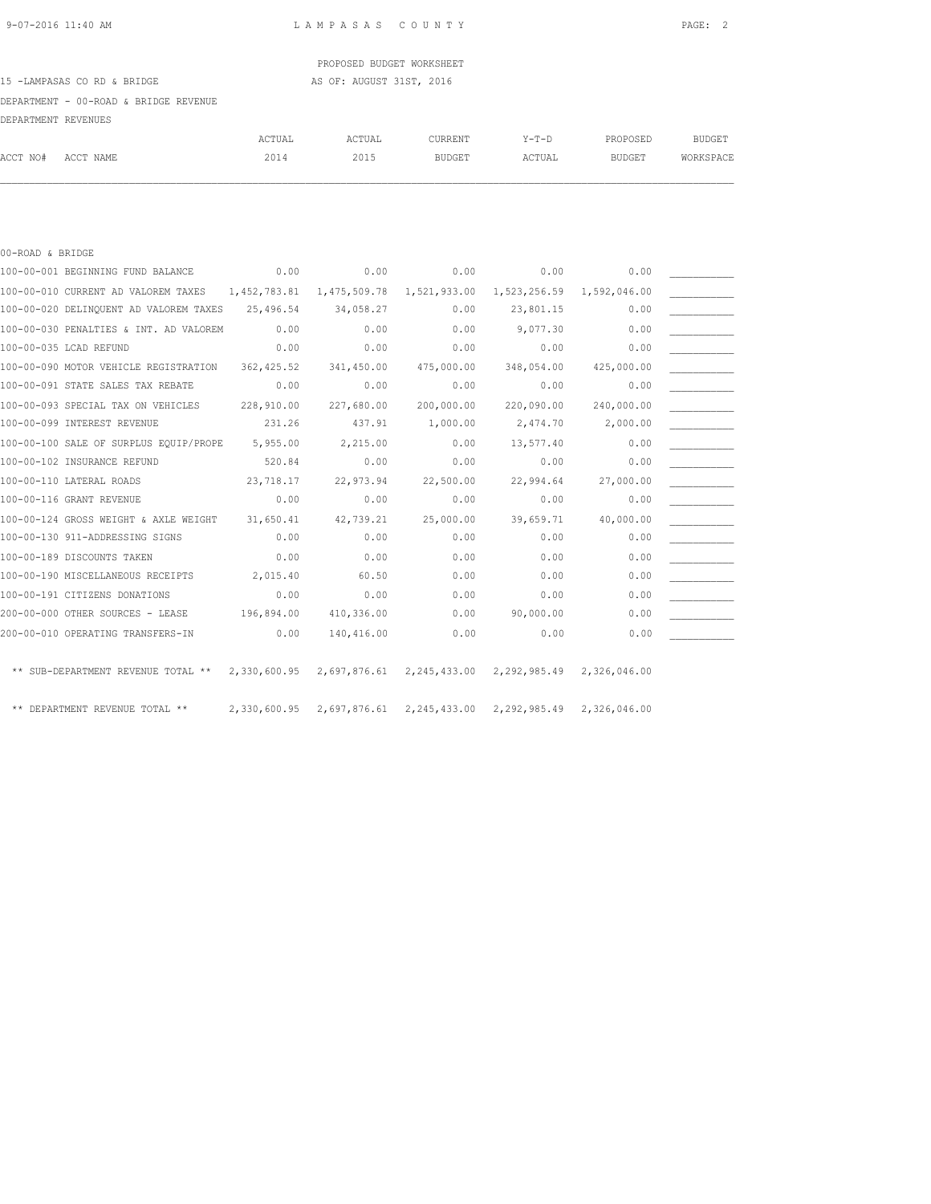PROPOSED BUDGET WORKSHEET

15 -LAMPASAS CO RD & BRIDGE AS OF: AUGUST 31ST, 2016

DEPARTMENT - 00-ROAD & BRIDGE REVENUE

DEPARTMENT REVENUES

| ACCT NO# | ACCT NAME | ACTUAL 2014 | ACTUAL 2015 | CURRENT BUDGET | Y-T-D ACTUAL | PROPOSED BUDGET | BUDGET WORKSPACE |
|---|---|---|---|---|---|---|---|
| 00-ROAD & BRIDGE | | | | | | | |
| 100-00-001 | BEGINNING FUND BALANCE | 0.00 | 0.00 | 0.00 | 0.00 | 0.00 | ___________ |
| 100-00-010 | CURRENT AD VALOREM TAXES | 1,452,783.81 | 1,475,509.78 | 1,521,933.00 | 1,523,256.59 | 1,592,046.00 | ___________ |
| 100-00-020 | DELINQUENT AD VALOREM TAXES | 25,496.54 | 34,058.27 | 0.00 | 23,801.15 | 0.00 | ___________ |
| 100-00-030 | PENALTIES & INT. AD VALOREM | 0.00 | 0.00 | 0.00 | 9,077.30 | 0.00 | ___________ |
| 100-00-035 | LCAD REFUND | 0.00 | 0.00 | 0.00 | 0.00 | 0.00 | ___________ |
| 100-00-090 | MOTOR VEHICLE REGISTRATION | 362,425.52 | 341,450.00 | 475,000.00 | 348,054.00 | 425,000.00 | ___________ |
| 100-00-091 | STATE SALES TAX REBATE | 0.00 | 0.00 | 0.00 | 0.00 | 0.00 | ___________ |
| 100-00-093 | SPECIAL TAX ON VEHICLES | 228,910.00 | 227,680.00 | 200,000.00 | 220,090.00 | 240,000.00 | ___________ |
| 100-00-099 | INTEREST REVENUE | 231.26 | 437.91 | 1,000.00 | 2,474.70 | 2,000.00 | ___________ |
| 100-00-100 | SALE OF SURPLUS EQUIP/PROPE | 5,955.00 | 2,215.00 | 0.00 | 13,577.40 | 0.00 | ___________ |
| 100-00-102 | INSURANCE REFUND | 520.84 | 0.00 | 0.00 | 0.00 | 0.00 | ___________ |
| 100-00-110 | LATERAL ROADS | 23,718.17 | 22,973.94 | 22,500.00 | 22,994.64 | 27,000.00 | ___________ |
| 100-00-116 | GRANT REVENUE | 0.00 | 0.00 | 0.00 | 0.00 | 0.00 | ___________ |
| 100-00-124 | GROSS WEIGHT & AXLE WEIGHT | 31,650.41 | 42,739.21 | 25,000.00 | 39,659.71 | 40,000.00 | ___________ |
| 100-00-130 | 911-ADDRESSING SIGNS | 0.00 | 0.00 | 0.00 | 0.00 | 0.00 | ___________ |
| 100-00-189 | DISCOUNTS TAKEN | 0.00 | 0.00 | 0.00 | 0.00 | 0.00 | ___________ |
| 100-00-190 | MISCELLANEOUS RECEIPTS | 2,015.40 | 60.50 | 0.00 | 0.00 | 0.00 | ___________ |
| 100-00-191 | CITIZENS DONATIONS | 0.00 | 0.00 | 0.00 | 0.00 | 0.00 | ___________ |
| 200-00-000 | OTHER SOURCES - LEASE | 196,894.00 | 410,336.00 | 0.00 | 90,000.00 | 0.00 | ___________ |
| 200-00-010 | OPERATING TRANSFERS-IN | 0.00 | 140,416.00 | 0.00 | 0.00 | 0.00 | ___________ |
| | ** SUB-DEPARTMENT REVENUE TOTAL ** | 2,330,600.95 | 2,697,876.61 | 2,245,433.00 | 2,292,985.49 | 2,326,046.00 | |
| | ** DEPARTMENT REVENUE TOTAL ** | 2,330,600.95 | 2,697,876.61 | 2,245,433.00 | 2,292,985.49 | 2,326,046.00 | |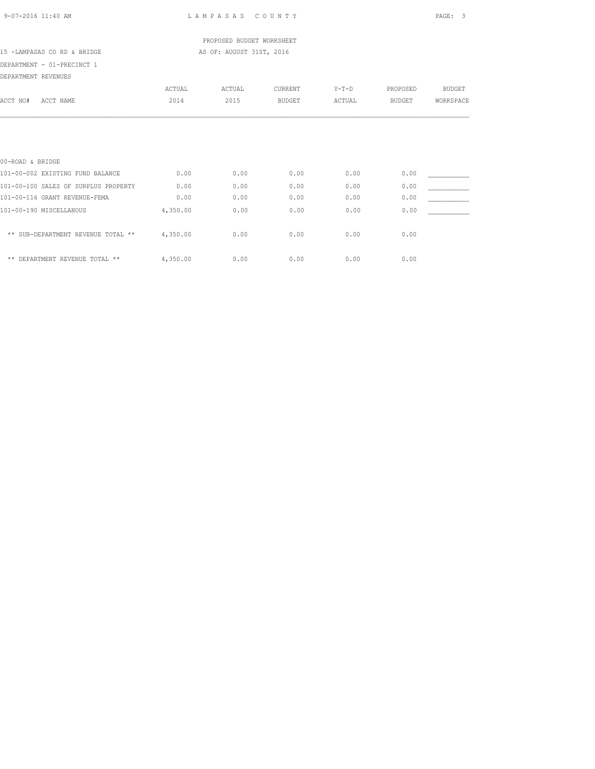PROPOSED BUDGET WORKSHEET

15 -LAMPASAS CO RD & BRIDGE — AS OF: AUGUST 31ST, 2016

DEPARTMENT - 01-PRECINCT 1

DEPARTMENT REVENUES

| ACCT NO# ACCT NAME | ACTUAL 2014 | ACTUAL 2015 | CURRENT BUDGET | Y-T-D ACTUAL | PROPOSED BUDGET | BUDGET WORKSPACE |
|---|---|---|---|---|---|---|
| 00-ROAD & BRIDGE | | | | | | |
| 101-00-002 EXISTING FUND BALANCE | 0.00 | 0.00 | 0.00 | 0.00 | 0.00 | ___________ |
| 101-00-100 SALES OF SURPLUS PROPERTY | 0.00 | 0.00 | 0.00 | 0.00 | 0.00 | ___________ |
| 101-00-116 GRANT REVENUE-FEMA | 0.00 | 0.00 | 0.00 | 0.00 | 0.00 | ___________ |
| 101-00-190 MISCELLANOUS | 4,350.00 | 0.00 | 0.00 | 0.00 | 0.00 | ___________ |
| ** SUB-DEPARTMENT REVENUE TOTAL ** | 4,350.00 | 0.00 | 0.00 | 0.00 | 0.00 | |
| ** DEPARTMENT REVENUE TOTAL ** | 4,350.00 | 0.00 | 0.00 | 0.00 | 0.00 | |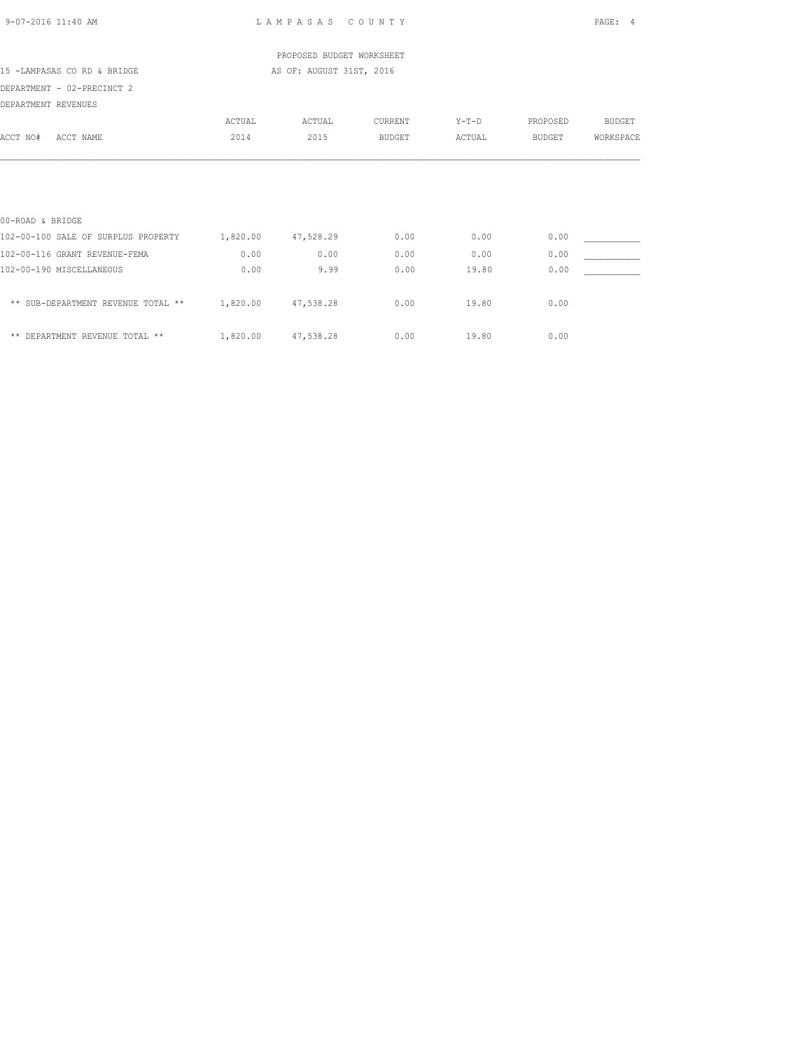PROPOSED BUDGET WORKSHEET

15 -LAMPASAS CO RD & BRIDGE AS OF: AUGUST 31ST, 2016

DEPARTMENT - 02-PRECINCT 2

DEPARTMENT REVENUES

| ACCT NO# ACCT NAME | ACTUAL 2014 | ACTUAL 2015 | CURRENT BUDGET | Y-T-D ACTUAL | PROPOSED BUDGET | BUDGET WORKSPACE |
|---|---|---|---|---|---|---|
| 00-ROAD & BRIDGE | | | | | | |
| 102-00-100 SALE OF SURPLUS PROPERTY | 1,820.00 | 47,528.29 | 0.00 | 0.00 | 0.00 | ___________ |
| 102-00-116 GRANT REVENUE-FEMA | 0.00 | 0.00 | 0.00 | 0.00 | 0.00 | ___________ |
| 102-00-190 MISCELLANEOUS | 0.00 | 9.99 | 0.00 | 19.80 | 0.00 | ___________ |
| ** SUB-DEPARTMENT REVENUE TOTAL ** | 1,820.00 | 47,538.28 | 0.00 | 19.80 | 0.00 | |
| ** DEPARTMENT REVENUE TOTAL ** | 1,820.00 | 47,538.28 | 0.00 | 19.80 | 0.00 | |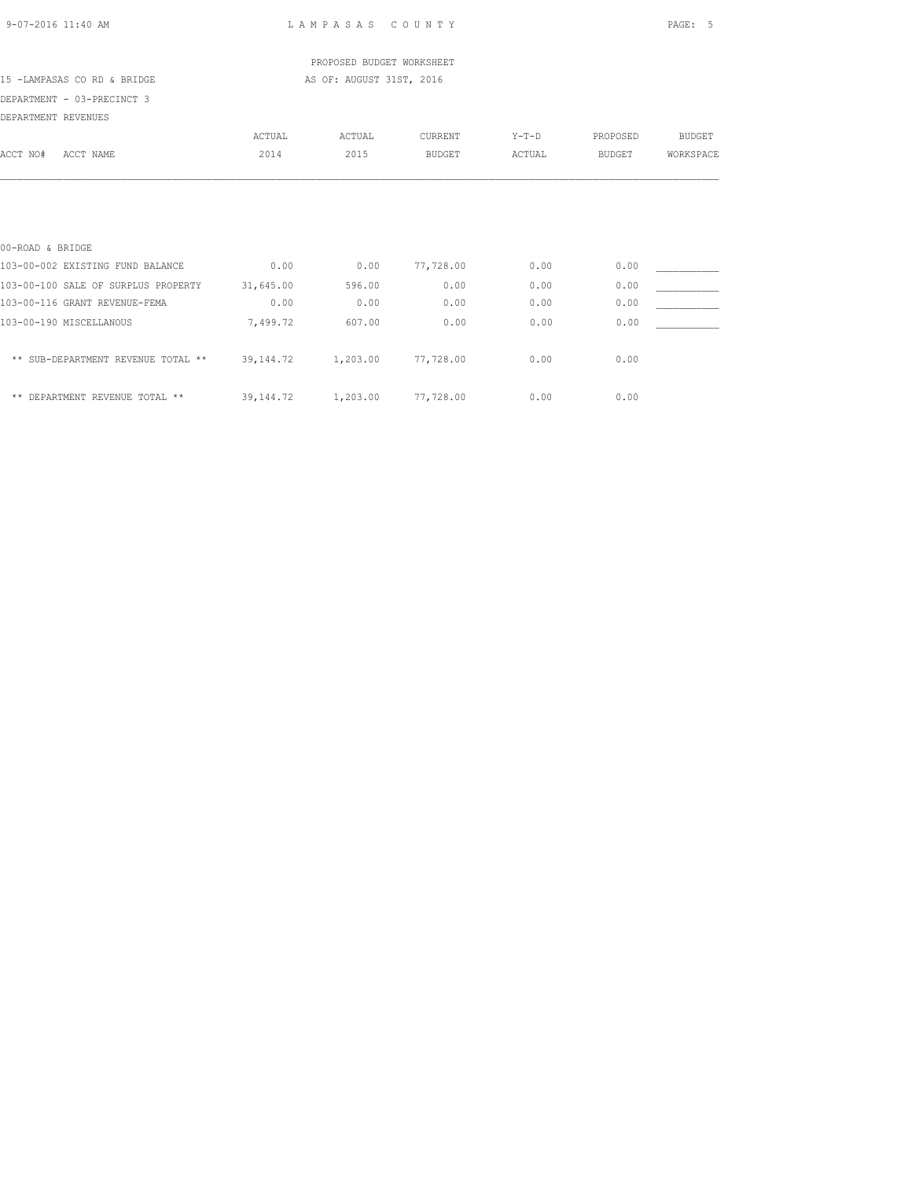LAMPASAS COUNTY

PROPOSED BUDGET WORKSHEET

15 -LAMPASAS CO RD & BRIDGE — AS OF: AUGUST 31ST, 2016

DEPARTMENT - 03-PRECINCT 3

DEPARTMENT REVENUES

| ACCT NO# ACCT NAME | ACTUAL 2014 | ACTUAL 2015 | CURRENT BUDGET | Y-T-D ACTUAL | PROPOSED BUDGET | BUDGET WORKSPACE |
|---|---|---|---|---|---|---|
| 00-ROAD & BRIDGE | | | | | | |
| 103-00-002 EXISTING FUND BALANCE | 0.00 | 0.00 | 77,728.00 | 0.00 | 0.00 | ___________ |
| 103-00-100 SALE OF SURPLUS PROPERTY | 31,645.00 | 596.00 | 0.00 | 0.00 | 0.00 | ___________ |
| 103-00-116 GRANT REVENUE-FEMA | 0.00 | 0.00 | 0.00 | 0.00 | 0.00 | ___________ |
| 103-00-190 MISCELLANOUS | 7,499.72 | 607.00 | 0.00 | 0.00 | 0.00 | ___________ |
| ** SUB-DEPARTMENT REVENUE TOTAL ** | 39,144.72 | 1,203.00 | 77,728.00 | 0.00 | 0.00 | |
| ** DEPARTMENT REVENUE TOTAL ** | 39,144.72 | 1,203.00 | 77,728.00 | 0.00 | 0.00 | |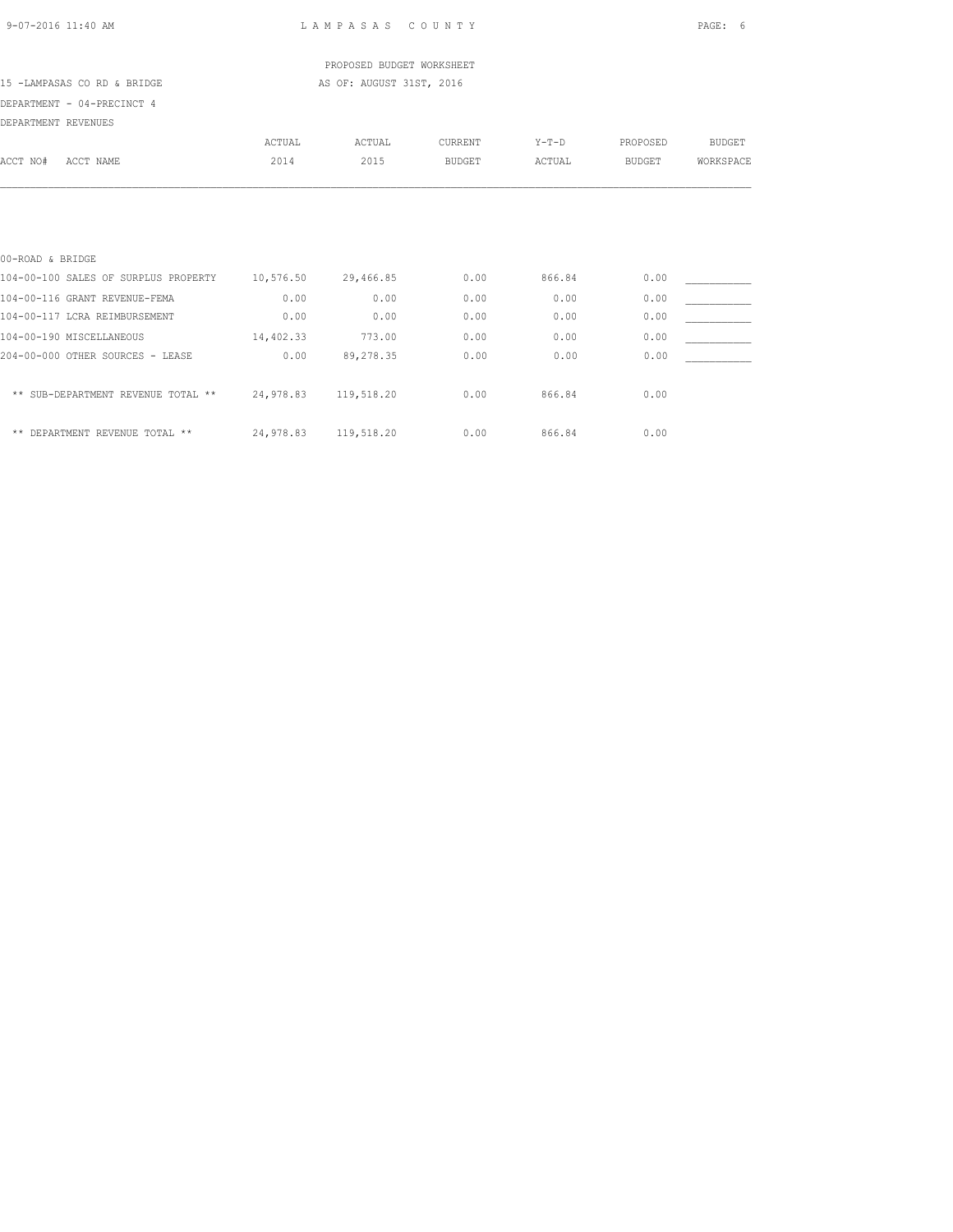PROPOSED BUDGET WORKSHEET

15 -LAMPASAS CO RD & BRIDGE — AS OF: AUGUST 31ST, 2016

DEPARTMENT - 04-PRECINCT 4

DEPARTMENT REVENUES

| ACCT NO# ACCT NAME | ACTUAL 2014 | ACTUAL 2015 | CURRENT BUDGET | Y-T-D ACTUAL | PROPOSED BUDGET | BUDGET WORKSPACE |
|---|---|---|---|---|---|---|
| 00-ROAD & BRIDGE | | | | | | |
| 104-00-100 SALES OF SURPLUS PROPERTY | 10,576.50 | 29,466.85 | 0.00 | 866.84 | 0.00 | ___________ |
| 104-00-116 GRANT REVENUE-FEMA | 0.00 | 0.00 | 0.00 | 0.00 | 0.00 | ___________ |
| 104-00-117 LCRA REIMBURSEMENT | 0.00 | 0.00 | 0.00 | 0.00 | 0.00 | ___________ |
| 104-00-190 MISCELLANEOUS | 14,402.33 | 773.00 | 0.00 | 0.00 | 0.00 | ___________ |
| 204-00-000 OTHER SOURCES - LEASE | 0.00 | 89,278.35 | 0.00 | 0.00 | 0.00 | ___________ |
| ** SUB-DEPARTMENT REVENUE TOTAL ** | 24,978.83 | 119,518.20 | 0.00 | 866.84 | 0.00 | |
| ** DEPARTMENT REVENUE TOTAL ** | 24,978.83 | 119,518.20 | 0.00 | 866.84 | 0.00 | |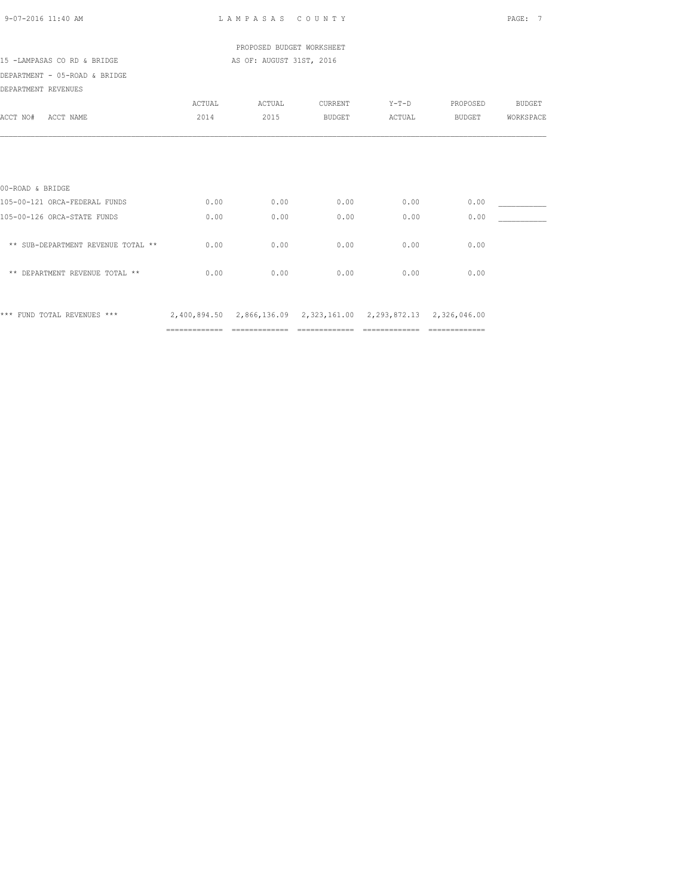PROPOSED BUDGET WORKSHEET

15 -LAMPASAS CO RD & BRIDGE — AS OF: AUGUST 31ST, 2016

DEPARTMENT - 05-ROAD & BRIDGE

DEPARTMENT REVENUES

| ACCT NO# ACCT NAME | ACTUAL 2014 | ACTUAL 2015 | CURRENT BUDGET | Y-T-D ACTUAL | PROPOSED BUDGET | BUDGET WORKSPACE |
|---|---|---|---|---|---|---|
| 00-ROAD & BRIDGE | | | | | | |
| 105-00-121 ORCA-FEDERAL FUNDS | 0.00 | 0.00 | 0.00 | 0.00 | 0.00 | ___________ |
| 105-00-126 ORCA-STATE FUNDS | 0.00 | 0.00 | 0.00 | 0.00 | 0.00 | ___________ |
| ** SUB-DEPARTMENT REVENUE TOTAL ** | 0.00 | 0.00 | 0.00 | 0.00 | 0.00 | |
| ** DEPARTMENT REVENUE TOTAL ** | 0.00 | 0.00 | 0.00 | 0.00 | 0.00 | |
| *** FUND TOTAL REVENUES *** | 2,400,894.50 | 2,866,136.09 | 2,323,161.00 | 2,293,872.13 | 2,326,046.00 | |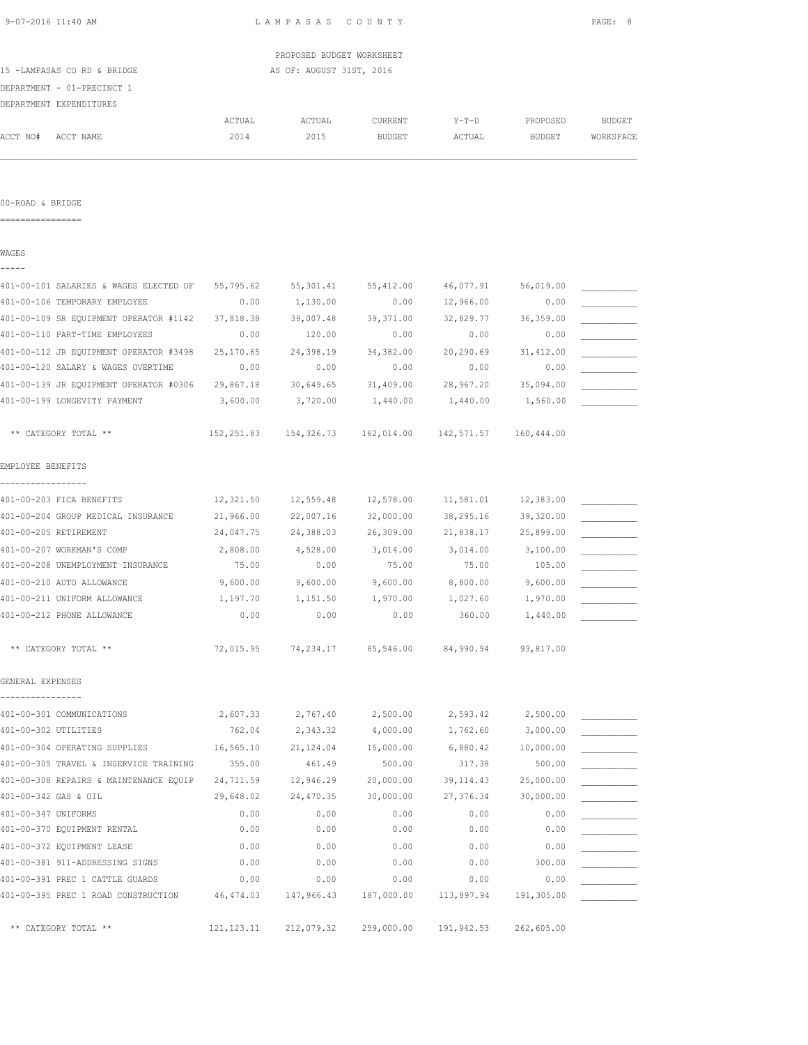PROPOSED BUDGET WORKSHEET

15 -LAMPASAS CO RD & BRIDGE — AS OF: AUGUST 31ST, 2016

DEPARTMENT - 01-PRECINCT 1

DEPARTMENT EXPENDITURES

## 00-ROAD & BRIDGE

### WAGES

| ACCT NO# | ACCT NAME | ACTUAL 2014 | ACTUAL 2015 | CURRENT BUDGET | Y-T-D ACTUAL | PROPOSED BUDGET | BUDGET WORKSPACE |
|---|---|---|---|---|---|---|---|
| 401-00-101 | SALARIES & WAGES ELECTED OF | 55,795.62 | 55,301.41 | 55,412.00 | 46,077.91 | 56,019.00 | |
| 401-00-106 | TEMPORARY EMPLOYEE | 0.00 | 1,130.00 | 0.00 | 12,966.00 | 0.00 | |
| 401-00-109 | SR EQUIPMENT OPERATOR #1142 | 37,818.38 | 39,007.48 | 39,371.00 | 32,829.77 | 36,359.00 | |
| 401-00-110 | PART-TIME EMPLOYEES | 0.00 | 120.00 | 0.00 | 0.00 | 0.00 | |
| 401-00-112 | JR EQUIPMENT OPERATOR #3498 | 25,170.65 | 24,398.19 | 34,382.00 | 20,290.69 | 31,412.00 | |
| 401-00-120 | SALARY & WAGES OVERTIME | 0.00 | 0.00 | 0.00 | 0.00 | 0.00 | |
| 401-00-139 | JR EQUIPMENT OPERATOR #0306 | 29,867.18 | 30,649.65 | 31,409.00 | 28,967.20 | 35,094.00 | |
| 401-00-199 | LONGEVITY PAYMENT | 3,600.00 | 3,720.00 | 1,440.00 | 1,440.00 | 1,560.00 | |
| | ** CATEGORY TOTAL ** | 152,251.83 | 154,326.73 | 162,014.00 | 142,571.57 | 160,444.00 | |

### EMPLOYEE BENEFITS

| ACCT NO# | ACCT NAME | ACTUAL 2014 | ACTUAL 2015 | CURRENT BUDGET | Y-T-D ACTUAL | PROPOSED BUDGET | BUDGET WORKSPACE |
|---|---|---|---|---|---|---|---|
| 401-00-203 | FICA BENEFITS | 12,321.50 | 12,559.48 | 12,578.00 | 11,581.01 | 12,383.00 | |
| 401-00-204 | GROUP MEDICAL INSURANCE | 21,966.00 | 22,007.16 | 32,000.00 | 38,295.16 | 39,320.00 | |
| 401-00-205 | RETIREMENT | 24,047.75 | 24,388.03 | 26,309.00 | 21,838.17 | 25,899.00 | |
| 401-00-207 | WORKMAN'S COMP | 2,808.00 | 4,528.00 | 3,014.00 | 3,014.00 | 3,100.00 | |
| 401-00-208 | UNEMPLOYMENT INSURANCE | 75.00 | 0.00 | 75.00 | 75.00 | 105.00 | |
| 401-00-210 | AUTO ALLOWANCE | 9,600.00 | 9,600.00 | 9,600.00 | 8,800.00 | 9,600.00 | |
| 401-00-211 | UNIFORM ALLOWANCE | 1,197.70 | 1,151.50 | 1,970.00 | 1,027.60 | 1,970.00 | |
| 401-00-212 | PHONE ALLOWANCE | 0.00 | 0.00 | 0.00 | 360.00 | 1,440.00 | |
| | ** CATEGORY TOTAL ** | 72,015.95 | 74,234.17 | 85,546.00 | 84,990.94 | 93,817.00 | |

### GENERAL EXPENSES

| ACCT NO# | ACCT NAME | ACTUAL 2014 | ACTUAL 2015 | CURRENT BUDGET | Y-T-D ACTUAL | PROPOSED BUDGET | BUDGET WORKSPACE |
|---|---|---|---|---|---|---|---|
| 401-00-301 | COMMUNICATIONS | 2,607.33 | 2,767.40 | 2,500.00 | 2,593.42 | 2,500.00 | |
| 401-00-302 | UTILITIES | 762.04 | 2,343.32 | 4,000.00 | 1,762.60 | 3,000.00 | |
| 401-00-304 | OPERATING SUPPLIES | 16,565.10 | 21,124.04 | 15,000.00 | 6,880.42 | 10,000.00 | |
| 401-00-305 | TRAVEL & INSERVICE TRAINING | 355.00 | 461.49 | 500.00 | 317.38 | 500.00 | |
| 401-00-308 | REPAIRS & MAINTENANCE EQUIP | 24,711.59 | 12,946.29 | 20,000.00 | 39,114.43 | 25,000.00 | |
| 401-00-342 | GAS & OIL | 29,648.02 | 24,470.35 | 30,000.00 | 27,376.34 | 30,000.00 | |
| 401-00-347 | UNIFORMS | 0.00 | 0.00 | 0.00 | 0.00 | 0.00 | |
| 401-00-370 | EQUIPMENT RENTAL | 0.00 | 0.00 | 0.00 | 0.00 | 0.00 | |
| 401-00-372 | EQUIPMENT LEASE | 0.00 | 0.00 | 0.00 | 0.00 | 0.00 | |
| 401-00-381 | 911-ADDRESSING SIGNS | 0.00 | 0.00 | 0.00 | 0.00 | 300.00 | |
| 401-00-391 | PREC 1 CATTLE GUARDS | 0.00 | 0.00 | 0.00 | 0.00 | 0.00 | |
| 401-00-395 | PREC 1 ROAD CONSTRUCTION | 46,474.03 | 147,966.43 | 187,000.00 | 113,897.94 | 191,305.00 | |
| | ** CATEGORY TOTAL ** | 121,123.11 | 212,079.32 | 259,000.00 | 191,942.53 | 262,605.00 | |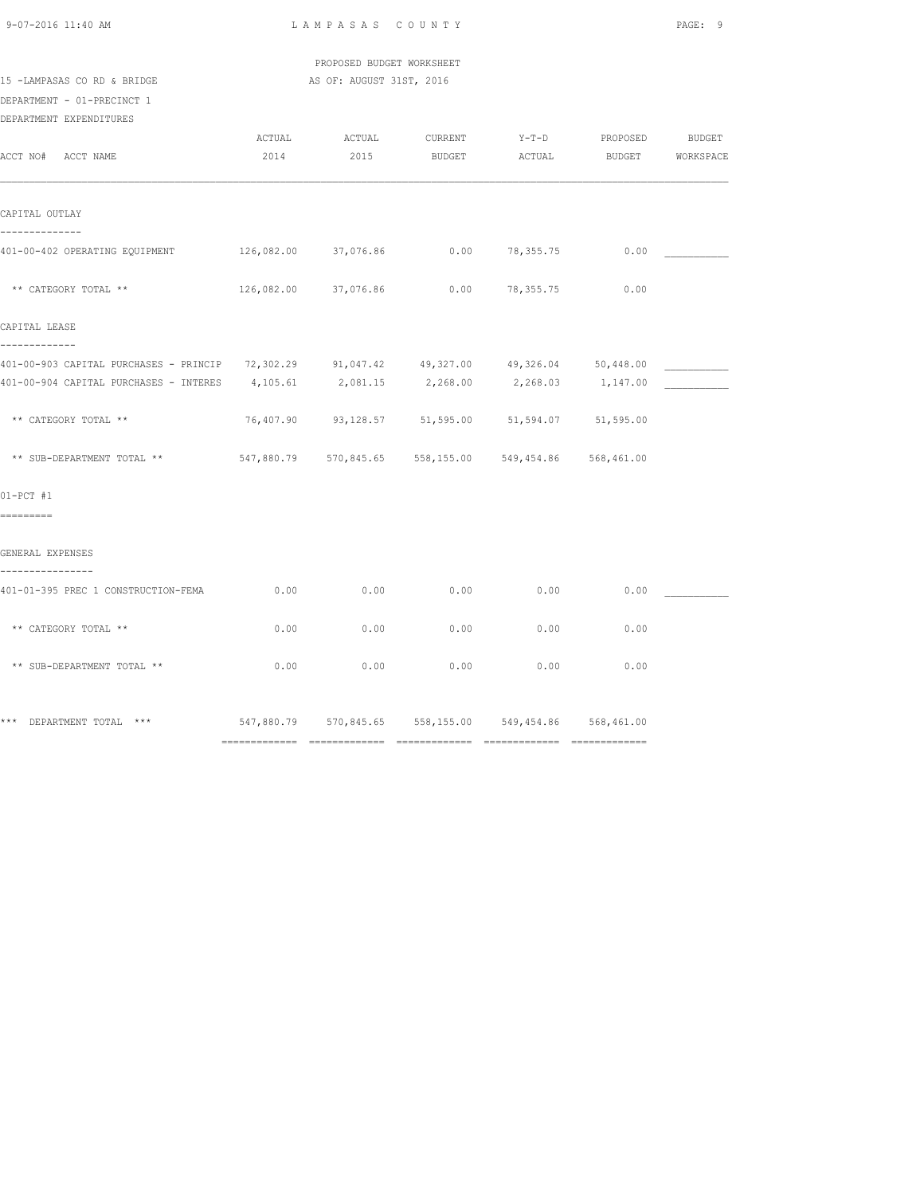PROPOSED BUDGET WORKSHEET

15 -LAMPASAS CO RD & BRIDGE — AS OF: AUGUST 31ST, 2016

DEPARTMENT - 01-PRECINCT 1

DEPARTMENT EXPENDITURES

| ACCT NO# ACCT NAME | ACTUAL 2014 | ACTUAL 2015 | CURRENT BUDGET | Y-T-D ACTUAL | PROPOSED BUDGET | BUDGET WORKSPACE |
|---|---|---|---|---|---|---|
| **CAPITAL OUTLAY** | | | | | | |
| 401-00-402 OPERATING EQUIPMENT | 126,082.00 | 37,076.86 | 0.00 | 78,355.75 | 0.00 | ___________ |
| ** CATEGORY TOTAL ** | 126,082.00 | 37,076.86 | 0.00 | 78,355.75 | 0.00 | |
| **CAPITAL LEASE** | | | | | | |
| 401-00-903 CAPITAL PURCHASES - PRINCIP | 72,302.29 | 91,047.42 | 49,327.00 | 49,326.04 | 50,448.00 | ___________ |
| 401-00-904 CAPITAL PURCHASES - INTERES | 4,105.61 | 2,081.15 | 2,268.00 | 2,268.03 | 1,147.00 | ___________ |
| ** CATEGORY TOTAL ** | 76,407.90 | 93,128.57 | 51,595.00 | 51,594.07 | 51,595.00 | |
| ** SUB-DEPARTMENT TOTAL ** | 547,880.79 | 570,845.65 | 558,155.00 | 549,454.86 | 568,461.00 | |
| **01-PCT #1** | | | | | | |
| **GENERAL EXPENSES** | | | | | | |
| 401-01-395 PREC 1 CONSTRUCTION-FEMA | 0.00 | 0.00 | 0.00 | 0.00 | 0.00 | ___________ |
| ** CATEGORY TOTAL ** | 0.00 | 0.00 | 0.00 | 0.00 | 0.00 | |
| ** SUB-DEPARTMENT TOTAL ** | 0.00 | 0.00 | 0.00 | 0.00 | 0.00 | |
| *** DEPARTMENT TOTAL *** | 547,880.79 | 570,845.65 | 558,155.00 | 549,454.86 | 568,461.00 | |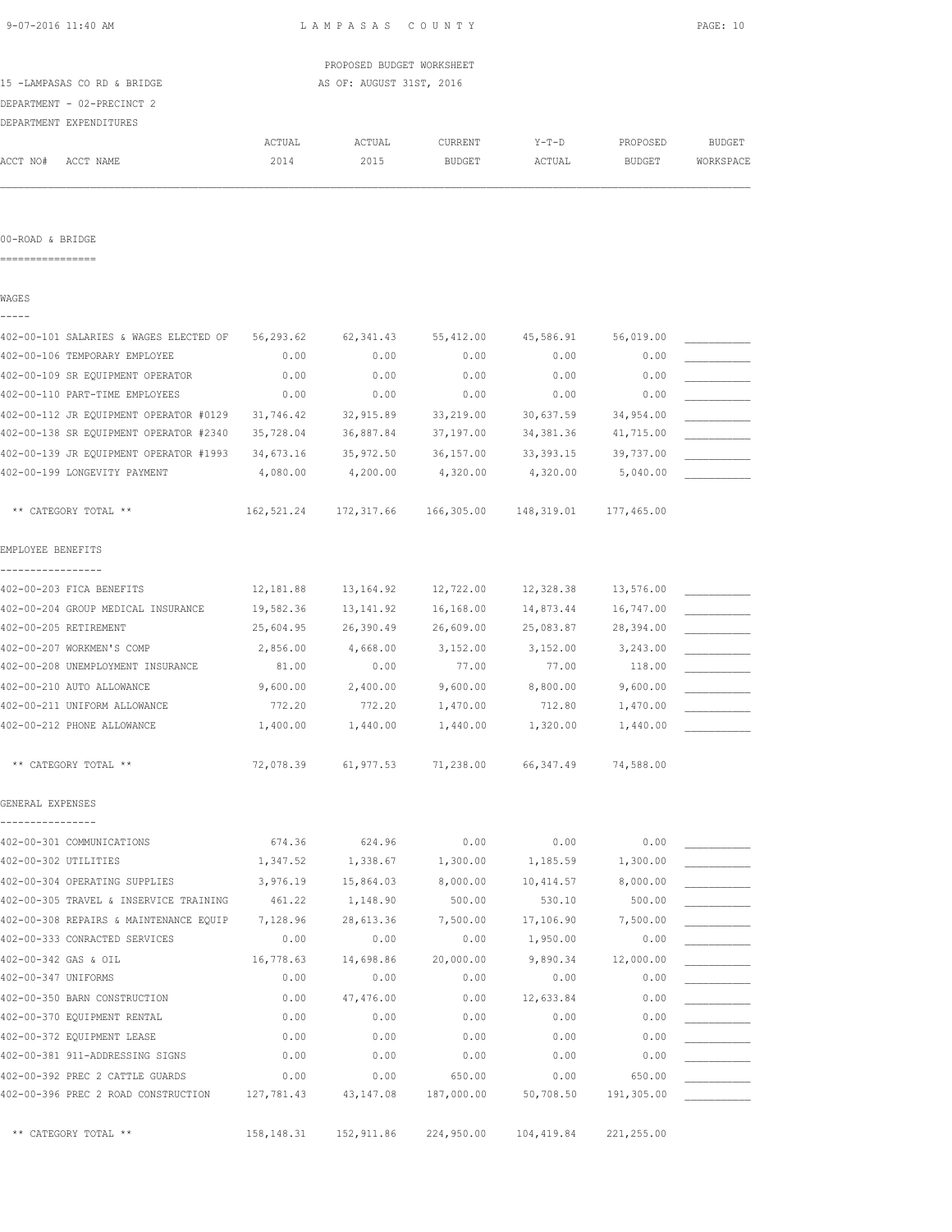LAMPASAS COUNTY

PROPOSED BUDGET WORKSHEET

15 -LAMPASAS CO RD & BRIDGE

AS OF: AUGUST 31ST, 2016

DEPARTMENT - 02-PRECINCT 2

DEPARTMENT EXPENDITURES

| ACCT NO# ACCT NAME | ACTUAL 2014 | ACTUAL 2015 | CURRENT BUDGET | Y-T-D ACTUAL | PROPOSED BUDGET | BUDGET WORKSPACE |
|---|---|---|---|---|---|---|

## 00-ROAD & BRIDGE

### WAGES

| ACCT NO# ACCT NAME | ACTUAL 2014 | ACTUAL 2015 | CURRENT BUDGET | Y-T-D ACTUAL | PROPOSED BUDGET | BUDGET WORKSPACE |
|---|---|---|---|---|---|---|
| 402-00-101 SALARIES & WAGES ELECTED OF | 56,293.62 | 62,341.43 | 55,412.00 | 45,586.91 | 56,019.00 | ___________ |
| 402-00-106 TEMPORARY EMPLOYEE | 0.00 | 0.00 | 0.00 | 0.00 | 0.00 | ___________ |
| 402-00-109 SR EQUIPMENT OPERATOR | 0.00 | 0.00 | 0.00 | 0.00 | 0.00 | ___________ |
| 402-00-110 PART-TIME EMPLOYEES | 0.00 | 0.00 | 0.00 | 0.00 | 0.00 | ___________ |
| 402-00-112 JR EQUIPMENT OPERATOR #0129 | 31,746.42 | 32,915.89 | 33,219.00 | 30,637.59 | 34,954.00 | ___________ |
| 402-00-138 SR EQUIPMENT OPERATOR #2340 | 35,728.04 | 36,887.84 | 37,197.00 | 34,381.36 | 41,715.00 | ___________ |
| 402-00-139 JR EQUIPMENT OPERATOR #1993 | 34,673.16 | 35,972.50 | 36,157.00 | 33,393.15 | 39,737.00 | ___________ |
| 402-00-199 LONGEVITY PAYMENT | 4,080.00 | 4,200.00 | 4,320.00 | 4,320.00 | 5,040.00 | ___________ |
| ** CATEGORY TOTAL ** | 162,521.24 | 172,317.66 | 166,305.00 | 148,319.01 | 177,465.00 | |

### EMPLOYEE BENEFITS

| ACCT NO# ACCT NAME | ACTUAL 2014 | ACTUAL 2015 | CURRENT BUDGET | Y-T-D ACTUAL | PROPOSED BUDGET | BUDGET WORKSPACE |
|---|---|---|---|---|---|---|
| 402-00-203 FICA BENEFITS | 12,181.88 | 13,164.92 | 12,722.00 | 12,328.38 | 13,576.00 | ___________ |
| 402-00-204 GROUP MEDICAL INSURANCE | 19,582.36 | 13,141.92 | 16,168.00 | 14,873.44 | 16,747.00 | ___________ |
| 402-00-205 RETIREMENT | 25,604.95 | 26,390.49 | 26,609.00 | 25,083.87 | 28,394.00 | ___________ |
| 402-00-207 WORKMEN'S COMP | 2,856.00 | 4,668.00 | 3,152.00 | 3,152.00 | 3,243.00 | ___________ |
| 402-00-208 UNEMPLOYMENT INSURANCE | 81.00 | 0.00 | 77.00 | 77.00 | 118.00 | ___________ |
| 402-00-210 AUTO ALLOWANCE | 9,600.00 | 2,400.00 | 9,600.00 | 8,800.00 | 9,600.00 | ___________ |
| 402-00-211 UNIFORM ALLOWANCE | 772.20 | 772.20 | 1,470.00 | 712.80 | 1,470.00 | ___________ |
| 402-00-212 PHONE ALLOWANCE | 1,400.00 | 1,440.00 | 1,440.00 | 1,320.00 | 1,440.00 | ___________ |
| ** CATEGORY TOTAL ** | 72,078.39 | 61,977.53 | 71,238.00 | 66,347.49 | 74,588.00 | |

### GENERAL EXPENSES

| ACCT NO# ACCT NAME | ACTUAL 2014 | ACTUAL 2015 | CURRENT BUDGET | Y-T-D ACTUAL | PROPOSED BUDGET | BUDGET WORKSPACE |
|---|---|---|---|---|---|---|
| 402-00-301 COMMUNICATIONS | 674.36 | 624.96 | 0.00 | 0.00 | 0.00 | ___________ |
| 402-00-302 UTILITIES | 1,347.52 | 1,338.67 | 1,300.00 | 1,185.59 | 1,300.00 | ___________ |
| 402-00-304 OPERATING SUPPLIES | 3,976.19 | 15,864.03 | 8,000.00 | 10,414.57 | 8,000.00 | ___________ |
| 402-00-305 TRAVEL & INSERVICE TRAINING | 461.22 | 1,148.90 | 500.00 | 530.10 | 500.00 | ___________ |
| 402-00-308 REPAIRS & MAINTENANCE EQUIP | 7,128.96 | 28,613.36 | 7,500.00 | 17,106.90 | 7,500.00 | ___________ |
| 402-00-333 CONRACTED SERVICES | 0.00 | 0.00 | 0.00 | 1,950.00 | 0.00 | ___________ |
| 402-00-342 GAS & OIL | 16,778.63 | 14,698.86 | 20,000.00 | 9,890.34 | 12,000.00 | ___________ |
| 402-00-347 UNIFORMS | 0.00 | 0.00 | 0.00 | 0.00 | 0.00 | ___________ |
| 402-00-350 BARN CONSTRUCTION | 0.00 | 47,476.00 | 0.00 | 12,633.84 | 0.00 | ___________ |
| 402-00-370 EQUIPMENT RENTAL | 0.00 | 0.00 | 0.00 | 0.00 | 0.00 | ___________ |
| 402-00-372 EQUIPMENT LEASE | 0.00 | 0.00 | 0.00 | 0.00 | 0.00 | ___________ |
| 402-00-381 911-ADDRESSING SIGNS | 0.00 | 0.00 | 0.00 | 0.00 | 0.00 | ___________ |
| 402-00-392 PREC 2 CATTLE GUARDS | 0.00 | 0.00 | 650.00 | 0.00 | 650.00 | ___________ |
| 402-00-396 PREC 2 ROAD CONSTRUCTION | 127,781.43 | 43,147.08 | 187,000.00 | 50,708.50 | 191,305.00 | ___________ |
| ** CATEGORY TOTAL ** | 158,148.31 | 152,911.86 | 224,950.00 | 104,419.84 | 221,255.00 | |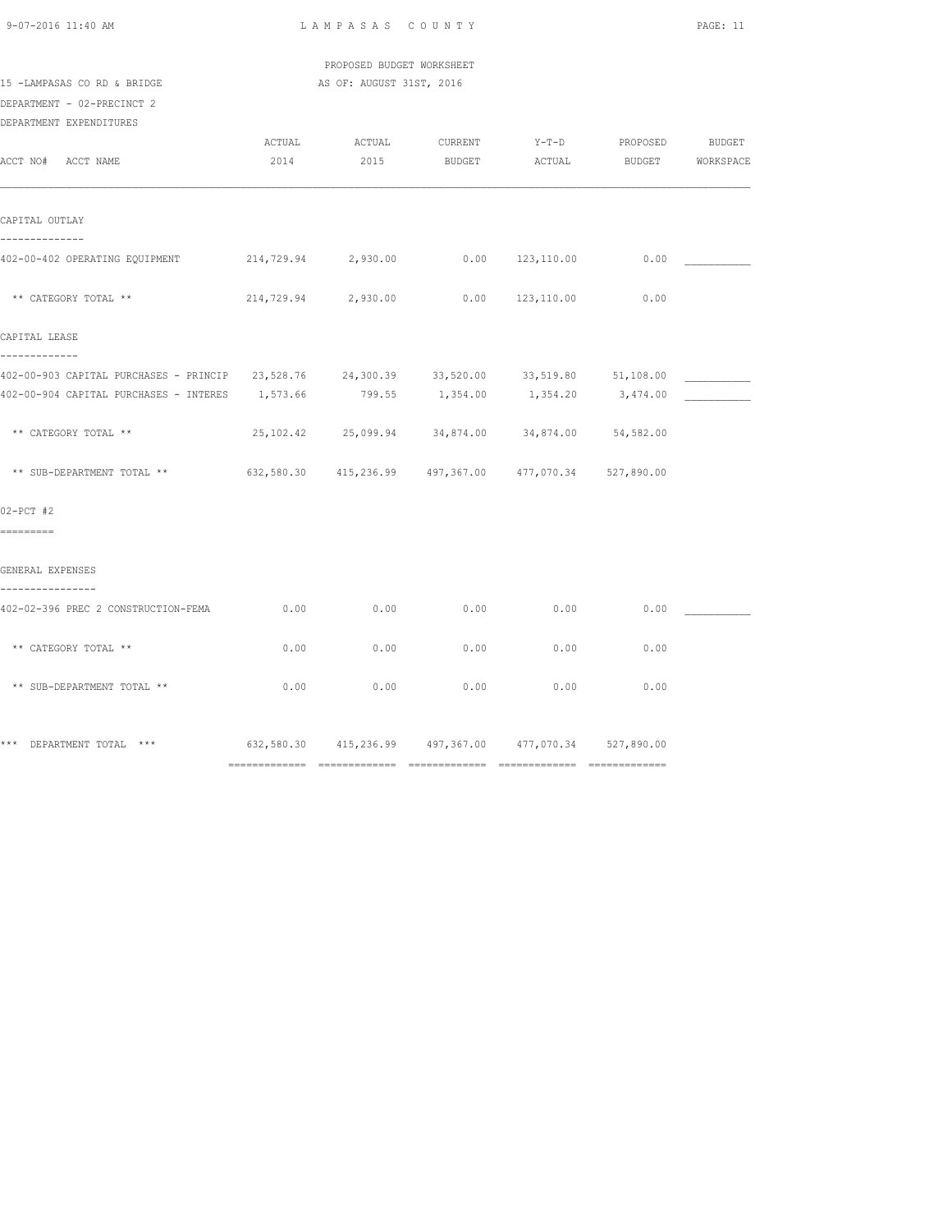PROPOSED BUDGET WORKSHEET

15 -LAMPASAS CO RD & BRIDGE — AS OF: AUGUST 31ST, 2016

DEPARTMENT - 02-PRECINCT 2

DEPARTMENT EXPENDITURES

| ACCT NO# ACCT NAME | ACTUAL 2014 | ACTUAL 2015 | CURRENT BUDGET | Y-T-D ACTUAL | PROPOSED BUDGET | BUDGET WORKSPACE |
|---|---|---|---|---|---|---|
| **CAPITAL OUTLAY** | | | | | | |
| 402-00-402 OPERATING EQUIPMENT | 214,729.94 | 2,930.00 | 0.00 | 123,110.00 | 0.00 | ___________ |
| ** CATEGORY TOTAL ** | 214,729.94 | 2,930.00 | 0.00 | 123,110.00 | 0.00 | |
| **CAPITAL LEASE** | | | | | | |
| 402-00-903 CAPITAL PURCHASES - PRINCIP | 23,528.76 | 24,300.39 | 33,520.00 | 33,519.80 | 51,108.00 | ___________ |
| 402-00-904 CAPITAL PURCHASES - INTERES | 1,573.66 | 799.55 | 1,354.00 | 1,354.20 | 3,474.00 | ___________ |
| ** CATEGORY TOTAL ** | 25,102.42 | 25,099.94 | 34,874.00 | 34,874.00 | 54,582.00 | |
| ** SUB-DEPARTMENT TOTAL ** | 632,580.30 | 415,236.99 | 497,367.00 | 477,070.34 | 527,890.00 | |
| **02-PCT #2** | | | | | | |
| **GENERAL EXPENSES** | | | | | | |
| 402-02-396 PREC 2 CONSTRUCTION-FEMA | 0.00 | 0.00 | 0.00 | 0.00 | 0.00 | ___________ |
| ** CATEGORY TOTAL ** | 0.00 | 0.00 | 0.00 | 0.00 | 0.00 | |
| ** SUB-DEPARTMENT TOTAL ** | 0.00 | 0.00 | 0.00 | 0.00 | 0.00 | |
| *** DEPARTMENT TOTAL *** | 632,580.30 | 415,236.99 | 497,367.00 | 477,070.34 | 527,890.00 | |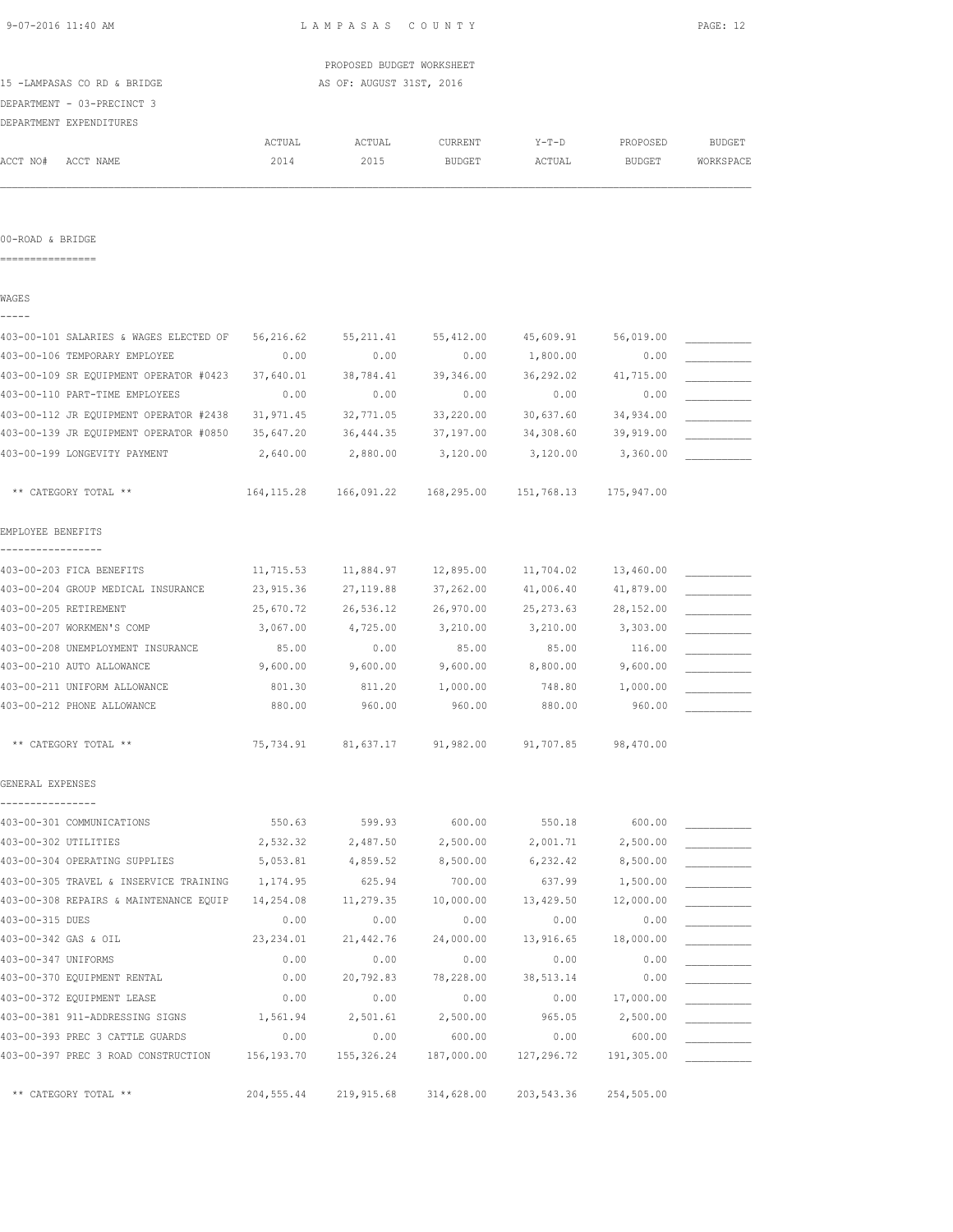PROPOSED BUDGET WORKSHEET

15 -LAMPASAS CO RD & BRIDGE — AS OF: AUGUST 31ST, 2016

DEPARTMENT - 03-PRECINCT 3

DEPARTMENT EXPENDITURES

## 00-ROAD & BRIDGE

### WAGES

| ACCT NO# ACCT NAME | ACTUAL 2014 | ACTUAL 2015 | CURRENT BUDGET | Y-T-D ACTUAL | PROPOSED BUDGET | BUDGET WORKSPACE |
|---|---|---|---|---|---|---|
| 403-00-101 SALARIES & WAGES ELECTED OF | 56,216.62 | 55,211.41 | 55,412.00 | 45,609.91 | 56,019.00 | ___________ |
| 403-00-106 TEMPORARY EMPLOYEE | 0.00 | 0.00 | 0.00 | 1,800.00 | 0.00 | ___________ |
| 403-00-109 SR EQUIPMENT OPERATOR #0423 | 37,640.01 | 38,784.41 | 39,346.00 | 36,292.02 | 41,715.00 | ___________ |
| 403-00-110 PART-TIME EMPLOYEES | 0.00 | 0.00 | 0.00 | 0.00 | 0.00 | ___________ |
| 403-00-112 JR EQUIPMENT OPERATOR #2438 | 31,971.45 | 32,771.05 | 33,220.00 | 30,637.60 | 34,934.00 | ___________ |
| 403-00-139 JR EQUIPMENT OPERATOR #0850 | 35,647.20 | 36,444.35 | 37,197.00 | 34,308.60 | 39,919.00 | ___________ |
| 403-00-199 LONGEVITY PAYMENT | 2,640.00 | 2,880.00 | 3,120.00 | 3,120.00 | 3,360.00 | ___________ |
| ** CATEGORY TOTAL ** | 164,115.28 | 166,091.22 | 168,295.00 | 151,768.13 | 175,947.00 | |

### EMPLOYEE BENEFITS

| ACCT NO# ACCT NAME | ACTUAL 2014 | ACTUAL 2015 | CURRENT BUDGET | Y-T-D ACTUAL | PROPOSED BUDGET | BUDGET WORKSPACE |
|---|---|---|---|---|---|---|
| 403-00-203 FICA BENEFITS | 11,715.53 | 11,884.97 | 12,895.00 | 11,704.02 | 13,460.00 | ___________ |
| 403-00-204 GROUP MEDICAL INSURANCE | 23,915.36 | 27,119.88 | 37,262.00 | 41,006.40 | 41,879.00 | ___________ |
| 403-00-205 RETIREMENT | 25,670.72 | 26,536.12 | 26,970.00 | 25,273.63 | 28,152.00 | ___________ |
| 403-00-207 WORKMEN'S COMP | 3,067.00 | 4,725.00 | 3,210.00 | 3,210.00 | 3,303.00 | ___________ |
| 403-00-208 UNEMPLOYMENT INSURANCE | 85.00 | 0.00 | 85.00 | 85.00 | 116.00 | ___________ |
| 403-00-210 AUTO ALLOWANCE | 9,600.00 | 9,600.00 | 9,600.00 | 8,800.00 | 9,600.00 | ___________ |
| 403-00-211 UNIFORM ALLOWANCE | 801.30 | 811.20 | 1,000.00 | 748.80 | 1,000.00 | ___________ |
| 403-00-212 PHONE ALLOWANCE | 880.00 | 960.00 | 960.00 | 880.00 | 960.00 | ___________ |
| ** CATEGORY TOTAL ** | 75,734.91 | 81,637.17 | 91,982.00 | 91,707.85 | 98,470.00 | |

### GENERAL EXPENSES

| ACCT NO# ACCT NAME | ACTUAL 2014 | ACTUAL 2015 | CURRENT BUDGET | Y-T-D ACTUAL | PROPOSED BUDGET | BUDGET WORKSPACE |
|---|---|---|---|---|---|---|
| 403-00-301 COMMUNICATIONS | 550.63 | 599.93 | 600.00 | 550.18 | 600.00 | ___________ |
| 403-00-302 UTILITIES | 2,532.32 | 2,487.50 | 2,500.00 | 2,001.71 | 2,500.00 | ___________ |
| 403-00-304 OPERATING SUPPLIES | 5,053.81 | 4,859.52 | 8,500.00 | 6,232.42 | 8,500.00 | ___________ |
| 403-00-305 TRAVEL & INSERVICE TRAINING | 1,174.95 | 625.94 | 700.00 | 637.99 | 1,500.00 | ___________ |
| 403-00-308 REPAIRS & MAINTENANCE EQUIP | 14,254.08 | 11,279.35 | 10,000.00 | 13,429.50 | 12,000.00 | ___________ |
| 403-00-315 DUES | 0.00 | 0.00 | 0.00 | 0.00 | 0.00 | ___________ |
| 403-00-342 GAS & OIL | 23,234.01 | 21,442.76 | 24,000.00 | 13,916.65 | 18,000.00 | ___________ |
| 403-00-347 UNIFORMS | 0.00 | 0.00 | 0.00 | 0.00 | 0.00 | ___________ |
| 403-00-370 EQUIPMENT RENTAL | 0.00 | 20,792.83 | 78,228.00 | 38,513.14 | 0.00 | ___________ |
| 403-00-372 EQUIPMENT LEASE | 0.00 | 0.00 | 0.00 | 0.00 | 17,000.00 | ___________ |
| 403-00-381 911-ADDRESSING SIGNS | 1,561.94 | 2,501.61 | 2,500.00 | 965.05 | 2,500.00 | ___________ |
| 403-00-393 PREC 3 CATTLE GUARDS | 0.00 | 0.00 | 600.00 | 0.00 | 600.00 | ___________ |
| 403-00-397 PREC 3 ROAD CONSTRUCTION | 156,193.70 | 155,326.24 | 187,000.00 | 127,296.72 | 191,305.00 | ___________ |
| ** CATEGORY TOTAL ** | 204,555.44 | 219,915.68 | 314,628.00 | 203,543.36 | 254,505.00 | |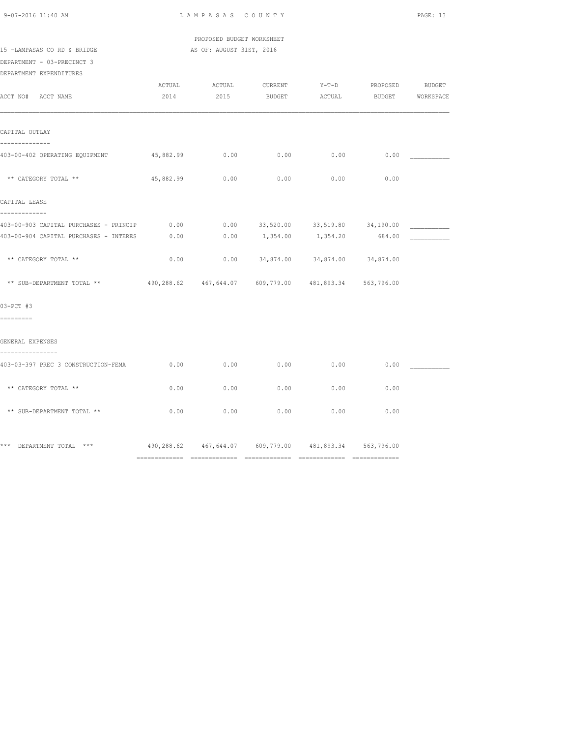PROPOSED BUDGET WORKSHEET

15 -LAMPASAS CO RD & BRIDGE — AS OF: AUGUST 31ST, 2016

DEPARTMENT - 03-PRECINCT 3

DEPARTMENT EXPENDITURES

| ACCT NO# ACCT NAME | ACTUAL 2014 | ACTUAL 2015 | CURRENT BUDGET | Y-T-D ACTUAL | PROPOSED BUDGET | BUDGET WORKSPACE |
|---|---|---|---|---|---|---|
| **CAPITAL OUTLAY** | | | | | | |
| 403-00-402 OPERATING EQUIPMENT | 45,882.99 | 0.00 | 0.00 | 0.00 | 0.00 | ___________ |
| ** CATEGORY TOTAL ** | 45,882.99 | 0.00 | 0.00 | 0.00 | 0.00 | |
| **CAPITAL LEASE** | | | | | | |
| 403-00-903 CAPITAL PURCHASES - PRINCIP | 0.00 | 0.00 | 33,520.00 | 33,519.80 | 34,190.00 | ___________ |
| 403-00-904 CAPITAL PURCHASES - INTERES | 0.00 | 0.00 | 1,354.00 | 1,354.20 | 684.00 | ___________ |
| ** CATEGORY TOTAL ** | 0.00 | 0.00 | 34,874.00 | 34,874.00 | 34,874.00 | |
| ** SUB-DEPARTMENT TOTAL ** | 490,288.62 | 467,644.07 | 609,779.00 | 481,893.34 | 563,796.00 | |
| **03-PCT #3** | | | | | | |
| **GENERAL EXPENSES** | | | | | | |
| 403-03-397 PREC 3 CONSTRUCTION-FEMA | 0.00 | 0.00 | 0.00 | 0.00 | 0.00 | ___________ |
| ** CATEGORY TOTAL ** | 0.00 | 0.00 | 0.00 | 0.00 | 0.00 | |
| ** SUB-DEPARTMENT TOTAL ** | 0.00 | 0.00 | 0.00 | 0.00 | 0.00 | |
| *** DEPARTMENT TOTAL *** | 490,288.62 | 467,644.07 | 609,779.00 | 481,893.34 | 563,796.00 | |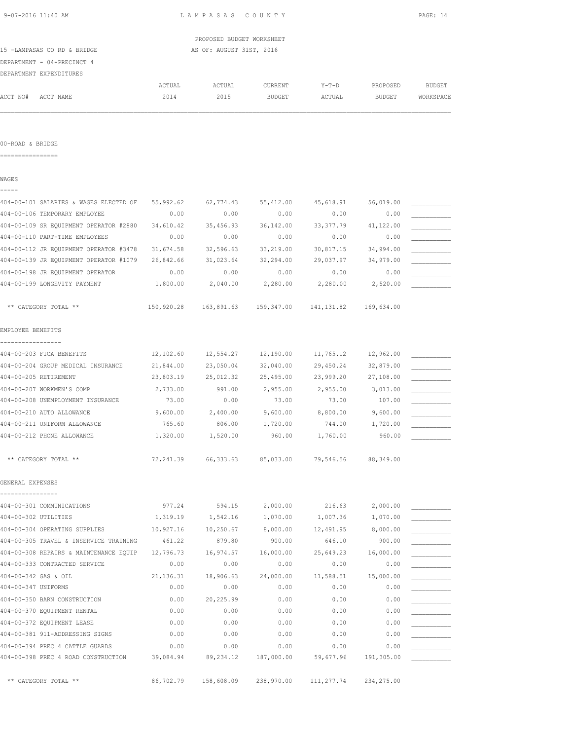LAMPASAS COUNTY

PROPOSED BUDGET WORKSHEET

15 -LAMPASAS CO RD & BRIDGE — AS OF: AUGUST 31ST, 2016

DEPARTMENT - 04-PRECINCT 4

DEPARTMENT EXPENDITURES

## 00-ROAD & BRIDGE

### WAGES

| ACCT NO# | ACCT NAME | ACTUAL 2014 | ACTUAL 2015 | CURRENT BUDGET | Y-T-D ACTUAL | PROPOSED BUDGET | BUDGET WORKSPACE |
|---|---|---|---|---|---|---|---|
| 404-00-101 | SALARIES & WAGES ELECTED OF | 55,992.62 | 62,774.43 | 55,412.00 | 45,618.91 | 56,019.00 | |
| 404-00-106 | TEMPORARY EMPLOYEE | 0.00 | 0.00 | 0.00 | 0.00 | 0.00 | |
| 404-00-109 | SR EQUIPMENT OPERATOR #2880 | 34,610.42 | 35,456.93 | 36,142.00 | 33,377.79 | 41,122.00 | |
| 404-00-110 | PART-TIME EMPLOYEES | 0.00 | 0.00 | 0.00 | 0.00 | 0.00 | |
| 404-00-112 | JR EQUIPMENT OPERATOR #3478 | 31,674.58 | 32,596.63 | 33,219.00 | 30,817.15 | 34,994.00 | |
| 404-00-139 | JR EQUIPMENT OPERATOR #1079 | 26,842.66 | 31,023.64 | 32,294.00 | 29,037.97 | 34,979.00 | |
| 404-00-198 | JR EQUIPMENT OPERATOR | 0.00 | 0.00 | 0.00 | 0.00 | 0.00 | |
| 404-00-199 | LONGEVITY PAYMENT | 1,800.00 | 2,040.00 | 2,280.00 | 2,280.00 | 2,520.00 | |
| | ** CATEGORY TOTAL ** | 150,920.28 | 163,891.63 | 159,347.00 | 141,131.82 | 169,634.00 | |

### EMPLOYEE BENEFITS

| ACCT NO# | ACCT NAME | ACTUAL 2014 | ACTUAL 2015 | CURRENT BUDGET | Y-T-D ACTUAL | PROPOSED BUDGET | BUDGET WORKSPACE |
|---|---|---|---|---|---|---|---|
| 404-00-203 | FICA BENEFITS | 12,102.60 | 12,554.27 | 12,190.00 | 11,765.12 | 12,962.00 | |
| 404-00-204 | GROUP MEDICAL INSURANCE | 21,844.00 | 23,050.04 | 32,040.00 | 29,450.24 | 32,879.00 | |
| 404-00-205 | RETIREMENT | 23,803.19 | 25,012.32 | 25,495.00 | 23,999.20 | 27,108.00 | |
| 404-00-207 | WORKMEN'S COMP | 2,733.00 | 991.00 | 2,955.00 | 2,955.00 | 3,013.00 | |
| 404-00-208 | UNEMPLOYMENT INSURANCE | 73.00 | 0.00 | 73.00 | 73.00 | 107.00 | |
| 404-00-210 | AUTO ALLOWANCE | 9,600.00 | 2,400.00 | 9,600.00 | 8,800.00 | 9,600.00 | |
| 404-00-211 | UNIFORM ALLOWANCE | 765.60 | 806.00 | 1,720.00 | 744.00 | 1,720.00 | |
| 404-00-212 | PHONE ALLOWANCE | 1,320.00 | 1,520.00 | 960.00 | 1,760.00 | 960.00 | |
| | ** CATEGORY TOTAL ** | 72,241.39 | 66,333.63 | 85,033.00 | 79,546.56 | 88,349.00 | |

### GENERAL EXPENSES

| ACCT NO# | ACCT NAME | ACTUAL 2014 | ACTUAL 2015 | CURRENT BUDGET | Y-T-D ACTUAL | PROPOSED BUDGET | BUDGET WORKSPACE |
|---|---|---|---|---|---|---|---|
| 404-00-301 | COMMUNICATIONS | 977.24 | 594.15 | 2,000.00 | 216.63 | 2,000.00 | |
| 404-00-302 | UTILITIES | 1,319.19 | 1,542.16 | 1,070.00 | 1,007.36 | 1,070.00 | |
| 404-00-304 | OPERATING SUPPLIES | 10,927.16 | 10,250.67 | 8,000.00 | 12,491.95 | 8,000.00 | |
| 404-00-305 | TRAVEL & INSERVICE TRAINING | 461.22 | 879.80 | 900.00 | 646.10 | 900.00 | |
| 404-00-308 | REPAIRS & MAINTENANCE EQUIP | 12,796.73 | 16,974.57 | 16,000.00 | 25,649.23 | 16,000.00 | |
| 404-00-333 | CONTRACTED SERVICE | 0.00 | 0.00 | 0.00 | 0.00 | 0.00 | |
| 404-00-342 | GAS & OIL | 21,136.31 | 18,906.63 | 24,000.00 | 11,588.51 | 15,000.00 | |
| 404-00-347 | UNIFORMS | 0.00 | 0.00 | 0.00 | 0.00 | 0.00 | |
| 404-00-350 | BARN CONSTRUCTION | 0.00 | 20,225.99 | 0.00 | 0.00 | 0.00 | |
| 404-00-370 | EQUIPMENT RENTAL | 0.00 | 0.00 | 0.00 | 0.00 | 0.00 | |
| 404-00-372 | EQUIPMENT LEASE | 0.00 | 0.00 | 0.00 | 0.00 | 0.00 | |
| 404-00-381 | 911-ADDRESSING SIGNS | 0.00 | 0.00 | 0.00 | 0.00 | 0.00 | |
| 404-00-394 | PREC 4 CATTLE GUARDS | 0.00 | 0.00 | 0.00 | 0.00 | 0.00 | |
| 404-00-398 | PREC 4 ROAD CONSTRUCTION | 39,084.94 | 89,234.12 | 187,000.00 | 59,677.96 | 191,305.00 | |
| | ** CATEGORY TOTAL ** | 86,702.79 | 158,608.09 | 238,970.00 | 111,277.74 | 234,275.00 | |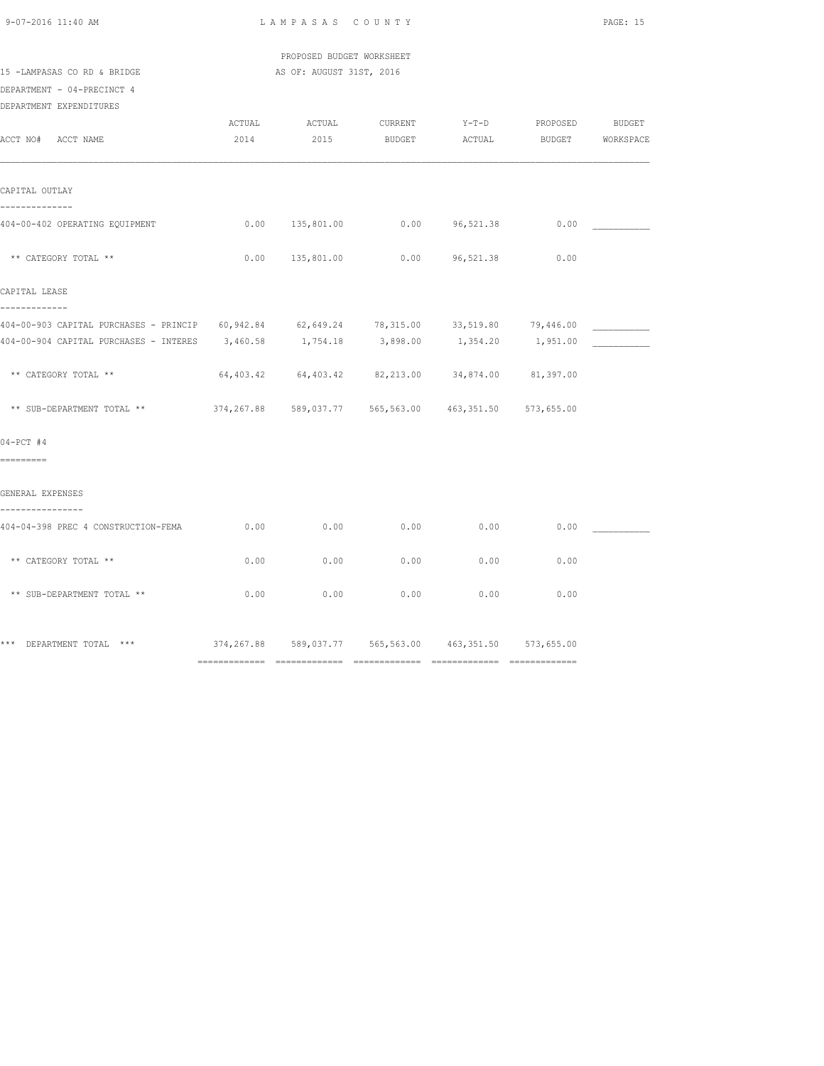PROPOSED BUDGET WORKSHEET

15 -LAMPASAS CO RD & BRIDGE — AS OF: AUGUST 31ST, 2016

DEPARTMENT - 04-PRECINCT 4

DEPARTMENT EXPENDITURES

| ACCT NO# ACCT NAME | ACTUAL 2014 | ACTUAL 2015 | CURRENT BUDGET | Y-T-D ACTUAL | PROPOSED BUDGET | BUDGET WORKSPACE |
|---|---|---|---|---|---|---|
| **CAPITAL OUTLAY** | | | | | | |
| 404-00-402 OPERATING EQUIPMENT | 0.00 | 135,801.00 | 0.00 | 96,521.38 | 0.00 | ___________ |
| ** CATEGORY TOTAL ** | 0.00 | 135,801.00 | 0.00 | 96,521.38 | 0.00 | |
| **CAPITAL LEASE** | | | | | | |
| 404-00-903 CAPITAL PURCHASES - PRINCIP | 60,942.84 | 62,649.24 | 78,315.00 | 33,519.80 | 79,446.00 | ___________ |
| 404-00-904 CAPITAL PURCHASES - INTERES | 3,460.58 | 1,754.18 | 3,898.00 | 1,354.20 | 1,951.00 | ___________ |
| ** CATEGORY TOTAL ** | 64,403.42 | 64,403.42 | 82,213.00 | 34,874.00 | 81,397.00 | |
| ** SUB-DEPARTMENT TOTAL ** | 374,267.88 | 589,037.77 | 565,563.00 | 463,351.50 | 573,655.00 | |
| **04-PCT #4** | | | | | | |
| **GENERAL EXPENSES** | | | | | | |
| 404-04-398 PREC 4 CONSTRUCTION-FEMA | 0.00 | 0.00 | 0.00 | 0.00 | 0.00 | ___________ |
| ** CATEGORY TOTAL ** | 0.00 | 0.00 | 0.00 | 0.00 | 0.00 | |
| ** SUB-DEPARTMENT TOTAL ** | 0.00 | 0.00 | 0.00 | 0.00 | 0.00 | |
| *** DEPARTMENT TOTAL *** | 374,267.88 | 589,037.77 | 565,563.00 | 463,351.50 | 573,655.00 | |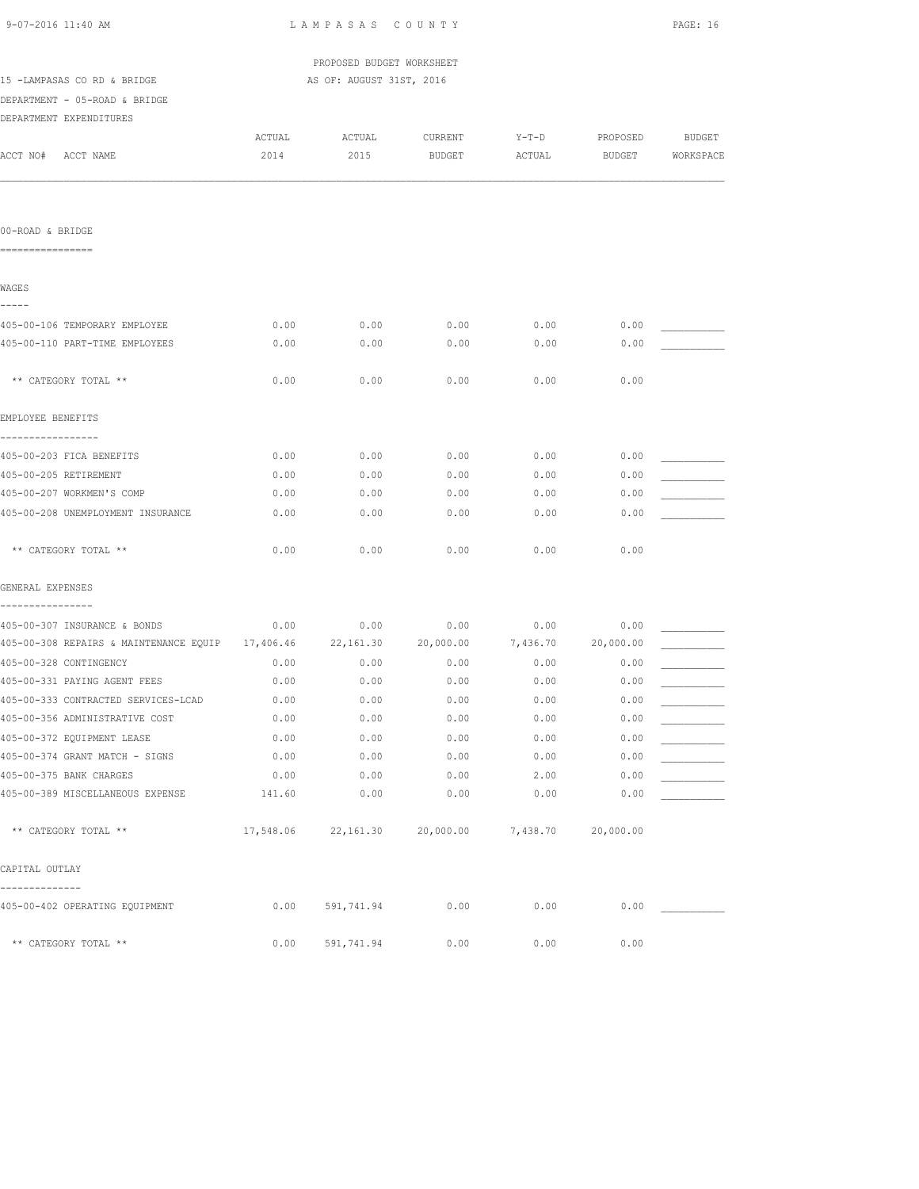LAMPASAS COUNTY

PROPOSED BUDGET WORKSHEET

15 -LAMPASAS CO RD & BRIDGE AS OF: AUGUST 31ST, 2016

DEPARTMENT - 05-ROAD & BRIDGE

DEPARTMENT EXPENDITURES

| ACCT NO# ACCT NAME | ACTUAL 2014 | ACTUAL 2015 | CURRENT BUDGET | Y-T-D ACTUAL | PROPOSED BUDGET | BUDGET WORKSPACE |
|---|---|---|---|---|---|---|
| **00-ROAD & BRIDGE** | | | | | | |
| **WAGES** | | | | | | |
| 405-00-106 TEMPORARY EMPLOYEE | 0.00 | 0.00 | 0.00 | 0.00 | 0.00 | ___________ |
| 405-00-110 PART-TIME EMPLOYEES | 0.00 | 0.00 | 0.00 | 0.00 | 0.00 | ___________ |
| ** CATEGORY TOTAL ** | 0.00 | 0.00 | 0.00 | 0.00 | 0.00 | |
| **EMPLOYEE BENEFITS** | | | | | | |
| 405-00-203 FICA BENEFITS | 0.00 | 0.00 | 0.00 | 0.00 | 0.00 | ___________ |
| 405-00-205 RETIREMENT | 0.00 | 0.00 | 0.00 | 0.00 | 0.00 | ___________ |
| 405-00-207 WORKMEN'S COMP | 0.00 | 0.00 | 0.00 | 0.00 | 0.00 | ___________ |
| 405-00-208 UNEMPLOYMENT INSURANCE | 0.00 | 0.00 | 0.00 | 0.00 | 0.00 | ___________ |
| ** CATEGORY TOTAL ** | 0.00 | 0.00 | 0.00 | 0.00 | 0.00 | |
| **GENERAL EXPENSES** | | | | | | |
| 405-00-307 INSURANCE & BONDS | 0.00 | 0.00 | 0.00 | 0.00 | 0.00 | ___________ |
| 405-00-308 REPAIRS & MAINTENANCE EQUIP | 17,406.46 | 22,161.30 | 20,000.00 | 7,436.70 | 20,000.00 | ___________ |
| 405-00-328 CONTINGENCY | 0.00 | 0.00 | 0.00 | 0.00 | 0.00 | ___________ |
| 405-00-331 PAYING AGENT FEES | 0.00 | 0.00 | 0.00 | 0.00 | 0.00 | ___________ |
| 405-00-333 CONTRACTED SERVICES-LCAD | 0.00 | 0.00 | 0.00 | 0.00 | 0.00 | ___________ |
| 405-00-356 ADMINISTRATIVE COST | 0.00 | 0.00 | 0.00 | 0.00 | 0.00 | ___________ |
| 405-00-372 EQUIPMENT LEASE | 0.00 | 0.00 | 0.00 | 0.00 | 0.00 | ___________ |
| 405-00-374 GRANT MATCH - SIGNS | 0.00 | 0.00 | 0.00 | 0.00 | 0.00 | ___________ |
| 405-00-375 BANK CHARGES | 0.00 | 0.00 | 0.00 | 2.00 | 0.00 | ___________ |
| 405-00-389 MISCELLANEOUS EXPENSE | 141.60 | 0.00 | 0.00 | 0.00 | 0.00 | ___________ |
| ** CATEGORY TOTAL ** | 17,548.06 | 22,161.30 | 20,000.00 | 7,438.70 | 20,000.00 | |
| **CAPITAL OUTLAY** | | | | | | |
| 405-00-402 OPERATING EQUIPMENT | 0.00 | 591,741.94 | 0.00 | 0.00 | 0.00 | ___________ |
| ** CATEGORY TOTAL ** | 0.00 | 591,741.94 | 0.00 | 0.00 | 0.00 | |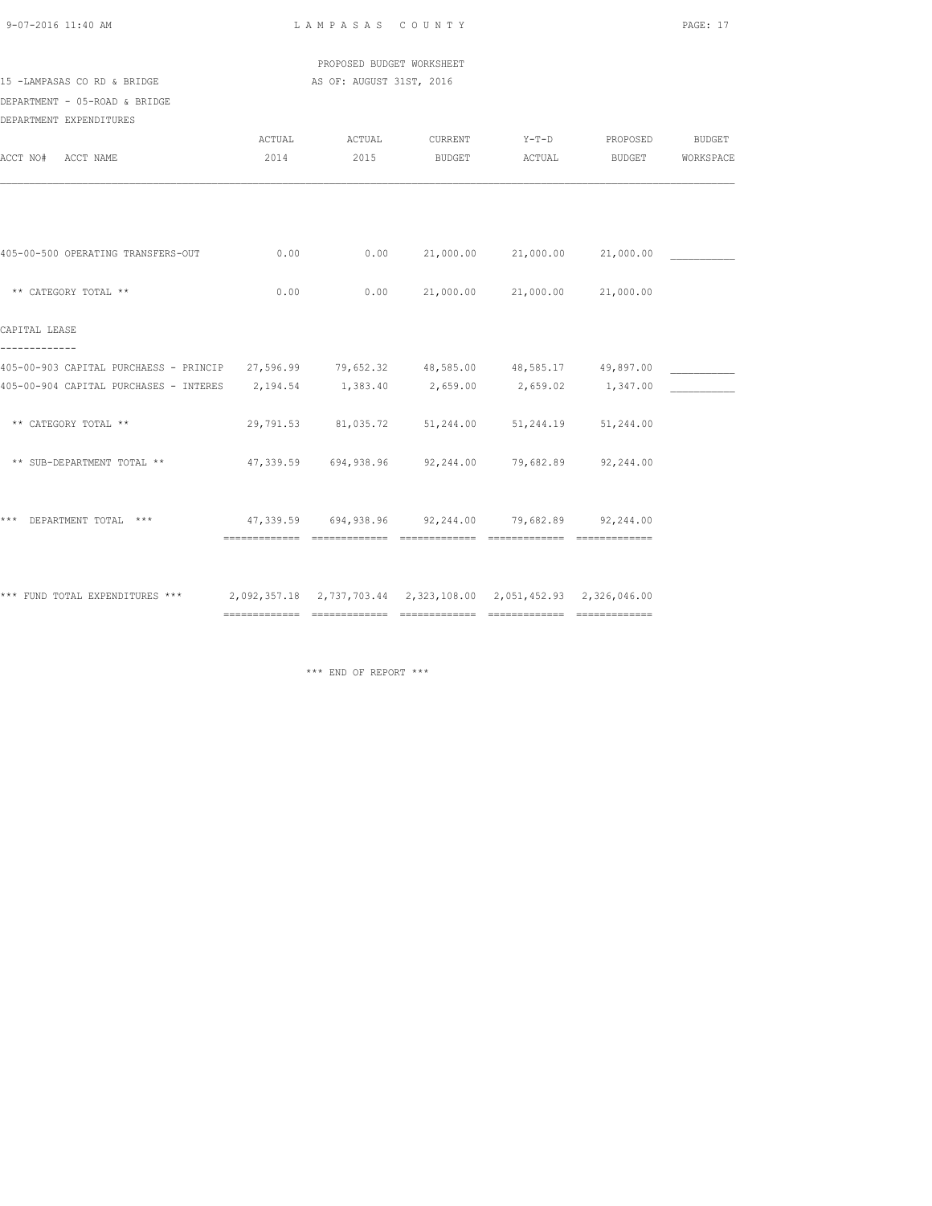PROPOSED BUDGET WORKSHEET

15 -LAMPASAS CO RD & BRIDGE — AS OF: AUGUST 31ST, 2016

DEPARTMENT - 05-ROAD & BRIDGE

DEPARTMENT EXPENDITURES

| ACCT NO# ACCT NAME | ACTUAL 2014 | ACTUAL 2015 | CURRENT BUDGET | Y-T-D ACTUAL | PROPOSED BUDGET | BUDGET WORKSPACE |
|---|---|---|---|---|---|---|
| 405-00-500 OPERATING TRANSFERS-OUT | 0.00 | 0.00 | 21,000.00 | 21,000.00 | 21,000.00 | ___________ |
| ** CATEGORY TOTAL ** | 0.00 | 0.00 | 21,000.00 | 21,000.00 | 21,000.00 | |
| CAPITAL LEASE | | | | | | |
| 405-00-903 CAPITAL PURCHAESS - PRINCIP | 27,596.99 | 79,652.32 | 48,585.00 | 48,585.17 | 49,897.00 | ___________ |
| 405-00-904 CAPITAL PURCHASES - INTERES | 2,194.54 | 1,383.40 | 2,659.00 | 2,659.02 | 1,347.00 | ___________ |
| ** CATEGORY TOTAL ** | 29,791.53 | 81,035.72 | 51,244.00 | 51,244.19 | 51,244.00 | |
| ** SUB-DEPARTMENT TOTAL ** | 47,339.59 | 694,938.96 | 92,244.00 | 79,682.89 | 92,244.00 | |
| *** DEPARTMENT TOTAL *** | 47,339.59 | 694,938.96 | 92,244.00 | 79,682.89 | 92,244.00 | |
| *** FUND TOTAL EXPENDITURES *** | 2,092,357.18 | 2,737,703.44 | 2,323,108.00 | 2,051,452.93 | 2,326,046.00 | |

*** END OF REPORT ***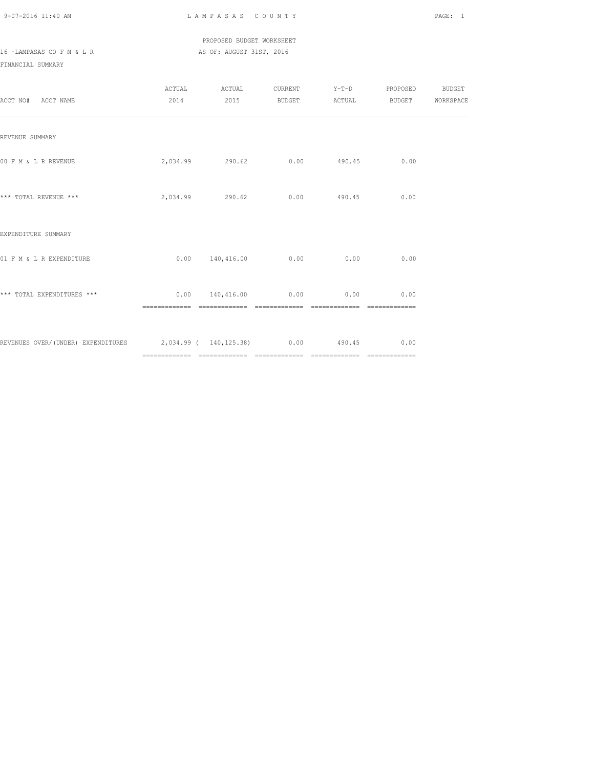LAMPASAS COUNTY

PROPOSED BUDGET WORKSHEET

16 -LAMPASAS CO F M & L R AS OF: AUGUST 31ST, 2016

FINANCIAL SUMMARY

| ACCT NO# ACCT NAME | ACTUAL 2014 | ACTUAL 2015 | CURRENT BUDGET | Y-T-D ACTUAL | PROPOSED BUDGET | BUDGET WORKSPACE |
|---|---|---|---|---|---|---|
| REVENUE SUMMARY | | | | | | |
| 00 F M & L R REVENUE | 2,034.99 | 290.62 | 0.00 | 490.45 | 0.00 | |
| *** TOTAL REVENUE *** | 2,034.99 | 290.62 | 0.00 | 490.45 | 0.00 | |
| EXPENDITURE SUMMARY | | | | | | |
| 01 F M & L R EXPENDITURE | 0.00 | 140,416.00 | 0.00 | 0.00 | 0.00 | |
| *** TOTAL EXPENDITURES *** | 0.00 | 140,416.00 | 0.00 | 0.00 | 0.00 | |
| REVENUES OVER/(UNDER) EXPENDITURES | 2,034.99 | ( 140,125.38) | 0.00 | 490.45 | 0.00 | |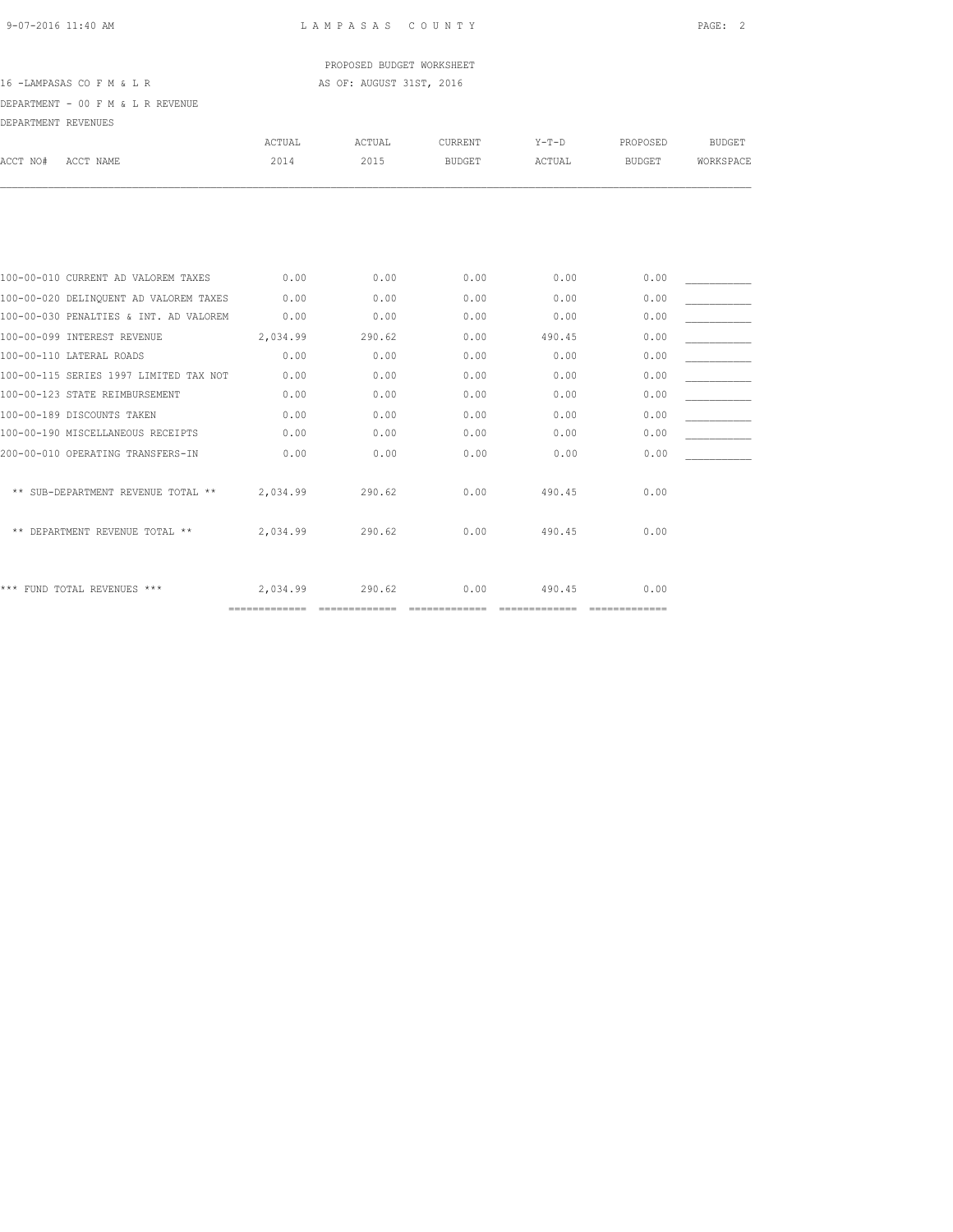LAMPASAS COUNTY

PROPOSED BUDGET WORKSHEET

16 -LAMPASAS CO F M & L R AS OF: AUGUST 31ST, 2016

DEPARTMENT - 00 F M & L R REVENUE

DEPARTMENT REVENUES

| ACCT NO# | ACCT NAME | ACTUAL 2014 | ACTUAL 2015 | CURRENT BUDGET | Y-T-D ACTUAL | PROPOSED BUDGET | BUDGET WORKSPACE |
|---|---|---|---|---|---|---|---|
| 100-00-010 | CURRENT AD VALOREM TAXES | 0.00 | 0.00 | 0.00 | 0.00 | 0.00 | ___________ |
| 100-00-020 | DELINQUENT AD VALOREM TAXES | 0.00 | 0.00 | 0.00 | 0.00 | 0.00 | ___________ |
| 100-00-030 | PENALTIES & INT. AD VALOREM | 0.00 | 0.00 | 0.00 | 0.00 | 0.00 | ___________ |
| 100-00-099 | INTEREST REVENUE | 2,034.99 | 290.62 | 0.00 | 490.45 | 0.00 | ___________ |
| 100-00-110 | LATERAL ROADS | 0.00 | 0.00 | 0.00 | 0.00 | 0.00 | ___________ |
| 100-00-115 | SERIES 1997 LIMITED TAX NOT | 0.00 | 0.00 | 0.00 | 0.00 | 0.00 | ___________ |
| 100-00-123 | STATE REIMBURSEMENT | 0.00 | 0.00 | 0.00 | 0.00 | 0.00 | ___________ |
| 100-00-189 | DISCOUNTS TAKEN | 0.00 | 0.00 | 0.00 | 0.00 | 0.00 | ___________ |
| 100-00-190 | MISCELLANEOUS RECEIPTS | 0.00 | 0.00 | 0.00 | 0.00 | 0.00 | ___________ |
| 200-00-010 | OPERATING TRANSFERS-IN | 0.00 | 0.00 | 0.00 | 0.00 | 0.00 | ___________ |
| | ** SUB-DEPARTMENT REVENUE TOTAL ** | 2,034.99 | 290.62 | 0.00 | 490.45 | 0.00 | |
| | ** DEPARTMENT REVENUE TOTAL ** | 2,034.99 | 290.62 | 0.00 | 490.45 | 0.00 | |
| | *** FUND TOTAL REVENUES *** | 2,034.99 | 290.62 | 0.00 | 490.45 | 0.00 | |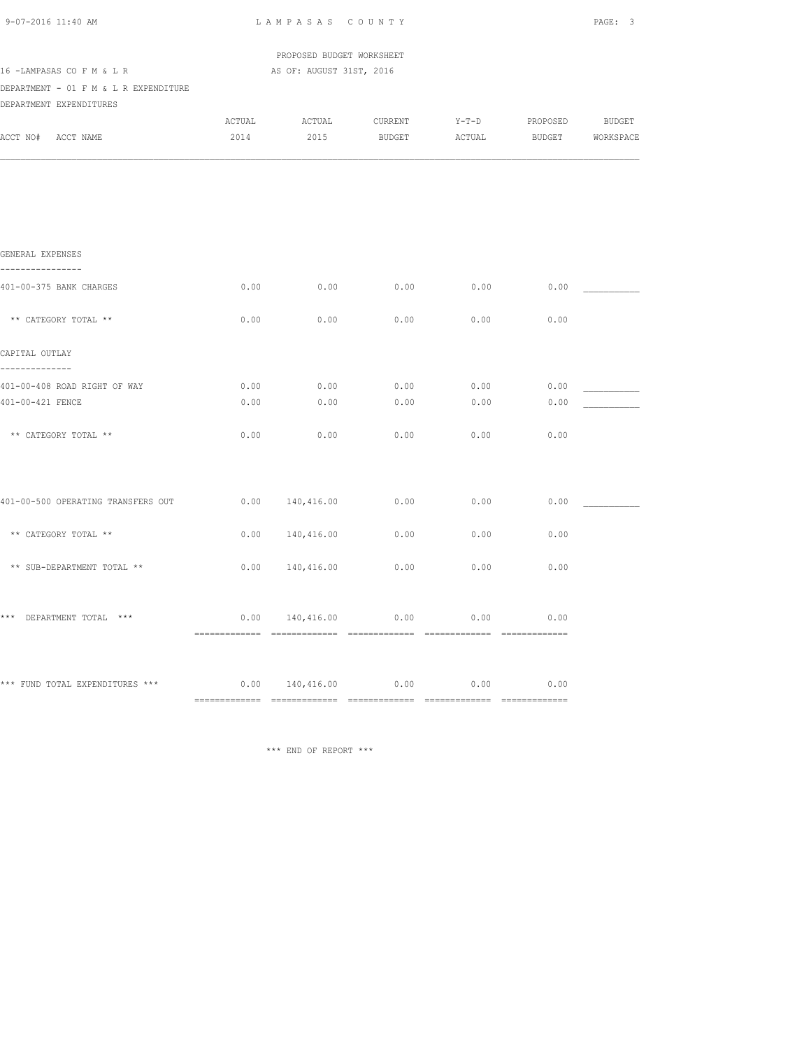LAMPASAS COUNTY

PROPOSED BUDGET WORKSHEET

16 -LAMPASAS CO F M & L R — AS OF: AUGUST 31ST, 2016

DEPARTMENT - 01 F M & L R EXPENDITURE

DEPARTMENT EXPENDITURES

| ACCT NO# ACCT NAME | ACTUAL 2014 | ACTUAL 2015 | CURRENT BUDGET | Y-T-D ACTUAL | PROPOSED BUDGET | BUDGET WORKSPACE |
|---|---|---|---|---|---|---|
| **GENERAL EXPENSES** | | | | | | |
| 401-00-375 BANK CHARGES | 0.00 | 0.00 | 0.00 | 0.00 | 0.00 | ___________ |
| ** CATEGORY TOTAL ** | 0.00 | 0.00 | 0.00 | 0.00 | 0.00 | |
| **CAPITAL OUTLAY** | | | | | | |
| 401-00-408 ROAD RIGHT OF WAY | 0.00 | 0.00 | 0.00 | 0.00 | 0.00 | ___________ |
| 401-00-421 FENCE | 0.00 | 0.00 | 0.00 | 0.00 | 0.00 | ___________ |
| ** CATEGORY TOTAL ** | 0.00 | 0.00 | 0.00 | 0.00 | 0.00 | |
| 401-00-500 OPERATING TRANSFERS OUT | 0.00 | 140,416.00 | 0.00 | 0.00 | 0.00 | ___________ |
| ** CATEGORY TOTAL ** | 0.00 | 140,416.00 | 0.00 | 0.00 | 0.00 | |
| ** SUB-DEPARTMENT TOTAL ** | 0.00 | 140,416.00 | 0.00 | 0.00 | 0.00 | |
| *** DEPARTMENT TOTAL *** | 0.00 | 140,416.00 | 0.00 | 0.00 | 0.00 | |
| *** FUND TOTAL EXPENDITURES *** | 0.00 | 140,416.00 | 0.00 | 0.00 | 0.00 | |

*** END OF REPORT ***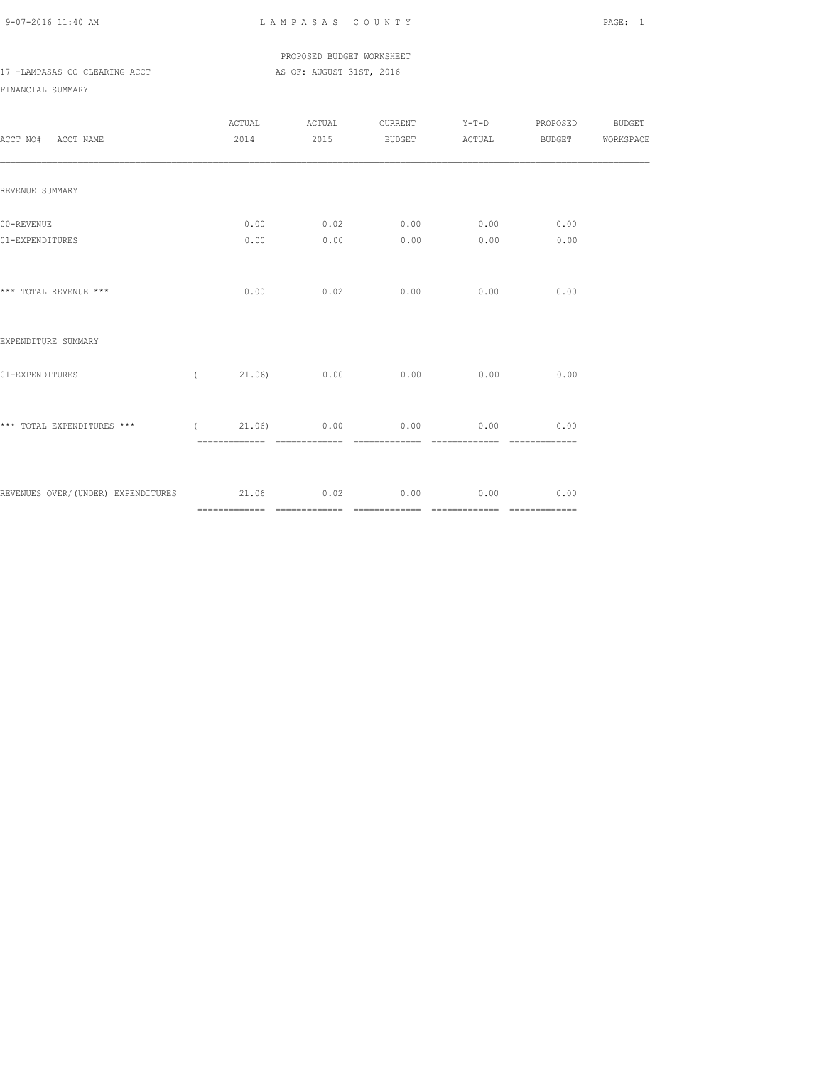PROPOSED BUDGET WORKSHEET

17 -LAMPASAS CO CLEARING ACCT — AS OF: AUGUST 31ST, 2016

FINANCIAL SUMMARY

| ACCT NO# ACCT NAME | ACTUAL 2014 | ACTUAL 2015 | CURRENT BUDGET | Y-T-D ACTUAL | PROPOSED BUDGET | BUDGET WORKSPACE |
|---|---|---|---|---|---|---|
| REVENUE SUMMARY | | | | | | |
| 00-REVENUE | 0.00 | 0.02 | 0.00 | 0.00 | 0.00 | |
| 01-EXPENDITURES | 0.00 | 0.00 | 0.00 | 0.00 | 0.00 | |
| *** TOTAL REVENUE *** | 0.00 | 0.02 | 0.00 | 0.00 | 0.00 | |
| EXPENDITURE SUMMARY | | | | | | |
| 01-EXPENDITURES | ( 21.06) | 0.00 | 0.00 | 0.00 | 0.00 | |
| *** TOTAL EXPENDITURES *** | ( 21.06) | 0.00 | 0.00 | 0.00 | 0.00 | |
| REVENUES OVER/(UNDER) EXPENDITURES | 21.06 | 0.02 | 0.00 | 0.00 | 0.00 | |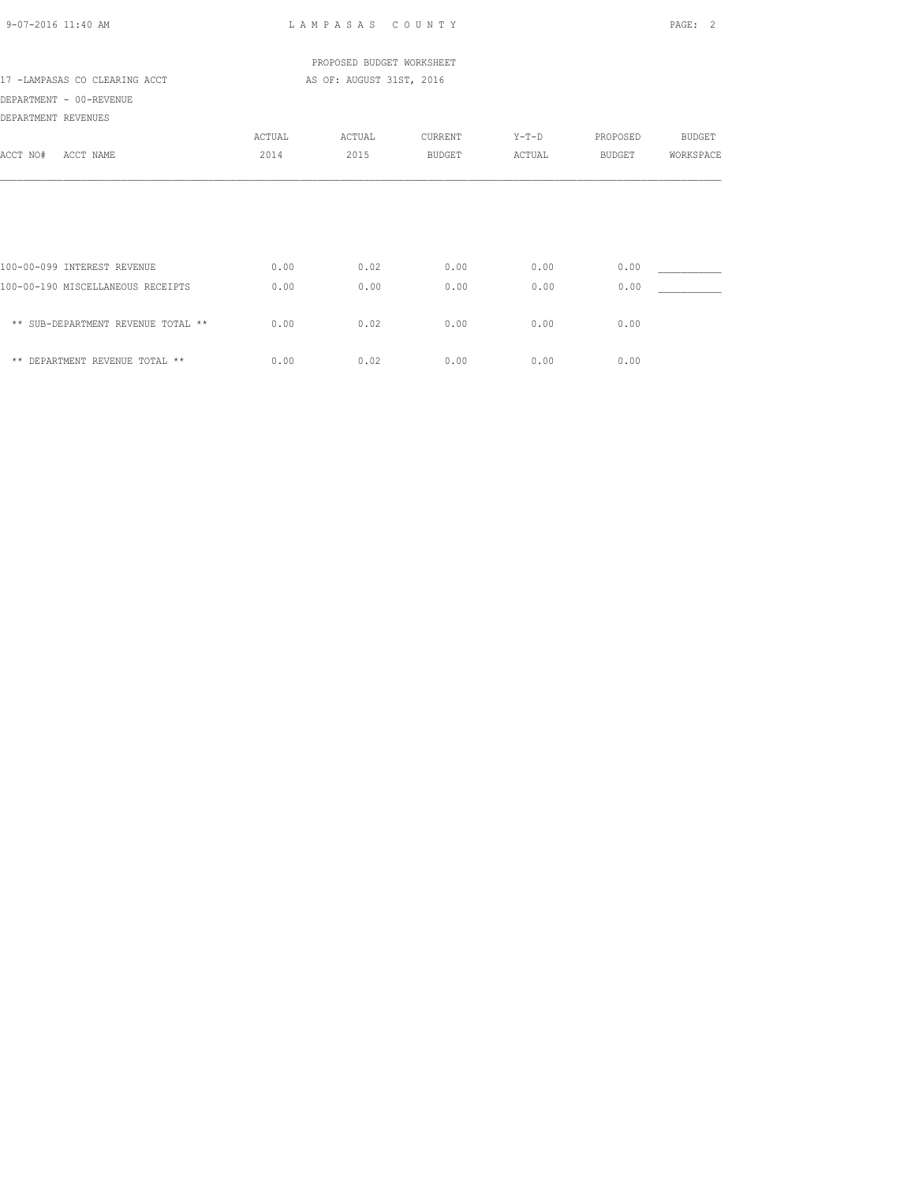LAMPASAS COUNTY

PROPOSED BUDGET WORKSHEET

17 -LAMPASAS CO CLEARING ACCT — AS OF: AUGUST 31ST, 2016

DEPARTMENT - 00-REVENUE

DEPARTMENT REVENUES

| ACCT NO# ACCT NAME | ACTUAL 2014 | ACTUAL 2015 | CURRENT BUDGET | Y-T-D ACTUAL | PROPOSED BUDGET | BUDGET WORKSPACE |
|---|---|---|---|---|---|---|
| 100-00-099 INTEREST REVENUE | 0.00 | 0.02 | 0.00 | 0.00 | 0.00 | ___________ |
| 100-00-190 MISCELLANEOUS RECEIPTS | 0.00 | 0.00 | 0.00 | 0.00 | 0.00 | ___________ |
| ** SUB-DEPARTMENT REVENUE TOTAL ** | 0.00 | 0.02 | 0.00 | 0.00 | 0.00 | |
| ** DEPARTMENT REVENUE TOTAL ** | 0.00 | 0.02 | 0.00 | 0.00 | 0.00 | |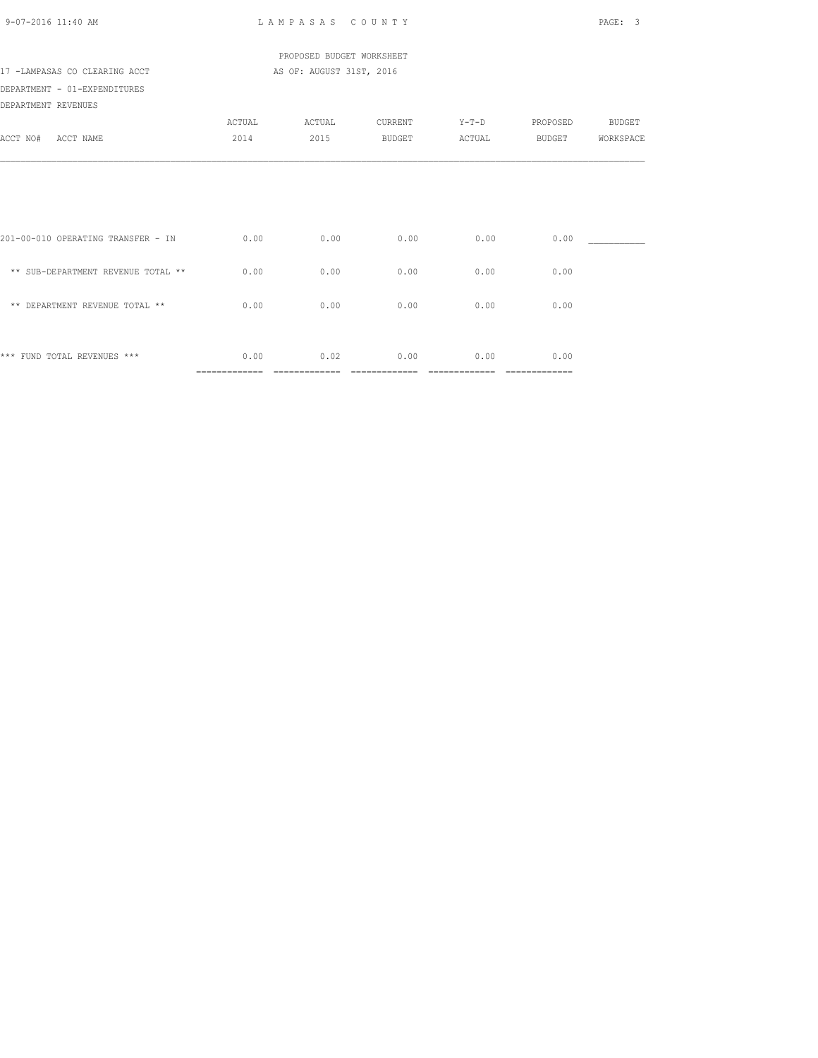LAMPASAS COUNTY

PROPOSED BUDGET WORKSHEET

17 -LAMPASAS CO CLEARING ACCT AS OF: AUGUST 31ST, 2016

DEPARTMENT - 01-EXPENDITURES

DEPARTMENT REVENUES

| ACCT NO# ACCT NAME | ACTUAL 2014 | ACTUAL 2015 | CURRENT BUDGET | Y-T-D ACTUAL | PROPOSED BUDGET | BUDGET WORKSPACE |
|---|---|---|---|---|---|---|
| 201-00-010 OPERATING TRANSFER - IN | 0.00 | 0.00 | 0.00 | 0.00 | 0.00 | ___________ |
| ** SUB-DEPARTMENT REVENUE TOTAL ** | 0.00 | 0.00 | 0.00 | 0.00 | 0.00 | |
| ** DEPARTMENT REVENUE TOTAL ** | 0.00 | 0.00 | 0.00 | 0.00 | 0.00 | |
| *** FUND TOTAL REVENUES *** | 0.00 | 0.02 | 0.00 | 0.00 | 0.00 | |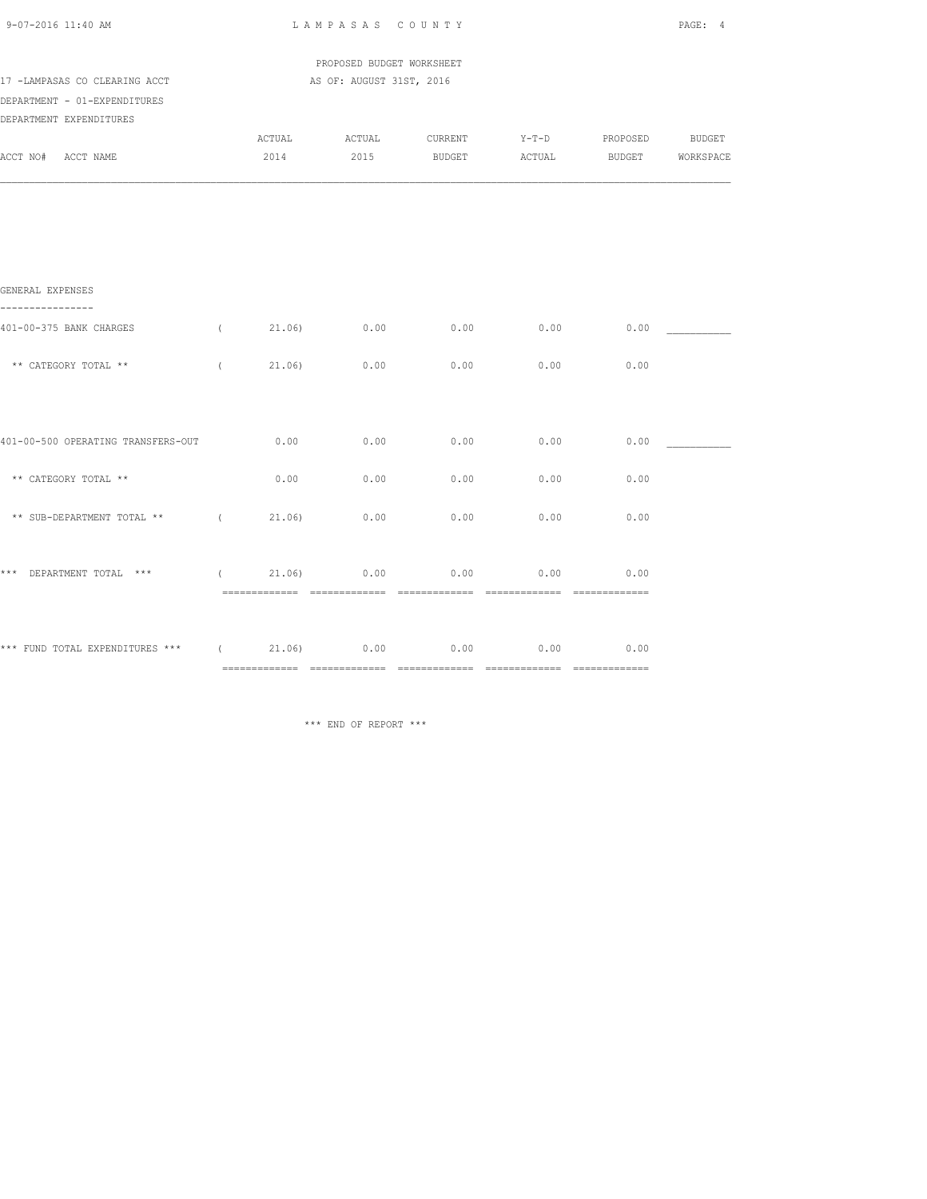LAMPASAS COUNTY

PROPOSED BUDGET WORKSHEET

17 -LAMPASAS CO CLEARING ACCT — AS OF: AUGUST 31ST, 2016

DEPARTMENT - 01-EXPENDITURES

DEPARTMENT EXPENDITURES

| ACCT NO# ACCT NAME | ACTUAL 2014 | ACTUAL 2015 | CURRENT BUDGET | Y-T-D ACTUAL | PROPOSED BUDGET | BUDGET WORKSPACE |
|---|---|---|---|---|---|---|
| GENERAL EXPENSES | | | | | | |
| 401-00-375 BANK CHARGES | ( 21.06) | 0.00 | 0.00 | 0.00 | 0.00 | ___________ |
| ** CATEGORY TOTAL ** | ( 21.06) | 0.00 | 0.00 | 0.00 | 0.00 | |
| 401-00-500 OPERATING TRANSFERS-OUT | 0.00 | 0.00 | 0.00 | 0.00 | 0.00 | ___________ |
| ** CATEGORY TOTAL ** | 0.00 | 0.00 | 0.00 | 0.00 | 0.00 | |
| ** SUB-DEPARTMENT TOTAL ** | ( 21.06) | 0.00 | 0.00 | 0.00 | 0.00 | |
| *** DEPARTMENT TOTAL *** | ( 21.06) | 0.00 | 0.00 | 0.00 | 0.00 | |
| *** FUND TOTAL EXPENDITURES *** | ( 21.06) | 0.00 | 0.00 | 0.00 | 0.00 | |

*** END OF REPORT ***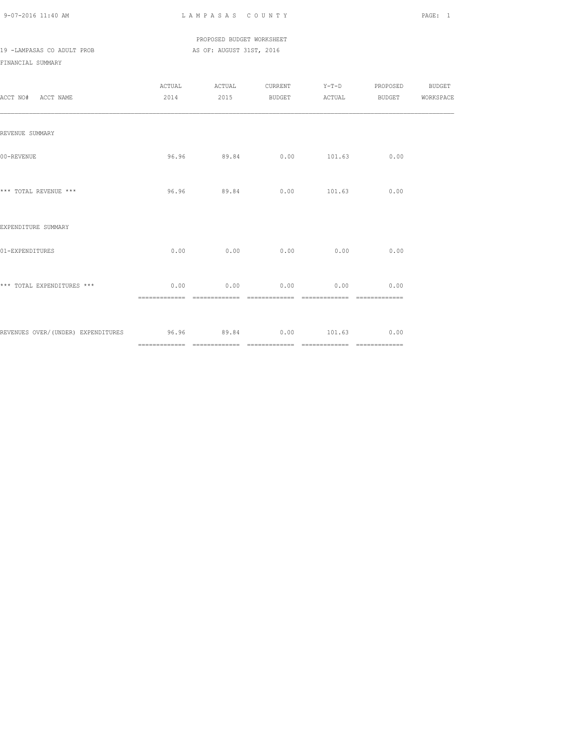PROPOSED BUDGET WORKSHEET

19 -LAMPASAS CO ADULT PROB AS OF: AUGUST 31ST, 2016

FINANCIAL SUMMARY

| ACCT NO# ACCT NAME | ACTUAL 2014 | ACTUAL 2015 | CURRENT BUDGET | Y-T-D ACTUAL | PROPOSED BUDGET | BUDGET WORKSPACE |
|---|---|---|---|---|---|---|
| REVENUE SUMMARY | | | | | | |
| 00-REVENUE | 96.96 | 89.84 | 0.00 | 101.63 | 0.00 | |
| *** TOTAL REVENUE *** | 96.96 | 89.84 | 0.00 | 101.63 | 0.00 | |
| EXPENDITURE SUMMARY | | | | | | |
| 01-EXPENDITURES | 0.00 | 0.00 | 0.00 | 0.00 | 0.00 | |
| *** TOTAL EXPENDITURES *** | 0.00 | 0.00 | 0.00 | 0.00 | 0.00 | |
| REVENUES OVER/(UNDER) EXPENDITURES | 96.96 | 89.84 | 0.00 | 101.63 | 0.00 | |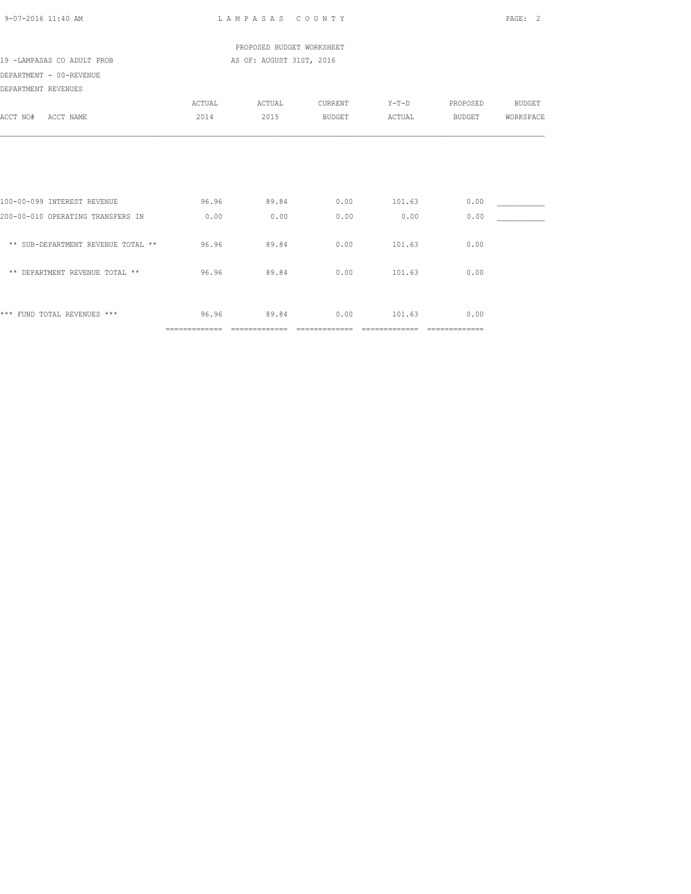LAMPASAS COUNTY

PROPOSED BUDGET WORKSHEET

19 -LAMPASAS CO ADULT PROB — AS OF: AUGUST 31ST, 2016

DEPARTMENT - 00-REVENUE

DEPARTMENT REVENUES

| ACCT NO# ACCT NAME | ACTUAL 2014 | ACTUAL 2015 | CURRENT BUDGET | Y-T-D ACTUAL | PROPOSED BUDGET | BUDGET WORKSPACE |
|---|---|---|---|---|---|---|
| 100-00-099 INTEREST REVENUE | 96.96 | 89.84 | 0.00 | 101.63 | 0.00 | ___________ |
| 200-00-010 OPERATING TRANSFERS IN | 0.00 | 0.00 | 0.00 | 0.00 | 0.00 | ___________ |
| ** SUB-DEPARTMENT REVENUE TOTAL ** | 96.96 | 89.84 | 0.00 | 101.63 | 0.00 | |
| ** DEPARTMENT REVENUE TOTAL ** | 96.96 | 89.84 | 0.00 | 101.63 | 0.00 | |
| *** FUND TOTAL REVENUES *** | 96.96 | 89.84 | 0.00 | 101.63 | 0.00 | |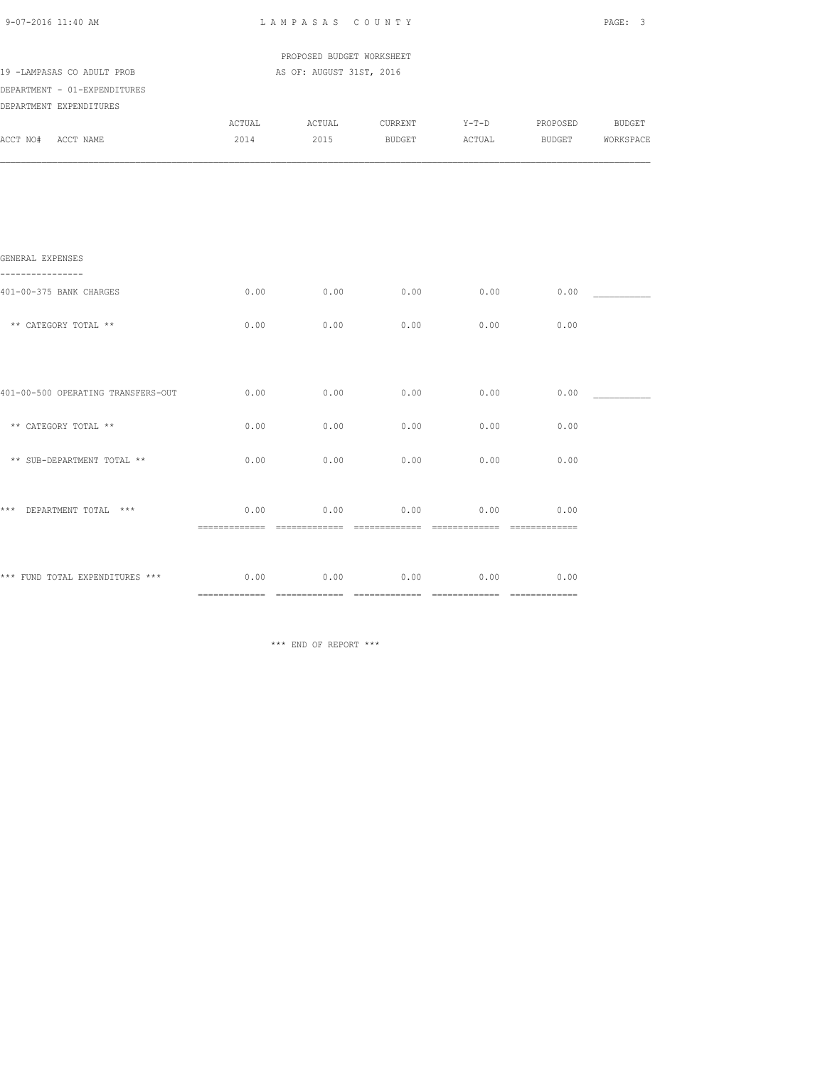PROPOSED BUDGET WORKSHEET

19 -LAMPASAS CO ADULT PROB — AS OF: AUGUST 31ST, 2016

DEPARTMENT - 01-EXPENDITURES

DEPARTMENT EXPENDITURES

| ACCT NO# ACCT NAME | ACTUAL 2014 | ACTUAL 2015 | CURRENT BUDGET | Y-T-D ACTUAL | PROPOSED BUDGET | BUDGET WORKSPACE |
|---|---|---|---|---|---|---|
| **GENERAL EXPENSES** | | | | | | |
| 401-00-375 BANK CHARGES | 0.00 | 0.00 | 0.00 | 0.00 | 0.00 | ___________ |
| ** CATEGORY TOTAL ** | 0.00 | 0.00 | 0.00 | 0.00 | 0.00 | |
| 401-00-500 OPERATING TRANSFERS-OUT | 0.00 | 0.00 | 0.00 | 0.00 | 0.00 | ___________ |
| ** CATEGORY TOTAL ** | 0.00 | 0.00 | 0.00 | 0.00 | 0.00 | |
| ** SUB-DEPARTMENT TOTAL ** | 0.00 | 0.00 | 0.00 | 0.00 | 0.00 | |
| *** DEPARTMENT TOTAL *** | 0.00 | 0.00 | 0.00 | 0.00 | 0.00 | |
| *** FUND TOTAL EXPENDITURES *** | 0.00 | 0.00 | 0.00 | 0.00 | 0.00 | |

*** END OF REPORT ***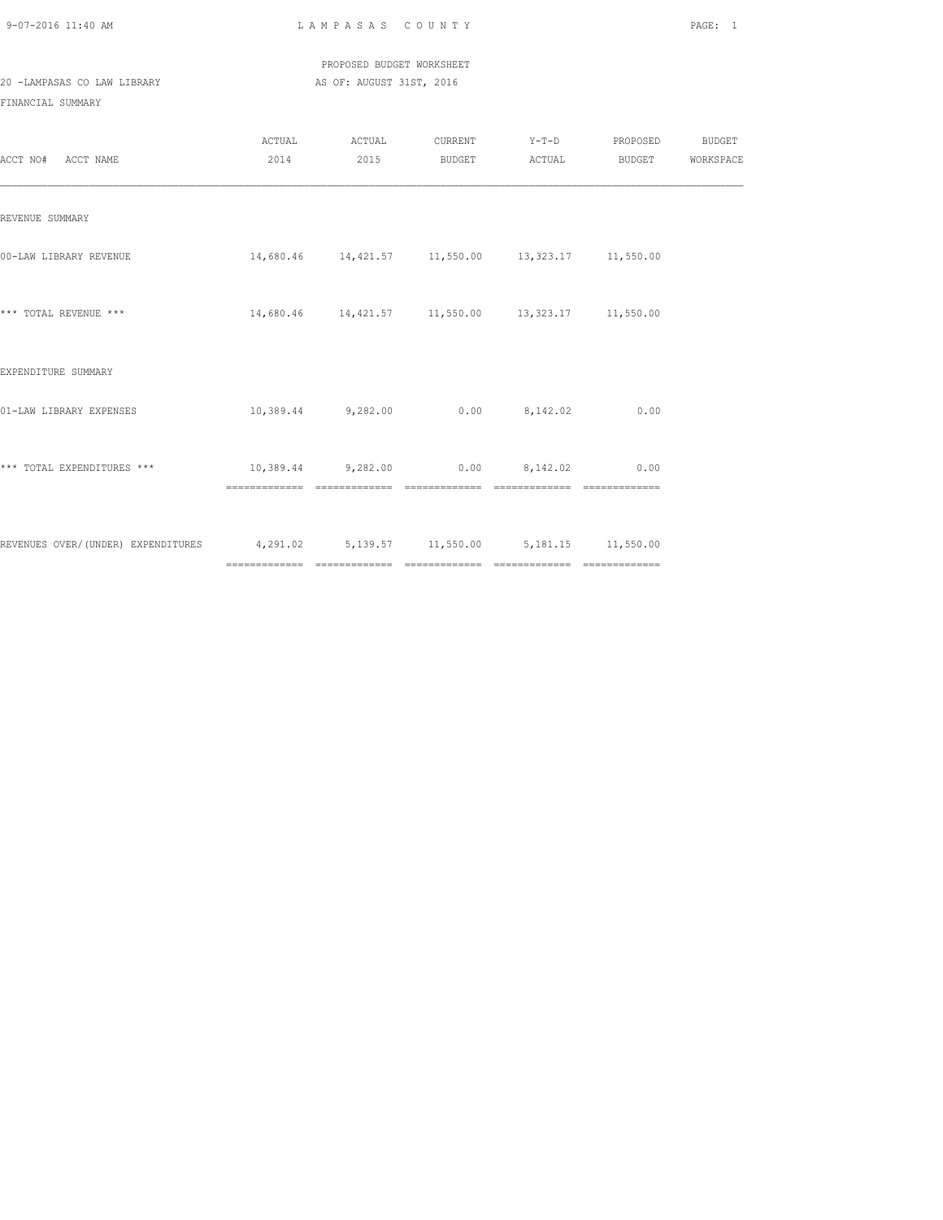PROPOSED BUDGET WORKSHEET

20 -LAMPASAS CO LAW LIBRARY AS OF: AUGUST 31ST, 2016

FINANCIAL SUMMARY

| ACCT NO# ACCT NAME | ACTUAL 2014 | ACTUAL 2015 | CURRENT BUDGET | Y-T-D ACTUAL | PROPOSED BUDGET | BUDGET WORKSPACE |
|---|---|---|---|---|---|---|
| REVENUE SUMMARY | | | | | | |
| 00-LAW LIBRARY REVENUE | 14,680.46 | 14,421.57 | 11,550.00 | 13,323.17 | 11,550.00 | |
| *** TOTAL REVENUE *** | 14,680.46 | 14,421.57 | 11,550.00 | 13,323.17 | 11,550.00 | |
| EXPENDITURE SUMMARY | | | | | | |
| 01-LAW LIBRARY EXPENSES | 10,389.44 | 9,282.00 | 0.00 | 8,142.02 | 0.00 | |
| *** TOTAL EXPENDITURES *** | 10,389.44 | 9,282.00 | 0.00 | 8,142.02 | 0.00 | |
| REVENUES OVER/(UNDER) EXPENDITURES | 4,291.02 | 5,139.57 | 11,550.00 | 5,181.15 | 11,550.00 | |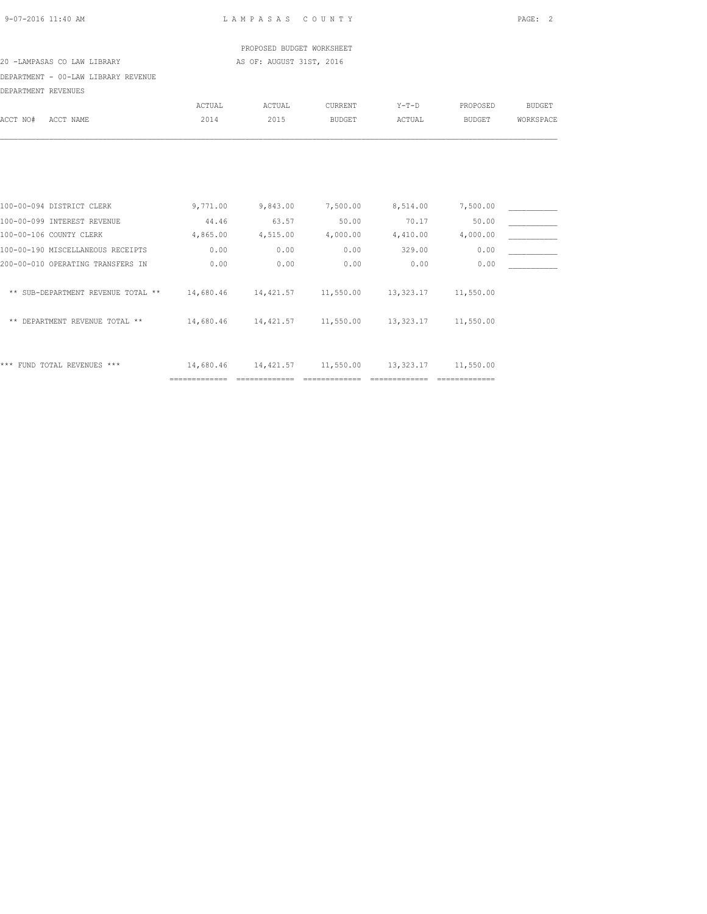PROPOSED BUDGET WORKSHEET

20 -LAMPASAS CO LAW LIBRARY AS OF: AUGUST 31ST, 2016

DEPARTMENT - 00-LAW LIBRARY REVENUE

DEPARTMENT REVENUES

| ACCT NO# ACCT NAME | ACTUAL 2014 | ACTUAL 2015 | CURRENT BUDGET | Y-T-D ACTUAL | PROPOSED BUDGET | BUDGET WORKSPACE |
|---|---|---|---|---|---|---|
| 100-00-094 DISTRICT CLERK | 9,771.00 | 9,843.00 | 7,500.00 | 8,514.00 | 7,500.00 | ___________ |
| 100-00-099 INTEREST REVENUE | 44.46 | 63.57 | 50.00 | 70.17 | 50.00 | ___________ |
| 100-00-106 COUNTY CLERK | 4,865.00 | 4,515.00 | 4,000.00 | 4,410.00 | 4,000.00 | ___________ |
| 100-00-190 MISCELLANEOUS RECEIPTS | 0.00 | 0.00 | 0.00 | 329.00 | 0.00 | ___________ |
| 200-00-010 OPERATING TRANSFERS IN | 0.00 | 0.00 | 0.00 | 0.00 | 0.00 | ___________ |
| ** SUB-DEPARTMENT REVENUE TOTAL ** | 14,680.46 | 14,421.57 | 11,550.00 | 13,323.17 | 11,550.00 | |
| ** DEPARTMENT REVENUE TOTAL ** | 14,680.46 | 14,421.57 | 11,550.00 | 13,323.17 | 11,550.00 | |
| *** FUND TOTAL REVENUES *** | 14,680.46 | 14,421.57 | 11,550.00 | 13,323.17 | 11,550.00 | |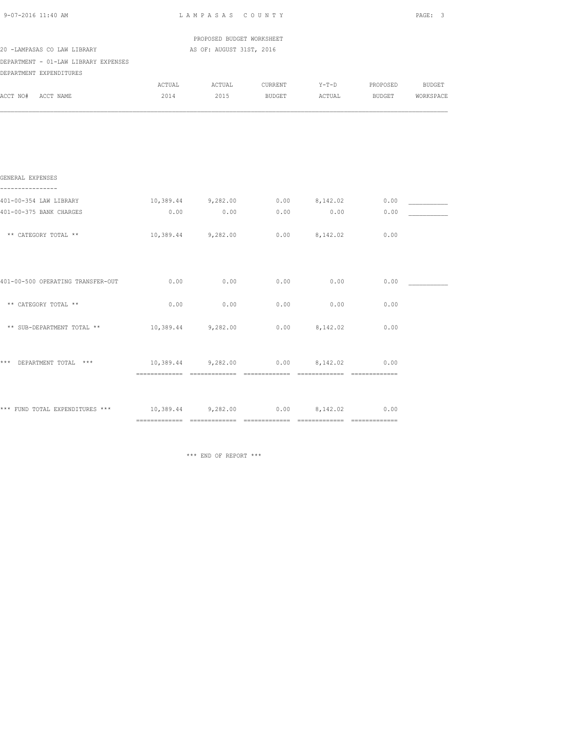PROPOSED BUDGET WORKSHEET

20 -LAMPASAS CO LAW LIBRARY — AS OF: AUGUST 31ST, 2016

DEPARTMENT - 01-LAW LIBRARY EXPENSES

DEPARTMENT EXPENDITURES

| ACCT NO# ACCT NAME | ACTUAL 2014 | ACTUAL 2015 | CURRENT BUDGET | Y-T-D ACTUAL | PROPOSED BUDGET | BUDGET WORKSPACE |
|---|---|---|---|---|---|---|
| **GENERAL EXPENSES** | | | | | | |
| 401-00-354 LAW LIBRARY | 10,389.44 | 9,282.00 | 0.00 | 8,142.02 | 0.00 | __________ |
| 401-00-375 BANK CHARGES | 0.00 | 0.00 | 0.00 | 0.00 | 0.00 | __________ |
| ** CATEGORY TOTAL ** | 10,389.44 | 9,282.00 | 0.00 | 8,142.02 | 0.00 | |
| 401-00-500 OPERATING TRANSFER-OUT | 0.00 | 0.00 | 0.00 | 0.00 | 0.00 | __________ |
| ** CATEGORY TOTAL ** | 0.00 | 0.00 | 0.00 | 0.00 | 0.00 | |
| ** SUB-DEPARTMENT TOTAL ** | 10,389.44 | 9,282.00 | 0.00 | 8,142.02 | 0.00 | |
| *** DEPARTMENT TOTAL *** | 10,389.44 | 9,282.00 | 0.00 | 8,142.02 | 0.00 | |
| *** FUND TOTAL EXPENDITURES *** | 10,389.44 | 9,282.00 | 0.00 | 8,142.02 | 0.00 | |

*** END OF REPORT ***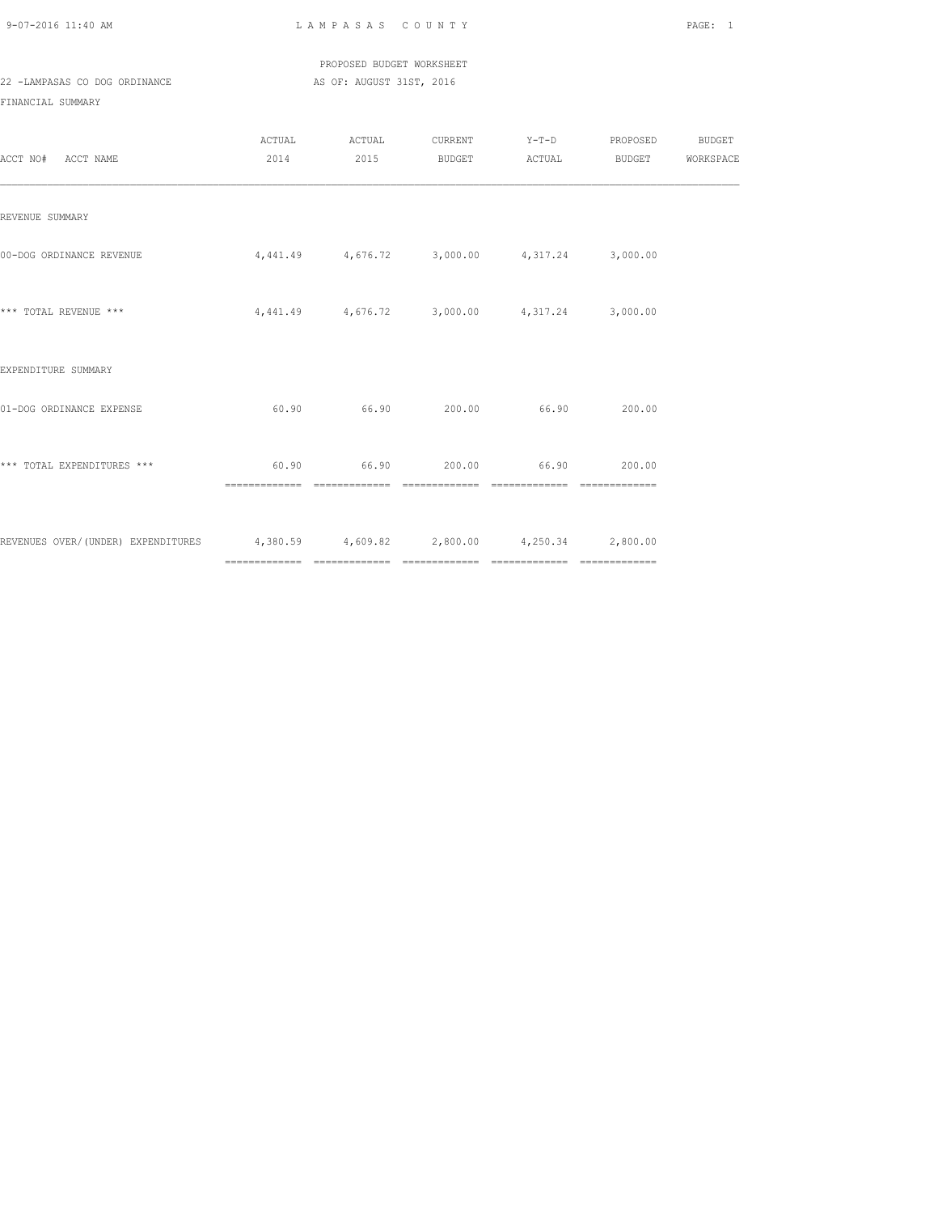LAMPASAS COUNTY

PROPOSED BUDGET WORKSHEET

22 -LAMPASAS CO DOG ORDINANCE AS OF: AUGUST 31ST, 2016

FINANCIAL SUMMARY

| ACCT NO# ACCT NAME | ACTUAL 2014 | ACTUAL 2015 | CURRENT BUDGET | Y-T-D ACTUAL | PROPOSED BUDGET | BUDGET WORKSPACE |
|---|---|---|---|---|---|---|
| REVENUE SUMMARY | | | | | | |
| 00-DOG ORDINANCE REVENUE | 4,441.49 | 4,676.72 | 3,000.00 | 4,317.24 | 3,000.00 | |
| *** TOTAL REVENUE *** | 4,441.49 | 4,676.72 | 3,000.00 | 4,317.24 | 3,000.00 | |
| EXPENDITURE SUMMARY | | | | | | |
| 01-DOG ORDINANCE EXPENSE | 60.90 | 66.90 | 200.00 | 66.90 | 200.00 | |
| *** TOTAL EXPENDITURES *** | 60.90 | 66.90 | 200.00 | 66.90 | 200.00 | |
| REVENUES OVER/(UNDER) EXPENDITURES | 4,380.59 | 4,609.82 | 2,800.00 | 4,250.34 | 2,800.00 | |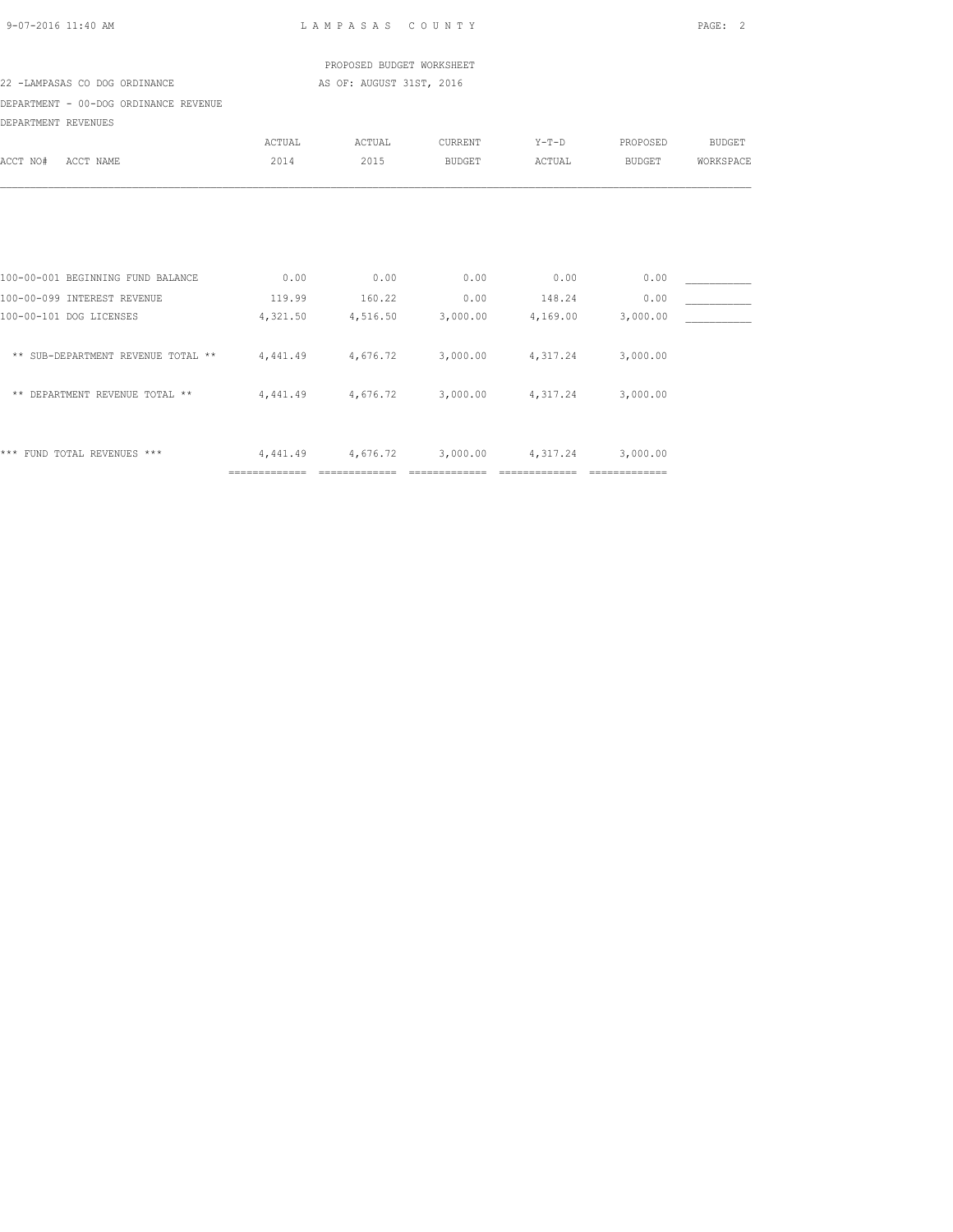PROPOSED BUDGET WORKSHEET

22 -LAMPASAS CO DOG ORDINANCE AS OF: AUGUST 31ST, 2016

DEPARTMENT - 00-DOG ORDINANCE REVENUE

DEPARTMENT REVENUES

| ACCT NO# ACCT NAME | ACTUAL 2014 | ACTUAL 2015 | CURRENT BUDGET | Y-T-D ACTUAL | PROPOSED BUDGET | BUDGET WORKSPACE |
|---|---|---|---|---|---|---|
| 100-00-001 BEGINNING FUND BALANCE | 0.00 | 0.00 | 0.00 | 0.00 | 0.00 | ___________ |
| 100-00-099 INTEREST REVENUE | 119.99 | 160.22 | 0.00 | 148.24 | 0.00 | ___________ |
| 100-00-101 DOG LICENSES | 4,321.50 | 4,516.50 | 3,000.00 | 4,169.00 | 3,000.00 | ___________ |
| ** SUB-DEPARTMENT REVENUE TOTAL ** | 4,441.49 | 4,676.72 | 3,000.00 | 4,317.24 | 3,000.00 | |
| ** DEPARTMENT REVENUE TOTAL ** | 4,441.49 | 4,676.72 | 3,000.00 | 4,317.24 | 3,000.00 | |
| *** FUND TOTAL REVENUES *** | 4,441.49 | 4,676.72 | 3,000.00 | 4,317.24 | 3,000.00 | |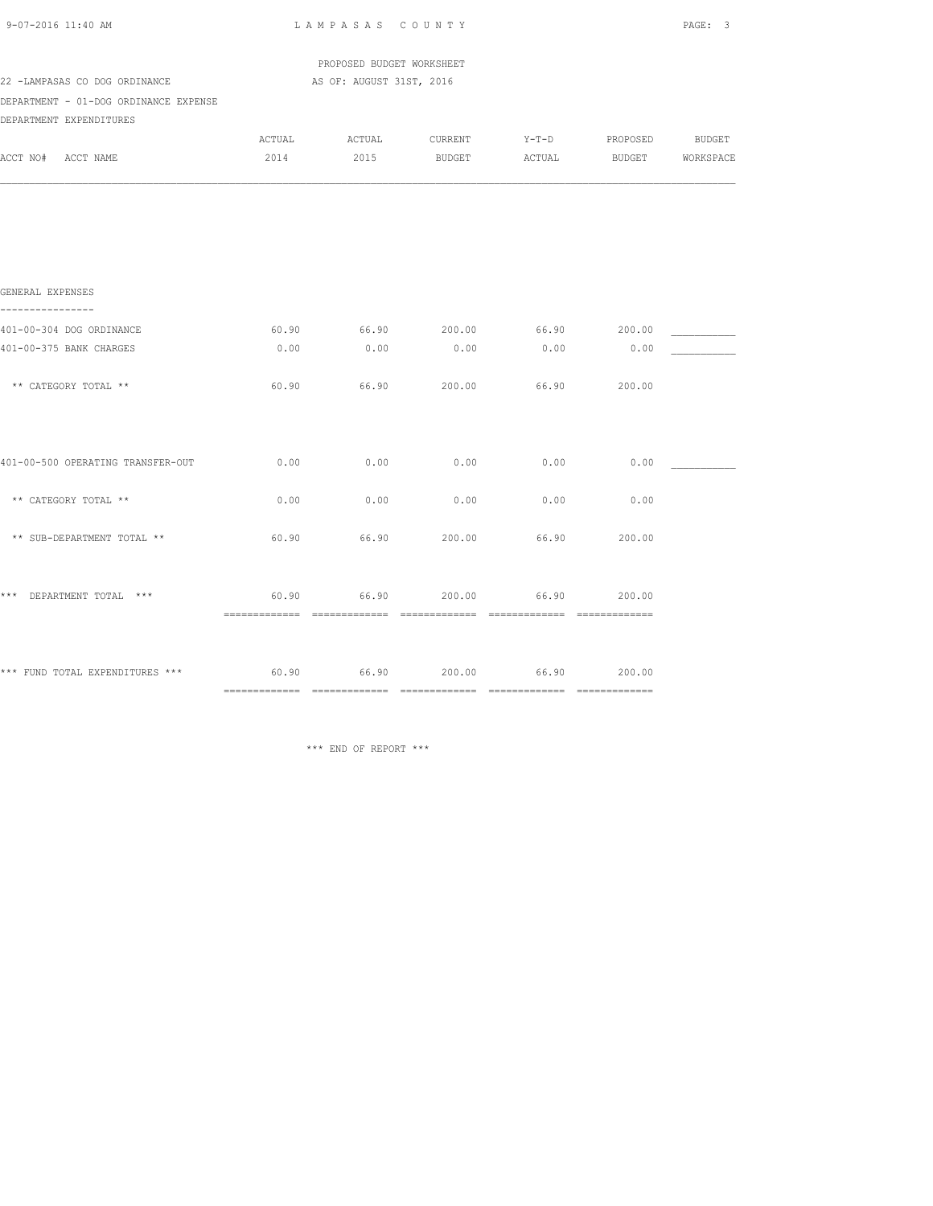PROPOSED BUDGET WORKSHEET

22 -LAMPASAS CO DOG ORDINANCE — AS OF: AUGUST 31ST, 2016

DEPARTMENT - 01-DOG ORDINANCE EXPENSE

DEPARTMENT EXPENDITURES

| ACCT NO# ACCT NAME | ACTUAL 2014 | ACTUAL 2015 | CURRENT BUDGET | Y-T-D ACTUAL | PROPOSED BUDGET | BUDGET WORKSPACE |
|---|---|---|---|---|---|---|
| **GENERAL EXPENSES** | | | | | | |
| 401-00-304 DOG ORDINANCE | 60.90 | 66.90 | 200.00 | 66.90 | 200.00 | ___________ |
| 401-00-375 BANK CHARGES | 0.00 | 0.00 | 0.00 | 0.00 | 0.00 | ___________ |
| ** CATEGORY TOTAL ** | 60.90 | 66.90 | 200.00 | 66.90 | 200.00 | |
| 401-00-500 OPERATING TRANSFER-OUT | 0.00 | 0.00 | 0.00 | 0.00 | 0.00 | ___________ |
| ** CATEGORY TOTAL ** | 0.00 | 0.00 | 0.00 | 0.00 | 0.00 | |
| ** SUB-DEPARTMENT TOTAL ** | 60.90 | 66.90 | 200.00 | 66.90 | 200.00 | |
| *** DEPARTMENT TOTAL *** | 60.90 | 66.90 | 200.00 | 66.90 | 200.00 | |
| *** FUND TOTAL EXPENDITURES *** | 60.90 | 66.90 | 200.00 | 66.90 | 200.00 | |

*** END OF REPORT ***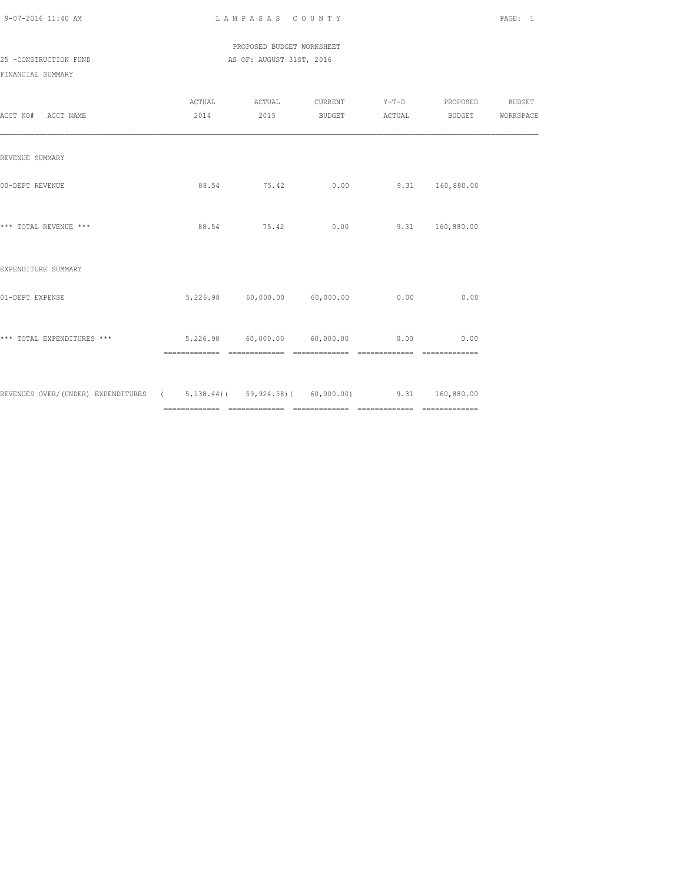LAMPASAS COUNTY

PROPOSED BUDGET WORKSHEET

25 -CONSTRUCTION FUND

AS OF: AUGUST 31ST, 2016

FINANCIAL SUMMARY

| ACCT NO# ACCT NAME | ACTUAL 2014 | ACTUAL 2015 | CURRENT BUDGET | Y-T-D ACTUAL | PROPOSED BUDGET | BUDGET WORKSPACE |
|---|---|---|---|---|---|---|
| REVENUE SUMMARY | | | | | | |
| 00-DEPT REVENUE | 88.54 | 75.42 | 0.00 | 9.31 | 160,880.00 | |
| *** TOTAL REVENUE *** | 88.54 | 75.42 | 0.00 | 9.31 | 160,880.00 | |
| EXPENDITURE SUMMARY | | | | | | |
| 01-DEPT EXPENSE | 5,226.98 | 60,000.00 | 60,000.00 | 0.00 | 0.00 | |
| *** TOTAL EXPENDITURES *** | 5,226.98 | 60,000.00 | 60,000.00 | 0.00 | 0.00 | |
| REVENUES OVER/(UNDER) EXPENDITURES | ( 5,138.44) | ( 59,924.58) | ( 60,000.00) | 9.31 | 160,880.00 | |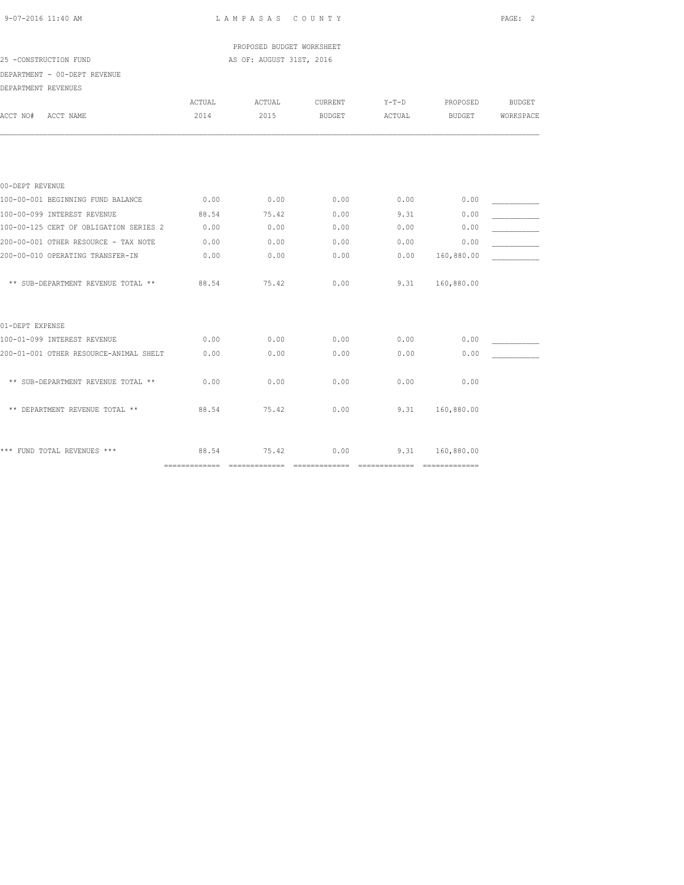PROPOSED BUDGET WORKSHEET

25 -CONSTRUCTION FUND AS OF: AUGUST 31ST, 2016

DEPARTMENT - 00-DEPT REVENUE

DEPARTMENT REVENUES

| ACCT NO# ACCT NAME | ACTUAL 2014 | ACTUAL 2015 | CURRENT BUDGET | Y-T-D ACTUAL | PROPOSED BUDGET | BUDGET WORKSPACE |
|---|---|---|---|---|---|---|
| **00-DEPT REVENUE** | | | | | | |
| 100-00-001 BEGINNING FUND BALANCE | 0.00 | 0.00 | 0.00 | 0.00 | 0.00 | ___________ |
| 100-00-099 INTEREST REVENUE | 88.54 | 75.42 | 0.00 | 9.31 | 0.00 | ___________ |
| 100-00-125 CERT OF OBLIGATION SERIES 2 | 0.00 | 0.00 | 0.00 | 0.00 | 0.00 | ___________ |
| 200-00-001 OTHER RESOURCE - TAX NOTE | 0.00 | 0.00 | 0.00 | 0.00 | 0.00 | ___________ |
| 200-00-010 OPERATING TRANSFER-IN | 0.00 | 0.00 | 0.00 | 0.00 | 160,880.00 | ___________ |
| ** SUB-DEPARTMENT REVENUE TOTAL ** | 88.54 | 75.42 | 0.00 | 9.31 | 160,880.00 | |
| **01-DEPT EXPENSE** | | | | | | |
| 100-01-099 INTEREST REVENUE | 0.00 | 0.00 | 0.00 | 0.00 | 0.00 | ___________ |
| 200-01-001 OTHER RESOURCE-ANIMAL SHELT | 0.00 | 0.00 | 0.00 | 0.00 | 0.00 | ___________ |
| ** SUB-DEPARTMENT REVENUE TOTAL ** | 0.00 | 0.00 | 0.00 | 0.00 | 0.00 | |
| ** DEPARTMENT REVENUE TOTAL ** | 88.54 | 75.42 | 0.00 | 9.31 | 160,880.00 | |
| *** FUND TOTAL REVENUES *** | 88.54 | 75.42 | 0.00 | 9.31 | 160,880.00 | |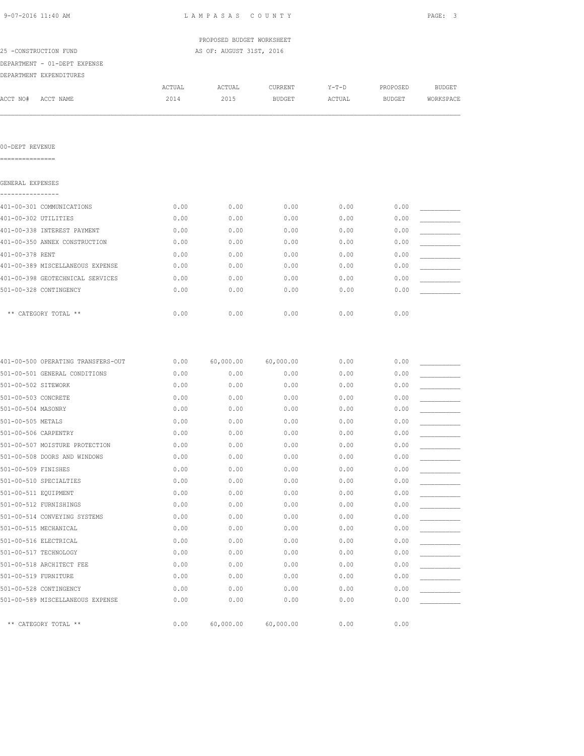LAMPASAS COUNTY

PROPOSED BUDGET WORKSHEET

25 -CONSTRUCTION FUND AS OF: AUGUST 31ST, 2016

DEPARTMENT - 01-DEPT EXPENSE

DEPARTMENT EXPENDITURES

| ACCT NO# ACCT NAME | ACTUAL 2014 | ACTUAL 2015 | CURRENT BUDGET | Y-T-D ACTUAL | PROPOSED BUDGET | BUDGET WORKSPACE |
|---|---|---|---|---|---|---|
| **00-DEPT REVENUE** | | | | | | |
| **GENERAL EXPENSES** | | | | | | |
| 401-00-301 COMMUNICATIONS | 0.00 | 0.00 | 0.00 | 0.00 | 0.00 | ___________ |
| 401-00-302 UTILITIES | 0.00 | 0.00 | 0.00 | 0.00 | 0.00 | ___________ |
| 401-00-338 INTEREST PAYMENT | 0.00 | 0.00 | 0.00 | 0.00 | 0.00 | ___________ |
| 401-00-350 ANNEX CONSTRUCTION | 0.00 | 0.00 | 0.00 | 0.00 | 0.00 | ___________ |
| 401-00-378 RENT | 0.00 | 0.00 | 0.00 | 0.00 | 0.00 | ___________ |
| 401-00-389 MISCELLANEOUS EXPENSE | 0.00 | 0.00 | 0.00 | 0.00 | 0.00 | ___________ |
| 401-00-398 GEOTECHNICAL SERVICES | 0.00 | 0.00 | 0.00 | 0.00 | 0.00 | ___________ |
| 501-00-328 CONTINGENCY | 0.00 | 0.00 | 0.00 | 0.00 | 0.00 | ___________ |
| ** CATEGORY TOTAL ** | 0.00 | 0.00 | 0.00 | 0.00 | 0.00 | |
| 401-00-500 OPERATING TRANSFERS-OUT | 0.00 | 60,000.00 | 60,000.00 | 0.00 | 0.00 | ___________ |
| 501-00-501 GENERAL CONDITIONS | 0.00 | 0.00 | 0.00 | 0.00 | 0.00 | ___________ |
| 501-00-502 SITEWORK | 0.00 | 0.00 | 0.00 | 0.00 | 0.00 | ___________ |
| 501-00-503 CONCRETE | 0.00 | 0.00 | 0.00 | 0.00 | 0.00 | ___________ |
| 501-00-504 MASONRY | 0.00 | 0.00 | 0.00 | 0.00 | 0.00 | ___________ |
| 501-00-505 METALS | 0.00 | 0.00 | 0.00 | 0.00 | 0.00 | ___________ |
| 501-00-506 CARPENTRY | 0.00 | 0.00 | 0.00 | 0.00 | 0.00 | ___________ |
| 501-00-507 MOISTURE PROTECTION | 0.00 | 0.00 | 0.00 | 0.00 | 0.00 | ___________ |
| 501-00-508 DOORS AND WINDOWS | 0.00 | 0.00 | 0.00 | 0.00 | 0.00 | ___________ |
| 501-00-509 FINISHES | 0.00 | 0.00 | 0.00 | 0.00 | 0.00 | ___________ |
| 501-00-510 SPECIALTIES | 0.00 | 0.00 | 0.00 | 0.00 | 0.00 | ___________ |
| 501-00-511 EQUIPMENT | 0.00 | 0.00 | 0.00 | 0.00 | 0.00 | ___________ |
| 501-00-512 FURNISHINGS | 0.00 | 0.00 | 0.00 | 0.00 | 0.00 | ___________ |
| 501-00-514 CONVEYING SYSTEMS | 0.00 | 0.00 | 0.00 | 0.00 | 0.00 | ___________ |
| 501-00-515 MECHANICAL | 0.00 | 0.00 | 0.00 | 0.00 | 0.00 | ___________ |
| 501-00-516 ELECTRICAL | 0.00 | 0.00 | 0.00 | 0.00 | 0.00 | ___________ |
| 501-00-517 TECHNOLOGY | 0.00 | 0.00 | 0.00 | 0.00 | 0.00 | ___________ |
| 501-00-518 ARCHITECT FEE | 0.00 | 0.00 | 0.00 | 0.00 | 0.00 | ___________ |
| 501-00-519 FURNITURE | 0.00 | 0.00 | 0.00 | 0.00 | 0.00 | ___________ |
| 501-00-528 CONTINGENCY | 0.00 | 0.00 | 0.00 | 0.00 | 0.00 | ___________ |
| 501-00-589 MISCELLANEOUS EXPENSE | 0.00 | 0.00 | 0.00 | 0.00 | 0.00 | ___________ |
| ** CATEGORY TOTAL ** | 0.00 | 60,000.00 | 60,000.00 | 0.00 | 0.00 | |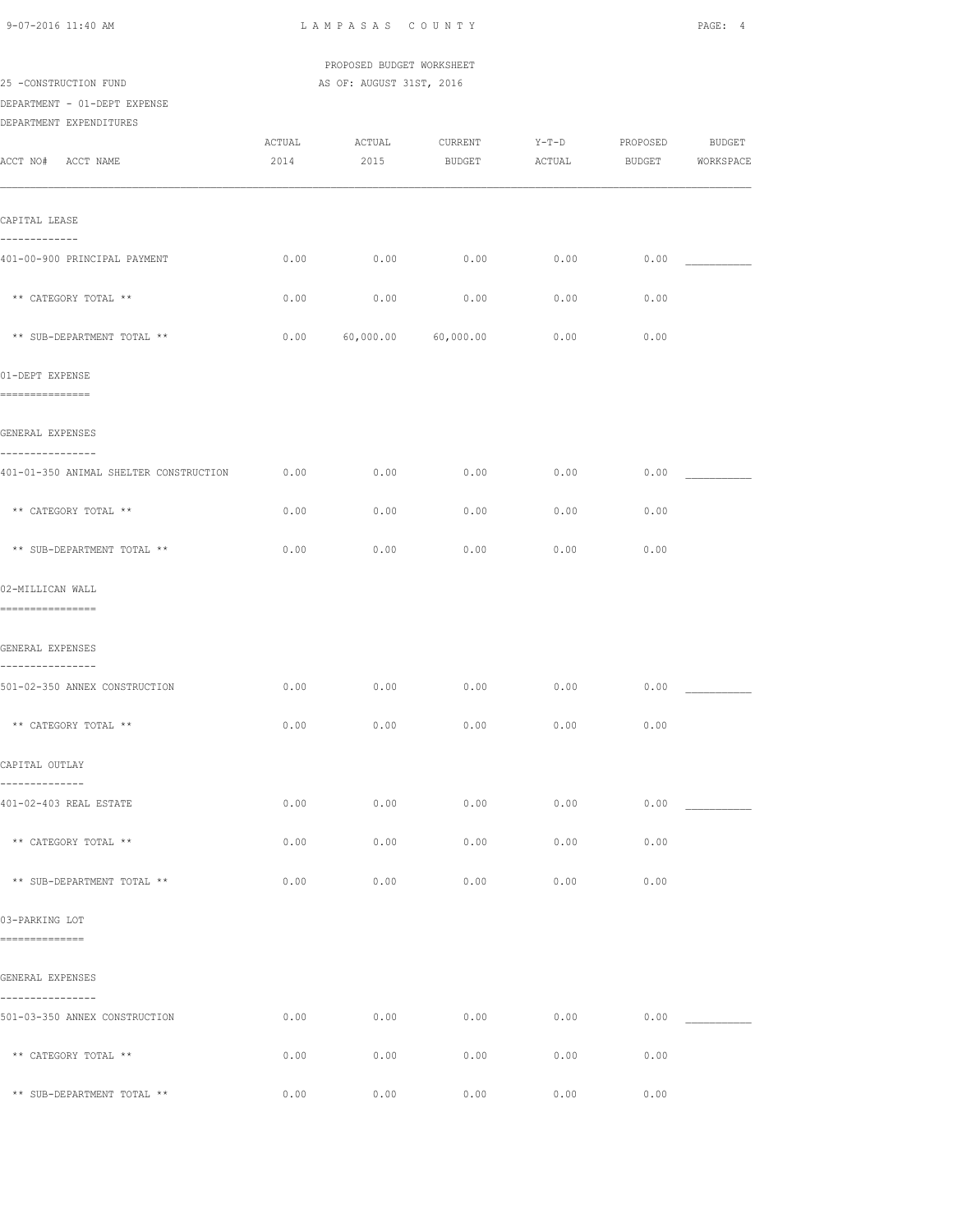LAMPASAS COUNTY

PROPOSED BUDGET WORKSHEET

25 -CONSTRUCTION FUND

AS OF: AUGUST 31ST, 2016

DEPARTMENT - 01-DEPT EXPENSE

DEPARTMENT EXPENDITURES

| ACCT NO# ACCT NAME | ACTUAL 2014 | ACTUAL 2015 | CURRENT BUDGET | Y-T-D ACTUAL | PROPOSED BUDGET | BUDGET WORKSPACE |
|---|---|---|---|---|---|---|
| **CAPITAL LEASE** | | | | | | |
| 401-00-900 PRINCIPAL PAYMENT | 0.00 | 0.00 | 0.00 | 0.00 | 0.00 | ___________ |
| ** CATEGORY TOTAL ** | 0.00 | 0.00 | 0.00 | 0.00 | 0.00 | |
| ** SUB-DEPARTMENT TOTAL ** | 0.00 | 60,000.00 | 60,000.00 | 0.00 | 0.00 | |
| **01-DEPT EXPENSE** | | | | | | |
| **GENERAL EXPENSES** | | | | | | |
| 401-01-350 ANIMAL SHELTER CONSTRUCTION | 0.00 | 0.00 | 0.00 | 0.00 | 0.00 | ___________ |
| ** CATEGORY TOTAL ** | 0.00 | 0.00 | 0.00 | 0.00 | 0.00 | |
| ** SUB-DEPARTMENT TOTAL ** | 0.00 | 0.00 | 0.00 | 0.00 | 0.00 | |
| **02-MILLICAN WALL** | | | | | | |
| **GENERAL EXPENSES** | | | | | | |
| 501-02-350 ANNEX CONSTRUCTION | 0.00 | 0.00 | 0.00 | 0.00 | 0.00 | ___________ |
| ** CATEGORY TOTAL ** | 0.00 | 0.00 | 0.00 | 0.00 | 0.00 | |
| **CAPITAL OUTLAY** | | | | | | |
| 401-02-403 REAL ESTATE | 0.00 | 0.00 | 0.00 | 0.00 | 0.00 | ___________ |
| ** CATEGORY TOTAL ** | 0.00 | 0.00 | 0.00 | 0.00 | 0.00 | |
| ** SUB-DEPARTMENT TOTAL ** | 0.00 | 0.00 | 0.00 | 0.00 | 0.00 | |
| **03-PARKING LOT** | | | | | | |
| **GENERAL EXPENSES** | | | | | | |
| 501-03-350 ANNEX CONSTRUCTION | 0.00 | 0.00 | 0.00 | 0.00 | 0.00 | ___________ |
| ** CATEGORY TOTAL ** | 0.00 | 0.00 | 0.00 | 0.00 | 0.00 | |
| ** SUB-DEPARTMENT TOTAL ** | 0.00 | 0.00 | 0.00 | 0.00 | 0.00 | |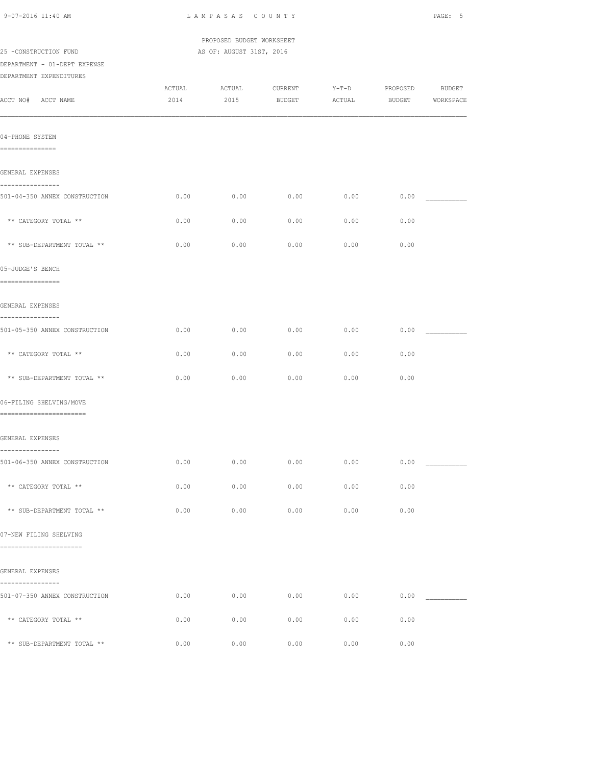PROPOSED BUDGET WORKSHEET

25 -CONSTRUCTION FUND AS OF: AUGUST 31ST, 2016

DEPARTMENT - 01-DEPT EXPENSE

DEPARTMENT EXPENDITURES

| ACCT NO# ACCT NAME | ACTUAL 2014 | ACTUAL 2015 | CURRENT BUDGET | Y-T-D ACTUAL | PROPOSED BUDGET | BUDGET WORKSPACE |
|---|---|---|---|---|---|---|
| **04-PHONE SYSTEM** | | | | | | |
| GENERAL EXPENSES | | | | | | |
| 501-04-350 ANNEX CONSTRUCTION | 0.00 | 0.00 | 0.00 | 0.00 | 0.00 | ___________ |
| ** CATEGORY TOTAL ** | 0.00 | 0.00 | 0.00 | 0.00 | 0.00 | |
| ** SUB-DEPARTMENT TOTAL ** | 0.00 | 0.00 | 0.00 | 0.00 | 0.00 | |
| **05-JUDGE'S BENCH** | | | | | | |
| GENERAL EXPENSES | | | | | | |
| 501-05-350 ANNEX CONSTRUCTION | 0.00 | 0.00 | 0.00 | 0.00 | 0.00 | ___________ |
| ** CATEGORY TOTAL ** | 0.00 | 0.00 | 0.00 | 0.00 | 0.00 | |
| ** SUB-DEPARTMENT TOTAL ** | 0.00 | 0.00 | 0.00 | 0.00 | 0.00 | |
| **06-FILING SHELVING/MOVE** | | | | | | |
| GENERAL EXPENSES | | | | | | |
| 501-06-350 ANNEX CONSTRUCTION | 0.00 | 0.00 | 0.00 | 0.00 | 0.00 | ___________ |
| ** CATEGORY TOTAL ** | 0.00 | 0.00 | 0.00 | 0.00 | 0.00 | |
| ** SUB-DEPARTMENT TOTAL ** | 0.00 | 0.00 | 0.00 | 0.00 | 0.00 | |
| **07-NEW FILING SHELVING** | | | | | | |
| GENERAL EXPENSES | | | | | | |
| 501-07-350 ANNEX CONSTRUCTION | 0.00 | 0.00 | 0.00 | 0.00 | 0.00 | ___________ |
| ** CATEGORY TOTAL ** | 0.00 | 0.00 | 0.00 | 0.00 | 0.00 | |
| ** SUB-DEPARTMENT TOTAL ** | 0.00 | 0.00 | 0.00 | 0.00 | 0.00 | |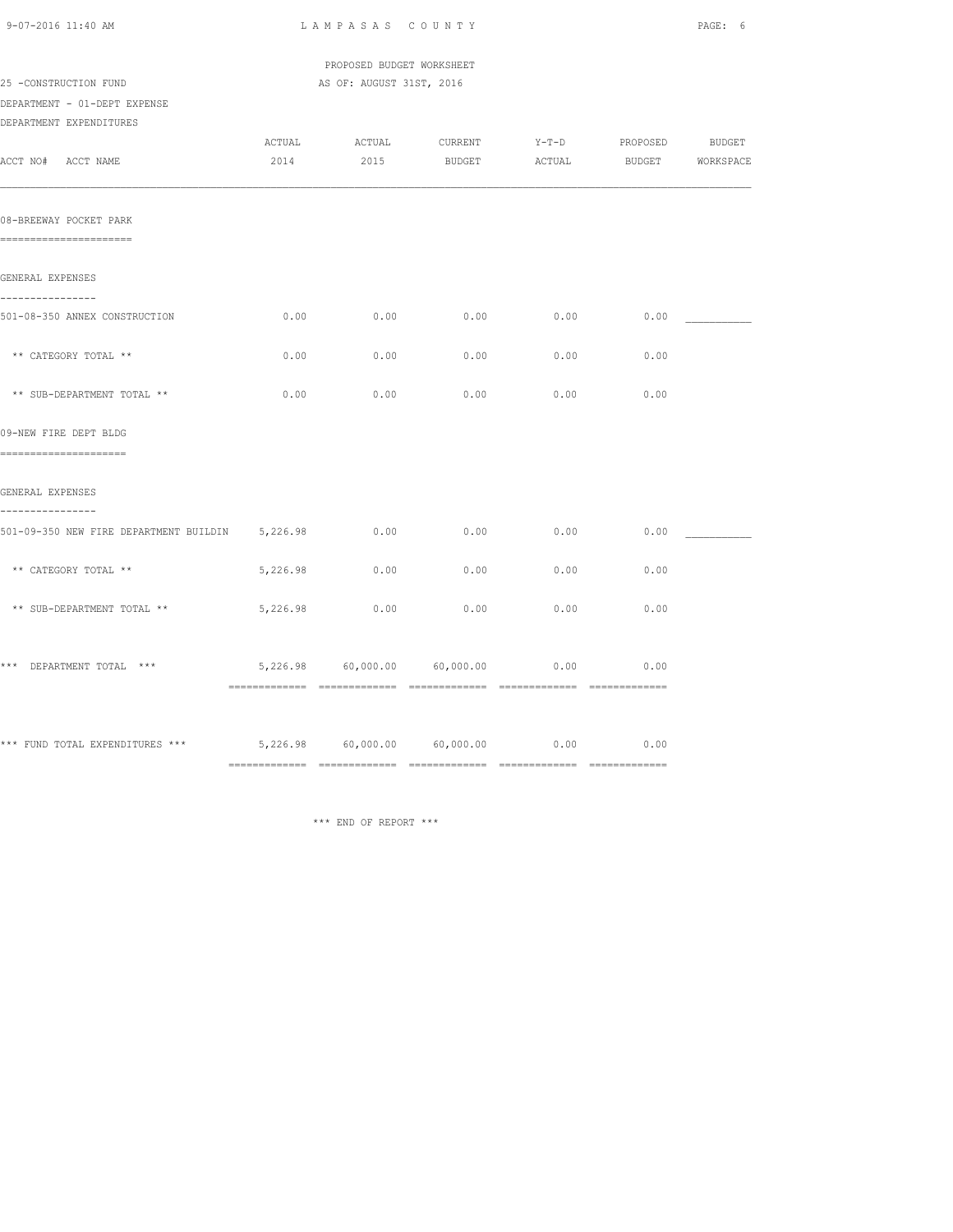PROPOSED BUDGET WORKSHEET

25 -CONSTRUCTION FUND — AS OF: AUGUST 31ST, 2016

DEPARTMENT - 01-DEPT EXPENSE

DEPARTMENT EXPENDITURES

| ACCT NO# ACCT NAME | ACTUAL 2014 | ACTUAL 2015 | CURRENT BUDGET | Y-T-D ACTUAL | PROPOSED BUDGET | BUDGET WORKSPACE |
|---|---|---|---|---|---|---|
| **08-BREEWAY POCKET PARK** | | | | | | |
| GENERAL EXPENSES | | | | | | |
| 501-08-350 ANNEX CONSTRUCTION | 0.00 | 0.00 | 0.00 | 0.00 | 0.00 | ___________ |
| ** CATEGORY TOTAL ** | 0.00 | 0.00 | 0.00 | 0.00 | 0.00 | |
| ** SUB-DEPARTMENT TOTAL ** | 0.00 | 0.00 | 0.00 | 0.00 | 0.00 | |
| **09-NEW FIRE DEPT BLDG** | | | | | | |
| GENERAL EXPENSES | | | | | | |
| 501-09-350 NEW FIRE DEPARTMENT BUILDIN | 5,226.98 | 0.00 | 0.00 | 0.00 | 0.00 | ___________ |
| ** CATEGORY TOTAL ** | 5,226.98 | 0.00 | 0.00 | 0.00 | 0.00 | |
| ** SUB-DEPARTMENT TOTAL ** | 5,226.98 | 0.00 | 0.00 | 0.00 | 0.00 | |
| *** DEPARTMENT TOTAL *** | 5,226.98 | 60,000.00 | 60,000.00 | 0.00 | 0.00 | |
| *** FUND TOTAL EXPENDITURES *** | 5,226.98 | 60,000.00 | 60,000.00 | 0.00 | 0.00 | |

*** END OF REPORT ***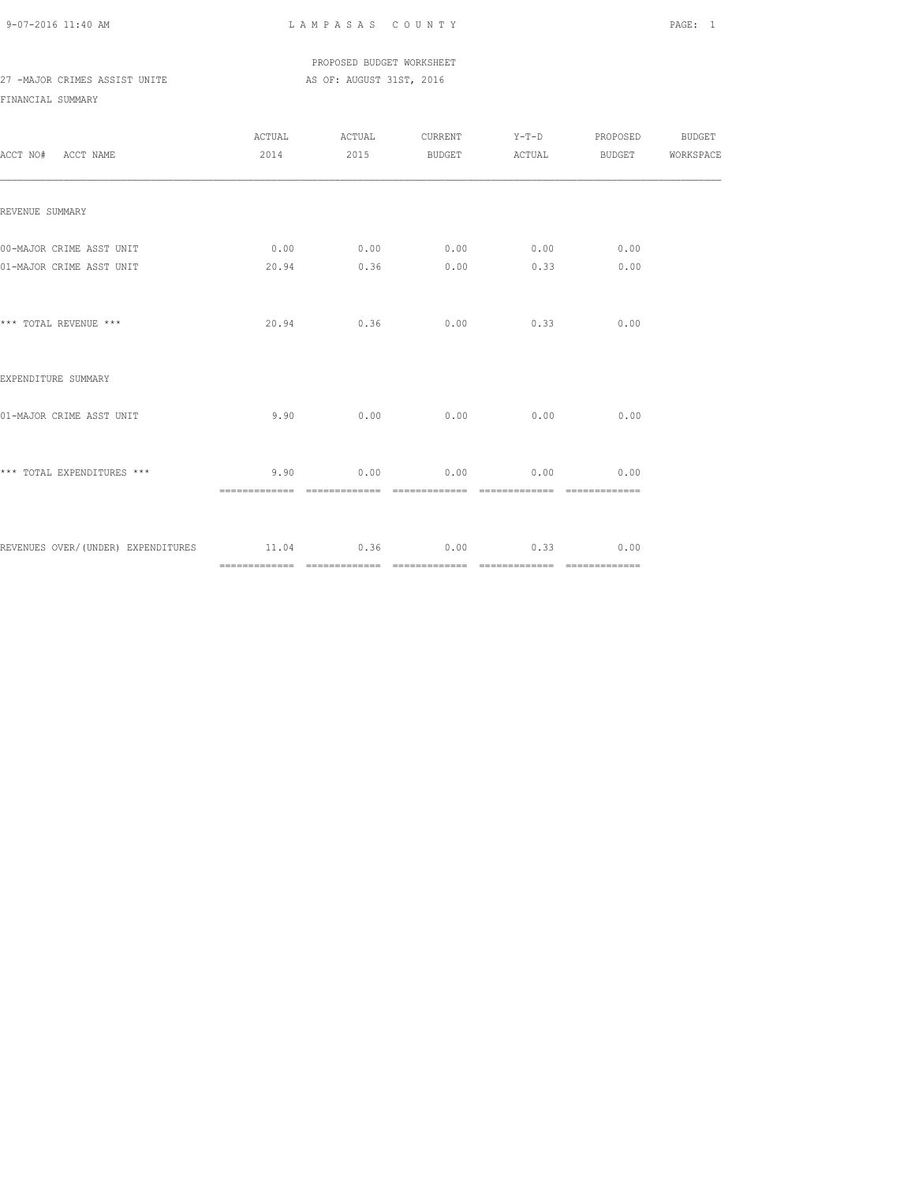PROPOSED BUDGET WORKSHEET

27 -MAJOR CRIMES ASSIST UNITE AS OF: AUGUST 31ST, 2016

FINANCIAL SUMMARY

| ACCT NO# ACCT NAME | ACTUAL 2014 | ACTUAL 2015 | CURRENT BUDGET | Y-T-D ACTUAL | PROPOSED BUDGET | BUDGET WORKSPACE |
|---|---|---|---|---|---|---|
| REVENUE SUMMARY | | | | | | |
| 00-MAJOR CRIME ASST UNIT | 0.00 | 0.00 | 0.00 | 0.00 | 0.00 | |
| 01-MAJOR CRIME ASST UNIT | 20.94 | 0.36 | 0.00 | 0.33 | 0.00 | |
| *** TOTAL REVENUE *** | 20.94 | 0.36 | 0.00 | 0.33 | 0.00 | |
| EXPENDITURE SUMMARY | | | | | | |
| 01-MAJOR CRIME ASST UNIT | 9.90 | 0.00 | 0.00 | 0.00 | 0.00 | |
| *** TOTAL EXPENDITURES *** | 9.90 | 0.00 | 0.00 | 0.00 | 0.00 | |
| REVENUES OVER/(UNDER) EXPENDITURES | 11.04 | 0.36 | 0.00 | 0.33 | 0.00 | |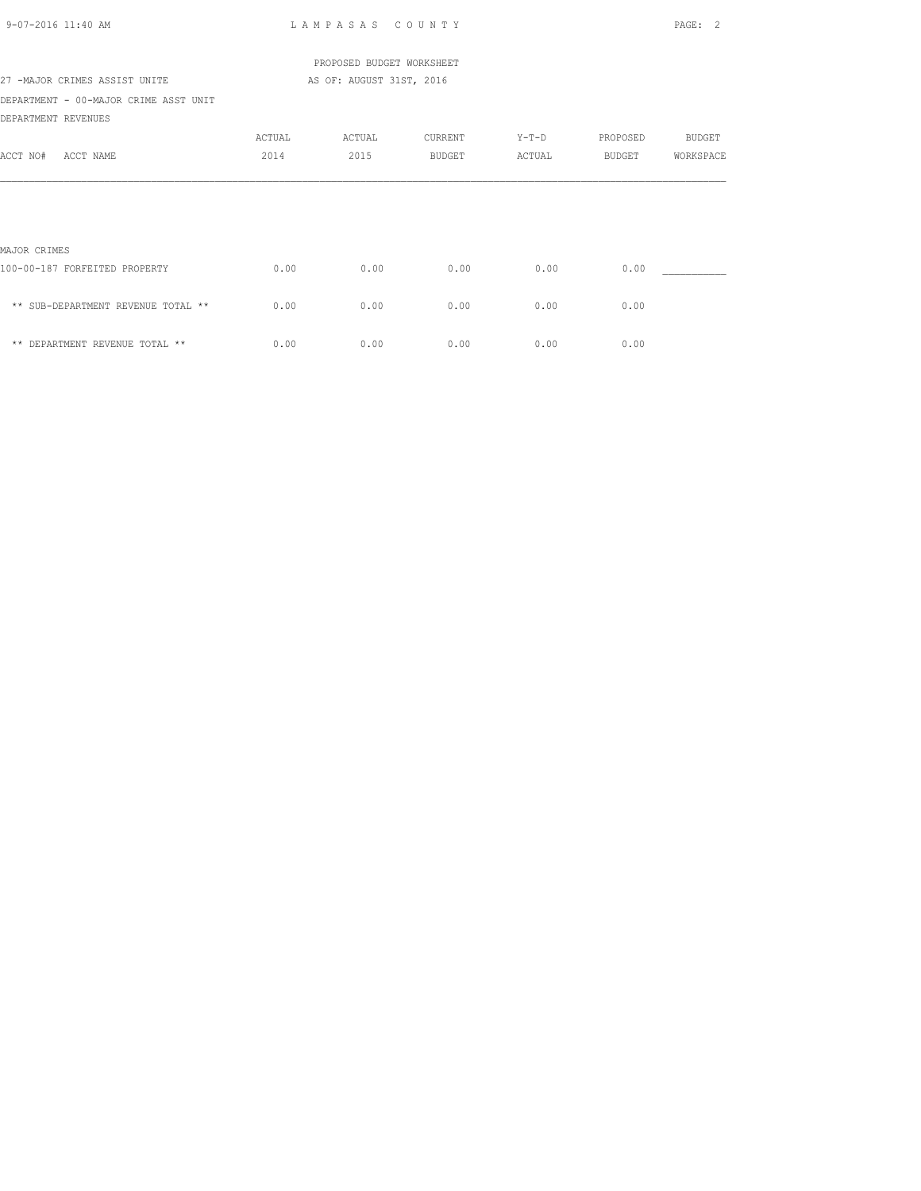PROPOSED BUDGET WORKSHEET

27 -MAJOR CRIMES ASSIST UNITE — AS OF: AUGUST 31ST, 2016

DEPARTMENT - 00-MAJOR CRIME ASST UNIT

DEPARTMENT REVENUES

| ACCT NO# ACCT NAME | ACTUAL 2014 | ACTUAL 2015 | CURRENT BUDGET | Y-T-D ACTUAL | PROPOSED BUDGET | BUDGET WORKSPACE |
|---|---|---|---|---|---|---|
| MAJOR CRIMES | | | | | | |
| 100-00-187 FORFEITED PROPERTY | 0.00 | 0.00 | 0.00 | 0.00 | 0.00 | ___________ |
| ** SUB-DEPARTMENT REVENUE TOTAL ** | 0.00 | 0.00 | 0.00 | 0.00 | 0.00 | |
| ** DEPARTMENT REVENUE TOTAL ** | 0.00 | 0.00 | 0.00 | 0.00 | 0.00 | |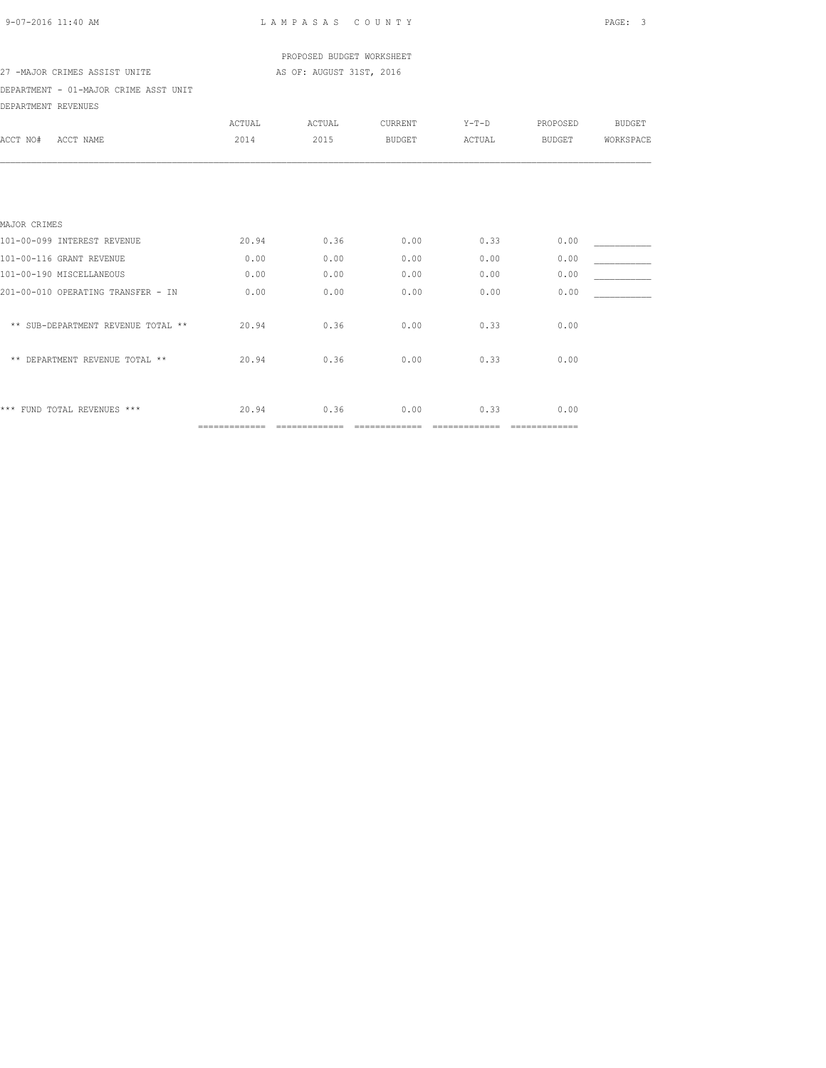PROPOSED BUDGET WORKSHEET

27 -MAJOR CRIMES ASSIST UNITE AS OF: AUGUST 31ST, 2016

DEPARTMENT - 01-MAJOR CRIME ASST UNIT

DEPARTMENT REVENUES

| ACCT NO# ACCT NAME | ACTUAL 2014 | ACTUAL 2015 | CURRENT BUDGET | Y-T-D ACTUAL | PROPOSED BUDGET | BUDGET WORKSPACE |
|---|---|---|---|---|---|---|
| MAJOR CRIMES | | | | | | |
| 101-00-099 INTEREST REVENUE | 20.94 | 0.36 | 0.00 | 0.33 | 0.00 | ___________ |
| 101-00-116 GRANT REVENUE | 0.00 | 0.00 | 0.00 | 0.00 | 0.00 | ___________ |
| 101-00-190 MISCELLANEOUS | 0.00 | 0.00 | 0.00 | 0.00 | 0.00 | ___________ |
| 201-00-010 OPERATING TRANSFER - IN | 0.00 | 0.00 | 0.00 | 0.00 | 0.00 | ___________ |
| ** SUB-DEPARTMENT REVENUE TOTAL ** | 20.94 | 0.36 | 0.00 | 0.33 | 0.00 | |
| ** DEPARTMENT REVENUE TOTAL ** | 20.94 | 0.36 | 0.00 | 0.33 | 0.00 | |
| *** FUND TOTAL REVENUES *** | 20.94 | 0.36 | 0.00 | 0.33 | 0.00 | |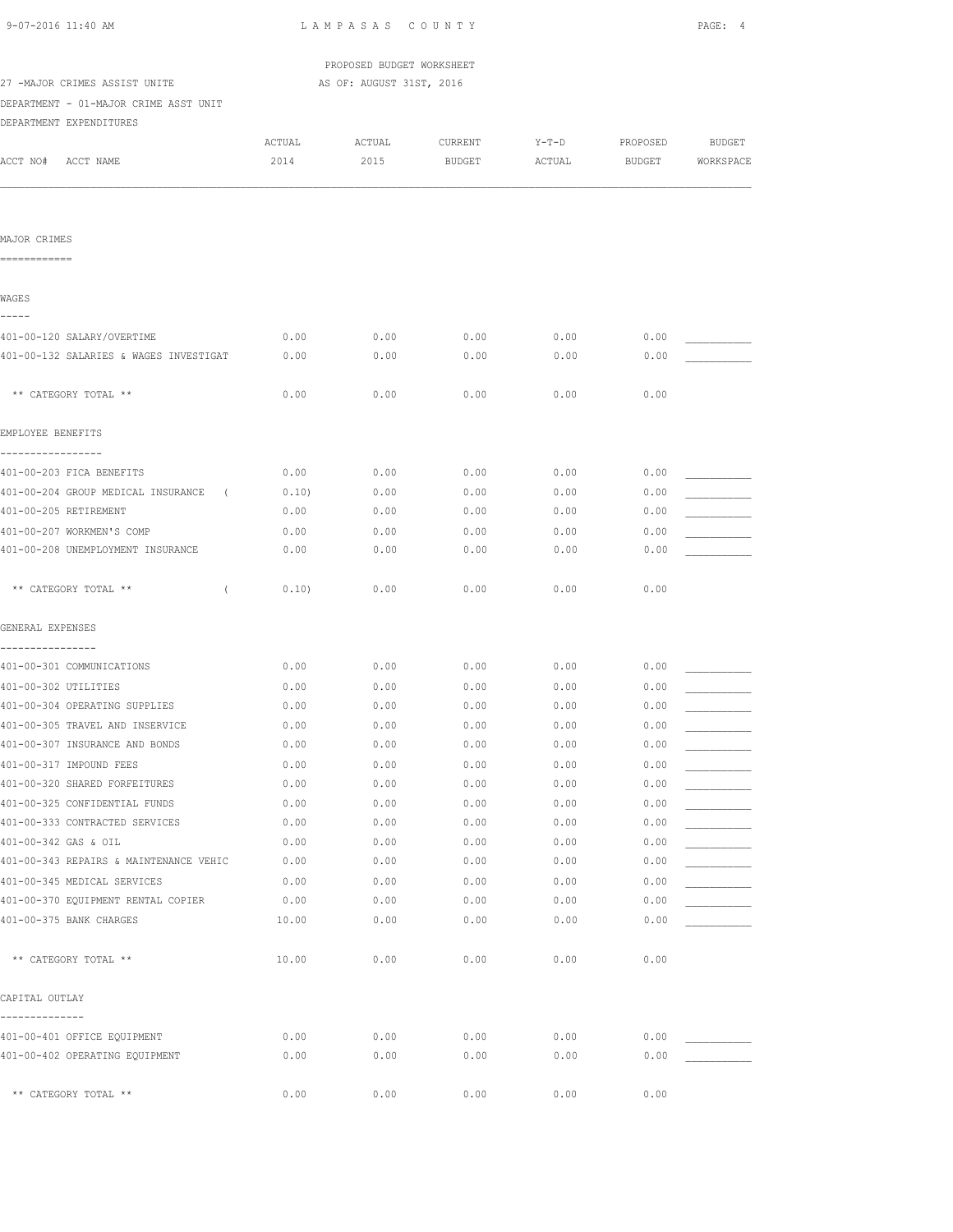PROPOSED BUDGET WORKSHEET

27 -MAJOR CRIMES ASSIST UNITE AS OF: AUGUST 31ST, 2016

DEPARTMENT - 01-MAJOR CRIME ASST UNIT

DEPARTMENT EXPENDITURES

| ACCT NO# ACCT NAME | ACTUAL 2014 | ACTUAL 2015 | CURRENT BUDGET | Y-T-D ACTUAL | PROPOSED BUDGET | BUDGET WORKSPACE |
|---|---|---|---|---|---|---|
| **MAJOR CRIMES** | | | | | | |
| **WAGES** | | | | | | |
| 401-00-120 SALARY/OVERTIME | 0.00 | 0.00 | 0.00 | 0.00 | 0.00 | ___________ |
| 401-00-132 SALARIES & WAGES INVESTIGAT | 0.00 | 0.00 | 0.00 | 0.00 | 0.00 | ___________ |
| ** CATEGORY TOTAL ** | 0.00 | 0.00 | 0.00 | 0.00 | 0.00 | |
| **EMPLOYEE BENEFITS** | | | | | | |
| 401-00-203 FICA BENEFITS | 0.00 | 0.00 | 0.00 | 0.00 | 0.00 | ___________ |
| 401-00-204 GROUP MEDICAL INSURANCE | ( 0.10) | 0.00 | 0.00 | 0.00 | 0.00 | ___________ |
| 401-00-205 RETIREMENT | 0.00 | 0.00 | 0.00 | 0.00 | 0.00 | ___________ |
| 401-00-207 WORKMEN'S COMP | 0.00 | 0.00 | 0.00 | 0.00 | 0.00 | ___________ |
| 401-00-208 UNEMPLOYMENT INSURANCE | 0.00 | 0.00 | 0.00 | 0.00 | 0.00 | ___________ |
| ** CATEGORY TOTAL ** | ( 0.10) | 0.00 | 0.00 | 0.00 | 0.00 | |
| **GENERAL EXPENSES** | | | | | | |
| 401-00-301 COMMUNICATIONS | 0.00 | 0.00 | 0.00 | 0.00 | 0.00 | ___________ |
| 401-00-302 UTILITIES | 0.00 | 0.00 | 0.00 | 0.00 | 0.00 | ___________ |
| 401-00-304 OPERATING SUPPLIES | 0.00 | 0.00 | 0.00 | 0.00 | 0.00 | ___________ |
| 401-00-305 TRAVEL AND INSERVICE | 0.00 | 0.00 | 0.00 | 0.00 | 0.00 | ___________ |
| 401-00-307 INSURANCE AND BONDS | 0.00 | 0.00 | 0.00 | 0.00 | 0.00 | ___________ |
| 401-00-317 IMPOUND FEES | 0.00 | 0.00 | 0.00 | 0.00 | 0.00 | ___________ |
| 401-00-320 SHARED FORFEITURES | 0.00 | 0.00 | 0.00 | 0.00 | 0.00 | ___________ |
| 401-00-325 CONFIDENTIAL FUNDS | 0.00 | 0.00 | 0.00 | 0.00 | 0.00 | ___________ |
| 401-00-333 CONTRACTED SERVICES | 0.00 | 0.00 | 0.00 | 0.00 | 0.00 | ___________ |
| 401-00-342 GAS & OIL | 0.00 | 0.00 | 0.00 | 0.00 | 0.00 | ___________ |
| 401-00-343 REPAIRS & MAINTENANCE VEHIC | 0.00 | 0.00 | 0.00 | 0.00 | 0.00 | ___________ |
| 401-00-345 MEDICAL SERVICES | 0.00 | 0.00 | 0.00 | 0.00 | 0.00 | ___________ |
| 401-00-370 EQUIPMENT RENTAL COPIER | 0.00 | 0.00 | 0.00 | 0.00 | 0.00 | ___________ |
| 401-00-375 BANK CHARGES | 10.00 | 0.00 | 0.00 | 0.00 | 0.00 | ___________ |
| ** CATEGORY TOTAL ** | 10.00 | 0.00 | 0.00 | 0.00 | 0.00 | |
| **CAPITAL OUTLAY** | | | | | | |
| 401-00-401 OFFICE EQUIPMENT | 0.00 | 0.00 | 0.00 | 0.00 | 0.00 | ___________ |
| 401-00-402 OPERATING EQUIPMENT | 0.00 | 0.00 | 0.00 | 0.00 | 0.00 | ___________ |
| ** CATEGORY TOTAL ** | 0.00 | 0.00 | 0.00 | 0.00 | 0.00 | |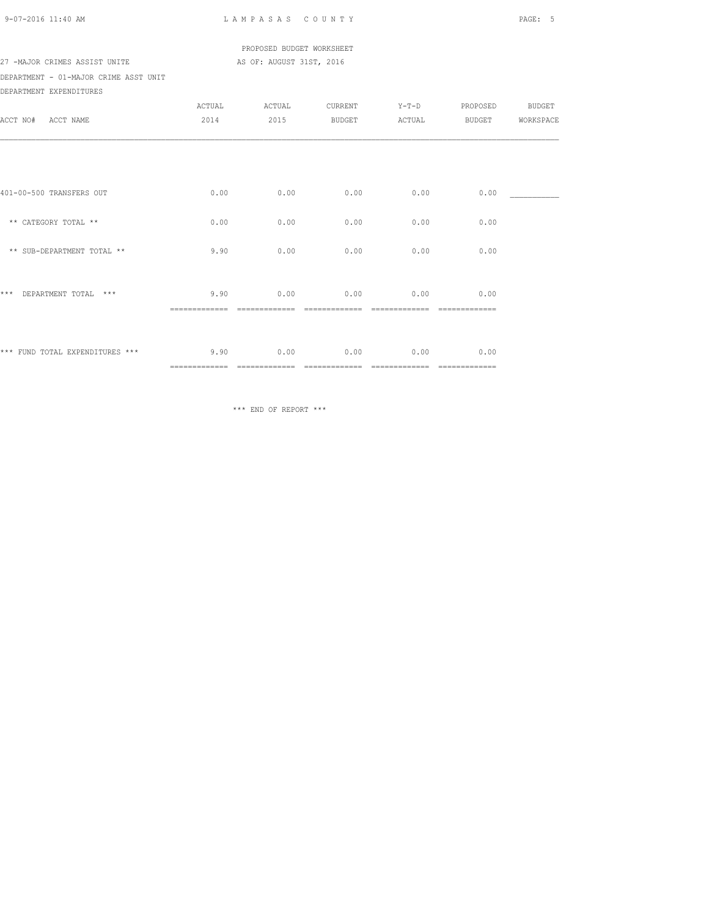PROPOSED BUDGET WORKSHEET

27 -MAJOR CRIMES ASSIST UNITE AS OF: AUGUST 31ST, 2016

DEPARTMENT - 01-MAJOR CRIME ASST UNIT

DEPARTMENT EXPENDITURES

| ACCT NO# ACCT NAME | ACTUAL 2014 | ACTUAL 2015 | CURRENT BUDGET | Y-T-D ACTUAL | PROPOSED BUDGET | BUDGET WORKSPACE |
|---|---|---|---|---|---|---|
| 401-00-500 TRANSFERS OUT | 0.00 | 0.00 | 0.00 | 0.00 | 0.00 | ___________ |
| ** CATEGORY TOTAL ** | 0.00 | 0.00 | 0.00 | 0.00 | 0.00 | |
| ** SUB-DEPARTMENT TOTAL ** | 9.90 | 0.00 | 0.00 | 0.00 | 0.00 | |
| *** DEPARTMENT TOTAL *** | 9.90 | 0.00 | 0.00 | 0.00 | 0.00 | |
| *** FUND TOTAL EXPENDITURES *** | 9.90 | 0.00 | 0.00 | 0.00 | 0.00 | |

*** END OF REPORT ***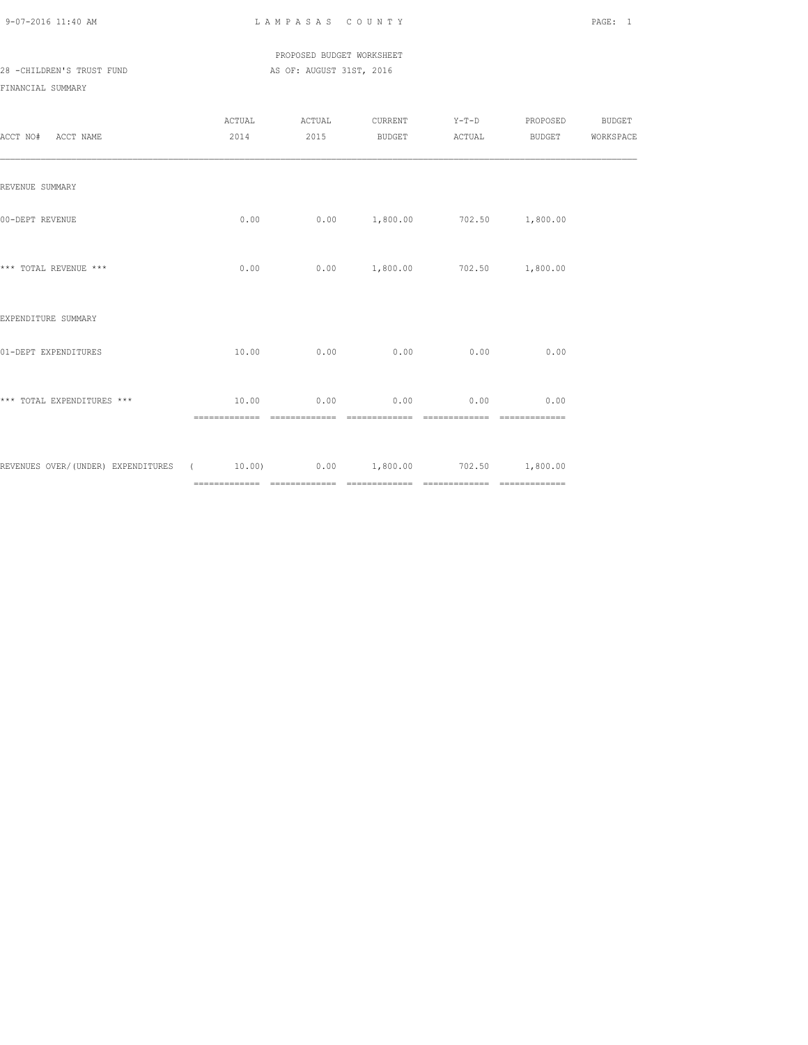PROPOSED BUDGET WORKSHEET

28 -CHILDREN'S TRUST FUND — AS OF: AUGUST 31ST, 2016

FINANCIAL SUMMARY

| ACCT NO# ACCT NAME | ACTUAL 2014 | ACTUAL 2015 | CURRENT BUDGET | Y-T-D ACTUAL | PROPOSED BUDGET | BUDGET WORKSPACE |
|---|---|---|---|---|---|---|
| REVENUE SUMMARY | | | | | | |
| 00-DEPT REVENUE | 0.00 | 0.00 | 1,800.00 | 702.50 | 1,800.00 | |
| *** TOTAL REVENUE *** | 0.00 | 0.00 | 1,800.00 | 702.50 | 1,800.00 | |
| EXPENDITURE SUMMARY | | | | | | |
| 01-DEPT EXPENDITURES | 10.00 | 0.00 | 0.00 | 0.00 | 0.00 | |
| *** TOTAL EXPENDITURES *** | 10.00 | 0.00 | 0.00 | 0.00 | 0.00 | |
| REVENUES OVER/(UNDER) EXPENDITURES | ( 10.00) | 0.00 | 1,800.00 | 702.50 | 1,800.00 | |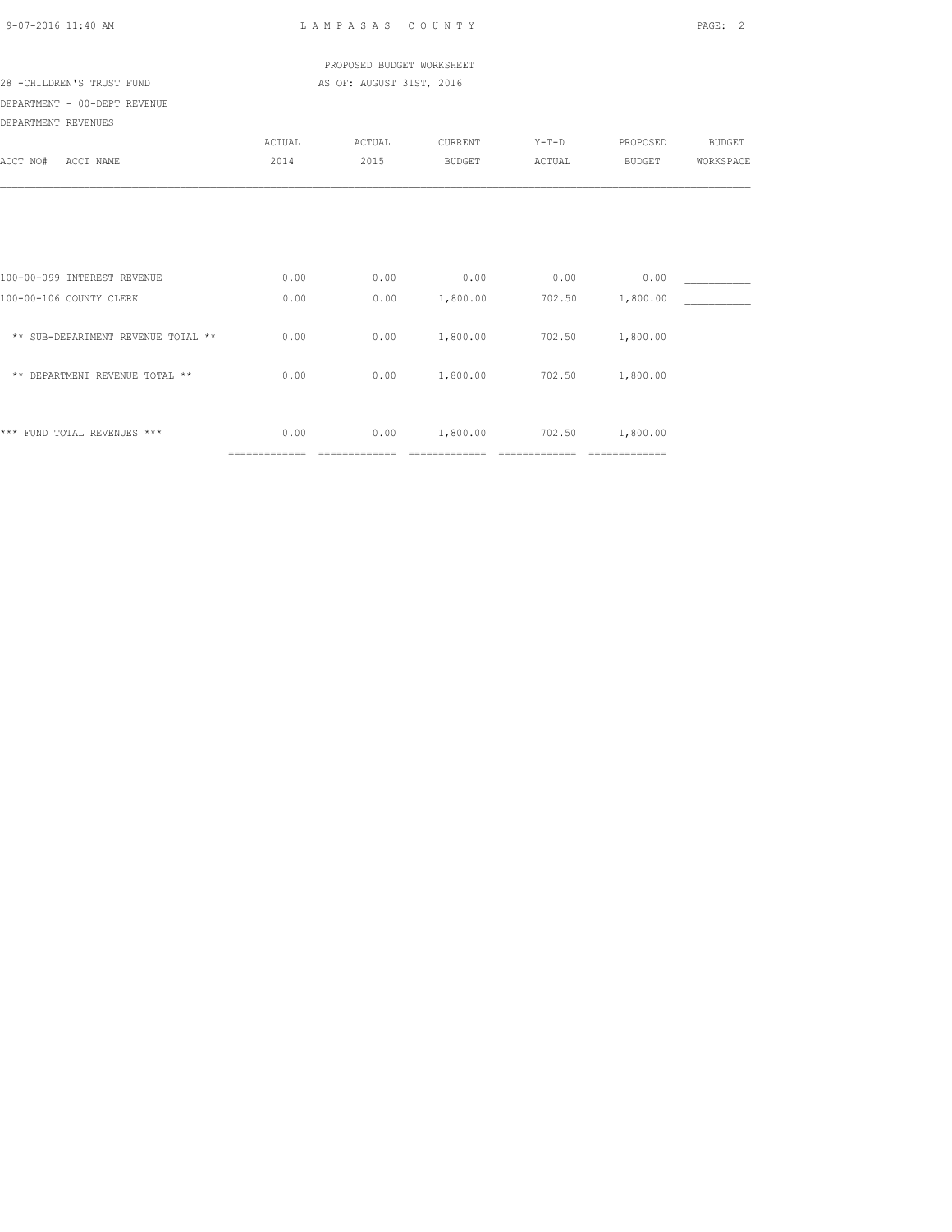LAMPASAS COUNTY

PROPOSED BUDGET WORKSHEET

28 -CHILDREN'S TRUST FUND AS OF: AUGUST 31ST, 2016

DEPARTMENT - 00-DEPT REVENUE

DEPARTMENT REVENUES

| ACCT NO# ACCT NAME | ACTUAL 2014 | ACTUAL 2015 | CURRENT BUDGET | Y-T-D ACTUAL | PROPOSED BUDGET | BUDGET WORKSPACE |
|---|---|---|---|---|---|---|
| 100-00-099 INTEREST REVENUE | 0.00 | 0.00 | 0.00 | 0.00 | 0.00 | ___________ |
| 100-00-106 COUNTY CLERK | 0.00 | 0.00 | 1,800.00 | 702.50 | 1,800.00 | ___________ |
| ** SUB-DEPARTMENT REVENUE TOTAL ** | 0.00 | 0.00 | 1,800.00 | 702.50 | 1,800.00 | |
| ** DEPARTMENT REVENUE TOTAL ** | 0.00 | 0.00 | 1,800.00 | 702.50 | 1,800.00 | |
| *** FUND TOTAL REVENUES *** | 0.00 | 0.00 | 1,800.00 | 702.50 | 1,800.00 | |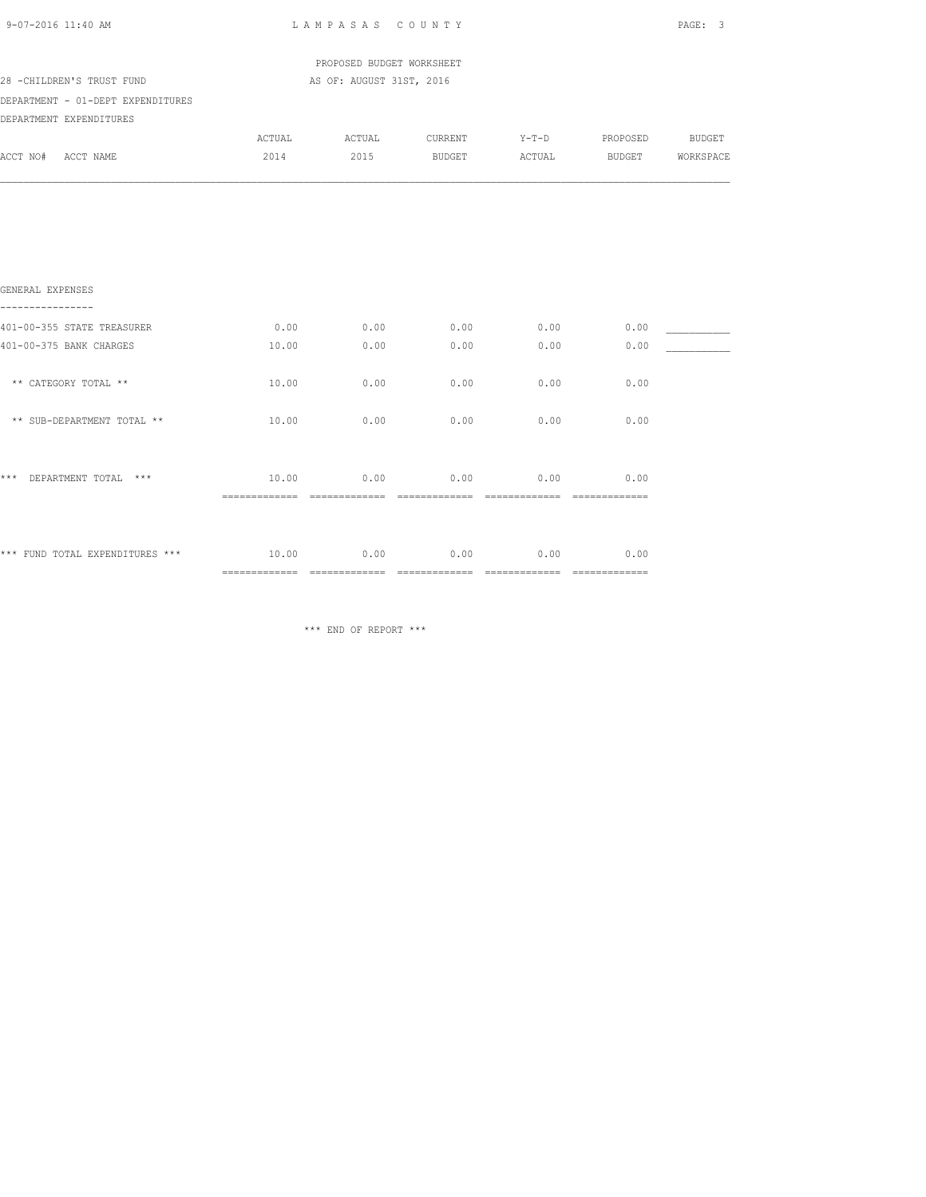LAMPASAS COUNTY

PROPOSED BUDGET WORKSHEET

28 -CHILDREN'S TRUST FUND — AS OF: AUGUST 31ST, 2016

DEPARTMENT - 01-DEPT EXPENDITURES

DEPARTMENT EXPENDITURES

| ACCT NO# ACCT NAME | ACTUAL 2014 | ACTUAL 2015 | CURRENT BUDGET | Y-T-D ACTUAL | PROPOSED BUDGET | BUDGET WORKSPACE |
|---|---|---|---|---|---|---|
| **GENERAL EXPENSES** | | | | | | |
| 401-00-355 STATE TREASURER | 0.00 | 0.00 | 0.00 | 0.00 | 0.00 | ___________ |
| 401-00-375 BANK CHARGES | 10.00 | 0.00 | 0.00 | 0.00 | 0.00 | ___________ |
| ** CATEGORY TOTAL ** | 10.00 | 0.00 | 0.00 | 0.00 | 0.00 | |
| ** SUB-DEPARTMENT TOTAL ** | 10.00 | 0.00 | 0.00 | 0.00 | 0.00 | |
| *** DEPARTMENT TOTAL *** | 10.00 | 0.00 | 0.00 | 0.00 | 0.00 | |
| *** FUND TOTAL EXPENDITURES *** | 10.00 | 0.00 | 0.00 | 0.00 | 0.00 | |

*** END OF REPORT ***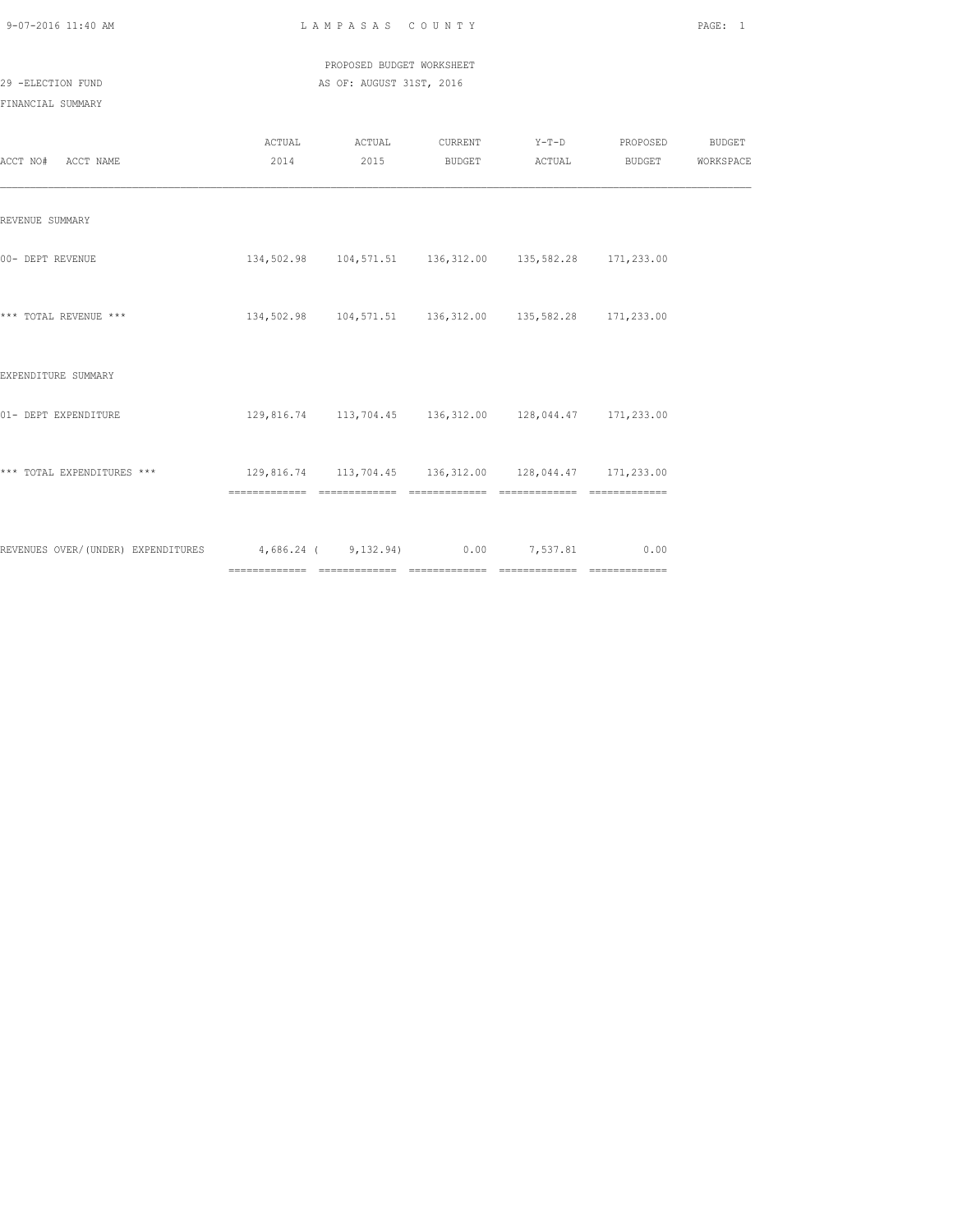PROPOSED BUDGET WORKSHEET

29 -ELECTION FUND — AS OF: AUGUST 31ST, 2016

FINANCIAL SUMMARY

| ACCT NO# ACCT NAME | ACTUAL 2014 | ACTUAL 2015 | CURRENT BUDGET | Y-T-D ACTUAL | PROPOSED BUDGET | BUDGET WORKSPACE |
|---|---|---|---|---|---|---|
| REVENUE SUMMARY | | | | | | |
| 00- DEPT REVENUE | 134,502.98 | 104,571.51 | 136,312.00 | 135,582.28 | 171,233.00 | |
| *** TOTAL REVENUE *** | 134,502.98 | 104,571.51 | 136,312.00 | 135,582.28 | 171,233.00 | |
| EXPENDITURE SUMMARY | | | | | | |
| 01- DEPT EXPENDITURE | 129,816.74 | 113,704.45 | 136,312.00 | 128,044.47 | 171,233.00 | |
| *** TOTAL EXPENDITURES *** | 129,816.74 | 113,704.45 | 136,312.00 | 128,044.47 | 171,233.00 | |
| REVENUES OVER/(UNDER) EXPENDITURES | 4,686.24 | ( 9,132.94) | 0.00 | 7,537.81 | 0.00 | |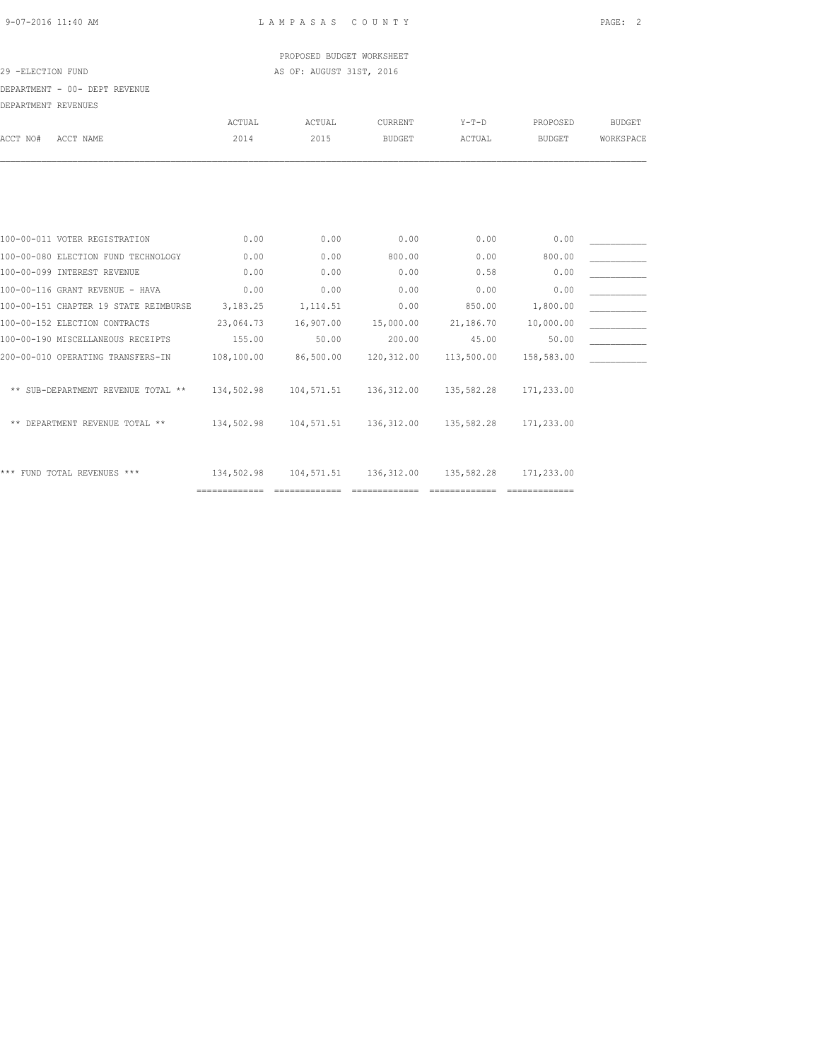LAMPASAS COUNTY

PROPOSED BUDGET WORKSHEET

29 -ELECTION FUND

AS OF: AUGUST 31ST, 2016

DEPARTMENT - 00- DEPT REVENUE

DEPARTMENT REVENUES

| ACCT NO# ACCT NAME | ACTUAL 2014 | ACTUAL 2015 | CURRENT BUDGET | Y-T-D ACTUAL | PROPOSED BUDGET | BUDGET WORKSPACE |
|---|---|---|---|---|---|---|
| 100-00-011 VOTER REGISTRATION | 0.00 | 0.00 | 0.00 | 0.00 | 0.00 | ___________ |
| 100-00-080 ELECTION FUND TECHNOLOGY | 0.00 | 0.00 | 800.00 | 0.00 | 800.00 | ___________ |
| 100-00-099 INTEREST REVENUE | 0.00 | 0.00 | 0.00 | 0.58 | 0.00 | ___________ |
| 100-00-116 GRANT REVENUE - HAVA | 0.00 | 0.00 | 0.00 | 0.00 | 0.00 | ___________ |
| 100-00-151 CHAPTER 19 STATE REIMBURSE | 3,183.25 | 1,114.51 | 0.00 | 850.00 | 1,800.00 | ___________ |
| 100-00-152 ELECTION CONTRACTS | 23,064.73 | 16,907.00 | 15,000.00 | 21,186.70 | 10,000.00 | ___________ |
| 100-00-190 MISCELLANEOUS RECEIPTS | 155.00 | 50.00 | 200.00 | 45.00 | 50.00 | ___________ |
| 200-00-010 OPERATING TRANSFERS-IN | 108,100.00 | 86,500.00 | 120,312.00 | 113,500.00 | 158,583.00 | ___________ |
| ** SUB-DEPARTMENT REVENUE TOTAL ** | 134,502.98 | 104,571.51 | 136,312.00 | 135,582.28 | 171,233.00 | |
| ** DEPARTMENT REVENUE TOTAL ** | 134,502.98 | 104,571.51 | 136,312.00 | 135,582.28 | 171,233.00 | |
| *** FUND TOTAL REVENUES *** | 134,502.98 | 104,571.51 | 136,312.00 | 135,582.28 | 171,233.00 | |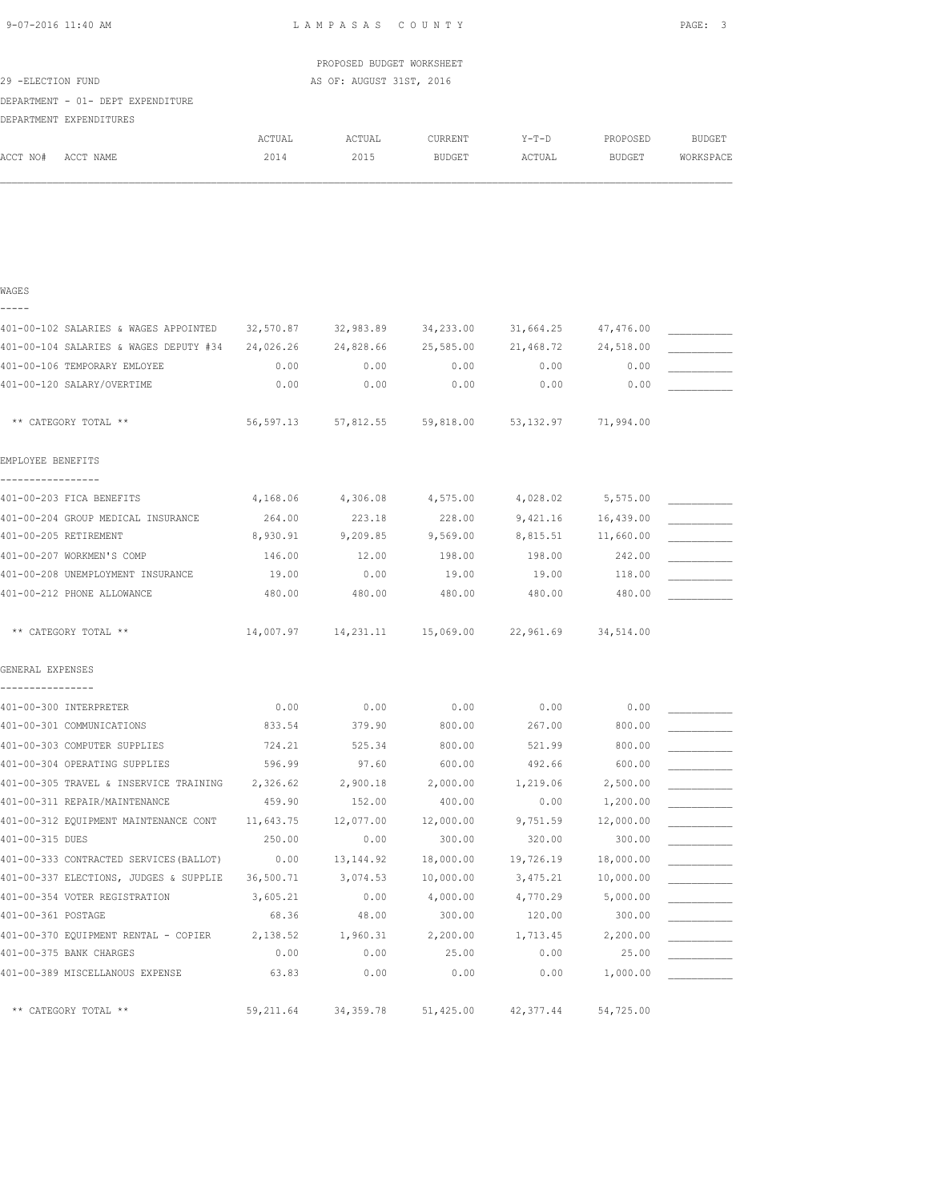PROPOSED BUDGET WORKSHEET

29 -ELECTION FUND — AS OF: AUGUST 31ST, 2016

DEPARTMENT - 01- DEPT EXPENDITURE

DEPARTMENT EXPENDITURES

| ACCT NO# ACCT NAME | ACTUAL 2014 | ACTUAL 2015 | CURRENT BUDGET | Y-T-D ACTUAL | PROPOSED BUDGET | BUDGET WORKSPACE |
|---|---|---|---|---|---|---|
| **WAGES** | | | | | | |
| 401-00-102 SALARIES & WAGES APPOINTED | 32,570.87 | 32,983.89 | 34,233.00 | 31,664.25 | 47,476.00 | ___________ |
| 401-00-104 SALARIES & WAGES DEPUTY #34 | 24,026.26 | 24,828.66 | 25,585.00 | 21,468.72 | 24,518.00 | ___________ |
| 401-00-106 TEMPORARY EMLOYEE | 0.00 | 0.00 | 0.00 | 0.00 | 0.00 | ___________ |
| 401-00-120 SALARY/OVERTIME | 0.00 | 0.00 | 0.00 | 0.00 | 0.00 | ___________ |
| ** CATEGORY TOTAL ** | 56,597.13 | 57,812.55 | 59,818.00 | 53,132.97 | 71,994.00 | |
| **EMPLOYEE BENEFITS** | | | | | | |
| 401-00-203 FICA BENEFITS | 4,168.06 | 4,306.08 | 4,575.00 | 4,028.02 | 5,575.00 | ___________ |
| 401-00-204 GROUP MEDICAL INSURANCE | 264.00 | 223.18 | 228.00 | 9,421.16 | 16,439.00 | ___________ |
| 401-00-205 RETIREMENT | 8,930.91 | 9,209.85 | 9,569.00 | 8,815.51 | 11,660.00 | ___________ |
| 401-00-207 WORKMEN'S COMP | 146.00 | 12.00 | 198.00 | 198.00 | 242.00 | ___________ |
| 401-00-208 UNEMPLOYMENT INSURANCE | 19.00 | 0.00 | 19.00 | 19.00 | 118.00 | ___________ |
| 401-00-212 PHONE ALLOWANCE | 480.00 | 480.00 | 480.00 | 480.00 | 480.00 | ___________ |
| ** CATEGORY TOTAL ** | 14,007.97 | 14,231.11 | 15,069.00 | 22,961.69 | 34,514.00 | |
| **GENERAL EXPENSES** | | | | | | |
| 401-00-300 INTERPRETER | 0.00 | 0.00 | 0.00 | 0.00 | 0.00 | ___________ |
| 401-00-301 COMMUNICATIONS | 833.54 | 379.90 | 800.00 | 267.00 | 800.00 | ___________ |
| 401-00-303 COMPUTER SUPPLIES | 724.21 | 525.34 | 800.00 | 521.99 | 800.00 | ___________ |
| 401-00-304 OPERATING SUPPLIES | 596.99 | 97.60 | 600.00 | 492.66 | 600.00 | ___________ |
| 401-00-305 TRAVEL & INSERVICE TRAINING | 2,326.62 | 2,900.18 | 2,000.00 | 1,219.06 | 2,500.00 | ___________ |
| 401-00-311 REPAIR/MAINTENANCE | 459.90 | 152.00 | 400.00 | 0.00 | 1,200.00 | ___________ |
| 401-00-312 EQUIPMENT MAINTENANCE CONT | 11,643.75 | 12,077.00 | 12,000.00 | 9,751.59 | 12,000.00 | ___________ |
| 401-00-315 DUES | 250.00 | 0.00 | 300.00 | 320.00 | 300.00 | ___________ |
| 401-00-333 CONTRACTED SERVICES(BALLOT) | 0.00 | 13,144.92 | 18,000.00 | 19,726.19 | 18,000.00 | ___________ |
| 401-00-337 ELECTIONS, JUDGES & SUPPLIE | 36,500.71 | 3,074.53 | 10,000.00 | 3,475.21 | 10,000.00 | ___________ |
| 401-00-354 VOTER REGISTRATION | 3,605.21 | 0.00 | 4,000.00 | 4,770.29 | 5,000.00 | ___________ |
| 401-00-361 POSTAGE | 68.36 | 48.00 | 300.00 | 120.00 | 300.00 | ___________ |
| 401-00-370 EQUIPMENT RENTAL - COPIER | 2,138.52 | 1,960.31 | 2,200.00 | 1,713.45 | 2,200.00 | ___________ |
| 401-00-375 BANK CHARGES | 0.00 | 0.00 | 25.00 | 0.00 | 25.00 | ___________ |
| 401-00-389 MISCELLANOUS EXPENSE | 63.83 | 0.00 | 0.00 | 0.00 | 1,000.00 | ___________ |
| ** CATEGORY TOTAL ** | 59,211.64 | 34,359.78 | 51,425.00 | 42,377.44 | 54,725.00 | |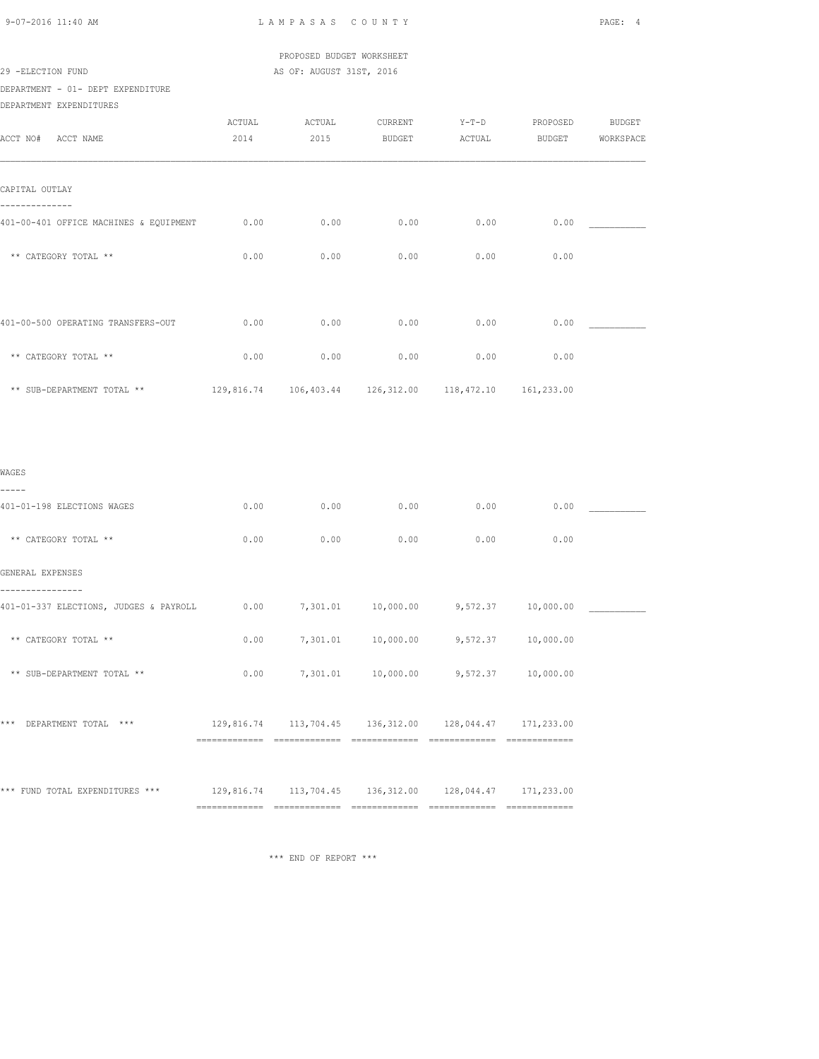LAMPASAS COUNTY

PROPOSED BUDGET WORKSHEET
AS OF: AUGUST 31ST, 2016

29 -ELECTION FUND
DEPARTMENT - 01- DEPT EXPENDITURE
DEPARTMENT EXPENDITURES

| ACCT NO# ACCT NAME | ACTUAL 2014 | ACTUAL 2015 | CURRENT BUDGET | Y-T-D ACTUAL | PROPOSED BUDGET | BUDGET WORKSPACE |
|---|---|---|---|---|---|---|
| **CAPITAL OUTLAY** | | | | | | |
| 401-00-401 OFFICE MACHINES & EQUIPMENT | 0.00 | 0.00 | 0.00 | 0.00 | 0.00 | ___________ |
| ** CATEGORY TOTAL ** | 0.00 | 0.00 | 0.00 | 0.00 | 0.00 | |
| 401-00-500 OPERATING TRANSFERS-OUT | 0.00 | 0.00 | 0.00 | 0.00 | 0.00 | ___________ |
| ** CATEGORY TOTAL ** | 0.00 | 0.00 | 0.00 | 0.00 | 0.00 | |
| ** SUB-DEPARTMENT TOTAL ** | 129,816.74 | 106,403.44 | 126,312.00 | 118,472.10 | 161,233.00 | |
| **WAGES** | | | | | | |
| 401-01-198 ELECTIONS WAGES | 0.00 | 0.00 | 0.00 | 0.00 | 0.00 | ___________ |
| ** CATEGORY TOTAL ** | 0.00 | 0.00 | 0.00 | 0.00 | 0.00 | |
| **GENERAL EXPENSES** | | | | | | |
| 401-01-337 ELECTIONS, JUDGES & PAYROLL | 0.00 | 7,301.01 | 10,000.00 | 9,572.37 | 10,000.00 | ___________ |
| ** CATEGORY TOTAL ** | 0.00 | 7,301.01 | 10,000.00 | 9,572.37 | 10,000.00 | |
| ** SUB-DEPARTMENT TOTAL ** | 0.00 | 7,301.01 | 10,000.00 | 9,572.37 | 10,000.00 | |
| *** DEPARTMENT TOTAL *** | 129,816.74 | 113,704.45 | 136,312.00 | 128,044.47 | 171,233.00 | |
| *** FUND TOTAL EXPENDITURES *** | 129,816.74 | 113,704.45 | 136,312.00 | 128,044.47 | 171,233.00 | |

*** END OF REPORT ***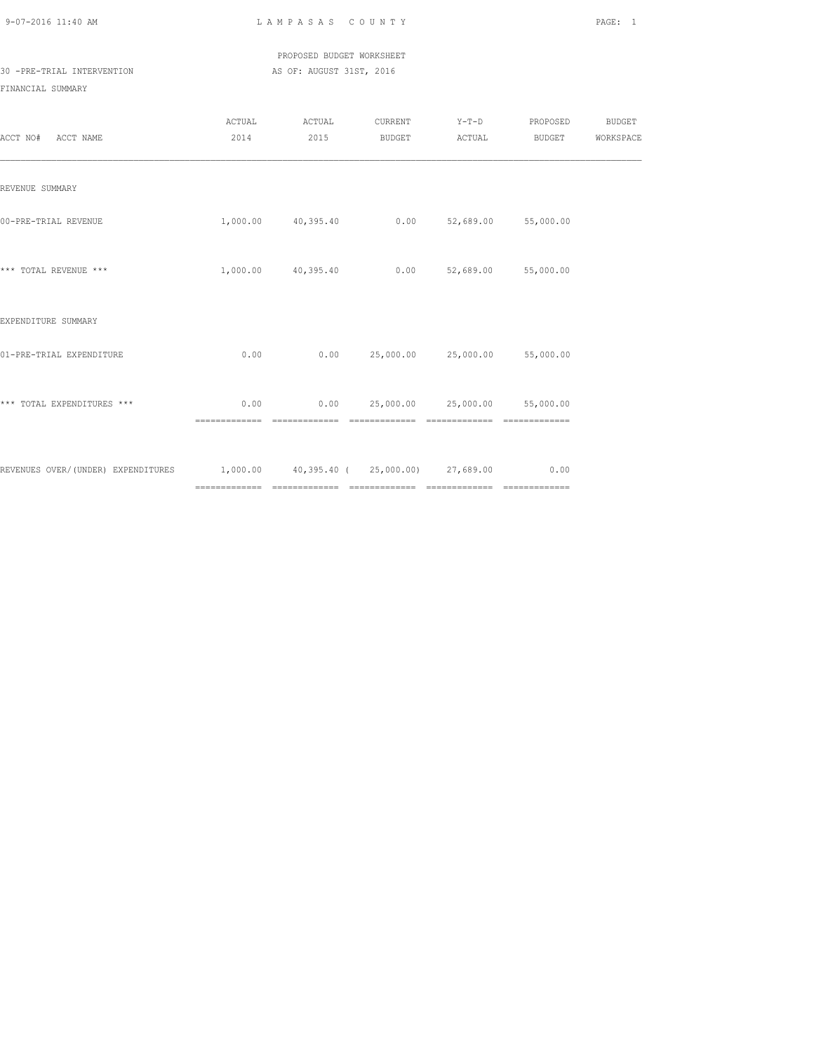LAMPASAS COUNTY

PROPOSED BUDGET WORKSHEET

30 -PRE-TRIAL INTERVENTION AS OF: AUGUST 31ST, 2016

FINANCIAL SUMMARY

| ACCT NO# ACCT NAME | ACTUAL 2014 | ACTUAL 2015 | CURRENT BUDGET | Y-T-D ACTUAL | PROPOSED BUDGET | BUDGET WORKSPACE |
|---|---|---|---|---|---|---|
| REVENUE SUMMARY | | | | | | |
| 00-PRE-TRIAL REVENUE | 1,000.00 | 40,395.40 | 0.00 | 52,689.00 | 55,000.00 | |
| *** TOTAL REVENUE *** | 1,000.00 | 40,395.40 | 0.00 | 52,689.00 | 55,000.00 | |
| EXPENDITURE SUMMARY | | | | | | |
| 01-PRE-TRIAL EXPENDITURE | 0.00 | 0.00 | 25,000.00 | 25,000.00 | 55,000.00 | |
| *** TOTAL EXPENDITURES *** | 0.00 | 0.00 | 25,000.00 | 25,000.00 | 55,000.00 | |
| REVENUES OVER/(UNDER) EXPENDITURES | 1,000.00 | 40,395.40 | ( 25,000.00) | 27,689.00 | 0.00 | |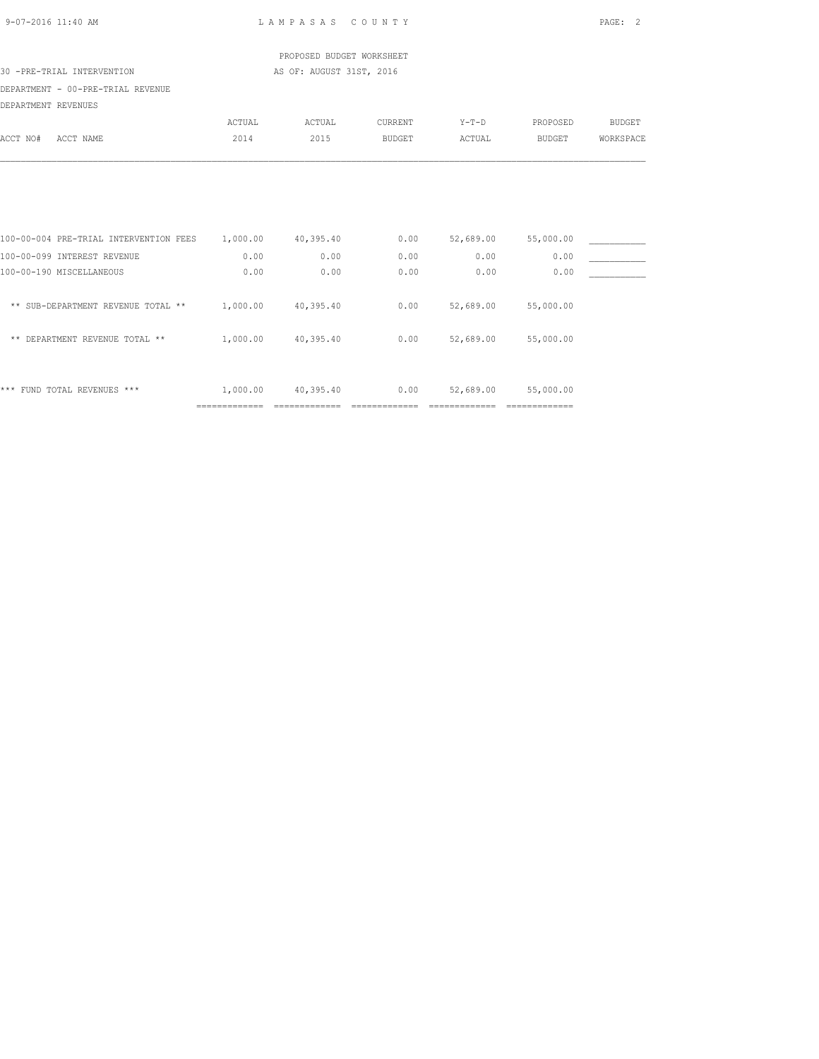LAMPASAS COUNTY

PROPOSED BUDGET WORKSHEET

30 -PRE-TRIAL INTERVENTION AS OF: AUGUST 31ST, 2016

DEPARTMENT - 00-PRE-TRIAL REVENUE

DEPARTMENT REVENUES

| ACCT NO# ACCT NAME | ACTUAL 2014 | ACTUAL 2015 | CURRENT BUDGET | Y-T-D ACTUAL | PROPOSED BUDGET | BUDGET WORKSPACE |
|---|---|---|---|---|---|---|
| 100-00-004 PRE-TRIAL INTERVENTION FEES | 1,000.00 | 40,395.40 | 0.00 | 52,689.00 | 55,000.00 | ___________ |
| 100-00-099 INTEREST REVENUE | 0.00 | 0.00 | 0.00 | 0.00 | 0.00 | ___________ |
| 100-00-190 MISCELLANEOUS | 0.00 | 0.00 | 0.00 | 0.00 | 0.00 | ___________ |
| ** SUB-DEPARTMENT REVENUE TOTAL ** | 1,000.00 | 40,395.40 | 0.00 | 52,689.00 | 55,000.00 | |
| ** DEPARTMENT REVENUE TOTAL ** | 1,000.00 | 40,395.40 | 0.00 | 52,689.00 | 55,000.00 | |
| *** FUND TOTAL REVENUES *** | 1,000.00 | 40,395.40 | 0.00 | 52,689.00 | 55,000.00 | |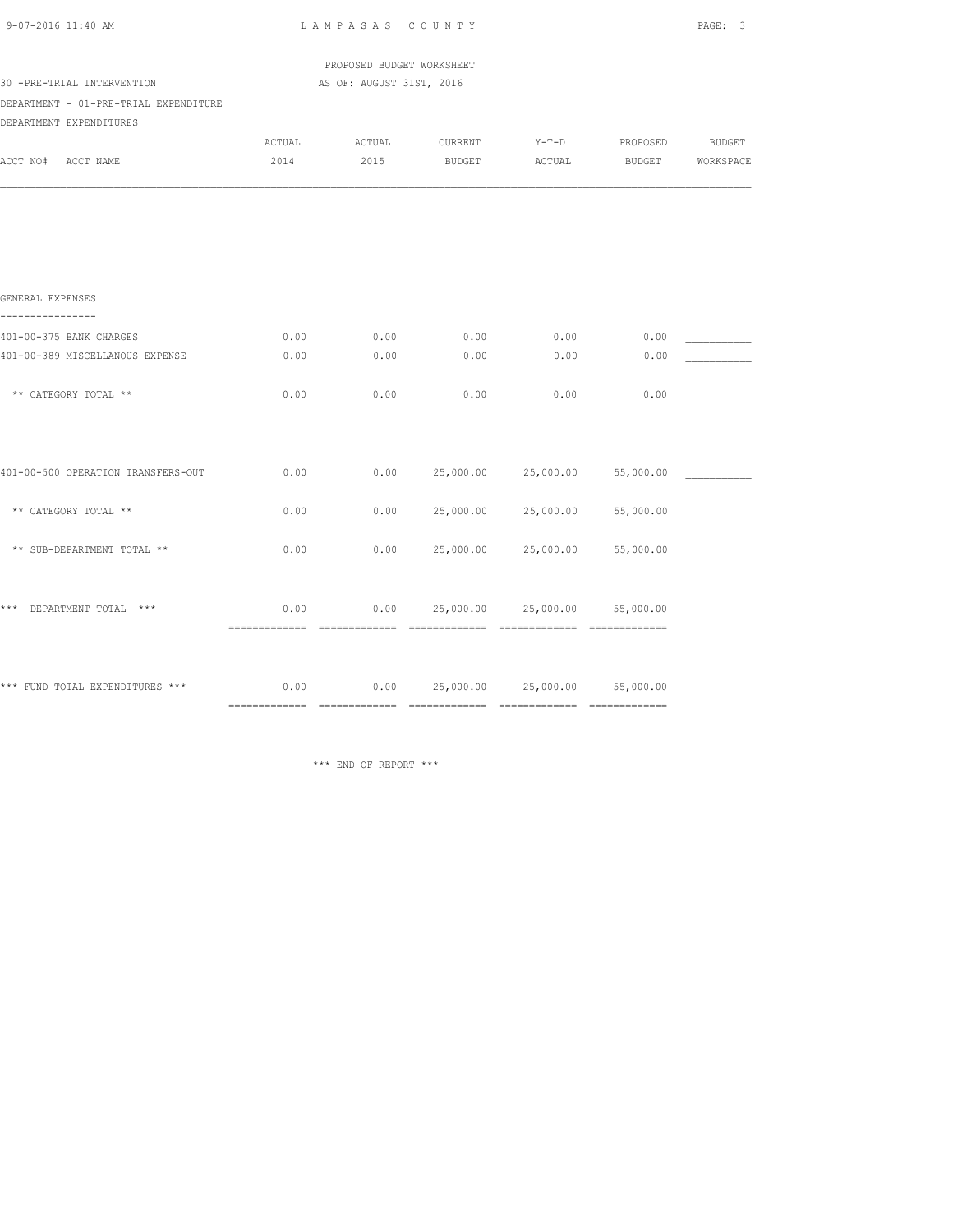LAMPASAS COUNTY

PROPOSED BUDGET WORKSHEET

30 -PRE-TRIAL INTERVENTION — AS OF: AUGUST 31ST, 2016

DEPARTMENT - 01-PRE-TRIAL EXPENDITURE

DEPARTMENT EXPENDITURES

| ACCT NO# ACCT NAME | ACTUAL 2014 | ACTUAL 2015 | CURRENT BUDGET | Y-T-D ACTUAL | PROPOSED BUDGET | BUDGET WORKSPACE |
|---|---|---|---|---|---|---|
| **GENERAL EXPENSES** | | | | | | |
| 401-00-375 BANK CHARGES | 0.00 | 0.00 | 0.00 | 0.00 | 0.00 | __________ |
| 401-00-389 MISCELLANOUS EXPENSE | 0.00 | 0.00 | 0.00 | 0.00 | 0.00 | __________ |
| ** CATEGORY TOTAL ** | 0.00 | 0.00 | 0.00 | 0.00 | 0.00 | |
| 401-00-500 OPERATION TRANSFERS-OUT | 0.00 | 0.00 | 25,000.00 | 25,000.00 | 55,000.00 | __________ |
| ** CATEGORY TOTAL ** | 0.00 | 0.00 | 25,000.00 | 25,000.00 | 55,000.00 | |
| ** SUB-DEPARTMENT TOTAL ** | 0.00 | 0.00 | 25,000.00 | 25,000.00 | 55,000.00 | |
| *** DEPARTMENT TOTAL *** | 0.00 | 0.00 | 25,000.00 | 25,000.00 | 55,000.00 | |
| *** FUND TOTAL EXPENDITURES *** | 0.00 | 0.00 | 25,000.00 | 25,000.00 | 55,000.00 | |

*** END OF REPORT ***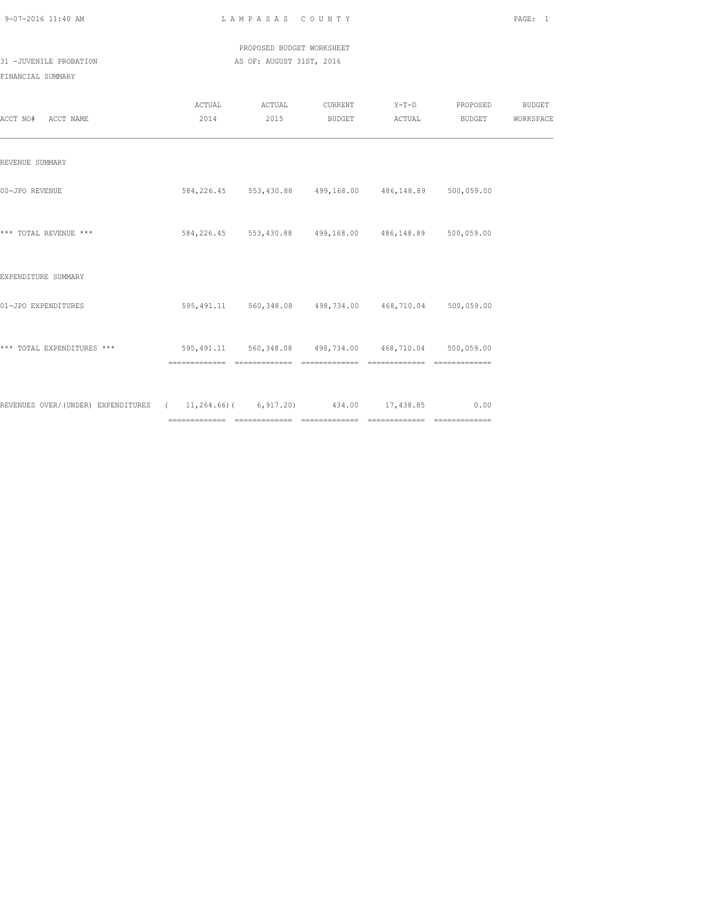PROPOSED BUDGET WORKSHEET

31 -JUVENILE PROBATION AS OF: AUGUST 31ST, 2016

FINANCIAL SUMMARY

| ACCT NO# ACCT NAME | ACTUAL 2014 | ACTUAL 2015 | CURRENT BUDGET | Y-T-D ACTUAL | PROPOSED BUDGET | BUDGET WORKSPACE |
|---|---|---|---|---|---|---|
| REVENUE SUMMARY | | | | | | |
| 00-JPO REVENUE | 584,226.45 | 553,430.88 | 499,168.00 | 486,148.89 | 500,059.00 | |
| *** TOTAL REVENUE *** | 584,226.45 | 553,430.88 | 499,168.00 | 486,148.89 | 500,059.00 | |
| EXPENDITURE SUMMARY | | | | | | |
| 01-JPO EXPENDITURES | 595,491.11 | 560,348.08 | 498,734.00 | 468,710.04 | 500,059.00 | |
| *** TOTAL EXPENDITURES *** | 595,491.11 | 560,348.08 | 498,734.00 | 468,710.04 | 500,059.00 | |
| REVENUES OVER/(UNDER) EXPENDITURES | ( 11,264.66) | ( 6,917.20) | 434.00 | 17,438.85 | 0.00 | |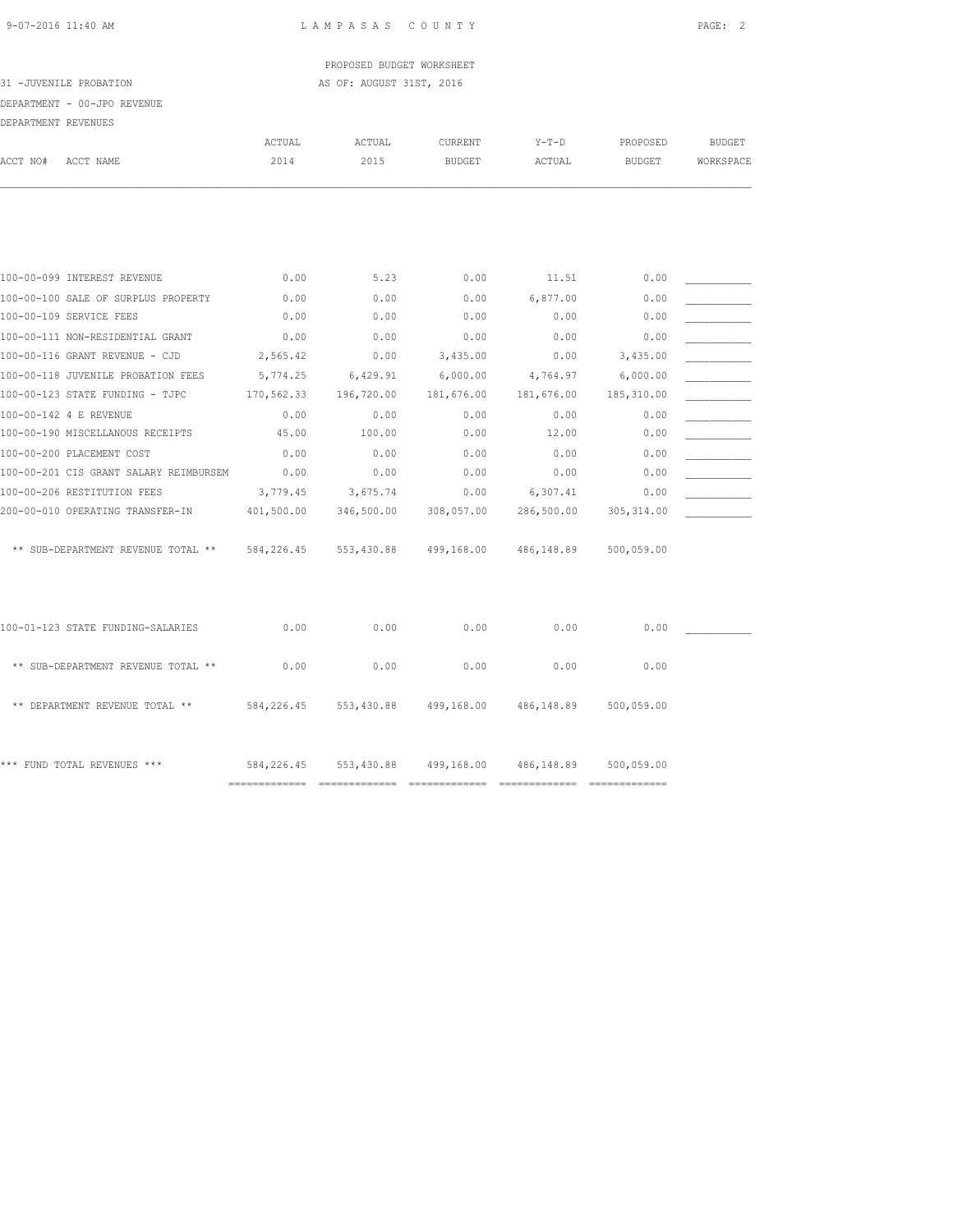PROPOSED BUDGET WORKSHEET

31 -JUVENILE PROBATION AS OF: AUGUST 31ST, 2016

DEPARTMENT - 00-JPO REVENUE

DEPARTMENT REVENUES

| ACCT NO# ACCT NAME | ACTUAL 2014 | ACTUAL 2015 | CURRENT BUDGET | Y-T-D ACTUAL | PROPOSED BUDGET | BUDGET WORKSPACE |
|---|---|---|---|---|---|---|
| 100-00-099 INTEREST REVENUE | 0.00 | 5.23 | 0.00 | 11.51 | 0.00 | ___________ |
| 100-00-100 SALE OF SURPLUS PROPERTY | 0.00 | 0.00 | 0.00 | 6,877.00 | 0.00 | ___________ |
| 100-00-109 SERVICE FEES | 0.00 | 0.00 | 0.00 | 0.00 | 0.00 | ___________ |
| 100-00-111 NON-RESIDENTIAL GRANT | 0.00 | 0.00 | 0.00 | 0.00 | 0.00 | ___________ |
| 100-00-116 GRANT REVENUE - CJD | 2,565.42 | 0.00 | 3,435.00 | 0.00 | 3,435.00 | ___________ |
| 100-00-118 JUVENILE PROBATION FEES | 5,774.25 | 6,429.91 | 6,000.00 | 4,764.97 | 6,000.00 | ___________ |
| 100-00-123 STATE FUNDING - TJPC | 170,562.33 | 196,720.00 | 181,676.00 | 181,676.00 | 185,310.00 | ___________ |
| 100-00-142 4 E REVENUE | 0.00 | 0.00 | 0.00 | 0.00 | 0.00 | ___________ |
| 100-00-190 MISCELLANOUS RECEIPTS | 45.00 | 100.00 | 0.00 | 12.00 | 0.00 | ___________ |
| 100-00-200 PLACEMENT COST | 0.00 | 0.00 | 0.00 | 0.00 | 0.00 | ___________ |
| 100-00-201 CIS GRANT SALARY REIMBURSEM | 0.00 | 0.00 | 0.00 | 0.00 | 0.00 | ___________ |
| 100-00-206 RESTITUTION FEES | 3,779.45 | 3,675.74 | 0.00 | 6,307.41 | 0.00 | ___________ |
| 200-00-010 OPERATING TRANSFER-IN | 401,500.00 | 346,500.00 | 308,057.00 | 286,500.00 | 305,314.00 | ___________ |
| ** SUB-DEPARTMENT REVENUE TOTAL ** | 584,226.45 | 553,430.88 | 499,168.00 | 486,148.89 | 500,059.00 | |
| 100-01-123 STATE FUNDING-SALARIES | 0.00 | 0.00 | 0.00 | 0.00 | 0.00 | ___________ |
| ** SUB-DEPARTMENT REVENUE TOTAL ** | 0.00 | 0.00 | 0.00 | 0.00 | 0.00 | |
| ** DEPARTMENT REVENUE TOTAL ** | 584,226.45 | 553,430.88 | 499,168.00 | 486,148.89 | 500,059.00 | |
| *** FUND TOTAL REVENUES *** | 584,226.45 | 553,430.88 | 499,168.00 | 486,148.89 | 500,059.00 | |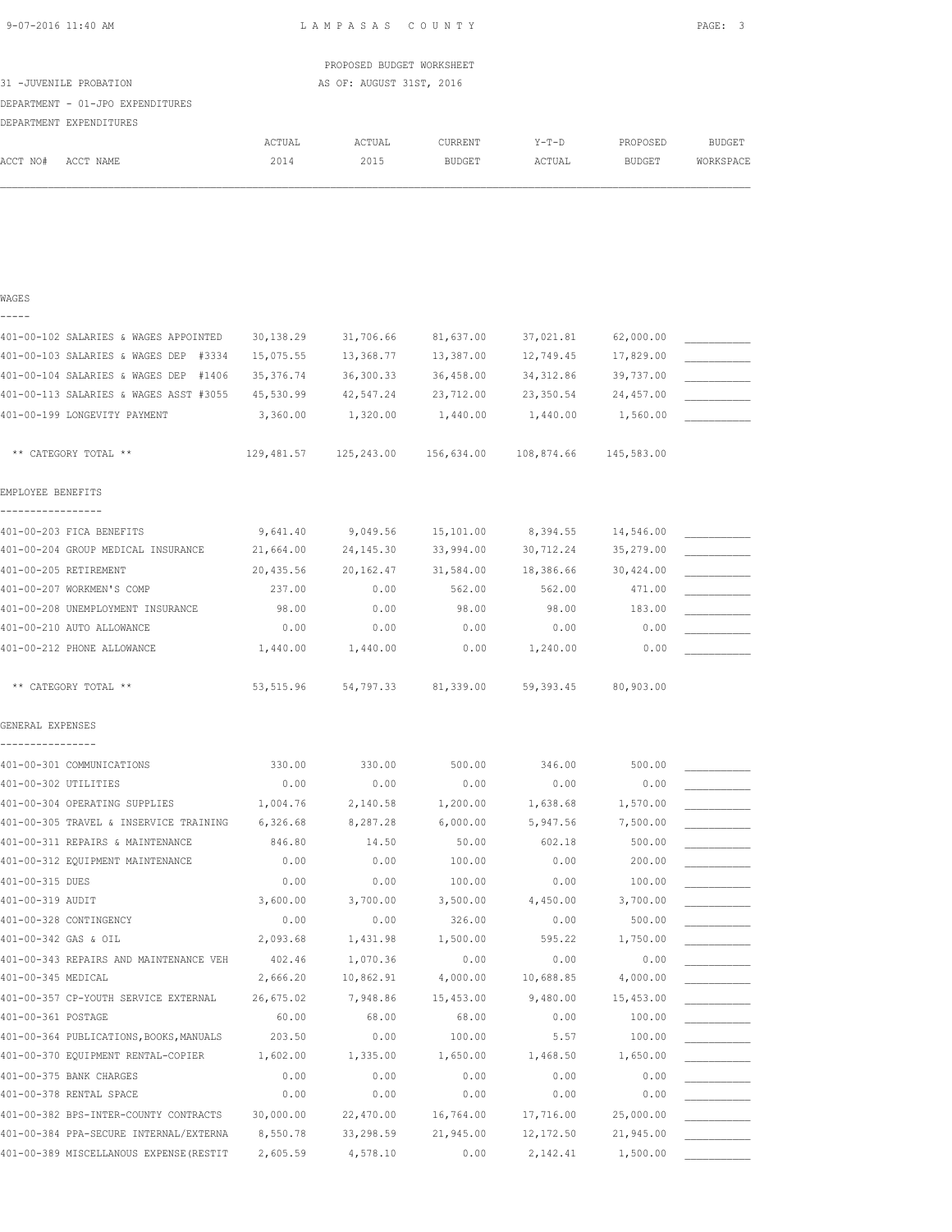PROPOSED BUDGET WORKSHEET

31 -JUVENILE PROBATION AS OF: AUGUST 31ST, 2016

DEPARTMENT - 01-JPO EXPENDITURES

DEPARTMENT EXPENDITURES

| ACCT NO# ACCT NAME | ACTUAL 2014 | ACTUAL 2015 | CURRENT BUDGET | Y-T-D ACTUAL | PROPOSED BUDGET | BUDGET WORKSPACE |
|---|---|---|---|---|---|---|
| **WAGES** | | | | | | |
| 401-00-102 SALARIES & WAGES APPOINTED | 30,138.29 | 31,706.66 | 81,637.00 | 37,021.81 | 62,000.00 | ___________ |
| 401-00-103 SALARIES & WAGES DEP #3334 | 15,075.55 | 13,368.77 | 13,387.00 | 12,749.45 | 17,829.00 | ___________ |
| 401-00-104 SALARIES & WAGES DEP #1406 | 35,376.74 | 36,300.33 | 36,458.00 | 34,312.86 | 39,737.00 | ___________ |
| 401-00-113 SALARIES & WAGES ASST #3055 | 45,530.99 | 42,547.24 | 23,712.00 | 23,350.54 | 24,457.00 | ___________ |
| 401-00-199 LONGEVITY PAYMENT | 3,360.00 | 1,320.00 | 1,440.00 | 1,440.00 | 1,560.00 | ___________ |
| ** CATEGORY TOTAL ** | 129,481.57 | 125,243.00 | 156,634.00 | 108,874.66 | 145,583.00 | |
| **EMPLOYEE BENEFITS** | | | | | | |
| 401-00-203 FICA BENEFITS | 9,641.40 | 9,049.56 | 15,101.00 | 8,394.55 | 14,546.00 | ___________ |
| 401-00-204 GROUP MEDICAL INSURANCE | 21,664.00 | 24,145.30 | 33,994.00 | 30,712.24 | 35,279.00 | ___________ |
| 401-00-205 RETIREMENT | 20,435.56 | 20,162.47 | 31,584.00 | 18,386.66 | 30,424.00 | ___________ |
| 401-00-207 WORKMEN'S COMP | 237.00 | 0.00 | 562.00 | 562.00 | 471.00 | ___________ |
| 401-00-208 UNEMPLOYMENT INSURANCE | 98.00 | 0.00 | 98.00 | 98.00 | 183.00 | ___________ |
| 401-00-210 AUTO ALLOWANCE | 0.00 | 0.00 | 0.00 | 0.00 | 0.00 | ___________ |
| 401-00-212 PHONE ALLOWANCE | 1,440.00 | 1,440.00 | 0.00 | 1,240.00 | 0.00 | ___________ |
| ** CATEGORY TOTAL ** | 53,515.96 | 54,797.33 | 81,339.00 | 59,393.45 | 80,903.00 | |
| **GENERAL EXPENSES** | | | | | | |
| 401-00-301 COMMUNICATIONS | 330.00 | 330.00 | 500.00 | 346.00 | 500.00 | ___________ |
| 401-00-302 UTILITIES | 0.00 | 0.00 | 0.00 | 0.00 | 0.00 | ___________ |
| 401-00-304 OPERATING SUPPLIES | 1,004.76 | 2,140.58 | 1,200.00 | 1,638.68 | 1,570.00 | ___________ |
| 401-00-305 TRAVEL & INSERVICE TRAINING | 6,326.68 | 8,287.28 | 6,000.00 | 5,947.56 | 7,500.00 | ___________ |
| 401-00-311 REPAIRS & MAINTENANCE | 846.80 | 14.50 | 50.00 | 602.18 | 500.00 | ___________ |
| 401-00-312 EQUIPMENT MAINTENANCE | 0.00 | 0.00 | 100.00 | 0.00 | 200.00 | ___________ |
| 401-00-315 DUES | 0.00 | 0.00 | 100.00 | 0.00 | 100.00 | ___________ |
| 401-00-319 AUDIT | 3,600.00 | 3,700.00 | 3,500.00 | 4,450.00 | 3,700.00 | ___________ |
| 401-00-328 CONTINGENCY | 0.00 | 0.00 | 326.00 | 0.00 | 500.00 | ___________ |
| 401-00-342 GAS & OIL | 2,093.68 | 1,431.98 | 1,500.00 | 595.22 | 1,750.00 | ___________ |
| 401-00-343 REPAIRS AND MAINTENANCE VEH | 402.46 | 1,070.36 | 0.00 | 0.00 | 0.00 | ___________ |
| 401-00-345 MEDICAL | 2,666.20 | 10,862.91 | 4,000.00 | 10,688.85 | 4,000.00 | ___________ |
| 401-00-357 CP-YOUTH SERVICE EXTERNAL | 26,675.02 | 7,948.86 | 15,453.00 | 9,480.00 | 15,453.00 | ___________ |
| 401-00-361 POSTAGE | 60.00 | 68.00 | 68.00 | 0.00 | 100.00 | ___________ |
| 401-00-364 PUBLICATIONS,BOOKS,MANUALS | 203.50 | 0.00 | 100.00 | 5.57 | 100.00 | ___________ |
| 401-00-370 EQUIPMENT RENTAL-COPIER | 1,602.00 | 1,335.00 | 1,650.00 | 1,468.50 | 1,650.00 | ___________ |
| 401-00-375 BANK CHARGES | 0.00 | 0.00 | 0.00 | 0.00 | 0.00 | ___________ |
| 401-00-378 RENTAL SPACE | 0.00 | 0.00 | 0.00 | 0.00 | 0.00 | ___________ |
| 401-00-382 BPS-INTER-COUNTY CONTRACTS | 30,000.00 | 22,470.00 | 16,764.00 | 17,716.00 | 25,000.00 | ___________ |
| 401-00-384 PPA-SECURE INTERNAL/EXTERNA | 8,550.78 | 33,298.59 | 21,945.00 | 12,172.50 | 21,945.00 | ___________ |
| 401-00-389 MISCELLANOUS EXPENSE(RESTIT | 2,605.59 | 4,578.10 | 0.00 | 2,142.41 | 1,500.00 | ___________ |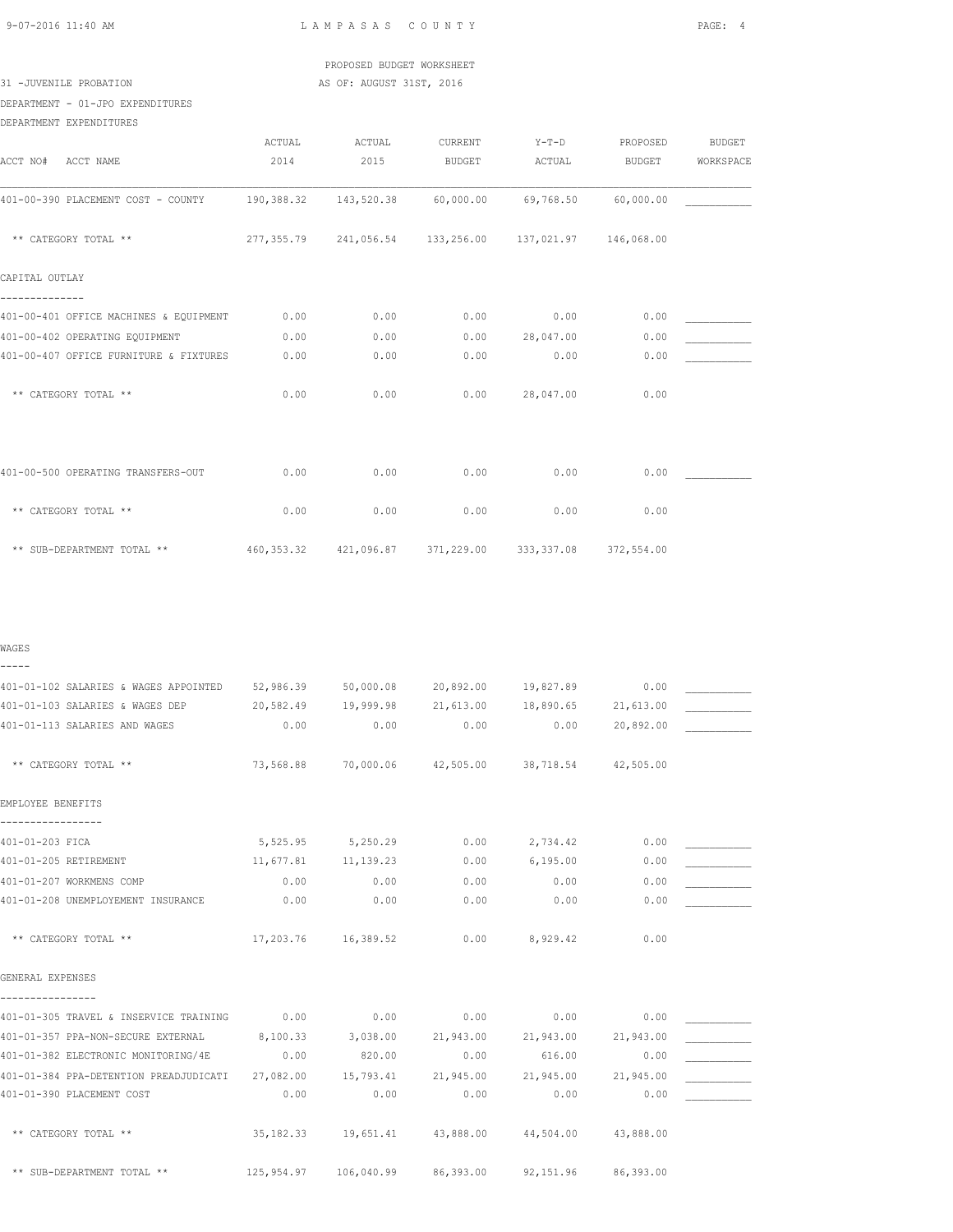PROPOSED BUDGET WORKSHEET

31 -JUVENILE PROBATION

AS OF: AUGUST 31ST, 2016

DEPARTMENT - 01-JPO EXPENDITURES

DEPARTMENT EXPENDITURES

| ACCT NO# ACCT NAME | ACTUAL 2014 | ACTUAL 2015 | CURRENT BUDGET | Y-T-D ACTUAL | PROPOSED BUDGET | BUDGET WORKSPACE |
|---|---|---|---|---|---|---|
| 401-00-390 PLACEMENT COST - COUNTY | 190,388.32 | 143,520.38 | 60,000.00 | 69,768.50 | 60,000.00 | ___________ |
| ** CATEGORY TOTAL ** | 277,355.79 | 241,056.54 | 133,256.00 | 137,021.97 | 146,068.00 | |
| CAPITAL OUTLAY | | | | | | |
| 401-00-401 OFFICE MACHINES & EQUIPMENT | 0.00 | 0.00 | 0.00 | 0.00 | 0.00 | ___________ |
| 401-00-402 OPERATING EQUIPMENT | 0.00 | 0.00 | 0.00 | 28,047.00 | 0.00 | ___________ |
| 401-00-407 OFFICE FURNITURE & FIXTURES | 0.00 | 0.00 | 0.00 | 0.00 | 0.00 | ___________ |
| ** CATEGORY TOTAL ** | 0.00 | 0.00 | 0.00 | 28,047.00 | 0.00 | |
| 401-00-500 OPERATING TRANSFERS-OUT | 0.00 | 0.00 | 0.00 | 0.00 | 0.00 | ___________ |
| ** CATEGORY TOTAL ** | 0.00 | 0.00 | 0.00 | 0.00 | 0.00 | |
| ** SUB-DEPARTMENT TOTAL ** | 460,353.32 | 421,096.87 | 371,229.00 | 333,337.08 | 372,554.00 | |
| WAGES | | | | | | |
| 401-01-102 SALARIES & WAGES APPOINTED | 52,986.39 | 50,000.08 | 20,892.00 | 19,827.89 | 0.00 | ___________ |
| 401-01-103 SALARIES & WAGES DEP | 20,582.49 | 19,999.98 | 21,613.00 | 18,890.65 | 21,613.00 | ___________ |
| 401-01-113 SALARIES AND WAGES | 0.00 | 0.00 | 0.00 | 0.00 | 20,892.00 | ___________ |
| ** CATEGORY TOTAL ** | 73,568.88 | 70,000.06 | 42,505.00 | 38,718.54 | 42,505.00 | |
| EMPLOYEE BENEFITS | | | | | | |
| 401-01-203 FICA | 5,525.95 | 5,250.29 | 0.00 | 2,734.42 | 0.00 | ___________ |
| 401-01-205 RETIREMENT | 11,677.81 | 11,139.23 | 0.00 | 6,195.00 | 0.00 | ___________ |
| 401-01-207 WORKMENS COMP | 0.00 | 0.00 | 0.00 | 0.00 | 0.00 | ___________ |
| 401-01-208 UNEMPLOYEMENT INSURANCE | 0.00 | 0.00 | 0.00 | 0.00 | 0.00 | ___________ |
| ** CATEGORY TOTAL ** | 17,203.76 | 16,389.52 | 0.00 | 8,929.42 | 0.00 | |
| GENERAL EXPENSES | | | | | | |
| 401-01-305 TRAVEL & INSERVICE TRAINING | 0.00 | 0.00 | 0.00 | 0.00 | 0.00 | ___________ |
| 401-01-357 PPA-NON-SECURE EXTERNAL | 8,100.33 | 3,038.00 | 21,943.00 | 21,943.00 | 21,943.00 | ___________ |
| 401-01-382 ELECTRONIC MONITORING/4E | 0.00 | 820.00 | 0.00 | 616.00 | 0.00 | ___________ |
| 401-01-384 PPA-DETENTION PREADJUDICATI | 27,082.00 | 15,793.41 | 21,945.00 | 21,945.00 | 21,945.00 | ___________ |
| 401-01-390 PLACEMENT COST | 0.00 | 0.00 | 0.00 | 0.00 | 0.00 | ___________ |
| ** CATEGORY TOTAL ** | 35,182.33 | 19,651.41 | 43,888.00 | 44,504.00 | 43,888.00 | |
| ** SUB-DEPARTMENT TOTAL ** | 125,954.97 | 106,040.99 | 86,393.00 | 92,151.96 | 86,393.00 | |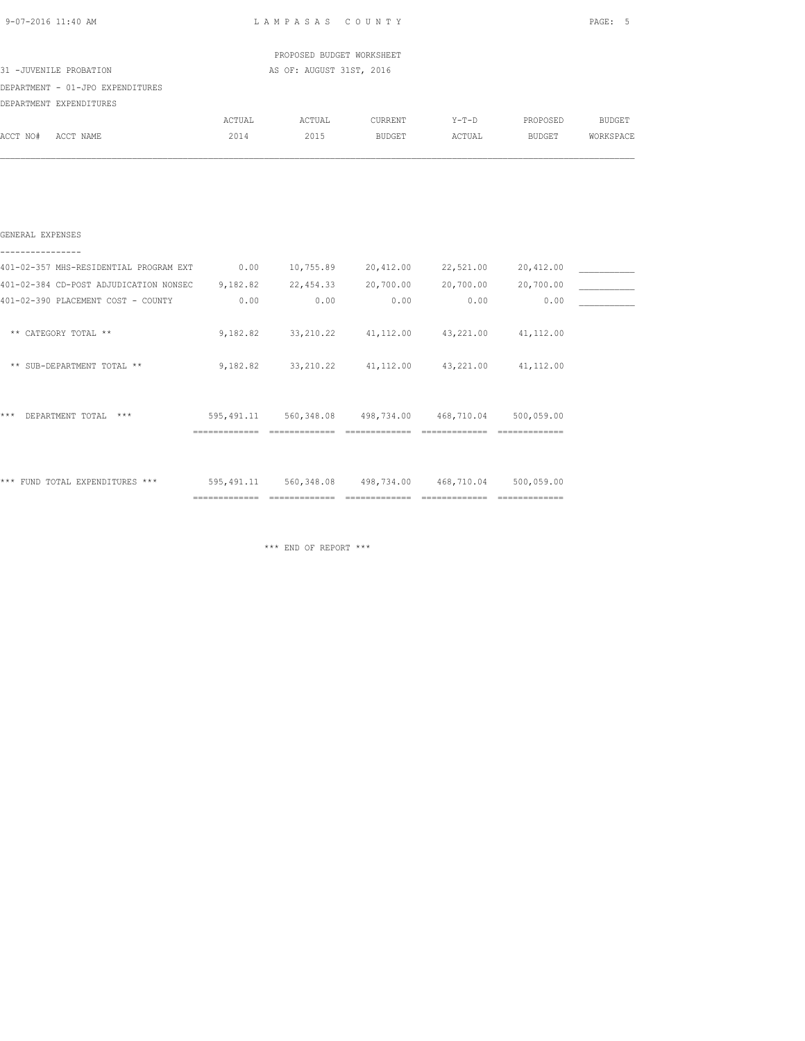PROPOSED BUDGET WORKSHEET

31 -JUVENILE PROBATION AS OF: AUGUST 31ST, 2016

DEPARTMENT - 01-JPO EXPENDITURES

DEPARTMENT EXPENDITURES

| ACCT NO# ACCT NAME | ACTUAL 2014 | ACTUAL 2015 | CURRENT BUDGET | Y-T-D ACTUAL | PROPOSED BUDGET | BUDGET WORKSPACE |
|---|---|---|---|---|---|---|
| **GENERAL EXPENSES** | | | | | | |
| 401-02-357 MHS-RESIDENTIAL PROGRAM EXT | 0.00 | 10,755.89 | 20,412.00 | 22,521.00 | 20,412.00 | ___________ |
| 401-02-384 CD-POST ADJUDICATION NONSEC | 9,182.82 | 22,454.33 | 20,700.00 | 20,700.00 | 20,700.00 | ___________ |
| 401-02-390 PLACEMENT COST - COUNTY | 0.00 | 0.00 | 0.00 | 0.00 | 0.00 | ___________ |
| ** CATEGORY TOTAL ** | 9,182.82 | 33,210.22 | 41,112.00 | 43,221.00 | 41,112.00 | |
| ** SUB-DEPARTMENT TOTAL ** | 9,182.82 | 33,210.22 | 41,112.00 | 43,221.00 | 41,112.00 | |
| *** DEPARTMENT TOTAL *** | 595,491.11 | 560,348.08 | 498,734.00 | 468,710.04 | 500,059.00 | |
| *** FUND TOTAL EXPENDITURES *** | 595,491.11 | 560,348.08 | 498,734.00 | 468,710.04 | 500,059.00 | |

*** END OF REPORT ***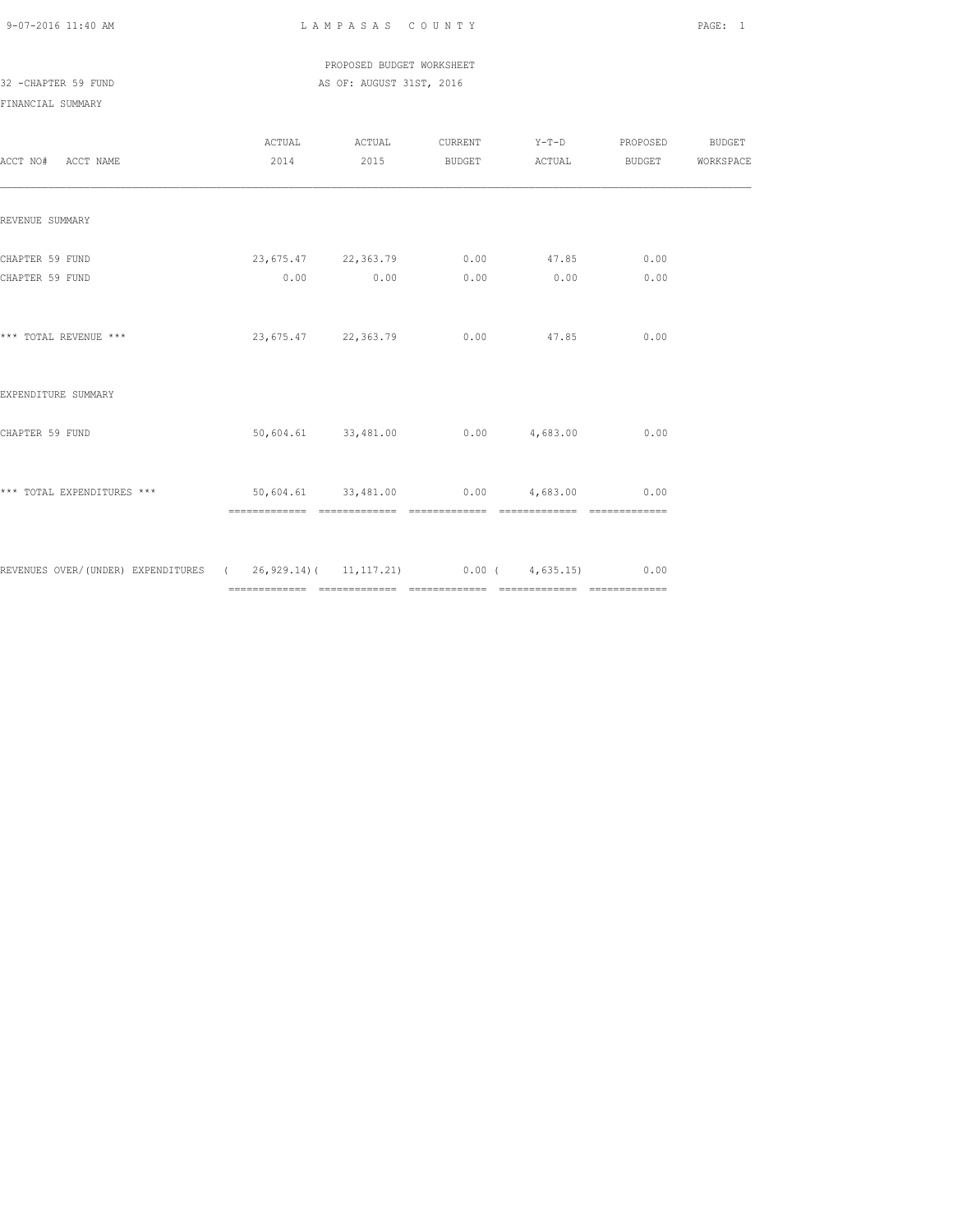PROPOSED BUDGET WORKSHEET

32 -CHAPTER 59 FUND

AS OF: AUGUST 31ST, 2016

FINANCIAL SUMMARY

| ACCT NO# ACCT NAME | ACTUAL 2014 | ACTUAL 2015 | CURRENT BUDGET | Y-T-D ACTUAL | PROPOSED BUDGET | BUDGET WORKSPACE |
|---|---|---|---|---|---|---|
| REVENUE SUMMARY | | | | | | |
| CHAPTER 59 FUND | 23,675.47 | 22,363.79 | 0.00 | 47.85 | 0.00 | |
| CHAPTER 59 FUND | 0.00 | 0.00 | 0.00 | 0.00 | 0.00 | |
| *** TOTAL REVENUE *** | 23,675.47 | 22,363.79 | 0.00 | 47.85 | 0.00 | |
| EXPENDITURE SUMMARY | | | | | | |
| CHAPTER 59 FUND | 50,604.61 | 33,481.00 | 0.00 | 4,683.00 | 0.00 | |
| *** TOTAL EXPENDITURES *** | 50,604.61 | 33,481.00 | 0.00 | 4,683.00 | 0.00 | |
| REVENUES OVER/(UNDER) EXPENDITURES | ( 26,929.14) | ( 11,117.21) | 0.00 | ( 4,635.15) | 0.00 | |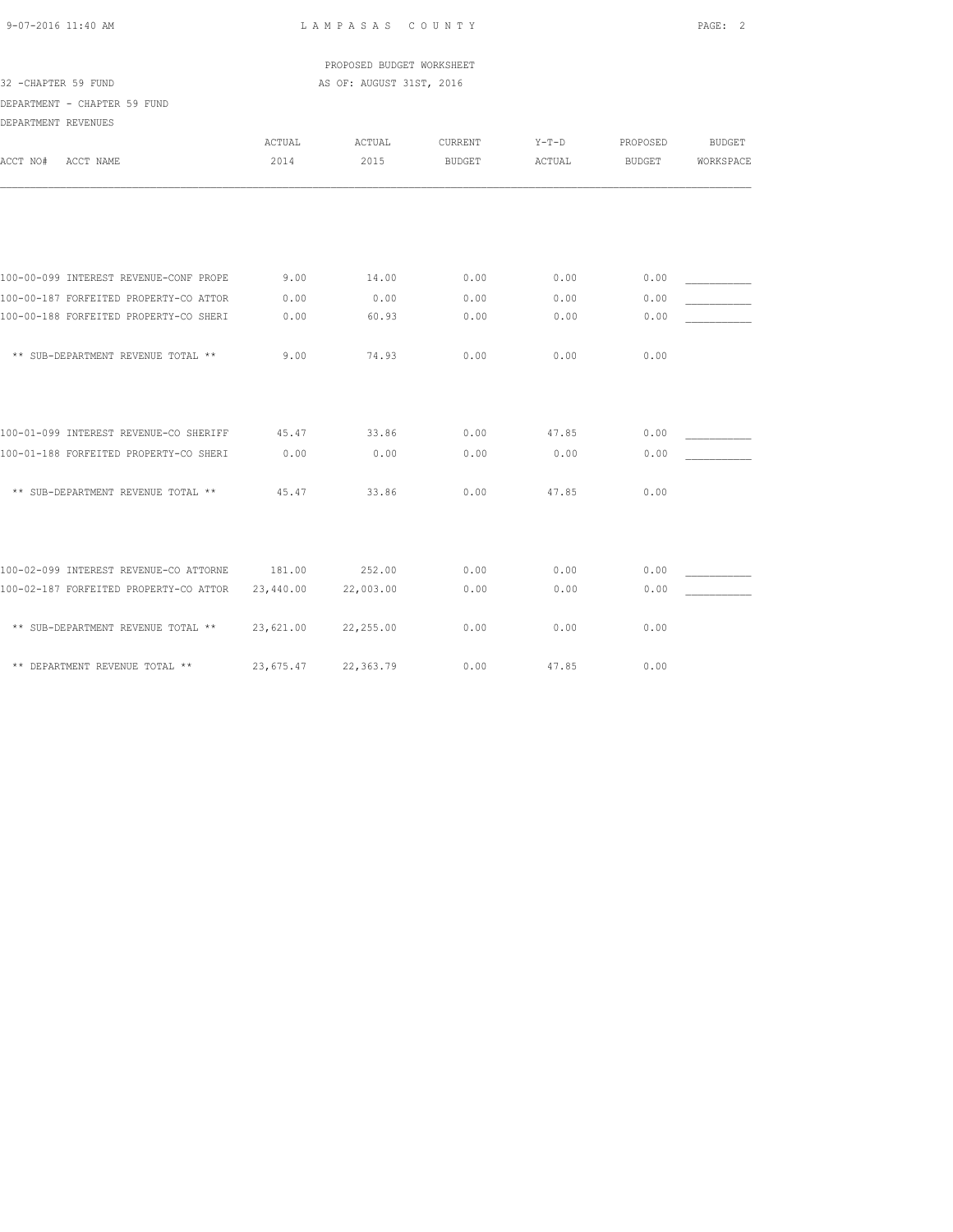LAMPASAS COUNTY

PROPOSED BUDGET WORKSHEET

32 -CHAPTER 59 FUND

AS OF: AUGUST 31ST, 2016

DEPARTMENT - CHAPTER 59 FUND

DEPARTMENT REVENUES

| ACCT NO# ACCT NAME | ACTUAL 2014 | ACTUAL 2015 | CURRENT BUDGET | Y-T-D ACTUAL | PROPOSED BUDGET | BUDGET WORKSPACE |
|---|---|---|---|---|---|---|
| 100-00-099 INTEREST REVENUE-CONF PROPE | 9.00 | 14.00 | 0.00 | 0.00 | 0.00 | ___________ |
| 100-00-187 FORFEITED PROPERTY-CO ATTOR | 0.00 | 0.00 | 0.00 | 0.00 | 0.00 | ___________ |
| 100-00-188 FORFEITED PROPERTY-CO SHERI | 0.00 | 60.93 | 0.00 | 0.00 | 0.00 | ___________ |
| ** SUB-DEPARTMENT REVENUE TOTAL ** | 9.00 | 74.93 | 0.00 | 0.00 | 0.00 | |
| 100-01-099 INTEREST REVENUE-CO SHERIFF | 45.47 | 33.86 | 0.00 | 47.85 | 0.00 | ___________ |
| 100-01-188 FORFEITED PROPERTY-CO SHERI | 0.00 | 0.00 | 0.00 | 0.00 | 0.00 | ___________ |
| ** SUB-DEPARTMENT REVENUE TOTAL ** | 45.47 | 33.86 | 0.00 | 47.85 | 0.00 | |
| 100-02-099 INTEREST REVENUE-CO ATTORNE | 181.00 | 252.00 | 0.00 | 0.00 | 0.00 | ___________ |
| 100-02-187 FORFEITED PROPERTY-CO ATTOR | 23,440.00 | 22,003.00 | 0.00 | 0.00 | 0.00 | ___________ |
| ** SUB-DEPARTMENT REVENUE TOTAL ** | 23,621.00 | 22,255.00 | 0.00 | 0.00 | 0.00 | |
| ** DEPARTMENT REVENUE TOTAL ** | 23,675.47 | 22,363.79 | 0.00 | 47.85 | 0.00 | |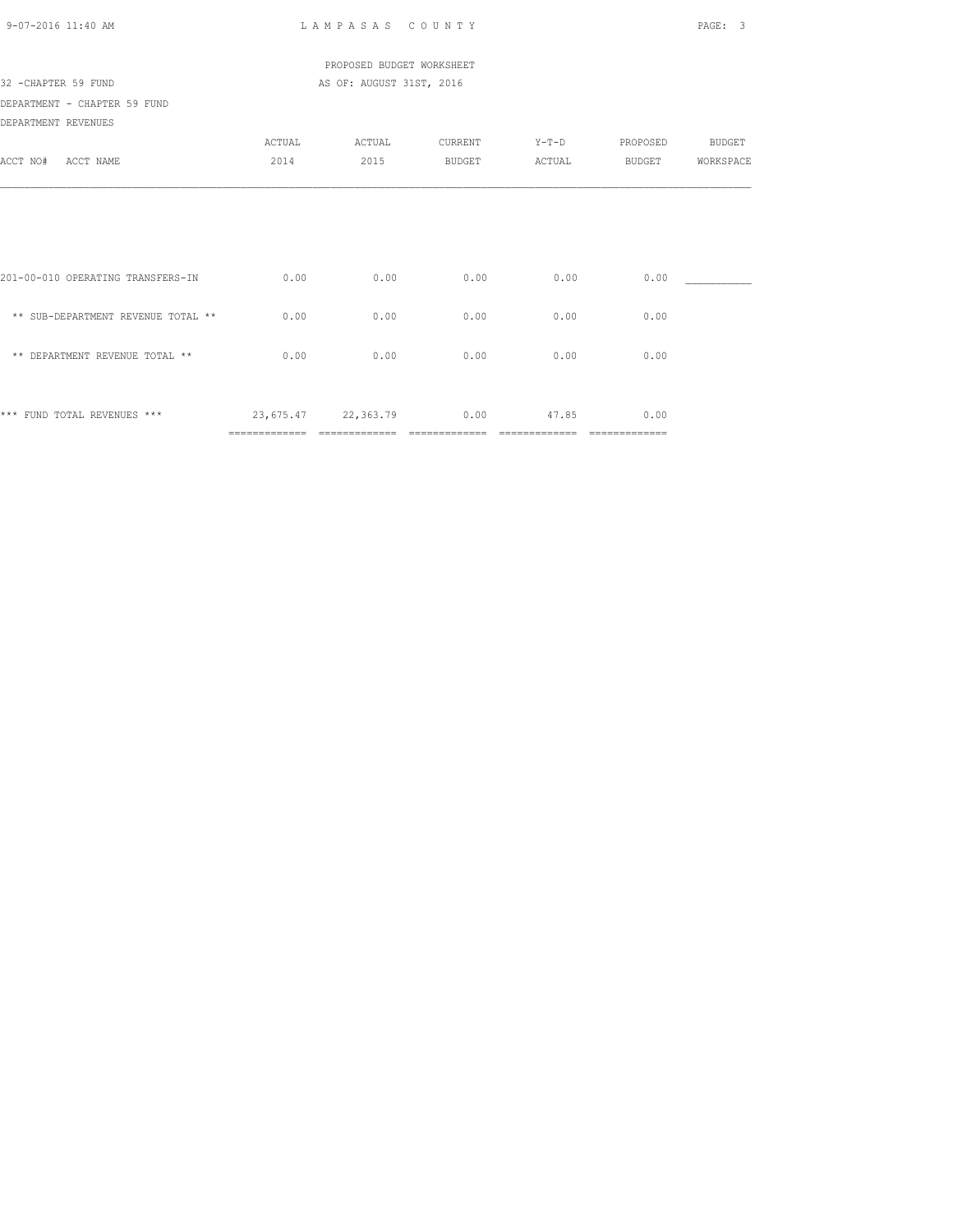LAMPASAS COUNTY

PROPOSED BUDGET WORKSHEET

32 -CHAPTER 59 FUND

AS OF: AUGUST 31ST, 2016

DEPARTMENT - CHAPTER 59 FUND

DEPARTMENT REVENUES

| ACCT NO# ACCT NAME | ACTUAL 2014 | ACTUAL 2015 | CURRENT BUDGET | Y-T-D ACTUAL | PROPOSED BUDGET | BUDGET WORKSPACE |
|---|---|---|---|---|---|---|
| 201-00-010 OPERATING TRANSFERS-IN | 0.00 | 0.00 | 0.00 | 0.00 | 0.00 | ___________ |
| ** SUB-DEPARTMENT REVENUE TOTAL ** | 0.00 | 0.00 | 0.00 | 0.00 | 0.00 | |
| ** DEPARTMENT REVENUE TOTAL ** | 0.00 | 0.00 | 0.00 | 0.00 | 0.00 | |
| *** FUND TOTAL REVENUES *** | 23,675.47 | 22,363.79 | 0.00 | 47.85 | 0.00 | |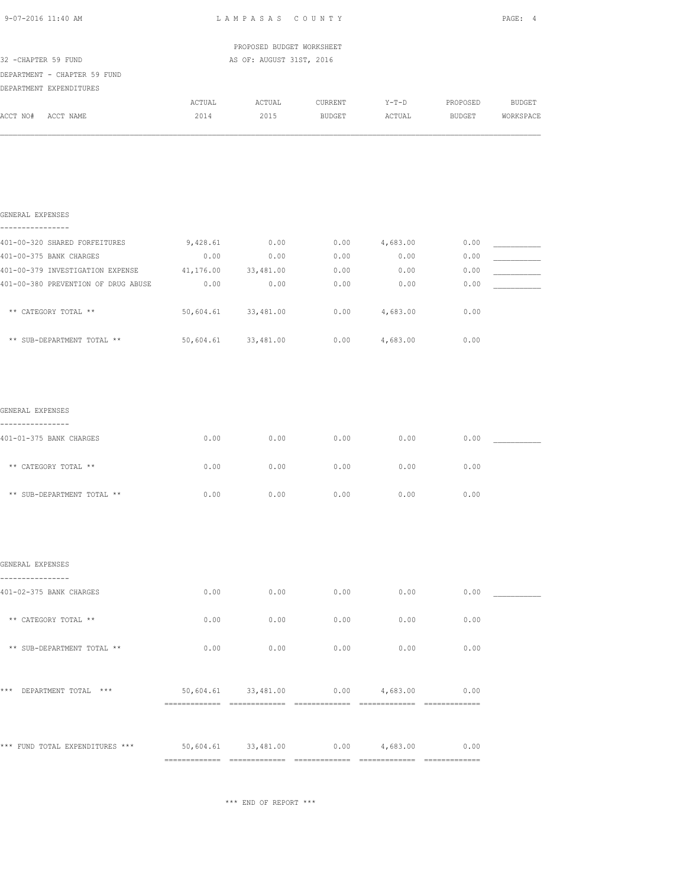LAMPASAS COUNTY

PROPOSED BUDGET WORKSHEET

AS OF: AUGUST 31ST, 2016

32 -CHAPTER 59 FUND

DEPARTMENT - CHAPTER 59 FUND

DEPARTMENT EXPENDITURES

| ACCT NO# ACCT NAME | ACTUAL 2014 | ACTUAL 2015 | CURRENT BUDGET | Y-T-D ACTUAL | PROPOSED BUDGET | BUDGET WORKSPACE |
|---|---|---|---|---|---|---|
| **GENERAL EXPENSES** | | | | | | |
| 401-00-320 SHARED FORFEITURES | 9,428.61 | 0.00 | 0.00 | 4,683.00 | 0.00 | ___________ |
| 401-00-375 BANK CHARGES | 0.00 | 0.00 | 0.00 | 0.00 | 0.00 | ___________ |
| 401-00-379 INVESTIGATION EXPENSE | 41,176.00 | 33,481.00 | 0.00 | 0.00 | 0.00 | ___________ |
| 401-00-380 PREVENTION OF DRUG ABUSE | 0.00 | 0.00 | 0.00 | 0.00 | 0.00 | ___________ |
| ** CATEGORY TOTAL ** | 50,604.61 | 33,481.00 | 0.00 | 4,683.00 | 0.00 | |
| ** SUB-DEPARTMENT TOTAL ** | 50,604.61 | 33,481.00 | 0.00 | 4,683.00 | 0.00 | |
| **GENERAL EXPENSES** | | | | | | |
| 401-01-375 BANK CHARGES | 0.00 | 0.00 | 0.00 | 0.00 | 0.00 | ___________ |
| ** CATEGORY TOTAL ** | 0.00 | 0.00 | 0.00 | 0.00 | 0.00 | |
| ** SUB-DEPARTMENT TOTAL ** | 0.00 | 0.00 | 0.00 | 0.00 | 0.00 | |
| **GENERAL EXPENSES** | | | | | | |
| 401-02-375 BANK CHARGES | 0.00 | 0.00 | 0.00 | 0.00 | 0.00 | ___________ |
| ** CATEGORY TOTAL ** | 0.00 | 0.00 | 0.00 | 0.00 | 0.00 | |
| ** SUB-DEPARTMENT TOTAL ** | 0.00 | 0.00 | 0.00 | 0.00 | 0.00 | |
| *** DEPARTMENT TOTAL *** | 50,604.61 | 33,481.00 | 0.00 | 4,683.00 | 0.00 | |
| *** FUND TOTAL EXPENDITURES *** | 50,604.61 | 33,481.00 | 0.00 | 4,683.00 | 0.00 | |

*** END OF REPORT ***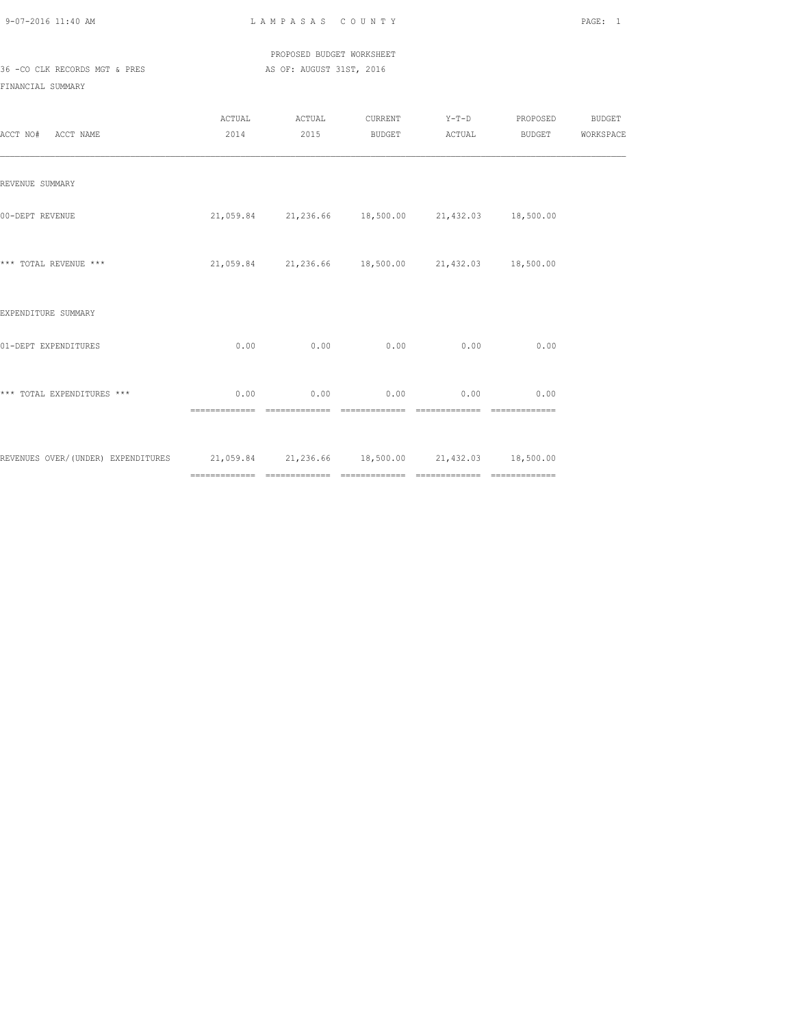PROPOSED BUDGET WORKSHEET

36 -CO CLK RECORDS MGT & PRES — AS OF: AUGUST 31ST, 2016

FINANCIAL SUMMARY

| ACCT NO# ACCT NAME | ACTUAL 2014 | ACTUAL 2015 | CURRENT BUDGET | Y-T-D ACTUAL | PROPOSED BUDGET | BUDGET WORKSPACE |
|---|---|---|---|---|---|---|
| REVENUE SUMMARY | | | | | | |
| 00-DEPT REVENUE | 21,059.84 | 21,236.66 | 18,500.00 | 21,432.03 | 18,500.00 | |
| *** TOTAL REVENUE *** | 21,059.84 | 21,236.66 | 18,500.00 | 21,432.03 | 18,500.00 | |
| EXPENDITURE SUMMARY | | | | | | |
| 01-DEPT EXPENDITURES | 0.00 | 0.00 | 0.00 | 0.00 | 0.00 | |
| *** TOTAL EXPENDITURES *** | 0.00 | 0.00 | 0.00 | 0.00 | 0.00 | |
| REVENUES OVER/(UNDER) EXPENDITURES | 21,059.84 | 21,236.66 | 18,500.00 | 21,432.03 | 18,500.00 | |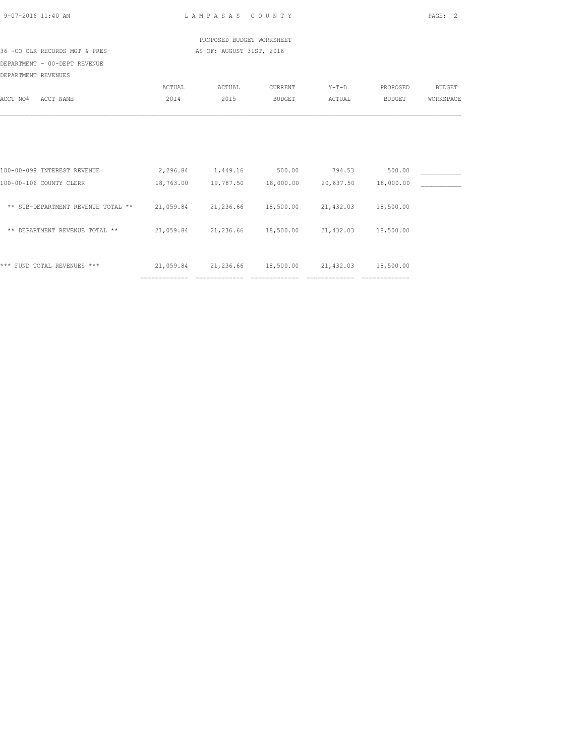PROPOSED BUDGET WORKSHEET

36 -CO CLK RECORDS MGT & PRES — AS OF: AUGUST 31ST, 2016

DEPARTMENT - 00-DEPT REVENUE

DEPARTMENT REVENUES

| ACCT NO# ACCT NAME | ACTUAL 2014 | ACTUAL 2015 | CURRENT BUDGET | Y-T-D ACTUAL | PROPOSED BUDGET | BUDGET WORKSPACE |
|---|---|---|---|---|---|---|
| 100-00-099 INTEREST REVENUE | 2,296.84 | 1,449.16 | 500.00 | 794.53 | 500.00 | ___________ |
| 100-00-106 COUNTY CLERK | 18,763.00 | 19,787.50 | 18,000.00 | 20,637.50 | 18,000.00 | ___________ |
| ** SUB-DEPARTMENT REVENUE TOTAL ** | 21,059.84 | 21,236.66 | 18,500.00 | 21,432.03 | 18,500.00 | |
| ** DEPARTMENT REVENUE TOTAL ** | 21,059.84 | 21,236.66 | 18,500.00 | 21,432.03 | 18,500.00 | |
| *** FUND TOTAL REVENUES *** | 21,059.84 | 21,236.66 | 18,500.00 | 21,432.03 | 18,500.00 | |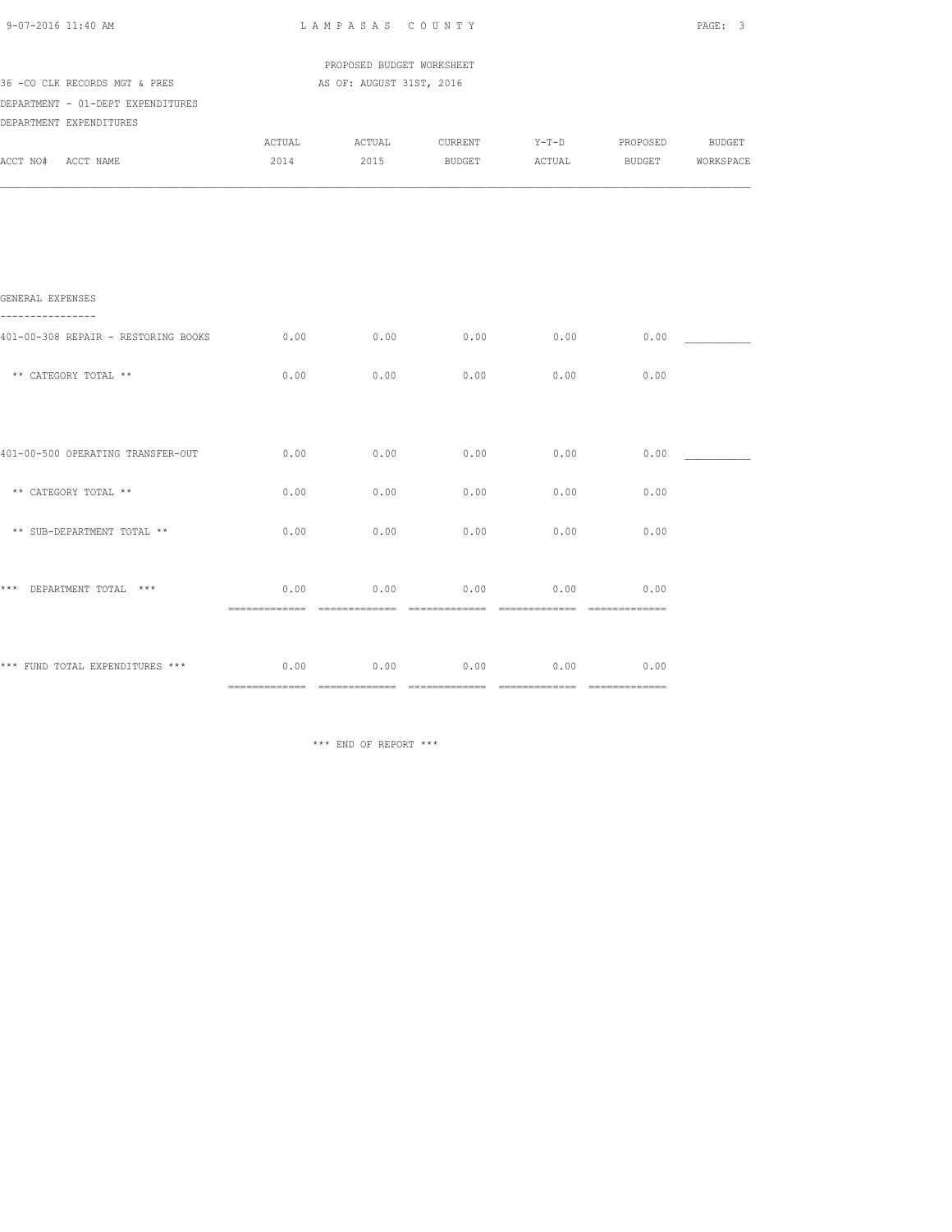PROPOSED BUDGET WORKSHEET

36 -CO CLK RECORDS MGT & PRES — AS OF: AUGUST 31ST, 2016

DEPARTMENT - 01-DEPT EXPENDITURES

DEPARTMENT EXPENDITURES

| ACCT NO# ACCT NAME | ACTUAL 2014 | ACTUAL 2015 | CURRENT BUDGET | Y-T-D ACTUAL | PROPOSED BUDGET | BUDGET WORKSPACE |
|---|---|---|---|---|---|---|
| **GENERAL EXPENSES** | | | | | | |
| 401-00-308 REPAIR - RESTORING BOOKS | 0.00 | 0.00 | 0.00 | 0.00 | 0.00 | ___________ |
| ** CATEGORY TOTAL ** | 0.00 | 0.00 | 0.00 | 0.00 | 0.00 | |
| 401-00-500 OPERATING TRANSFER-OUT | 0.00 | 0.00 | 0.00 | 0.00 | 0.00 | ___________ |
| ** CATEGORY TOTAL ** | 0.00 | 0.00 | 0.00 | 0.00 | 0.00 | |
| ** SUB-DEPARTMENT TOTAL ** | 0.00 | 0.00 | 0.00 | 0.00 | 0.00 | |
| *** DEPARTMENT TOTAL *** | 0.00 | 0.00 | 0.00 | 0.00 | 0.00 | |
| *** FUND TOTAL EXPENDITURES *** | 0.00 | 0.00 | 0.00 | 0.00 | 0.00 | |

*** END OF REPORT ***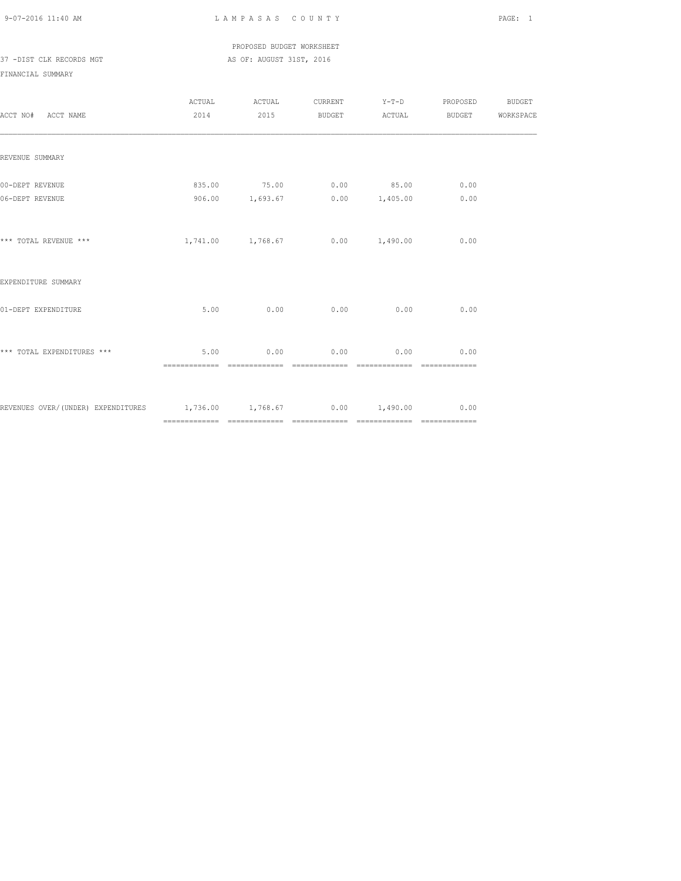PROPOSED BUDGET WORKSHEET

37 -DIST CLK RECORDS MGT AS OF: AUGUST 31ST, 2016

FINANCIAL SUMMARY

| ACCT NO# ACCT NAME | ACTUAL 2014 | ACTUAL 2015 | CURRENT BUDGET | Y-T-D ACTUAL | PROPOSED BUDGET | BUDGET WORKSPACE |
|---|---|---|---|---|---|---|
| REVENUE SUMMARY | | | | | | |
| 00-DEPT REVENUE | 835.00 | 75.00 | 0.00 | 85.00 | 0.00 | |
| 06-DEPT REVENUE | 906.00 | 1,693.67 | 0.00 | 1,405.00 | 0.00 | |
| *** TOTAL REVENUE *** | 1,741.00 | 1,768.67 | 0.00 | 1,490.00 | 0.00 | |
| EXPENDITURE SUMMARY | | | | | | |
| 01-DEPT EXPENDITURE | 5.00 | 0.00 | 0.00 | 0.00 | 0.00 | |
| *** TOTAL EXPENDITURES *** | 5.00 | 0.00 | 0.00 | 0.00 | 0.00 | |
| REVENUES OVER/(UNDER) EXPENDITURES | 1,736.00 | 1,768.67 | 0.00 | 1,490.00 | 0.00 | |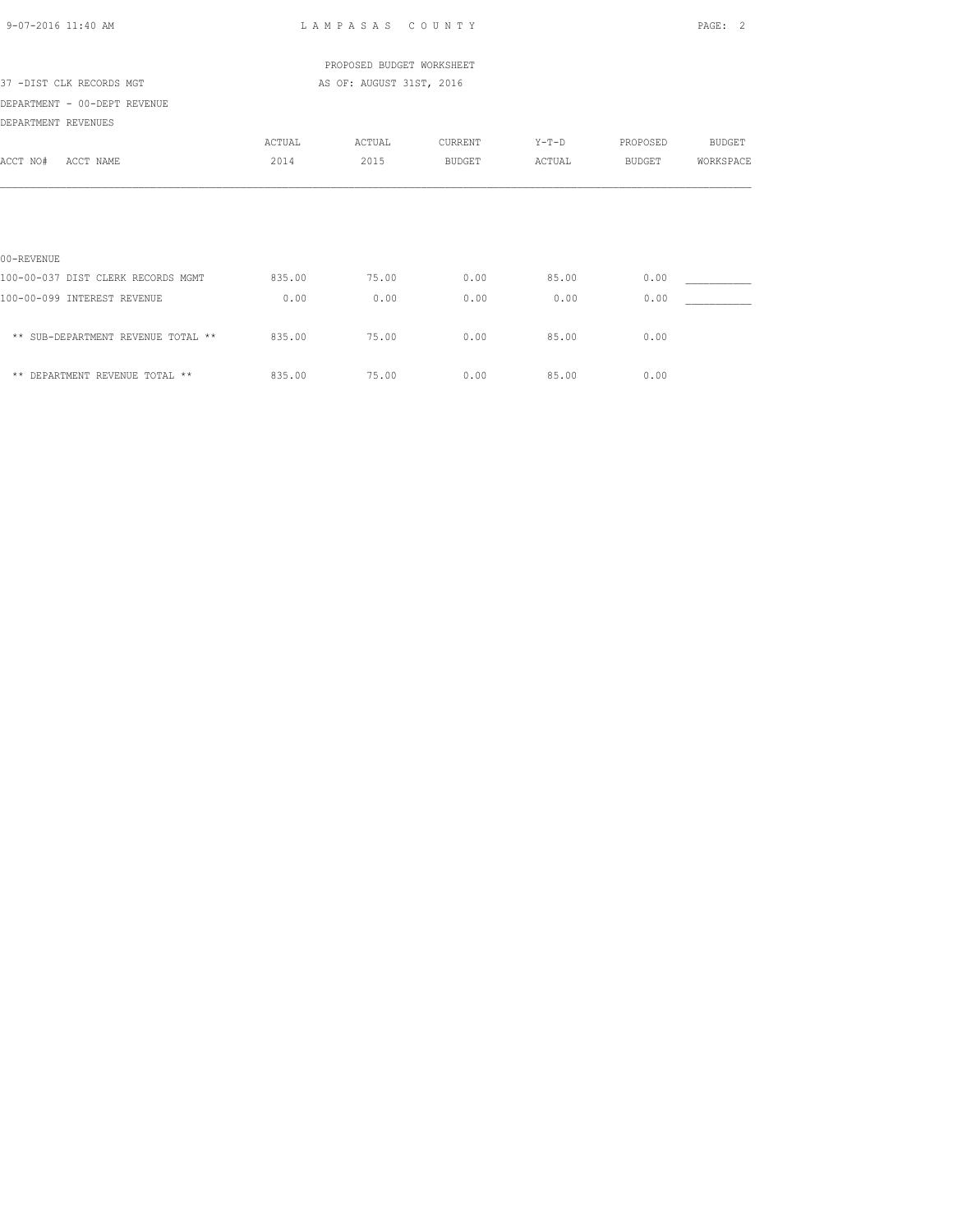PROPOSED BUDGET WORKSHEET

37 -DIST CLK RECORDS MGT — AS OF: AUGUST 31ST, 2016

DEPARTMENT - 00-DEPT REVENUE

DEPARTMENT REVENUES

| ACCT NO# ACCT NAME | ACTUAL 2014 | ACTUAL 2015 | CURRENT BUDGET | Y-T-D ACTUAL | PROPOSED BUDGET | BUDGET WORKSPACE |
|---|---|---|---|---|---|---|
| 00-REVENUE | | | | | | |
| 100-00-037 DIST CLERK RECORDS MGMT | 835.00 | 75.00 | 0.00 | 85.00 | 0.00 | ___________ |
| 100-00-099 INTEREST REVENUE | 0.00 | 0.00 | 0.00 | 0.00 | 0.00 | ___________ |
| ** SUB-DEPARTMENT REVENUE TOTAL ** | 835.00 | 75.00 | 0.00 | 85.00 | 0.00 | |
| ** DEPARTMENT REVENUE TOTAL ** | 835.00 | 75.00 | 0.00 | 85.00 | 0.00 | |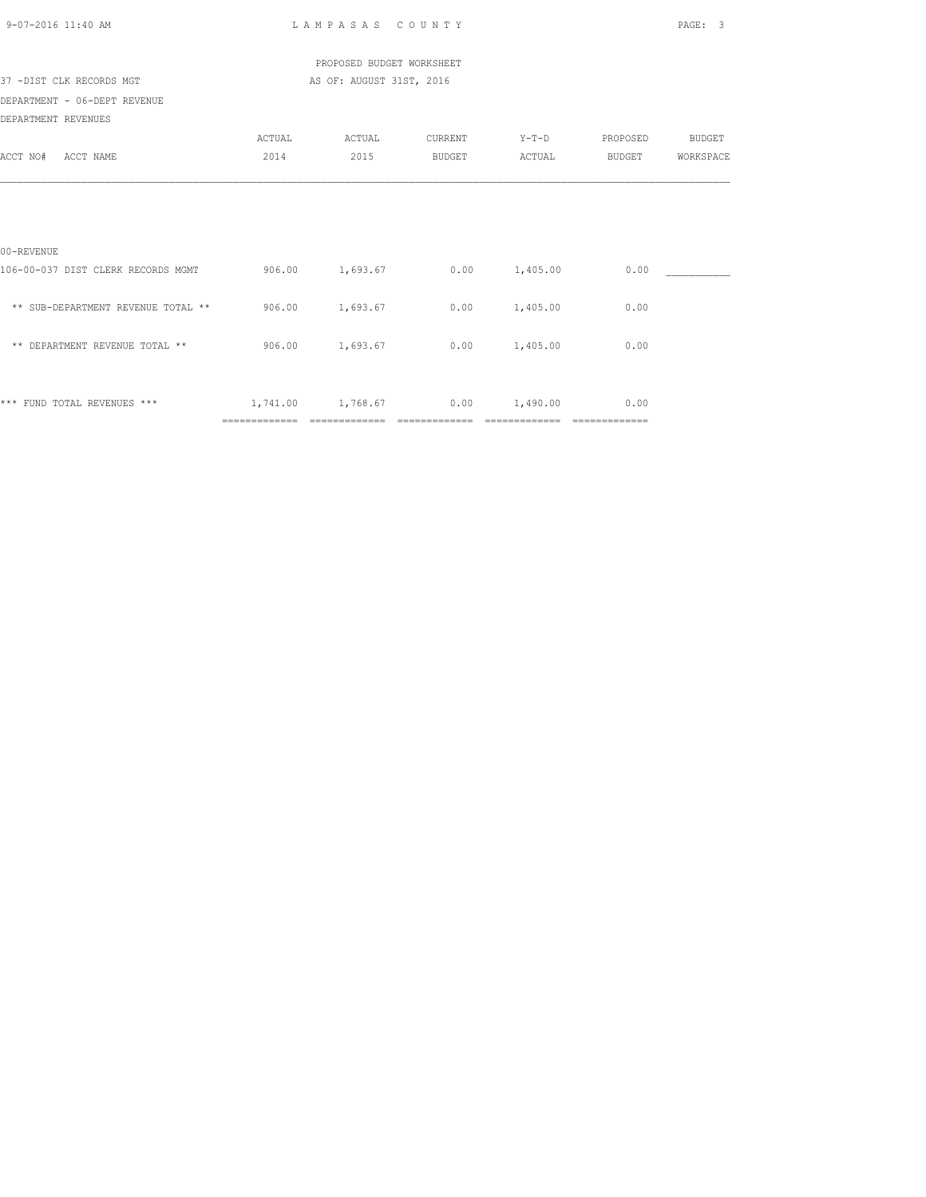LAMPASAS COUNTY

PROPOSED BUDGET WORKSHEET

37 -DIST CLK RECORDS MGT — AS OF: AUGUST 31ST, 2016

DEPARTMENT - 06-DEPT REVENUE

DEPARTMENT REVENUES

| ACCT NO# ACCT NAME | ACTUAL 2014 | ACTUAL 2015 | CURRENT BUDGET | Y-T-D ACTUAL | PROPOSED BUDGET | BUDGET WORKSPACE |
|---|---|---|---|---|---|---|
| 00-REVENUE | | | | | | |
| 106-00-037 DIST CLERK RECORDS MGMT | 906.00 | 1,693.67 | 0.00 | 1,405.00 | 0.00 | ___________ |
| ** SUB-DEPARTMENT REVENUE TOTAL ** | 906.00 | 1,693.67 | 0.00 | 1,405.00 | 0.00 | |
| ** DEPARTMENT REVENUE TOTAL ** | 906.00 | 1,693.67 | 0.00 | 1,405.00 | 0.00 | |
| *** FUND TOTAL REVENUES *** | 1,741.00 | 1,768.67 | 0.00 | 1,490.00 | 0.00 | |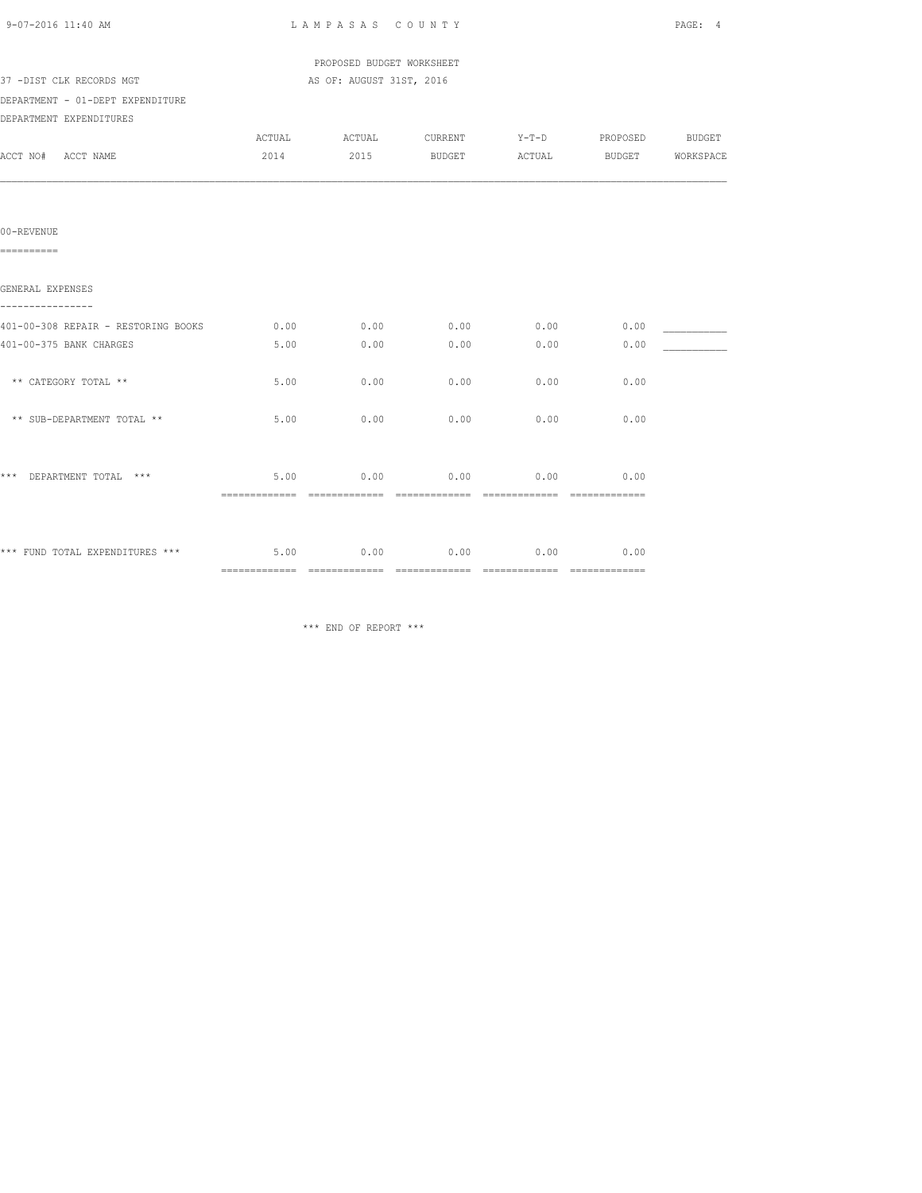PROPOSED BUDGET WORKSHEET

37 -DIST CLK RECORDS MGT — AS OF: AUGUST 31ST, 2016

DEPARTMENT - 01-DEPT EXPENDITURE

DEPARTMENT EXPENDITURES

| ACCT NO# ACCT NAME | ACTUAL 2014 | ACTUAL 2015 | CURRENT BUDGET | Y-T-D ACTUAL | PROPOSED BUDGET | BUDGET WORKSPACE |
|---|---|---|---|---|---|---|
| **00-REVENUE** | | | | | | |
| **GENERAL EXPENSES** | | | | | | |
| 401-00-308 REPAIR - RESTORING BOOKS | 0.00 | 0.00 | 0.00 | 0.00 | 0.00 | ___________ |
| 401-00-375 BANK CHARGES | 5.00 | 0.00 | 0.00 | 0.00 | 0.00 | ___________ |
| ** CATEGORY TOTAL ** | 5.00 | 0.00 | 0.00 | 0.00 | 0.00 | |
| ** SUB-DEPARTMENT TOTAL ** | 5.00 | 0.00 | 0.00 | 0.00 | 0.00 | |
| *** DEPARTMENT TOTAL *** | 5.00 | 0.00 | 0.00 | 0.00 | 0.00 | |
| *** FUND TOTAL EXPENDITURES *** | 5.00 | 0.00 | 0.00 | 0.00 | 0.00 | |

*** END OF REPORT ***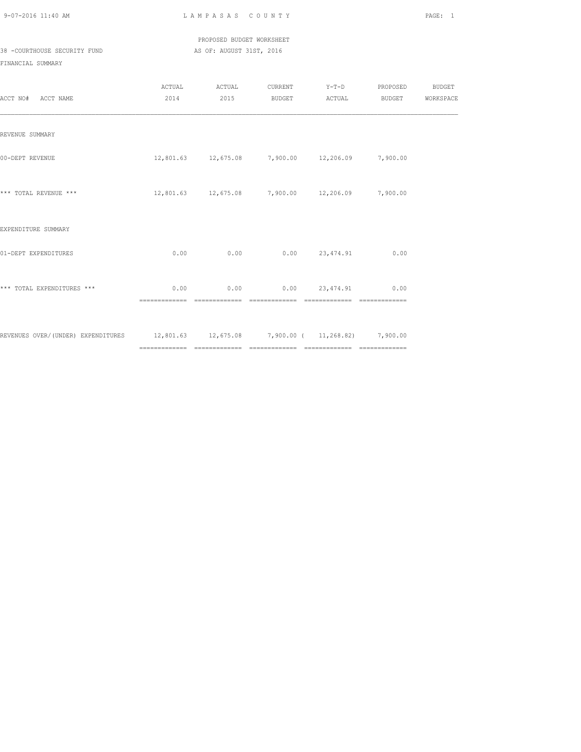LAMPASAS COUNTY

PROPOSED BUDGET WORKSHEET

38 -COURTHOUSE SECURITY FUND AS OF: AUGUST 31ST, 2016

FINANCIAL SUMMARY

| ACCT NO# ACCT NAME | ACTUAL 2014 | ACTUAL 2015 | CURRENT BUDGET | Y-T-D ACTUAL | PROPOSED BUDGET | BUDGET WORKSPACE |
|---|---|---|---|---|---|---|
| REVENUE SUMMARY | | | | | | |
| 00-DEPT REVENUE | 12,801.63 | 12,675.08 | 7,900.00 | 12,206.09 | 7,900.00 | |
| *** TOTAL REVENUE *** | 12,801.63 | 12,675.08 | 7,900.00 | 12,206.09 | 7,900.00 | |
| EXPENDITURE SUMMARY | | | | | | |
| 01-DEPT EXPENDITURES | 0.00 | 0.00 | 0.00 | 23,474.91 | 0.00 | |
| *** TOTAL EXPENDITURES *** | 0.00 | 0.00 | 0.00 | 23,474.91 | 0.00 | |
| REVENUES OVER/(UNDER) EXPENDITURES | 12,801.63 | 12,675.08 | 7,900.00 | ( 11,268.82) | 7,900.00 | |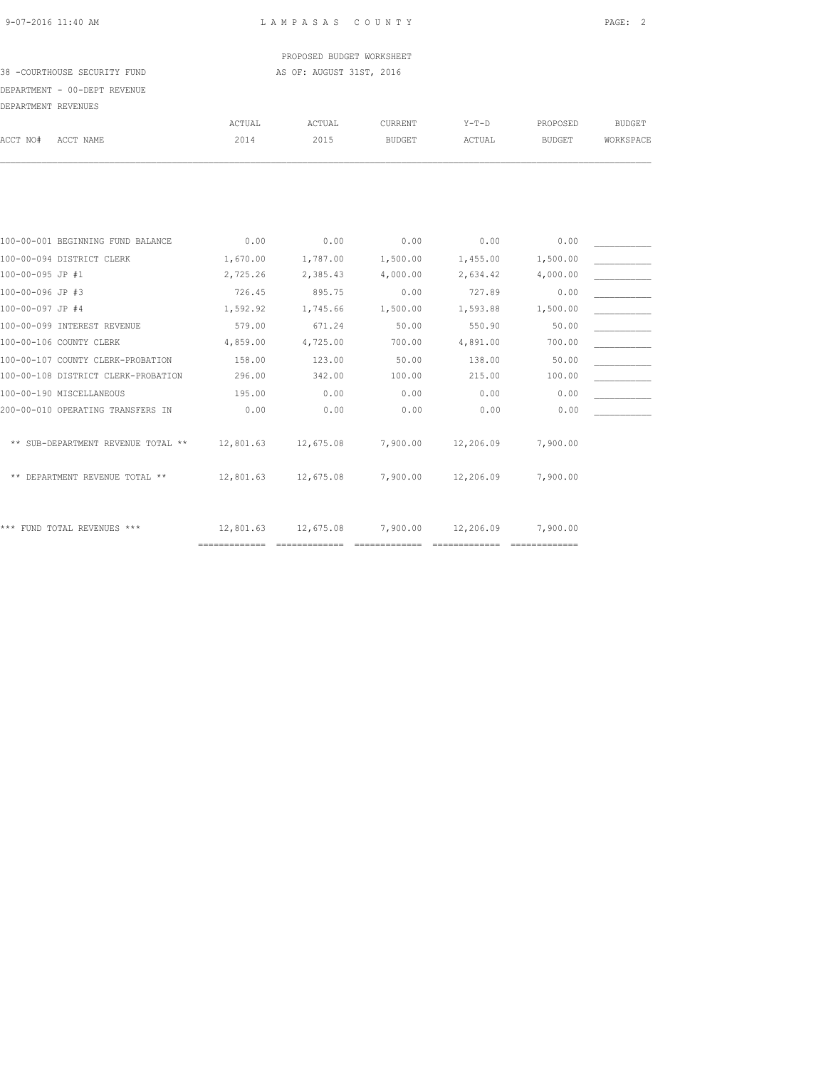PROPOSED BUDGET WORKSHEET

38 -COURTHOUSE SECURITY FUND — AS OF: AUGUST 31ST, 2016

DEPARTMENT - 00-DEPT REVENUE

DEPARTMENT REVENUES

| ACCT NO# ACCT NAME | ACTUAL 2014 | ACTUAL 2015 | CURRENT BUDGET | Y-T-D ACTUAL | PROPOSED BUDGET | BUDGET WORKSPACE |
|---|---|---|---|---|---|---|
| 100-00-001 BEGINNING FUND BALANCE | 0.00 | 0.00 | 0.00 | 0.00 | 0.00 | ___________ |
| 100-00-094 DISTRICT CLERK | 1,670.00 | 1,787.00 | 1,500.00 | 1,455.00 | 1,500.00 | ___________ |
| 100-00-095 JP #1 | 2,725.26 | 2,385.43 | 4,000.00 | 2,634.42 | 4,000.00 | ___________ |
| 100-00-096 JP #3 | 726.45 | 895.75 | 0.00 | 727.89 | 0.00 | ___________ |
| 100-00-097 JP #4 | 1,592.92 | 1,745.66 | 1,500.00 | 1,593.88 | 1,500.00 | ___________ |
| 100-00-099 INTEREST REVENUE | 579.00 | 671.24 | 50.00 | 550.90 | 50.00 | ___________ |
| 100-00-106 COUNTY CLERK | 4,859.00 | 4,725.00 | 700.00 | 4,891.00 | 700.00 | ___________ |
| 100-00-107 COUNTY CLERK-PROBATION | 158.00 | 123.00 | 50.00 | 138.00 | 50.00 | ___________ |
| 100-00-108 DISTRICT CLERK-PROBATION | 296.00 | 342.00 | 100.00 | 215.00 | 100.00 | ___________ |
| 100-00-190 MISCELLANEOUS | 195.00 | 0.00 | 0.00 | 0.00 | 0.00 | ___________ |
| 200-00-010 OPERATING TRANSFERS IN | 0.00 | 0.00 | 0.00 | 0.00 | 0.00 | ___________ |
| ** SUB-DEPARTMENT REVENUE TOTAL ** | 12,801.63 | 12,675.08 | 7,900.00 | 12,206.09 | 7,900.00 | |
| ** DEPARTMENT REVENUE TOTAL ** | 12,801.63 | 12,675.08 | 7,900.00 | 12,206.09 | 7,900.00 | |
| *** FUND TOTAL REVENUES *** | 12,801.63 | 12,675.08 | 7,900.00 | 12,206.09 | 7,900.00 | |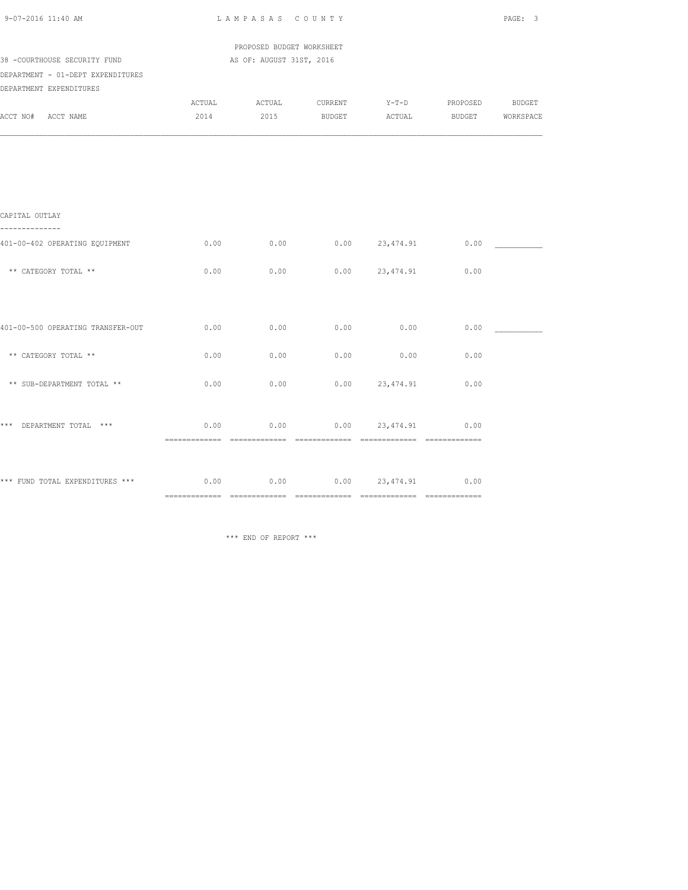LAMPASAS COUNTY

PROPOSED BUDGET WORKSHEET

38 -COURTHOUSE SECURITY FUND — AS OF: AUGUST 31ST, 2016

DEPARTMENT - 01-DEPT EXPENDITURES

DEPARTMENT EXPENDITURES

| ACCT NO# ACCT NAME | ACTUAL 2014 | ACTUAL 2015 | CURRENT BUDGET | Y-T-D ACTUAL | PROPOSED BUDGET | BUDGET WORKSPACE |
|---|---|---|---|---|---|---|
| **CAPITAL OUTLAY** | | | | | | |
| 401-00-402 OPERATING EQUIPMENT | 0.00 | 0.00 | 0.00 | 23,474.91 | 0.00 | ___________ |
| ** CATEGORY TOTAL ** | 0.00 | 0.00 | 0.00 | 23,474.91 | 0.00 | |
| 401-00-500 OPERATING TRANSFER-OUT | 0.00 | 0.00 | 0.00 | 0.00 | 0.00 | ___________ |
| ** CATEGORY TOTAL ** | 0.00 | 0.00 | 0.00 | 0.00 | 0.00 | |
| ** SUB-DEPARTMENT TOTAL ** | 0.00 | 0.00 | 0.00 | 23,474.91 | 0.00 | |
| *** DEPARTMENT TOTAL *** | 0.00 | 0.00 | 0.00 | 23,474.91 | 0.00 | |
| *** FUND TOTAL EXPENDITURES *** | 0.00 | 0.00 | 0.00 | 23,474.91 | 0.00 | |

*** END OF REPORT ***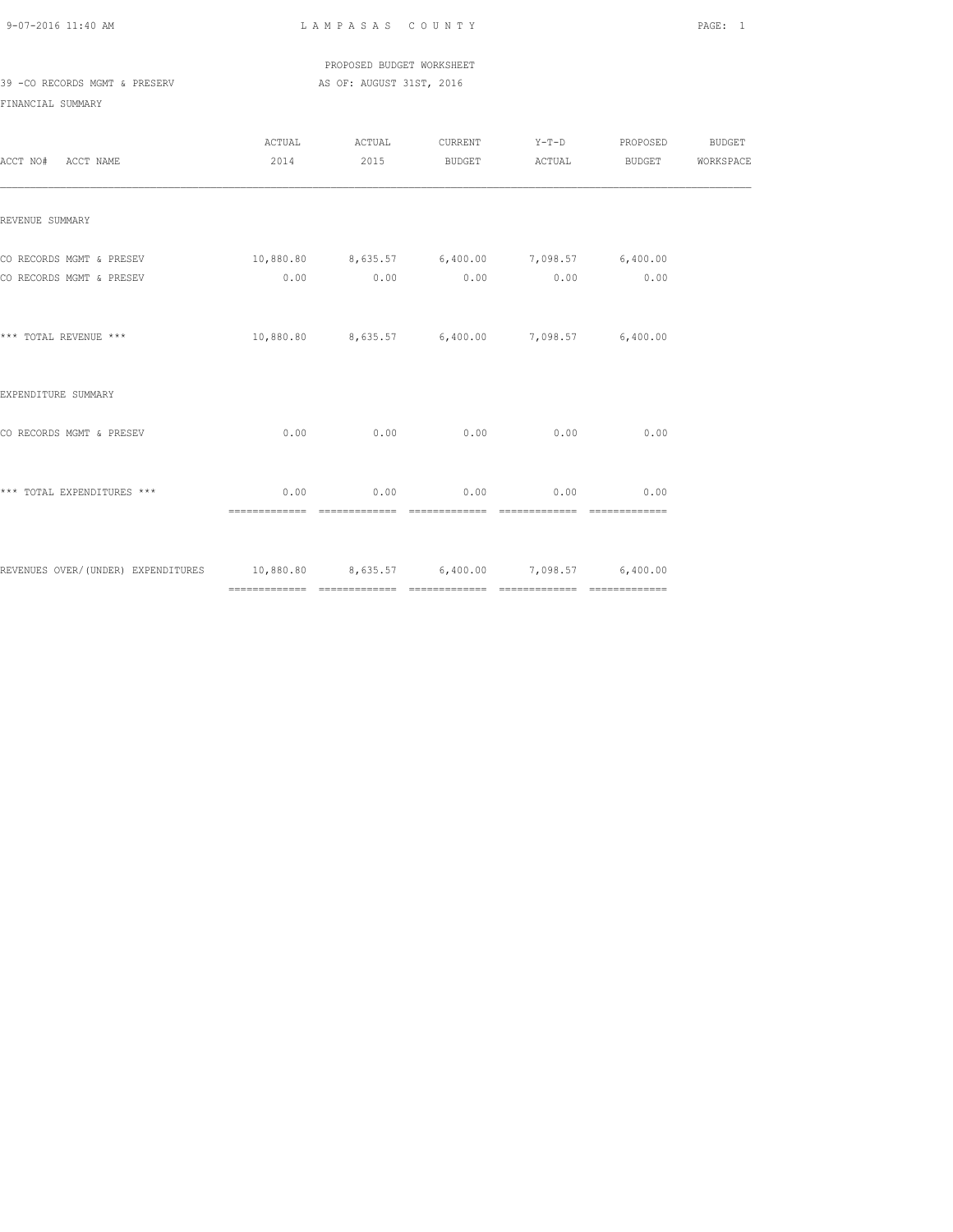PROPOSED BUDGET WORKSHEET

39 -CO RECORDS MGMT & PRESERV AS OF: AUGUST 31ST, 2016

FINANCIAL SUMMARY

| ACCT NO# ACCT NAME | ACTUAL 2014 | ACTUAL 2015 | CURRENT BUDGET | Y-T-D ACTUAL | PROPOSED BUDGET | BUDGET WORKSPACE |
|---|---|---|---|---|---|---|
| REVENUE SUMMARY | | | | | | |
| CO RECORDS MGMT & PRESEV | 10,880.80 | 8,635.57 | 6,400.00 | 7,098.57 | 6,400.00 | |
| CO RECORDS MGMT & PRESEV | 0.00 | 0.00 | 0.00 | 0.00 | 0.00 | |
| *** TOTAL REVENUE *** | 10,880.80 | 8,635.57 | 6,400.00 | 7,098.57 | 6,400.00 | |
| EXPENDITURE SUMMARY | | | | | | |
| CO RECORDS MGMT & PRESEV | 0.00 | 0.00 | 0.00 | 0.00 | 0.00 | |
| *** TOTAL EXPENDITURES *** | 0.00 | 0.00 | 0.00 | 0.00 | 0.00 | |
| REVENUES OVER/(UNDER) EXPENDITURES | 10,880.80 | 8,635.57 | 6,400.00 | 7,098.57 | 6,400.00 | |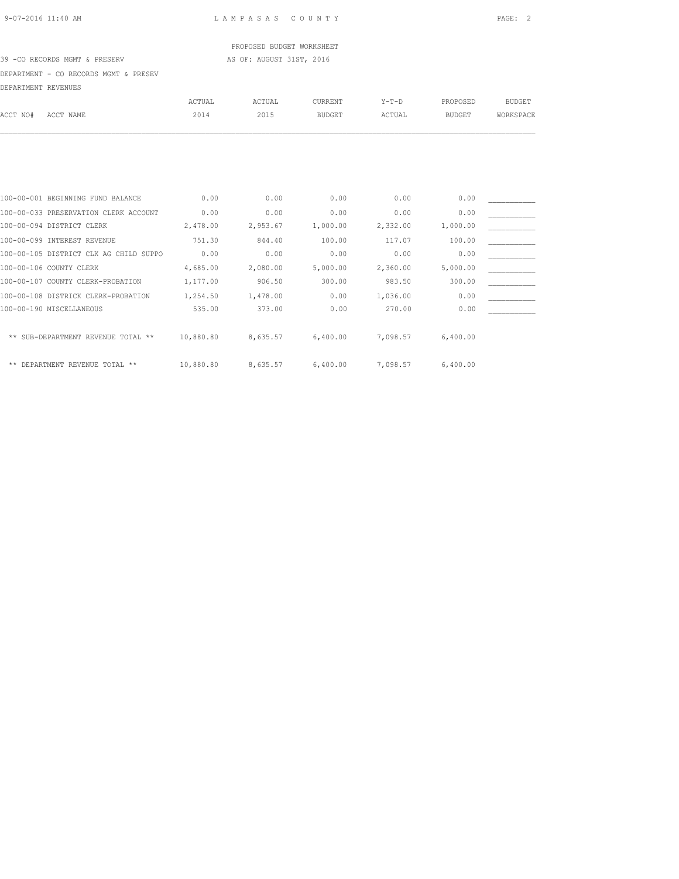LAMPASAS COUNTY

PROPOSED BUDGET WORKSHEET

39 -CO RECORDS MGMT & PRESERV AS OF: AUGUST 31ST, 2016

DEPARTMENT - CO RECORDS MGMT & PRESEV

DEPARTMENT REVENUES

| ACCT NO# ACCT NAME | ACTUAL 2014 | ACTUAL 2015 | CURRENT BUDGET | Y-T-D ACTUAL | PROPOSED BUDGET | BUDGET WORKSPACE |
|---|---|---|---|---|---|---|
| 100-00-001 BEGINNING FUND BALANCE | 0.00 | 0.00 | 0.00 | 0.00 | 0.00 | ___________ |
| 100-00-033 PRESERVATION CLERK ACCOUNT | 0.00 | 0.00 | 0.00 | 0.00 | 0.00 | ___________ |
| 100-00-094 DISTRICT CLERK | 2,478.00 | 2,953.67 | 1,000.00 | 2,332.00 | 1,000.00 | ___________ |
| 100-00-099 INTEREST REVENUE | 751.30 | 844.40 | 100.00 | 117.07 | 100.00 | ___________ |
| 100-00-105 DISTRICT CLK AG CHILD SUPPO | 0.00 | 0.00 | 0.00 | 0.00 | 0.00 | ___________ |
| 100-00-106 COUNTY CLERK | 4,685.00 | 2,080.00 | 5,000.00 | 2,360.00 | 5,000.00 | ___________ |
| 100-00-107 COUNTY CLERK-PROBATION | 1,177.00 | 906.50 | 300.00 | 983.50 | 300.00 | ___________ |
| 100-00-108 DISTRICK CLERK-PROBATION | 1,254.50 | 1,478.00 | 0.00 | 1,036.00 | 0.00 | ___________ |
| 100-00-190 MISCELLANEOUS | 535.00 | 373.00 | 0.00 | 270.00 | 0.00 | ___________ |
| ** SUB-DEPARTMENT REVENUE TOTAL ** | 10,880.80 | 8,635.57 | 6,400.00 | 7,098.57 | 6,400.00 | |
| ** DEPARTMENT REVENUE TOTAL ** | 10,880.80 | 8,635.57 | 6,400.00 | 7,098.57 | 6,400.00 | |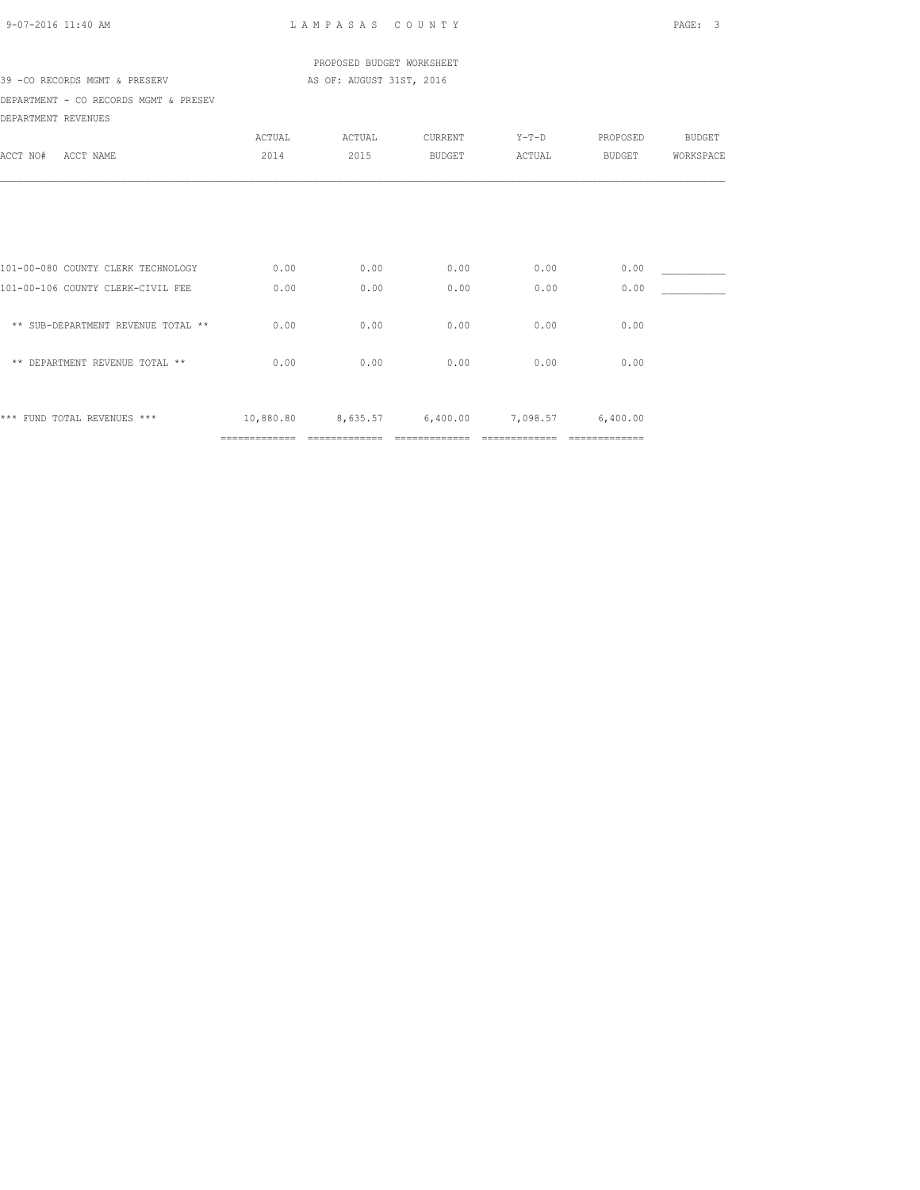PROPOSED BUDGET WORKSHEET

39 -CO RECORDS MGMT & PRESERV — AS OF: AUGUST 31ST, 2016

DEPARTMENT - CO RECORDS MGMT & PRESEV

DEPARTMENT REVENUES

| ACCT NO# ACCT NAME | ACTUAL 2014 | ACTUAL 2015 | CURRENT BUDGET | Y-T-D ACTUAL | PROPOSED BUDGET | BUDGET WORKSPACE |
|---|---|---|---|---|---|---|
| 101-00-080 COUNTY CLERK TECHNOLOGY | 0.00 | 0.00 | 0.00 | 0.00 | 0.00 | ___________ |
| 101-00-106 COUNTY CLERK-CIVIL FEE | 0.00 | 0.00 | 0.00 | 0.00 | 0.00 | ___________ |
| ** SUB-DEPARTMENT REVENUE TOTAL ** | 0.00 | 0.00 | 0.00 | 0.00 | 0.00 | |
| ** DEPARTMENT REVENUE TOTAL ** | 0.00 | 0.00 | 0.00 | 0.00 | 0.00 | |
| *** FUND TOTAL REVENUES *** | 10,880.80 | 8,635.57 | 6,400.00 | 7,098.57 | 6,400.00 | |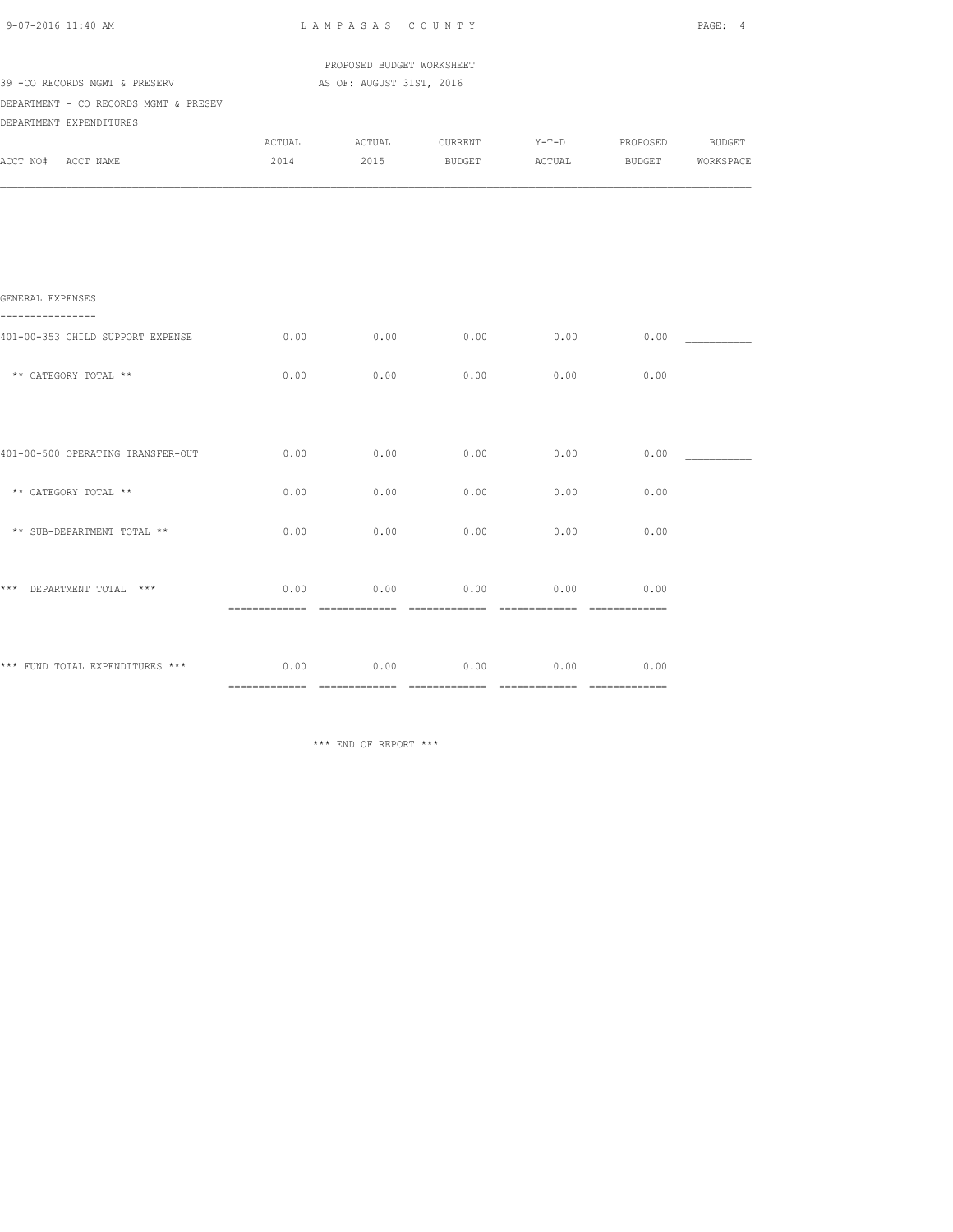PROPOSED BUDGET WORKSHEET

39 -CO RECORDS MGMT & PRESERV — AS OF: AUGUST 31ST, 2016

DEPARTMENT - CO RECORDS MGMT & PRESEV

DEPARTMENT EXPENDITURES

| ACCT NO# ACCT NAME | ACTUAL 2014 | ACTUAL 2015 | CURRENT BUDGET | Y-T-D ACTUAL | PROPOSED BUDGET | BUDGET WORKSPACE |
|---|---|---|---|---|---|---|
| GENERAL EXPENSES | | | | | | |
| 401-00-353 CHILD SUPPORT EXPENSE | 0.00 | 0.00 | 0.00 | 0.00 | 0.00 | ___________ |
| ** CATEGORY TOTAL ** | 0.00 | 0.00 | 0.00 | 0.00 | 0.00 | |
| 401-00-500 OPERATING TRANSFER-OUT | 0.00 | 0.00 | 0.00 | 0.00 | 0.00 | ___________ |
| ** CATEGORY TOTAL ** | 0.00 | 0.00 | 0.00 | 0.00 | 0.00 | |
| ** SUB-DEPARTMENT TOTAL ** | 0.00 | 0.00 | 0.00 | 0.00 | 0.00 | |
| *** DEPARTMENT TOTAL *** | 0.00 | 0.00 | 0.00 | 0.00 | 0.00 | |
| *** FUND TOTAL EXPENDITURES *** | 0.00 | 0.00 | 0.00 | 0.00 | 0.00 | |

*** END OF REPORT ***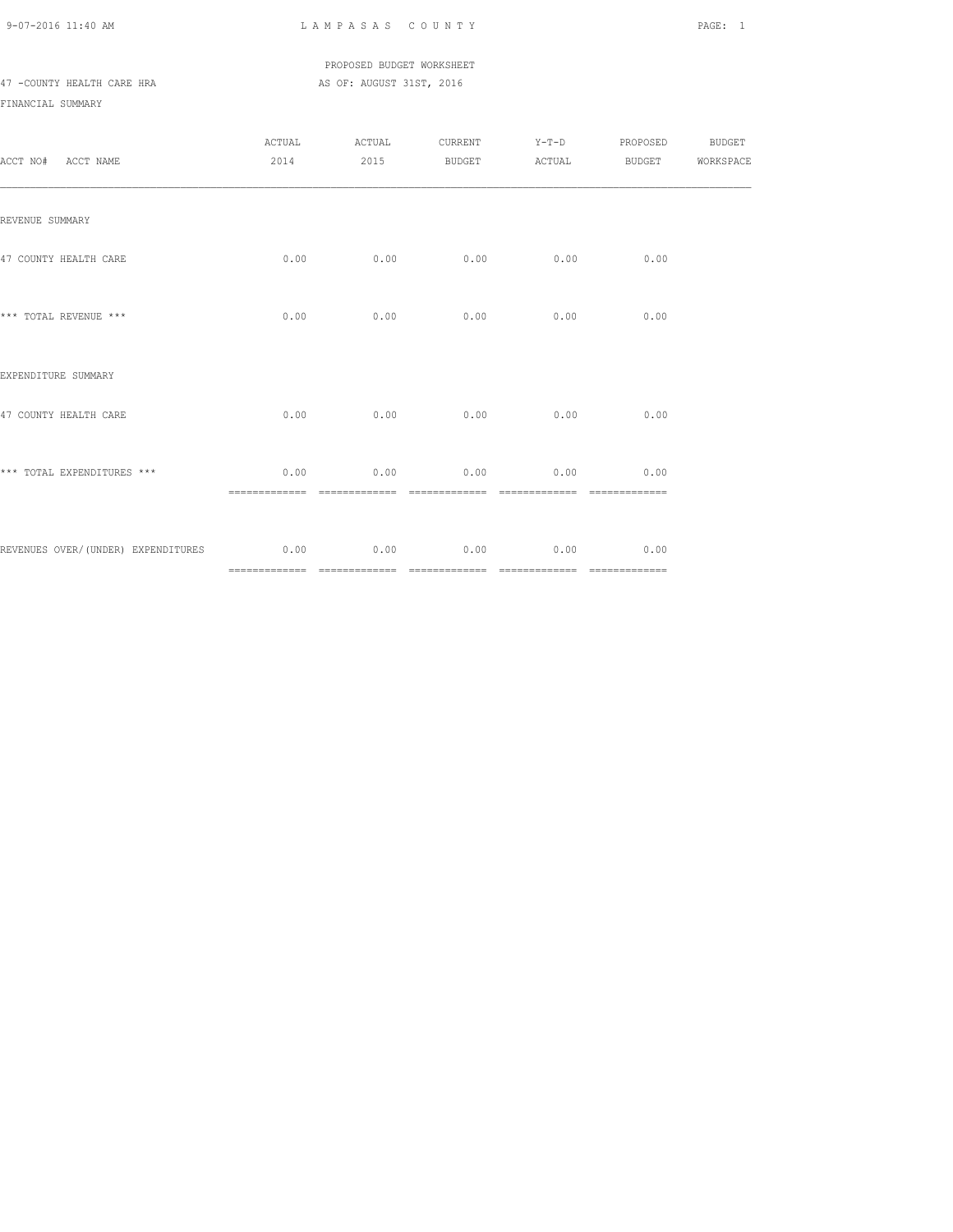PROPOSED BUDGET WORKSHEET

47 -COUNTY HEALTH CARE HRA AS OF: AUGUST 31ST, 2016

FINANCIAL SUMMARY

| ACCT NO# ACCT NAME | ACTUAL 2014 | ACTUAL 2015 | CURRENT BUDGET | Y-T-D ACTUAL | PROPOSED BUDGET | BUDGET WORKSPACE |
|---|---|---|---|---|---|---|
| REVENUE SUMMARY | | | | | | |
| 47 COUNTY HEALTH CARE | 0.00 | 0.00 | 0.00 | 0.00 | 0.00 | |
| *** TOTAL REVENUE *** | 0.00 | 0.00 | 0.00 | 0.00 | 0.00 | |
| EXPENDITURE SUMMARY | | | | | | |
| 47 COUNTY HEALTH CARE | 0.00 | 0.00 | 0.00 | 0.00 | 0.00 | |
| *** TOTAL EXPENDITURES *** | 0.00 | 0.00 | 0.00 | 0.00 | 0.00 | |
| REVENUES OVER/(UNDER) EXPENDITURES | 0.00 | 0.00 | 0.00 | 0.00 | 0.00 | |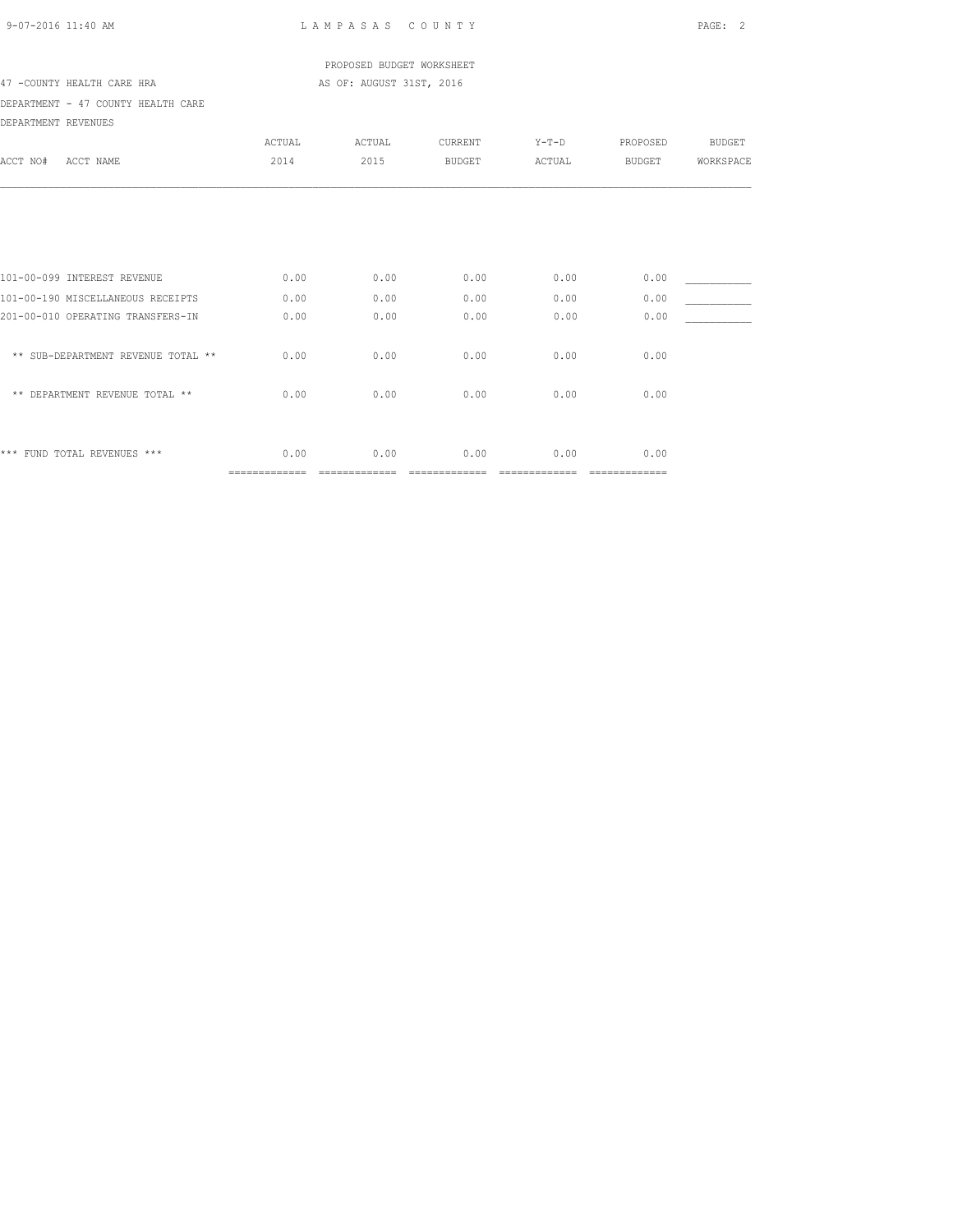LAMPASAS COUNTY

PROPOSED BUDGET WORKSHEET

47 -COUNTY HEALTH CARE HRA AS OF: AUGUST 31ST, 2016

DEPARTMENT - 47 COUNTY HEALTH CARE

DEPARTMENT REVENUES

| ACCT NO# ACCT NAME | ACTUAL 2014 | ACTUAL 2015 | CURRENT BUDGET | Y-T-D ACTUAL | PROPOSED BUDGET | BUDGET WORKSPACE |
|---|---|---|---|---|---|---|
| 101-00-099 INTEREST REVENUE | 0.00 | 0.00 | 0.00 | 0.00 | 0.00 | ___________ |
| 101-00-190 MISCELLANEOUS RECEIPTS | 0.00 | 0.00 | 0.00 | 0.00 | 0.00 | ___________ |
| 201-00-010 OPERATING TRANSFERS-IN | 0.00 | 0.00 | 0.00 | 0.00 | 0.00 | ___________ |
| ** SUB-DEPARTMENT REVENUE TOTAL ** | 0.00 | 0.00 | 0.00 | 0.00 | 0.00 | |
| ** DEPARTMENT REVENUE TOTAL ** | 0.00 | 0.00 | 0.00 | 0.00 | 0.00 | |
| *** FUND TOTAL REVENUES *** | 0.00 | 0.00 | 0.00 | 0.00 | 0.00 | |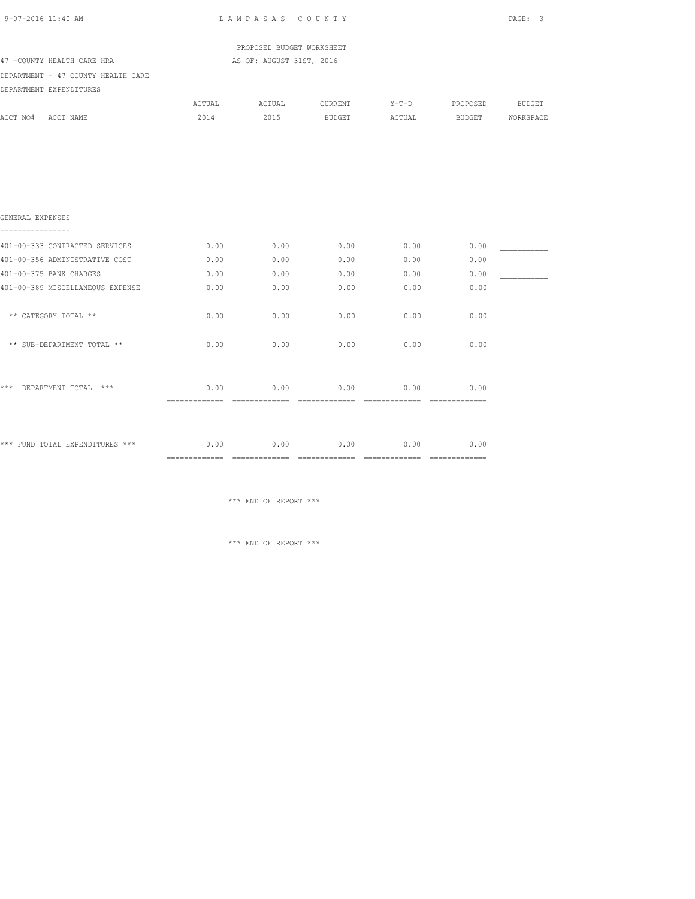LAMPASAS COUNTY

PROPOSED BUDGET WORKSHEET

47 -COUNTY HEALTH CARE HRA — AS OF: AUGUST 31ST, 2016

DEPARTMENT - 47 COUNTY HEALTH CARE

DEPARTMENT EXPENDITURES

| ACCT NO# ACCT NAME | ACTUAL 2014 | ACTUAL 2015 | CURRENT BUDGET | Y-T-D ACTUAL | PROPOSED BUDGET | BUDGET WORKSPACE |
|---|---|---|---|---|---|---|
| **GENERAL EXPENSES** | | | | | | |
| 401-00-333 CONTRACTED SERVICES | 0.00 | 0.00 | 0.00 | 0.00 | 0.00 | ___________ |
| 401-00-356 ADMINISTRATIVE COST | 0.00 | 0.00 | 0.00 | 0.00 | 0.00 | ___________ |
| 401-00-375 BANK CHARGES | 0.00 | 0.00 | 0.00 | 0.00 | 0.00 | ___________ |
| 401-00-389 MISCELLANEOUS EXPENSE | 0.00 | 0.00 | 0.00 | 0.00 | 0.00 | ___________ |
| ** CATEGORY TOTAL ** | 0.00 | 0.00 | 0.00 | 0.00 | 0.00 | |
| ** SUB-DEPARTMENT TOTAL ** | 0.00 | 0.00 | 0.00 | 0.00 | 0.00 | |
| *** DEPARTMENT TOTAL *** | 0.00 | 0.00 | 0.00 | 0.00 | 0.00 | |
| *** FUND TOTAL EXPENDITURES *** | 0.00 | 0.00 | 0.00 | 0.00 | 0.00 | |

*** END OF REPORT ***

*** END OF REPORT ***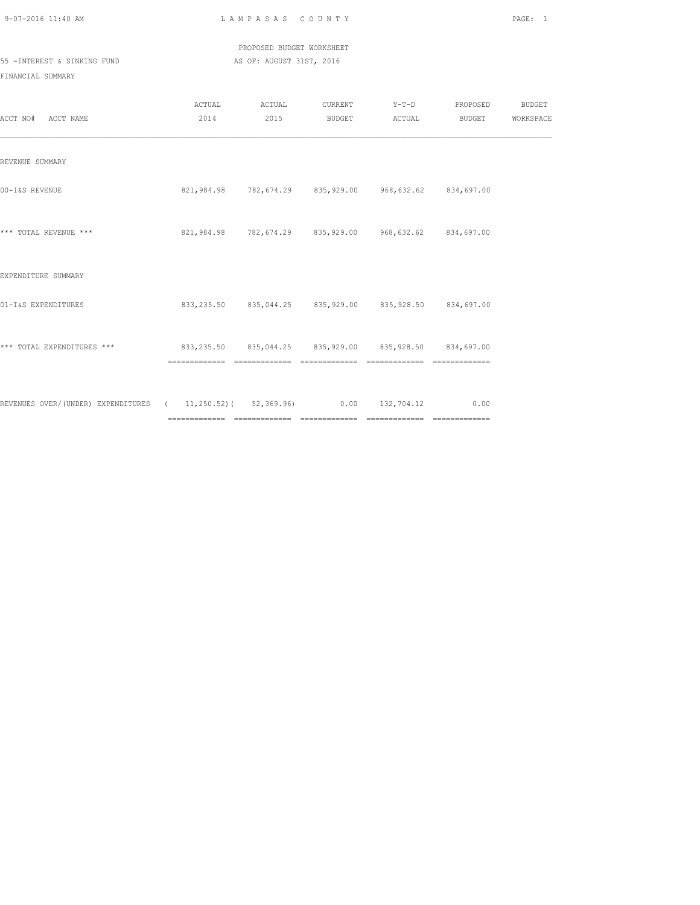LAMPASAS COUNTY

PROPOSED BUDGET WORKSHEET

55 -INTEREST & SINKING FUND AS OF: AUGUST 31ST, 2016

FINANCIAL SUMMARY

| ACCT NO# ACCT NAME | ACTUAL 2014 | ACTUAL 2015 | CURRENT BUDGET | Y-T-D ACTUAL | PROPOSED BUDGET | BUDGET WORKSPACE |
|---|---|---|---|---|---|---|
| REVENUE SUMMARY | | | | | | |
| 00-I&S REVENUE | 821,984.98 | 782,674.29 | 835,929.00 | 968,632.62 | 834,697.00 | |
| *** TOTAL REVENUE *** | 821,984.98 | 782,674.29 | 835,929.00 | 968,632.62 | 834,697.00 | |
| EXPENDITURE SUMMARY | | | | | | |
| 01-I&S EXPENDITURES | 833,235.50 | 835,044.25 | 835,929.00 | 835,928.50 | 834,697.00 | |
| *** TOTAL EXPENDITURES *** | 833,235.50 | 835,044.25 | 835,929.00 | 835,928.50 | 834,697.00 | |
| REVENUES OVER/(UNDER) EXPENDITURES | ( 11,250.52) | ( 52,369.96) | 0.00 | 132,704.12 | 0.00 | |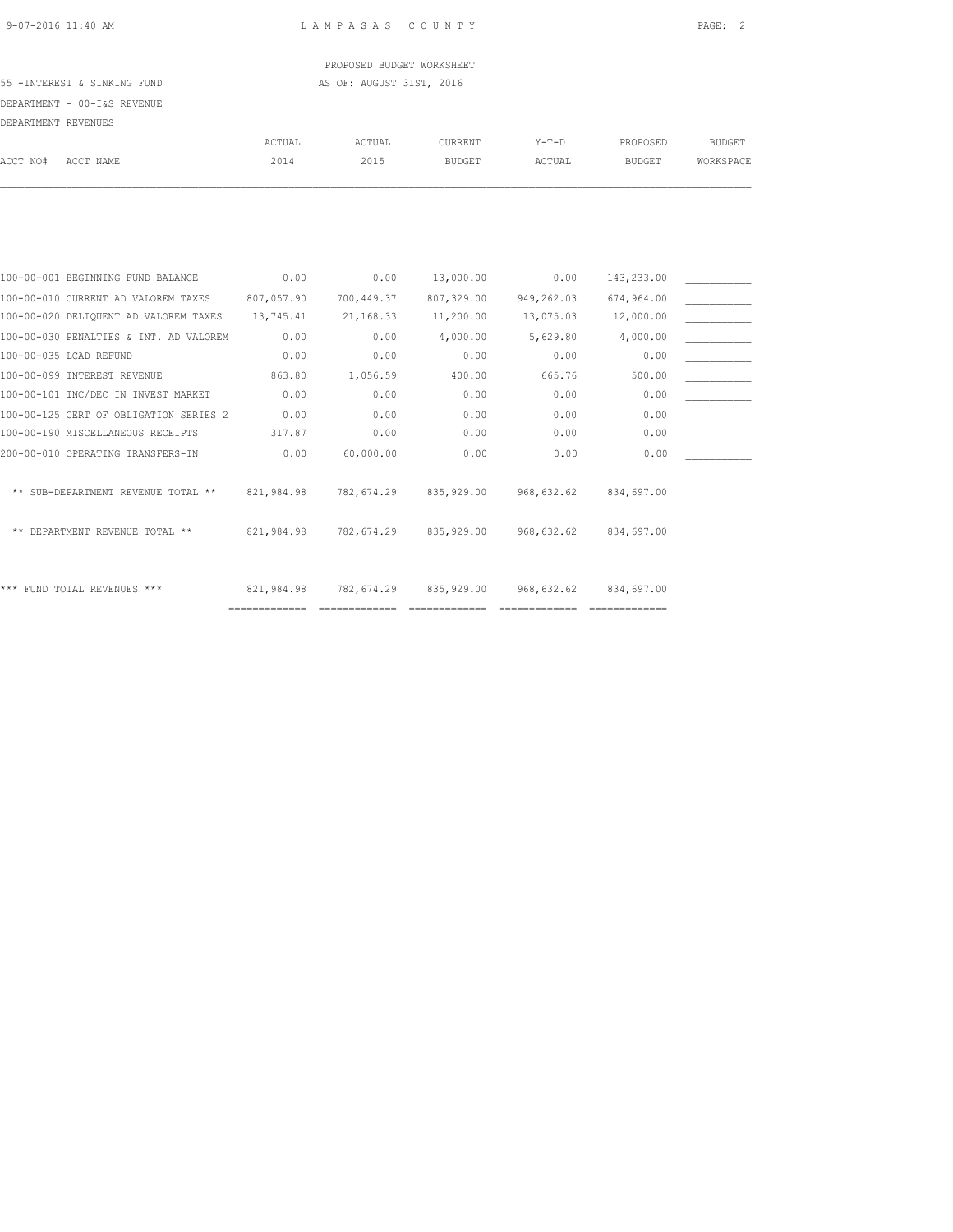LAMPASAS COUNTY

PROPOSED BUDGET WORKSHEET

55 -INTEREST & SINKING FUND AS OF: AUGUST 31ST, 2016

DEPARTMENT - 00-I&S REVENUE

DEPARTMENT REVENUES

| ACCT NO# ACCT NAME | ACTUAL 2014 | ACTUAL 2015 | CURRENT BUDGET | Y-T-D ACTUAL | PROPOSED BUDGET | BUDGET WORKSPACE |
|---|---|---|---|---|---|---|
| 100-00-001 BEGINNING FUND BALANCE | 0.00 | 0.00 | 13,000.00 | 0.00 | 143,233.00 | ___________ |
| 100-00-010 CURRENT AD VALOREM TAXES | 807,057.90 | 700,449.37 | 807,329.00 | 949,262.03 | 674,964.00 | ___________ |
| 100-00-020 DELIQUENT AD VALOREM TAXES | 13,745.41 | 21,168.33 | 11,200.00 | 13,075.03 | 12,000.00 | ___________ |
| 100-00-030 PENALTIES & INT. AD VALOREM | 0.00 | 0.00 | 4,000.00 | 5,629.80 | 4,000.00 | ___________ |
| 100-00-035 LCAD REFUND | 0.00 | 0.00 | 0.00 | 0.00 | 0.00 | ___________ |
| 100-00-099 INTEREST REVENUE | 863.80 | 1,056.59 | 400.00 | 665.76 | 500.00 | ___________ |
| 100-00-101 INC/DEC IN INVEST MARKET | 0.00 | 0.00 | 0.00 | 0.00 | 0.00 | ___________ |
| 100-00-125 CERT OF OBLIGATION SERIES 2 | 0.00 | 0.00 | 0.00 | 0.00 | 0.00 | ___________ |
| 100-00-190 MISCELLANEOUS RECEIPTS | 317.87 | 0.00 | 0.00 | 0.00 | 0.00 | ___________ |
| 200-00-010 OPERATING TRANSFERS-IN | 0.00 | 60,000.00 | 0.00 | 0.00 | 0.00 | ___________ |
| ** SUB-DEPARTMENT REVENUE TOTAL ** | 821,984.98 | 782,674.29 | 835,929.00 | 968,632.62 | 834,697.00 | |
| ** DEPARTMENT REVENUE TOTAL ** | 821,984.98 | 782,674.29 | 835,929.00 | 968,632.62 | 834,697.00 | |
| *** FUND TOTAL REVENUES *** | 821,984.98 | 782,674.29 | 835,929.00 | 968,632.62 | 834,697.00 | |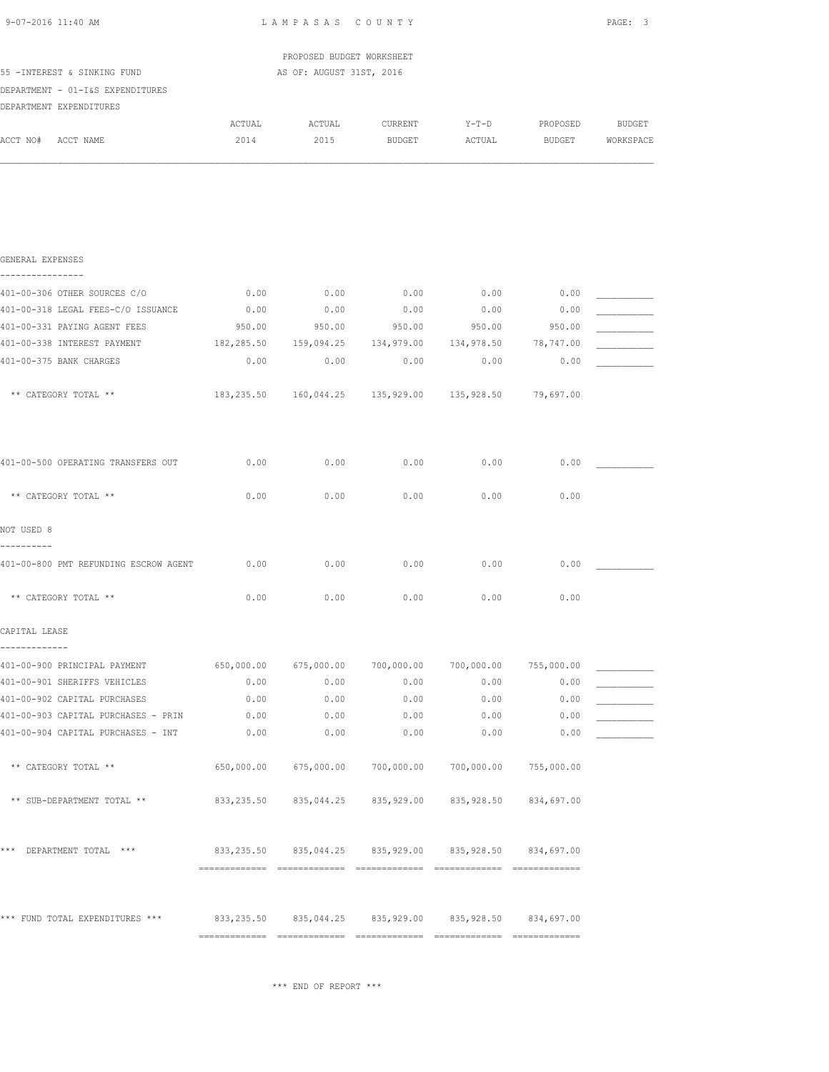LAMPASAS COUNTY

PROPOSED BUDGET WORKSHEET

55 -INTEREST & SINKING FUND — AS OF: AUGUST 31ST, 2016

DEPARTMENT - 01-I&S EXPENDITURES

DEPARTMENT EXPENDITURES

| ACCT NO# ACCT NAME | ACTUAL 2014 | ACTUAL 2015 | CURRENT BUDGET | Y-T-D ACTUAL | PROPOSED BUDGET | BUDGET WORKSPACE |
|---|---|---|---|---|---|---|
| **GENERAL EXPENSES** | | | | | | |
| 401-00-306 OTHER SOURCES C/O | 0.00 | 0.00 | 0.00 | 0.00 | 0.00 | ___________ |
| 401-00-318 LEGAL FEES-C/O ISSUANCE | 0.00 | 0.00 | 0.00 | 0.00 | 0.00 | ___________ |
| 401-00-331 PAYING AGENT FEES | 950.00 | 950.00 | 950.00 | 950.00 | 950.00 | ___________ |
| 401-00-338 INTEREST PAYMENT | 182,285.50 | 159,094.25 | 134,979.00 | 134,978.50 | 78,747.00 | ___________ |
| 401-00-375 BANK CHARGES | 0.00 | 0.00 | 0.00 | 0.00 | 0.00 | ___________ |
| ** CATEGORY TOTAL ** | 183,235.50 | 160,044.25 | 135,929.00 | 135,928.50 | 79,697.00 | |
| 401-00-500 OPERATING TRANSFERS OUT | 0.00 | 0.00 | 0.00 | 0.00 | 0.00 | ___________ |
| ** CATEGORY TOTAL ** | 0.00 | 0.00 | 0.00 | 0.00 | 0.00 | |
| **NOT USED 8** | | | | | | |
| 401-00-800 PMT REFUNDING ESCROW AGENT | 0.00 | 0.00 | 0.00 | 0.00 | 0.00 | ___________ |
| ** CATEGORY TOTAL ** | 0.00 | 0.00 | 0.00 | 0.00 | 0.00 | |
| **CAPITAL LEASE** | | | | | | |
| 401-00-900 PRINCIPAL PAYMENT | 650,000.00 | 675,000.00 | 700,000.00 | 700,000.00 | 755,000.00 | ___________ |
| 401-00-901 SHERIFFS VEHICLES | 0.00 | 0.00 | 0.00 | 0.00 | 0.00 | ___________ |
| 401-00-902 CAPITAL PURCHASES | 0.00 | 0.00 | 0.00 | 0.00 | 0.00 | ___________ |
| 401-00-903 CAPITAL PURCHASES - PRIN | 0.00 | 0.00 | 0.00 | 0.00 | 0.00 | ___________ |
| 401-00-904 CAPITAL PURCHASES - INT | 0.00 | 0.00 | 0.00 | 0.00 | 0.00 | ___________ |
| ** CATEGORY TOTAL ** | 650,000.00 | 675,000.00 | 700,000.00 | 700,000.00 | 755,000.00 | |
| ** SUB-DEPARTMENT TOTAL ** | 833,235.50 | 835,044.25 | 835,929.00 | 835,928.50 | 834,697.00 | |
| *** DEPARTMENT TOTAL *** | 833,235.50 | 835,044.25 | 835,929.00 | 835,928.50 | 834,697.00 | |
| *** FUND TOTAL EXPENDITURES *** | 833,235.50 | 835,044.25 | 835,929.00 | 835,928.50 | 834,697.00 | |

*** END OF REPORT ***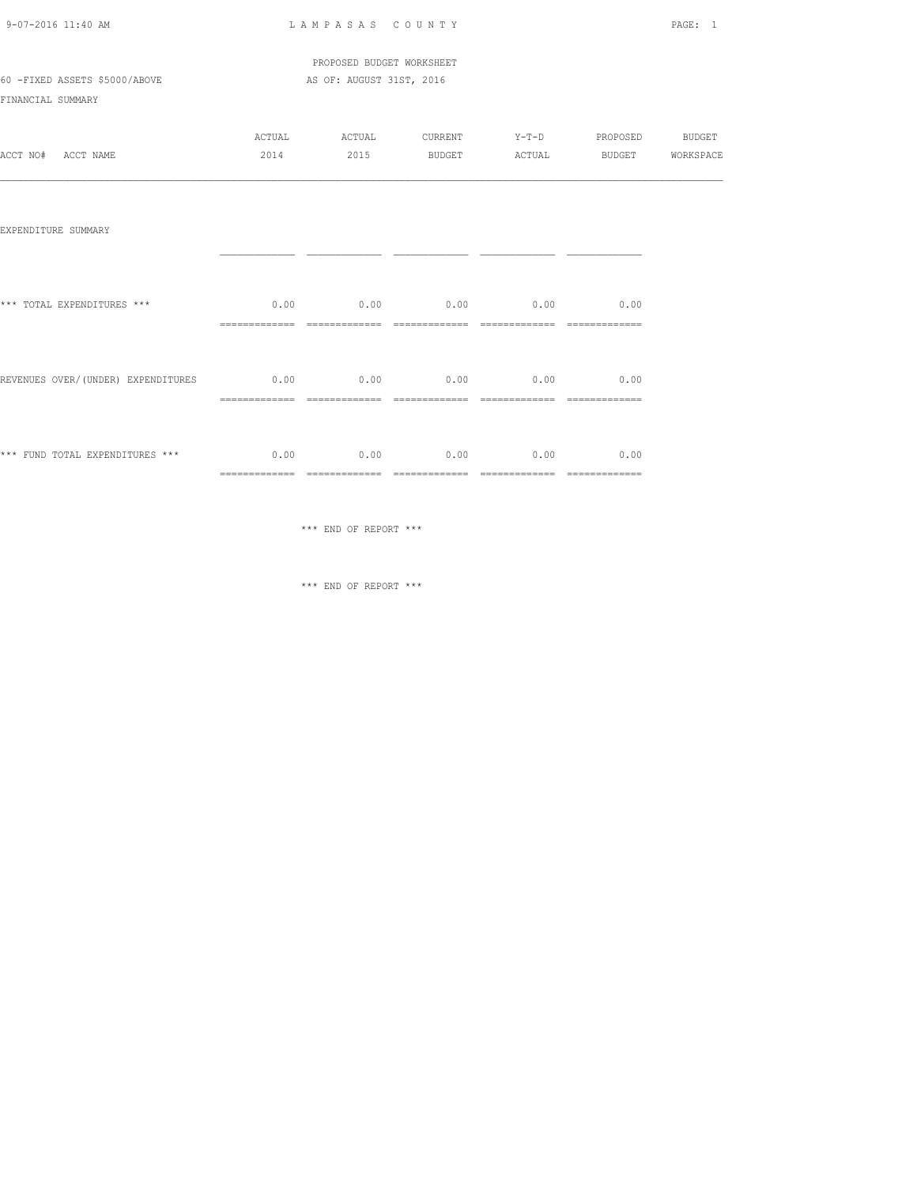PROPOSED BUDGET WORKSHEET

60 -FIXED ASSETS $5000/ABOVE AS OF: AUGUST 31ST, 2016

FINANCIAL SUMMARY

| ACCT NO# ACCT NAME | ACTUAL 2014 | ACTUAL 2015 | CURRENT BUDGET | Y-T-D ACTUAL | PROPOSED BUDGET | BUDGET WORKSPACE |
|---|---|---|---|---|---|---|
| EXPENDITURE SUMMARY | | | | | | |
| *** TOTAL EXPENDITURES *** | 0.00 | 0.00 | 0.00 | 0.00 | 0.00 | |
| REVENUES OVER/(UNDER) EXPENDITURES | 0.00 | 0.00 | 0.00 | 0.00 | 0.00 | |
| *** FUND TOTAL EXPENDITURES *** | 0.00 | 0.00 | 0.00 | 0.00 | 0.00 | |

*** END OF REPORT ***

*** END OF REPORT ***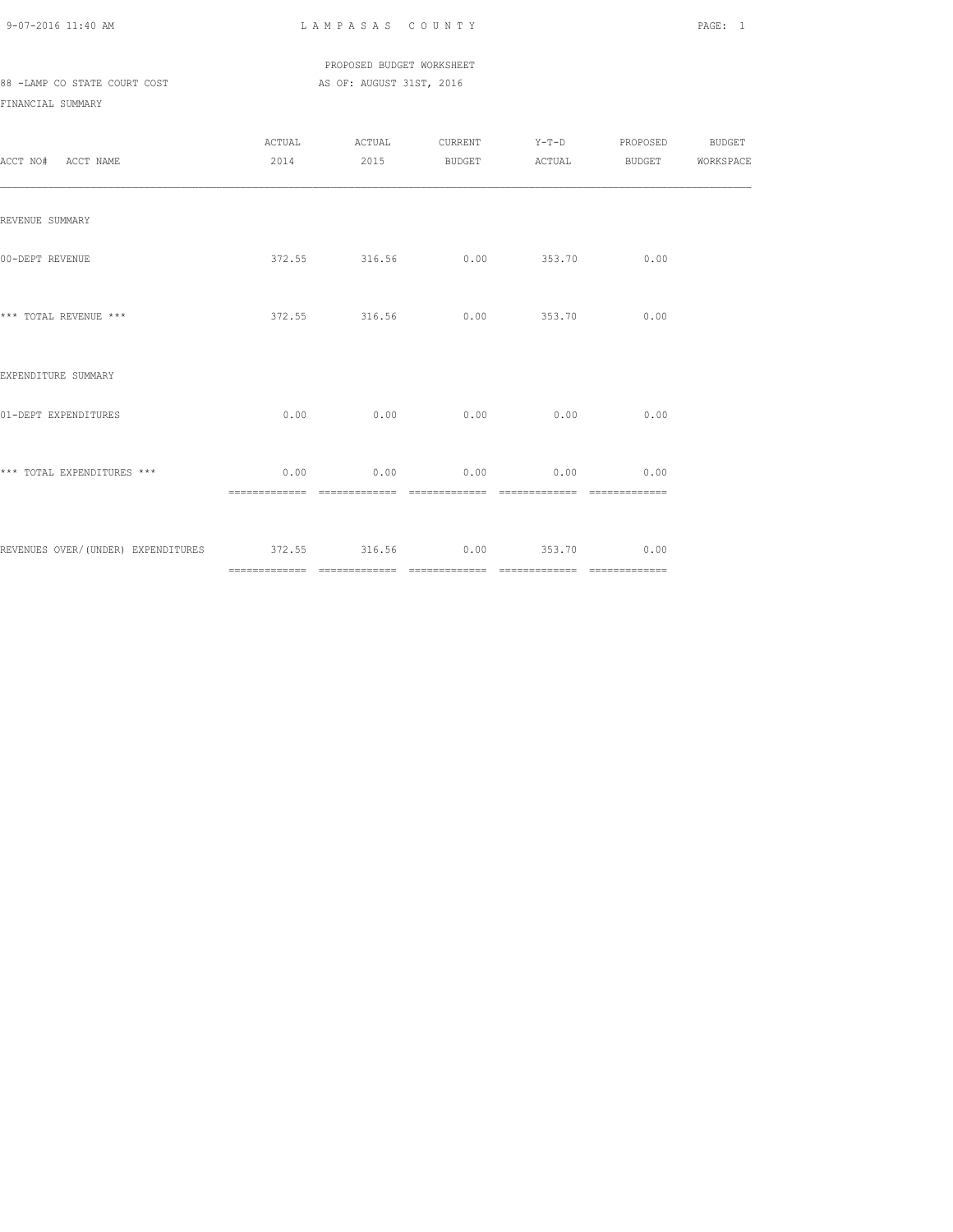LAMPASAS COUNTY

PROPOSED BUDGET WORKSHEET

88 -LAMP CO STATE COURT COST AS OF: AUGUST 31ST, 2016

FINANCIAL SUMMARY

| ACCT NO# ACCT NAME | ACTUAL 2014 | ACTUAL 2015 | CURRENT BUDGET | Y-T-D ACTUAL | PROPOSED BUDGET | BUDGET WORKSPACE |
|---|---|---|---|---|---|---|
| REVENUE SUMMARY | | | | | | |
| 00-DEPT REVENUE | 372.55 | 316.56 | 0.00 | 353.70 | 0.00 | |
| *** TOTAL REVENUE *** | 372.55 | 316.56 | 0.00 | 353.70 | 0.00 | |
| EXPENDITURE SUMMARY | | | | | | |
| 01-DEPT EXPENDITURES | 0.00 | 0.00 | 0.00 | 0.00 | 0.00 | |
| *** TOTAL EXPENDITURES *** | 0.00 | 0.00 | 0.00 | 0.00 | 0.00 | |
| REVENUES OVER/(UNDER) EXPENDITURES | 372.55 | 316.56 | 0.00 | 353.70 | 0.00 | |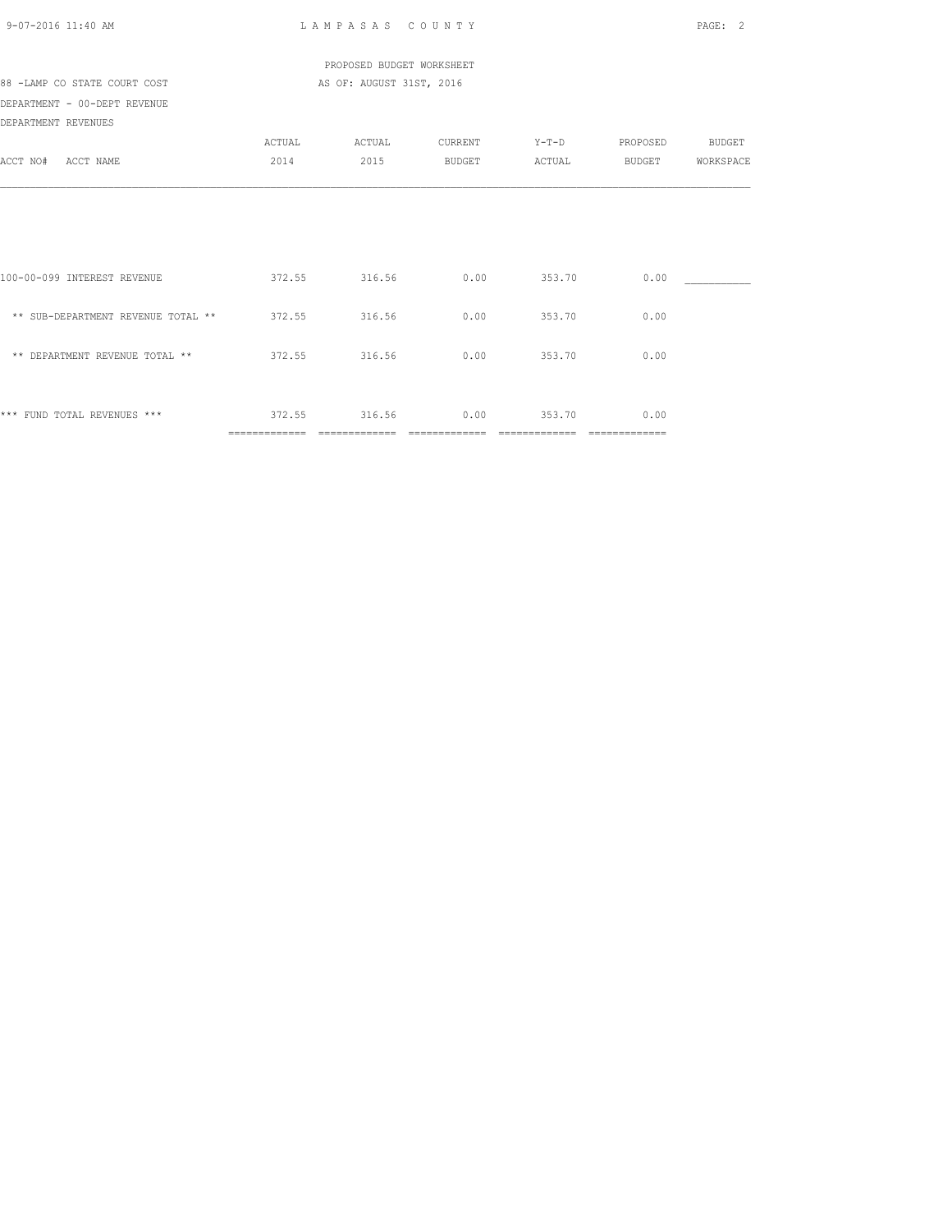LAMPASAS COUNTY

PROPOSED BUDGET WORKSHEET

88 -LAMP CO STATE COURT COST AS OF: AUGUST 31ST, 2016

DEPARTMENT - 00-DEPT REVENUE

DEPARTMENT REVENUES

| ACCT NO# ACCT NAME | ACTUAL 2014 | ACTUAL 2015 | CURRENT BUDGET | Y-T-D ACTUAL | PROPOSED BUDGET | BUDGET WORKSPACE |
|---|---|---|---|---|---|---|
| 100-00-099 INTEREST REVENUE | 372.55 | 316.56 | 0.00 | 353.70 | 0.00 | ___________ |
| ** SUB-DEPARTMENT REVENUE TOTAL ** | 372.55 | 316.56 | 0.00 | 353.70 | 0.00 | |
| ** DEPARTMENT REVENUE TOTAL ** | 372.55 | 316.56 | 0.00 | 353.70 | 0.00 | |
| *** FUND TOTAL REVENUES *** | 372.55 | 316.56 | 0.00 | 353.70 | 0.00 | |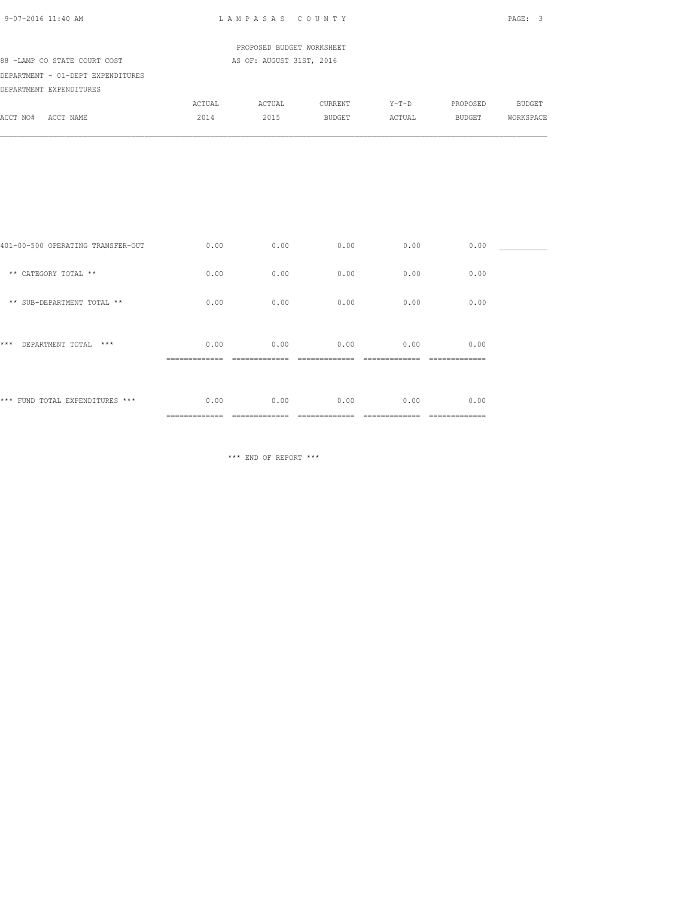PROPOSED BUDGET WORKSHEET

88 -LAMP CO STATE COURT COST AS OF: AUGUST 31ST, 2016

DEPARTMENT - 01-DEPT EXPENDITURES

DEPARTMENT EXPENDITURES

| ACCT NO# ACCT NAME | ACTUAL 2014 | ACTUAL 2015 | CURRENT BUDGET | Y-T-D ACTUAL | PROPOSED BUDGET | BUDGET WORKSPACE |
|---|---|---|---|---|---|---|
| 401-00-500 OPERATING TRANSFER-OUT | 0.00 | 0.00 | 0.00 | 0.00 | 0.00 | ___________ |
| ** CATEGORY TOTAL ** | 0.00 | 0.00 | 0.00 | 0.00 | 0.00 | |
| ** SUB-DEPARTMENT TOTAL ** | 0.00 | 0.00 | 0.00 | 0.00 | 0.00 | |
| *** DEPARTMENT TOTAL *** | 0.00 | 0.00 | 0.00 | 0.00 | 0.00 | |
| *** FUND TOTAL EXPENDITURES *** | 0.00 | 0.00 | 0.00 | 0.00 | 0.00 | |

*** END OF REPORT ***